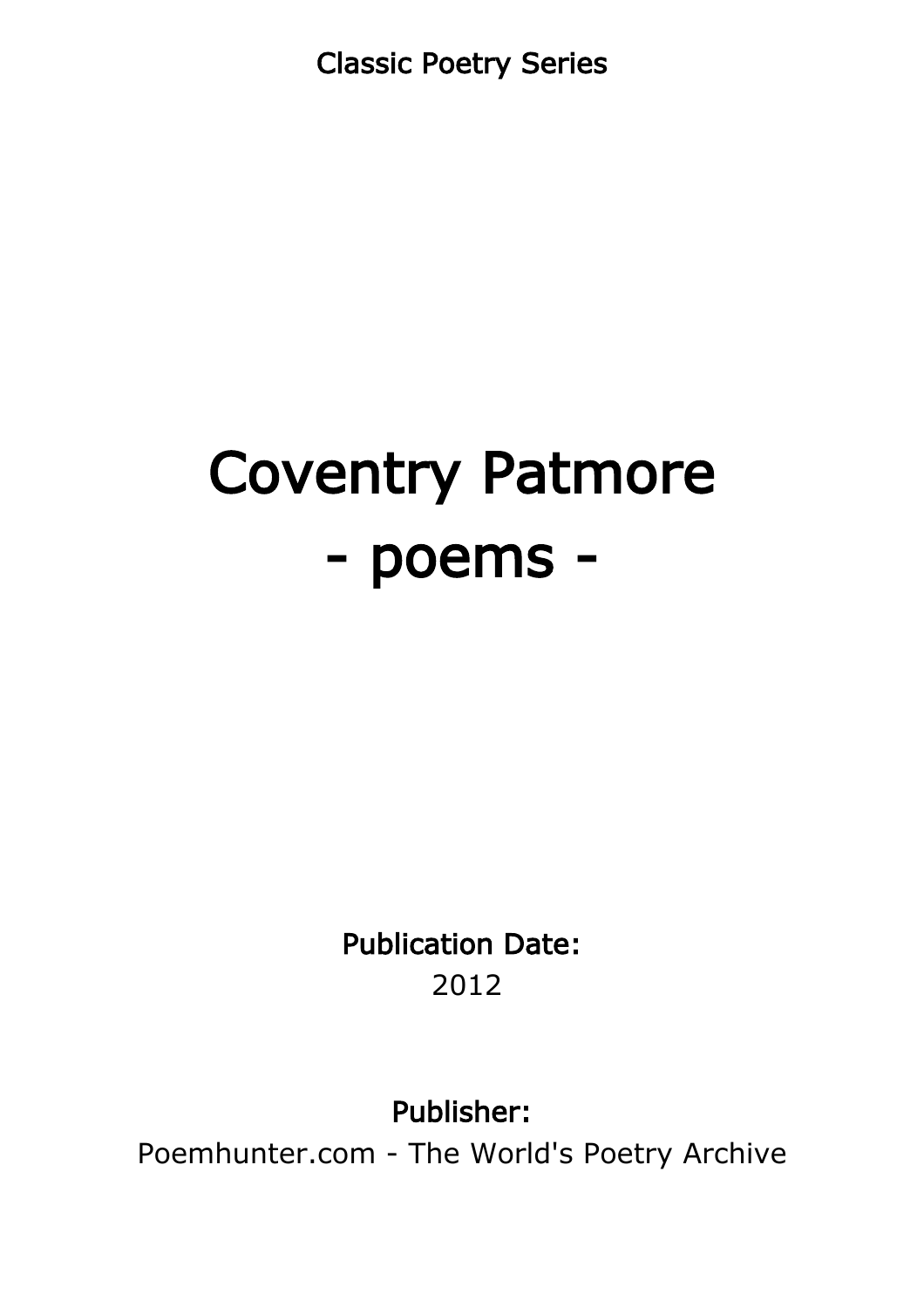Classic Poetry Series

# Coventry Patmore
# - poems -

**Publication Date:**

2012

**Publisher:**

Poemhunter.com - The World's Poetry Archive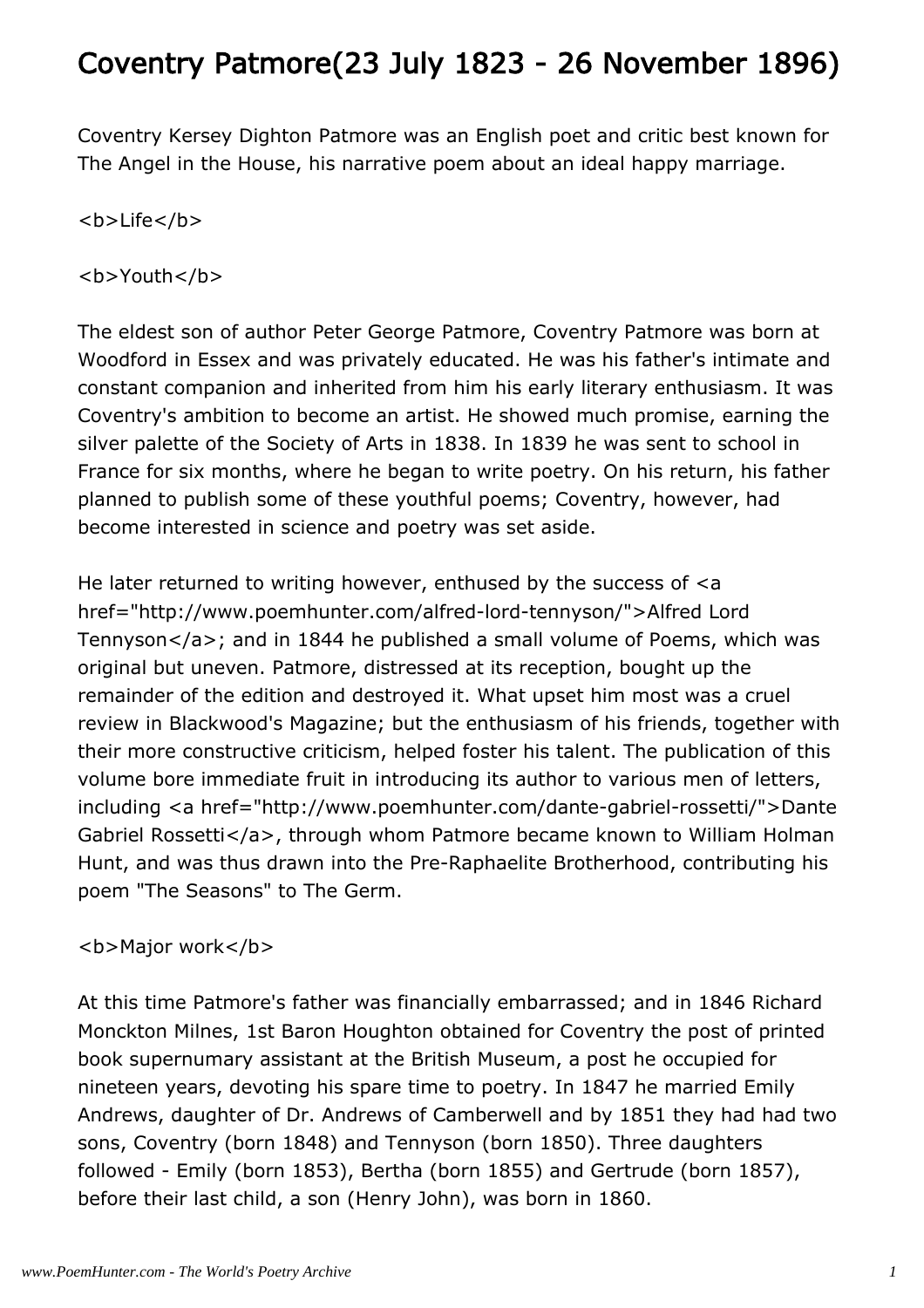# Coventry Patmore(23 July 1823 - 26 November 1896)

Coventry Kersey Dighton Patmore was an English poet and critic best known for The Angel in the House, his narrative poem about an ideal happy marriage.

<b>Life</b>

<b>Youth</b>

The eldest son of author Peter George Patmore, Coventry Patmore was born at Woodford in Essex and was privately educated. He was his father's intimate and constant companion and inherited from him his early literary enthusiasm. It was Coventry's ambition to become an artist. He showed much promise, earning the silver palette of the Society of Arts in 1838. In 1839 he was sent to school in France for six months, where he began to write poetry. On his return, his father planned to publish some of these youthful poems; Coventry, however, had become interested in science and poetry was set aside.

He later returned to writing however, enthused by the success of <a href="http://www.poemhunter.com/alfred-lord-tennyson/">Alfred Lord Tennyson</a>; and in 1844 he published a small volume of Poems, which was original but uneven. Patmore, distressed at its reception, bought up the remainder of the edition and destroyed it. What upset him most was a cruel review in Blackwood's Magazine; but the enthusiasm of his friends, together with their more constructive criticism, helped foster his talent. The publication of this volume bore immediate fruit in introducing its author to various men of letters, including <a href="http://www.poemhunter.com/dante-gabriel-rossetti/">Dante Gabriel Rossetti</a>, through whom Patmore became known to William Holman Hunt, and was thus drawn into the Pre-Raphaelite Brotherhood, contributing his poem "The Seasons" to The Germ.

<b>Major work</b>

At this time Patmore's father was financially embarrassed; and in 1846 Richard Monckton Milnes, 1st Baron Houghton obtained for Coventry the post of printed book supernumary assistant at the British Museum, a post he occupied for nineteen years, devoting his spare time to poetry. In 1847 he married Emily Andrews, daughter of Dr. Andrews of Camberwell and by 1851 they had had two sons, Coventry (born 1848) and Tennyson (born 1850). Three daughters followed - Emily (born 1853), Bertha (born 1855) and Gertrude (born 1857), before their last child, a son (Henry John), was born in 1860.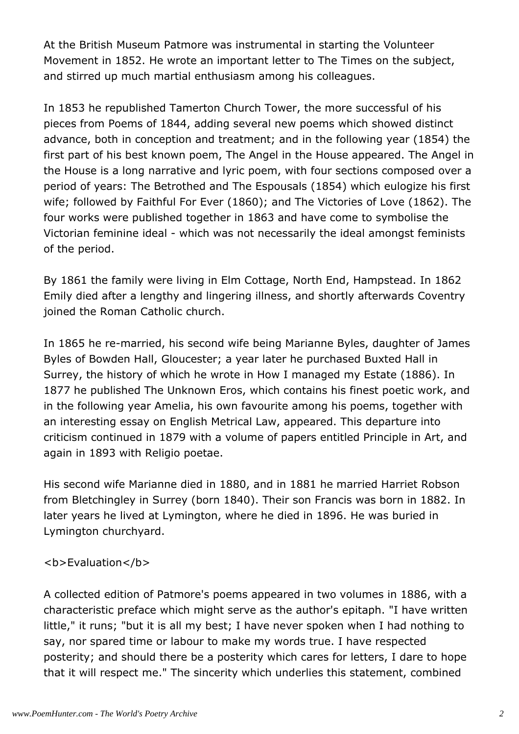At the British Museum Patmore was instrumental in starting the Volunteer Movement in 1852. He wrote an important letter to The Times on the subject, and stirred up much martial enthusiasm among his colleagues.

In 1853 he republished Tamerton Church Tower, the more successful of his pieces from Poems of 1844, adding several new poems which showed distinct advance, both in conception and treatment; and in the following year (1854) the first part of his best known poem, The Angel in the House appeared. The Angel in the House is a long narrative and lyric poem, with four sections composed over a period of years: The Betrothed and The Espousals (1854) which eulogize his first wife; followed by Faithful For Ever (1860); and The Victories of Love (1862). The four works were published together in 1863 and have come to symbolise the Victorian feminine ideal - which was not necessarily the ideal amongst feminists of the period.

By 1861 the family were living in Elm Cottage, North End, Hampstead. In 1862 Emily died after a lengthy and lingering illness, and shortly afterwards Coventry joined the Roman Catholic church.

In 1865 he re-married, his second wife being Marianne Byles, daughter of James Byles of Bowden Hall, Gloucester; a year later he purchased Buxted Hall in Surrey, the history of which he wrote in How I managed my Estate (1886). In 1877 he published The Unknown Eros, which contains his finest poetic work, and in the following year Amelia, his own favourite among his poems, together with an interesting essay on English Metrical Law, appeared. This departure into criticism continued in 1879 with a volume of papers entitled Principle in Art, and again in 1893 with Religio poetae.

His second wife Marianne died in 1880, and in 1881 he married Harriet Robson from Bletchingley in Surrey (born 1840). Their son Francis was born in 1882. In later years he lived at Lymington, where he died in 1896. He was buried in Lymington churchyard.

**Evaluation**

A collected edition of Patmore's poems appeared in two volumes in 1886, with a characteristic preface which might serve as the author's epitaph. "I have written little," it runs; "but it is all my best; I have never spoken when I had nothing to say, nor spared time or labour to make my words true. I have respected posterity; and should there be a posterity which cares for letters, I dare to hope that it will respect me." The sincerity which underlies this statement, combined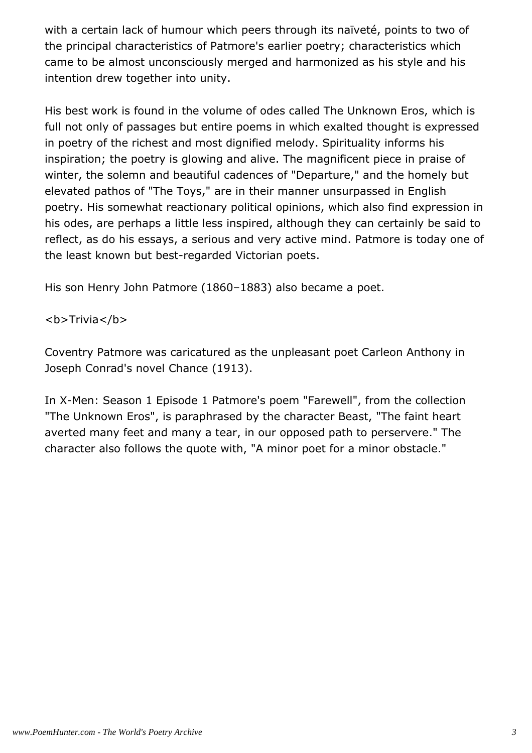with a certain lack of humour which peers through its naïveté, points to two of the principal characteristics of Patmore's earlier poetry; characteristics which came to be almost unconsciously merged and harmonized as his style and his intention drew together into unity.

His best work is found in the volume of odes called The Unknown Eros, which is full not only of passages but entire poems in which exalted thought is expressed in poetry of the richest and most dignified melody. Spirituality informs his inspiration; the poetry is glowing and alive. The magnificent piece in praise of winter, the solemn and beautiful cadences of "Departure," and the homely but elevated pathos of "The Toys," are in their manner unsurpassed in English poetry. His somewhat reactionary political opinions, which also find expression in his odes, are perhaps a little less inspired, although they can certainly be said to reflect, as do his essays, a serious and very active mind. Patmore is today one of the least known but best-regarded Victorian poets.

His son Henry John Patmore (1860–1883) also became a poet.

<b>Trivia</b>

Coventry Patmore was caricatured as the unpleasant poet Carleon Anthony in Joseph Conrad's novel Chance (1913).

In X-Men: Season 1 Episode 1 Patmore's poem "Farewell", from the collection "The Unknown Eros", is paraphrased by the character Beast, "The faint heart averted many feet and many a tear, in our opposed path to perservere." The character also follows the quote with, "A minor poet for a minor obstacle."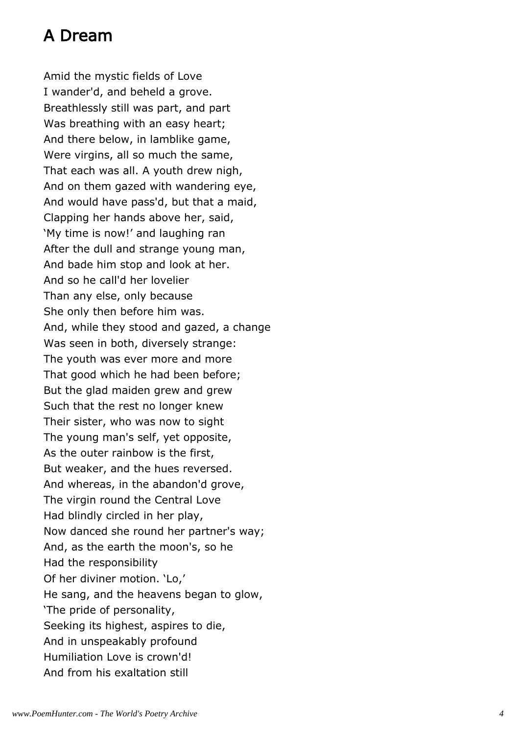## A Dream

Amid the mystic fields of Love
I wander'd, and beheld a grove.
Breathlessly still was part, and part
Was breathing with an easy heart;
And there below, in lamblike game,
Were virgins, all so much the same,
That each was all. A youth drew nigh,
And on them gazed with wandering eye,
And would have pass'd, but that a maid,
Clapping her hands above her, said,
'My time is now!' and laughing ran
After the dull and strange young man,
And bade him stop and look at her.
And so he call'd her lovelier
Than any else, only because
She only then before him was.
And, while they stood and gazed, a change
Was seen in both, diversely strange:
The youth was ever more and more
That good which he had been before;
But the glad maiden grew and grew
Such that the rest no longer knew
Their sister, who was now to sight
The young man's self, yet opposite,
As the outer rainbow is the first,
But weaker, and the hues reversed.
And whereas, in the abandon'd grove,
The virgin round the Central Love
Had blindly circled in her play,
Now danced she round her partner's way;
And, as the earth the moon's, so he
Had the responsibility
Of her diviner motion. 'Lo,'
He sang, and the heavens began to glow,
'The pride of personality,
Seeking its highest, aspires to die,
And in unspeakably profound
Humiliation Love is crown'd!
And from his exaltation still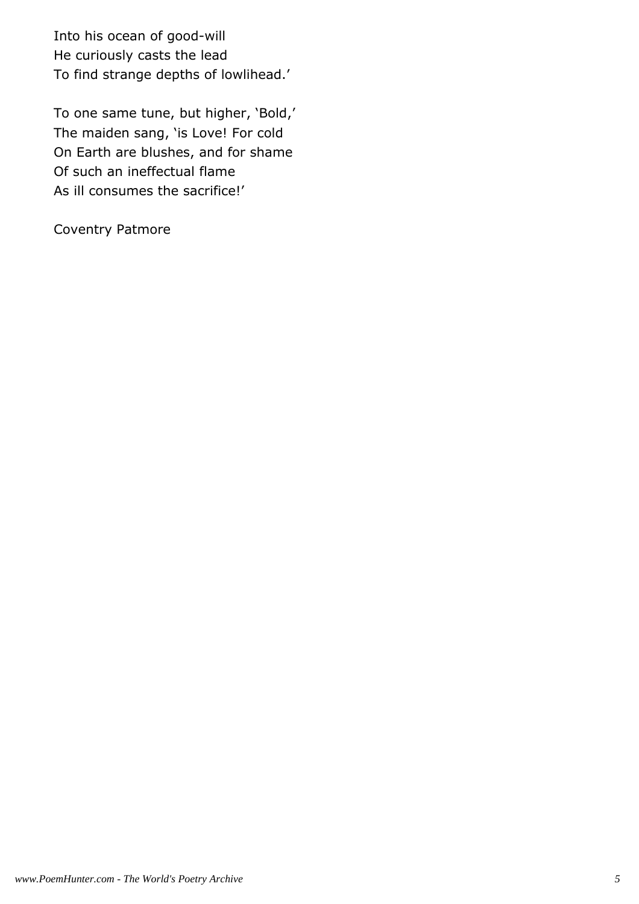Into his ocean of good-will
He curiously casts the lead
To find strange depths of lowlihead.'

To one same tune, but higher, 'Bold,'
The maiden sang, 'is Love! For cold
On Earth are blushes, and for shame
Of such an ineffectual flame
As ill consumes the sacrifice!'

Coventry Patmore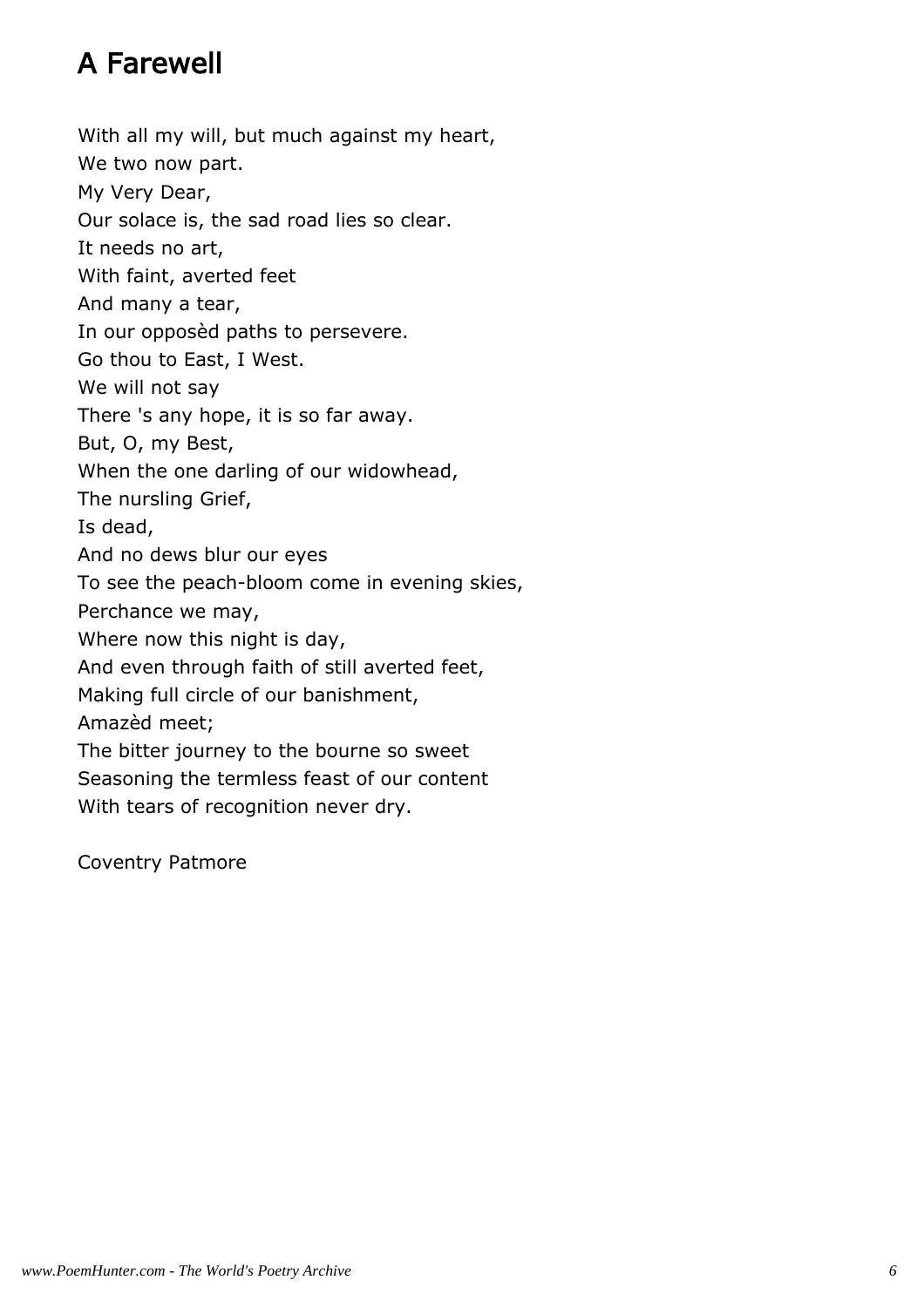## A Farewell

With all my will, but much against my heart,
We two now part.
My Very Dear,
Our solace is, the sad road lies so clear.
It needs no art,
With faint, averted feet
And many a tear,
In our opposèd paths to persevere.
Go thou to East, I West.
We will not say
There 's any hope, it is so far away.
But, O, my Best,
When the one darling of our widowhead,
The nursling Grief,
Is dead,
And no dews blur our eyes
To see the peach-bloom come in evening skies,
Perchance we may,
Where now this night is day,
And even through faith of still averted feet,
Making full circle of our banishment,
Amazèd meet;
The bitter journey to the bourne so sweet
Seasoning the termless feast of our content
With tears of recognition never dry.

Coventry Patmore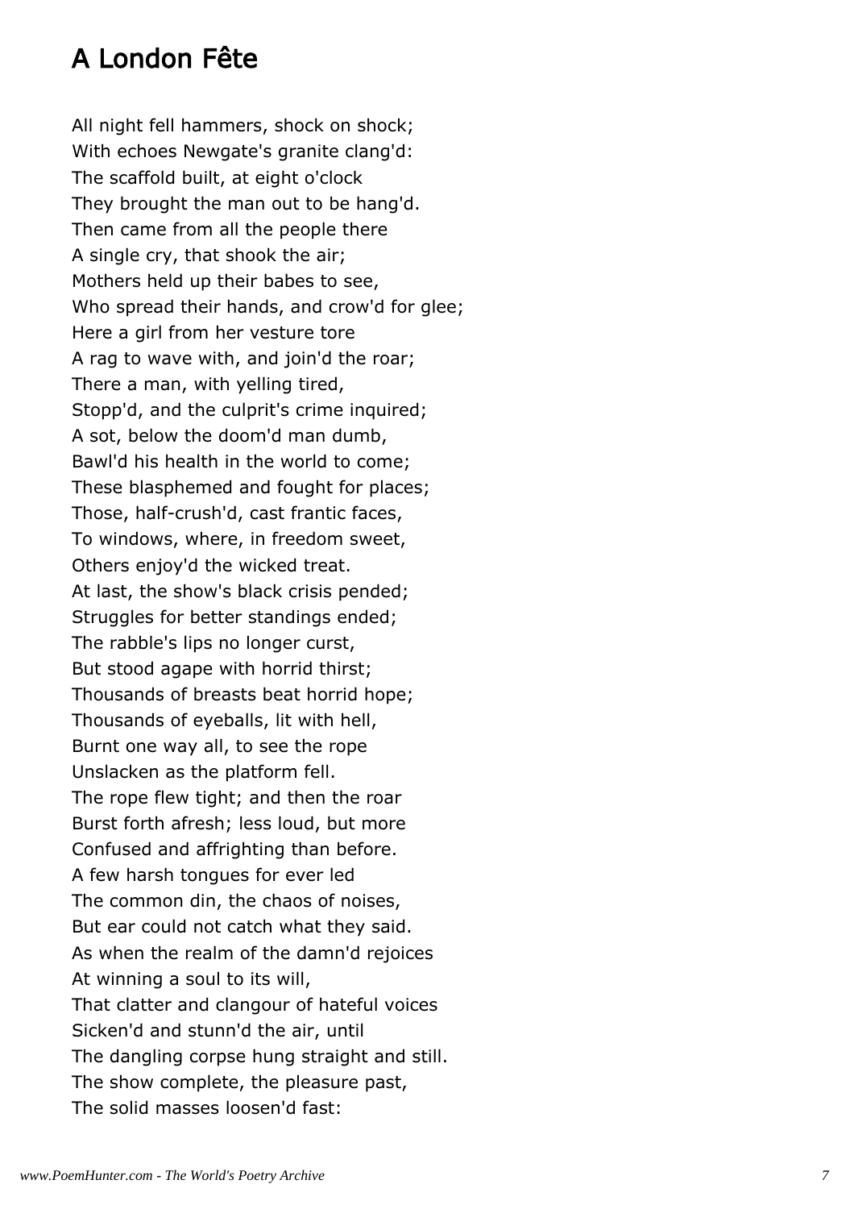## A London Fête

All night fell hammers, shock on shock;  
With echoes Newgate's granite clang'd:  
The scaffold built, at eight o'clock  
They brought the man out to be hang'd.  
Then came from all the people there  
A single cry, that shook the air;  
Mothers held up their babes to see,  
Who spread their hands, and crow'd for glee;  
Here a girl from her vesture tore  
A rag to wave with, and join'd the roar;  
There a man, with yelling tired,  
Stopp'd, and the culprit's crime inquired;  
A sot, below the doom'd man dumb,  
Bawl'd his health in the world to come;  
These blasphemed and fought for places;  
Those, half-crush'd, cast frantic faces,  
To windows, where, in freedom sweet,  
Others enjoy'd the wicked treat.  
At last, the show's black crisis pended;  
Struggles for better standings ended;  
The rabble's lips no longer curst,  
But stood agape with horrid thirst;  
Thousands of breasts beat horrid hope;  
Thousands of eyeballs, lit with hell,  
Burnt one way all, to see the rope  
Unslacken as the platform fell.  
The rope flew tight; and then the roar  
Burst forth afresh; less loud, but more  
Confused and affrighting than before.  
A few harsh tongues for ever led  
The common din, the chaos of noises,  
But ear could not catch what they said.  
As when the realm of the damn'd rejoices  
At winning a soul to its will,  
That clatter and clangour of hateful voices  
Sicken'd and stunn'd the air, until  
The dangling corpse hung straight and still.  
The show complete, the pleasure past,  
The solid masses loosen'd fast: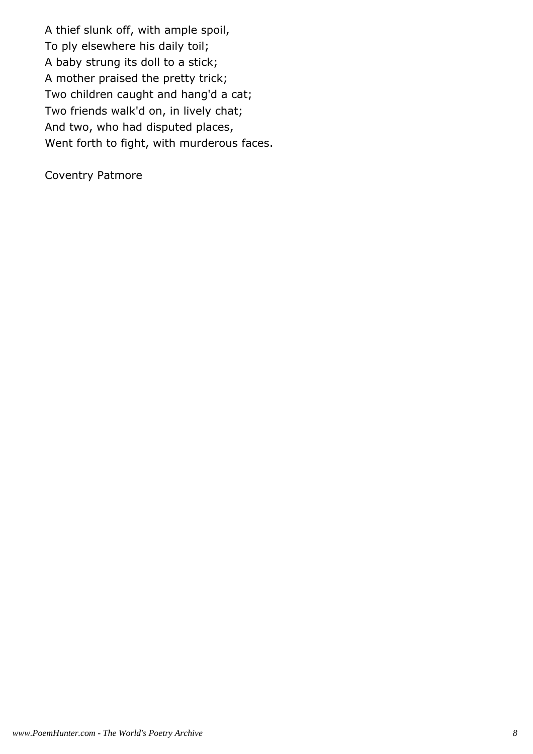A thief slunk off, with ample spoil,  
To ply elsewhere his daily toil;  
A baby strung its doll to a stick;  
A mother praised the pretty trick;  
Two children caught and hang'd a cat;  
Two friends walk'd on, in lively chat;  
And two, who had disputed places,  
Went forth to fight, with murderous faces.

Coventry Patmore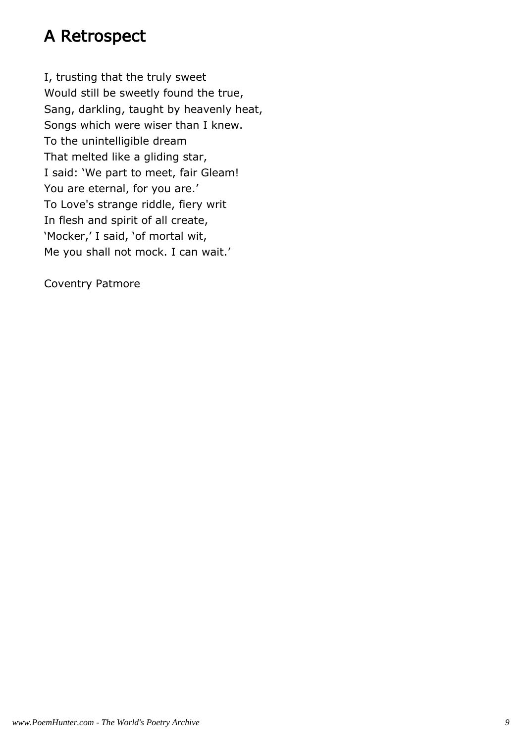# A Retrospect

I, trusting that the truly sweet  
Would still be sweetly found the true,  
Sang, darkling, taught by heavenly heat,  
Songs which were wiser than I knew.  
To the unintelligible dream  
That melted like a gliding star,  
I said: 'We part to meet, fair Gleam!  
You are eternal, for you are.'  
To Love's strange riddle, fiery writ  
In flesh and spirit of all create,  
'Mocker,' I said, 'of mortal wit,  
Me you shall not mock. I can wait.'

Coventry Patmore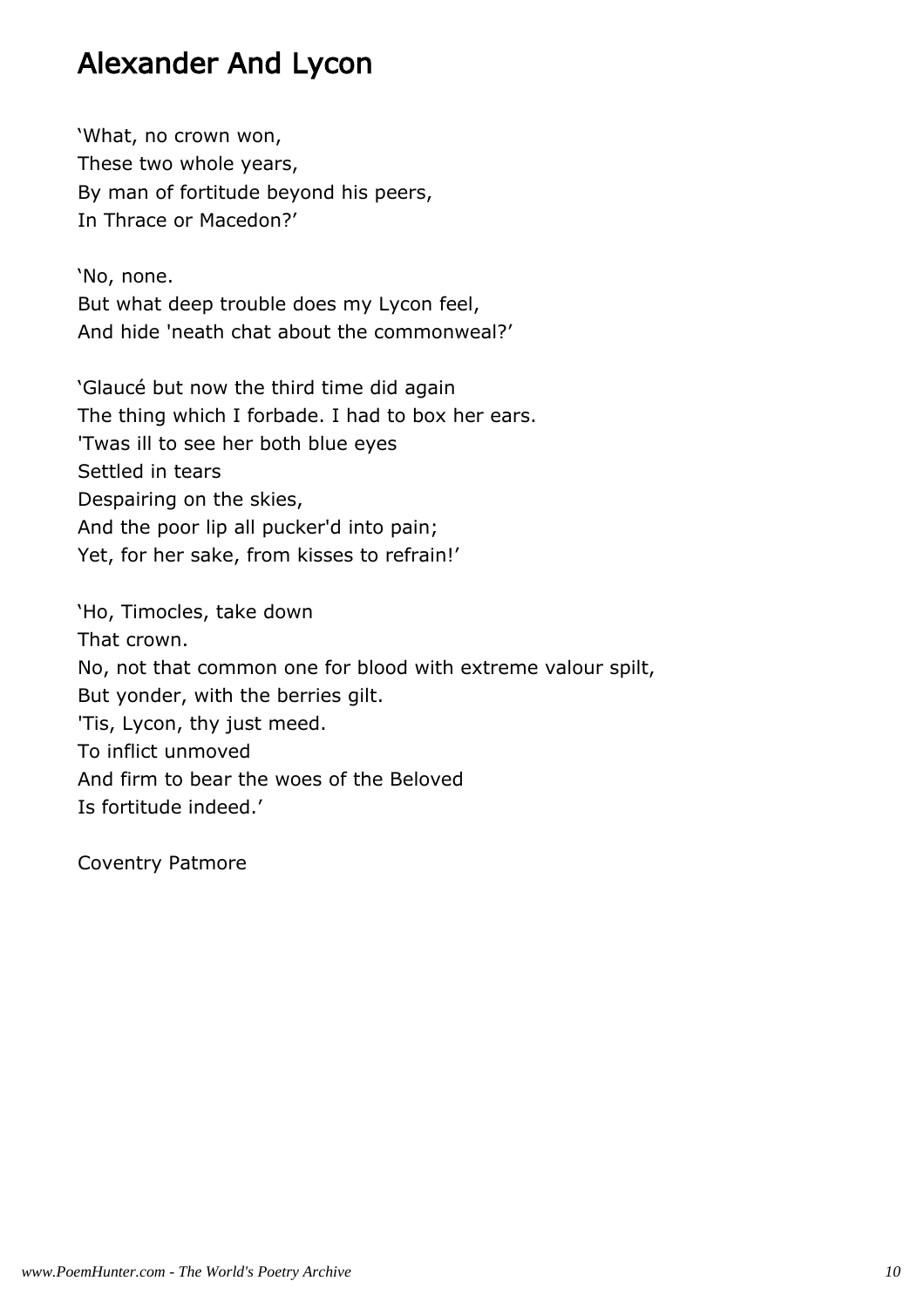# Alexander And Lycon

'What, no crown won,  
These two whole years,  
By man of fortitude beyond his peers,  
In Thrace or Macedon?'

'No, none.  
But what deep trouble does my Lycon feel,  
And hide 'neath chat about the commonweal?'

'Glaucé but now the third time did again  
The thing which I forbade. I had to box her ears.  
'Twas ill to see her both blue eyes  
Settled in tears  
Despairing on the skies,  
And the poor lip all pucker'd into pain;  
Yet, for her sake, from kisses to refrain!'

'Ho, Timocles, take down  
That crown.  
No, not that common one for blood with extreme valour spilt,  
But yonder, with the berries gilt.  
'Tis, Lycon, thy just meed.  
To inflict unmoved  
And firm to bear the woes of the Beloved  
Is fortitude indeed.'

Coventry Patmore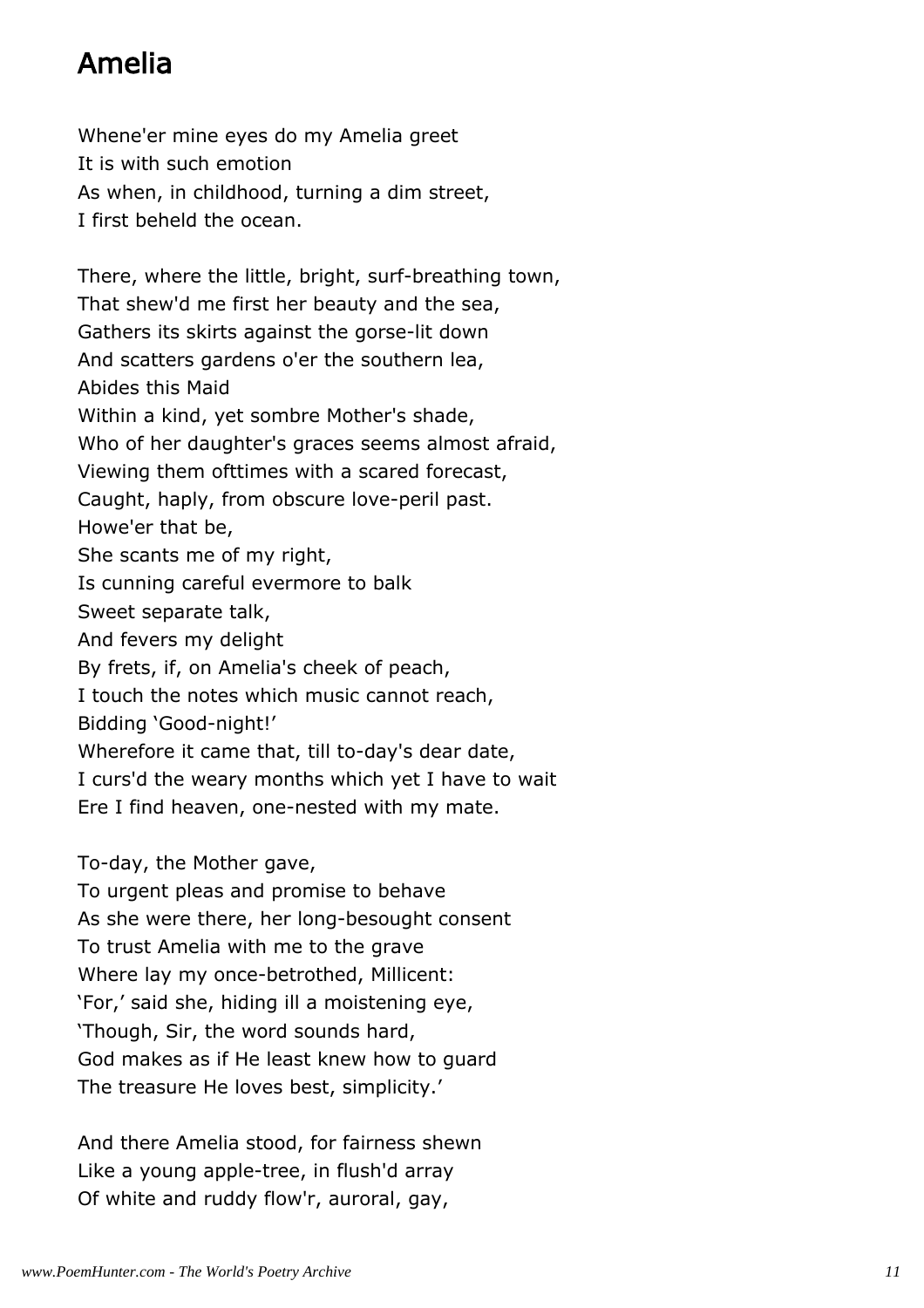## Amelia

Whene'er mine eyes do my Amelia greet
It is with such emotion
As when, in childhood, turning a dim street,
I first beheld the ocean.

There, where the little, bright, surf-breathing town,
That shew'd me first her beauty and the sea,
Gathers its skirts against the gorse-lit down
And scatters gardens o'er the southern lea,
Abides this Maid
Within a kind, yet sombre Mother's shade,
Who of her daughter's graces seems almost afraid,
Viewing them ofttimes with a scared forecast,
Caught, haply, from obscure love-peril past.
Howe'er that be,
She scants me of my right,
Is cunning careful evermore to balk
Sweet separate talk,
And fevers my delight
By frets, if, on Amelia's cheek of peach,
I touch the notes which music cannot reach,
Bidding 'Good-night!'
Wherefore it came that, till to-day's dear date,
I curs'd the weary months which yet I have to wait
Ere I find heaven, one-nested with my mate.

To-day, the Mother gave,
To urgent pleas and promise to behave
As she were there, her long-besought consent
To trust Amelia with me to the grave
Where lay my once-betrothed, Millicent:
'For,' said she, hiding ill a moistening eye,
'Though, Sir, the word sounds hard,
God makes as if He least knew how to guard
The treasure He loves best, simplicity.'

And there Amelia stood, for fairness shewn
Like a young apple-tree, in flush'd array
Of white and ruddy flow'r, auroral, gay,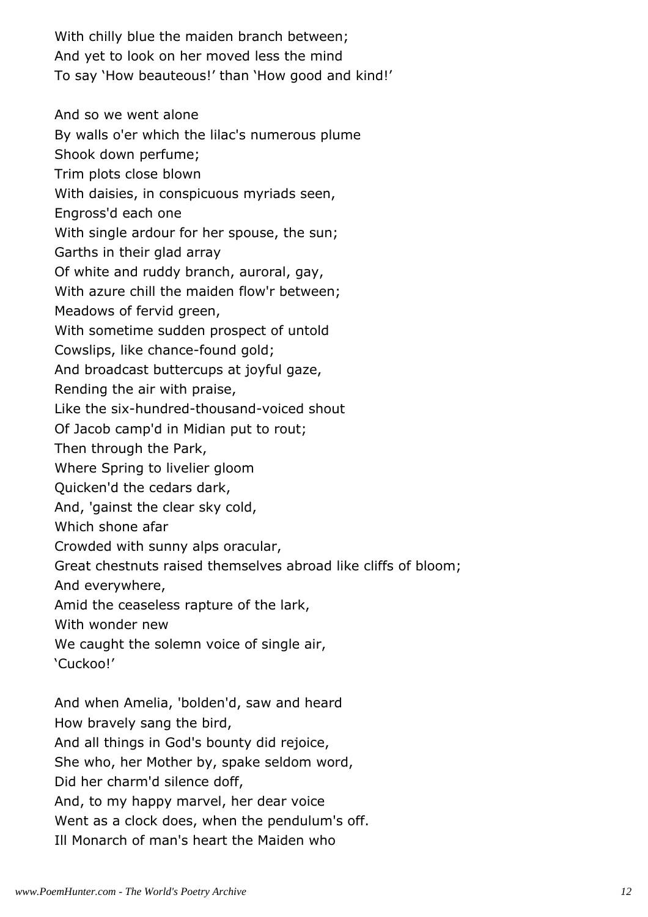With chilly blue the maiden branch between;
And yet to look on her moved less the mind
To say 'How beauteous!' than 'How good and kind!'

And so we went alone
By walls o'er which the lilac's numerous plume
Shook down perfume;
Trim plots close blown
With daisies, in conspicuous myriads seen,
Engross'd each one
With single ardour for her spouse, the sun;
Garths in their glad array
Of white and ruddy branch, auroral, gay,
With azure chill the maiden flow'r between;
Meadows of fervid green,
With sometime sudden prospect of untold
Cowslips, like chance-found gold;
And broadcast buttercups at joyful gaze,
Rending the air with praise,
Like the six-hundred-thousand-voiced shout
Of Jacob camp'd in Midian put to rout;
Then through the Park,
Where Spring to livelier gloom
Quicken'd the cedars dark,
And, 'gainst the clear sky cold,
Which shone afar
Crowded with sunny alps oracular,
Great chestnuts raised themselves abroad like cliffs of bloom;
And everywhere,
Amid the ceaseless rapture of the lark,
With wonder new
We caught the solemn voice of single air,
'Cuckoo!'

And when Amelia, 'bolden'd, saw and heard
How bravely sang the bird,
And all things in God's bounty did rejoice,
She who, her Mother by, spake seldom word,
Did her charm'd silence doff,
And, to my happy marvel, her dear voice
Went as a clock does, when the pendulum's off.
Ill Monarch of man's heart the Maiden who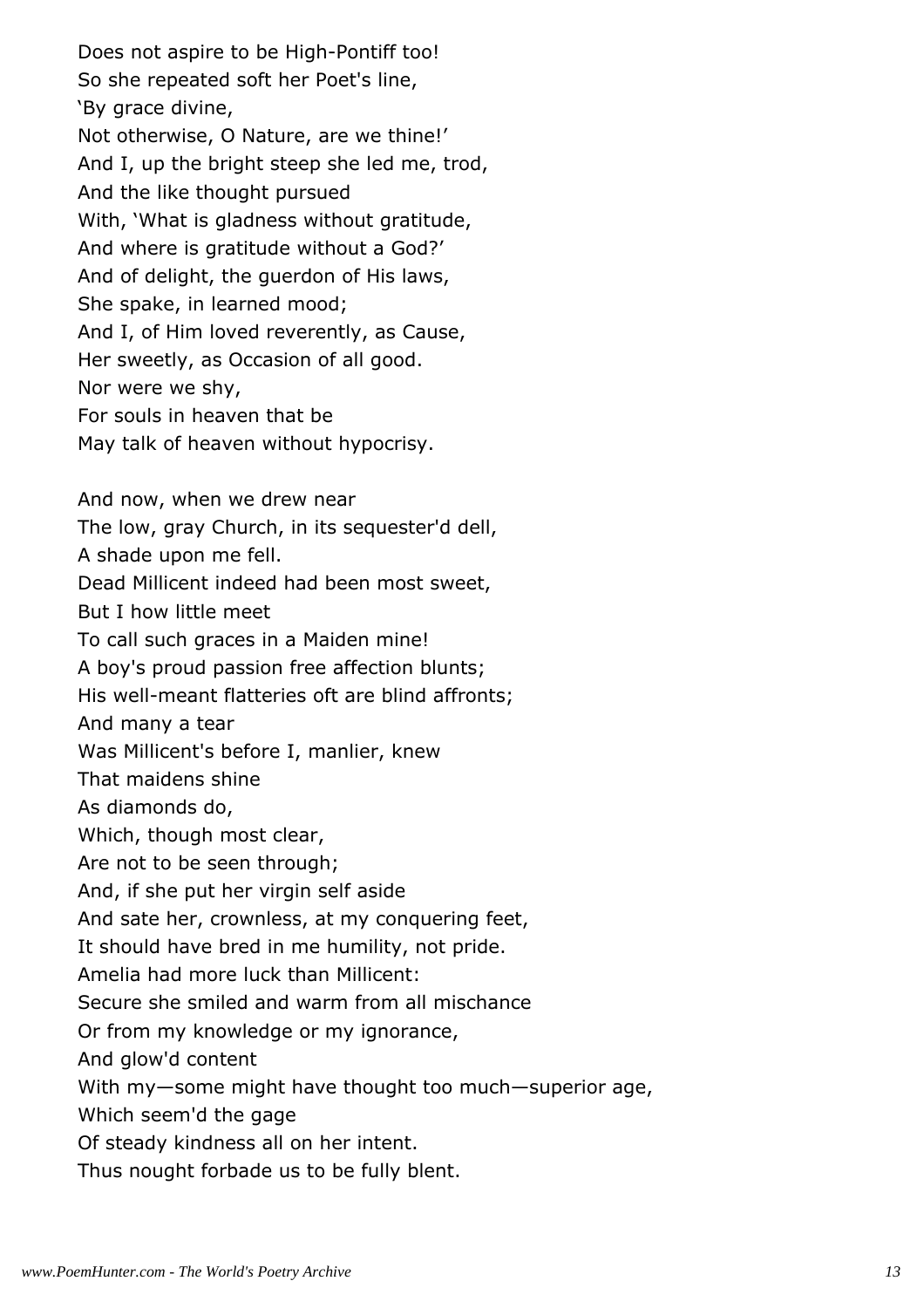Does not aspire to be High-Pontiff too!
So she repeated soft her Poet's line,
'By grace divine,
Not otherwise, O Nature, are we thine!'
And I, up the bright steep she led me, trod,
And the like thought pursued
With, 'What is gladness without gratitude,
And where is gratitude without a God?'
And of delight, the guerdon of His laws,
She spake, in learned mood;
And I, of Him loved reverently, as Cause,
Her sweetly, as Occasion of all good.
Nor were we shy,
For souls in heaven that be
May talk of heaven without hypocrisy.

And now, when we drew near
The low, gray Church, in its sequester'd dell,
A shade upon me fell.
Dead Millicent indeed had been most sweet,
But I how little meet
To call such graces in a Maiden mine!
A boy's proud passion free affection blunts;
His well-meant flatteries oft are blind affronts;
And many a tear
Was Millicent's before I, manlier, knew
That maidens shine
As diamonds do,
Which, though most clear,
Are not to be seen through;
And, if she put her virgin self aside
And sate her, crownless, at my conquering feet,
It should have bred in me humility, not pride.
Amelia had more luck than Millicent:
Secure she smiled and warm from all mischance
Or from my knowledge or my ignorance,
And glow'd content
With my—some might have thought too much—superior age,
Which seem'd the gage
Of steady kindness all on her intent.
Thus nought forbade us to be fully blent.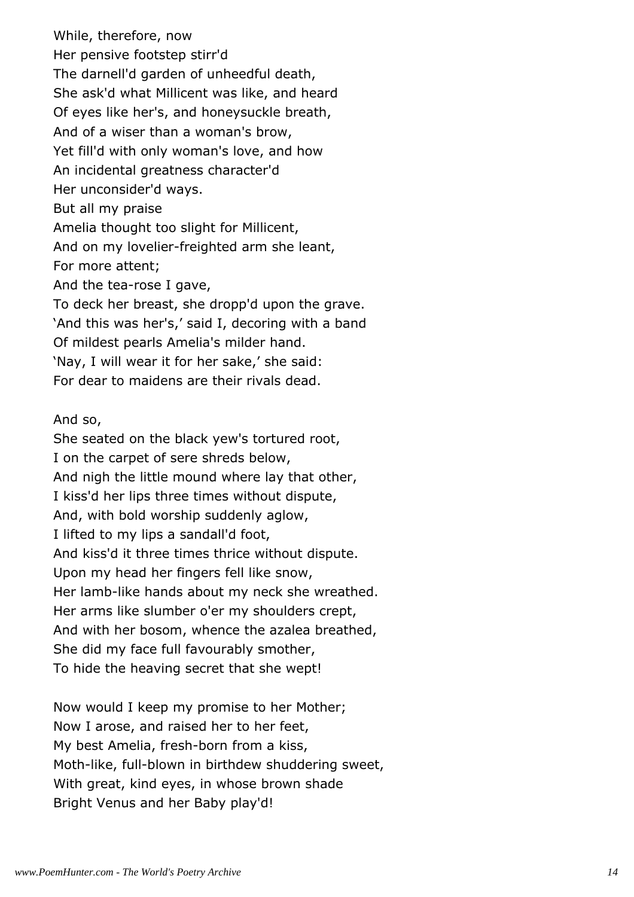While, therefore, now
Her pensive footstep stirr'd
The darnell'd garden of unheedful death,
She ask'd what Millicent was like, and heard
Of eyes like her's, and honeysuckle breath,
And of a wiser than a woman's brow,
Yet fill'd with only woman's love, and how
An incidental greatness character'd
Her unconsider'd ways.
But all my praise
Amelia thought too slight for Millicent,
And on my lovelier-freighted arm she leant,
For more attent;
And the tea-rose I gave,
To deck her breast, she dropp'd upon the grave.
'And this was her's,' said I, decoring with a band
Of mildest pearls Amelia's milder hand.
'Nay, I will wear it for her sake,' she said:
For dear to maidens are their rivals dead.

And so,
She seated on the black yew's tortured root,
I on the carpet of sere shreds below,
And nigh the little mound where lay that other,
I kiss'd her lips three times without dispute,
And, with bold worship suddenly aglow,
I lifted to my lips a sandall'd foot,
And kiss'd it three times thrice without dispute.
Upon my head her fingers fell like snow,
Her lamb-like hands about my neck she wreathed.
Her arms like slumber o'er my shoulders crept,
And with her bosom, whence the azalea breathed,
She did my face full favourably smother,
To hide the heaving secret that she wept!

Now would I keep my promise to her Mother;
Now I arose, and raised her to her feet,
My best Amelia, fresh-born from a kiss,
Moth-like, full-blown in birthdew shuddering sweet,
With great, kind eyes, in whose brown shade
Bright Venus and her Baby play'd!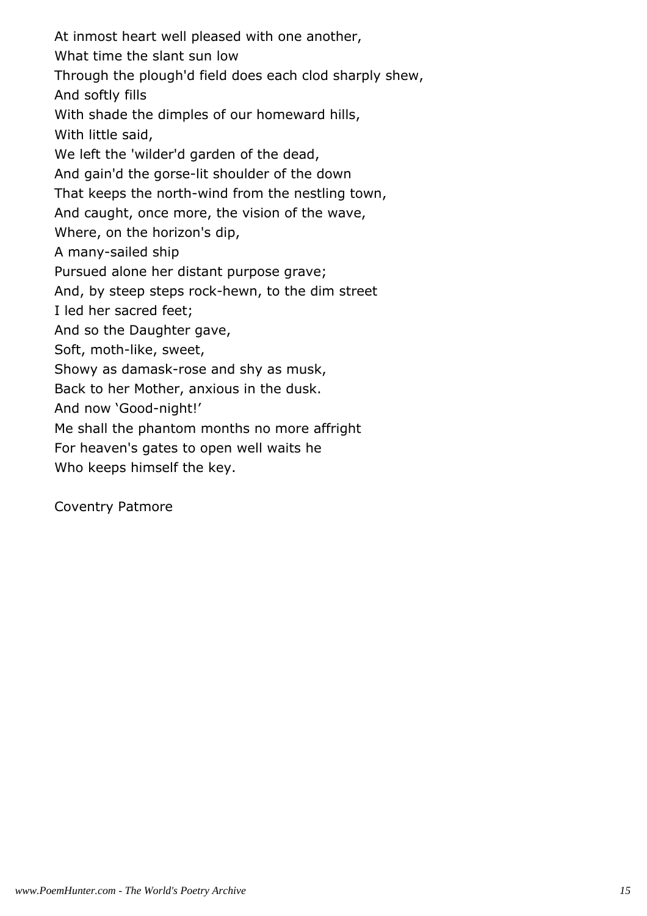At inmost heart well pleased with one another,  
What time the slant sun low  
Through the plough'd field does each clod sharply shew,  
And softly fills  
With shade the dimples of our homeward hills,  
With little said,  
We left the 'wilder'd garden of the dead,  
And gain'd the gorse-lit shoulder of the down  
That keeps the north-wind from the nestling town,  
And caught, once more, the vision of the wave,  
Where, on the horizon's dip,  
A many-sailed ship  
Pursued alone her distant purpose grave;  
And, by steep steps rock-hewn, to the dim street  
I led her sacred feet;  
And so the Daughter gave,  
Soft, moth-like, sweet,  
Showy as damask-rose and shy as musk,  
Back to her Mother, anxious in the dusk.  
And now 'Good-night!'  
Me shall the phantom months no more affright  
For heaven's gates to open well waits he  
Who keeps himself the key.

Coventry Patmore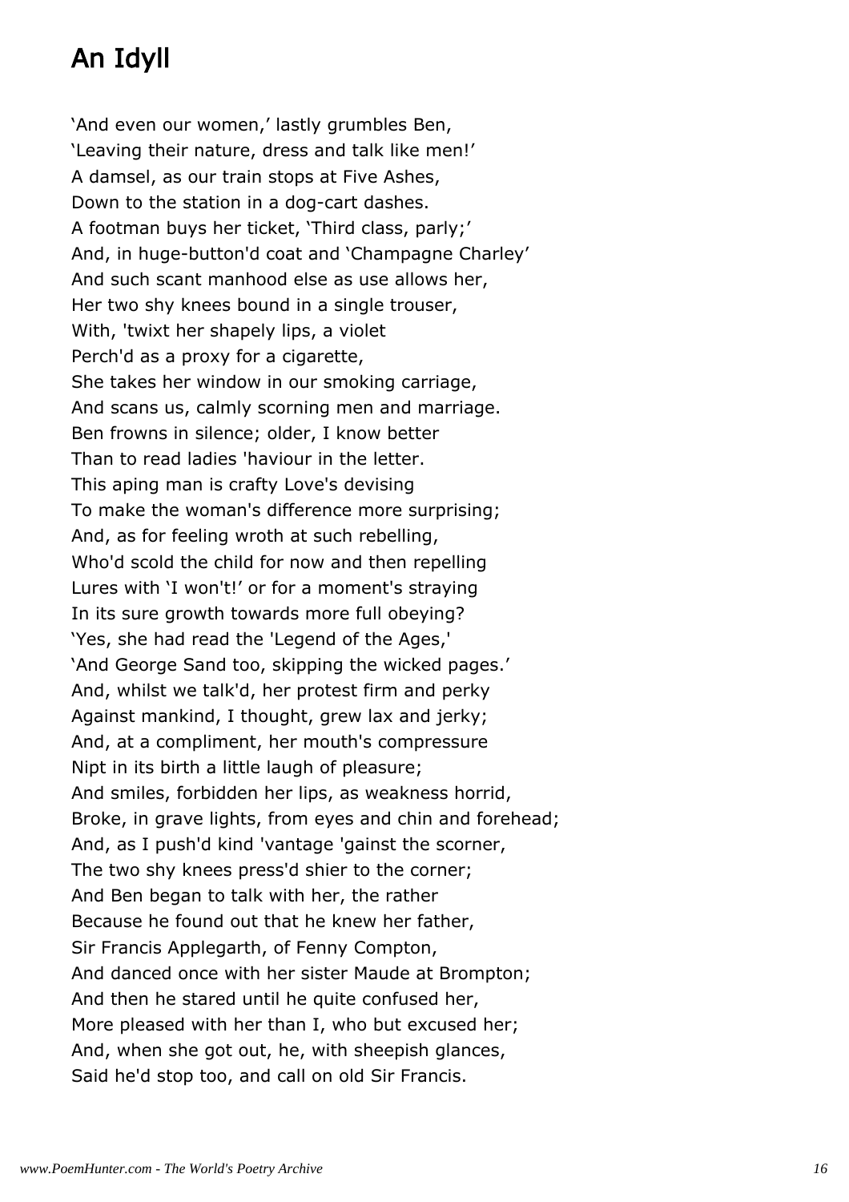# An Idyll

'And even our women,' lastly grumbles Ben,
'Leaving their nature, dress and talk like men!'
A damsel, as our train stops at Five Ashes,
Down to the station in a dog-cart dashes.
A footman buys her ticket, 'Third class, parly;'
And, in huge-button'd coat and 'Champagne Charley'
And such scant manhood else as use allows her,
Her two shy knees bound in a single trouser,
With, 'twixt her shapely lips, a violet
Perch'd as a proxy for a cigarette,
She takes her window in our smoking carriage,
And scans us, calmly scorning men and marriage.
Ben frowns in silence; older, I know better
Than to read ladies 'haviour in the letter.
This aping man is crafty Love's devising
To make the woman's difference more surprising;
And, as for feeling wroth at such rebelling,
Who'd scold the child for now and then repelling
Lures with 'I won't!' or for a moment's straying
In its sure growth towards more full obeying?
'Yes, she had read the 'Legend of the Ages,'
'And George Sand too, skipping the wicked pages.'
And, whilst we talk'd, her protest firm and perky
Against mankind, I thought, grew lax and jerky;
And, at a compliment, her mouth's compressure
Nipt in its birth a little laugh of pleasure;
And smiles, forbidden her lips, as weakness horrid,
Broke, in grave lights, from eyes and chin and forehead;
And, as I push'd kind 'vantage 'gainst the scorner,
The two shy knees press'd shier to the corner;
And Ben began to talk with her, the rather
Because he found out that he knew her father,
Sir Francis Applegarth, of Fenny Compton,
And danced once with her sister Maude at Brompton;
And then he stared until he quite confused her,
More pleased with her than I, who but excused her;
And, when she got out, he, with sheepish glances,
Said he'd stop too, and call on old Sir Francis.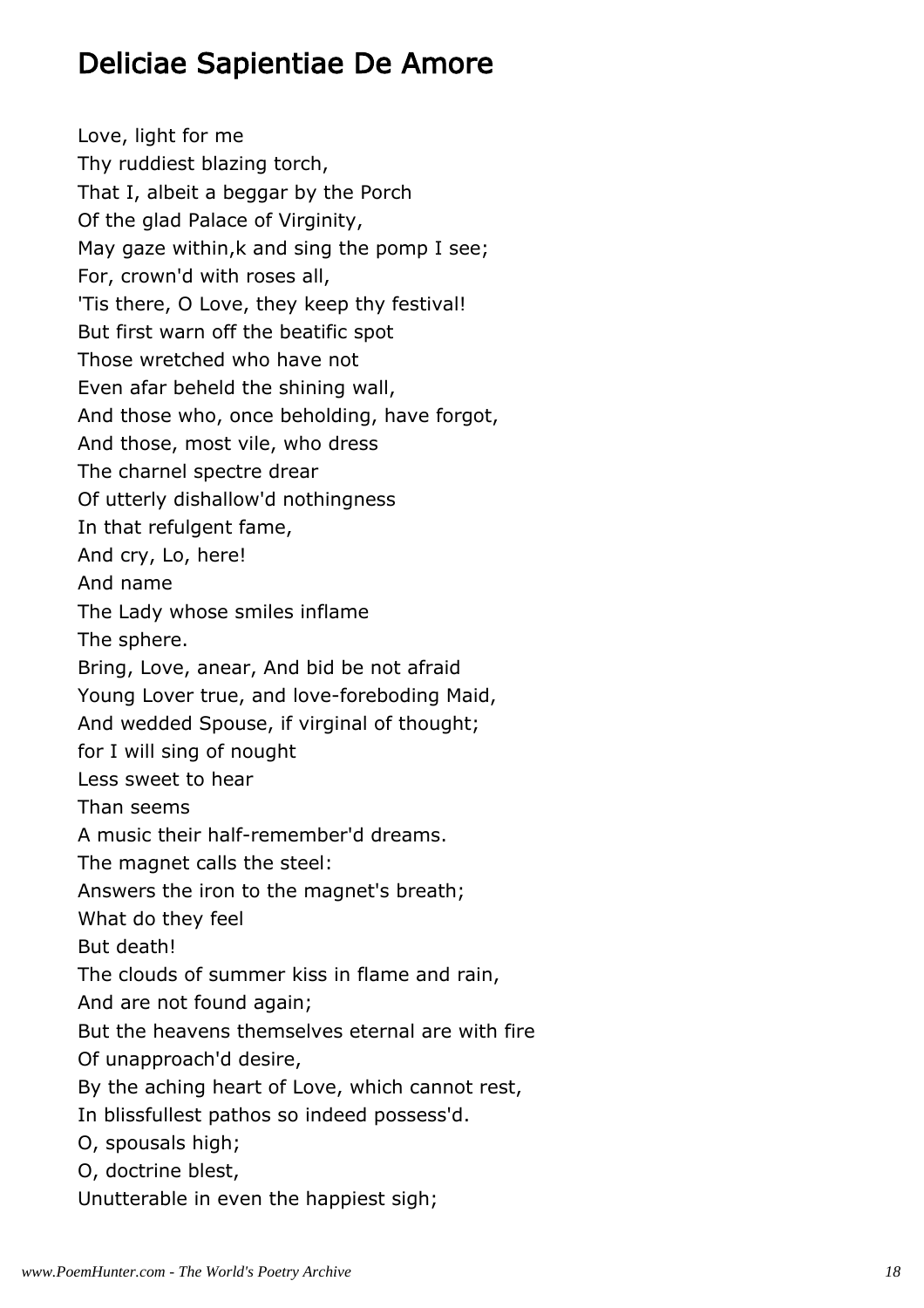## Deliciae Sapientiae De Amore

Love, light for me  
Thy ruddiest blazing torch,  
That I, albeit a beggar by the Porch  
Of the glad Palace of Virginity,  
May gaze within,k and sing the pomp I see;  
For, crown'd with roses all,  
'Tis there, O Love, they keep thy festival!  
But first warn off the beatific spot  
Those wretched who have not  
Even afar beheld the shining wall,  
And those who, once beholding, have forgot,  
And those, most vile, who dress  
The charnel spectre drear  
Of utterly dishallow'd nothingness  
In that refulgent fame,  
And cry, Lo, here!  
And name  
The Lady whose smiles inflame  
The sphere.  
Bring, Love, anear, And bid be not afraid  
Young Lover true, and love-foreboding Maid,  
And wedded Spouse, if virginal of thought;  
for I will sing of nought  
Less sweet to hear  
Than seems  
A music their half-remember'd dreams.  
The magnet calls the steel:  
Answers the iron to the magnet's breath;  
What do they feel  
But death!  
The clouds of summer kiss in flame and rain,  
And are not found again;  
But the heavens themselves eternal are with fire  
Of unapproach'd desire,  
By the aching heart of Love, which cannot rest,  
In blissfullest pathos so indeed possess'd.  
O, spousals high;  
O, doctrine blest,  
Unutterable in even the happiest sigh;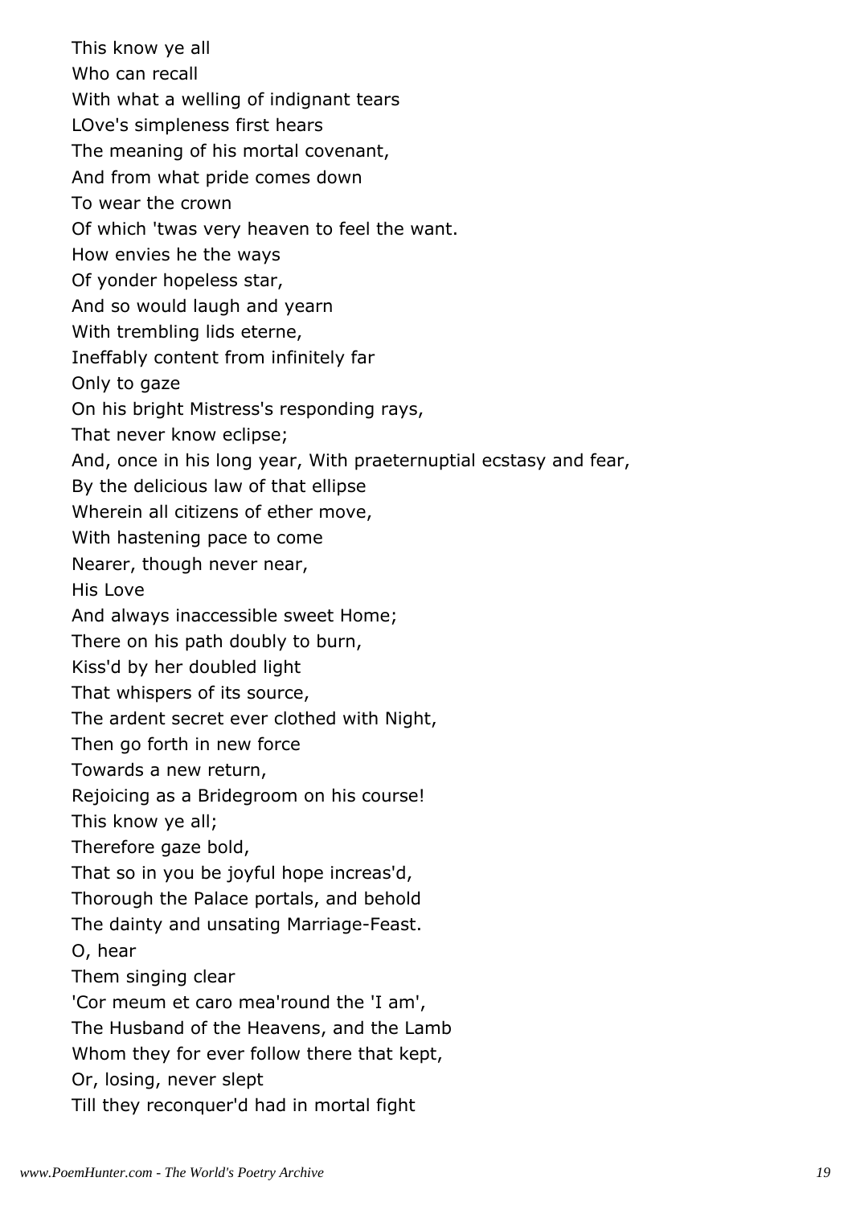This know ye all  
Who can recall  
With what a welling of indignant tears  
LOve's simpleness first hears  
The meaning of his mortal covenant,  
And from what pride comes down  
To wear the crown  
Of which 'twas very heaven to feel the want.  
How envies he the ways  
Of yonder hopeless star,  
And so would laugh and yearn  
With trembling lids eterne,  
Ineffably content from infinitely far  
Only to gaze  
On his bright Mistress's responding rays,  
That never know eclipse;  
And, once in his long year, With praeternuptial ecstasy and fear,  
By the delicious law of that ellipse  
Wherein all citizens of ether move,  
With hastening pace to come  
Nearer, though never near,  
His Love  
And always inaccessible sweet Home;  
There on his path doubly to burn,  
Kiss'd by her doubled light  
That whispers of its source,  
The ardent secret ever clothed with Night,  
Then go forth in new force  
Towards a new return,  
Rejoicing as a Bridegroom on his course!  
This know ye all;  
Therefore gaze bold,  
That so in you be joyful hope increas'd,  
Thorough the Palace portals, and behold  
The dainty and unsating Marriage-Feast.  
O, hear  
Them singing clear  
'Cor meum et caro mea'round the 'I am',  
The Husband of the Heavens, and the Lamb  
Whom they for ever follow there that kept,  
Or, losing, never slept  
Till they reconquer'd had in mortal fight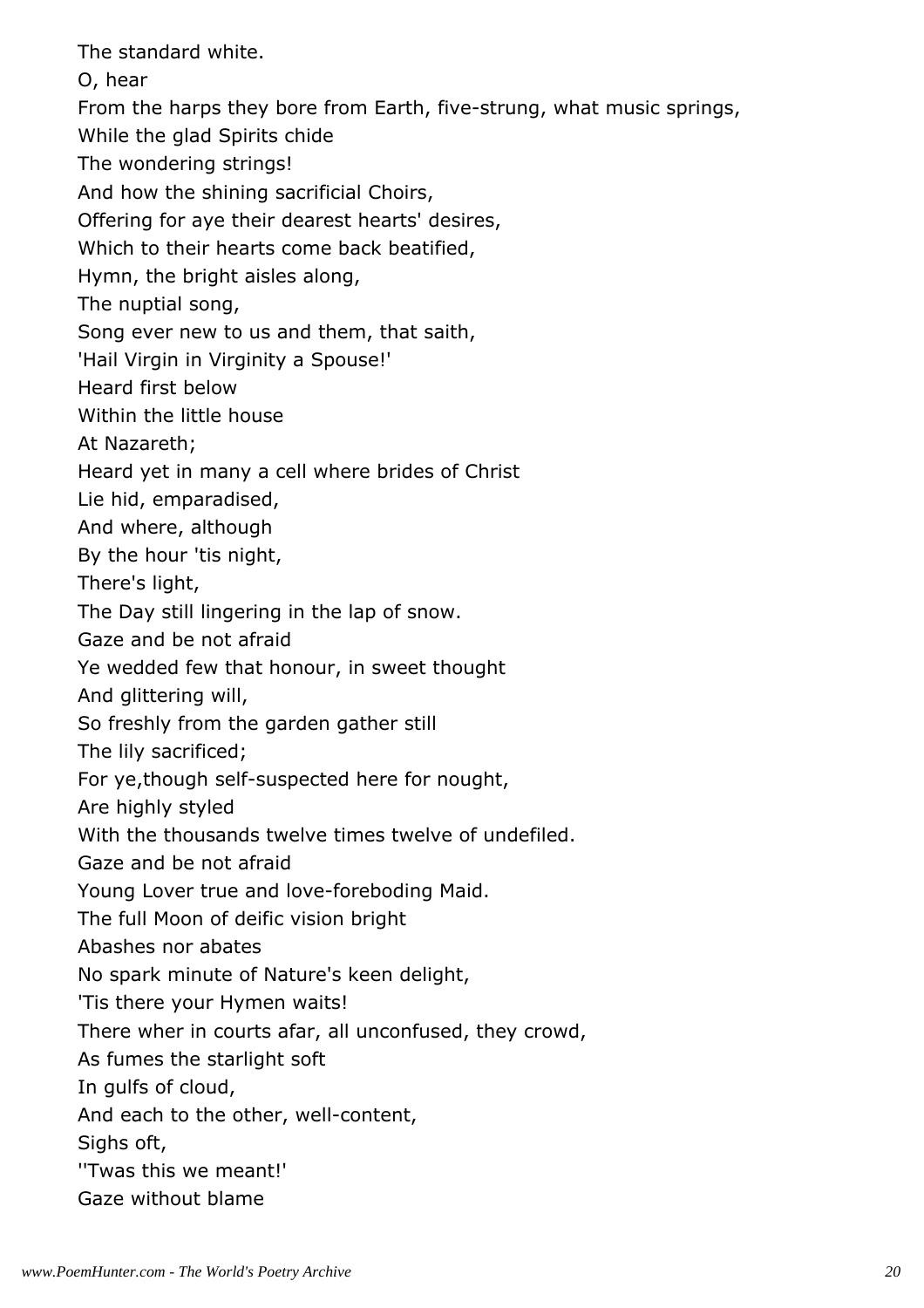The standard white.

O, hear

From the harps they bore from Earth, five-strung, what music springs,

While the glad Spirits chide

The wondering strings!

And how the shining sacrificial Choirs,

Offering for aye their dearest hearts' desires,

Which to their hearts come back beatified,

Hymn, the bright aisles along,

The nuptial song,

Song ever new to us and them, that saith,

'Hail Virgin in Virginity a Spouse!'

Heard first below

Within the little house

At Nazareth;

Heard yet in many a cell where brides of Christ

Lie hid, emparadised,

And where, although

By the hour 'tis night,

There's light,

The Day still lingering in the lap of snow.

Gaze and be not afraid

Ye wedded few that honour, in sweet thought

And glittering will,

So freshly from the garden gather still

The lily sacrificed;

For ye,though self-suspected here for nought,

Are highly styled

With the thousands twelve times twelve of undefiled.

Gaze and be not afraid

Young Lover true and love-foreboding Maid.

The full Moon of deific vision bright

Abashes nor abates

No spark minute of Nature's keen delight,

'Tis there your Hymen waits!

There wher in courts afar, all unconfused, they crowd,

As fumes the starlight soft

In gulfs of cloud,

And each to the other, well-content,

Sighs oft,

''Twas this we meant!'

Gaze without blame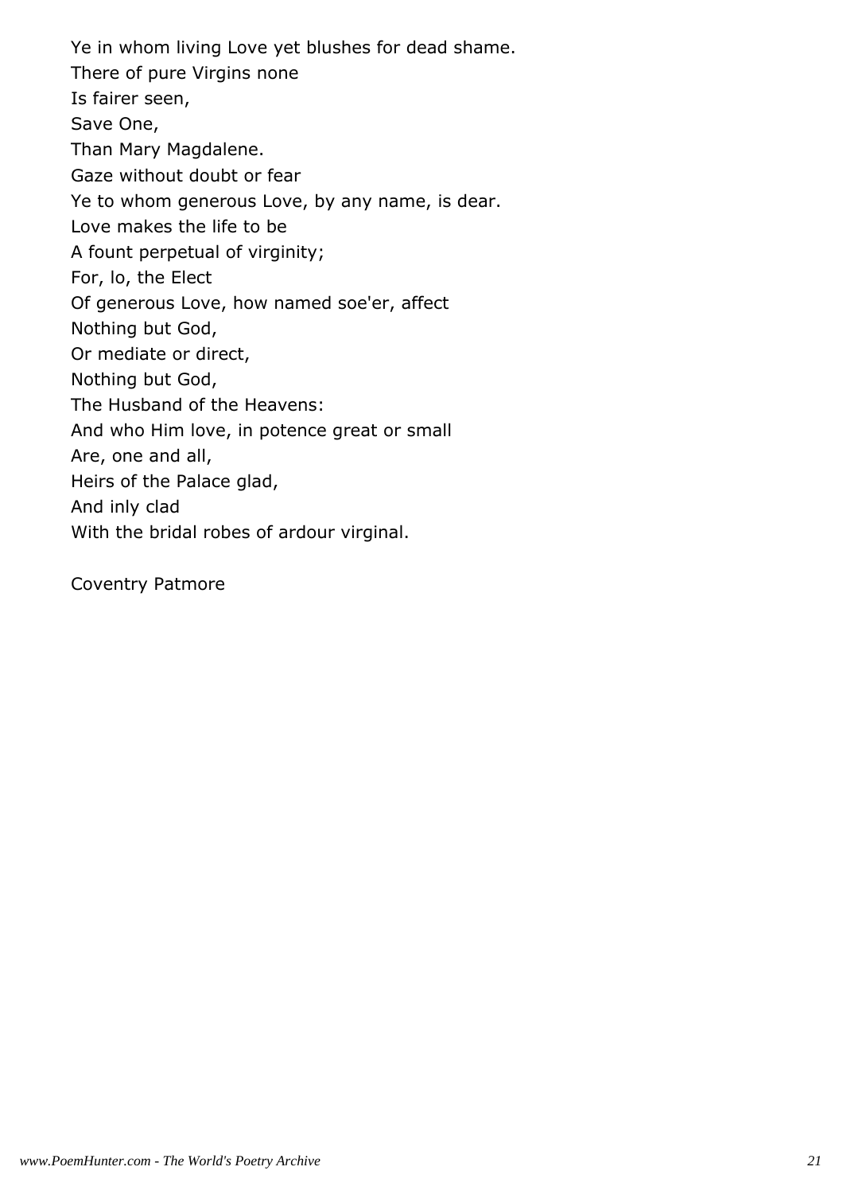Ye in whom living Love yet blushes for dead shame.
There of pure Virgins none
Is fairer seen,
Save One,
Than Mary Magdalene.
Gaze without doubt or fear
Ye to whom generous Love, by any name, is dear.
Love makes the life to be
A fount perpetual of virginity;
For, lo, the Elect
Of generous Love, how named soe'er, affect
Nothing but God,
Or mediate or direct,
Nothing but God,
The Husband of the Heavens:
And who Him love, in potence great or small
Are, one and all,
Heirs of the Palace glad,
And inly clad
With the bridal robes of ardour virginal.

Coventry Patmore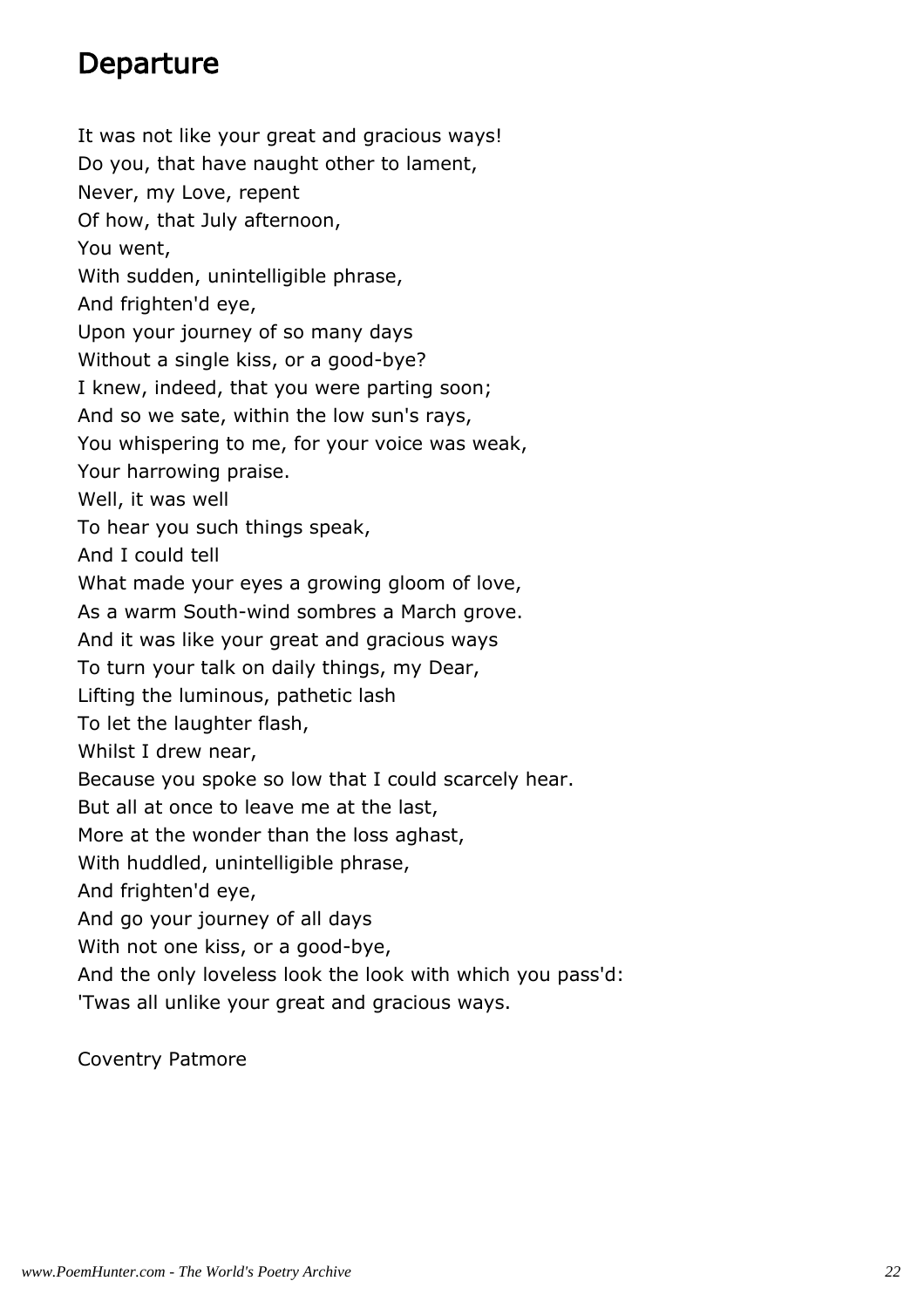# Departure

It was not like your great and gracious ways!
Do you, that have naught other to lament,
Never, my Love, repent
Of how, that July afternoon,
You went,
With sudden, unintelligible phrase,
And frighten'd eye,
Upon your journey of so many days
Without a single kiss, or a good-bye?
I knew, indeed, that you were parting soon;
And so we sate, within the low sun's rays,
You whispering to me, for your voice was weak,
Your harrowing praise.
Well, it was well
To hear you such things speak,
And I could tell
What made your eyes a growing gloom of love,
As a warm South-wind sombres a March grove.
And it was like your great and gracious ways
To turn your talk on daily things, my Dear,
Lifting the luminous, pathetic lash
To let the laughter flash,
Whilst I drew near,
Because you spoke so low that I could scarcely hear.
But all at once to leave me at the last,
More at the wonder than the loss aghast,
With huddled, unintelligible phrase,
And frighten'd eye,
And go your journey of all days
With not one kiss, or a good-bye,
And the only loveless look the look with which you pass'd:
'Twas all unlike your great and gracious ways.

Coventry Patmore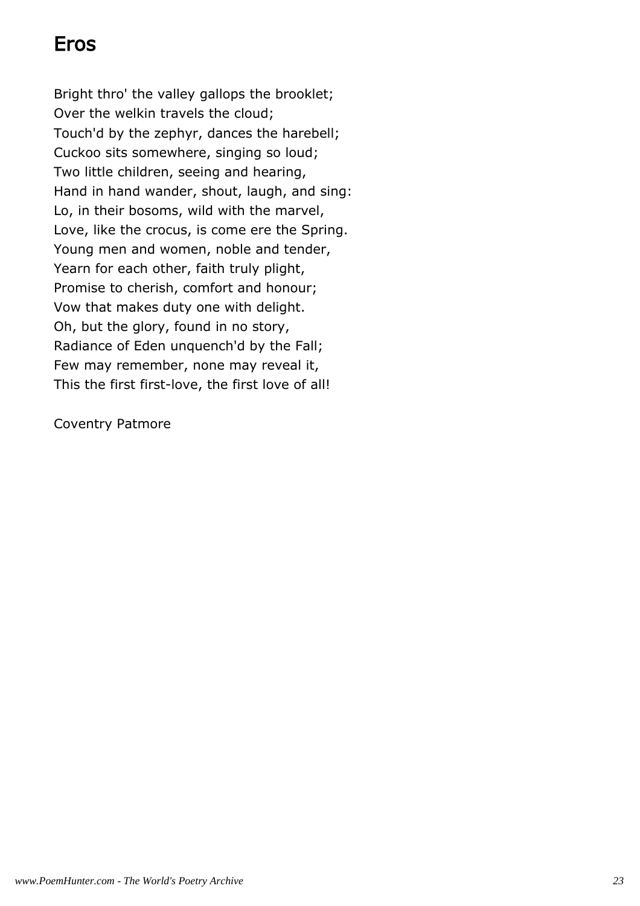# Eros

Bright thro' the valley gallops the brooklet;  
Over the welkin travels the cloud;  
Touch'd by the zephyr, dances the harebell;  
Cuckoo sits somewhere, singing so loud;  
Two little children, seeing and hearing,  
Hand in hand wander, shout, laugh, and sing:  
Lo, in their bosoms, wild with the marvel,  
Love, like the crocus, is come ere the Spring.  
Young men and women, noble and tender,  
Yearn for each other, faith truly plight,  
Promise to cherish, comfort and honour;  
Vow that makes duty one with delight.  
Oh, but the glory, found in no story,  
Radiance of Eden unquench'd by the Fall;  
Few may remember, none may reveal it,  
This the first first-love, the first love of all!

Coventry Patmore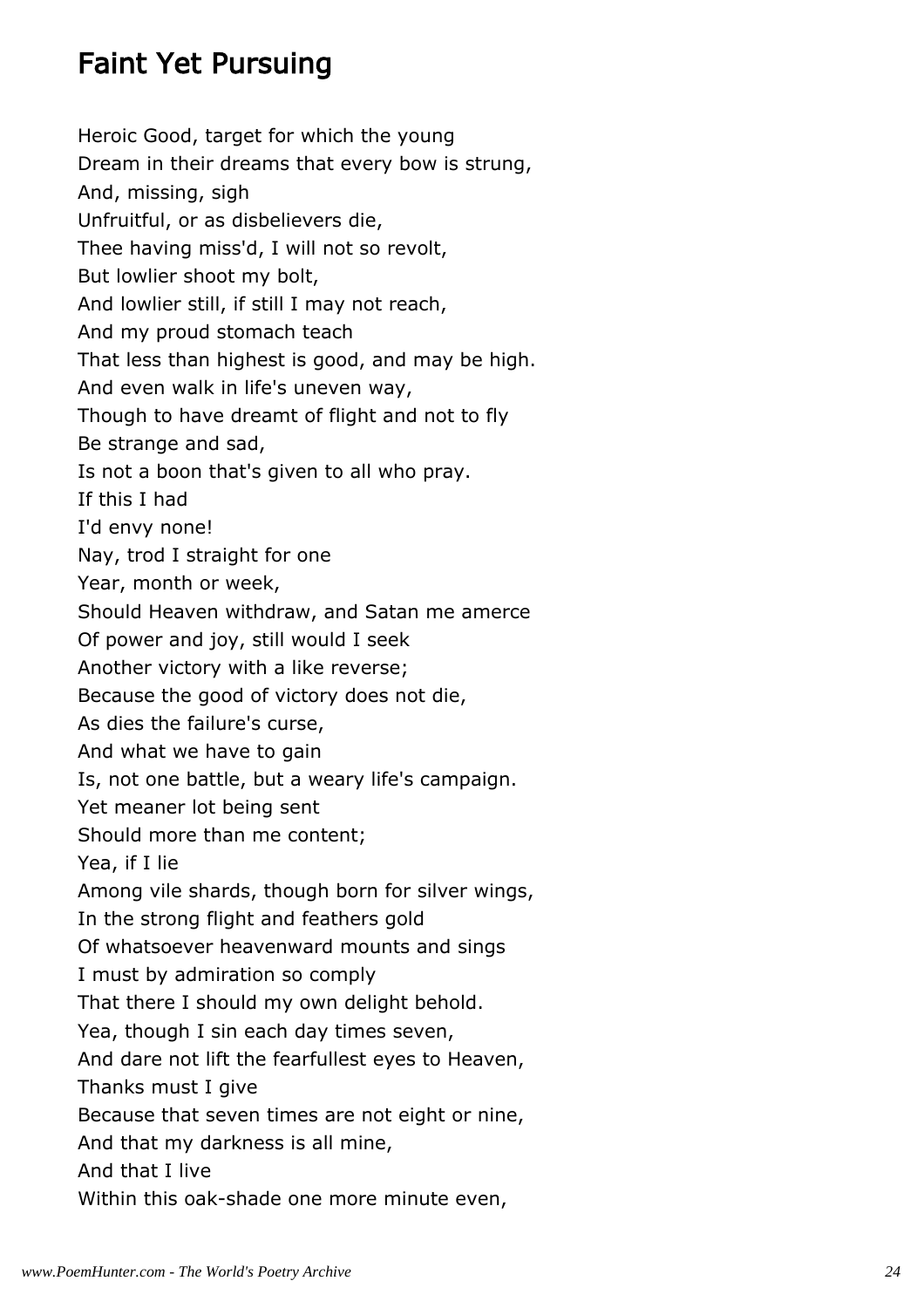## Faint Yet Pursuing

Heroic Good, target for which the young  
Dream in their dreams that every bow is strung,  
And, missing, sigh  
Unfruitful, or as disbelievers die,  
Thee having miss'd, I will not so revolt,  
But lowlier shoot my bolt,  
And lowlier still, if still I may not reach,  
And my proud stomach teach  
That less than highest is good, and may be high.  
And even walk in life's uneven way,  
Though to have dreamt of flight and not to fly  
Be strange and sad,  
Is not a boon that's given to all who pray.  
If this I had  
I'd envy none!  
Nay, trod I straight for one  
Year, month or week,  
Should Heaven withdraw, and Satan me amerce  
Of power and joy, still would I seek  
Another victory with a like reverse;  
Because the good of victory does not die,  
As dies the failure's curse,  
And what we have to gain  
Is, not one battle, but a weary life's campaign.  
Yet meaner lot being sent  
Should more than me content;  
Yea, if I lie  
Among vile shards, though born for silver wings,  
In the strong flight and feathers gold  
Of whatsoever heavenward mounts and sings  
I must by admiration so comply  
That there I should my own delight behold.  
Yea, though I sin each day times seven,  
And dare not lift the fearfullest eyes to Heaven,  
Thanks must I give  
Because that seven times are not eight or nine,  
And that my darkness is all mine,  
And that I live  
Within this oak-shade one more minute even,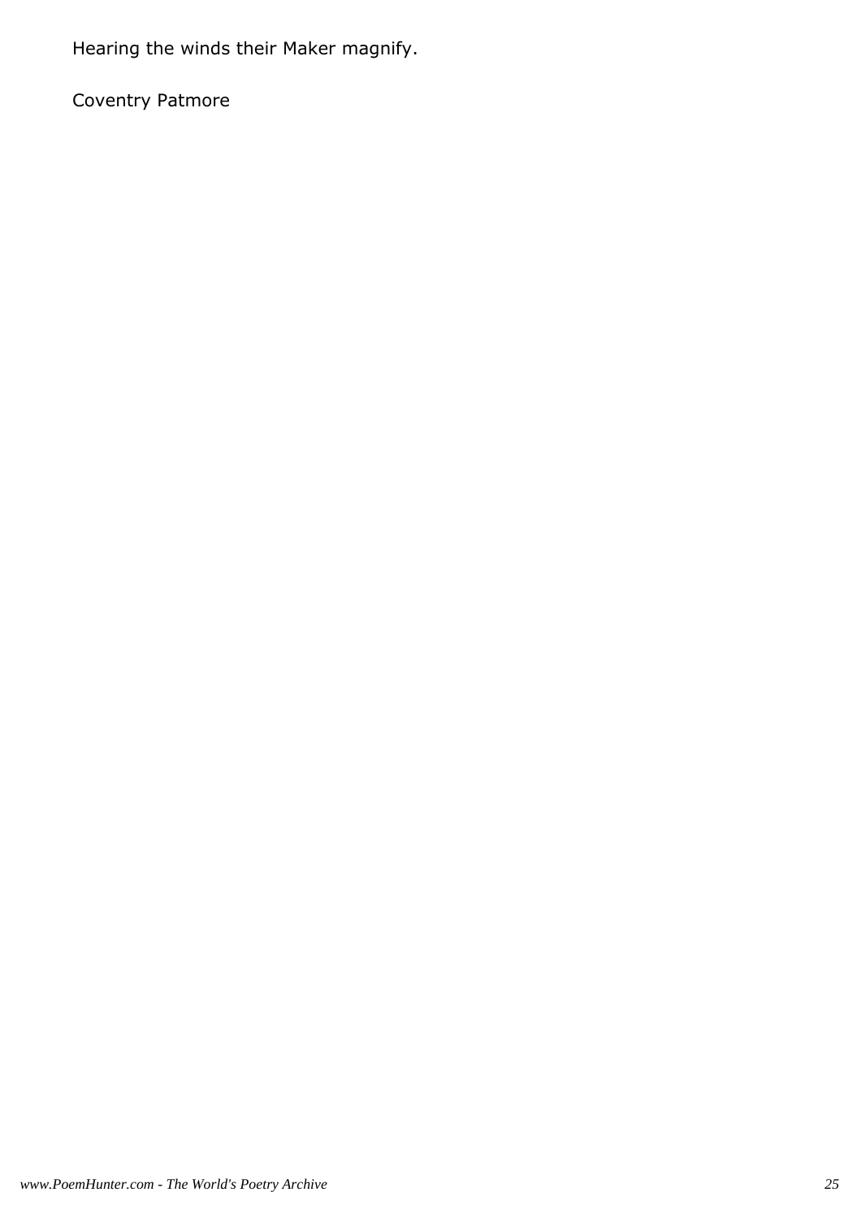Hearing the winds their Maker magnify.

Coventry Patmore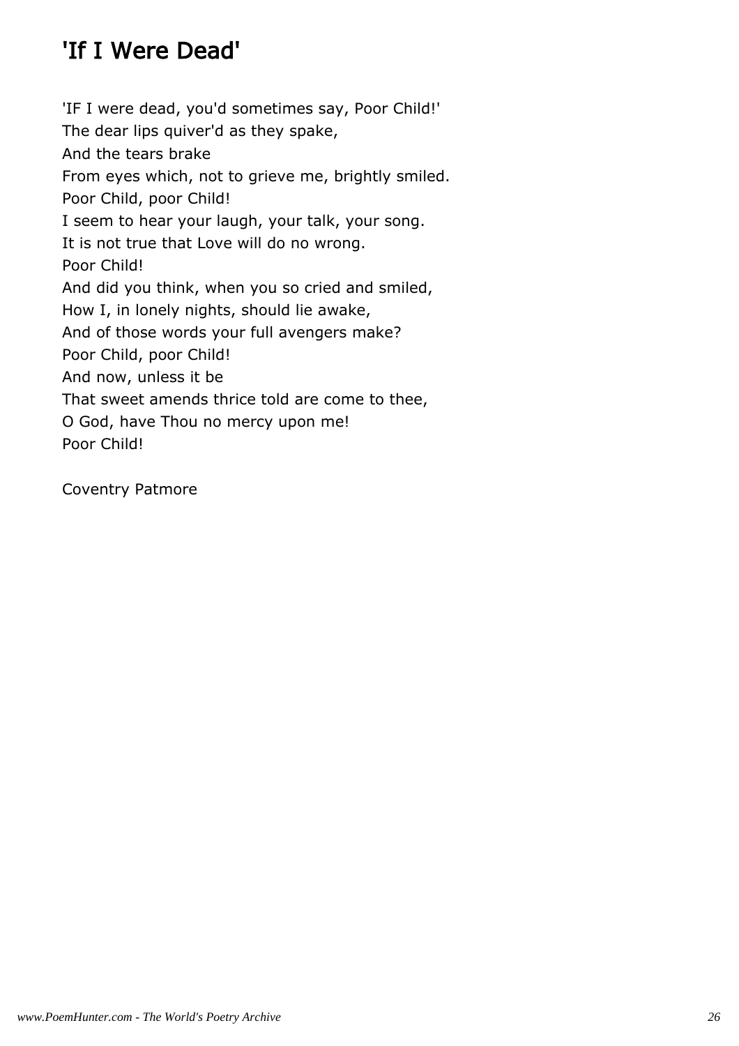# 'If I Were Dead'

'IF I were dead, you'd sometimes say, Poor Child!'  
The dear lips quiver'd as they spake,  
And the tears brake  
From eyes which, not to grieve me, brightly smiled.  
Poor Child, poor Child!  
I seem to hear your laugh, your talk, your song.  
It is not true that Love will do no wrong.  
Poor Child!  
And did you think, when you so cried and smiled,  
How I, in lonely nights, should lie awake,  
And of those words your full avengers make?  
Poor Child, poor Child!  
And now, unless it be  
That sweet amends thrice told are come to thee,  
O God, have Thou no mercy upon me!  
Poor Child!

Coventry Patmore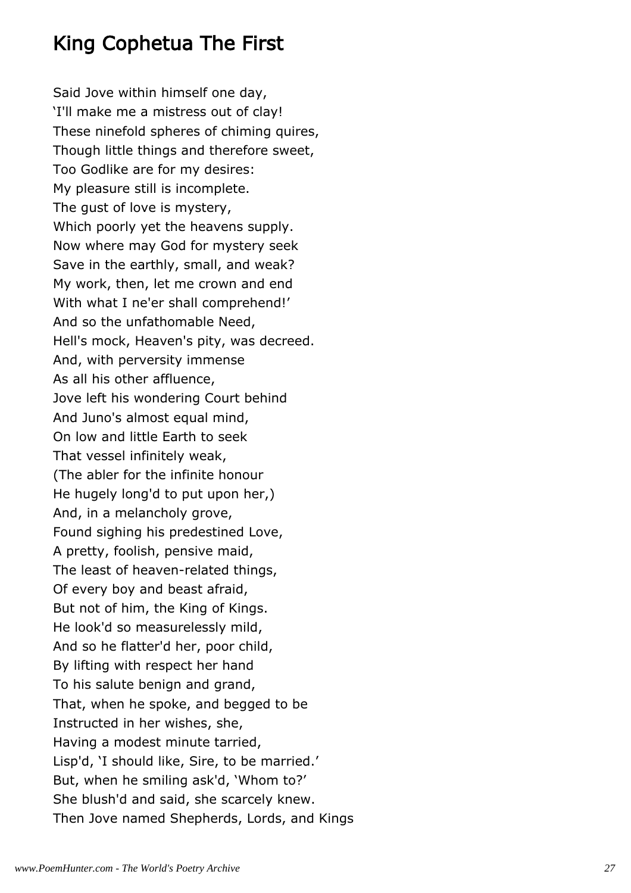## King Cophetua The First

Said Jove within himself one day,
'I'll make me a mistress out of clay!
These ninefold spheres of chiming quires,
Though little things and therefore sweet,
Too Godlike are for my desires:
My pleasure still is incomplete.
The gust of love is mystery,
Which poorly yet the heavens supply.
Now where may God for mystery seek
Save in the earthly, small, and weak?
My work, then, let me crown and end
With what I ne'er shall comprehend!'
And so the unfathomable Need,
Hell's mock, Heaven's pity, was decreed.
And, with perversity immense
As all his other affluence,
Jove left his wondering Court behind
And Juno's almost equal mind,
On low and little Earth to seek
That vessel infinitely weak,
(The abler for the infinite honour
He hugely long'd to put upon her,)
And, in a melancholy grove,
Found sighing his predestined Love,
A pretty, foolish, pensive maid,
The least of heaven-related things,
Of every boy and beast afraid,
But not of him, the King of Kings.
He look'd so measurelessly mild,
And so he flatter'd her, poor child,
By lifting with respect her hand
To his salute benign and grand,
That, when he spoke, and begged to be
Instructed in her wishes, she,
Having a modest minute tarried,
Lisp'd, 'I should like, Sire, to be married.'
But, when he smiling ask'd, 'Whom to?'
She blush'd and said, she scarcely knew.
Then Jove named Shepherds, Lords, and Kings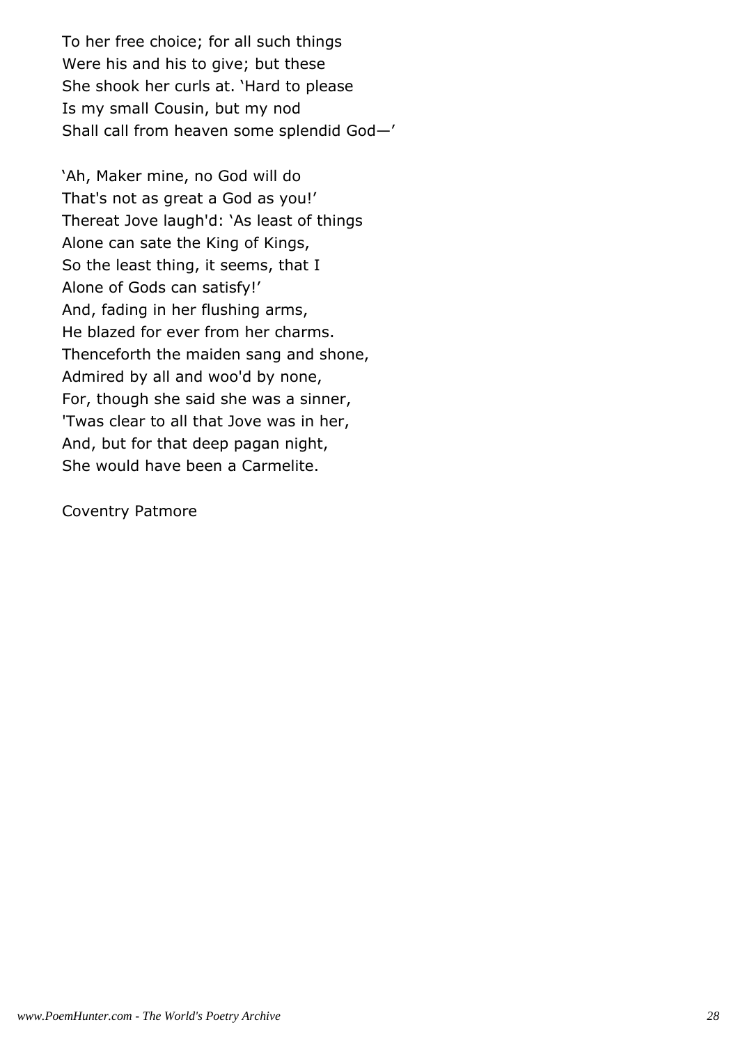To her free choice; for all such things
Were his and his to give; but these
She shook her curls at. 'Hard to please
Is my small Cousin, but my nod
Shall call from heaven some splendid God—'

'Ah, Maker mine, no God will do
That's not as great a God as you!'
Thereat Jove laugh'd: 'As least of things
Alone can sate the King of Kings,
So the least thing, it seems, that I
Alone of Gods can satisfy!'
And, fading in her flushing arms,
He blazed for ever from her charms.
Thenceforth the maiden sang and shone,
Admired by all and woo'd by none,
For, though she said she was a sinner,
'Twas clear to all that Jove was in her,
And, but for that deep pagan night,
She would have been a Carmelite.

Coventry Patmore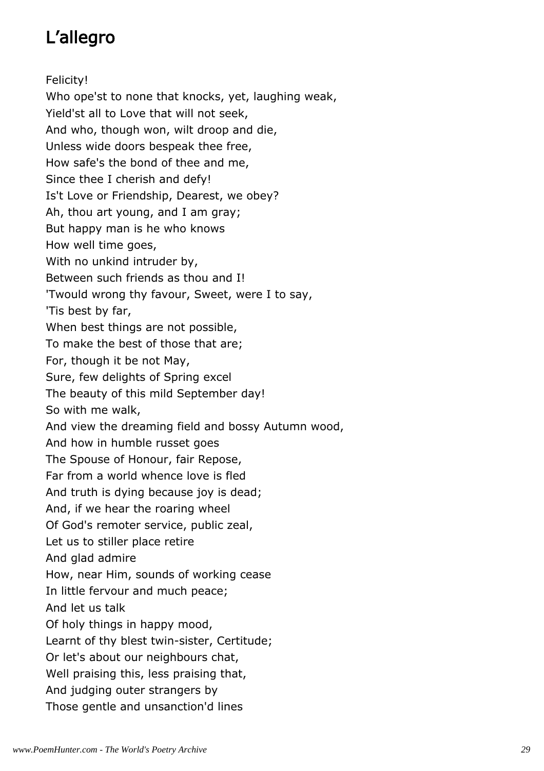# L'allegro

Felicity!  
Who ope'st to none that knocks, yet, laughing weak,  
Yield'st all to Love that will not seek,  
And who, though won, wilt droop and die,  
Unless wide doors bespeak thee free,  
How safe's the bond of thee and me,  
Since thee I cherish and defy!  
Is't Love or Friendship, Dearest, we obey?  
Ah, thou art young, and I am gray;  
But happy man is he who knows  
How well time goes,  
With no unkind intruder by,  
Between such friends as thou and I!  
'Twould wrong thy favour, Sweet, were I to say,  
'Tis best by far,  
When best things are not possible,  
To make the best of those that are;  
For, though it be not May,  
Sure, few delights of Spring excel  
The beauty of this mild September day!  
So with me walk,  
And view the dreaming field and bossy Autumn wood,  
And how in humble russet goes  
The Spouse of Honour, fair Repose,  
Far from a world whence love is fled  
And truth is dying because joy is dead;  
And, if we hear the roaring wheel  
Of God's remoter service, public zeal,  
Let us to stiller place retire  
And glad admire  
How, near Him, sounds of working cease  
In little fervour and much peace;  
And let us talk  
Of holy things in happy mood,  
Learnt of thy blest twin-sister, Certitude;  
Or let's about our neighbours chat,  
Well praising this, less praising that,  
And judging outer strangers by  
Those gentle and unsanction'd lines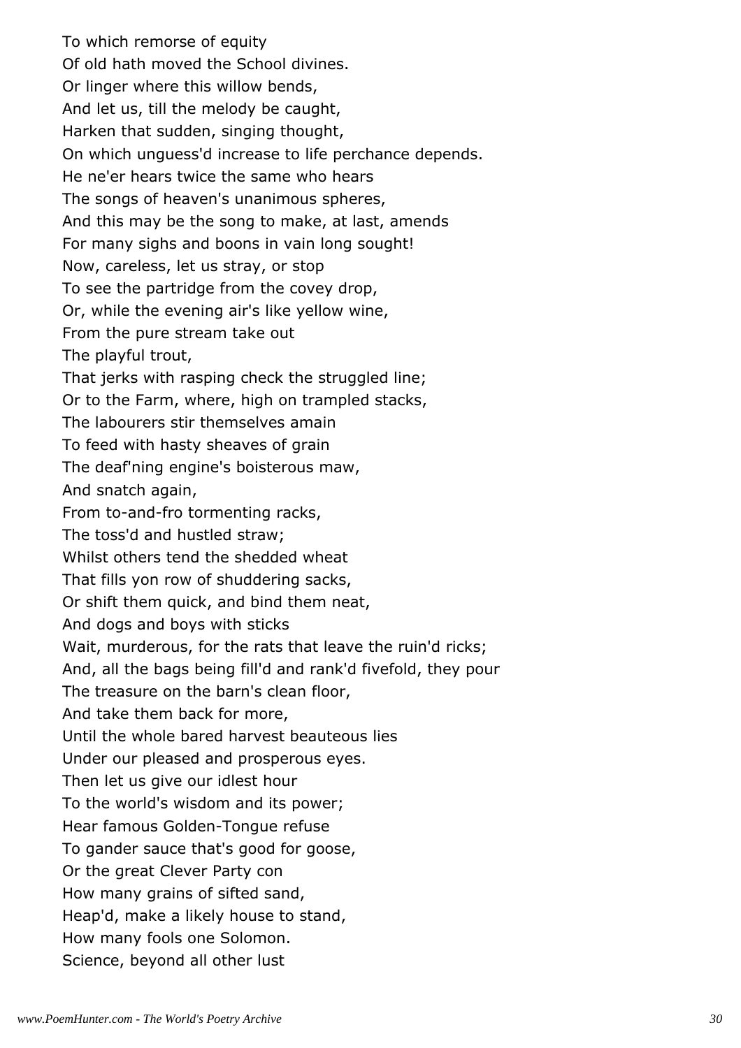To which remorse of equity
Of old hath moved the School divines.
Or linger where this willow bends,
And let us, till the melody be caught,
Harken that sudden, singing thought,
On which unguess'd increase to life perchance depends.
He ne'er hears twice the same who hears
The songs of heaven's unanimous spheres,
And this may be the song to make, at last, amends
For many sighs and boons in vain long sought!
Now, careless, let us stray, or stop
To see the partridge from the covey drop,
Or, while the evening air's like yellow wine,
From the pure stream take out
The playful trout,
That jerks with rasping check the struggled line;
Or to the Farm, where, high on trampled stacks,
The labourers stir themselves amain
To feed with hasty sheaves of grain
The deaf'ning engine's boisterous maw,
And snatch again,
From to-and-fro tormenting racks,
The toss'd and hustled straw;
Whilst others tend the shedded wheat
That fills yon row of shuddering sacks,
Or shift them quick, and bind them neat,
And dogs and boys with sticks
Wait, murderous, for the rats that leave the ruin'd ricks;
And, all the bags being fill'd and rank'd fivefold, they pour
The treasure on the barn's clean floor,
And take them back for more,
Until the whole bared harvest beauteous lies
Under our pleased and prosperous eyes.
Then let us give our idlest hour
To the world's wisdom and its power;
Hear famous Golden-Tongue refuse
To gander sauce that's good for goose,
Or the great Clever Party con
How many grains of sifted sand,
Heap'd, make a likely house to stand,
How many fools one Solomon.
Science, beyond all other lust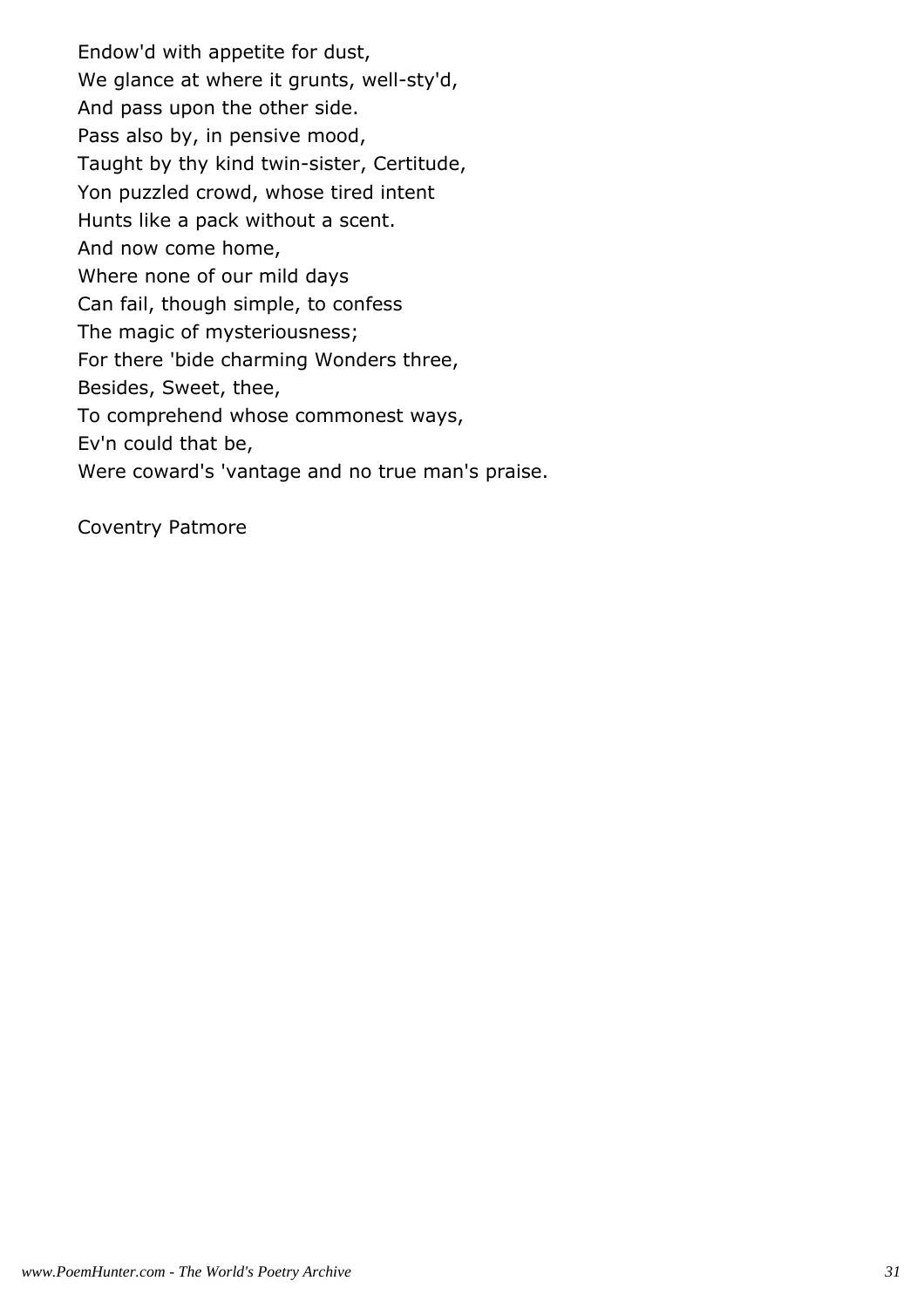Endow'd with appetite for dust,
We glance at where it grunts, well-sty'd,
And pass upon the other side.
Pass also by, in pensive mood,
Taught by thy kind twin-sister, Certitude,
Yon puzzled crowd, whose tired intent
Hunts like a pack without a scent.
And now come home,
Where none of our mild days
Can fail, though simple, to confess
The magic of mysteriousness;
For there 'bide charming Wonders three,
Besides, Sweet, thee,
To comprehend whose commonest ways,
Ev'n could that be,
Were coward's 'vantage and no true man's praise.

Coventry Patmore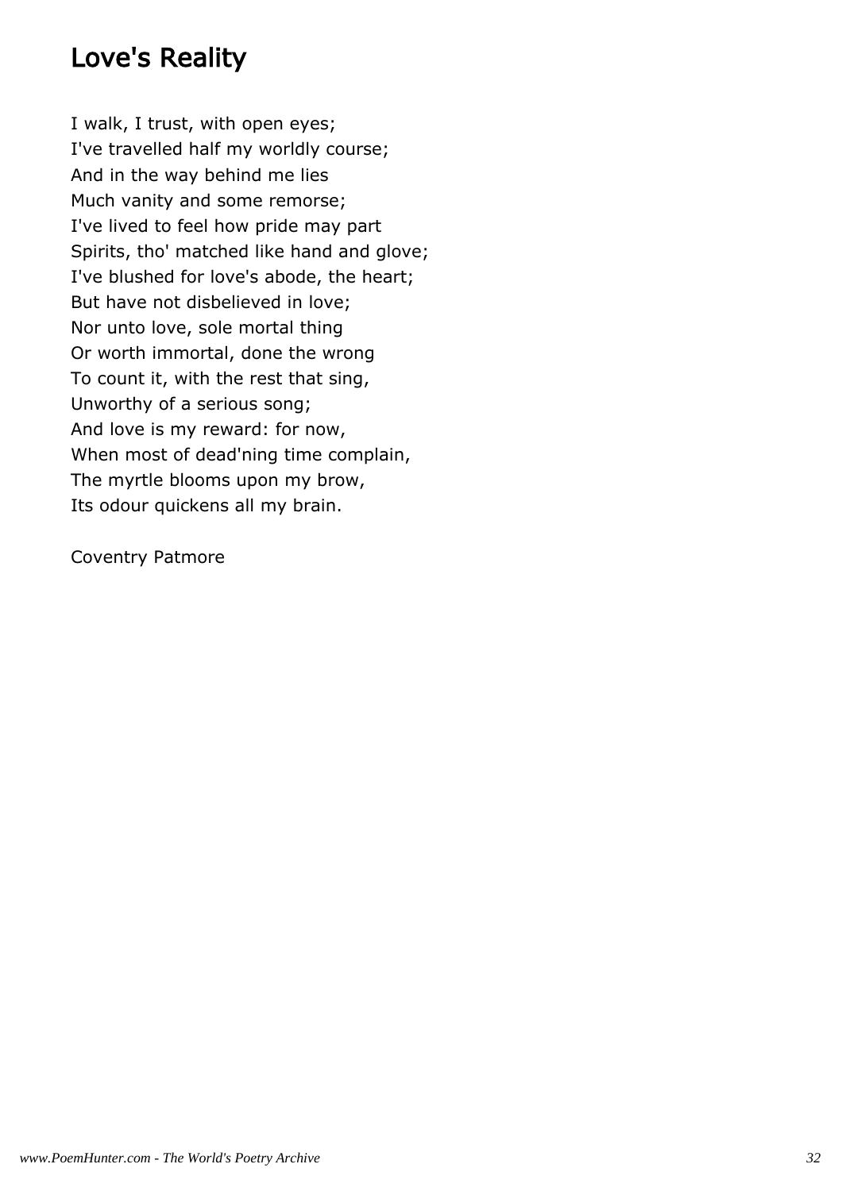# Love's Reality

I walk, I trust, with open eyes;
I've travelled half my worldly course;
And in the way behind me lies
Much vanity and some remorse;
I've lived to feel how pride may part
Spirits, tho' matched like hand and glove;
I've blushed for love's abode, the heart;
But have not disbelieved in love;
Nor unto love, sole mortal thing
Or worth immortal, done the wrong
To count it, with the rest that sing,
Unworthy of a serious song;
And love is my reward: for now,
When most of dead'ning time complain,
The myrtle blooms upon my brow,
Its odour quickens all my brain.

Coventry Patmore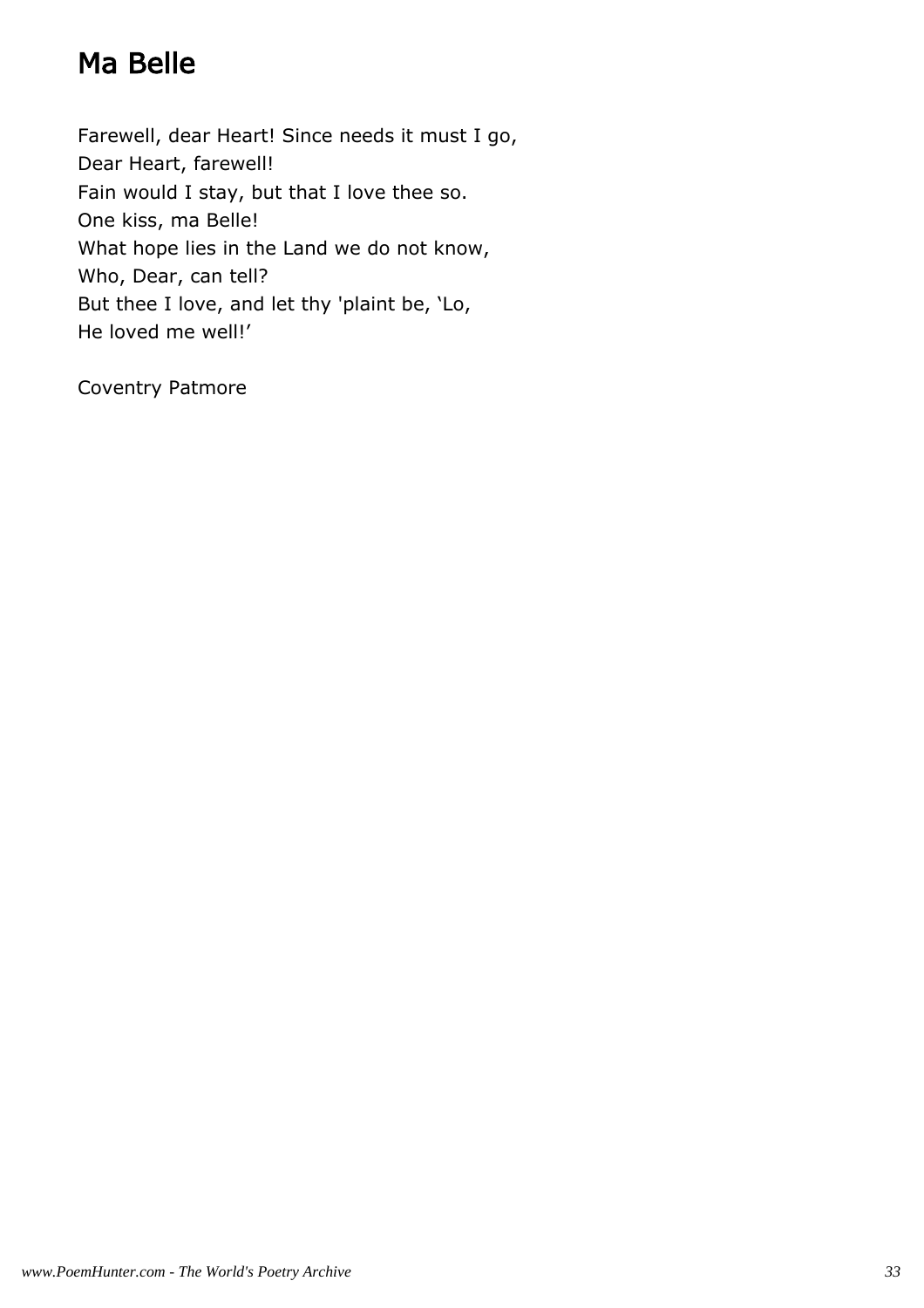# Ma Belle

Farewell, dear Heart! Since needs it must I go,  
Dear Heart, farewell!  
Fain would I stay, but that I love thee so.  
One kiss, ma Belle!  
What hope lies in the Land we do not know,  
Who, Dear, can tell?  
But thee I love, and let thy 'plaint be, ‘Lo,  
He loved me well!’

Coventry Patmore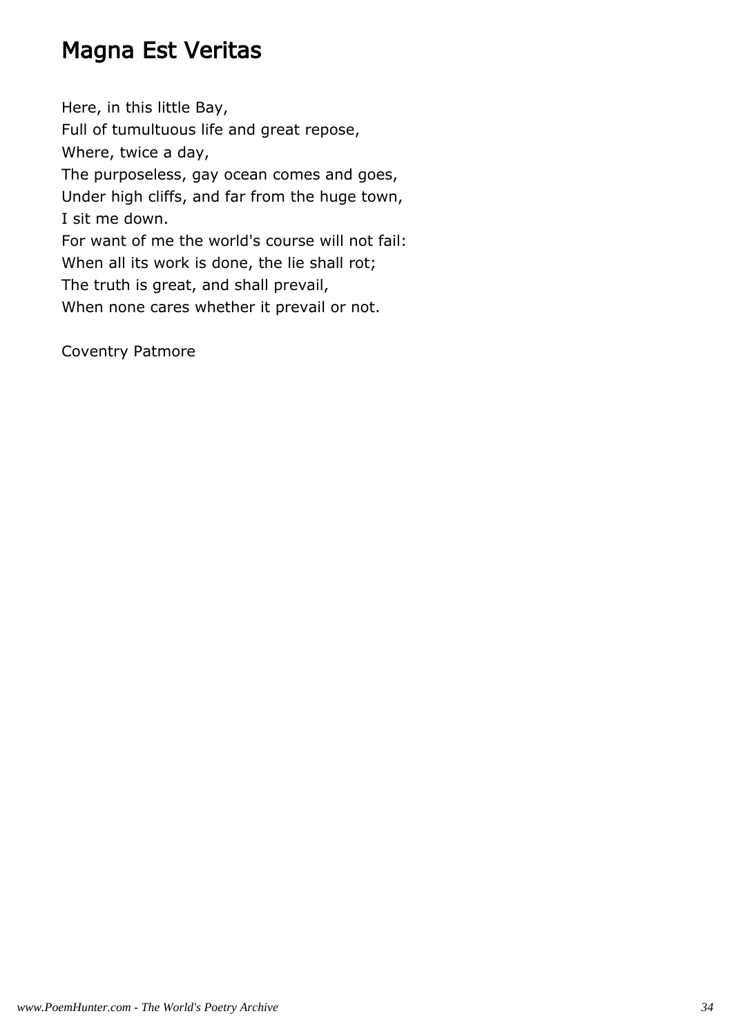# Magna Est Veritas

Here, in this little Bay,  
Full of tumultuous life and great repose,  
Where, twice a day,  
The purposeless, gay ocean comes and goes,  
Under high cliffs, and far from the huge town,  
I sit me down.  
For want of me the world's course will not fail:  
When all its work is done, the lie shall rot;  
The truth is great, and shall prevail,  
When none cares whether it prevail or not.

Coventry Patmore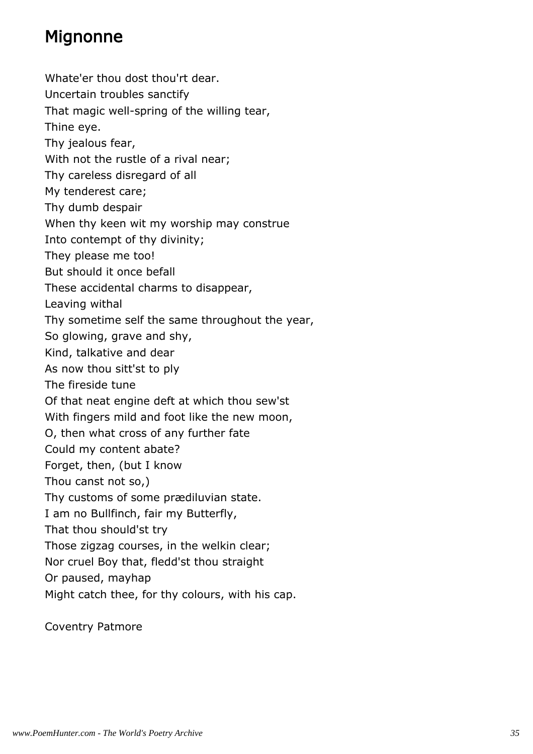## Mignonne

Whate'er thou dost thou'rt dear.
Uncertain troubles sanctify
That magic well-spring of the willing tear,
Thine eye.
Thy jealous fear,
With not the rustle of a rival near;
Thy careless disregard of all
My tenderest care;
Thy dumb despair
When thy keen wit my worship may construe
Into contempt of thy divinity;
They please me too!
But should it once befall
These accidental charms to disappear,
Leaving withal
Thy sometime self the same throughout the year,
So glowing, grave and shy,
Kind, talkative and dear
As now thou sitt'st to ply
The fireside tune
Of that neat engine deft at which thou sew'st
With fingers mild and foot like the new moon,
O, then what cross of any further fate
Could my content abate?
Forget, then, (but I know
Thou canst not so,)
Thy customs of some prædiluvian state.
I am no Bullfinch, fair my Butterfly,
That thou should'st try
Those zigzag courses, in the welkin clear;
Nor cruel Boy that, fledd'st thou straight
Or paused, mayhap
Might catch thee, for thy colours, with his cap.

Coventry Patmore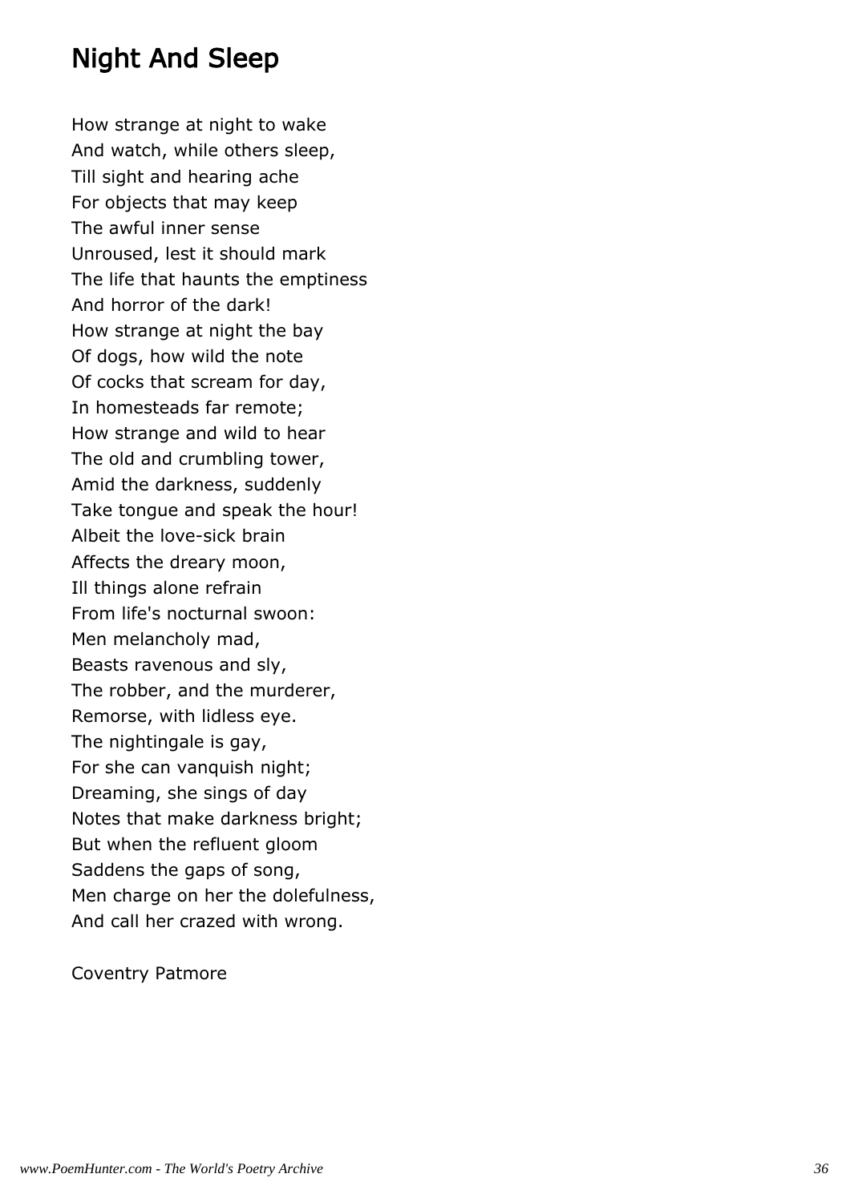## Night And Sleep

How strange at night to wake  
And watch, while others sleep,  
Till sight and hearing ache  
For objects that may keep  
The awful inner sense  
Unroused, lest it should mark  
The life that haunts the emptiness  
And horror of the dark!  
How strange at night the bay  
Of dogs, how wild the note  
Of cocks that scream for day,  
In homesteads far remote;  
How strange and wild to hear  
The old and crumbling tower,  
Amid the darkness, suddenly  
Take tongue and speak the hour!  
Albeit the love-sick brain  
Affects the dreary moon,  
Ill things alone refrain  
From life's nocturnal swoon:  
Men melancholy mad,  
Beasts ravenous and sly,  
The robber, and the murderer,  
Remorse, with lidless eye.  
The nightingale is gay,  
For she can vanquish night;  
Dreaming, she sings of day  
Notes that make darkness bright;  
But when the refluent gloom  
Saddens the gaps of song,  
Men charge on her the dolefulness,  
And call her crazed with wrong.

Coventry Patmore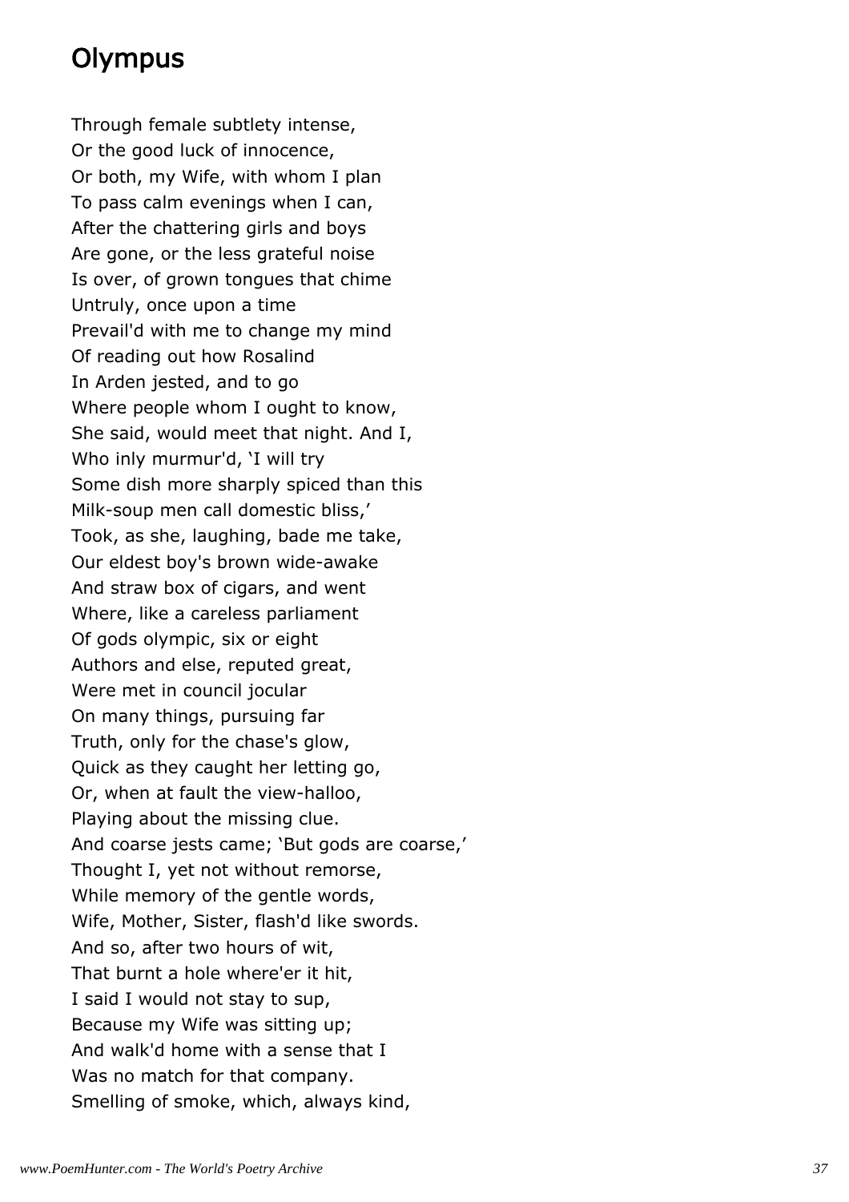## Olympus

Through female subtlety intense,  
Or the good luck of innocence,  
Or both, my Wife, with whom I plan  
To pass calm evenings when I can,  
After the chattering girls and boys  
Are gone, or the less grateful noise  
Is over, of grown tongues that chime  
Untruly, once upon a time  
Prevail'd with me to change my mind  
Of reading out how Rosalind  
In Arden jested, and to go  
Where people whom I ought to know,  
She said, would meet that night. And I,  
Who inly murmur'd, 'I will try  
Some dish more sharply spiced than this  
Milk-soup men call domestic bliss,'  
Took, as she, laughing, bade me take,  
Our eldest boy's brown wide-awake  
And straw box of cigars, and went  
Where, like a careless parliament  
Of gods olympic, six or eight  
Authors and else, reputed great,  
Were met in council jocular  
On many things, pursuing far  
Truth, only for the chase's glow,  
Quick as they caught her letting go,  
Or, when at fault the view-halloo,  
Playing about the missing clue.  
And coarse jests came; 'But gods are coarse,'  
Thought I, yet not without remorse,  
While memory of the gentle words,  
Wife, Mother, Sister, flash'd like swords.  
And so, after two hours of wit,  
That burnt a hole where'er it hit,  
I said I would not stay to sup,  
Because my Wife was sitting up;  
And walk'd home with a sense that I  
Was no match for that company.  
Smelling of smoke, which, always kind,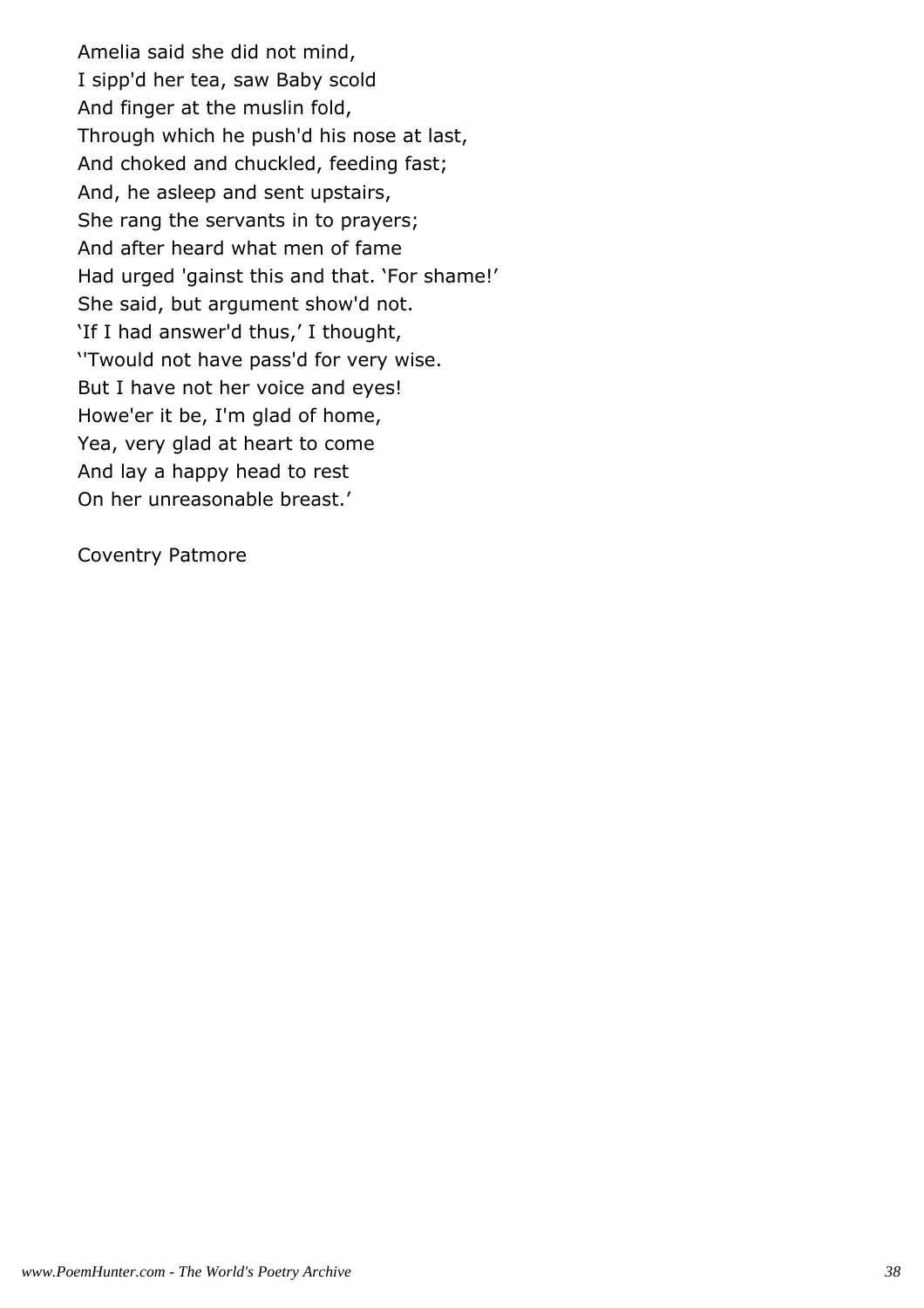Amelia said she did not mind,  
I sipp'd her tea, saw Baby scold  
And finger at the muslin fold,  
Through which he push'd his nose at last,  
And choked and chuckled, feeding fast;  
And, he asleep and sent upstairs,  
She rang the servants in to prayers;  
And after heard what men of fame  
Had urged 'gainst this and that. 'For shame!'  
She said, but argument show'd not.  
'If I had answer'd thus,' I thought,  
''Twould not have pass'd for very wise.  
But I have not her voice and eyes!  
Howe'er it be, I'm glad of home,  
Yea, very glad at heart to come  
And lay a happy head to rest  
On her unreasonable breast.'

Coventry Patmore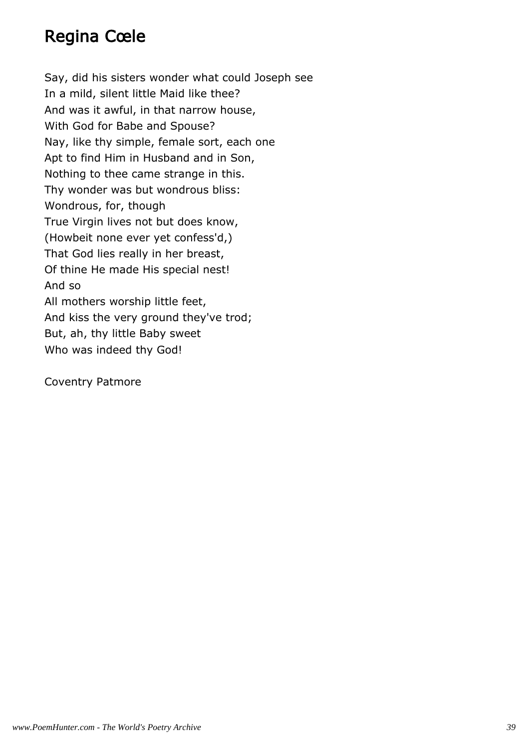## Regina Cœle

Say, did his sisters wonder what could Joseph see
In a mild, silent little Maid like thee?
And was it awful, in that narrow house,
With God for Babe and Spouse?
Nay, like thy simple, female sort, each one
Apt to find Him in Husband and in Son,
Nothing to thee came strange in this.
Thy wonder was but wondrous bliss:
Wondrous, for, though
True Virgin lives not but does know,
(Howbeit none ever yet confess'd,)
That God lies really in her breast,
Of thine He made His special nest!
And so
All mothers worship little feet,
And kiss the very ground they've trod;
But, ah, thy little Baby sweet
Who was indeed thy God!

Coventry Patmore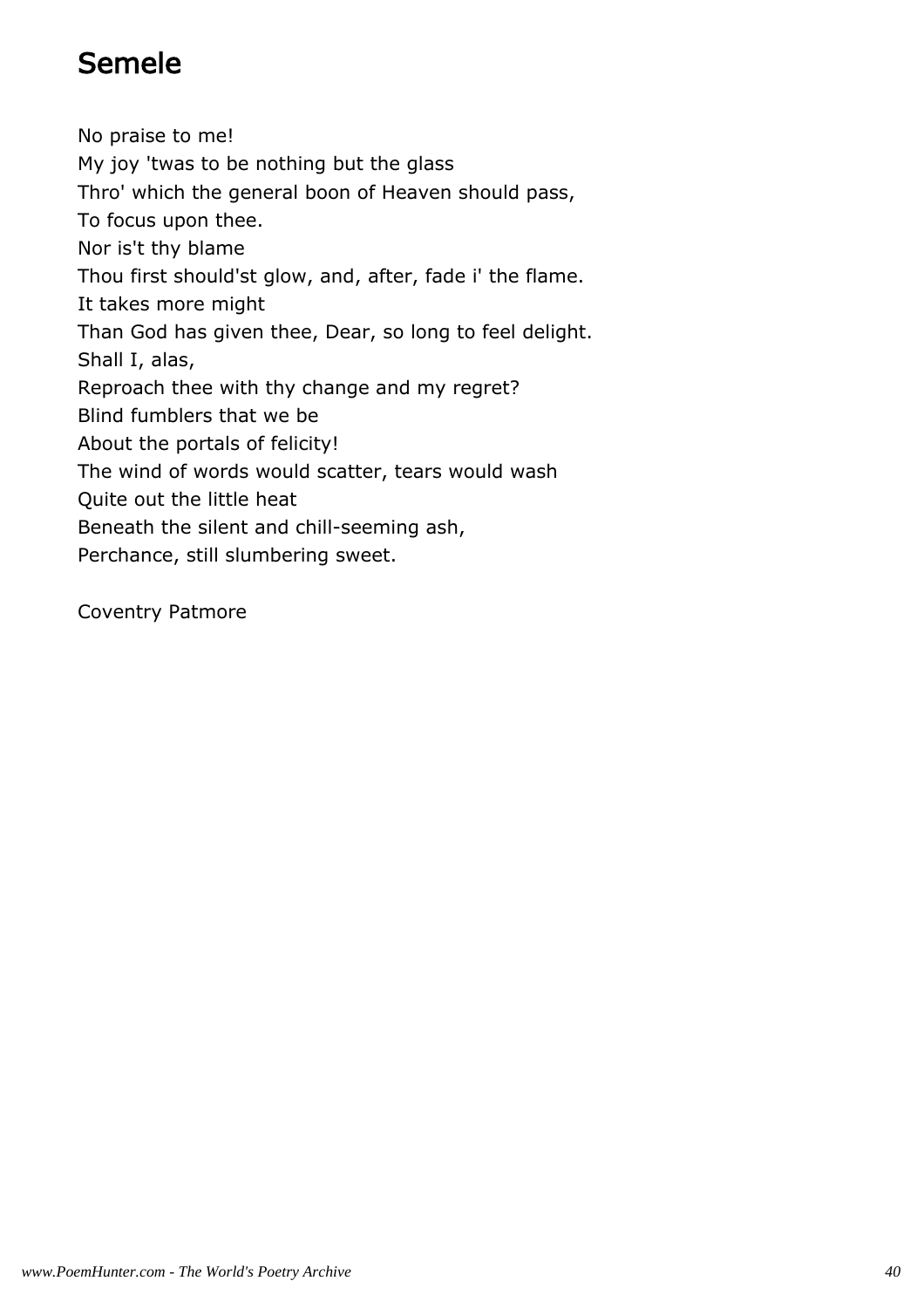## Semele

No praise to me!  
My joy 'twas to be nothing but the glass  
Thro' which the general boon of Heaven should pass,  
To focus upon thee.  
Nor is't thy blame  
Thou first should'st glow, and, after, fade i' the flame.  
It takes more might  
Than God has given thee, Dear, so long to feel delight.  
Shall I, alas,  
Reproach thee with thy change and my regret?  
Blind fumblers that we be  
About the portals of felicity!  
The wind of words would scatter, tears would wash  
Quite out the little heat  
Beneath the silent and chill-seeming ash,  
Perchance, still slumbering sweet.

Coventry Patmore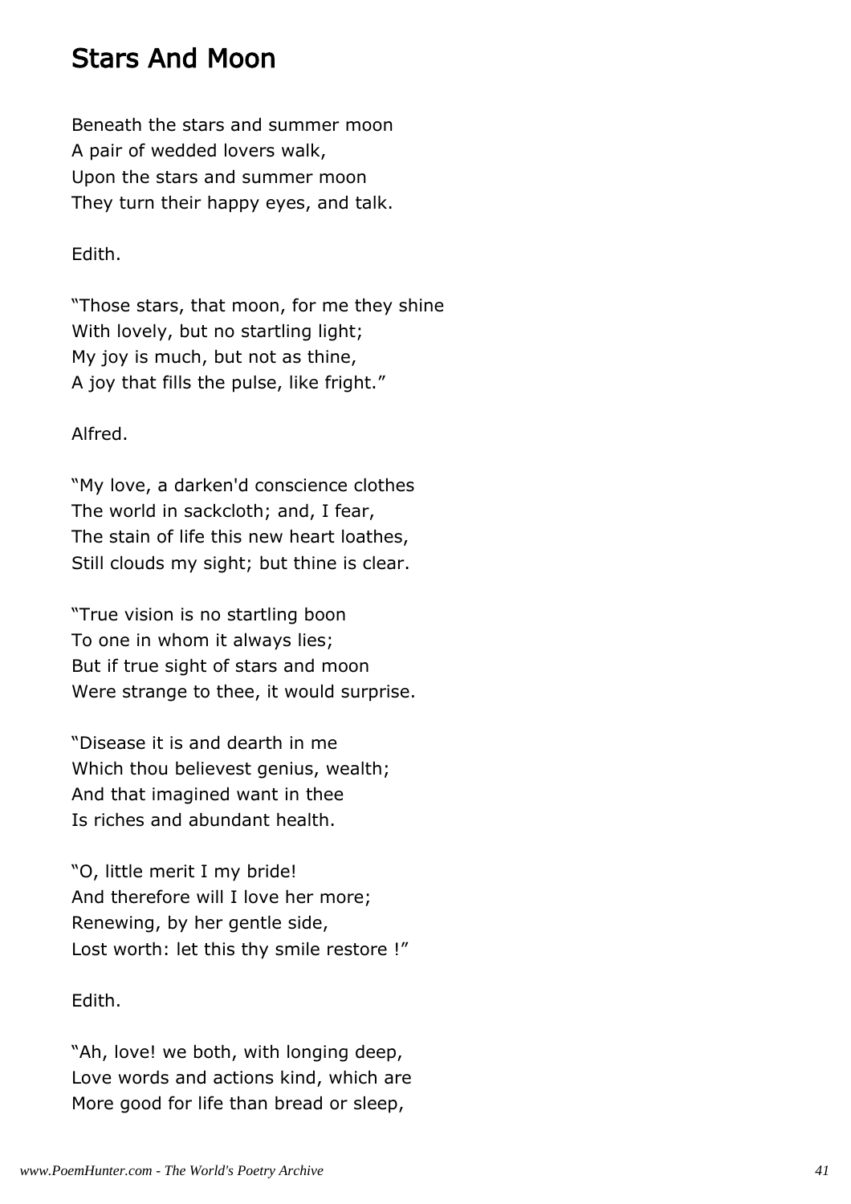## Stars And Moon

Beneath the stars and summer moon  
A pair of wedded lovers walk,  
Upon the stars and summer moon  
They turn their happy eyes, and talk.

Edith.

“Those stars, that moon, for me they shine  
With lovely, but no startling light;  
My joy is much, but not as thine,  
A joy that fills the pulse, like fright.”

Alfred.

“My love, a darken'd conscience clothes  
The world in sackcloth; and, I fear,  
The stain of life this new heart loathes,  
Still clouds my sight; but thine is clear.

“True vision is no startling boon  
To one in whom it always lies;  
But if true sight of stars and moon  
Were strange to thee, it would surprise.

“Disease it is and dearth in me  
Which thou believest genius, wealth;  
And that imagined want in thee  
Is riches and abundant health.

“O, little merit I my bride!  
And therefore will I love her more;  
Renewing, by her gentle side,  
Lost worth: let this thy smile restore !”

Edith.

“Ah, love! we both, with longing deep,  
Love words and actions kind, which are  
More good for life than bread or sleep,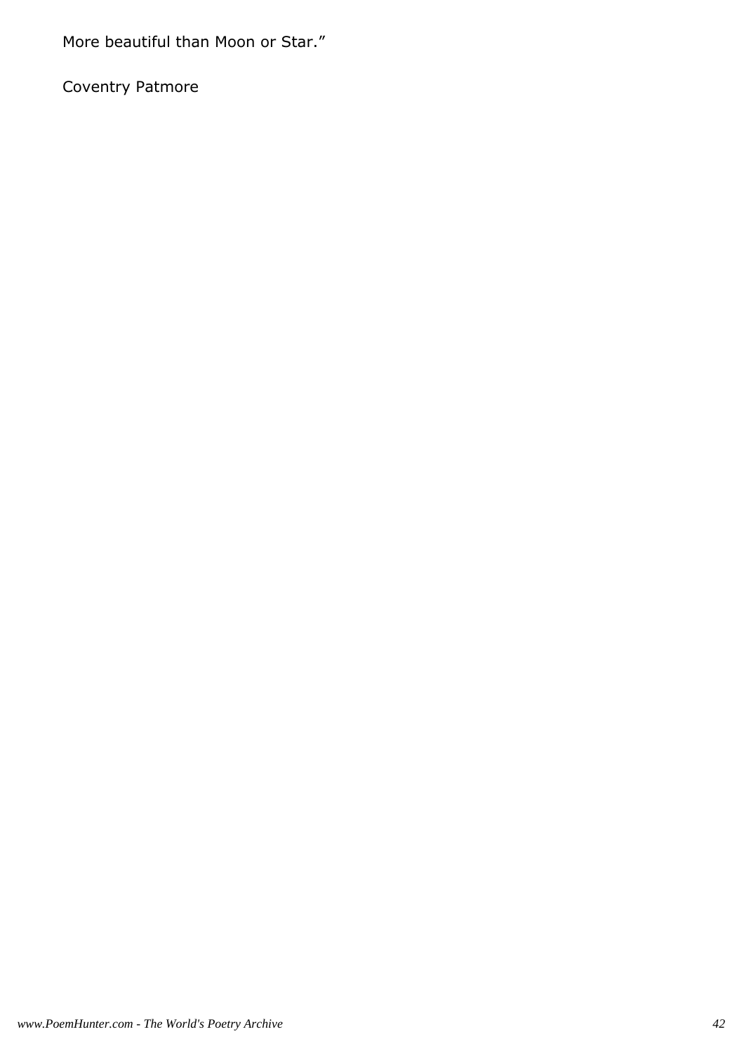More beautiful than Moon or Star.”

Coventry Patmore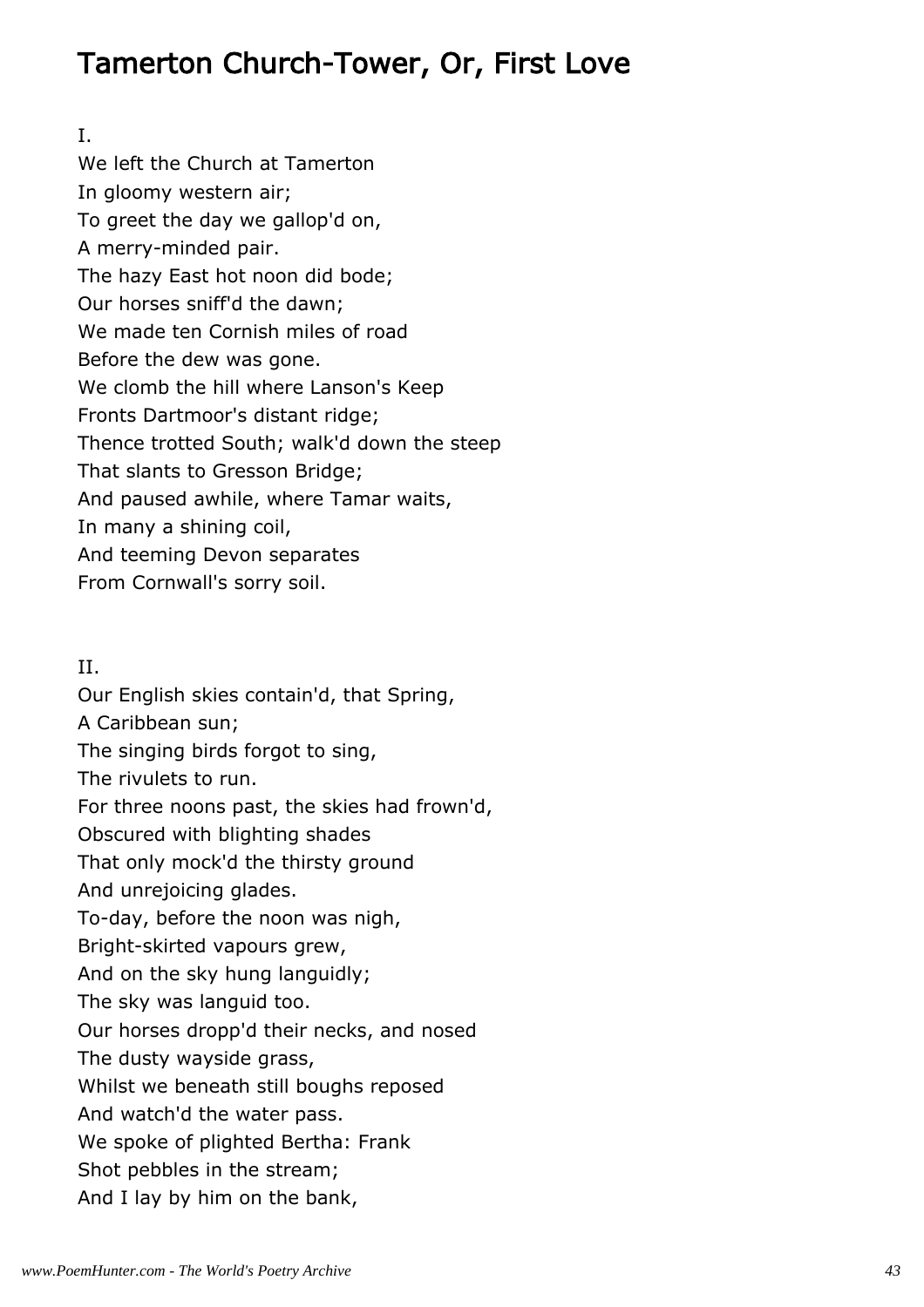# Tamerton Church-Tower, Or, First Love

I.

We left the Church at Tamerton  
In gloomy western air;  
To greet the day we gallop'd on,  
A merry-minded pair.  
The hazy East hot noon did bode;  
Our horses sniff'd the dawn;  
We made ten Cornish miles of road  
Before the dew was gone.  
We clomb the hill where Lanson's Keep  
Fronts Dartmoor's distant ridge;  
Thence trotted South; walk'd down the steep  
That slants to Gresson Bridge;  
And paused awhile, where Tamar waits,  
In many a shining coil,  
And teeming Devon separates  
From Cornwall's sorry soil.

II.

Our English skies contain'd, that Spring,  
A Caribbean sun;  
The singing birds forgot to sing,  
The rivulets to run.  
For three noons past, the skies had frown'd,  
Obscured with blighting shades  
That only mock'd the thirsty ground  
And unrejoicing glades.  
To-day, before the noon was nigh,  
Bright-skirted vapours grew,  
And on the sky hung languidly;  
The sky was languid too.  
Our horses dropp'd their necks, and nosed  
The dusty wayside grass,  
Whilst we beneath still boughs reposed  
And watch'd the water pass.  
We spoke of plighted Bertha: Frank  
Shot pebbles in the stream;  
And I lay by him on the bank,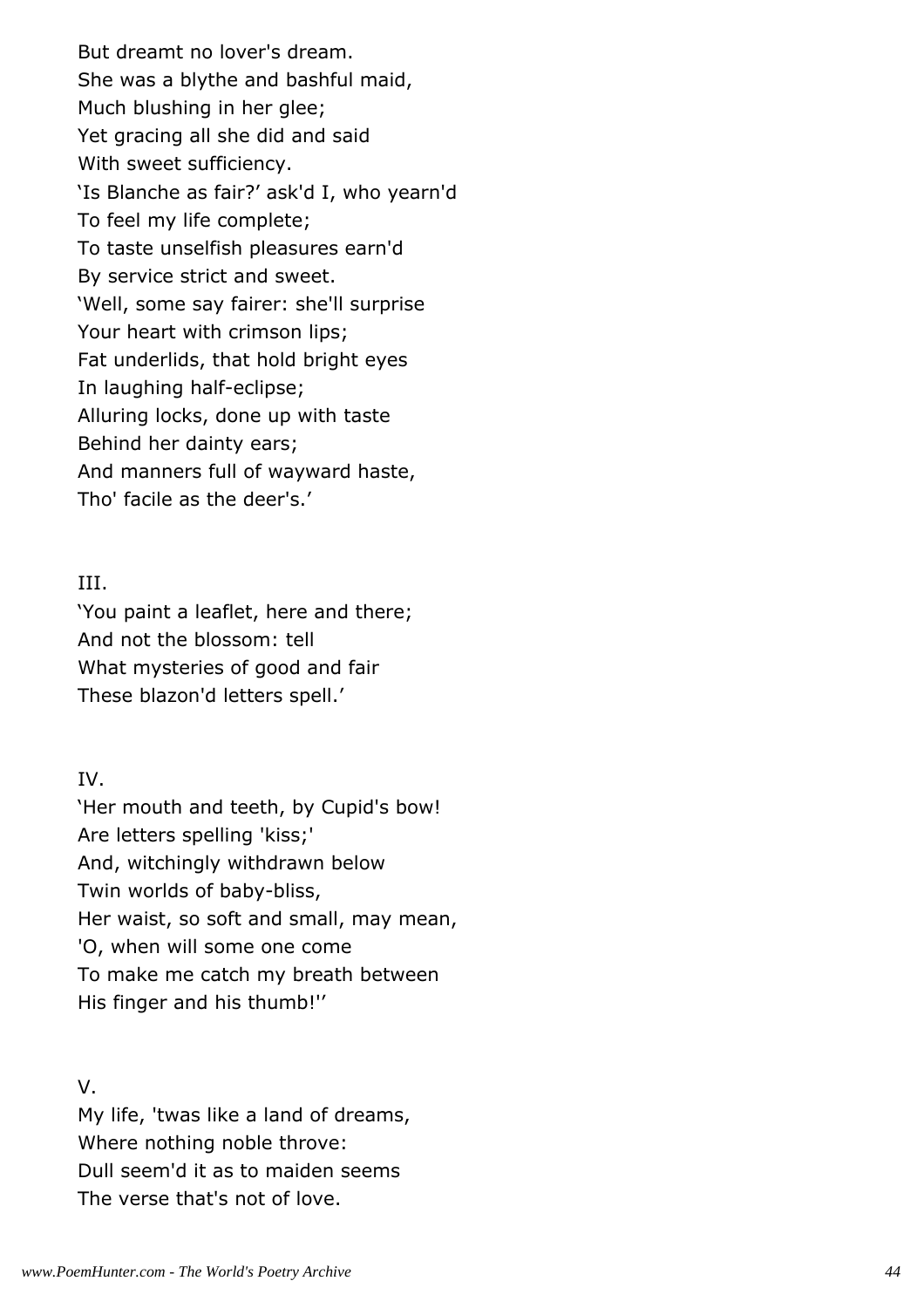But dreamt no lover's dream.  
She was a blythe and bashful maid,  
Much blushing in her glee;  
Yet gracing all she did and said  
With sweet sufficiency.  
'Is Blanche as fair?' ask'd I, who yearn'd  
To feel my life complete;  
To taste unselfish pleasures earn'd  
By service strict and sweet.  
'Well, some say fairer: she'll surprise  
Your heart with crimson lips;  
Fat underlids, that hold bright eyes  
In laughing half-eclipse;  
Alluring locks, done up with taste  
Behind her dainty ears;  
And manners full of wayward haste,  
Tho' facile as the deer's.'

III.  
'You paint a leaflet, here and there;  
And not the blossom: tell  
What mysteries of good and fair  
These blazon'd letters spell.'

IV.  
'Her mouth and teeth, by Cupid's bow!  
Are letters spelling 'kiss;'  
And, witchingly withdrawn below  
Twin worlds of baby-bliss,  
Her waist, so soft and small, may mean,  
'O, when will some one come  
To make me catch my breath between  
His finger and his thumb!''

V.  
My life, 'twas like a land of dreams,  
Where nothing noble throve:  
Dull seem'd it as to maiden seems  
The verse that's not of love.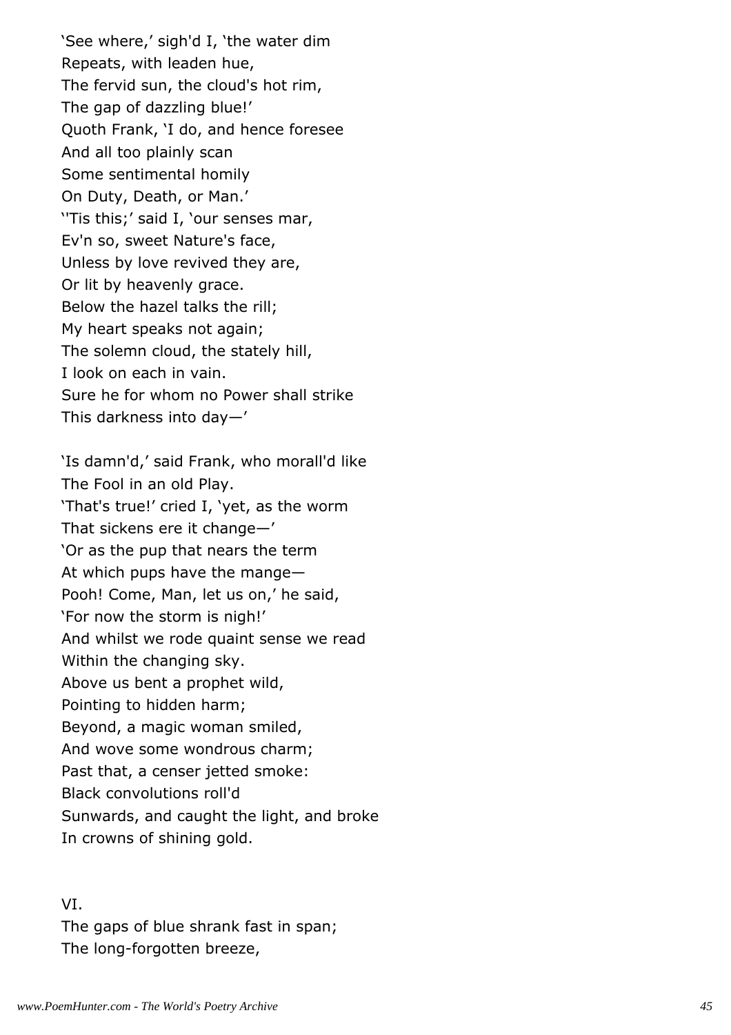'See where,' sigh'd I, 'the water dim
Repeats, with leaden hue,
The fervid sun, the cloud's hot rim,
The gap of dazzling blue!'
Quoth Frank, 'I do, and hence foresee
And all too plainly scan
Some sentimental homily
On Duty, Death, or Man.'
''Tis this;' said I, 'our senses mar,
Ev'n so, sweet Nature's face,
Unless by love revived they are,
Or lit by heavenly grace.
Below the hazel talks the rill;
My heart speaks not again;
The solemn cloud, the stately hill,
I look on each in vain.
Sure he for whom no Power shall strike
This darkness into day—'

'Is damn'd,' said Frank, who morall'd like
The Fool in an old Play.
'That's true!' cried I, 'yet, as the worm
That sickens ere it change—'
'Or as the pup that nears the term
At which pups have the mange—
Pooh! Come, Man, let us on,' he said,
'For now the storm is nigh!'
And whilst we rode quaint sense we read
Within the changing sky.
Above us bent a prophet wild,
Pointing to hidden harm;
Beyond, a magic woman smiled,
And wove some wondrous charm;
Past that, a censer jetted smoke:
Black convolutions roll'd
Sunwards, and caught the light, and broke
In crowns of shining gold.

VI.

The gaps of blue shrank fast in span;
The long-forgotten breeze,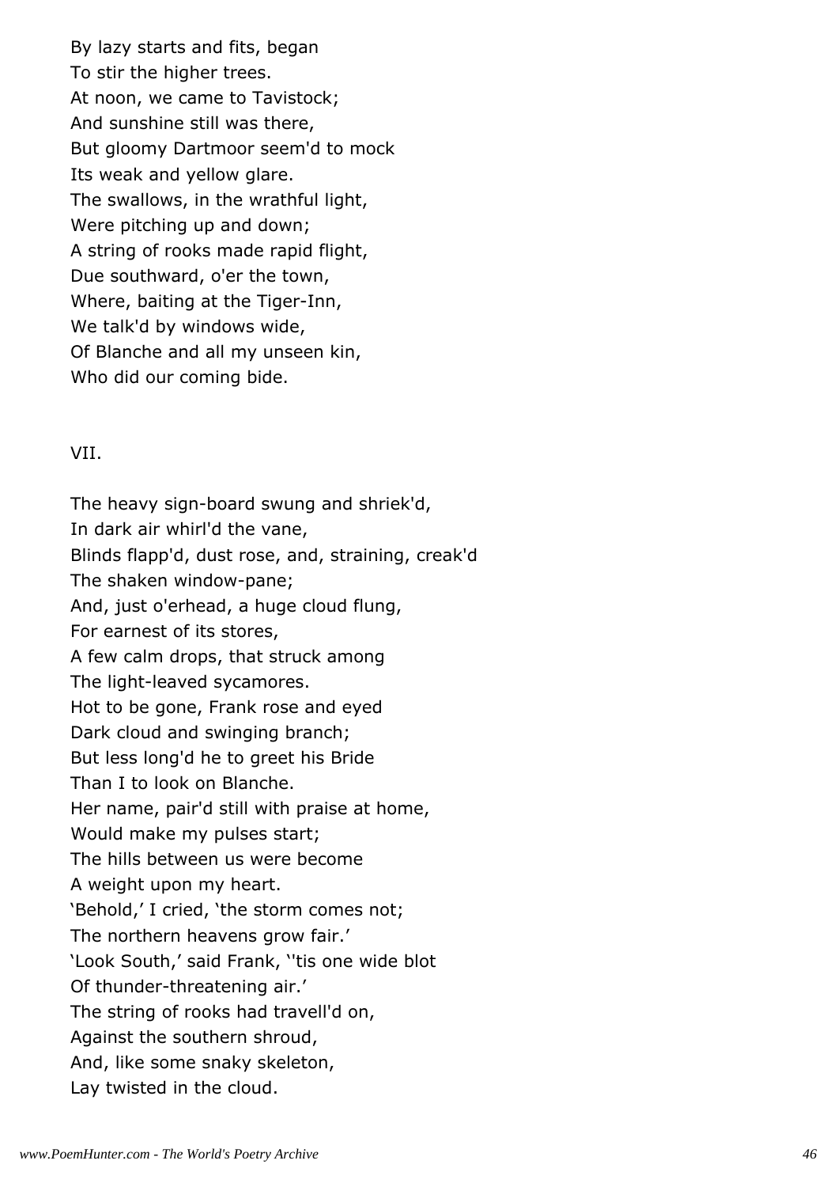By lazy starts and fits, began
To stir the higher trees.
At noon, we came to Tavistock;
And sunshine still was there,
But gloomy Dartmoor seem'd to mock
Its weak and yellow glare.
The swallows, in the wrathful light,
Were pitching up and down;
A string of rooks made rapid flight,
Due southward, o'er the town,
Where, baiting at the Tiger-Inn,
We talk'd by windows wide,
Of Blanche and all my unseen kin,
Who did our coming bide.

VII.

The heavy sign-board swung and shriek'd,
In dark air whirl'd the vane,
Blinds flapp'd, dust rose, and, straining, creak'd
The shaken window-pane;
And, just o'erhead, a huge cloud flung,
For earnest of its stores,
A few calm drops, that struck among
The light-leaved sycamores.
Hot to be gone, Frank rose and eyed
Dark cloud and swinging branch;
But less long'd he to greet his Bride
Than I to look on Blanche.
Her name, pair'd still with praise at home,
Would make my pulses start;
The hills between us were become
A weight upon my heart.
'Behold,' I cried, 'the storm comes not;
The northern heavens grow fair.'
'Look South,' said Frank, ''tis one wide blot
Of thunder-threatening air.'
The string of rooks had travell'd on,
Against the southern shroud,
And, like some snaky skeleton,
Lay twisted in the cloud.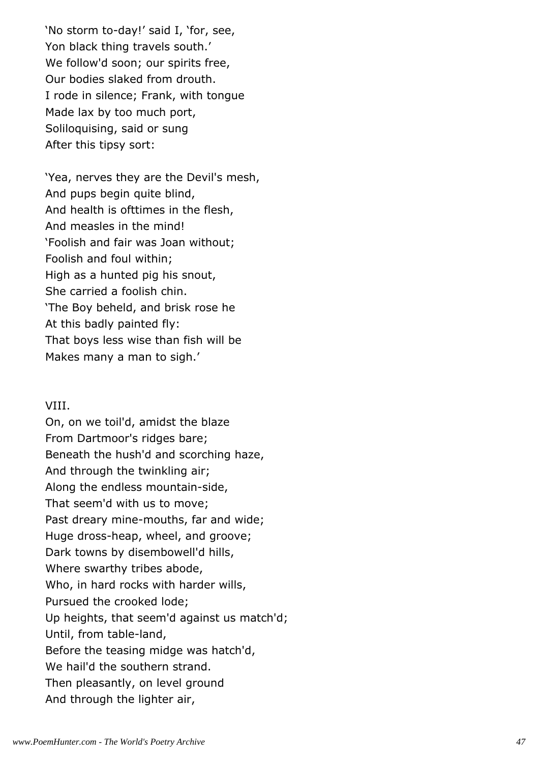'No storm to-day!' said I, 'for, see,  
Yon black thing travels south.'  
We follow'd soon; our spirits free,  
Our bodies slaked from drouth.  
I rode in silence; Frank, with tongue  
Made lax by too much port,  
Soliloquising, said or sung  
After this tipsy sort:

'Yea, nerves they are the Devil's mesh,  
And pups begin quite blind,  
And health is ofttimes in the flesh,  
And measles in the mind!  
'Foolish and fair was Joan without;  
Foolish and foul within;  
High as a hunted pig his snout,  
She carried a foolish chin.  
'The Boy beheld, and brisk rose he  
At this badly painted fly:  
That boys less wise than fish will be  
Makes many a man to sigh.'

VIII.

On, on we toil'd, amidst the blaze  
From Dartmoor's ridges bare;  
Beneath the hush'd and scorching haze,  
And through the twinkling air;  
Along the endless mountain-side,  
That seem'd with us to move;  
Past dreary mine-mouths, far and wide;  
Huge dross-heap, wheel, and groove;  
Dark towns by disembowell'd hills,  
Where swarthy tribes abode,  
Who, in hard rocks with harder wills,  
Pursued the crooked lode;  
Up heights, that seem'd against us match'd;  
Until, from table-land,  
Before the teasing midge was hatch'd,  
We hail'd the southern strand.  
Then pleasantly, on level ground  
And through the lighter air,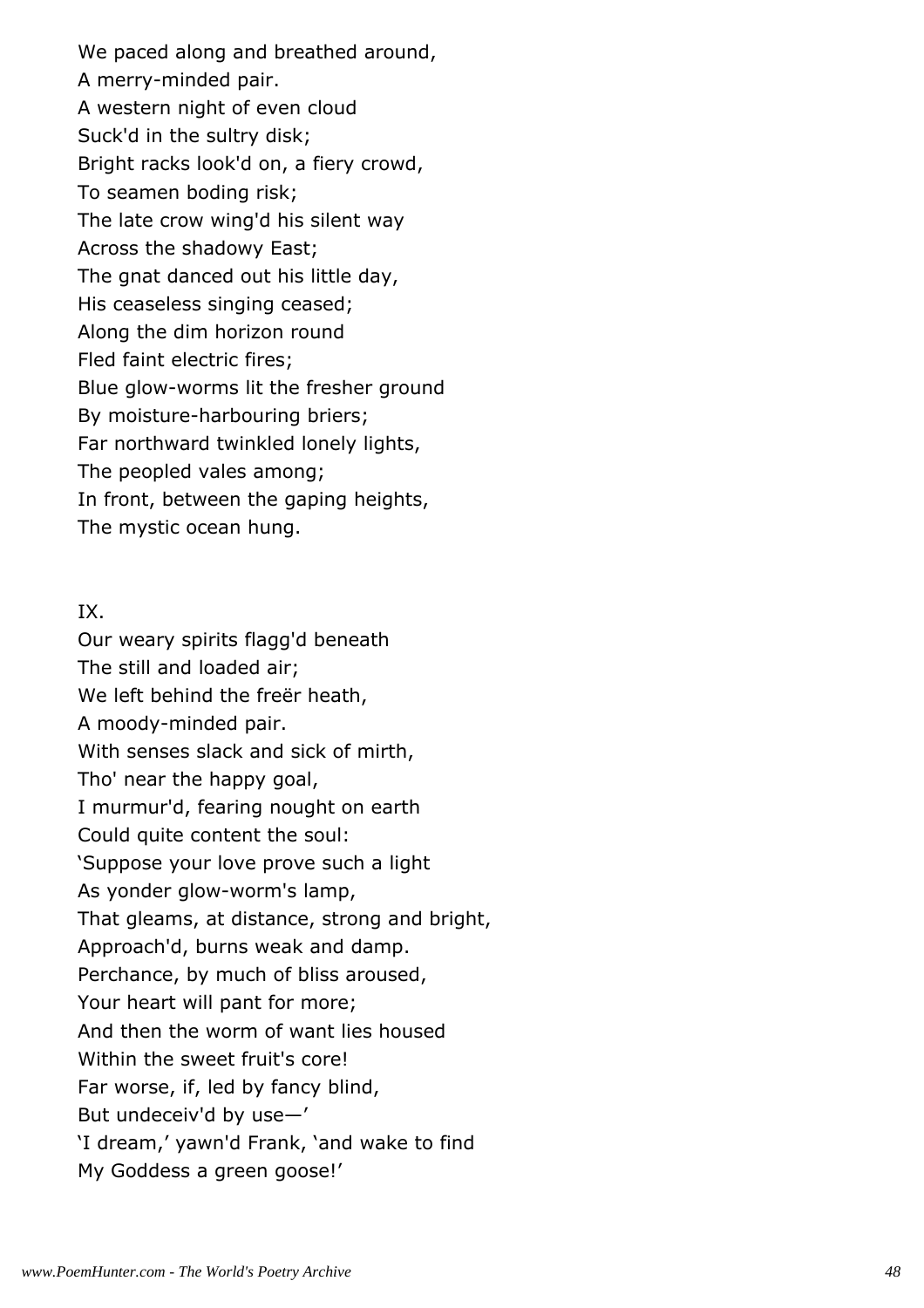We paced along and breathed around,
A merry-minded pair.
A western night of even cloud
Suck'd in the sultry disk;
Bright racks look'd on, a fiery crowd,
To seamen boding risk;
The late crow wing'd his silent way
Across the shadowy East;
The gnat danced out his little day,
His ceaseless singing ceased;
Along the dim horizon round
Fled faint electric fires;
Blue glow-worms lit the fresher ground
By moisture-harbouring briers;
Far northward twinkled lonely lights,
The peopled vales among;
In front, between the gaping heights,
The mystic ocean hung.

IX.

Our weary spirits flagg'd beneath
The still and loaded air;
We left behind the freër heath,
A moody-minded pair.
With senses slack and sick of mirth,
Tho' near the happy goal,
I murmur'd, fearing nought on earth
Could quite content the soul:
'Suppose your love prove such a light
As yonder glow-worm's lamp,
That gleams, at distance, strong and bright,
Approach'd, burns weak and damp.
Perchance, by much of bliss aroused,
Your heart will pant for more;
And then the worm of want lies housed
Within the sweet fruit's core!
Far worse, if, led by fancy blind,
But undeceiv'd by use—'
'I dream,' yawn'd Frank, 'and wake to find
My Goddess a green goose!'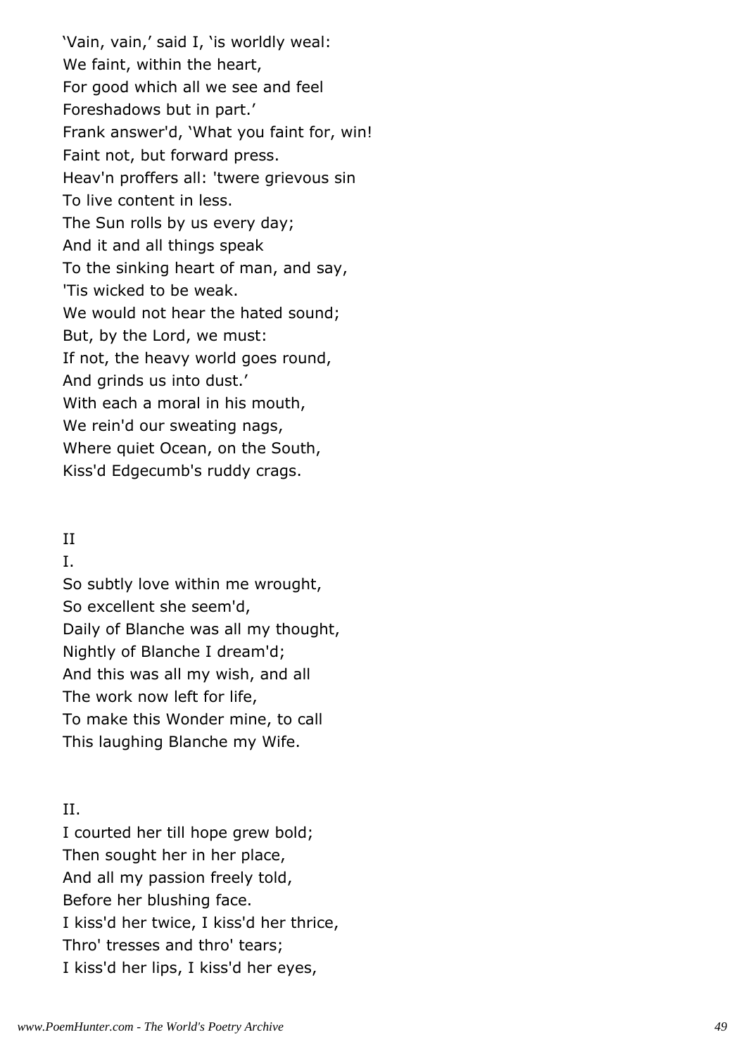'Vain, vain,' said I, 'is worldly weal:
We faint, within the heart,
For good which all we see and feel
Foreshadows but in part.'
Frank answer'd, 'What you faint for, win!
Faint not, but forward press.
Heav'n proffers all: 'twere grievous sin
To live content in less.
The Sun rolls by us every day;
And it and all things speak
To the sinking heart of man, and say,
'Tis wicked to be weak.
We would not hear the hated sound;
But, by the Lord, we must:
If not, the heavy world goes round,
And grinds us into dust.'
With each a moral in his mouth,
We rein'd our sweating nags,
Where quiet Ocean, on the South,
Kiss'd Edgecumb's ruddy crags.

II

I.

So subtly love within me wrought,
So excellent she seem'd,
Daily of Blanche was all my thought,
Nightly of Blanche I dream'd;
And this was all my wish, and all
The work now left for life,
To make this Wonder mine, to call
This laughing Blanche my Wife.

II.

I courted her till hope grew bold;
Then sought her in her place,
And all my passion freely told,
Before her blushing face.
I kiss'd her twice, I kiss'd her thrice,
Thro' tresses and thro' tears;
I kiss'd her lips, I kiss'd her eyes,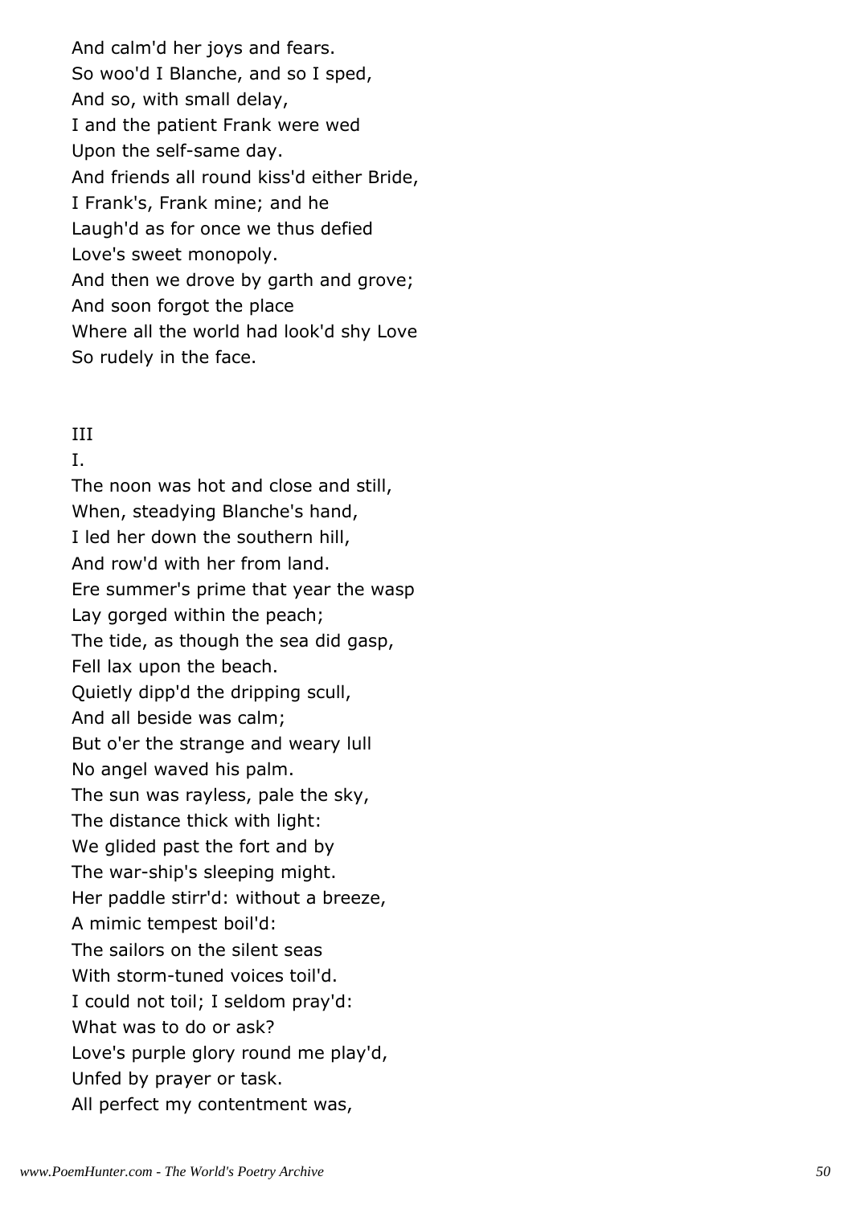And calm'd her joys and fears.
So woo'd I Blanche, and so I sped,
And so, with small delay,
I and the patient Frank were wed
Upon the self-same day.
And friends all round kiss'd either Bride,
I Frank's, Frank mine; and he
Laugh'd as for once we thus defied
Love's sweet monopoly.
And then we drove by garth and grove;
And soon forgot the place
Where all the world had look'd shy Love
So rudely in the face.

III

I.

The noon was hot and close and still,
When, steadying Blanche's hand,
I led her down the southern hill,
And row'd with her from land.
Ere summer's prime that year the wasp
Lay gorged within the peach;
The tide, as though the sea did gasp,
Fell lax upon the beach.
Quietly dipp'd the dripping scull,
And all beside was calm;
But o'er the strange and weary lull
No angel waved his palm.
The sun was rayless, pale the sky,
The distance thick with light:
We glided past the fort and by
The war-ship's sleeping might.
Her paddle stirr'd: without a breeze,
A mimic tempest boil'd:
The sailors on the silent seas
With storm-tuned voices toil'd.
I could not toil; I seldom pray'd:
What was to do or ask?
Love's purple glory round me play'd,
Unfed by prayer or task.
All perfect my contentment was,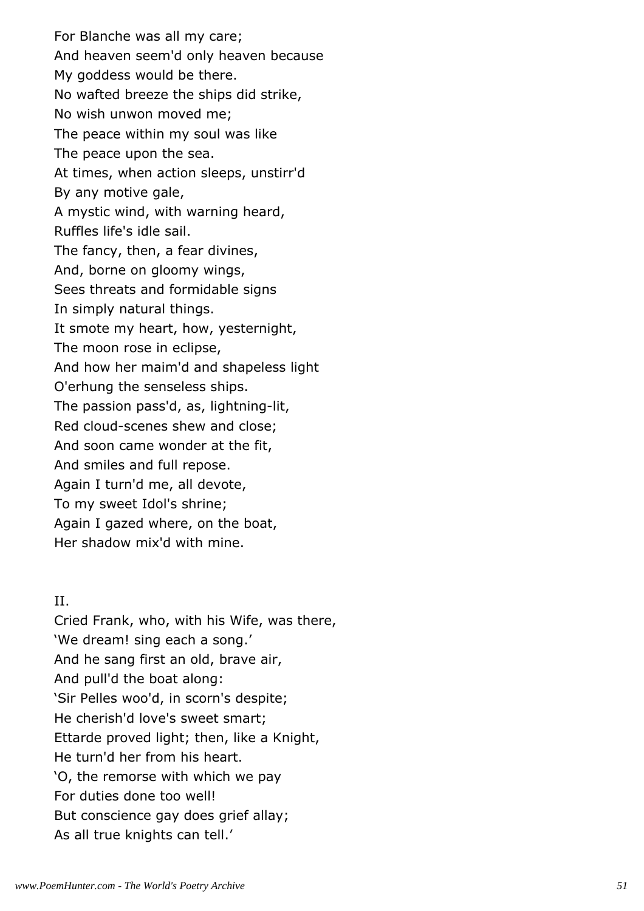For Blanche was all my care;
And heaven seem'd only heaven because
My goddess would be there.
No wafted breeze the ships did strike,
No wish unwon moved me;
The peace within my soul was like
The peace upon the sea.
At times, when action sleeps, unstirr'd
By any motive gale,
A mystic wind, with warning heard,
Ruffles life's idle sail.
The fancy, then, a fear divines,
And, borne on gloomy wings,
Sees threats and formidable signs
In simply natural things.
It smote my heart, how, yesternight,
The moon rose in eclipse,
And how her maim'd and shapeless light
O'erhung the senseless ships.
The passion pass'd, as, lightning-lit,
Red cloud-scenes shew and close;
And soon came wonder at the fit,
And smiles and full repose.
Again I turn'd me, all devote,
To my sweet Idol's shrine;
Again I gazed where, on the boat,
Her shadow mix'd with mine.

II.

Cried Frank, who, with his Wife, was there,
'We dream! sing each a song.'
And he sang first an old, brave air,
And pull'd the boat along:
'Sir Pelles woo'd, in scorn's despite;
He cherish'd love's sweet smart;
Ettarde proved light; then, like a Knight,
He turn'd her from his heart.
'O, the remorse with which we pay
For duties done too well!
But conscience gay does grief allay;
As all true knights can tell.'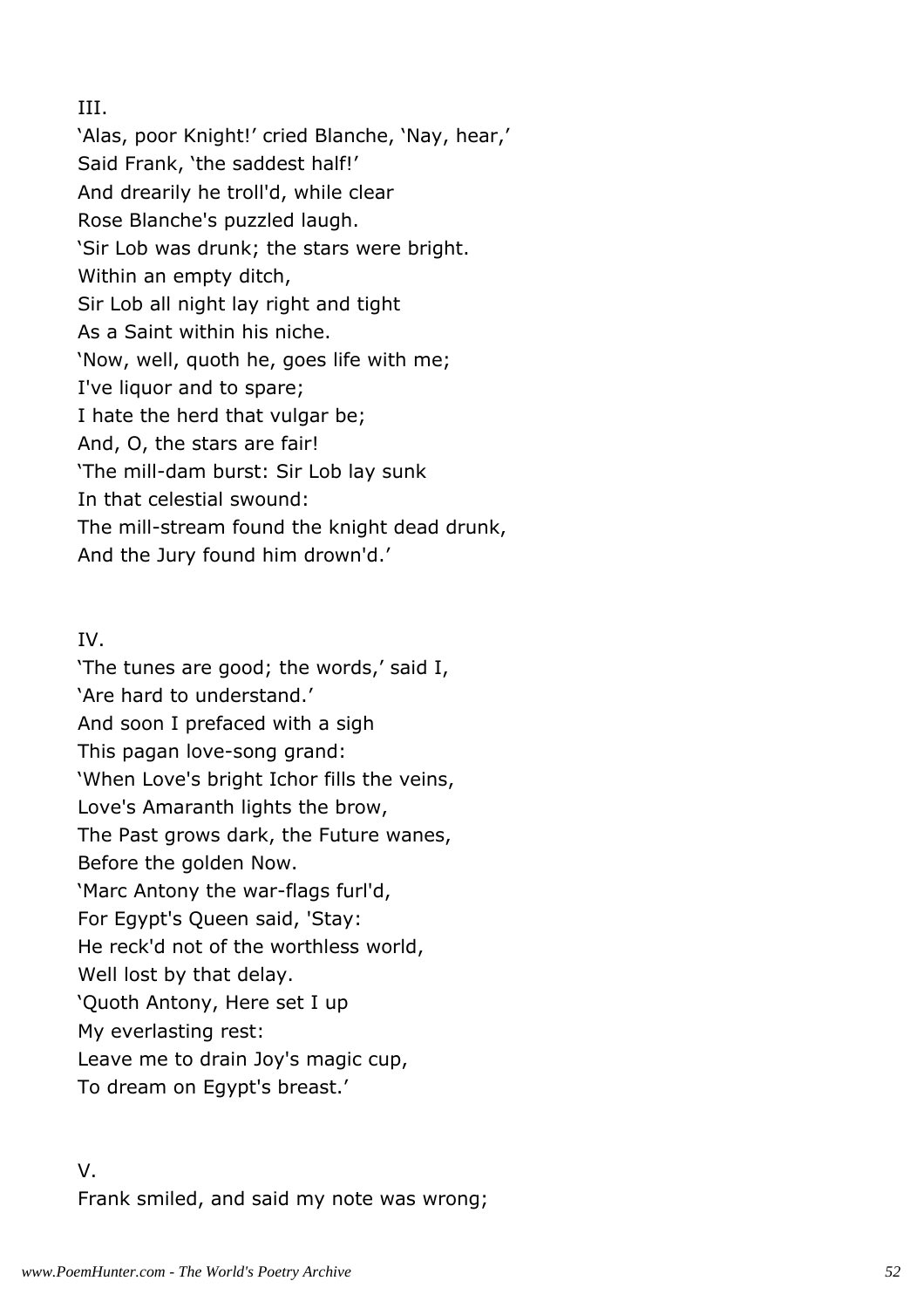III.

'Alas, poor Knight!' cried Blanche, 'Nay, hear,'
Said Frank, 'the saddest half!'
And drearily he troll'd, while clear
Rose Blanche's puzzled laugh.
'Sir Lob was drunk; the stars were bright.
Within an empty ditch,
Sir Lob all night lay right and tight
As a Saint within his niche.
'Now, well, quoth he, goes life with me;
I've liquor and to spare;
I hate the herd that vulgar be;
And, O, the stars are fair!
'The mill-dam burst: Sir Lob lay sunk
In that celestial swound:
The mill-stream found the knight dead drunk,
And the Jury found him drown'd.'

IV.

'The tunes are good; the words,' said I,
'Are hard to understand.'
And soon I prefaced with a sigh
This pagan love-song grand:
'When Love's bright Ichor fills the veins,
Love's Amaranth lights the brow,
The Past grows dark, the Future wanes,
Before the golden Now.
'Marc Antony the war-flags furl'd,
For Egypt's Queen said, 'Stay:
He reck'd not of the worthless world,
Well lost by that delay.
'Quoth Antony, Here set I up
My everlasting rest:
Leave me to drain Joy's magic cup,
To dream on Egypt's breast.'

V.

Frank smiled, and said my note was wrong;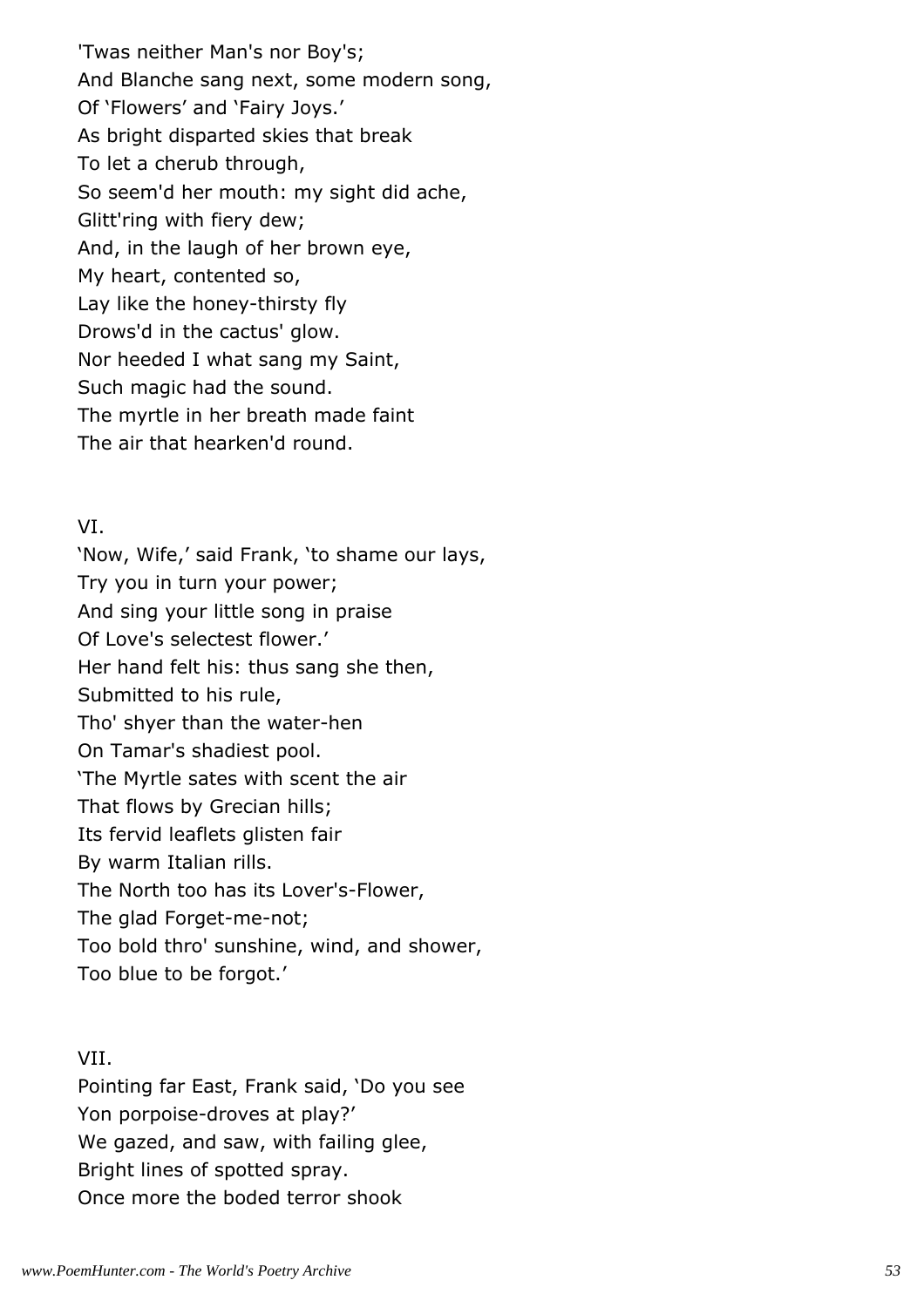'Twas neither Man's nor Boy's;
And Blanche sang next, some modern song,
Of 'Flowers' and 'Fairy Joys.'
As bright disparted skies that break
To let a cherub through,
So seem'd her mouth: my sight did ache,
Glitt'ring with fiery dew;
And, in the laugh of her brown eye,
My heart, contented so,
Lay like the honey-thirsty fly
Drows'd in the cactus' glow.
Nor heeded I what sang my Saint,
Such magic had the sound.
The myrtle in her breath made faint
The air that hearken'd round.

VI.

'Now, Wife,' said Frank, 'to shame our lays,
Try you in turn your power;
And sing your little song in praise
Of Love's selectest flower.'
Her hand felt his: thus sang she then,
Submitted to his rule,
Tho' shyer than the water-hen
On Tamar's shadiest pool.
'The Myrtle sates with scent the air
That flows by Grecian hills;
Its fervid leaflets glisten fair
By warm Italian rills.
The North too has its Lover's-Flower,
The glad Forget-me-not;
Too bold thro' sunshine, wind, and shower,
Too blue to be forgot.'

VII.

Pointing far East, Frank said, 'Do you see
Yon porpoise-droves at play?'
We gazed, and saw, with failing glee,
Bright lines of spotted spray.
Once more the boded terror shook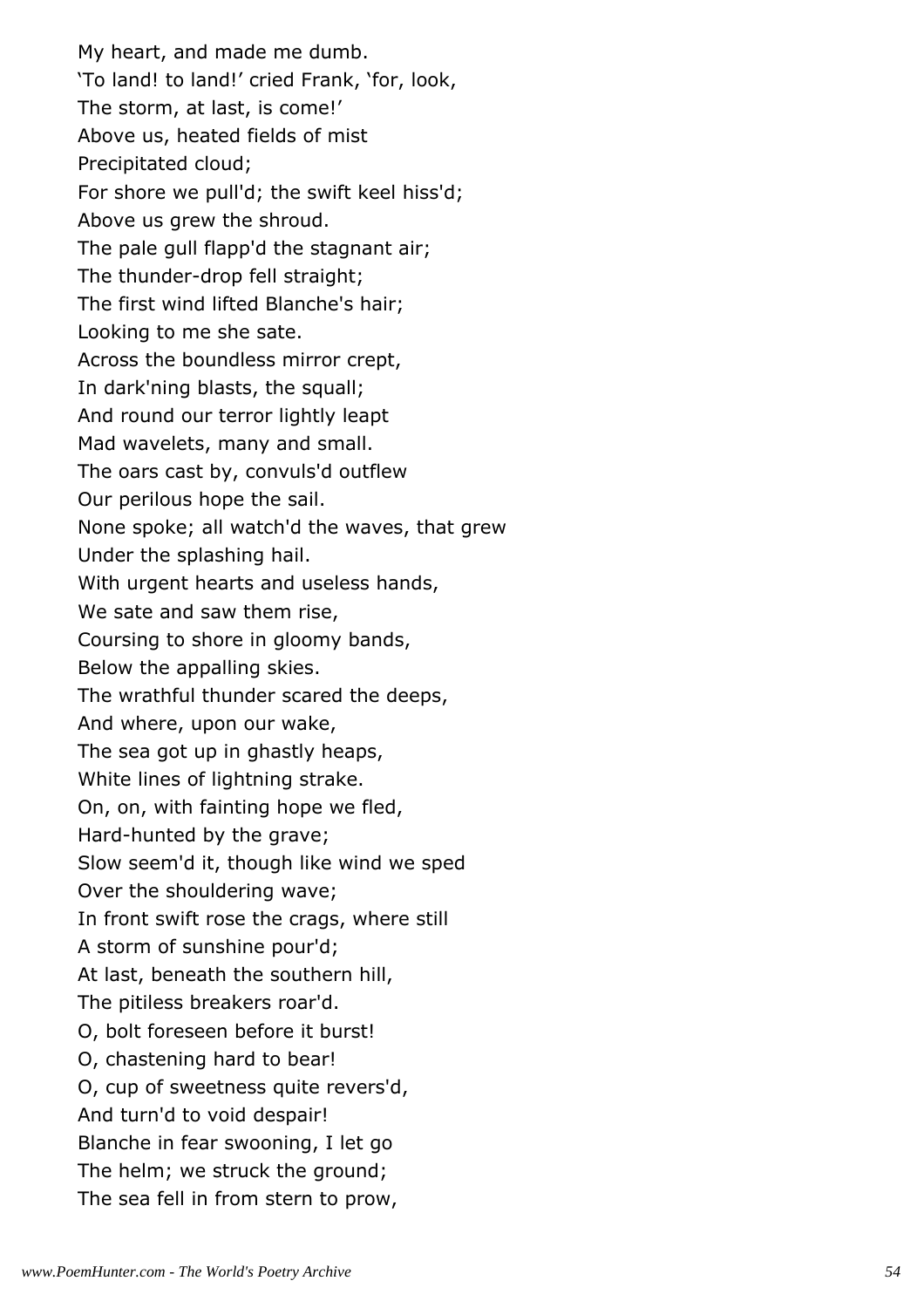My heart, and made me dumb.
'To land! to land!' cried Frank, 'for, look,
The storm, at last, is come!'
Above us, heated fields of mist
Precipitated cloud;
For shore we pull'd; the swift keel hiss'd;
Above us grew the shroud.
The pale gull flapp'd the stagnant air;
The thunder-drop fell straight;
The first wind lifted Blanche's hair;
Looking to me she sate.
Across the boundless mirror crept,
In dark'ning blasts, the squall;
And round our terror lightly leapt
Mad wavelets, many and small.
The oars cast by, convuls'd outflew
Our perilous hope the sail.
None spoke; all watch'd the waves, that grew
Under the splashing hail.
With urgent hearts and useless hands,
We sate and saw them rise,
Coursing to shore in gloomy bands,
Below the appalling skies.
The wrathful thunder scared the deeps,
And where, upon our wake,
The sea got up in ghastly heaps,
White lines of lightning strake.
On, on, with fainting hope we fled,
Hard-hunted by the grave;
Slow seem'd it, though like wind we sped
Over the shouldering wave;
In front swift rose the crags, where still
A storm of sunshine pour'd;
At last, beneath the southern hill,
The pitiless breakers roar'd.
O, bolt foreseen before it burst!
O, chastening hard to bear!
O, cup of sweetness quite revers'd,
And turn'd to void despair!
Blanche in fear swooning, I let go
The helm; we struck the ground;
The sea fell in from stern to prow,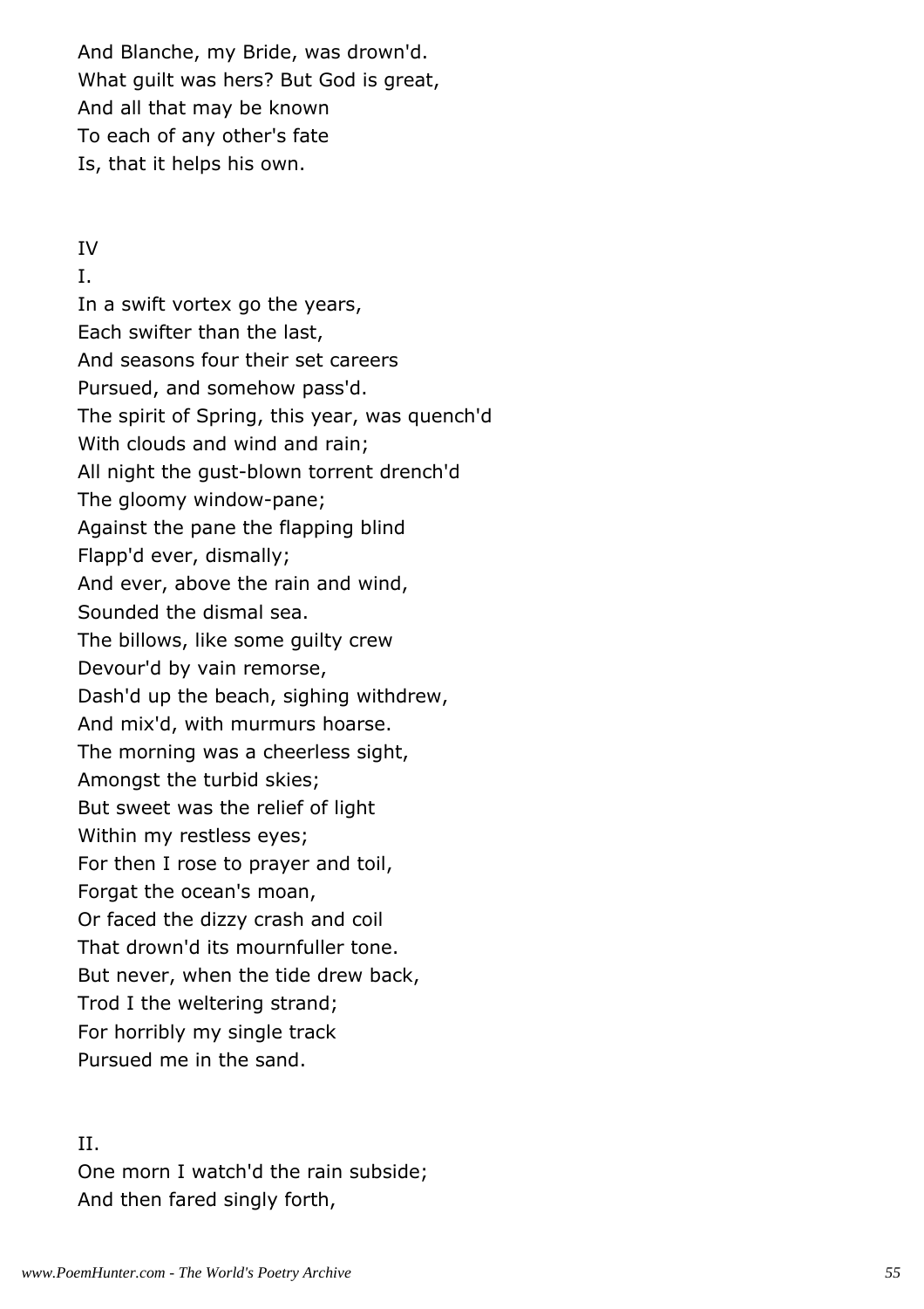And Blanche, my Bride, was drown'd.
What guilt was hers? But God is great,
And all that may be known
To each of any other's fate
Is, that it helps his own.

IV

I.

In a swift vortex go the years,
Each swifter than the last,
And seasons four their set careers
Pursued, and somehow pass'd.
The spirit of Spring, this year, was quench'd
With clouds and wind and rain;
All night the gust-blown torrent drench'd
The gloomy window-pane;
Against the pane the flapping blind
Flapp'd ever, dismally;
And ever, above the rain and wind,
Sounded the dismal sea.
The billows, like some guilty crew
Devour'd by vain remorse,
Dash'd up the beach, sighing withdrew,
And mix'd, with murmurs hoarse.
The morning was a cheerless sight,
Amongst the turbid skies;
But sweet was the relief of light
Within my restless eyes;
For then I rose to prayer and toil,
Forgat the ocean's moan,
Or faced the dizzy crash and coil
That drown'd its mournfuller tone.
But never, when the tide drew back,
Trod I the weltering strand;
For horribly my single track
Pursued me in the sand.

II.

One morn I watch'd the rain subside;
And then fared singly forth,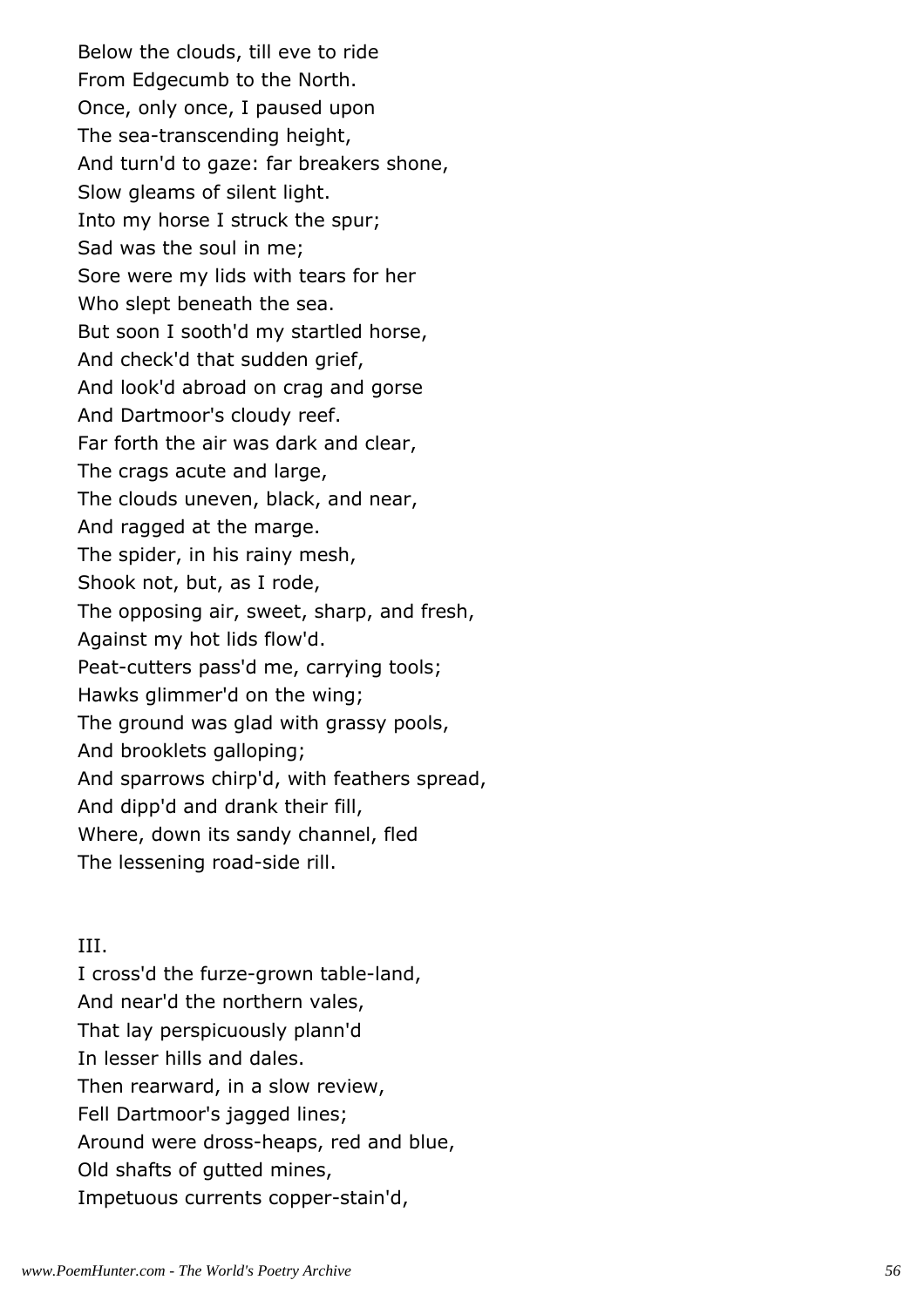Below the clouds, till eve to ride
From Edgecumb to the North.
Once, only once, I paused upon
The sea-transcending height,
And turn'd to gaze: far breakers shone,
Slow gleams of silent light.
Into my horse I struck the spur;
Sad was the soul in me;
Sore were my lids with tears for her
Who slept beneath the sea.
But soon I sooth'd my startled horse,
And check'd that sudden grief,
And look'd abroad on crag and gorse
And Dartmoor's cloudy reef.
Far forth the air was dark and clear,
The crags acute and large,
The clouds uneven, black, and near,
And ragged at the marge.
The spider, in his rainy mesh,
Shook not, but, as I rode,
The opposing air, sweet, sharp, and fresh,
Against my hot lids flow'd.
Peat-cutters pass'd me, carrying tools;
Hawks glimmer'd on the wing;
The ground was glad with grassy pools,
And brooklets galloping;
And sparrows chirp'd, with feathers spread,
And dipp'd and drank their fill,
Where, down its sandy channel, fled
The lessening road-side rill.

III.

I cross'd the furze-grown table-land,
And near'd the northern vales,
That lay perspicuously plann'd
In lesser hills and dales.
Then rearward, in a slow review,
Fell Dartmoor's jagged lines;
Around were dross-heaps, red and blue,
Old shafts of gutted mines,
Impetuous currents copper-stain'd,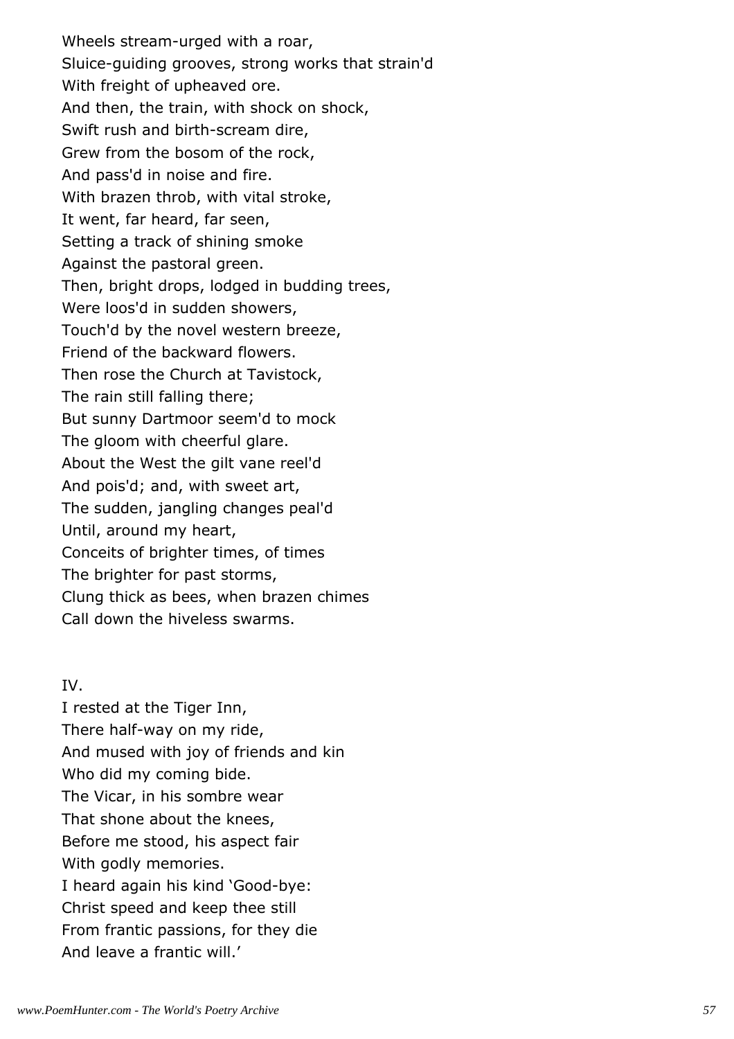Wheels stream-urged with a roar,
Sluice-guiding grooves, strong works that strain'd
With freight of upheaved ore.
And then, the train, with shock on shock,
Swift rush and birth-scream dire,
Grew from the bosom of the rock,
And pass'd in noise and fire.
With brazen throb, with vital stroke,
It went, far heard, far seen,
Setting a track of shining smoke
Against the pastoral green.
Then, bright drops, lodged in budding trees,
Were loos'd in sudden showers,
Touch'd by the novel western breeze,
Friend of the backward flowers.
Then rose the Church at Tavistock,
The rain still falling there;
But sunny Dartmoor seem'd to mock
The gloom with cheerful glare.
About the West the gilt vane reel'd
And pois'd; and, with sweet art,
The sudden, jangling changes peal'd
Until, around my heart,
Conceits of brighter times, of times
The brighter for past storms,
Clung thick as bees, when brazen chimes
Call down the hiveless swarms.

IV.

I rested at the Tiger Inn,
There half-way on my ride,
And mused with joy of friends and kin
Who did my coming bide.
The Vicar, in his sombre wear
That shone about the knees,
Before me stood, his aspect fair
With godly memories.
I heard again his kind 'Good-bye:
Christ speed and keep thee still
From frantic passions, for they die
And leave a frantic will.'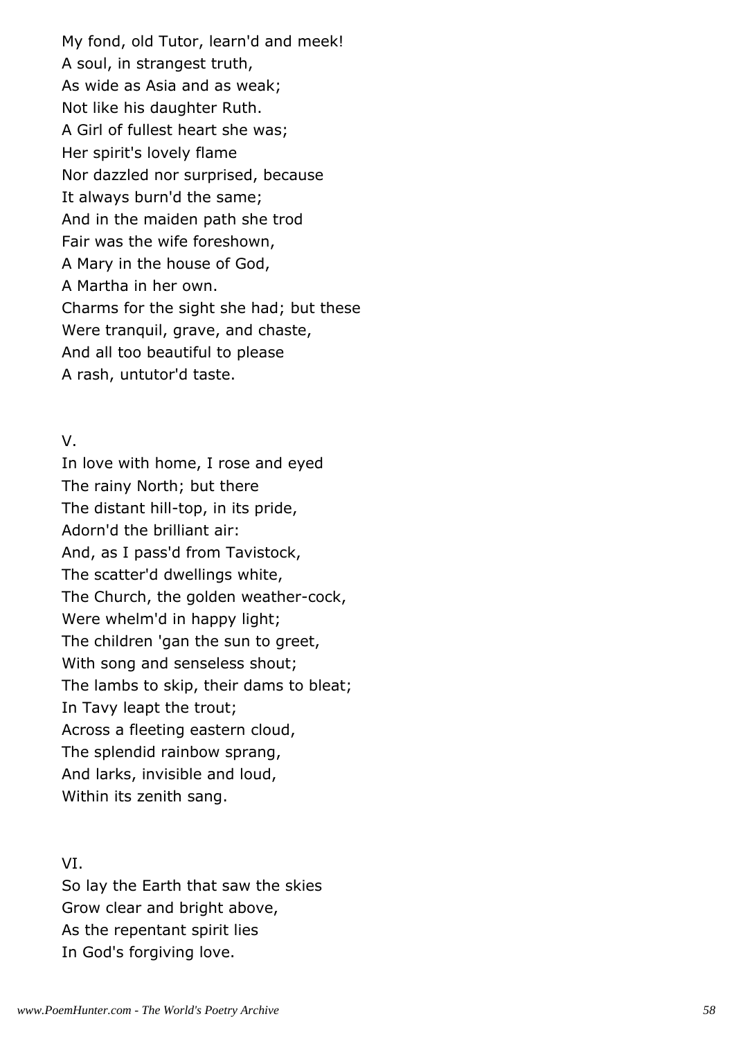My fond, old Tutor, learn'd and meek!
A soul, in strangest truth,
As wide as Asia and as weak;
Not like his daughter Ruth.
A Girl of fullest heart she was;
Her spirit's lovely flame
Nor dazzled nor surprised, because
It always burn'd the same;
And in the maiden path she trod
Fair was the wife foreshown,
A Mary in the house of God,
A Martha in her own.
Charms for the sight she had; but these
Were tranquil, grave, and chaste,
And all too beautiful to please
A rash, untutor'd taste.

V.

In love with home, I rose and eyed
The rainy North; but there
The distant hill-top, in its pride,
Adorn'd the brilliant air:
And, as I pass'd from Tavistock,
The scatter'd dwellings white,
The Church, the golden weather-cock,
Were whelm'd in happy light;
The children 'gan the sun to greet,
With song and senseless shout;
The lambs to skip, their dams to bleat;
In Tavy leapt the trout;
Across a fleeting eastern cloud,
The splendid rainbow sprang,
And larks, invisible and loud,
Within its zenith sang.

VI.

So lay the Earth that saw the skies
Grow clear and bright above,
As the repentant spirit lies
In God's forgiving love.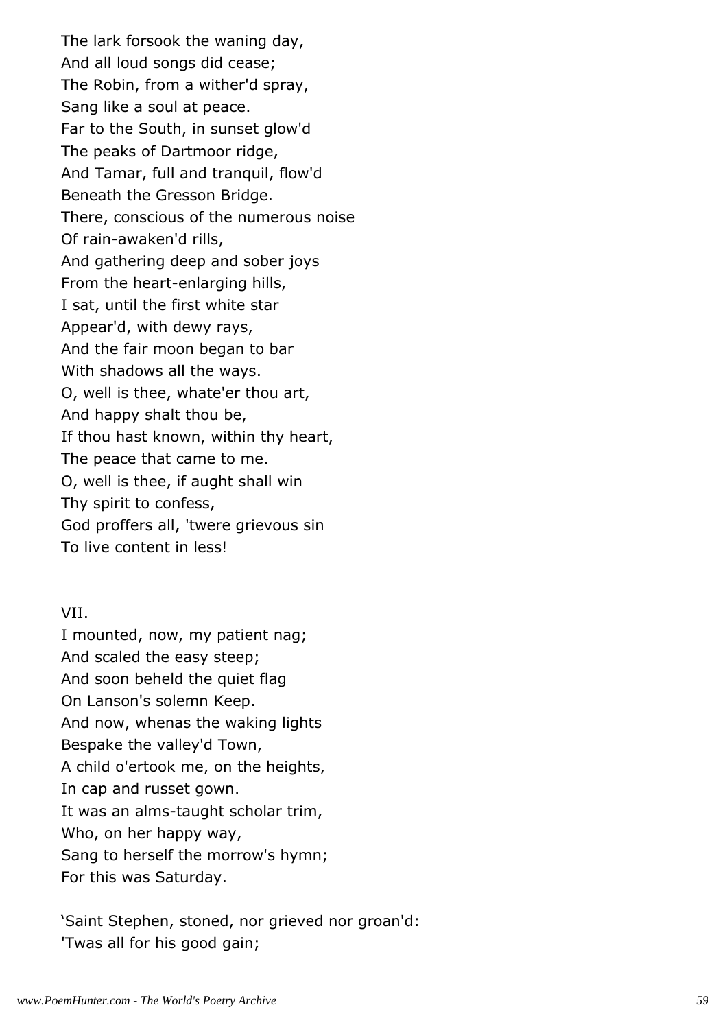The lark forsook the waning day,
And all loud songs did cease;
The Robin, from a wither'd spray,
Sang like a soul at peace.
Far to the South, in sunset glow'd
The peaks of Dartmoor ridge,
And Tamar, full and tranquil, flow'd
Beneath the Gresson Bridge.
There, conscious of the numerous noise
Of rain-awaken'd rills,
And gathering deep and sober joys
From the heart-enlarging hills,
I sat, until the first white star
Appear'd, with dewy rays,
And the fair moon began to bar
With shadows all the ways.
O, well is thee, whate'er thou art,
And happy shalt thou be,
If thou hast known, within thy heart,
The peace that came to me.
O, well is thee, if aught shall win
Thy spirit to confess,
God proffers all, 'twere grievous sin
To live content in less!

VII.

I mounted, now, my patient nag;
And scaled the easy steep;
And soon beheld the quiet flag
On Lanson's solemn Keep.
And now, whenas the waking lights
Bespake the valley'd Town,
A child o'ertook me, on the heights,
In cap and russet gown.
It was an alms-taught scholar trim,
Who, on her happy way,
Sang to herself the morrow's hymn;
For this was Saturday.

'Saint Stephen, stoned, nor grieved nor groan'd:
'Twas all for his good gain;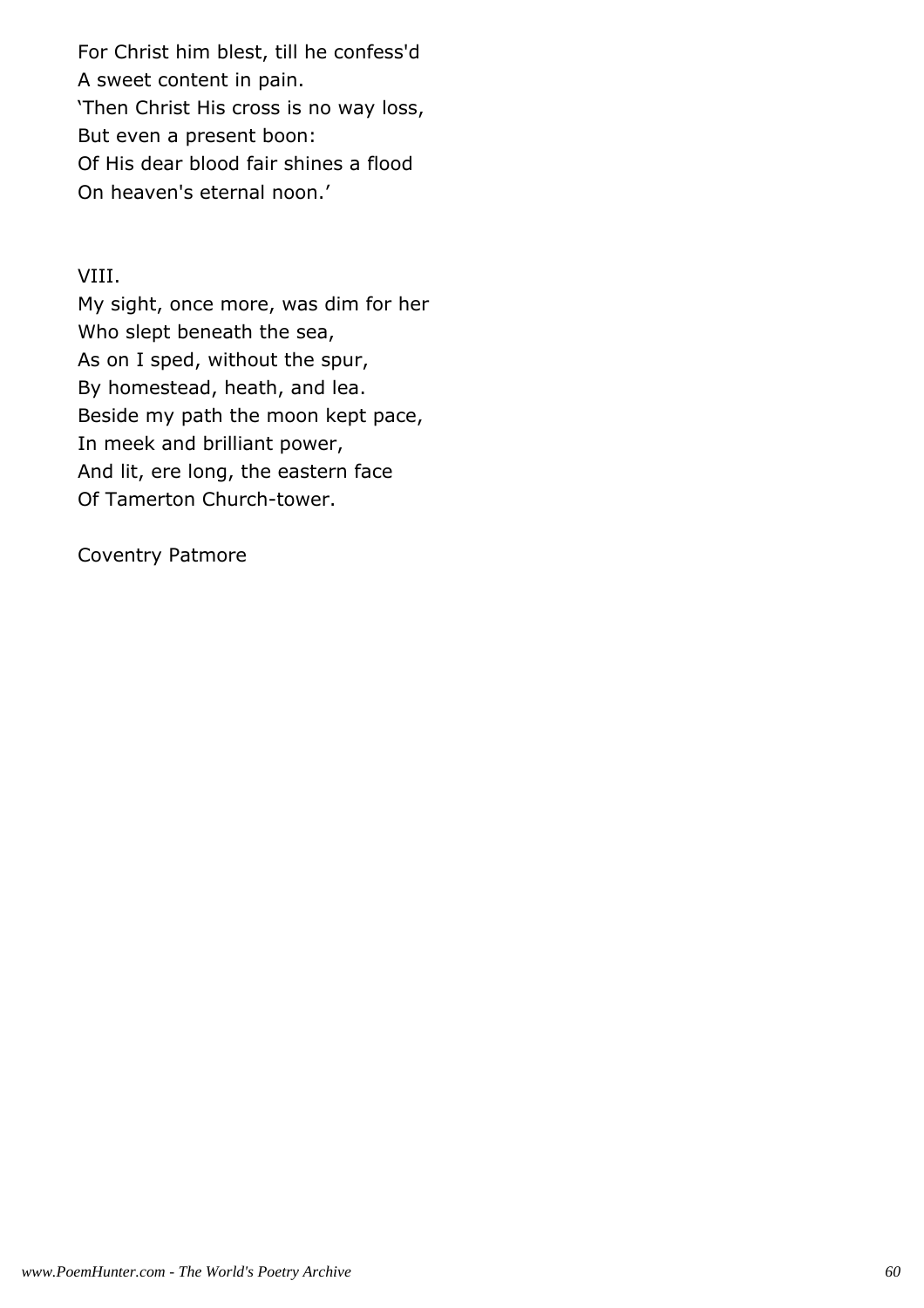For Christ him blest, till he confess'd
A sweet content in pain.
'Then Christ His cross is no way loss,
But even a present boon:
Of His dear blood fair shines a flood
On heaven's eternal noon.'

VIII.

My sight, once more, was dim for her
Who slept beneath the sea,
As on I sped, without the spur,
By homestead, heath, and lea.
Beside my path the moon kept pace,
In meek and brilliant power,
And lit, ere long, the eastern face
Of Tamerton Church-tower.

Coventry Patmore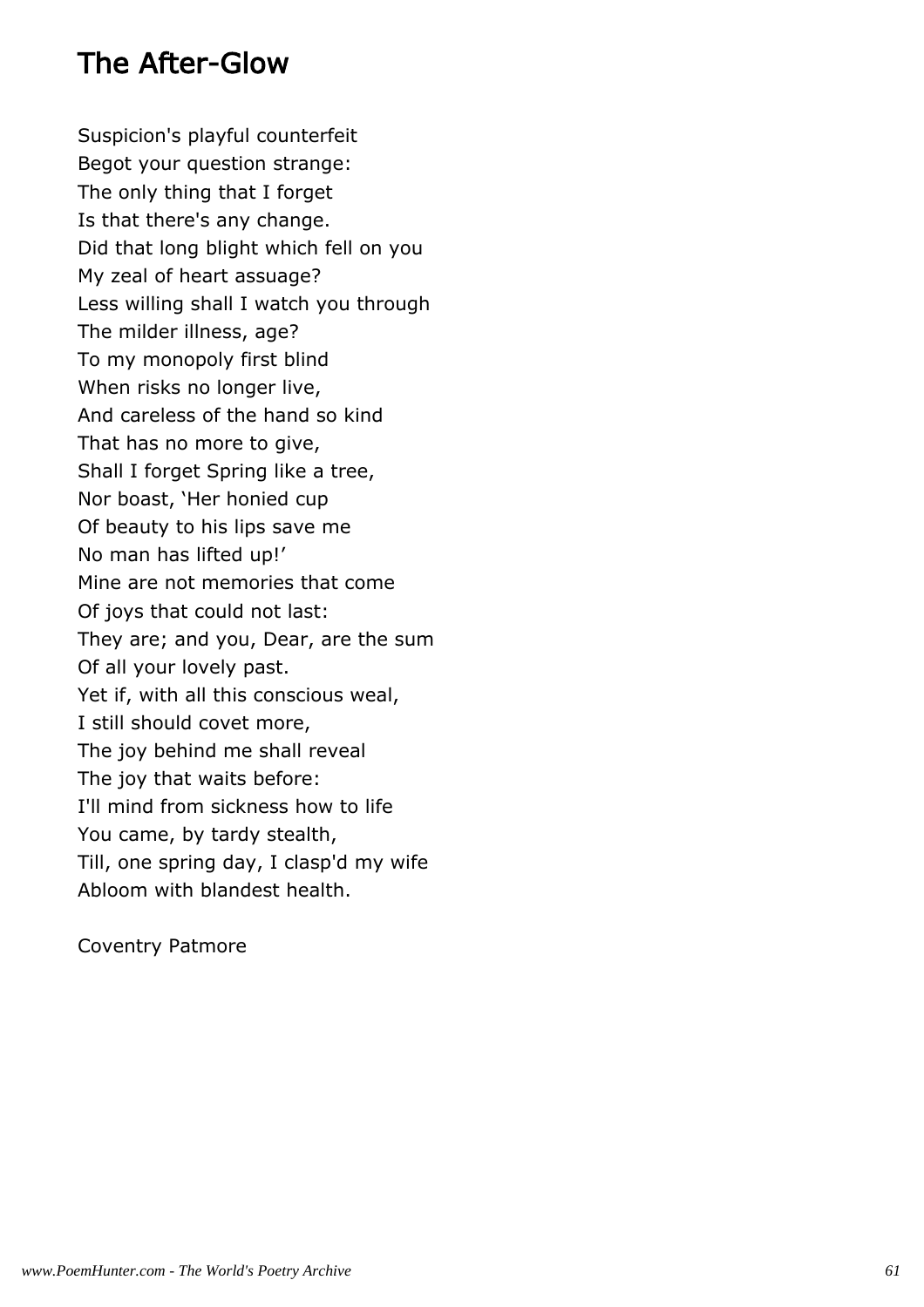# The After-Glow

Suspicion's playful counterfeit  
Begot your question strange:  
The only thing that I forget  
Is that there's any change.  
Did that long blight which fell on you  
My zeal of heart assuage?  
Less willing shall I watch you through  
The milder illness, age?  
To my monopoly first blind  
When risks no longer live,  
And careless of the hand so kind  
That has no more to give,  
Shall I forget Spring like a tree,  
Nor boast, 'Her honied cup  
Of beauty to his lips save me  
No man has lifted up!'  
Mine are not memories that come  
Of joys that could not last:  
They are; and you, Dear, are the sum  
Of all your lovely past.  
Yet if, with all this conscious weal,  
I still should covet more,  
The joy behind me shall reveal  
The joy that waits before:  
I'll mind from sickness how to life  
You came, by tardy stealth,  
Till, one spring day, I clasp'd my wife  
Abloom with blandest health.

Coventry Patmore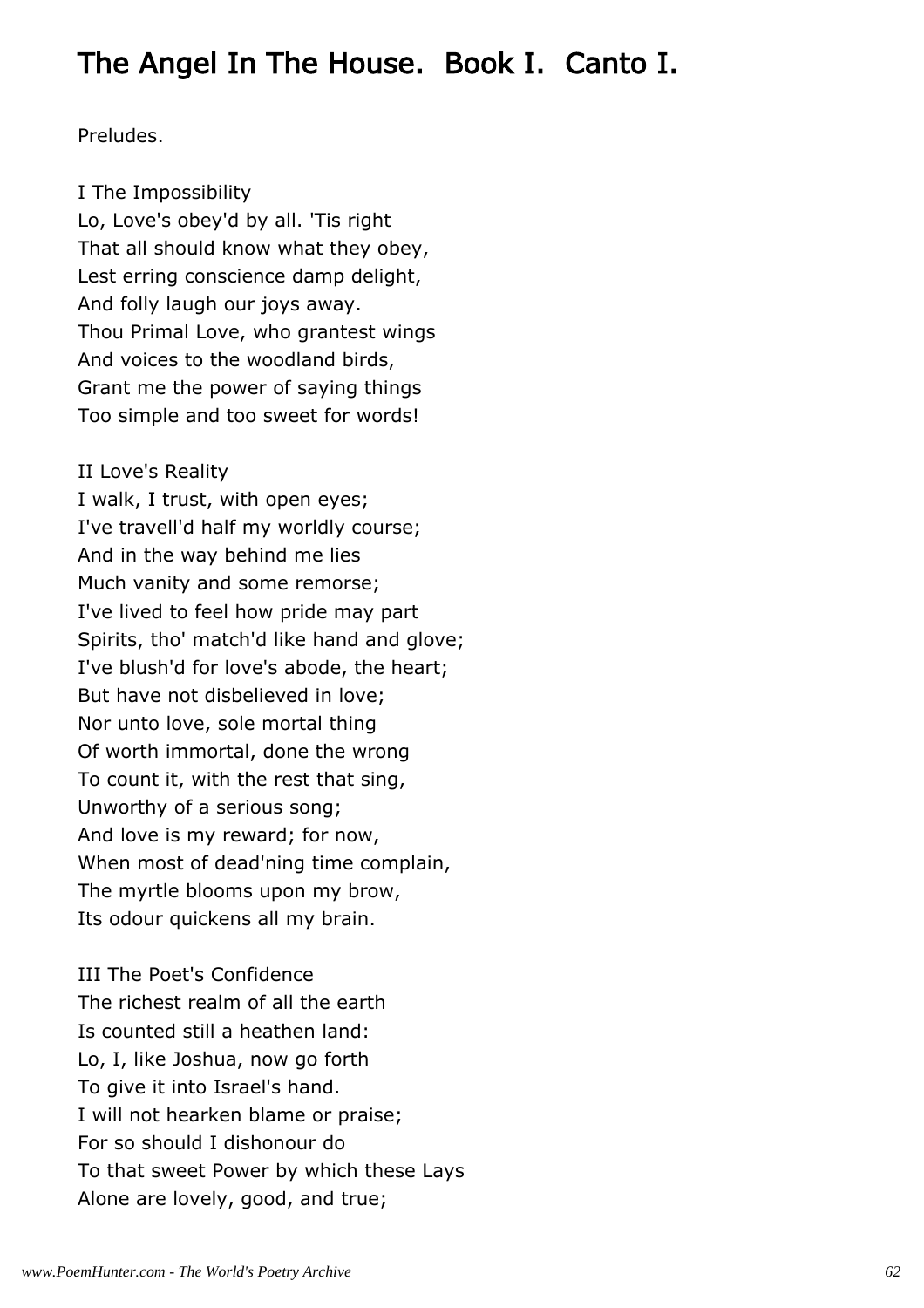# The Angel In The House. Book I. Canto I.

Preludes.

I The Impossibility
Lo, Love's obey'd by all. 'Tis right
That all should know what they obey,
Lest erring conscience damp delight,
And folly laugh our joys away.
Thou Primal Love, who grantest wings
And voices to the woodland birds,
Grant me the power of saying things
Too simple and too sweet for words!

II Love's Reality
I walk, I trust, with open eyes;
I've travell'd half my worldly course;
And in the way behind me lies
Much vanity and some remorse;
I've lived to feel how pride may part
Spirits, tho' match'd like hand and glove;
I've blush'd for love's abode, the heart;
But have not disbelieved in love;
Nor unto love, sole mortal thing
Of worth immortal, done the wrong
To count it, with the rest that sing,
Unworthy of a serious song;
And love is my reward; for now,
When most of dead'ning time complain,
The myrtle blooms upon my brow,
Its odour quickens all my brain.

III The Poet's Confidence
The richest realm of all the earth
Is counted still a heathen land:
Lo, I, like Joshua, now go forth
To give it into Israel's hand.
I will not hearken blame or praise;
For so should I dishonour do
To that sweet Power by which these Lays
Alone are lovely, good, and true;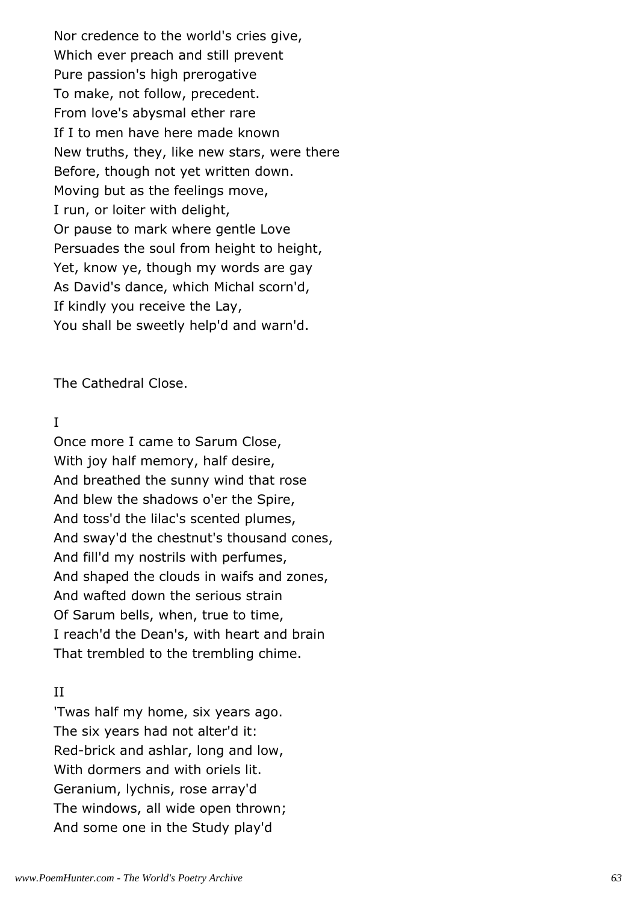Nor credence to the world's cries give,
Which ever preach and still prevent
Pure passion's high prerogative
To make, not follow, precedent.
From love's abysmal ether rare
If I to men have here made known
New truths, they, like new stars, were there
Before, though not yet written down.
Moving but as the feelings move,
I run, or loiter with delight,
Or pause to mark where gentle Love
Persuades the soul from height to height,
Yet, know ye, though my words are gay
As David's dance, which Michal scorn'd,
If kindly you receive the Lay,
You shall be sweetly help'd and warn'd.

## The Cathedral Close.

### I

Once more I came to Sarum Close,
With joy half memory, half desire,
And breathed the sunny wind that rose
And blew the shadows o'er the Spire,
And toss'd the lilac's scented plumes,
And sway'd the chestnut's thousand cones,
And fill'd my nostrils with perfumes,
And shaped the clouds in waifs and zones,
And wafted down the serious strain
Of Sarum bells, when, true to time,
I reach'd the Dean's, with heart and brain
That trembled to the trembling chime.

### II

'Twas half my home, six years ago.
The six years had not alter'd it:
Red-brick and ashlar, long and low,
With dormers and with oriels lit.
Geranium, lychnis, rose array'd
The windows, all wide open thrown;
And some one in the Study play'd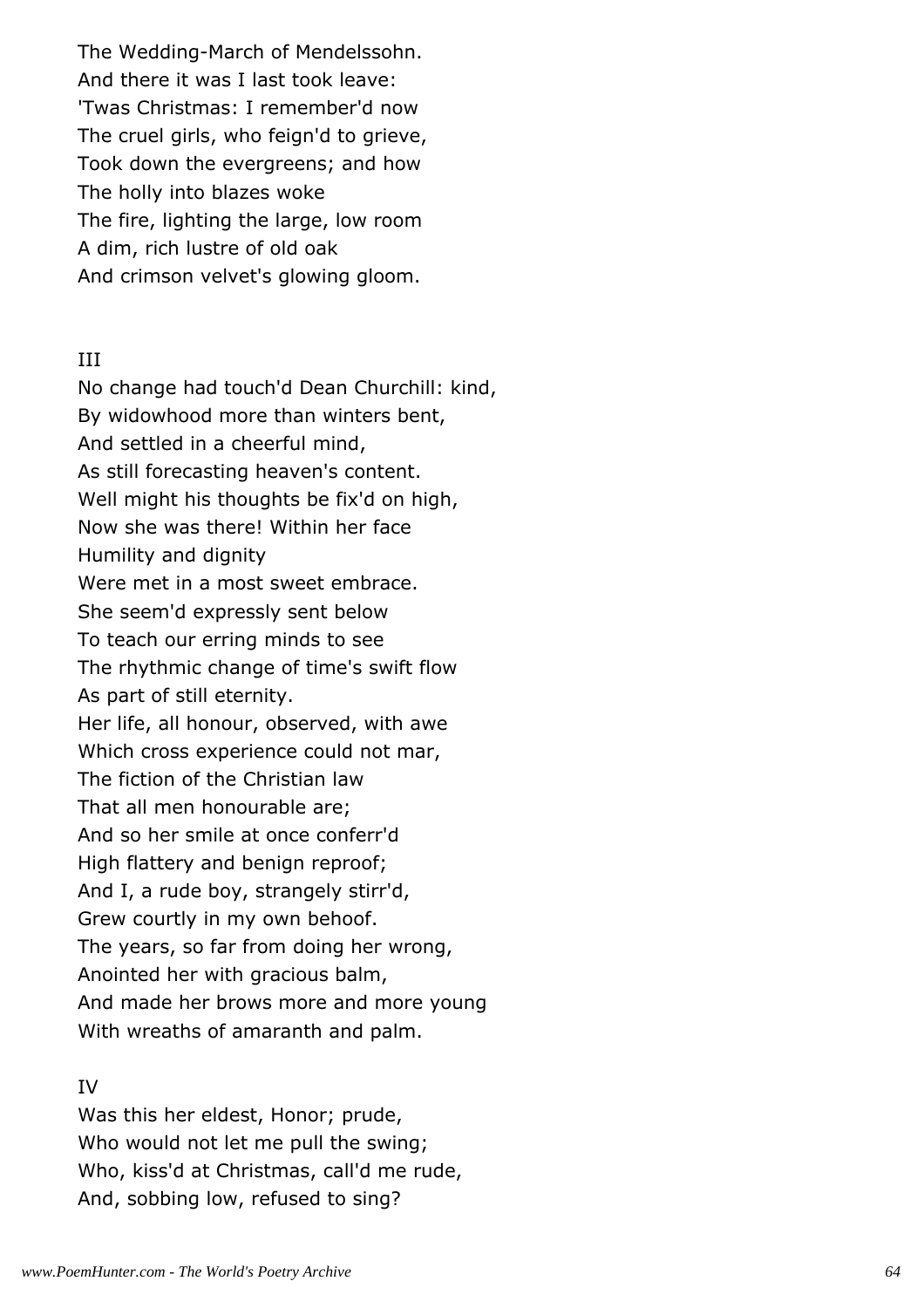The Wedding-March of Mendelssohn.
And there it was I last took leave:
'Twas Christmas: I remember'd now
The cruel girls, who feign'd to grieve,
Took down the evergreens; and how
The holly into blazes woke
The fire, lighting the large, low room
A dim, rich lustre of old oak
And crimson velvet's glowing gloom.

III

No change had touch'd Dean Churchill: kind,
By widowhood more than winters bent,
And settled in a cheerful mind,
As still forecasting heaven's content.
Well might his thoughts be fix'd on high,
Now she was there! Within her face
Humility and dignity
Were met in a most sweet embrace.
She seem'd expressly sent below
To teach our erring minds to see
The rhythmic change of time's swift flow
As part of still eternity.
Her life, all honour, observed, with awe
Which cross experience could not mar,
The fiction of the Christian law
That all men honourable are;
And so her smile at once conferr'd
High flattery and benign reproof;
And I, a rude boy, strangely stirr'd,
Grew courtly in my own behoof.
The years, so far from doing her wrong,
Anointed her with gracious balm,
And made her brows more and more young
With wreaths of amaranth and palm.

IV

Was this her eldest, Honor; prude,
Who would not let me pull the swing;
Who, kiss'd at Christmas, call'd me rude,
And, sobbing low, refused to sing?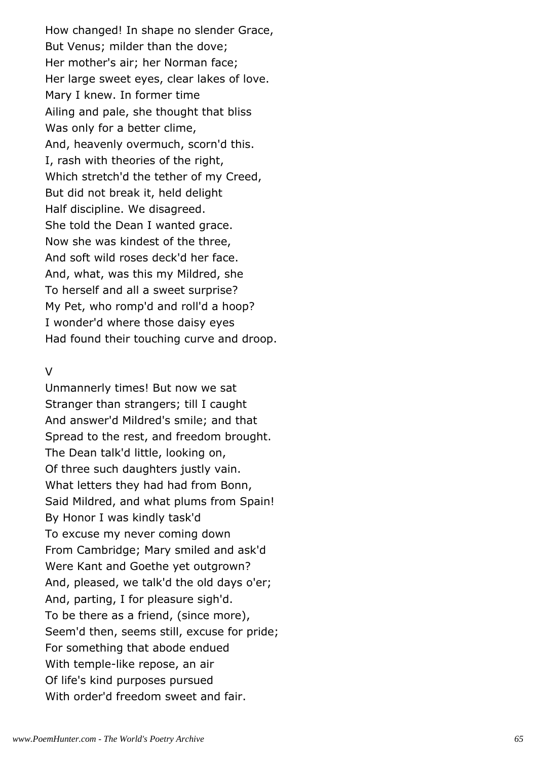How changed! In shape no slender Grace,
But Venus; milder than the dove;
Her mother's air; her Norman face;
Her large sweet eyes, clear lakes of love.
Mary I knew. In former time
Ailing and pale, she thought that bliss
Was only for a better clime,
And, heavenly overmuch, scorn'd this.
I, rash with theories of the right,
Which stretch'd the tether of my Creed,
But did not break it, held delight
Half discipline. We disagreed.
She told the Dean I wanted grace.
Now she was kindest of the three,
And soft wild roses deck'd her face.
And, what, was this my Mildred, she
To herself and all a sweet surprise?
My Pet, who romp'd and roll'd a hoop?
I wonder'd where those daisy eyes
Had found their touching curve and droop.

V

Unmannerly times! But now we sat
Stranger than strangers; till I caught
And answer'd Mildred's smile; and that
Spread to the rest, and freedom brought.
The Dean talk'd little, looking on,
Of three such daughters justly vain.
What letters they had had from Bonn,
Said Mildred, and what plums from Spain!
By Honor I was kindly task'd
To excuse my never coming down
From Cambridge; Mary smiled and ask'd
Were Kant and Goethe yet outgrown?
And, pleased, we talk'd the old days o'er;
And, parting, I for pleasure sigh'd.
To be there as a friend, (since more),
Seem'd then, seems still, excuse for pride;
For something that abode endued
With temple-like repose, an air
Of life's kind purposes pursued
With order'd freedom sweet and fair.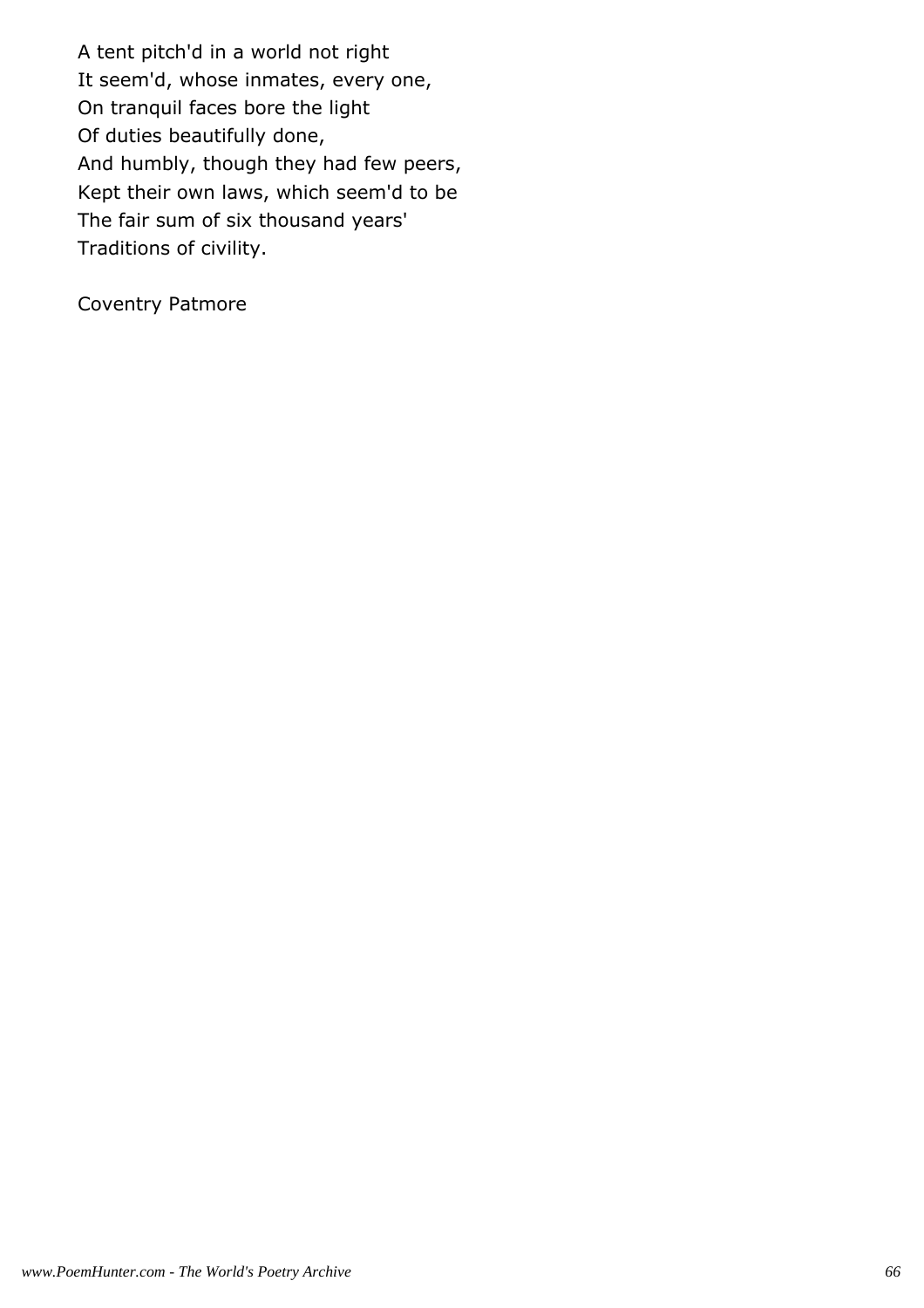A tent pitch'd in a world not right
It seem'd, whose inmates, every one,
On tranquil faces bore the light
Of duties beautifully done,
And humbly, though they had few peers,
Kept their own laws, which seem'd to be
The fair sum of six thousand years'
Traditions of civility.

Coventry Patmore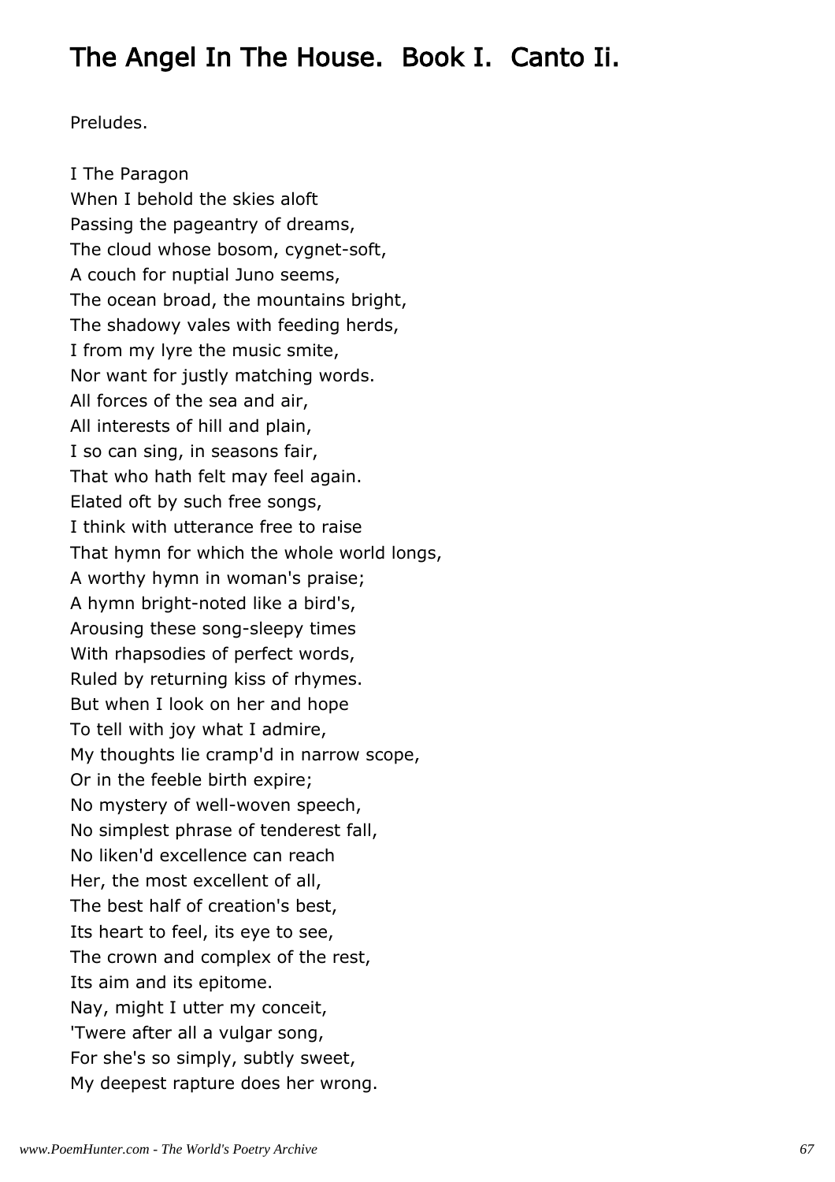## The Angel In The House. Book I. Canto Ii.

Preludes.

I The Paragon
When I behold the skies aloft
Passing the pageantry of dreams,
The cloud whose bosom, cygnet-soft,
A couch for nuptial Juno seems,
The ocean broad, the mountains bright,
The shadowy vales with feeding herds,
I from my lyre the music smite,
Nor want for justly matching words.
All forces of the sea and air,
All interests of hill and plain,
I so can sing, in seasons fair,
That who hath felt may feel again.
Elated oft by such free songs,
I think with utterance free to raise
That hymn for which the whole world longs,
A worthy hymn in woman's praise;
A hymn bright-noted like a bird's,
Arousing these song-sleepy times
With rhapsodies of perfect words,
Ruled by returning kiss of rhymes.
But when I look on her and hope
To tell with joy what I admire,
My thoughts lie cramp'd in narrow scope,
Or in the feeble birth expire;
No mystery of well-woven speech,
No simplest phrase of tenderest fall,
No liken'd excellence can reach
Her, the most excellent of all,
The best half of creation's best,
Its heart to feel, its eye to see,
The crown and complex of the rest,
Its aim and its epitome.
Nay, might I utter my conceit,
'Twere after all a vulgar song,
For she's so simply, subtly sweet,
My deepest rapture does her wrong.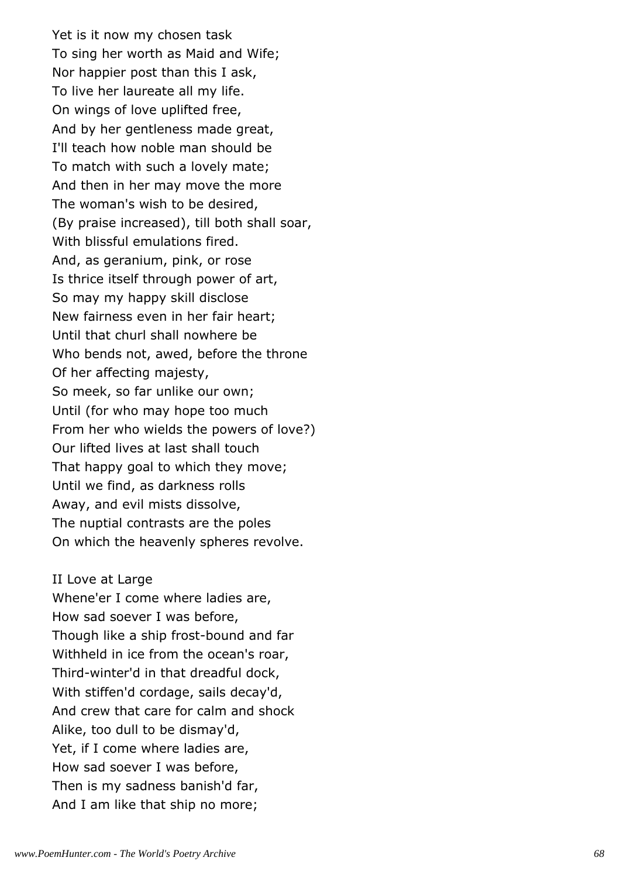Yet is it now my chosen task
To sing her worth as Maid and Wife;
Nor happier post than this I ask,
To live her laureate all my life.
On wings of love uplifted free,
And by her gentleness made great,
I'll teach how noble man should be
To match with such a lovely mate;
And then in her may move the more
The woman's wish to be desired,
(By praise increased), till both shall soar,
With blissful emulations fired.
And, as geranium, pink, or rose
Is thrice itself through power of art,
So may my happy skill disclose
New fairness even in her fair heart;
Until that churl shall nowhere be
Who bends not, awed, before the throne
Of her affecting majesty,
So meek, so far unlike our own;
Until (for who may hope too much
From her who wields the powers of love?)
Our lifted lives at last shall touch
That happy goal to which they move;
Until we find, as darkness rolls
Away, and evil mists dissolve,
The nuptial contrasts are the poles
On which the heavenly spheres revolve.

II Love at Large

Whene'er I come where ladies are,
How sad soever I was before,
Though like a ship frost-bound and far
Withheld in ice from the ocean's roar,
Third-winter'd in that dreadful dock,
With stiffen'd cordage, sails decay'd,
And crew that care for calm and shock
Alike, too dull to be dismay'd,
Yet, if I come where ladies are,
How sad soever I was before,
Then is my sadness banish'd far,
And I am like that ship no more;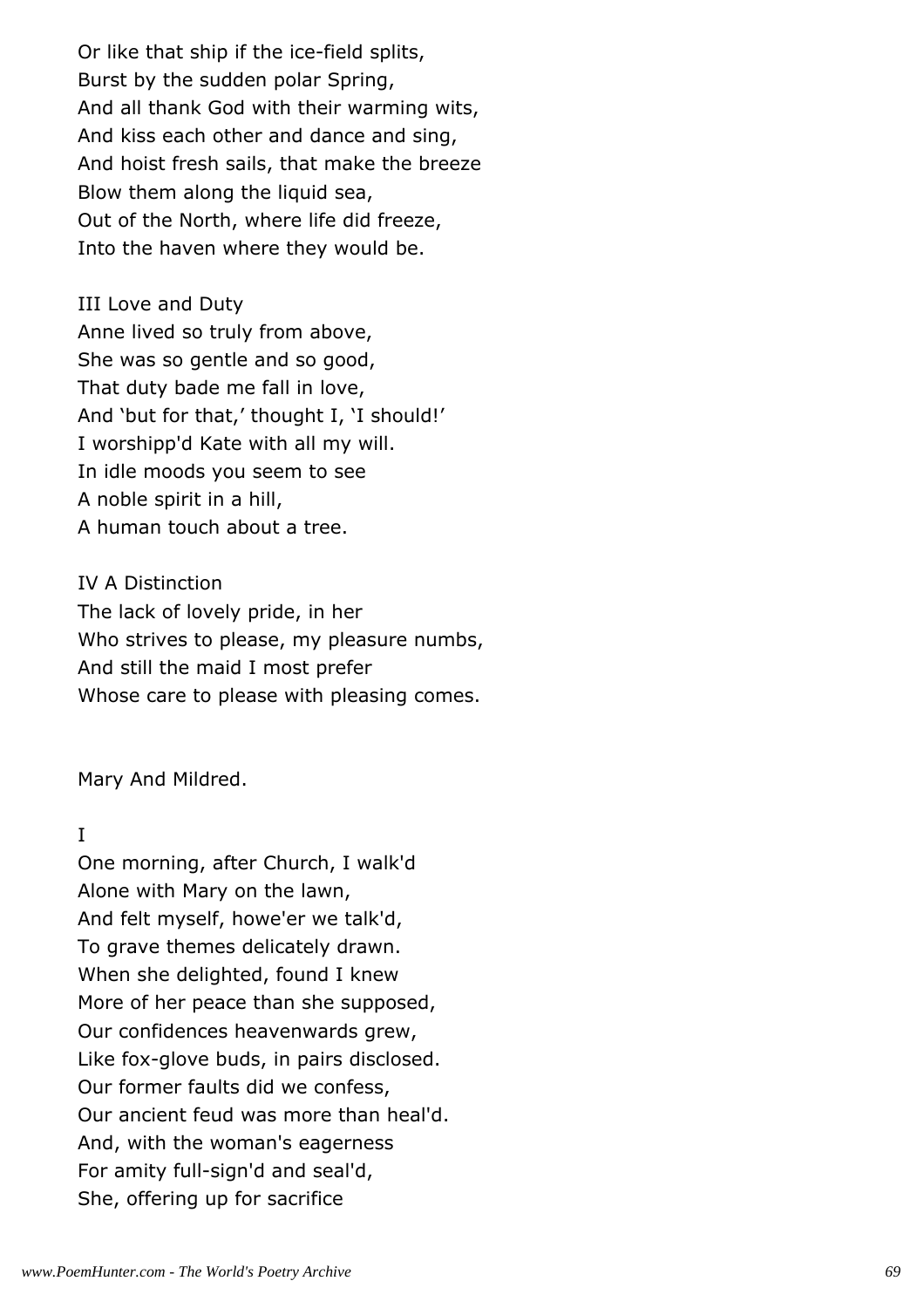Or like that ship if the ice-field splits,
Burst by the sudden polar Spring,
And all thank God with their warming wits,
And kiss each other and dance and sing,
And hoist fresh sails, that make the breeze
Blow them along the liquid sea,
Out of the North, where life did freeze,
Into the haven where they would be.

III Love and Duty
Anne lived so truly from above,
She was so gentle and so good,
That duty bade me fall in love,
And 'but for that,' thought I, 'I should!'
I worshipp'd Kate with all my will.
In idle moods you seem to see
A noble spirit in a hill,
A human touch about a tree.

IV A Distinction
The lack of lovely pride, in her
Who strives to please, my pleasure numbs,
And still the maid I most prefer
Whose care to please with pleasing comes.

Mary And Mildred.

I
One morning, after Church, I walk'd
Alone with Mary on the lawn,
And felt myself, howe'er we talk'd,
To grave themes delicately drawn.
When she delighted, found I knew
More of her peace than she supposed,
Our confidences heavenwards grew,
Like fox-glove buds, in pairs disclosed.
Our former faults did we confess,
Our ancient feud was more than heal'd.
And, with the woman's eagerness
For amity full-sign'd and seal'd,
She, offering up for sacrifice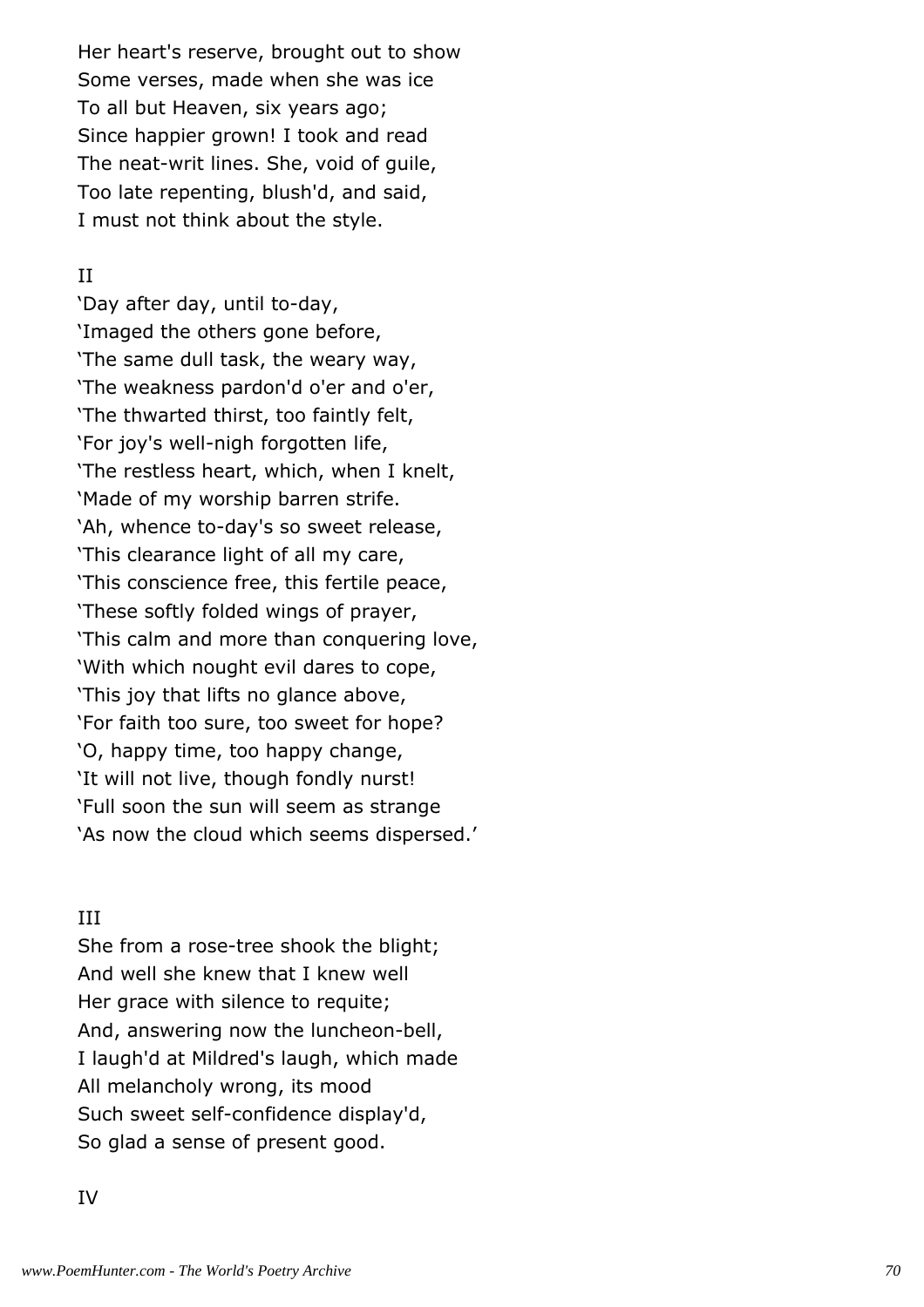Her heart's reserve, brought out to show  
Some verses, made when she was ice  
To all but Heaven, six years ago;  
Since happier grown! I took and read  
The neat-writ lines. She, void of guile,  
Too late repenting, blush'd, and said,  
I must not think about the style.

II

'Day after day, until to-day,  
'Imaged the others gone before,  
'The same dull task, the weary way,  
'The weakness pardon'd o'er and o'er,  
'The thwarted thirst, too faintly felt,  
'For joy's well-nigh forgotten life,  
'The restless heart, which, when I knelt,  
'Made of my worship barren strife.  
'Ah, whence to-day's so sweet release,  
'This clearance light of all my care,  
'This conscience free, this fertile peace,  
'These softly folded wings of prayer,  
'This calm and more than conquering love,  
'With which nought evil dares to cope,  
'This joy that lifts no glance above,  
'For faith too sure, too sweet for hope?  
'O, happy time, too happy change,  
'It will not live, though fondly nurst!  
'Full soon the sun will seem as strange  
'As now the cloud which seems dispersed.'

III

She from a rose-tree shook the blight;  
And well she knew that I knew well  
Her grace with silence to requite;  
And, answering now the luncheon-bell,  
I laugh'd at Mildred's laugh, which made  
All melancholy wrong, its mood  
Such sweet self-confidence display'd,  
So glad a sense of present good.

IV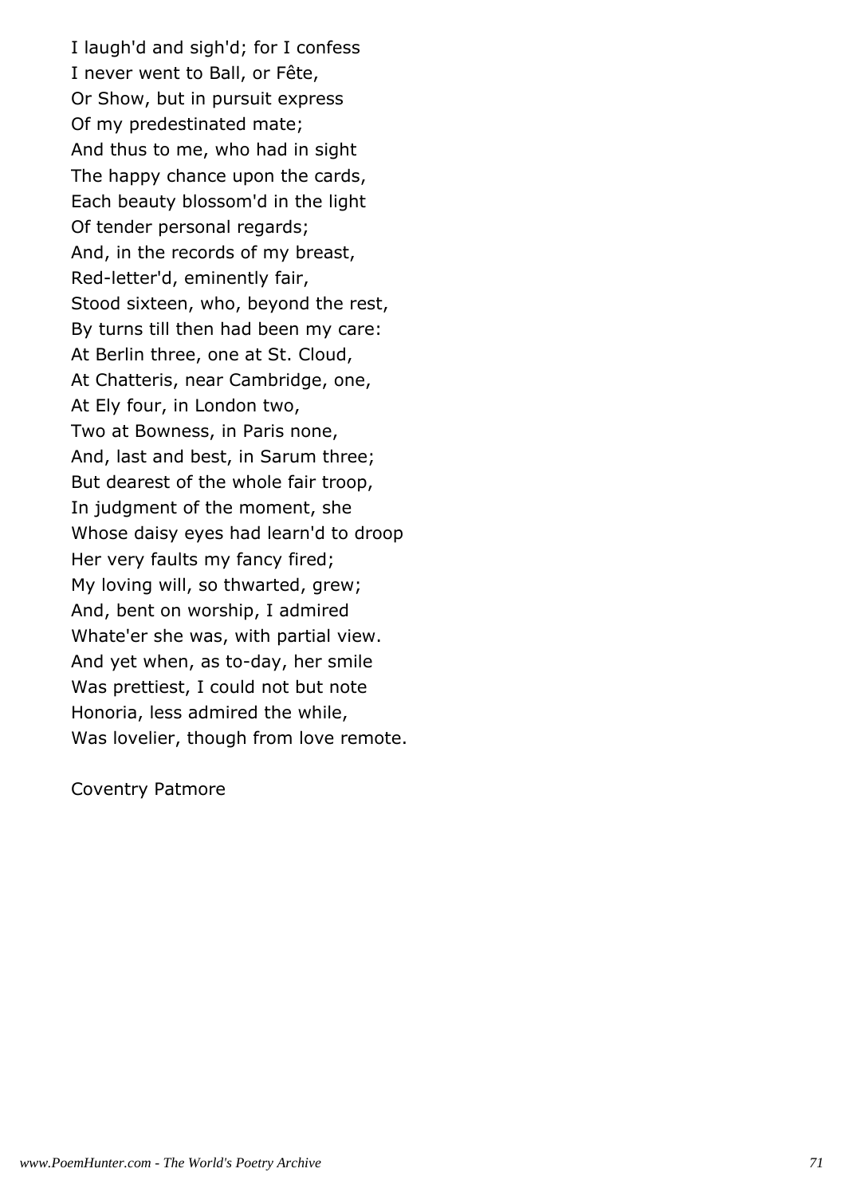I laugh'd and sigh'd; for I confess
I never went to Ball, or Fête,
Or Show, but in pursuit express
Of my predestinated mate;
And thus to me, who had in sight
The happy chance upon the cards,
Each beauty blossom'd in the light
Of tender personal regards;
And, in the records of my breast,
Red-letter'd, eminently fair,
Stood sixteen, who, beyond the rest,
By turns till then had been my care:
At Berlin three, one at St. Cloud,
At Chatteris, near Cambridge, one,
At Ely four, in London two,
Two at Bowness, in Paris none,
And, last and best, in Sarum three;
But dearest of the whole fair troop,
In judgment of the moment, she
Whose daisy eyes had learn'd to droop
Her very faults my fancy fired;
My loving will, so thwarted, grew;
And, bent on worship, I admired
Whate'er she was, with partial view.
And yet when, as to-day, her smile
Was prettiest, I could not but note
Honoria, less admired the while,
Was lovelier, though from love remote.

Coventry Patmore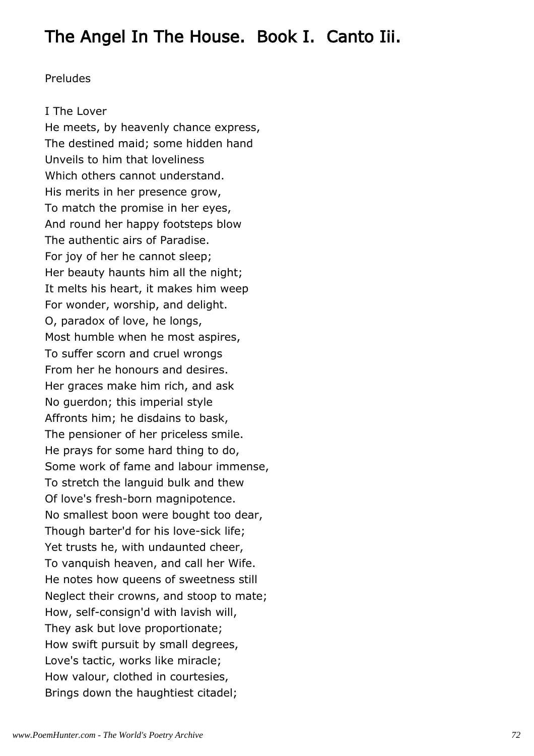# The Angel In The House. Book I. Canto Iii.

Preludes

I The Lover  
He meets, by heavenly chance express,  
The destined maid; some hidden hand  
Unveils to him that loveliness  
Which others cannot understand.  
His merits in her presence grow,  
To match the promise in her eyes,  
And round her happy footsteps blow  
The authentic airs of Paradise.  
For joy of her he cannot sleep;  
Her beauty haunts him all the night;  
It melts his heart, it makes him weep  
For wonder, worship, and delight.  
O, paradox of love, he longs,  
Most humble when he most aspires,  
To suffer scorn and cruel wrongs  
From her he honours and desires.  
Her graces make him rich, and ask  
No guerdon; this imperial style  
Affronts him; he disdains to bask,  
The pensioner of her priceless smile.  
He prays for some hard thing to do,  
Some work of fame and labour immense,  
To stretch the languid bulk and thew  
Of love's fresh-born magnipotence.  
No smallest boon were bought too dear,  
Though barter'd for his love-sick life;  
Yet trusts he, with undaunted cheer,  
To vanquish heaven, and call her Wife.  
He notes how queens of sweetness still  
Neglect their crowns, and stoop to mate;  
How, self-consign'd with lavish will,  
They ask but love proportionate;  
How swift pursuit by small degrees,  
Love's tactic, works like miracle;  
How valour, clothed in courtesies,  
Brings down the haughtiest citadel;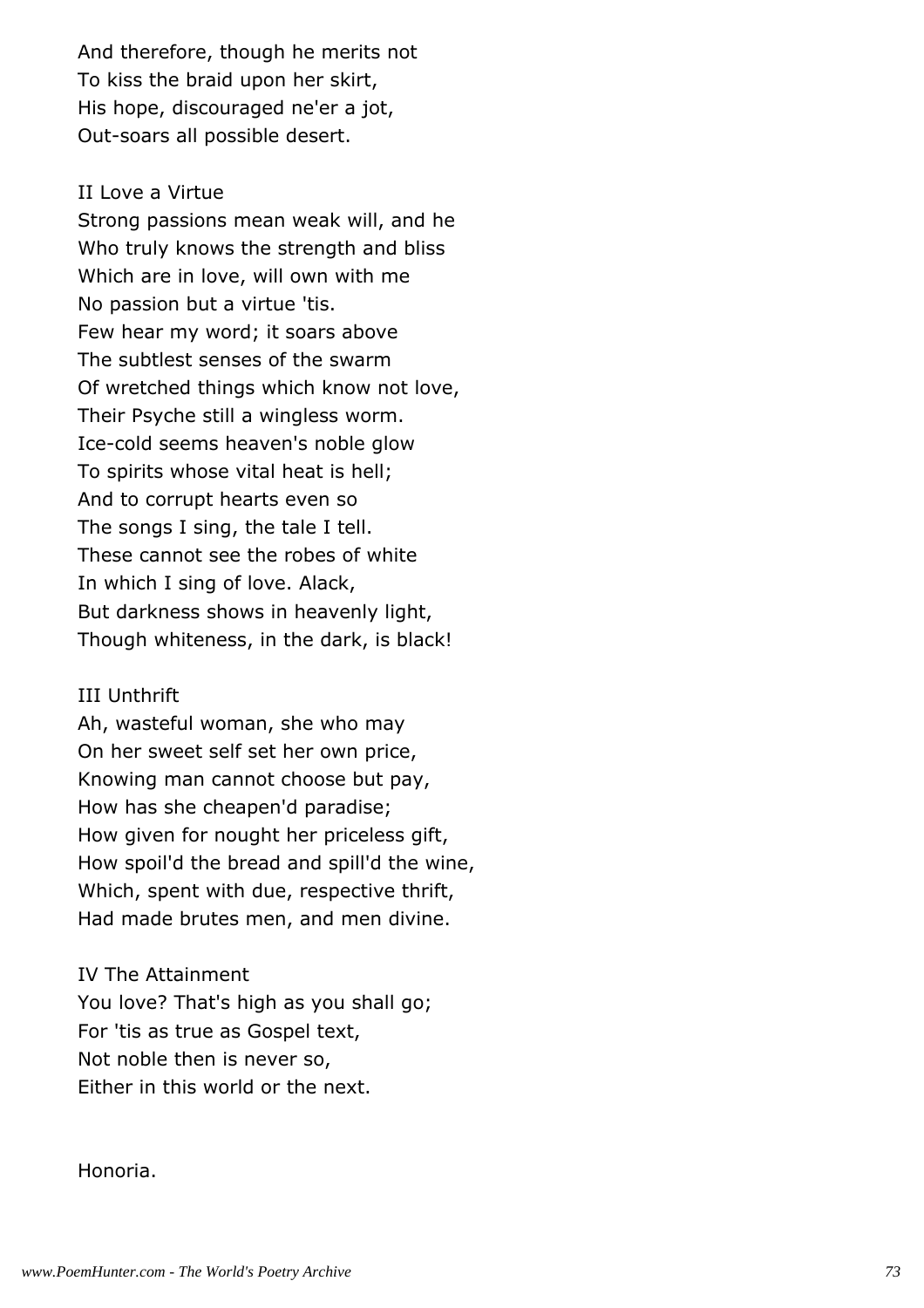And therefore, though he merits not
To kiss the braid upon her skirt,
His hope, discouraged ne'er a jot,
Out-soars all possible desert.

II Love a Virtue

Strong passions mean weak will, and he
Who truly knows the strength and bliss
Which are in love, will own with me
No passion but a virtue 'tis.
Few hear my word; it soars above
The subtlest senses of the swarm
Of wretched things which know not love,
Their Psyche still a wingless worm.
Ice-cold seems heaven's noble glow
To spirits whose vital heat is hell;
And to corrupt hearts even so
The songs I sing, the tale I tell.
These cannot see the robes of white
In which I sing of love. Alack,
But darkness shows in heavenly light,
Though whiteness, in the dark, is black!

III Unthrift

Ah, wasteful woman, she who may
On her sweet self set her own price,
Knowing man cannot choose but pay,
How has she cheapen'd paradise;
How given for nought her priceless gift,
How spoil'd the bread and spill'd the wine,
Which, spent with due, respective thrift,
Had made brutes men, and men divine.

IV The Attainment

You love? That's high as you shall go;
For 'tis as true as Gospel text,
Not noble then is never so,
Either in this world or the next.

Honoria.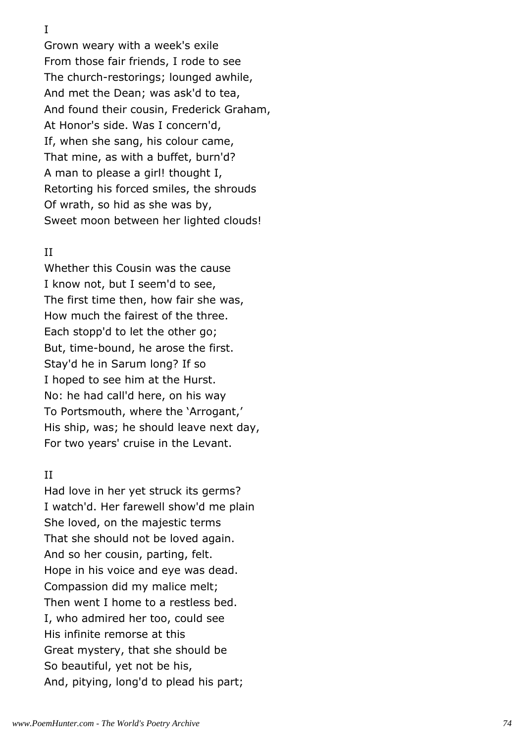I

Grown weary with a week's exile  
From those fair friends, I rode to see  
The church-restorings; lounged awhile,  
And met the Dean; was ask'd to tea,  
And found their cousin, Frederick Graham,  
At Honor's side. Was I concern'd,  
If, when she sang, his colour came,  
That mine, as with a buffet, burn'd?  
A man to please a girl! thought I,  
Retorting his forced smiles, the shrouds  
Of wrath, so hid as she was by,  
Sweet moon between her lighted clouds!

II

Whether this Cousin was the cause  
I know not, but I seem'd to see,  
The first time then, how fair she was,  
How much the fairest of the three.  
Each stopp'd to let the other go;  
But, time-bound, he arose the first.  
Stay'd he in Sarum long? If so  
I hoped to see him at the Hurst.  
No: he had call'd here, on his way  
To Portsmouth, where the 'Arrogant,'  
His ship, was; he should leave next day,  
For two years' cruise in the Levant.

II

Had love in her yet struck its germs?  
I watch'd. Her farewell show'd me plain  
She loved, on the majestic terms  
That she should not be loved again.  
And so her cousin, parting, felt.  
Hope in his voice and eye was dead.  
Compassion did my malice melt;  
Then went I home to a restless bed.  
I, who admired her too, could see  
His infinite remorse at this  
Great mystery, that she should be  
So beautiful, yet not be his,  
And, pitying, long'd to plead his part;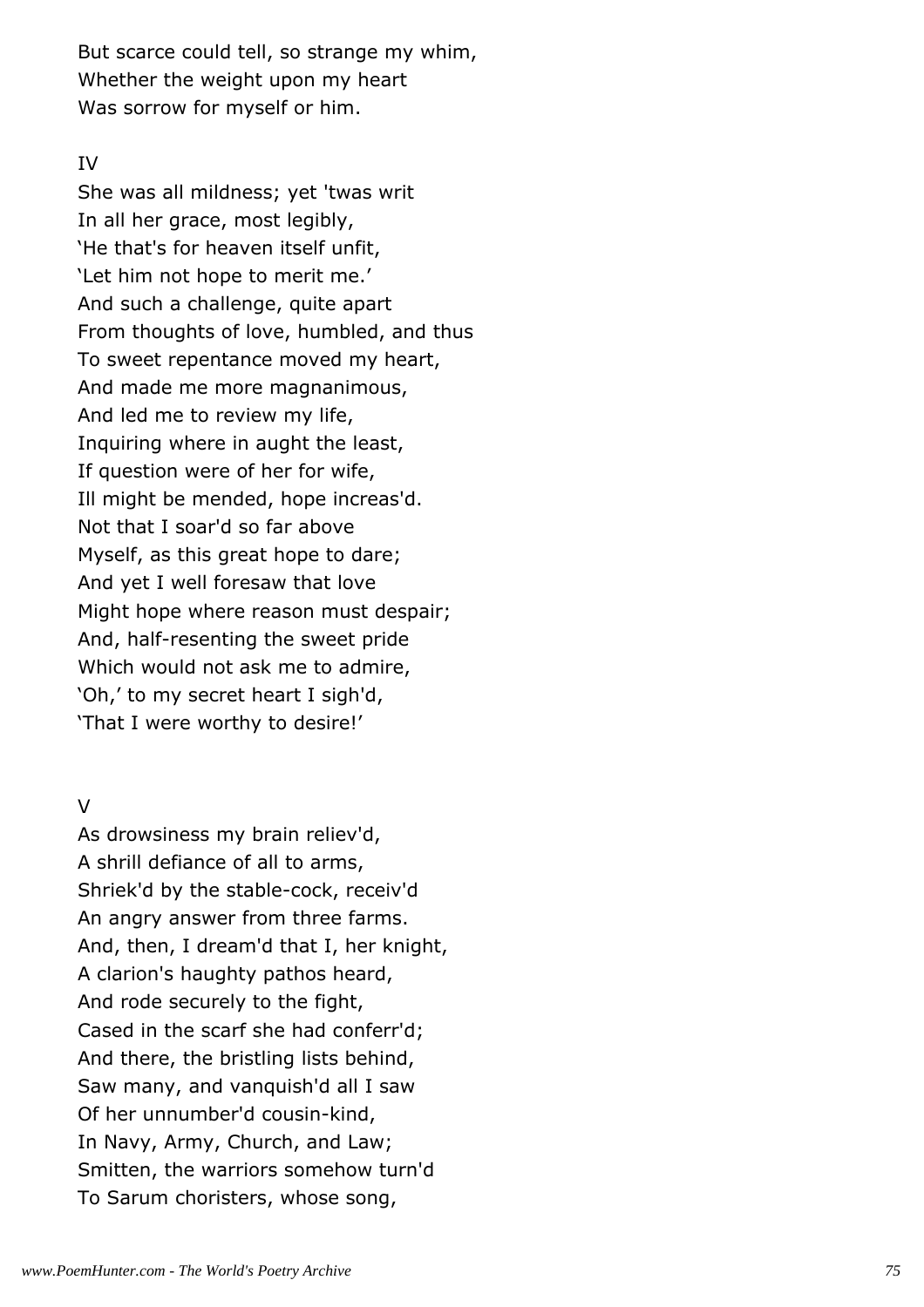But scarce could tell, so strange my whim,
Whether the weight upon my heart
Was sorrow for myself or him.

IV

She was all mildness; yet 'twas writ
In all her grace, most legibly,
'He that's for heaven itself unfit,
'Let him not hope to merit me.'
And such a challenge, quite apart
From thoughts of love, humbled, and thus
To sweet repentance moved my heart,
And made me more magnanimous,
And led me to review my life,
Inquiring where in aught the least,
If question were of her for wife,
Ill might be mended, hope increas'd.
Not that I soar'd so far above
Myself, as this great hope to dare;
And yet I well foresaw that love
Might hope where reason must despair;
And, half-resenting the sweet pride
Which would not ask me to admire,
'Oh,' to my secret heart I sigh'd,
'That I were worthy to desire!'

V

As drowsiness my brain reliev'd,
A shrill defiance of all to arms,
Shriek'd by the stable-cock, receiv'd
An angry answer from three farms.
And, then, I dream'd that I, her knight,
A clarion's haughty pathos heard,
And rode securely to the fight,
Cased in the scarf she had conferr'd;
And there, the bristling lists behind,
Saw many, and vanquish'd all I saw
Of her unnumber'd cousin-kind,
In Navy, Army, Church, and Law;
Smitten, the warriors somehow turn'd
To Sarum choristers, whose song,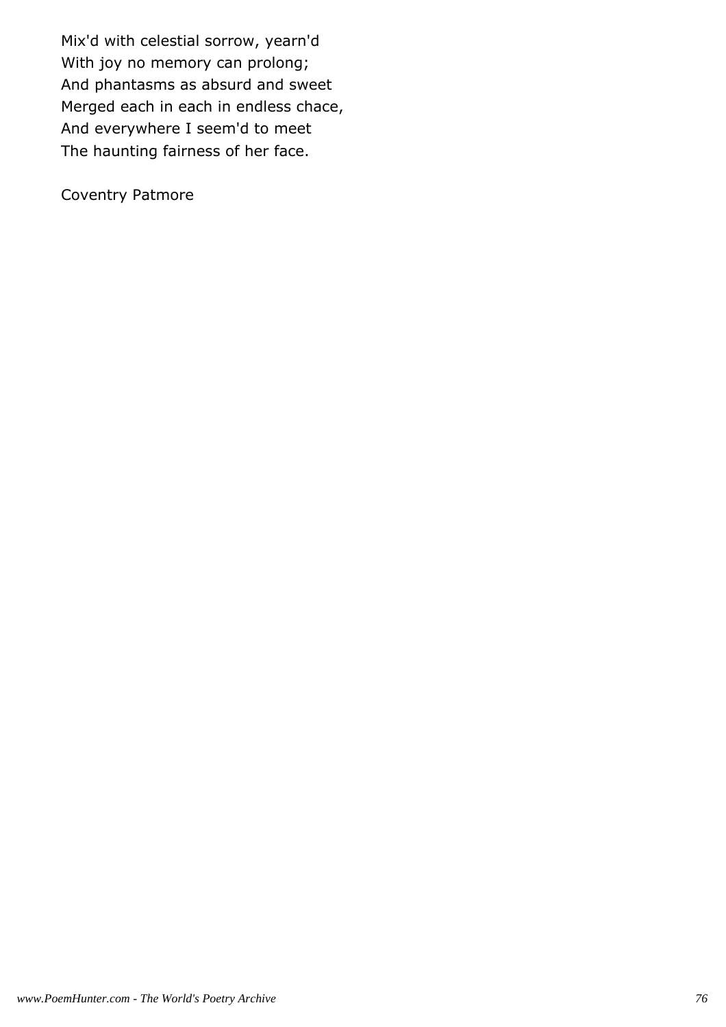Mix'd with celestial sorrow, yearn'd
With joy no memory can prolong;
And phantasms as absurd and sweet
Merged each in each in endless chace,
And everywhere I seem'd to meet
The haunting fairness of her face.

Coventry Patmore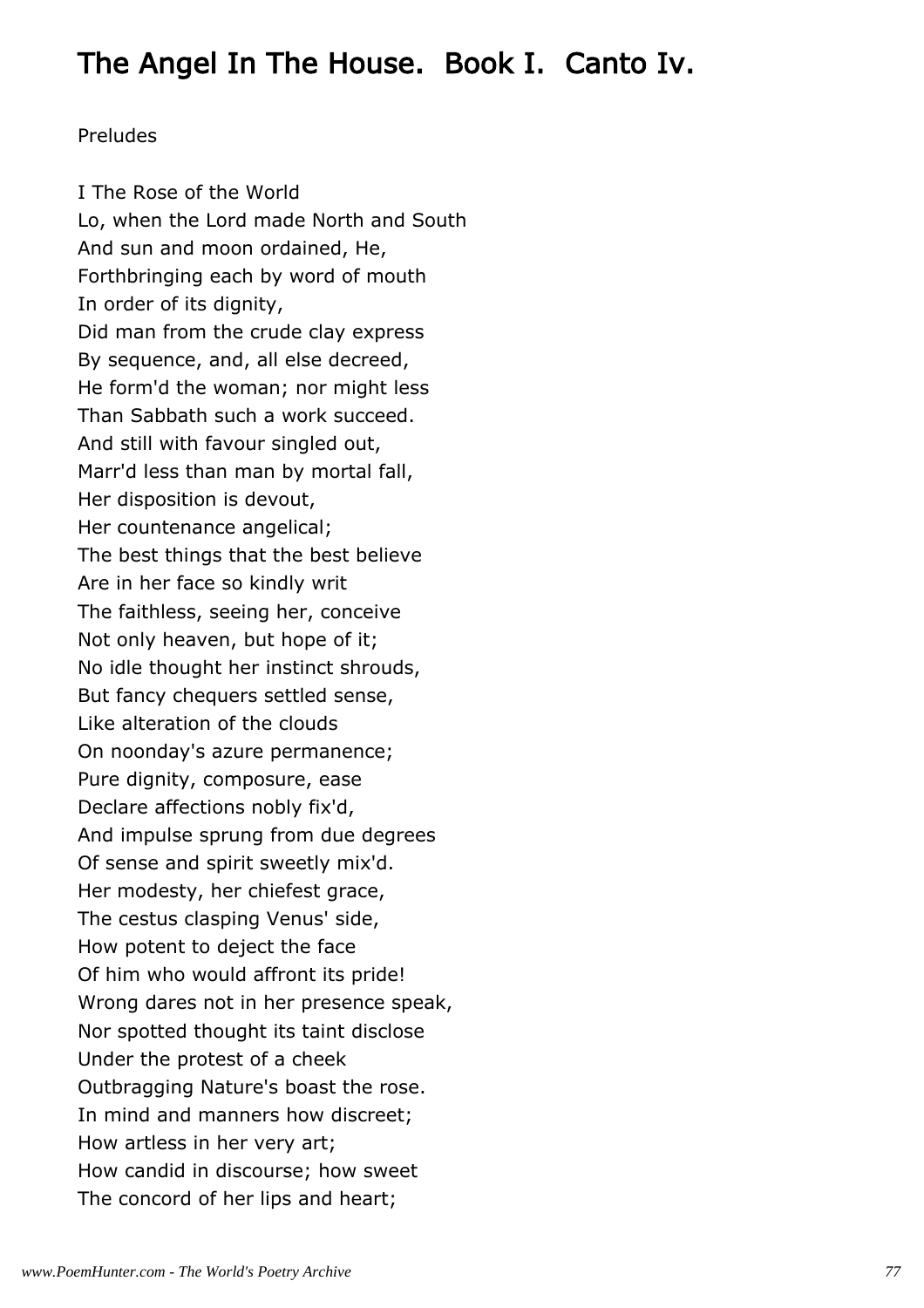## The Angel In The House. Book I. Canto Iv.

Preludes

I The Rose of the World  
Lo, when the Lord made North and South  
And sun and moon ordained, He,  
Forthbringing each by word of mouth  
In order of its dignity,  
Did man from the crude clay express  
By sequence, and, all else decreed,  
He form'd the woman; nor might less  
Than Sabbath such a work succeed.  
And still with favour singled out,  
Marr'd less than man by mortal fall,  
Her disposition is devout,  
Her countenance angelical;  
The best things that the best believe  
Are in her face so kindly writ  
The faithless, seeing her, conceive  
Not only heaven, but hope of it;  
No idle thought her instinct shrouds,  
But fancy chequers settled sense,  
Like alteration of the clouds  
On noonday's azure permanence;  
Pure dignity, composure, ease  
Declare affections nobly fix'd,  
And impulse sprung from due degrees  
Of sense and spirit sweetly mix'd.  
Her modesty, her chiefest grace,  
The cestus clasping Venus' side,  
How potent to deject the face  
Of him who would affront its pride!  
Wrong dares not in her presence speak,  
Nor spotted thought its taint disclose  
Under the protest of a cheek  
Outbragging Nature's boast the rose.  
In mind and manners how discreet;  
How artless in her very art;  
How candid in discourse; how sweet  
The concord of her lips and heart;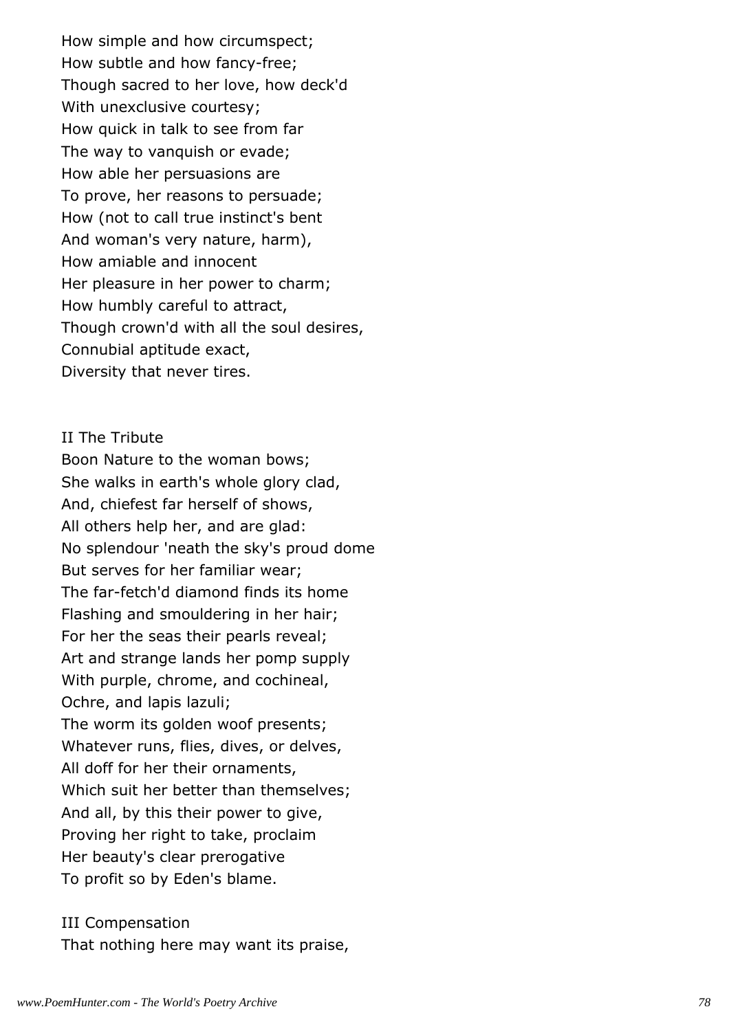How simple and how circumspect;
How subtle and how fancy-free;
Though sacred to her love, how deck'd
With unexclusive courtesy;
How quick in talk to see from far
The way to vanquish or evade;
How able her persuasions are
To prove, her reasons to persuade;
How (not to call true instinct's bent
And woman's very nature, harm),
How amiable and innocent
Her pleasure in her power to charm;
How humbly careful to attract,
Though crown'd with all the soul desires,
Connubial aptitude exact,
Diversity that never tires.

II The Tribute

Boon Nature to the woman bows;
She walks in earth's whole glory clad,
And, chiefest far herself of shows,
All others help her, and are glad:
No splendour 'neath the sky's proud dome
But serves for her familiar wear;
The far-fetch'd diamond finds its home
Flashing and smouldering in her hair;
For her the seas their pearls reveal;
Art and strange lands her pomp supply
With purple, chrome, and cochineal,
Ochre, and lapis lazuli;
The worm its golden woof presents;
Whatever runs, flies, dives, or delves,
All doff for her their ornaments,
Which suit her better than themselves;
And all, by this their power to give,
Proving her right to take, proclaim
Her beauty's clear prerogative
To profit so by Eden's blame.

III Compensation

That nothing here may want its praise,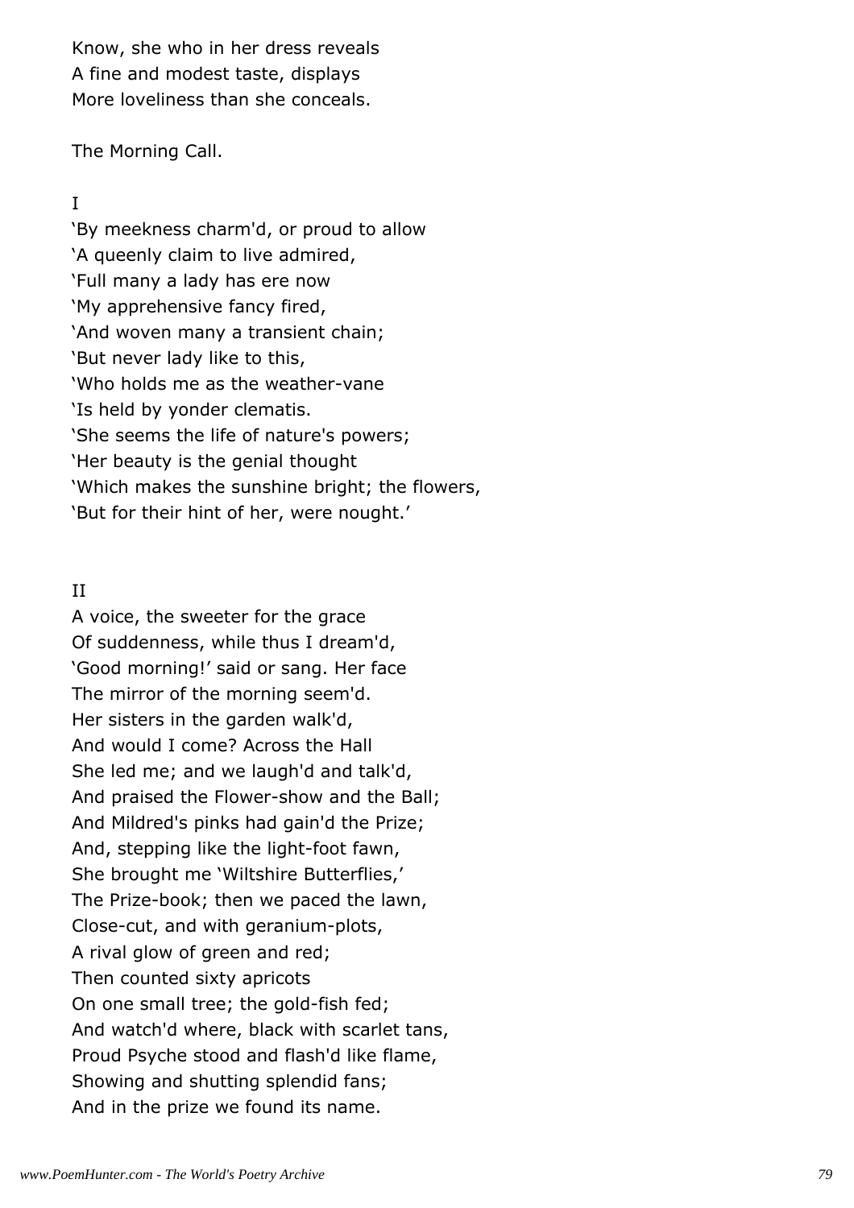Know, she who in her dress reveals  
A fine and modest taste, displays  
More loveliness than she conceals.

## The Morning Call.

### I

'By meekness charm'd, or proud to allow  
'A queenly claim to live admired,  
'Full many a lady has ere now  
'My apprehensive fancy fired,  
'And woven many a transient chain;  
'But never lady like to this,  
'Who holds me as the weather-vane  
'Is held by yonder clematis.  
'She seems the life of nature's powers;  
'Her beauty is the genial thought  
'Which makes the sunshine bright; the flowers,  
'But for their hint of her, were nought.'

### II

A voice, the sweeter for the grace  
Of suddenness, while thus I dream'd,  
'Good morning!' said or sang. Her face  
The mirror of the morning seem'd.  
Her sisters in the garden walk'd,  
And would I come? Across the Hall  
She led me; and we laugh'd and talk'd,  
And praised the Flower-show and the Ball;  
And Mildred's pinks had gain'd the Prize;  
And, stepping like the light-foot fawn,  
She brought me 'Wiltshire Butterflies,'  
The Prize-book; then we paced the lawn,  
Close-cut, and with geranium-plots,  
A rival glow of green and red;  
Then counted sixty apricots  
On one small tree; the gold-fish fed;  
And watch'd where, black with scarlet tans,  
Proud Psyche stood and flash'd like flame,  
Showing and shutting splendid fans;  
And in the prize we found its name.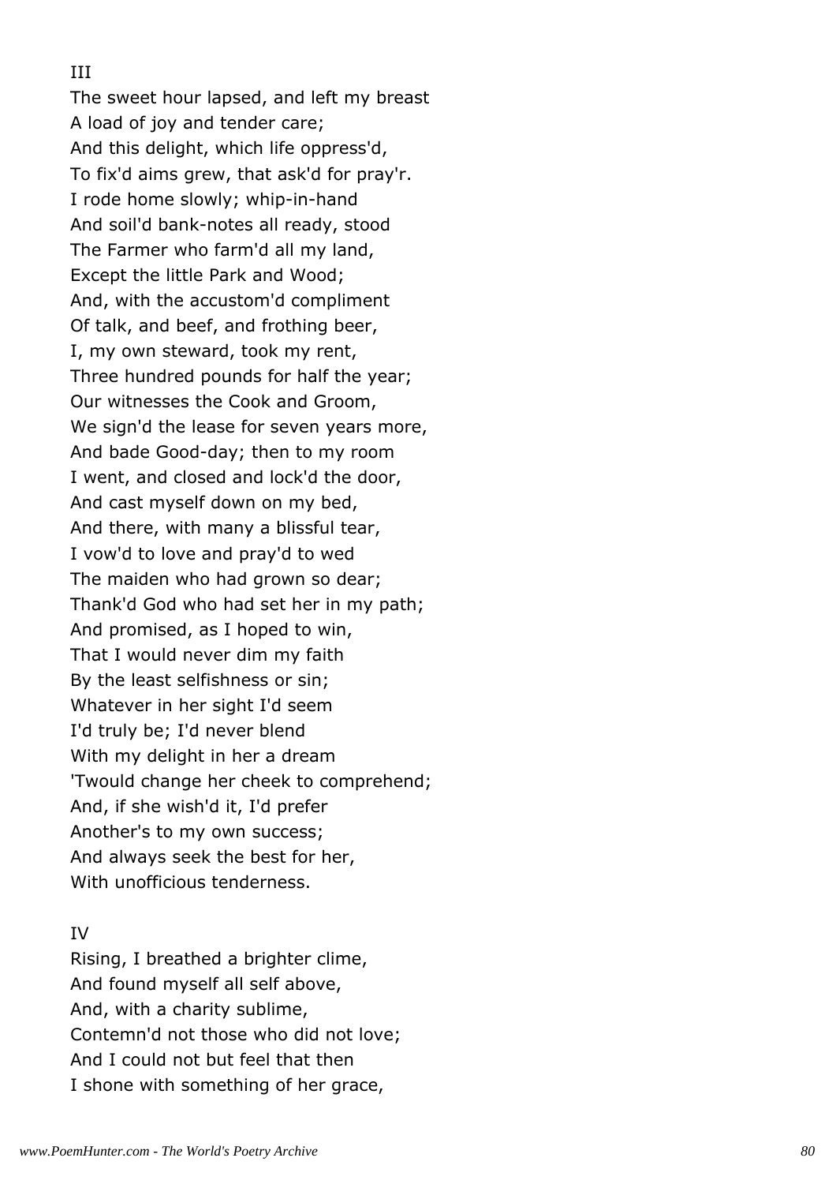III

The sweet hour lapsed, and left my breast
A load of joy and tender care;
And this delight, which life oppress'd,
To fix'd aims grew, that ask'd for pray'r.
I rode home slowly; whip-in-hand
And soil'd bank-notes all ready, stood
The Farmer who farm'd all my land,
Except the little Park and Wood;
And, with the accustom'd compliment
Of talk, and beef, and frothing beer,
I, my own steward, took my rent,
Three hundred pounds for half the year;
Our witnesses the Cook and Groom,
We sign'd the lease for seven years more,
And bade Good-day; then to my room
I went, and closed and lock'd the door,
And cast myself down on my bed,
And there, with many a blissful tear,
I vow'd to love and pray'd to wed
The maiden who had grown so dear;
Thank'd God who had set her in my path;
And promised, as I hoped to win,
That I would never dim my faith
By the least selfishness or sin;
Whatever in her sight I'd seem
I'd truly be; I'd never blend
With my delight in her a dream
'Twould change her cheek to comprehend;
And, if she wish'd it, I'd prefer
Another's to my own success;
And always seek the best for her,
With unofficious tenderness.

IV

Rising, I breathed a brighter clime,
And found myself all self above,
And, with a charity sublime,
Contemn'd not those who did not love;
And I could not but feel that then
I shone with something of her grace,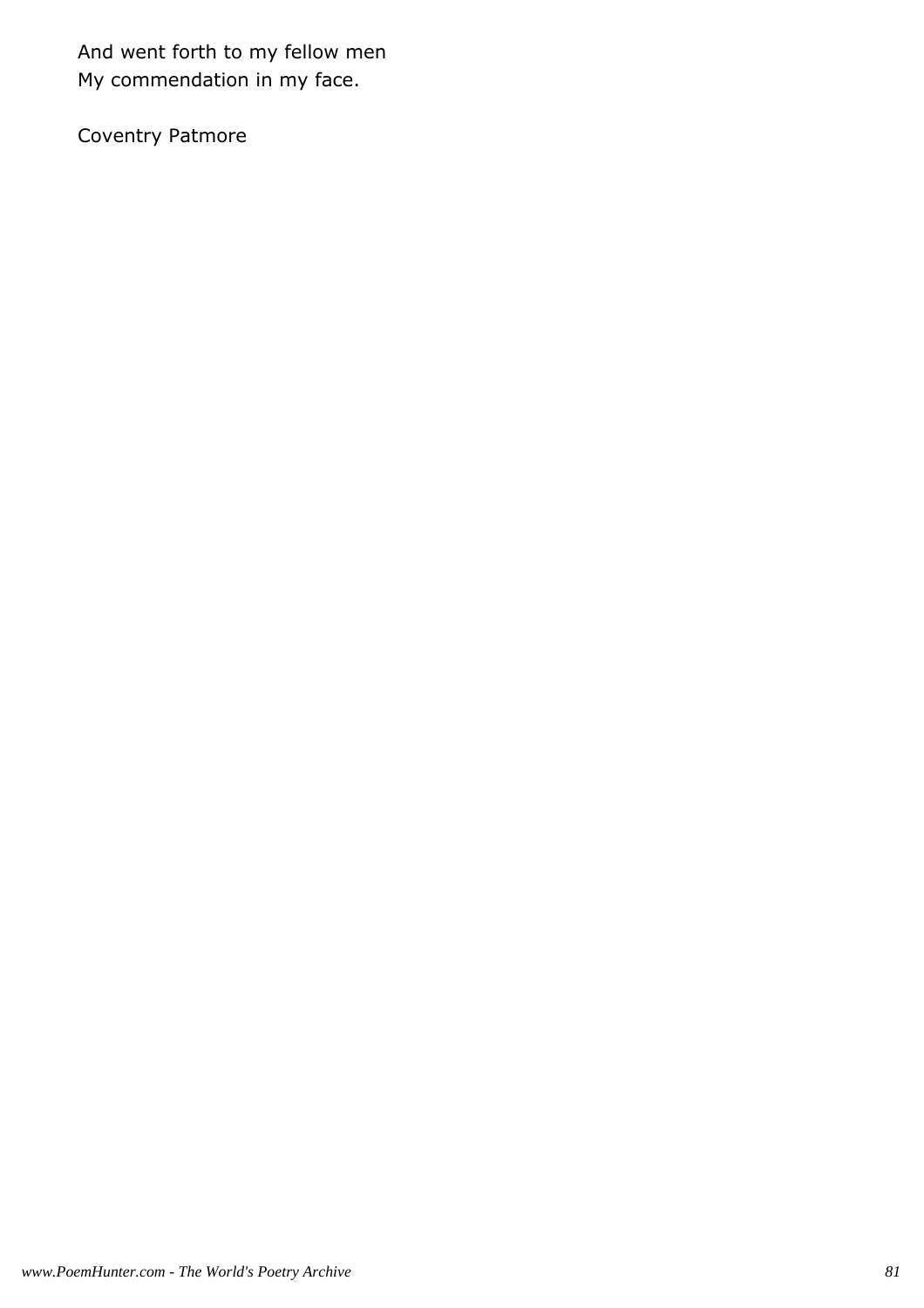And went forth to my fellow men
My commendation in my face.

Coventry Patmore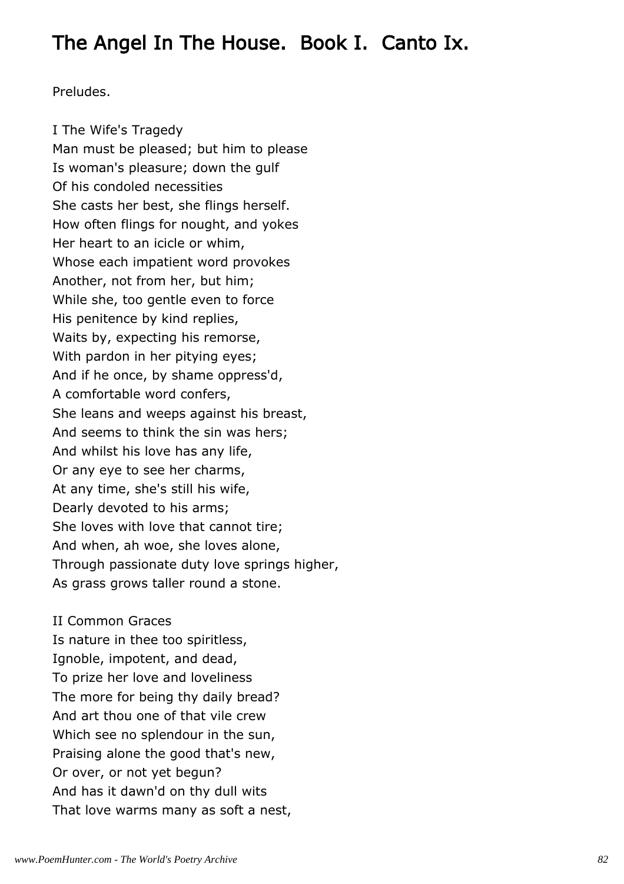## The Angel In The House. Book I. Canto Ix.

Preludes.

I The Wife's Tragedy
Man must be pleased; but him to please
Is woman's pleasure; down the gulf
Of his condoled necessities
She casts her best, she flings herself.
How often flings for nought, and yokes
Her heart to an icicle or whim,
Whose each impatient word provokes
Another, not from her, but him;
While she, too gentle even to force
His penitence by kind replies,
Waits by, expecting his remorse,
With pardon in her pitying eyes;
And if he once, by shame oppress'd,
A comfortable word confers,
She leans and weeps against his breast,
And seems to think the sin was hers;
And whilst his love has any life,
Or any eye to see her charms,
At any time, she's still his wife,
Dearly devoted to his arms;
She loves with love that cannot tire;
And when, ah woe, she loves alone,
Through passionate duty love springs higher,
As grass grows taller round a stone.

II Common Graces
Is nature in thee too spiritless,
Ignoble, impotent, and dead,
To prize her love and loveliness
The more for being thy daily bread?
And art thou one of that vile crew
Which see no splendour in the sun,
Praising alone the good that's new,
Or over, or not yet begun?
And has it dawn'd on thy dull wits
That love warms many as soft a nest,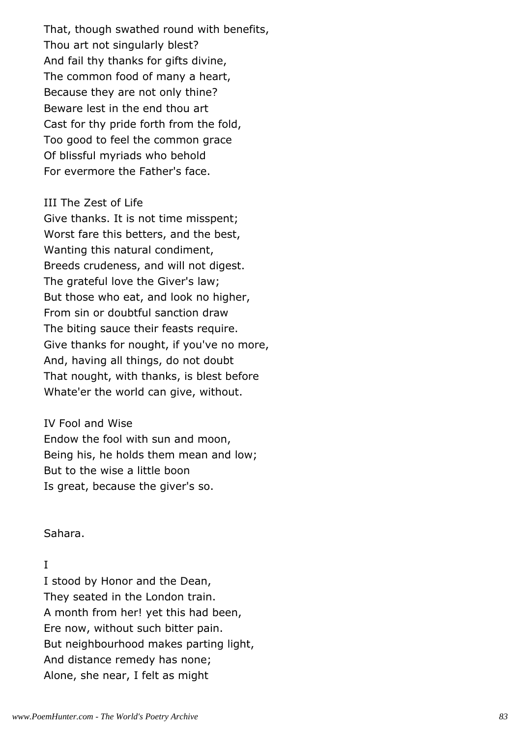That, though swathed round with benefits,
Thou art not singularly blest?
And fail thy thanks for gifts divine,
The common food of many a heart,
Because they are not only thine?
Beware lest in the end thou art
Cast for thy pride forth from the fold,
Too good to feel the common grace
Of blissful myriads who behold
For evermore the Father's face.

III The Zest of Life
Give thanks. It is not time misspent;
Worst fare this betters, and the best,
Wanting this natural condiment,
Breeds crudeness, and will not digest.
The grateful love the Giver's law;
But those who eat, and look no higher,
From sin or doubtful sanction draw
The biting sauce their feasts require.
Give thanks for nought, if you've no more,
And, having all things, do not doubt
That nought, with thanks, is blest before
Whate'er the world can give, without.

IV Fool and Wise
Endow the fool with sun and moon,
Being his, he holds them mean and low;
But to the wise a little boon
Is great, because the giver's so.

Sahara.

I
I stood by Honor and the Dean,
They seated in the London train.
A month from her! yet this had been,
Ere now, without such bitter pain.
But neighbourhood makes parting light,
And distance remedy has none;
Alone, she near, I felt as might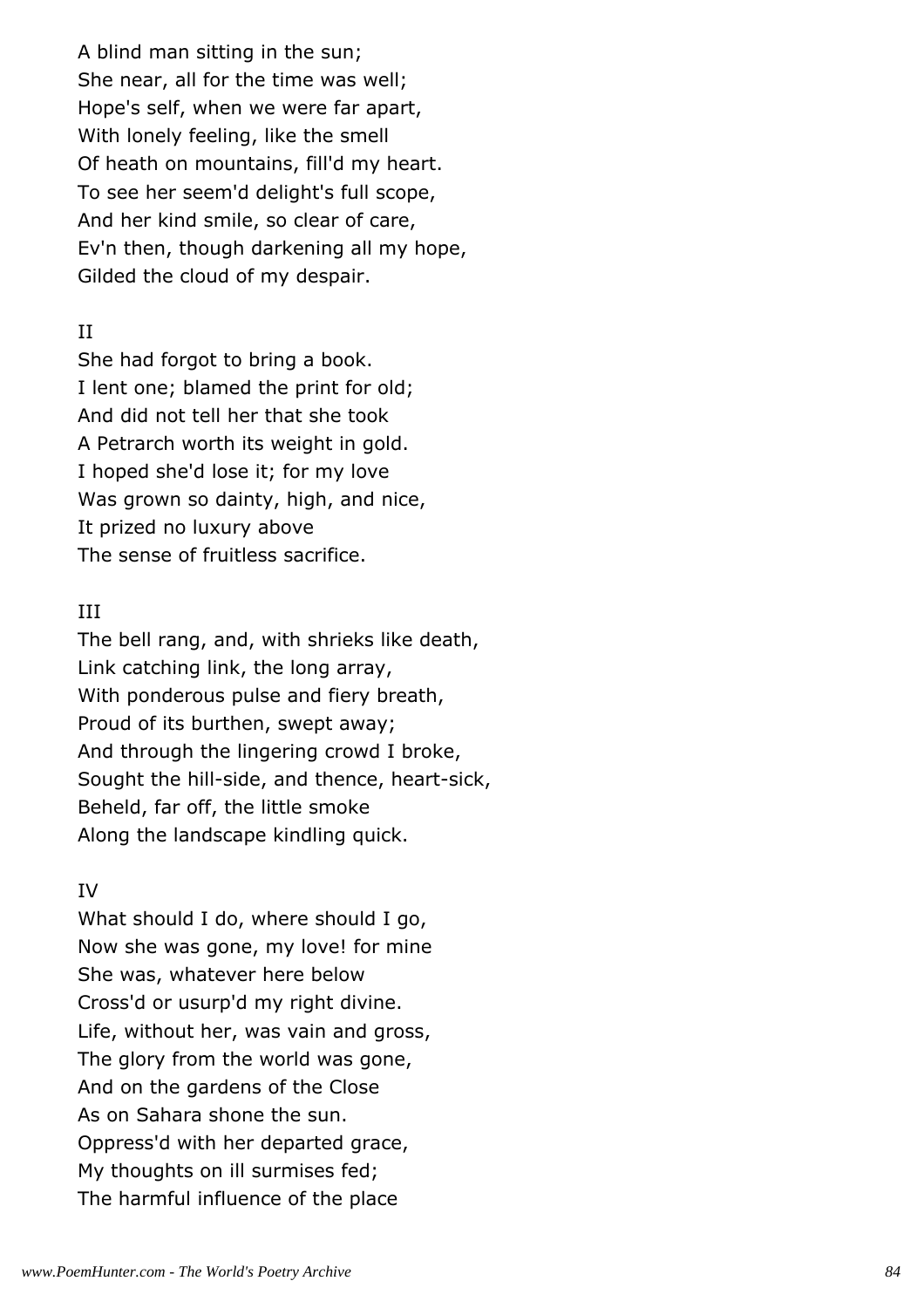A blind man sitting in the sun;
She near, all for the time was well;
Hope's self, when we were far apart,
With lonely feeling, like the smell
Of heath on mountains, fill'd my heart.
To see her seem'd delight's full scope,
And her kind smile, so clear of care,
Ev'n then, though darkening all my hope,
Gilded the cloud of my despair.

II

She had forgot to bring a book.
I lent one; blamed the print for old;
And did not tell her that she took
A Petrarch worth its weight in gold.
I hoped she'd lose it; for my love
Was grown so dainty, high, and nice,
It prized no luxury above
The sense of fruitless sacrifice.

III

The bell rang, and, with shrieks like death,
Link catching link, the long array,
With ponderous pulse and fiery breath,
Proud of its burthen, swept away;
And through the lingering crowd I broke,
Sought the hill-side, and thence, heart-sick,
Beheld, far off, the little smoke
Along the landscape kindling quick.

IV

What should I do, where should I go,
Now she was gone, my love! for mine
She was, whatever here below
Cross'd or usurp'd my right divine.
Life, without her, was vain and gross,
The glory from the world was gone,
And on the gardens of the Close
As on Sahara shone the sun.
Oppress'd with her departed grace,
My thoughts on ill surmises fed;
The harmful influence of the place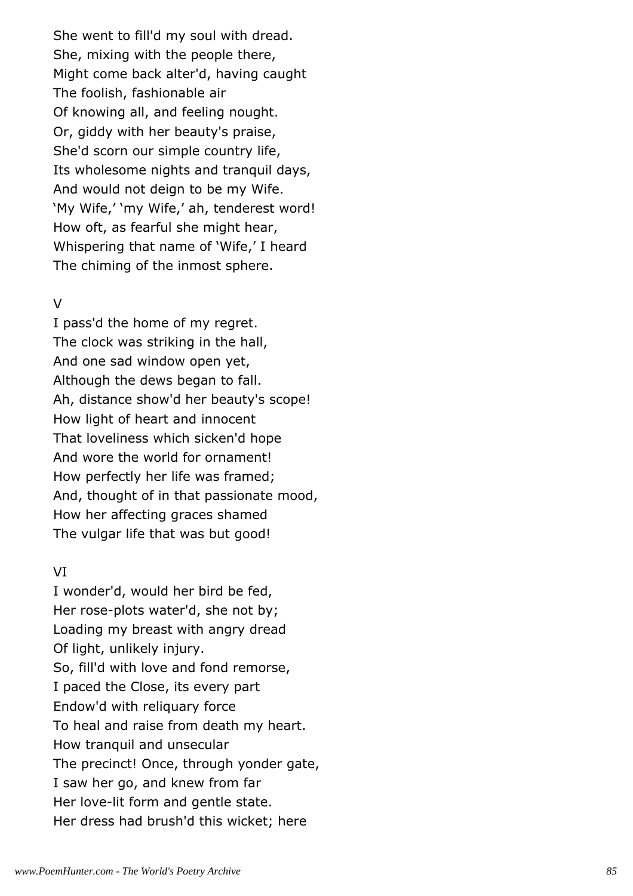She went to fill'd my soul with dread.
She, mixing with the people there,
Might come back alter'd, having caught
The foolish, fashionable air
Of knowing all, and feeling nought.
Or, giddy with her beauty's praise,
She'd scorn our simple country life,
Its wholesome nights and tranquil days,
And would not deign to be my Wife.
'My Wife,' 'my Wife,' ah, tenderest word!
How oft, as fearful she might hear,
Whispering that name of 'Wife,' I heard
The chiming of the inmost sphere.

V

I pass'd the home of my regret.
The clock was striking in the hall,
And one sad window open yet,
Although the dews began to fall.
Ah, distance show'd her beauty's scope!
How light of heart and innocent
That loveliness which sicken'd hope
And wore the world for ornament!
How perfectly her life was framed;
And, thought of in that passionate mood,
How her affecting graces shamed
The vulgar life that was but good!

VI

I wonder'd, would her bird be fed,
Her rose-plots water'd, she not by;
Loading my breast with angry dread
Of light, unlikely injury.
So, fill'd with love and fond remorse,
I paced the Close, its every part
Endow'd with reliquary force
To heal and raise from death my heart.
How tranquil and unsecular
The precinct! Once, through yonder gate,
I saw her go, and knew from far
Her love-lit form and gentle state.
Her dress had brush'd this wicket; here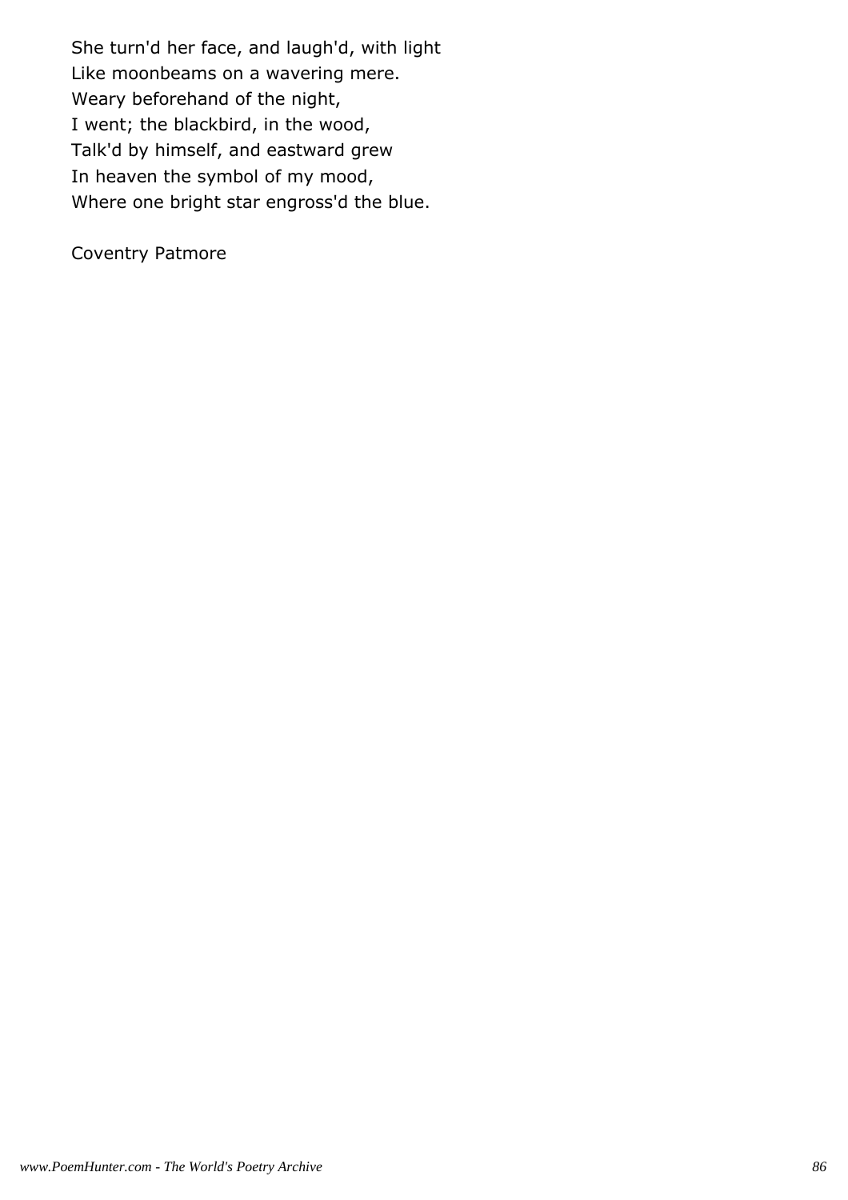She turn'd her face, and laugh'd, with light  
Like moonbeams on a wavering mere.  
Weary beforehand of the night,  
I went; the blackbird, in the wood,  
Talk'd by himself, and eastward grew  
In heaven the symbol of my mood,  
Where one bright star engross'd the blue.

Coventry Patmore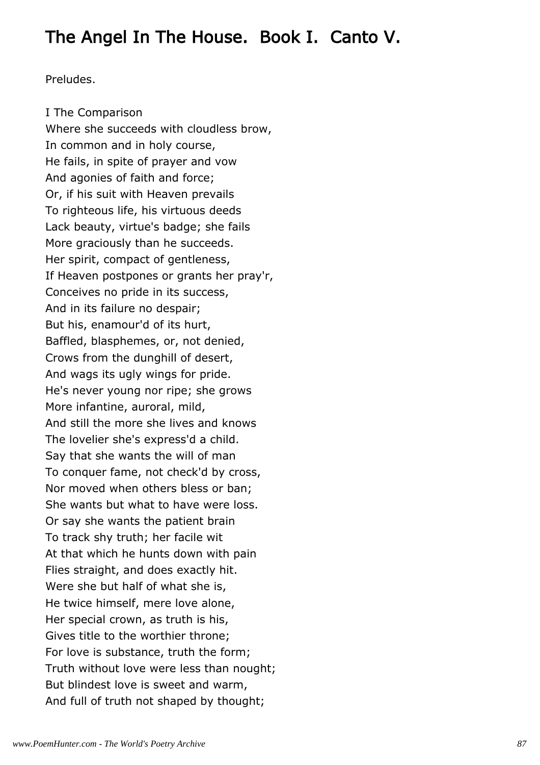## The Angel In The House. Book I. Canto V.

Preludes.

I The Comparison  
Where she succeeds with cloudless brow,  
In common and in holy course,  
He fails, in spite of prayer and vow  
And agonies of faith and force;  
Or, if his suit with Heaven prevails  
To righteous life, his virtuous deeds  
Lack beauty, virtue's badge; she fails  
More graciously than he succeeds.  
Her spirit, compact of gentleness,  
If Heaven postpones or grants her pray'r,  
Conceives no pride in its success,  
And in its failure no despair;  
But his, enamour'd of its hurt,  
Baffled, blasphemes, or, not denied,  
Crows from the dunghill of desert,  
And wags its ugly wings for pride.  
He's never young nor ripe; she grows  
More infantine, auroral, mild,  
And still the more she lives and knows  
The lovelier she's express'd a child.  
Say that she wants the will of man  
To conquer fame, not check'd by cross,  
Nor moved when others bless or ban;  
She wants but what to have were loss.  
Or say she wants the patient brain  
To track shy truth; her facile wit  
At that which he hunts down with pain  
Flies straight, and does exactly hit.  
Were she but half of what she is,  
He twice himself, mere love alone,  
Her special crown, as truth is his,  
Gives title to the worthier throne;  
For love is substance, truth the form;  
Truth without love were less than nought;  
But blindest love is sweet and warm,  
And full of truth not shaped by thought;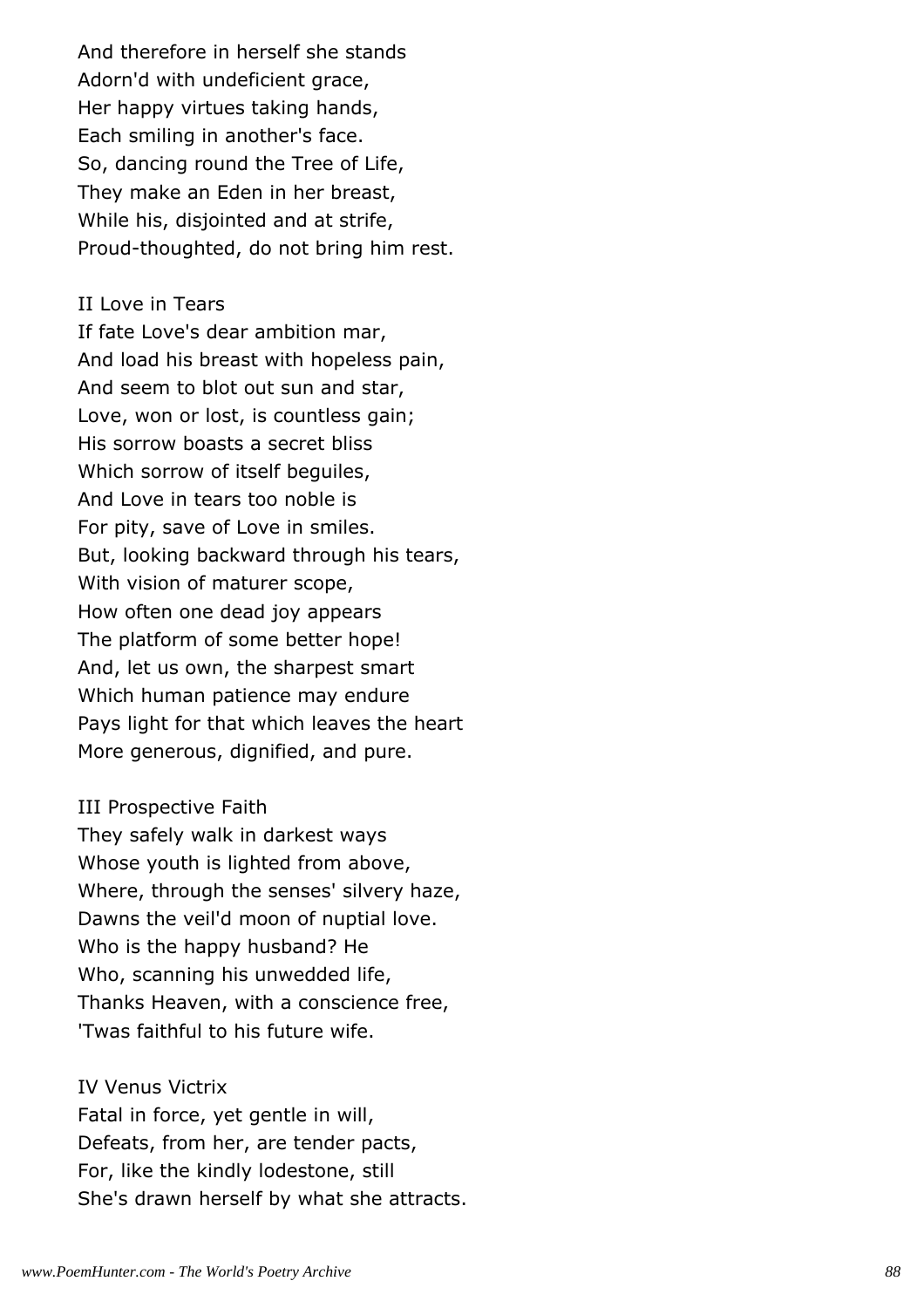And therefore in herself she stands
Adorn'd with undeficient grace,
Her happy virtues taking hands,
Each smiling in another's face.
So, dancing round the Tree of Life,
They make an Eden in her breast,
While his, disjointed and at strife,
Proud-thoughted, do not bring him rest.

II Love in Tears

If fate Love's dear ambition mar,
And load his breast with hopeless pain,
And seem to blot out sun and star,
Love, won or lost, is countless gain;
His sorrow boasts a secret bliss
Which sorrow of itself beguiles,
And Love in tears too noble is
For pity, save of Love in smiles.
But, looking backward through his tears,
With vision of maturer scope,
How often one dead joy appears
The platform of some better hope!
And, let us own, the sharpest smart
Which human patience may endure
Pays light for that which leaves the heart
More generous, dignified, and pure.

III Prospective Faith

They safely walk in darkest ways
Whose youth is lighted from above,
Where, through the senses' silvery haze,
Dawns the veil'd moon of nuptial love.
Who is the happy husband? He
Who, scanning his unwedded life,
Thanks Heaven, with a conscience free,
'Twas faithful to his future wife.

IV Venus Victrix

Fatal in force, yet gentle in will,
Defeats, from her, are tender pacts,
For, like the kindly lodestone, still
She's drawn herself by what she attracts.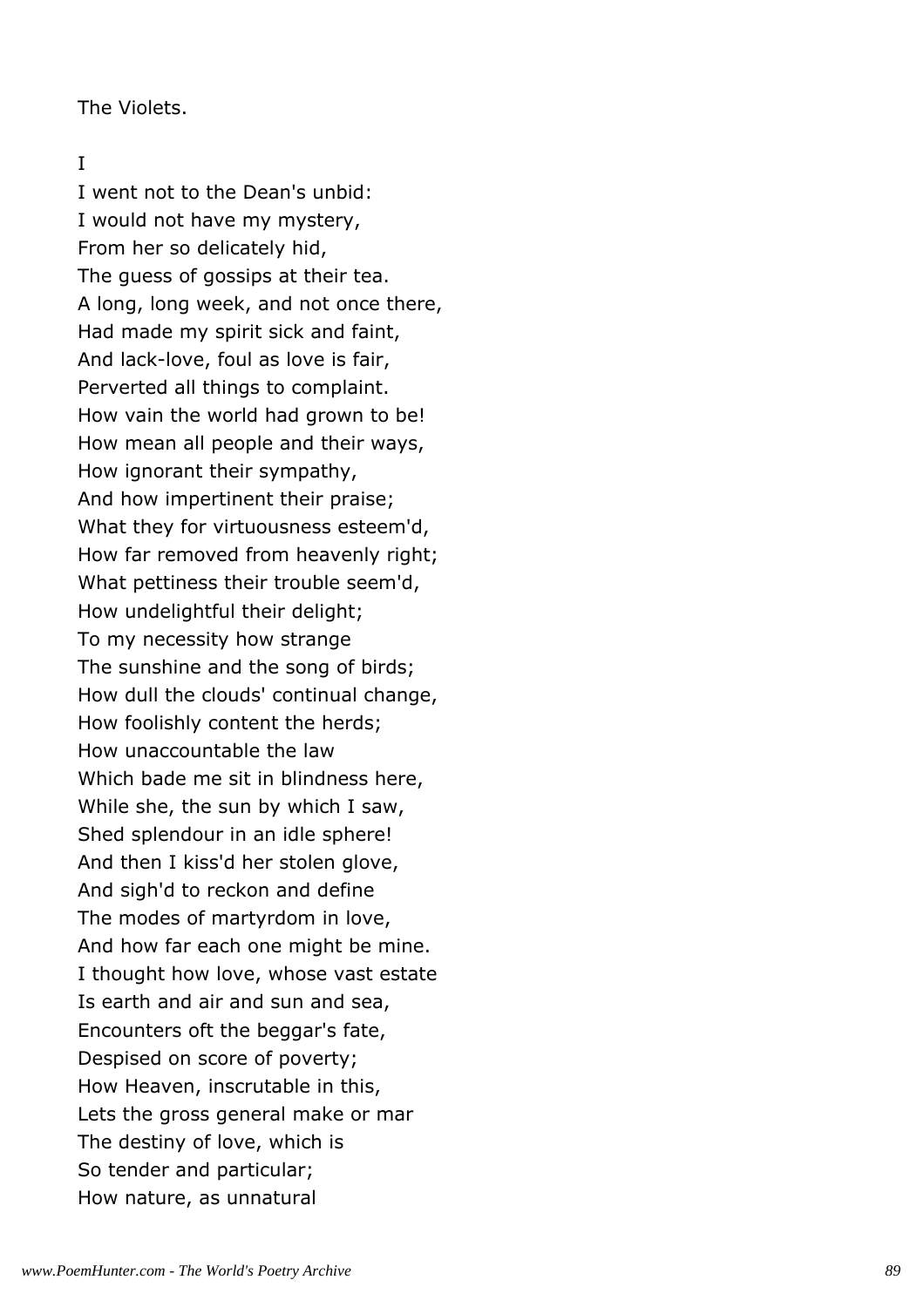The Violets.

I

I went not to the Dean's unbid:
I would not have my mystery,
From her so delicately hid,
The guess of gossips at their tea.
A long, long week, and not once there,
Had made my spirit sick and faint,
And lack-love, foul as love is fair,
Perverted all things to complaint.
How vain the world had grown to be!
How mean all people and their ways,
How ignorant their sympathy,
And how impertinent their praise;
What they for virtuousness esteem'd,
How far removed from heavenly right;
What pettiness their trouble seem'd,
How undelightful their delight;
To my necessity how strange
The sunshine and the song of birds;
How dull the clouds' continual change,
How foolishly content the herds;
How unaccountable the law
Which bade me sit in blindness here,
While she, the sun by which I saw,
Shed splendour in an idle sphere!
And then I kiss'd her stolen glove,
And sigh'd to reckon and define
The modes of martyrdom in love,
And how far each one might be mine.
I thought how love, whose vast estate
Is earth and air and sun and sea,
Encounters oft the beggar's fate,
Despised on score of poverty;
How Heaven, inscrutable in this,
Lets the gross general make or mar
The destiny of love, which is
So tender and particular;
How nature, as unnatural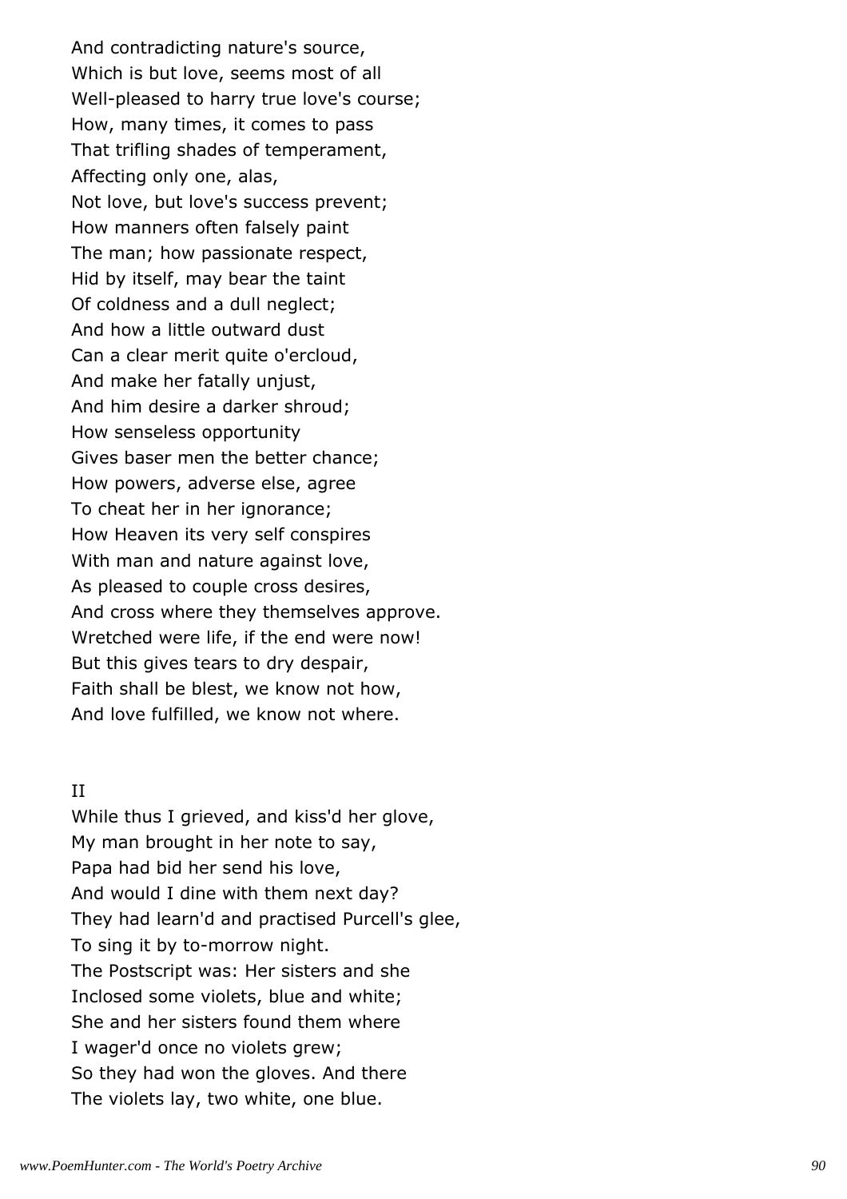And contradicting nature's source,  
Which is but love, seems most of all  
Well-pleased to harry true love's course;  
How, many times, it comes to pass  
That trifling shades of temperament,  
Affecting only one, alas,  
Not love, but love's success prevent;  
How manners often falsely paint  
The man; how passionate respect,  
Hid by itself, may bear the taint  
Of coldness and a dull neglect;  
And how a little outward dust  
Can a clear merit quite o'ercloud,  
And make her fatally unjust,  
And him desire a darker shroud;  
How senseless opportunity  
Gives baser men the better chance;  
How powers, adverse else, agree  
To cheat her in her ignorance;  
How Heaven its very self conspires  
With man and nature against love,  
As pleased to couple cross desires,  
And cross where they themselves approve.  
Wretched were life, if the end were now!  
But this gives tears to dry despair,  
Faith shall be blest, we know not how,  
And love fulfilled, we know not where.

II

While thus I grieved, and kiss'd her glove,  
My man brought in her note to say,  
Papa had bid her send his love,  
And would I dine with them next day?  
They had learn'd and practised Purcell's glee,  
To sing it by to-morrow night.  
The Postscript was: Her sisters and she  
Inclosed some violets, blue and white;  
She and her sisters found them where  
I wager'd once no violets grew;  
So they had won the gloves. And there  
The violets lay, two white, one blue.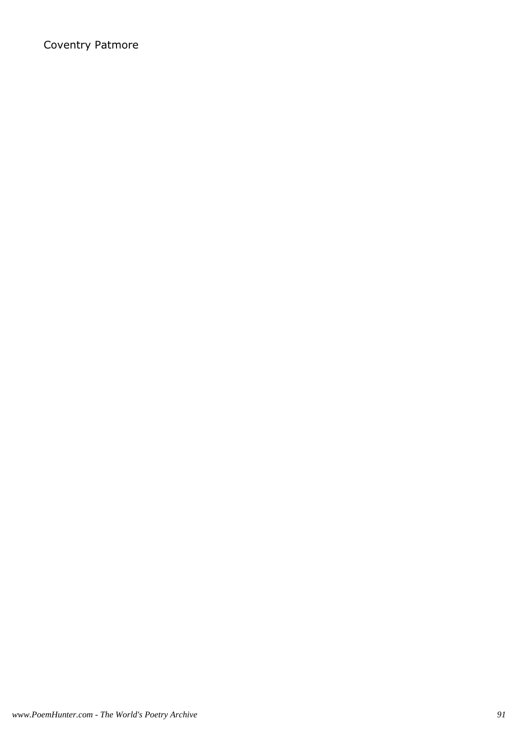Coventry Patmore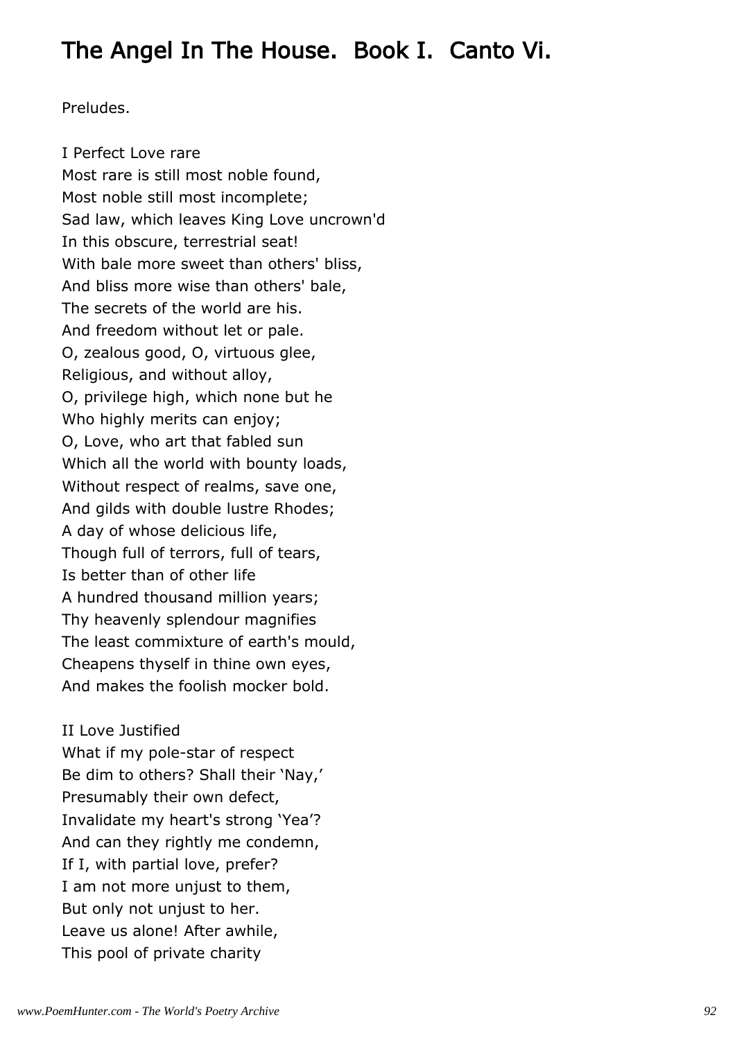## The Angel In The House. Book I. Canto Vi.

Preludes.

I Perfect Love rare
Most rare is still most noble found,
Most noble still most incomplete;
Sad law, which leaves King Love uncrown'd
In this obscure, terrestrial seat!
With bale more sweet than others' bliss,
And bliss more wise than others' bale,
The secrets of the world are his.
And freedom without let or pale.
O, zealous good, O, virtuous glee,
Religious, and without alloy,
O, privilege high, which none but he
Who highly merits can enjoy;
O, Love, who art that fabled sun
Which all the world with bounty loads,
Without respect of realms, save one,
And gilds with double lustre Rhodes;
A day of whose delicious life,
Though full of terrors, full of tears,
Is better than of other life
A hundred thousand million years;
Thy heavenly splendour magnifies
The least commixture of earth's mould,
Cheapens thyself in thine own eyes,
And makes the foolish mocker bold.

II Love Justified
What if my pole-star of respect
Be dim to others? Shall their 'Nay,'
Presumably their own defect,
Invalidate my heart's strong 'Yea'?
And can they rightly me condemn,
If I, with partial love, prefer?
I am not more unjust to them,
But only not unjust to her.
Leave us alone! After awhile,
This pool of private charity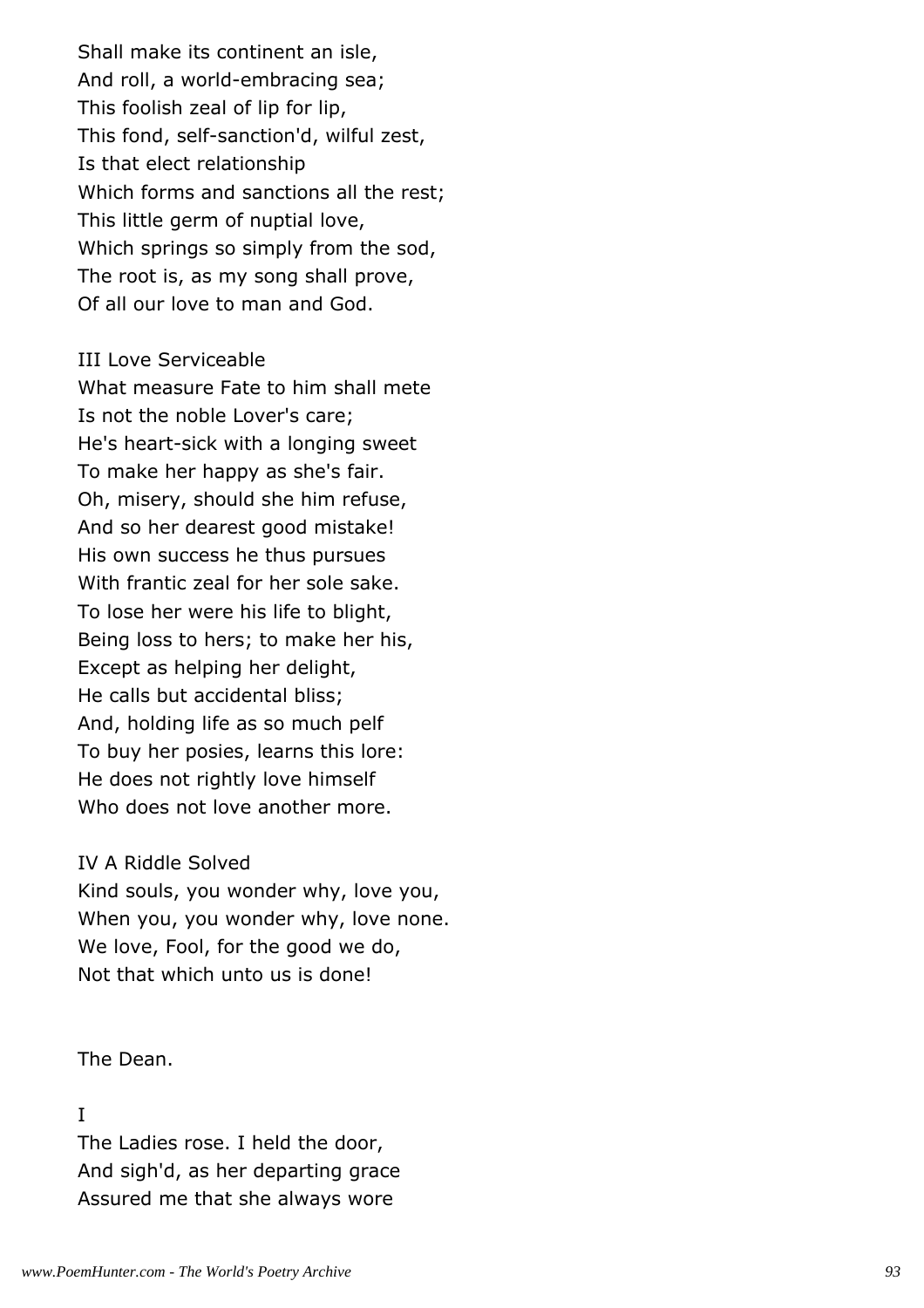Shall make its continent an isle,
And roll, a world-embracing sea;
This foolish zeal of lip for lip,
This fond, self-sanction'd, wilful zest,
Is that elect relationship
Which forms and sanctions all the rest;
This little germ of nuptial love,
Which springs so simply from the sod,
The root is, as my song shall prove,
Of all our love to man and God.

III Love Serviceable

What measure Fate to him shall mete
Is not the noble Lover's care;
He's heart-sick with a longing sweet
To make her happy as she's fair.
Oh, misery, should she him refuse,
And so her dearest good mistake!
His own success he thus pursues
With frantic zeal for her sole sake.
To lose her were his life to blight,
Being loss to hers; to make her his,
Except as helping her delight,
He calls but accidental bliss;
And, holding life as so much pelf
To buy her posies, learns this lore:
He does not rightly love himself
Who does not love another more.

IV A Riddle Solved

Kind souls, you wonder why, love you,
When you, you wonder why, love none.
We love, Fool, for the good we do,
Not that which unto us is done!

The Dean.

I

The Ladies rose. I held the door,
And sigh'd, as her departing grace
Assured me that she always wore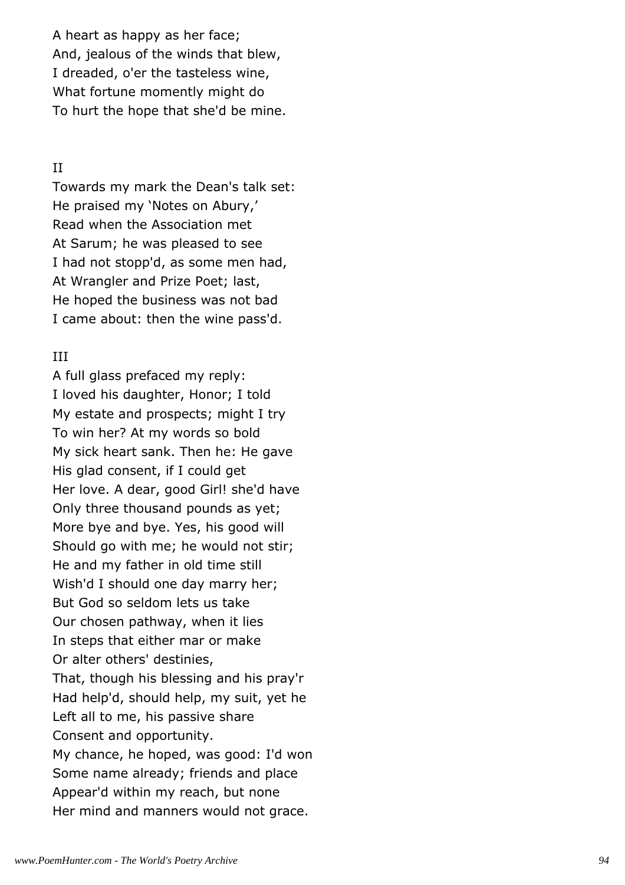A heart as happy as her face;
And, jealous of the winds that blew,
I dreaded, o'er the tasteless wine,
What fortune momently might do
To hurt the hope that she'd be mine.

II

Towards my mark the Dean's talk set:
He praised my 'Notes on Abury,'
Read when the Association met
At Sarum; he was pleased to see
I had not stopp'd, as some men had,
At Wrangler and Prize Poet; last,
He hoped the business was not bad
I came about: then the wine pass'd.

III

A full glass prefaced my reply:
I loved his daughter, Honor; I told
My estate and prospects; might I try
To win her? At my words so bold
My sick heart sank. Then he: He gave
His glad consent, if I could get
Her love. A dear, good Girl! she'd have
Only three thousand pounds as yet;
More bye and bye. Yes, his good will
Should go with me; he would not stir;
He and my father in old time still
Wish'd I should one day marry her;
But God so seldom lets us take
Our chosen pathway, when it lies
In steps that either mar or make
Or alter others' destinies,
That, though his blessing and his pray'r
Had help'd, should help, my suit, yet he
Left all to me, his passive share
Consent and opportunity.
My chance, he hoped, was good: I'd won
Some name already; friends and place
Appear'd within my reach, but none
Her mind and manners would not grace.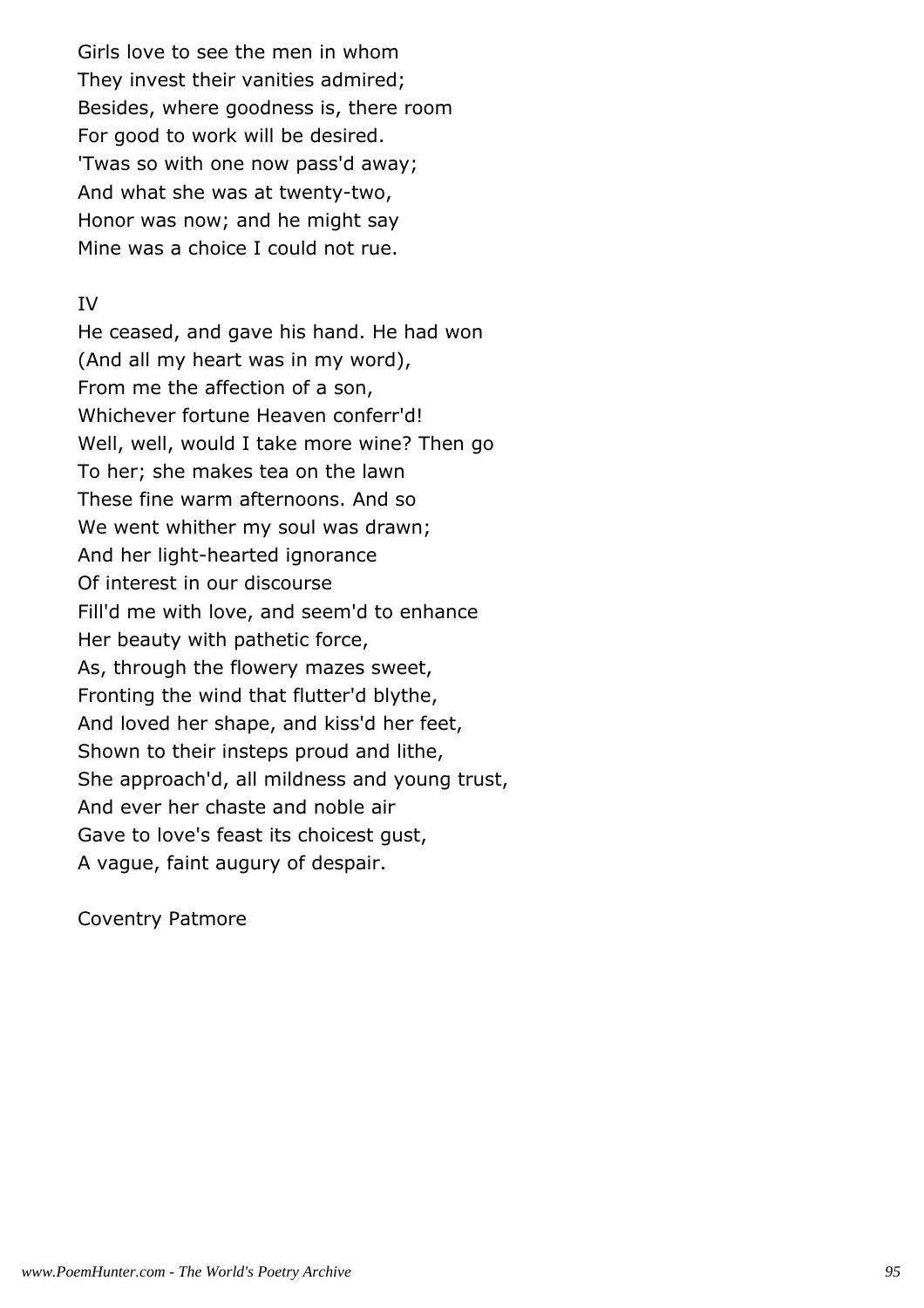Girls love to see the men in whom
They invest their vanities admired;
Besides, where goodness is, there room
For good to work will be desired.
'Twas so with one now pass'd away;
And what she was at twenty-two,
Honor was now; and he might say
Mine was a choice I could not rue.

IV

He ceased, and gave his hand. He had won
(And all my heart was in my word),
From me the affection of a son,
Whichever fortune Heaven conferr'd!
Well, well, would I take more wine? Then go
To her; she makes tea on the lawn
These fine warm afternoons. And so
We went whither my soul was drawn;
And her light-hearted ignorance
Of interest in our discourse
Fill'd me with love, and seem'd to enhance
Her beauty with pathetic force,
As, through the flowery mazes sweet,
Fronting the wind that flutter'd blythe,
And loved her shape, and kiss'd her feet,
Shown to their insteps proud and lithe,
She approach'd, all mildness and young trust,
And ever her chaste and noble air
Gave to love's feast its choicest gust,
A vague, faint augury of despair.

Coventry Patmore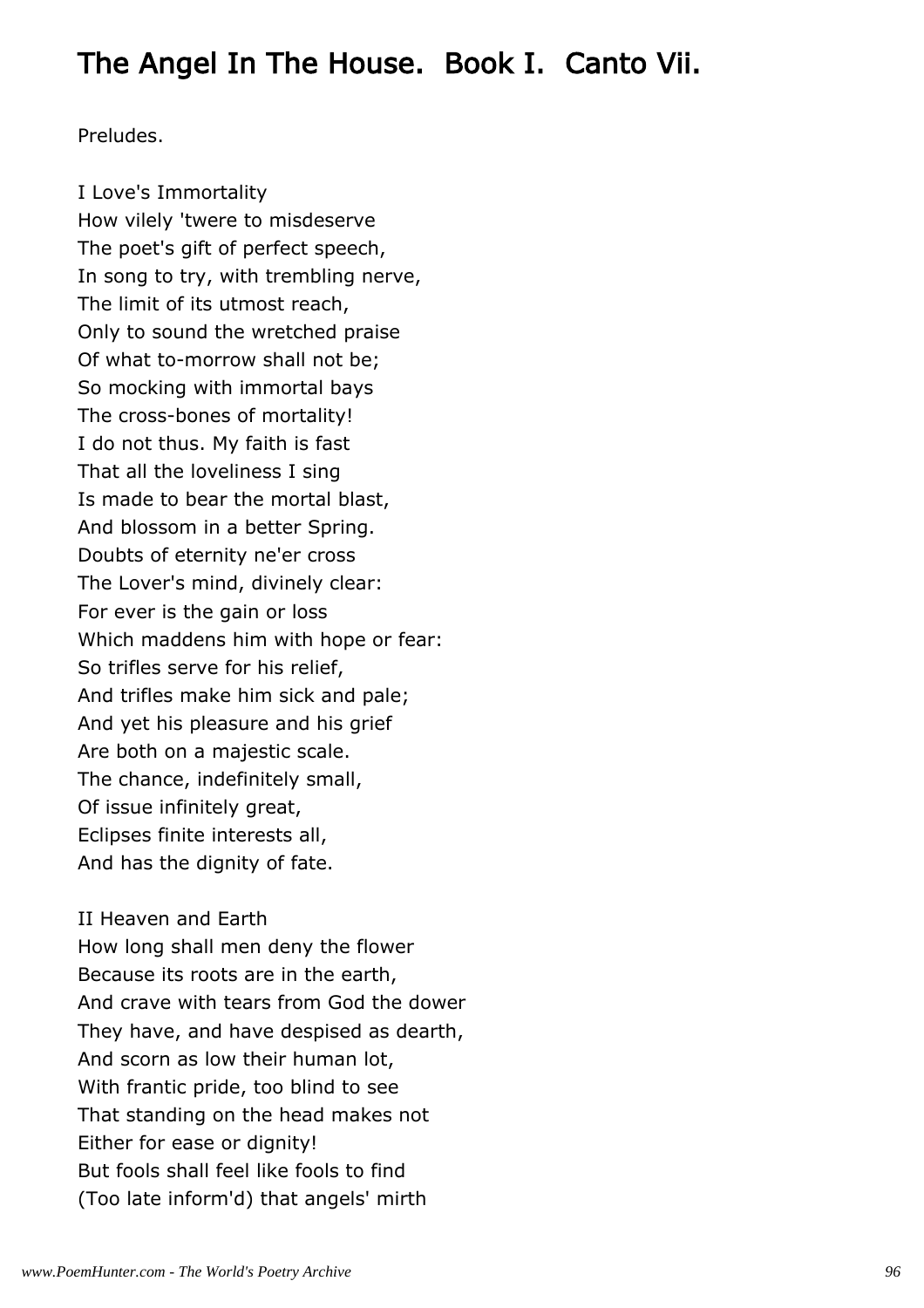# The Angel In The House. Book I. Canto Vii.

Preludes.

I Love's Immortality  
How vilely 'twere to misdeserve  
The poet's gift of perfect speech,  
In song to try, with trembling nerve,  
The limit of its utmost reach,  
Only to sound the wretched praise  
Of what to-morrow shall not be;  
So mocking with immortal bays  
The cross-bones of mortality!  
I do not thus. My faith is fast  
That all the loveliness I sing  
Is made to bear the mortal blast,  
And blossom in a better Spring.  
Doubts of eternity ne'er cross  
The Lover's mind, divinely clear:  
For ever is the gain or loss  
Which maddens him with hope or fear:  
So trifles serve for his relief,  
And trifles make him sick and pale;  
And yet his pleasure and his grief  
Are both on a majestic scale.  
The chance, indefinitely small,  
Of issue infinitely great,  
Eclipses finite interests all,  
And has the dignity of fate.

II Heaven and Earth  
How long shall men deny the flower  
Because its roots are in the earth,  
And crave with tears from God the dower  
They have, and have despised as dearth,  
And scorn as low their human lot,  
With frantic pride, too blind to see  
That standing on the head makes not  
Either for ease or dignity!  
But fools shall feel like fools to find  
(Too late inform'd) that angels' mirth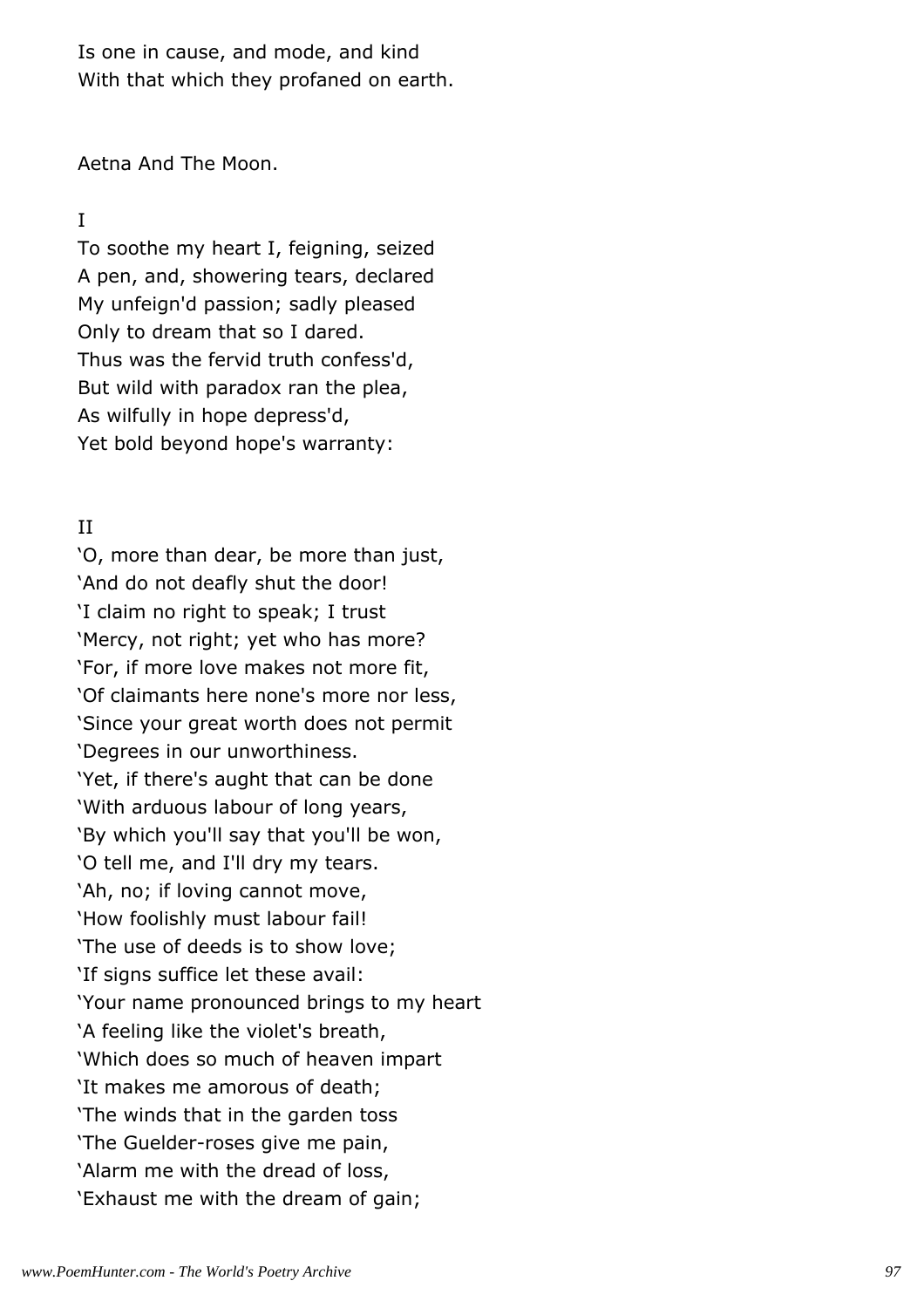Is one in cause, and mode, and kind  
With that which they profaned on earth.

## Aetna And The Moon.

### I

To soothe my heart I, feigning, seized  
A pen, and, showering tears, declared  
My unfeign'd passion; sadly pleased  
Only to dream that so I dared.  
Thus was the fervid truth confess'd,  
But wild with paradox ran the plea,  
As wilfully in hope depress'd,  
Yet bold beyond hope's warranty:

### II

'O, more than dear, be more than just,  
'And do not deafly shut the door!  
'I claim no right to speak; I trust  
'Mercy, not right; yet who has more?  
'For, if more love makes not more fit,  
'Of claimants here none's more nor less,  
'Since your great worth does not permit  
'Degrees in our unworthiness.  
'Yet, if there's aught that can be done  
'With arduous labour of long years,  
'By which you'll say that you'll be won,  
'O tell me, and I'll dry my tears.  
'Ah, no; if loving cannot move,  
'How foolishly must labour fail!  
'The use of deeds is to show love;  
'If signs suffice let these avail:  
'Your name pronounced brings to my heart  
'A feeling like the violet's breath,  
'Which does so much of heaven impart  
'It makes me amorous of death;  
'The winds that in the garden toss  
'The Guelder-roses give me pain,  
'Alarm me with the dread of loss,  
'Exhaust me with the dream of gain;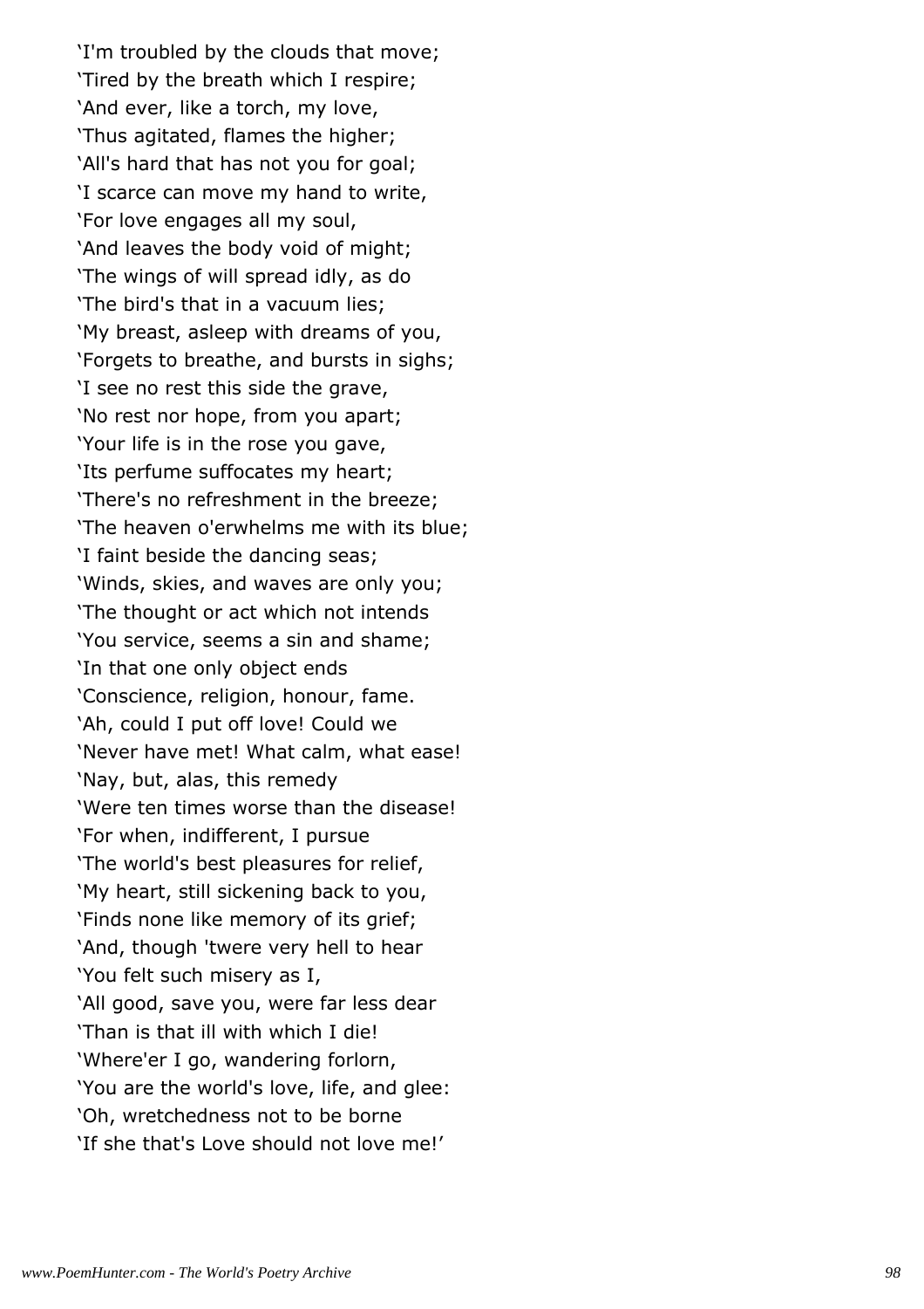'I'm troubled by the clouds that move;
'Tired by the breath which I respire;
'And ever, like a torch, my love,
'Thus agitated, flames the higher;
'All's hard that has not you for goal;
'I scarce can move my hand to write,
'For love engages all my soul,
'And leaves the body void of might;
'The wings of will spread idly, as do
'The bird's that in a vacuum lies;
'My breast, asleep with dreams of you,
'Forgets to breathe, and bursts in sighs;
'I see no rest this side the grave,
'No rest nor hope, from you apart;
'Your life is in the rose you gave,
'Its perfume suffocates my heart;
'There's no refreshment in the breeze;
'The heaven o'erwhelms me with its blue;
'I faint beside the dancing seas;
'Winds, skies, and waves are only you;
'The thought or act which not intends
'You service, seems a sin and shame;
'In that one only object ends
'Conscience, religion, honour, fame.
'Ah, could I put off love! Could we
'Never have met! What calm, what ease!
'Nay, but, alas, this remedy
'Were ten times worse than the disease!
'For when, indifferent, I pursue
'The world's best pleasures for relief,
'My heart, still sickening back to you,
'Finds none like memory of its grief;
'And, though 'twere very hell to hear
'You felt such misery as I,
'All good, save you, were far less dear
'Than is that ill with which I die!
'Where'er I go, wandering forlorn,
'You are the world's love, life, and glee:
'Oh, wretchedness not to be borne
'If she that's Love should not love me!'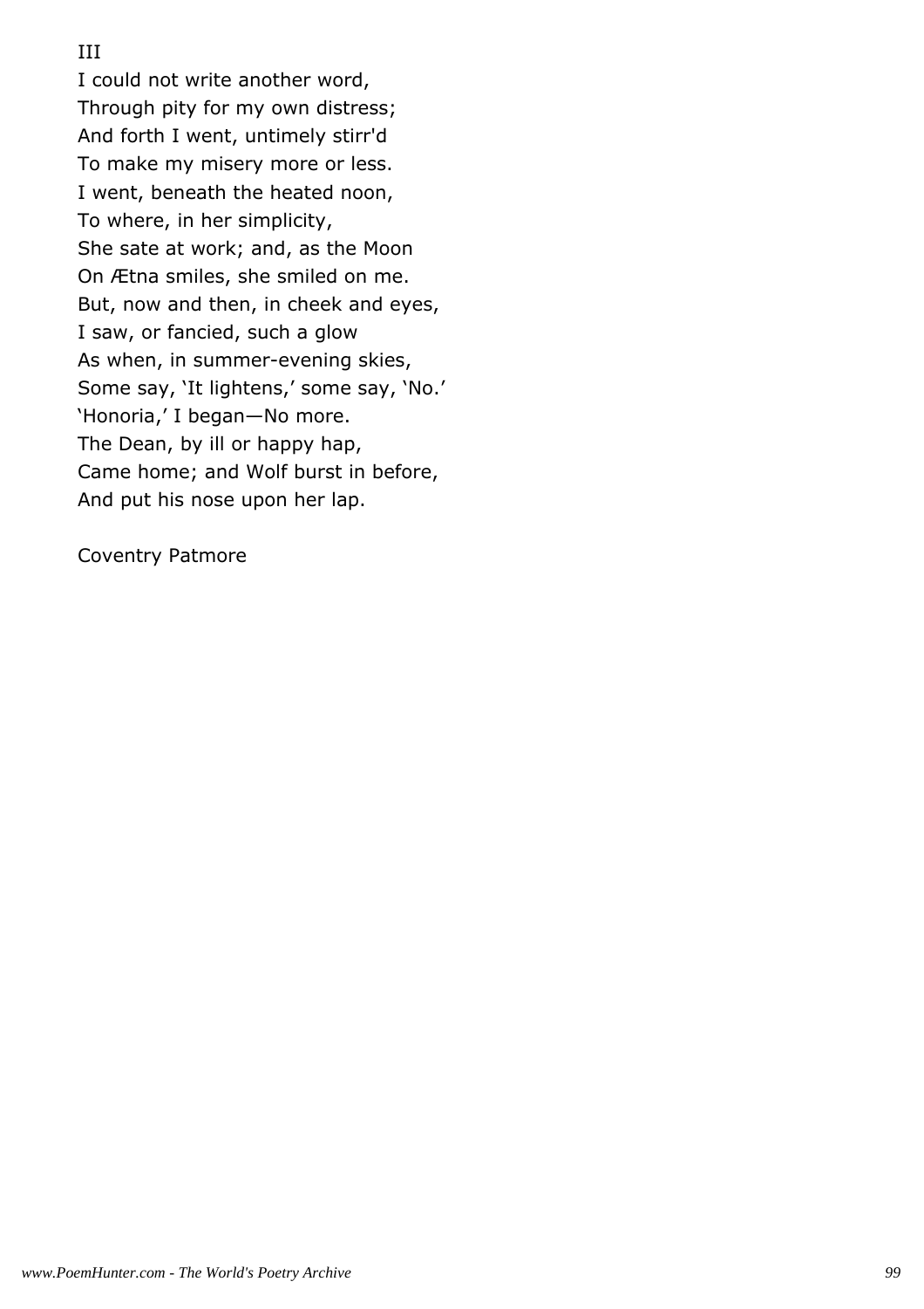III

I could not write another word,
Through pity for my own distress;
And forth I went, untimely stirr'd
To make my misery more or less.
I went, beneath the heated noon,
To where, in her simplicity,
She sate at work; and, as the Moon
On Ætna smiles, she smiled on me.
But, now and then, in cheek and eyes,
I saw, or fancied, such a glow
As when, in summer-evening skies,
Some say, 'It lightens,' some say, 'No.'
'Honoria,' I began—No more.
The Dean, by ill or happy hap,
Came home; and Wolf burst in before,
And put his nose upon her lap.

Coventry Patmore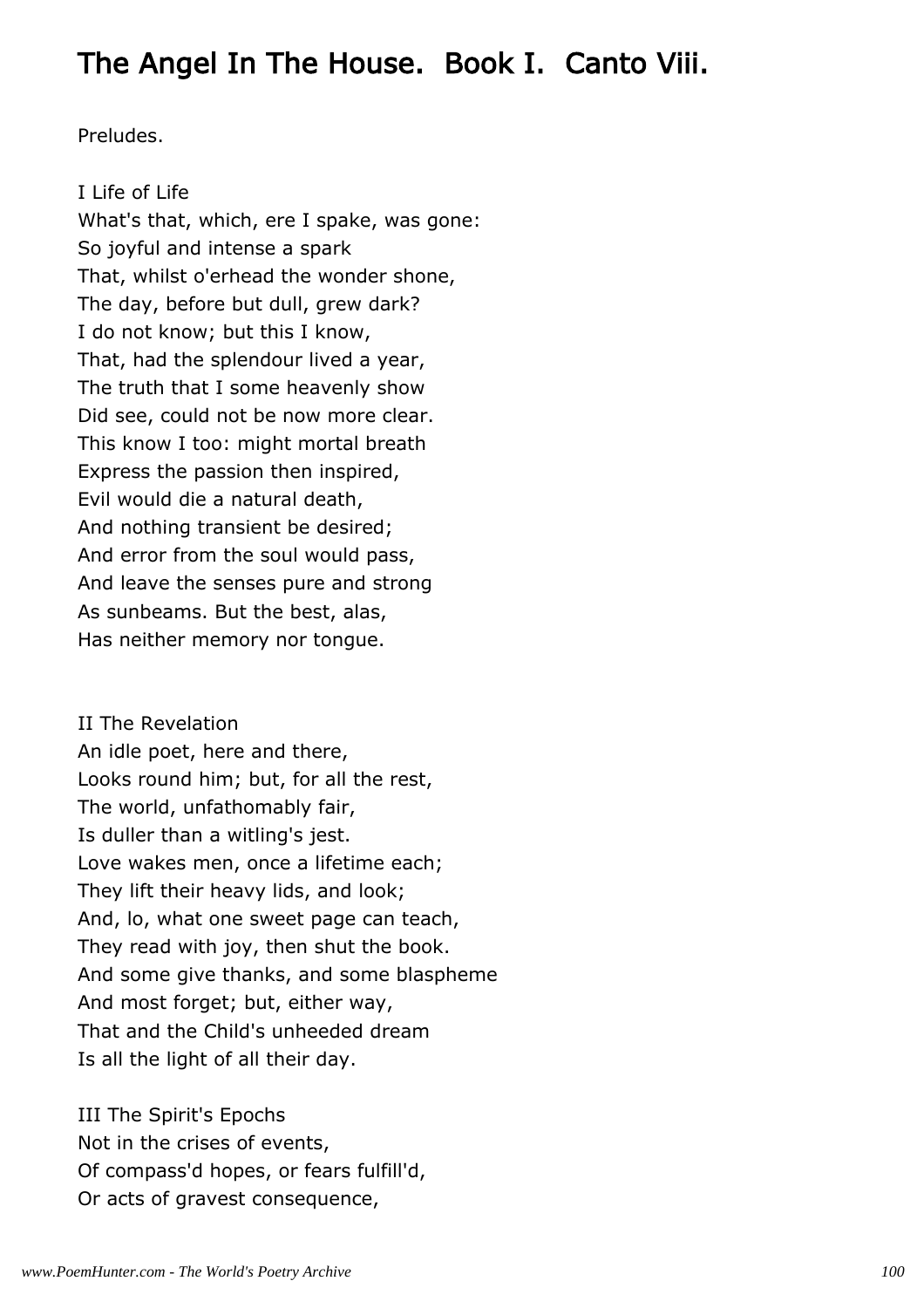# The Angel In The House. Book I. Canto Viii.

Preludes.

I Life of Life
What's that, which, ere I spake, was gone:
So joyful and intense a spark
That, whilst o'erhead the wonder shone,
The day, before but dull, grew dark?
I do not know; but this I know,
That, had the splendour lived a year,
The truth that I some heavenly show
Did see, could not be now more clear.
This know I too: might mortal breath
Express the passion then inspired,
Evil would die a natural death,
And nothing transient be desired;
And error from the soul would pass,
And leave the senses pure and strong
As sunbeams. But the best, alas,
Has neither memory nor tongue.

II The Revelation
An idle poet, here and there,
Looks round him; but, for all the rest,
The world, unfathomably fair,
Is duller than a witling's jest.
Love wakes men, once a lifetime each;
They lift their heavy lids, and look;
And, lo, what one sweet page can teach,
They read with joy, then shut the book.
And some give thanks, and some blaspheme
And most forget; but, either way,
That and the Child's unheeded dream
Is all the light of all their day.

III The Spirit's Epochs
Not in the crises of events,
Of compass'd hopes, or fears fulfill'd,
Or acts of gravest consequence,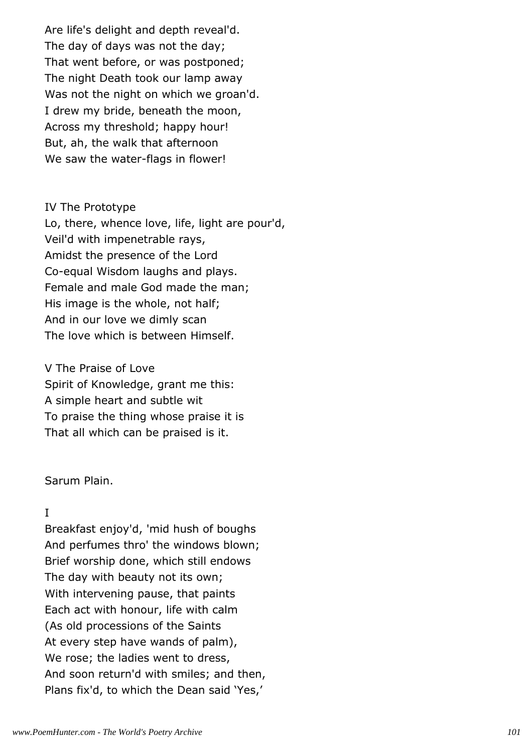Are life's delight and depth reveal'd.
The day of days was not the day;
That went before, or was postponed;
The night Death took our lamp away
Was not the night on which we groan'd.
I drew my bride, beneath the moon,
Across my threshold; happy hour!
But, ah, the walk that afternoon
We saw the water-flags in flower!

IV The Prototype
Lo, there, whence love, life, light are pour'd,
Veil'd with impenetrable rays,
Amidst the presence of the Lord
Co-equal Wisdom laughs and plays.
Female and male God made the man;
His image is the whole, not half;
And in our love we dimly scan
The love which is between Himself.

V The Praise of Love
Spirit of Knowledge, grant me this:
A simple heart and subtle wit
To praise the thing whose praise it is
That all which can be praised is it.

Sarum Plain.

I
Breakfast enjoy'd, 'mid hush of boughs
And perfumes thro' the windows blown;
Brief worship done, which still endows
The day with beauty not its own;
With intervening pause, that paints
Each act with honour, life with calm
(As old processions of the Saints
At every step have wands of palm),
We rose; the ladies went to dress,
And soon return'd with smiles; and then,
Plans fix'd, to which the Dean said 'Yes,'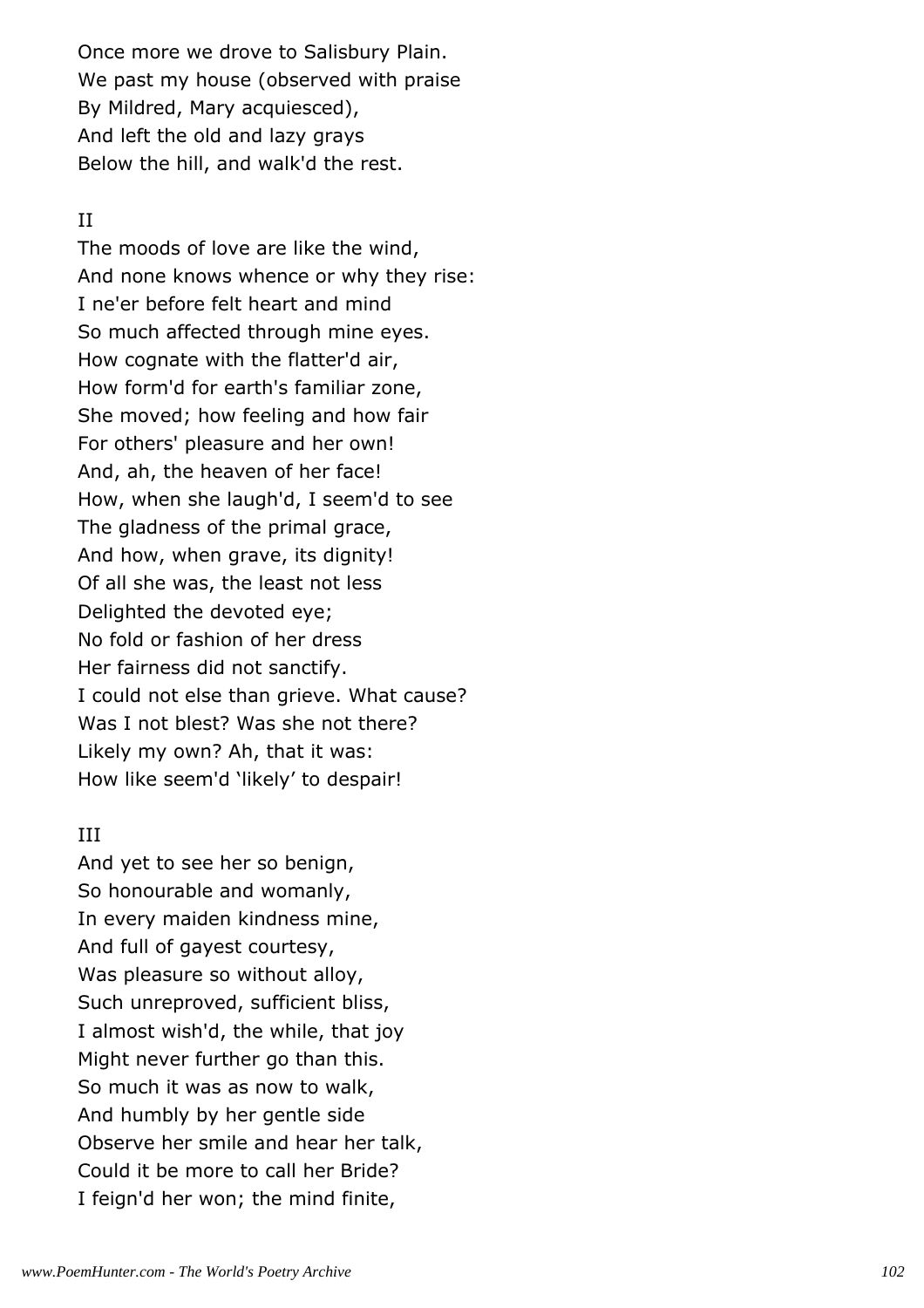Once more we drove to Salisbury Plain.
We past my house (observed with praise
By Mildred, Mary acquiesced),
And left the old and lazy grays
Below the hill, and walk'd the rest.

II

The moods of love are like the wind,
And none knows whence or why they rise:
I ne'er before felt heart and mind
So much affected through mine eyes.
How cognate with the flatter'd air,
How form'd for earth's familiar zone,
She moved; how feeling and how fair
For others' pleasure and her own!
And, ah, the heaven of her face!
How, when she laugh'd, I seem'd to see
The gladness of the primal grace,
And how, when grave, its dignity!
Of all she was, the least not less
Delighted the devoted eye;
No fold or fashion of her dress
Her fairness did not sanctify.
I could not else than grieve. What cause?
Was I not blest? Was she not there?
Likely my own? Ah, that it was:
How like seem'd 'likely' to despair!

III

And yet to see her so benign,
So honourable and womanly,
In every maiden kindness mine,
And full of gayest courtesy,
Was pleasure so without alloy,
Such unreproved, sufficient bliss,
I almost wish'd, the while, that joy
Might never further go than this.
So much it was as now to walk,
And humbly by her gentle side
Observe her smile and hear her talk,
Could it be more to call her Bride?
I feign'd her won; the mind finite,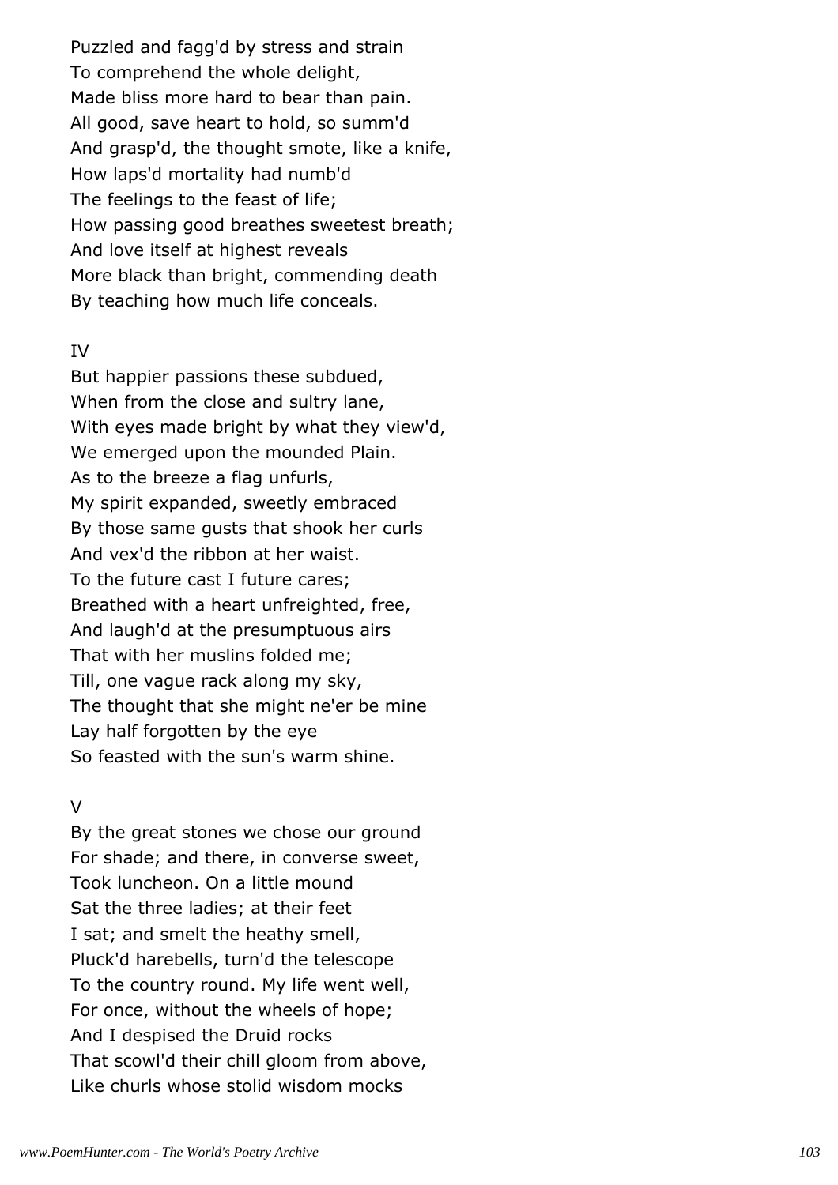Puzzled and fagg'd by stress and strain
To comprehend the whole delight,
Made bliss more hard to bear than pain.
All good, save heart to hold, so summ'd
And grasp'd, the thought smote, like a knife,
How laps'd mortality had numb'd
The feelings to the feast of life;
How passing good breathes sweetest breath;
And love itself at highest reveals
More black than bright, commending death
By teaching how much life conceals.

IV

But happier passions these subdued,
When from the close and sultry lane,
With eyes made bright by what they view'd,
We emerged upon the mounded Plain.
As to the breeze a flag unfurls,
My spirit expanded, sweetly embraced
By those same gusts that shook her curls
And vex'd the ribbon at her waist.
To the future cast I future cares;
Breathed with a heart unfreighted, free,
And laugh'd at the presumptuous airs
That with her muslins folded me;
Till, one vague rack along my sky,
The thought that she might ne'er be mine
Lay half forgotten by the eye
So feasted with the sun's warm shine.

V

By the great stones we chose our ground
For shade; and there, in converse sweet,
Took luncheon. On a little mound
Sat the three ladies; at their feet
I sat; and smelt the heathy smell,
Pluck'd harebells, turn'd the telescope
To the country round. My life went well,
For once, without the wheels of hope;
And I despised the Druid rocks
That scowl'd their chill gloom from above,
Like churls whose stolid wisdom mocks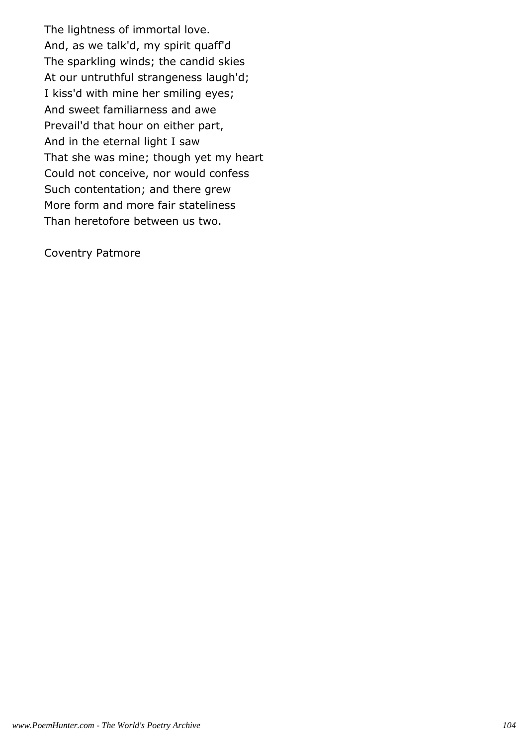The lightness of immortal love.
And, as we talk'd, my spirit quaff'd
The sparkling winds; the candid skies
At our untruthful strangeness laugh'd;
I kiss'd with mine her smiling eyes;
And sweet familiarness and awe
Prevail'd that hour on either part,
And in the eternal light I saw
That she was mine; though yet my heart
Could not conceive, nor would confess
Such contentation; and there grew
More form and more fair stateliness
Than heretofore between us two.

Coventry Patmore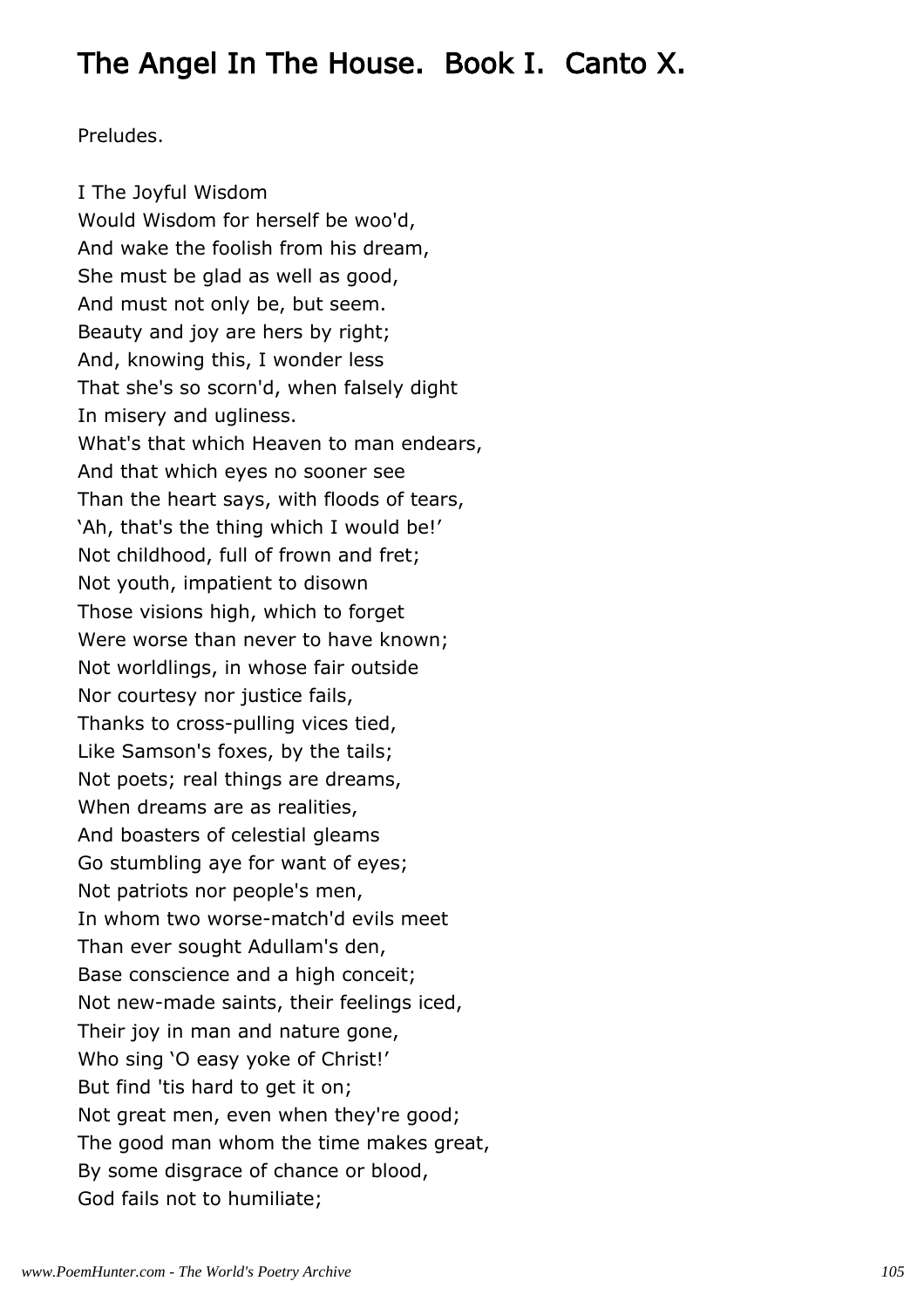# The Angel In The House. Book I. Canto X.

Preludes.

I The Joyful Wisdom

Would Wisdom for herself be woo'd,
And wake the foolish from his dream,
She must be glad as well as good,
And must not only be, but seem.
Beauty and joy are hers by right;
And, knowing this, I wonder less
That she's so scorn'd, when falsely dight
In misery and ugliness.
What's that which Heaven to man endears,
And that which eyes no sooner see
Than the heart says, with floods of tears,
'Ah, that's the thing which I would be!'
Not childhood, full of frown and fret;
Not youth, impatient to disown
Those visions high, which to forget
Were worse than never to have known;
Not worldlings, in whose fair outside
Nor courtesy nor justice fails,
Thanks to cross-pulling vices tied,
Like Samson's foxes, by the tails;
Not poets; real things are dreams,
When dreams are as realities,
And boasters of celestial gleams
Go stumbling aye for want of eyes;
Not patriots nor people's men,
In whom two worse-match'd evils meet
Than ever sought Adullam's den,
Base conscience and a high conceit;
Not new-made saints, their feelings iced,
Their joy in man and nature gone,
Who sing 'O easy yoke of Christ!'
But find 'tis hard to get it on;
Not great men, even when they're good;
The good man whom the time makes great,
By some disgrace of chance or blood,
God fails not to humiliate;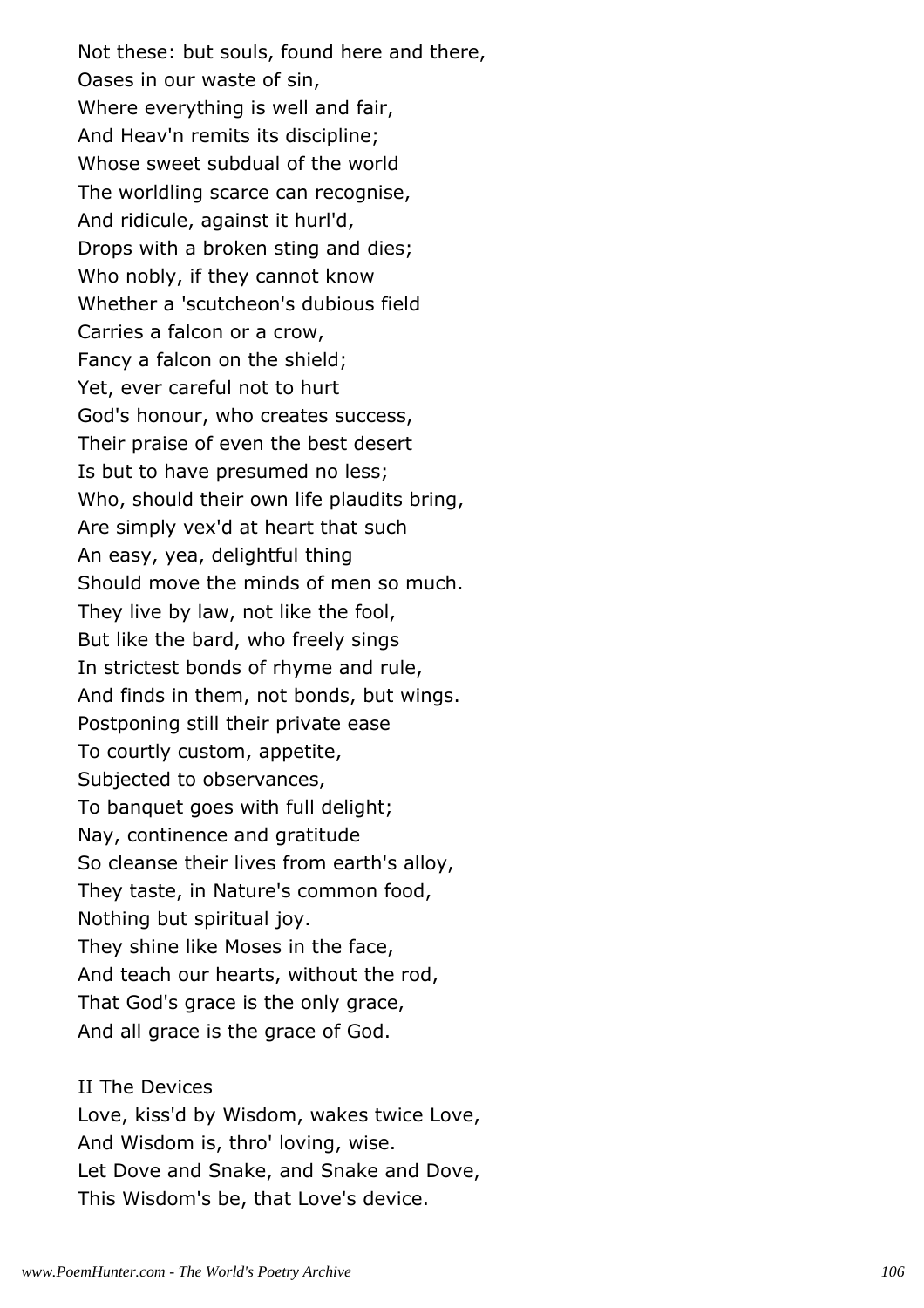Not these: but souls, found here and there,
Oases in our waste of sin,
Where everything is well and fair,
And Heav'n remits its discipline;
Whose sweet subdual of the world
The worldling scarce can recognise,
And ridicule, against it hurl'd,
Drops with a broken sting and dies;
Who nobly, if they cannot know
Whether a 'scutcheon's dubious field
Carries a falcon or a crow,
Fancy a falcon on the shield;
Yet, ever careful not to hurt
God's honour, who creates success,
Their praise of even the best desert
Is but to have presumed no less;
Who, should their own life plaudits bring,
Are simply vex'd at heart that such
An easy, yea, delightful thing
Should move the minds of men so much.
They live by law, not like the fool,
But like the bard, who freely sings
In strictest bonds of rhyme and rule,
And finds in them, not bonds, but wings.
Postponing still their private ease
To courtly custom, appetite,
Subjected to observances,
To banquet goes with full delight;
Nay, continence and gratitude
So cleanse their lives from earth's alloy,
They taste, in Nature's common food,
Nothing but spiritual joy.
They shine like Moses in the face,
And teach our hearts, without the rod,
That God's grace is the only grace,
And all grace is the grace of God.

II The Devices
Love, kiss'd by Wisdom, wakes twice Love,
And Wisdom is, thro' loving, wise.
Let Dove and Snake, and Snake and Dove,
This Wisdom's be, that Love's device.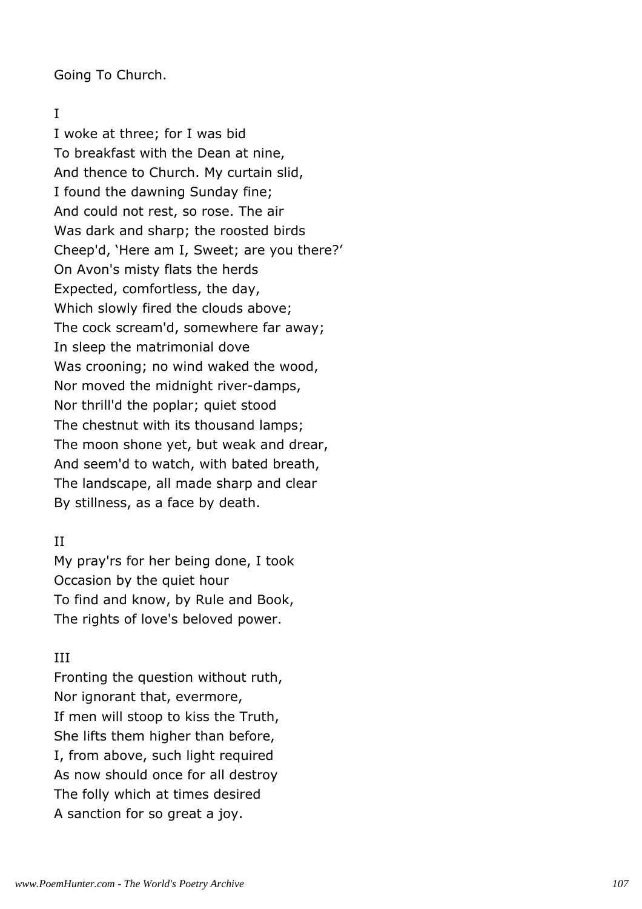Going To Church.

I

I woke at three; for I was bid  
To breakfast with the Dean at nine,  
And thence to Church. My curtain slid,  
I found the dawning Sunday fine;  
And could not rest, so rose. The air  
Was dark and sharp; the roosted birds  
Cheep'd, 'Here am I, Sweet; are you there?'  
On Avon's misty flats the herds  
Expected, comfortless, the day,  
Which slowly fired the clouds above;  
The cock scream'd, somewhere far away;  
In sleep the matrimonial dove  
Was crooning; no wind waked the wood,  
Nor moved the midnight river-damps,  
Nor thrill'd the poplar; quiet stood  
The chestnut with its thousand lamps;  
The moon shone yet, but weak and drear,  
And seem'd to watch, with bated breath,  
The landscape, all made sharp and clear  
By stillness, as a face by death.

II

My pray'rs for her being done, I took  
Occasion by the quiet hour  
To find and know, by Rule and Book,  
The rights of love's beloved power.

III

Fronting the question without ruth,  
Nor ignorant that, evermore,  
If men will stoop to kiss the Truth,  
She lifts them higher than before,  
I, from above, such light required  
As now should once for all destroy  
The folly which at times desired  
A sanction for so great a joy.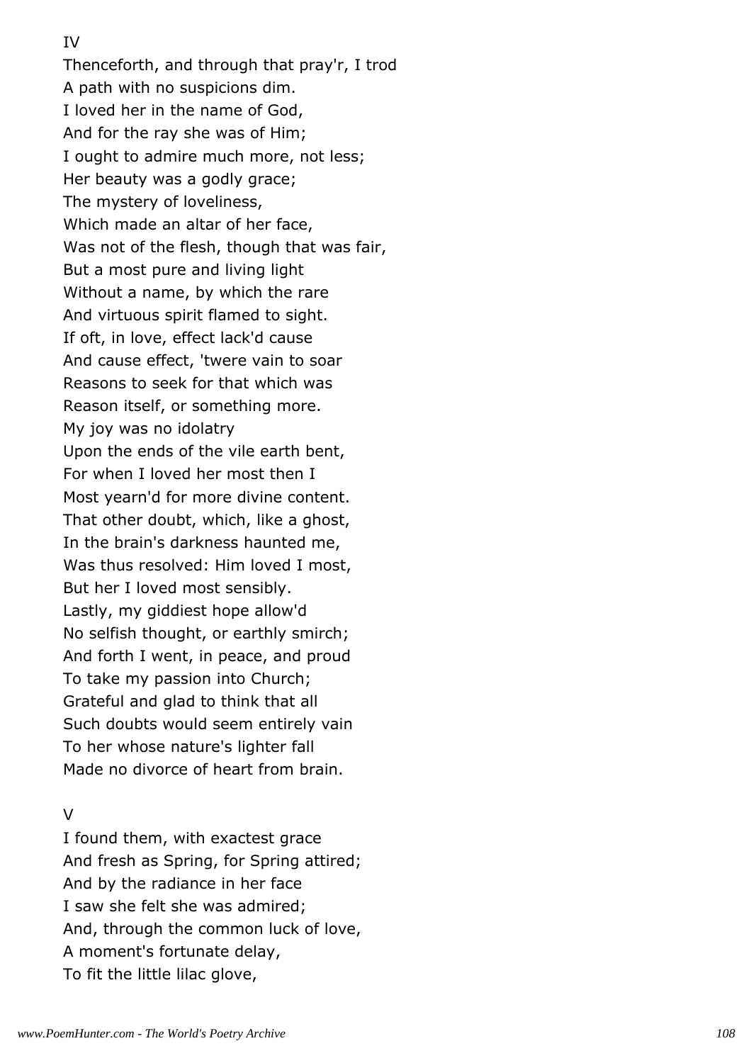IV

Thenceforth, and through that pray'r, I trod
A path with no suspicions dim.
I loved her in the name of God,
And for the ray she was of Him;
I ought to admire much more, not less;
Her beauty was a godly grace;
The mystery of loveliness,
Which made an altar of her face,
Was not of the flesh, though that was fair,
But a most pure and living light
Without a name, by which the rare
And virtuous spirit flamed to sight.
If oft, in love, effect lack'd cause
And cause effect, 'twere vain to soar
Reasons to seek for that which was
Reason itself, or something more.
My joy was no idolatry
Upon the ends of the vile earth bent,
For when I loved her most then I
Most yearn'd for more divine content.
That other doubt, which, like a ghost,
In the brain's darkness haunted me,
Was thus resolved: Him loved I most,
But her I loved most sensibly.
Lastly, my giddiest hope allow'd
No selfish thought, or earthly smirch;
And forth I went, in peace, and proud
To take my passion into Church;
Grateful and glad to think that all
Such doubts would seem entirely vain
To her whose nature's lighter fall
Made no divorce of heart from brain.

V

I found them, with exactest grace
And fresh as Spring, for Spring attired;
And by the radiance in her face
I saw she felt she was admired;
And, through the common luck of love,
A moment's fortunate delay,
To fit the little lilac glove,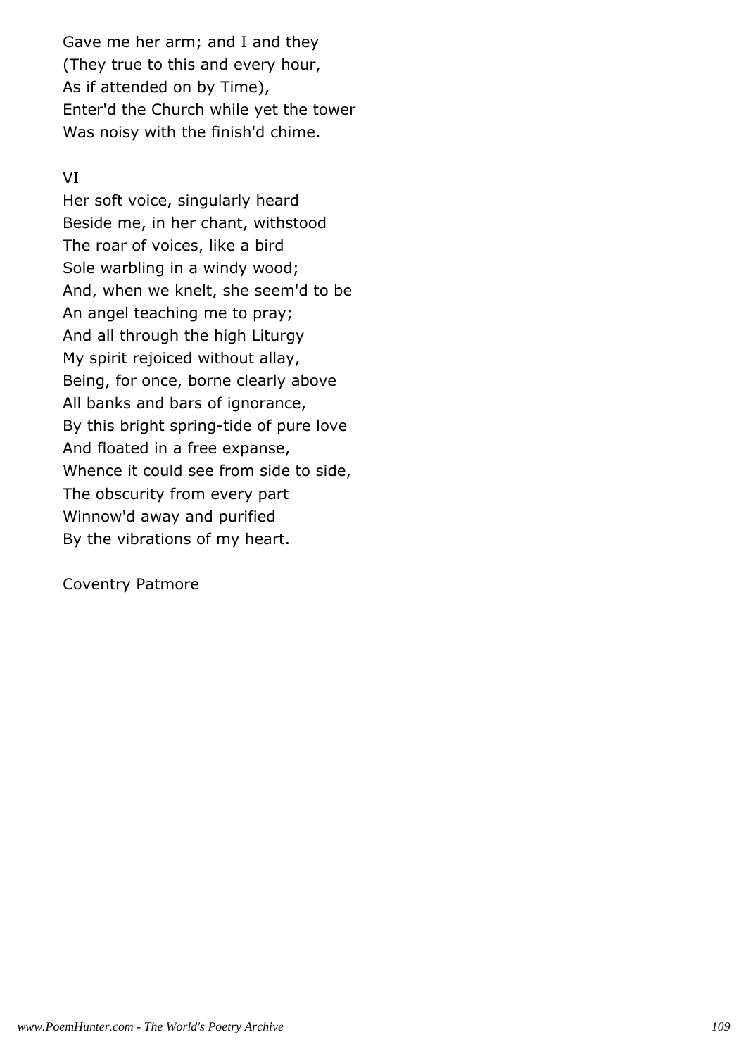Gave me her arm; and I and they
(They true to this and every hour,
As if attended on by Time),
Enter'd the Church while yet the tower
Was noisy with the finish'd chime.

VI

Her soft voice, singularly heard
Beside me, in her chant, withstood
The roar of voices, like a bird
Sole warbling in a windy wood;
And, when we knelt, she seem'd to be
An angel teaching me to pray;
And all through the high Liturgy
My spirit rejoiced without allay,
Being, for once, borne clearly above
All banks and bars of ignorance,
By this bright spring-tide of pure love
And floated in a free expanse,
Whence it could see from side to side,
The obscurity from every part
Winnow'd away and purified
By the vibrations of my heart.

Coventry Patmore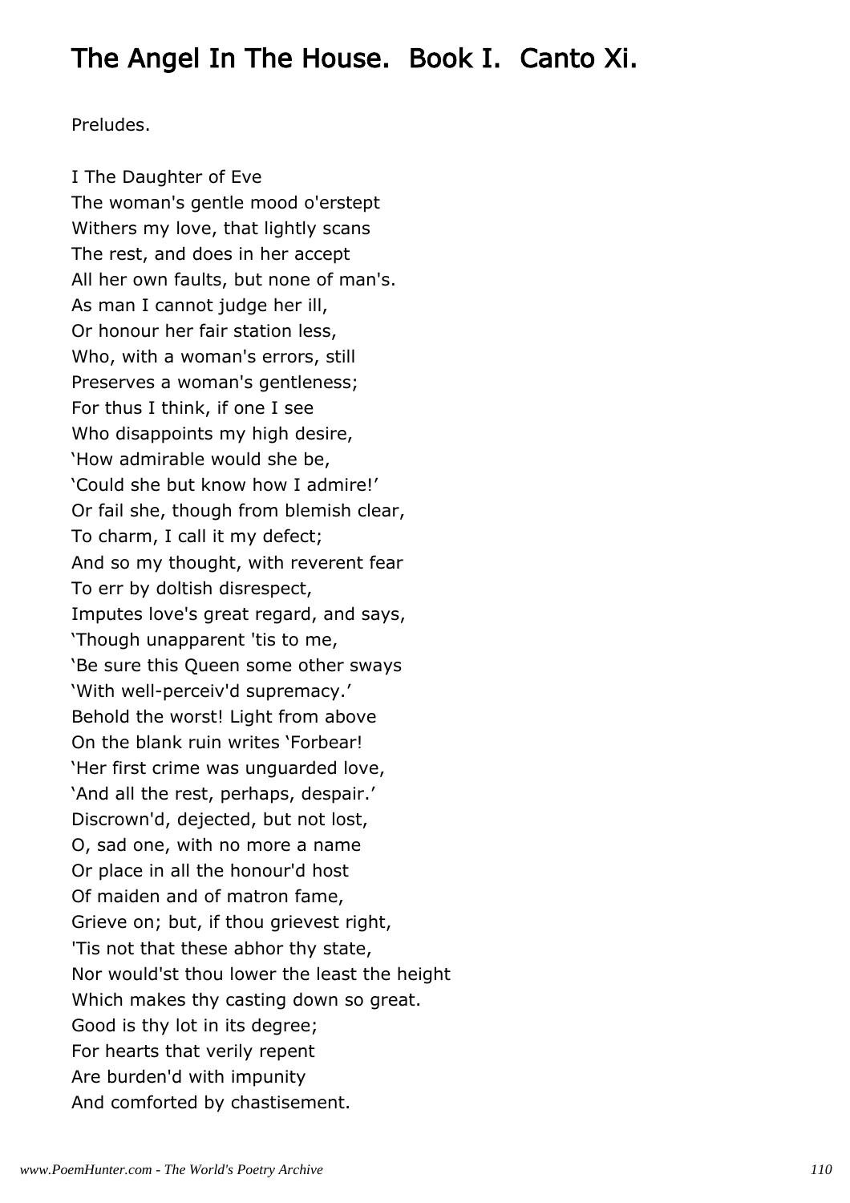# The Angel In The House. Book I. Canto Xi.

Preludes.

I The Daughter of Eve  
The woman's gentle mood o'erstept  
Withers my love, that lightly scans  
The rest, and does in her accept  
All her own faults, but none of man's.  
As man I cannot judge her ill,  
Or honour her fair station less,  
Who, with a woman's errors, still  
Preserves a woman's gentleness;  
For thus I think, if one I see  
Who disappoints my high desire,  
'How admirable would she be,  
'Could she but know how I admire!'  
Or fail she, though from blemish clear,  
To charm, I call it my defect;  
And so my thought, with reverent fear  
To err by doltish disrespect,  
Imputes love's great regard, and says,  
'Though unapparent 'tis to me,  
'Be sure this Queen some other sways  
'With well-perceiv'd supremacy.'  
Behold the worst! Light from above  
On the blank ruin writes 'Forbear!  
'Her first crime was unguarded love,  
'And all the rest, perhaps, despair.'  
Discrown'd, dejected, but not lost,  
O, sad one, with no more a name  
Or place in all the honour'd host  
Of maiden and of matron fame,  
Grieve on; but, if thou grievest right,  
'Tis not that these abhor thy state,  
Nor would'st thou lower the least the height  
Which makes thy casting down so great.  
Good is thy lot in its degree;  
For hearts that verily repent  
Are burden'd with impunity  
And comforted by chastisement.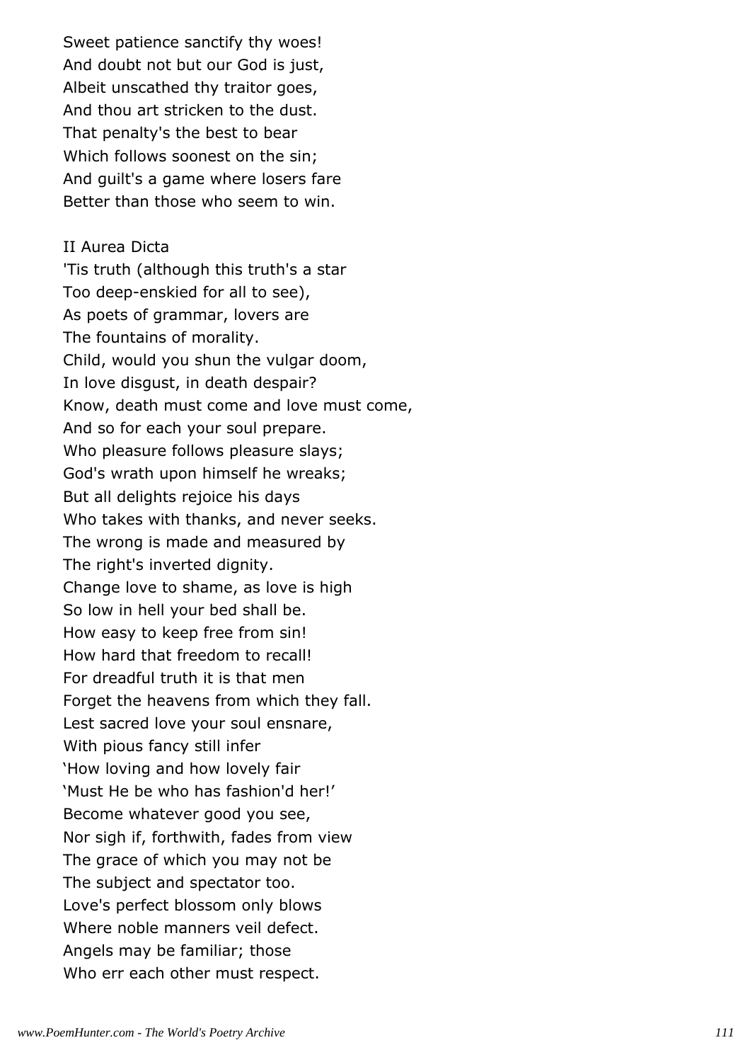Sweet patience sanctify thy woes!  
And doubt not but our God is just,  
Albeit unscathed thy traitor goes,  
And thou art stricken to the dust.  
That penalty's the best to bear  
Which follows soonest on the sin;  
And guilt's a game where losers fare  
Better than those who seem to win.

## II Aurea Dicta

'Tis truth (although this truth's a star  
Too deep-enskied for all to see),  
As poets of grammar, lovers are  
The fountains of morality.  
Child, would you shun the vulgar doom,  
In love disgust, in death despair?  
Know, death must come and love must come,  
And so for each your soul prepare.  
Who pleasure follows pleasure slays;  
God's wrath upon himself he wreaks;  
But all delights rejoice his days  
Who takes with thanks, and never seeks.  
The wrong is made and measured by  
The right's inverted dignity.  
Change love to shame, as love is high  
So low in hell your bed shall be.  
How easy to keep free from sin!  
How hard that freedom to recall!  
For dreadful truth it is that men  
Forget the heavens from which they fall.  
Lest sacred love your soul ensnare,  
With pious fancy still infer  
'How loving and how lovely fair  
'Must He be who has fashion'd her!'  
Become whatever good you see,  
Nor sigh if, forthwith, fades from view  
The grace of which you may not be  
The subject and spectator too.  
Love's perfect blossom only blows  
Where noble manners veil defect.  
Angels may be familiar; those  
Who err each other must respect.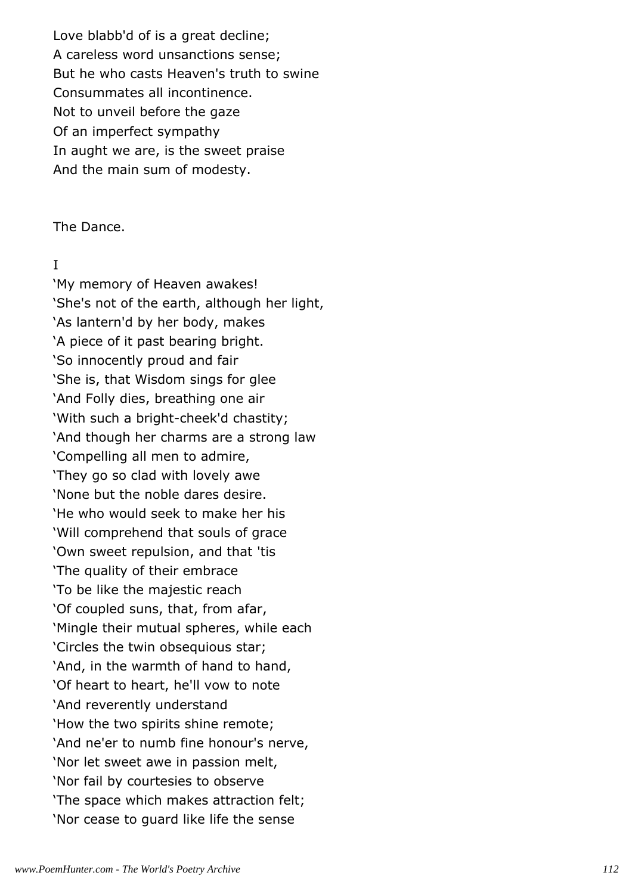Love blabb'd of is a great decline;
A careless word unsanctions sense;
But he who casts Heaven's truth to swine
Consummates all incontinence.
Not to unveil before the gaze
Of an imperfect sympathy
In aught we are, is the sweet praise
And the main sum of modesty.

The Dance.

I

'My memory of Heaven awakes!
'She's not of the earth, although her light,
'As lantern'd by her body, makes
'A piece of it past bearing bright.
'So innocently proud and fair
'She is, that Wisdom sings for glee
'And Folly dies, breathing one air
'With such a bright-cheek'd chastity;
'And though her charms are a strong law
'Compelling all men to admire,
'They go so clad with lovely awe
'None but the noble dares desire.
'He who would seek to make her his
'Will comprehend that souls of grace
'Own sweet repulsion, and that 'tis
'The quality of their embrace
'To be like the majestic reach
'Of coupled suns, that, from afar,
'Mingle their mutual spheres, while each
'Circles the twin obsequious star;
'And, in the warmth of hand to hand,
'Of heart to heart, he'll vow to note
'And reverently understand
'How the two spirits shine remote;
'And ne'er to numb fine honour's nerve,
'Nor let sweet awe in passion melt,
'Nor fail by courtesies to observe
'The space which makes attraction felt;
'Nor cease to guard like life the sense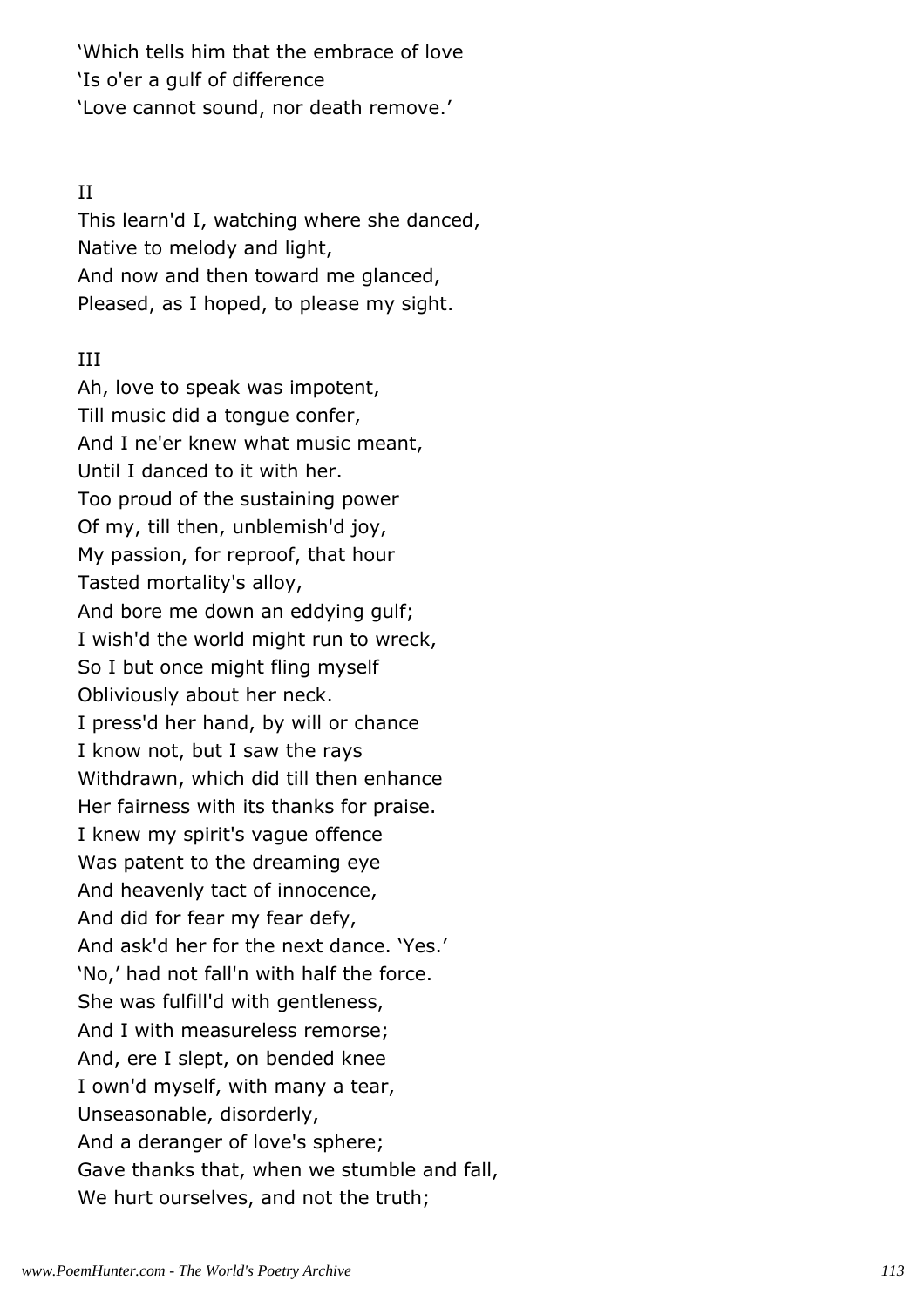'Which tells him that the embrace of love
'Is o'er a gulf of difference
'Love cannot sound, nor death remove.'

II

This learn'd I, watching where she danced,
Native to melody and light,
And now and then toward me glanced,
Pleased, as I hoped, to please my sight.

III

Ah, love to speak was impotent,
Till music did a tongue confer,
And I ne'er knew what music meant,
Until I danced to it with her.
Too proud of the sustaining power
Of my, till then, unblemish'd joy,
My passion, for reproof, that hour
Tasted mortality's alloy,
And bore me down an eddying gulf;
I wish'd the world might run to wreck,
So I but once might fling myself
Obliviously about her neck.
I press'd her hand, by will or chance
I know not, but I saw the rays
Withdrawn, which did till then enhance
Her fairness with its thanks for praise.
I knew my spirit's vague offence
Was patent to the dreaming eye
And heavenly tact of innocence,
And did for fear my fear defy,
And ask'd her for the next dance. 'Yes.'
'No,' had not fall'n with half the force.
She was fulfill'd with gentleness,
And I with measureless remorse;
And, ere I slept, on bended knee
I own'd myself, with many a tear,
Unseasonable, disorderly,
And a deranger of love's sphere;
Gave thanks that, when we stumble and fall,
We hurt ourselves, and not the truth;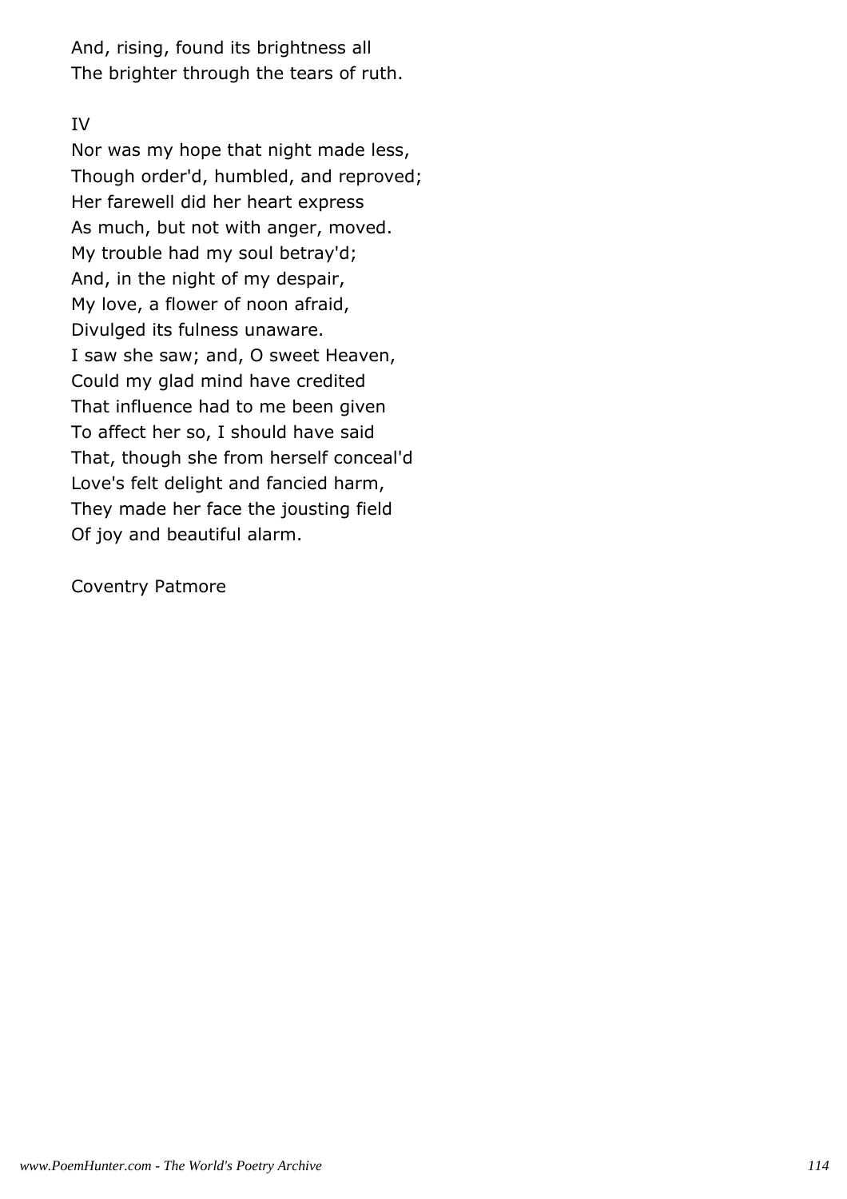And, rising, found its brightness all
The brighter through the tears of ruth.

IV

Nor was my hope that night made less,
Though order'd, humbled, and reproved;
Her farewell did her heart express
As much, but not with anger, moved.
My trouble had my soul betray'd;
And, in the night of my despair,
My love, a flower of noon afraid,
Divulged its fulness unaware.
I saw she saw; and, O sweet Heaven,
Could my glad mind have credited
That influence had to me been given
To affect her so, I should have said
That, though she from herself conceal'd
Love's felt delight and fancied harm,
They made her face the jousting field
Of joy and beautiful alarm.

Coventry Patmore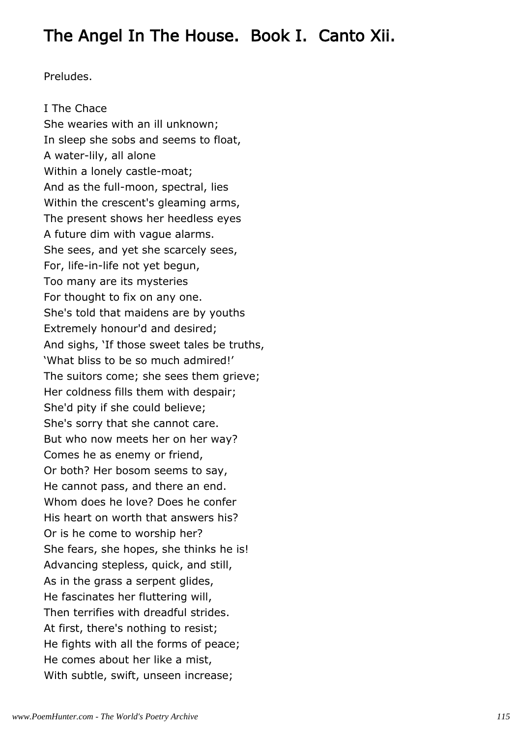## The Angel In The House. Book I. Canto Xii.

Preludes.

I The Chace  
She wearies with an ill unknown;  
In sleep she sobs and seems to float,  
A water-lily, all alone  
Within a lonely castle-moat;  
And as the full-moon, spectral, lies  
Within the crescent's gleaming arms,  
The present shows her heedless eyes  
A future dim with vague alarms.  
She sees, and yet she scarcely sees,  
For, life-in-life not yet begun,  
Too many are its mysteries  
For thought to fix on any one.  
She's told that maidens are by youths  
Extremely honour'd and desired;  
And sighs, 'If those sweet tales be truths,  
'What bliss to be so much admired!'  
The suitors come; she sees them grieve;  
Her coldness fills them with despair;  
She'd pity if she could believe;  
She's sorry that she cannot care.  
But who now meets her on her way?  
Comes he as enemy or friend,  
Or both? Her bosom seems to say,  
He cannot pass, and there an end.  
Whom does he love? Does he confer  
His heart on worth that answers his?  
Or is he come to worship her?  
She fears, she hopes, she thinks he is!  
Advancing stepless, quick, and still,  
As in the grass a serpent glides,  
He fascinates her fluttering will,  
Then terrifies with dreadful strides.  
At first, there's nothing to resist;  
He fights with all the forms of peace;  
He comes about her like a mist,  
With subtle, swift, unseen increase;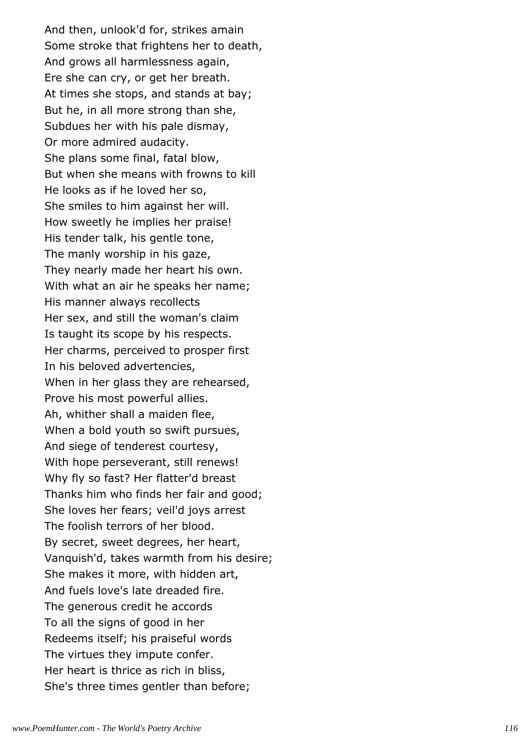And then, unlook'd for, strikes amain
Some stroke that frightens her to death,
And grows all harmlessness again,
Ere she can cry, or get her breath.
At times she stops, and stands at bay;
But he, in all more strong than she,
Subdues her with his pale dismay,
Or more admired audacity.
She plans some final, fatal blow,
But when she means with frowns to kill
He looks as if he loved her so,
She smiles to him against her will.
How sweetly he implies her praise!
His tender talk, his gentle tone,
The manly worship in his gaze,
They nearly made her heart his own.
With what an air he speaks her name;
His manner always recollects
Her sex, and still the woman's claim
Is taught its scope by his respects.
Her charms, perceived to prosper first
In his beloved advertencies,
When in her glass they are rehearsed,
Prove his most powerful allies.
Ah, whither shall a maiden flee,
When a bold youth so swift pursues,
And siege of tenderest courtesy,
With hope perseverant, still renews!
Why fly so fast? Her flatter'd breast
Thanks him who finds her fair and good;
She loves her fears; veil'd joys arrest
The foolish terrors of her blood.
By secret, sweet degrees, her heart,
Vanquish'd, takes warmth from his desire;
She makes it more, with hidden art,
And fuels love's late dreaded fire.
The generous credit he accords
To all the signs of good in her
Redeems itself; his praiseful words
The virtues they impute confer.
Her heart is thrice as rich in bliss,
She's three times gentler than before;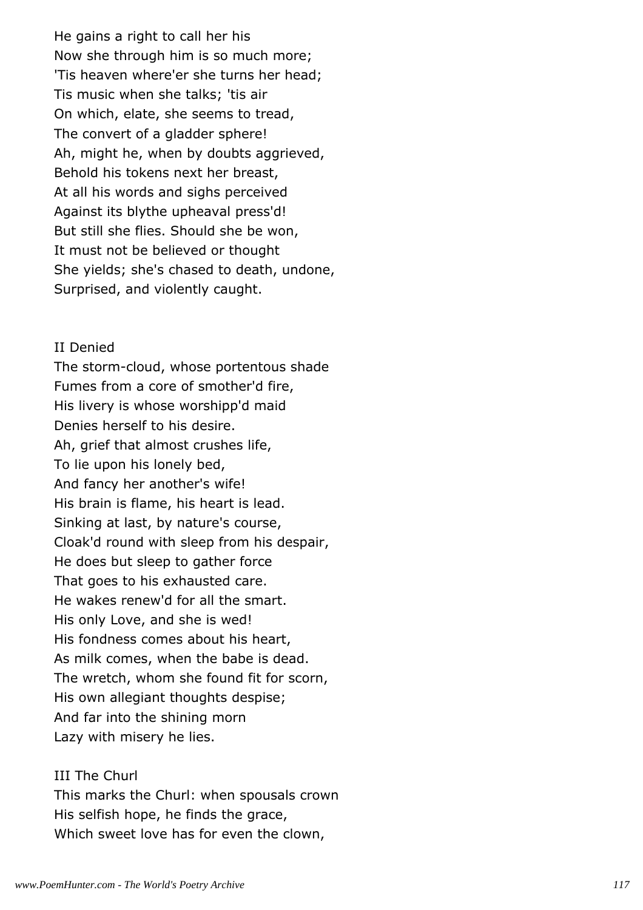He gains a right to call her his
Now she through him is so much more;
'Tis heaven where'er she turns her head;
Tis music when she talks; 'tis air
On which, elate, she seems to tread,
The convert of a gladder sphere!
Ah, might he, when by doubts aggrieved,
Behold his tokens next her breast,
At all his words and sighs perceived
Against its blythe upheaval press'd!
But still she flies. Should she be won,
It must not be believed or thought
She yields; she's chased to death, undone,
Surprised, and violently caught.

II Denied

The storm-cloud, whose portentous shade
Fumes from a core of smother'd fire,
His livery is whose worshipp'd maid
Denies herself to his desire.
Ah, grief that almost crushes life,
To lie upon his lonely bed,
And fancy her another's wife!
His brain is flame, his heart is lead.
Sinking at last, by nature's course,
Cloak'd round with sleep from his despair,
He does but sleep to gather force
That goes to his exhausted care.
He wakes renew'd for all the smart.
His only Love, and she is wed!
His fondness comes about his heart,
As milk comes, when the babe is dead.
The wretch, whom she found fit for scorn,
His own allegiant thoughts despise;
And far into the shining morn
Lazy with misery he lies.

III The Churl

This marks the Churl: when spousals crown
His selfish hope, he finds the grace,
Which sweet love has for even the clown,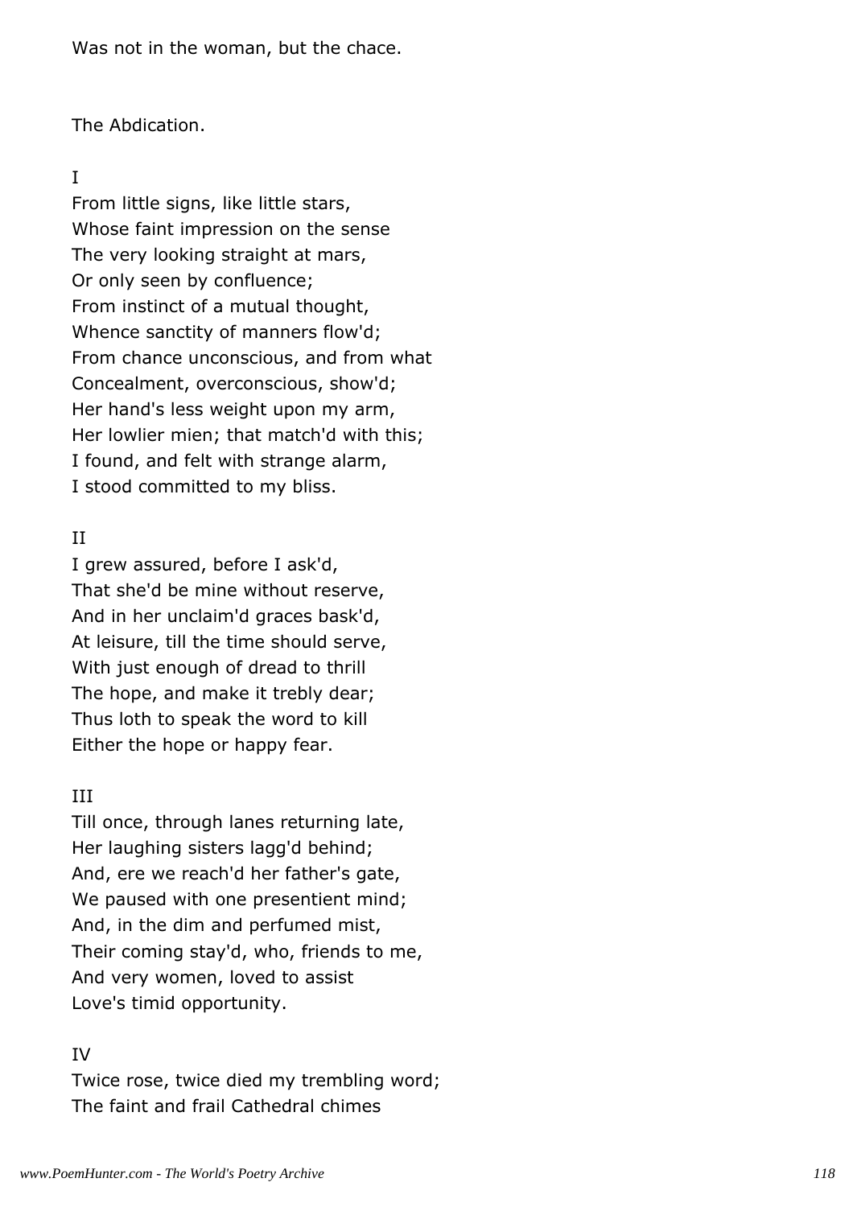Was not in the woman, but the chace.

## The Abdication.

I

From little signs, like little stars,
Whose faint impression on the sense
The very looking straight at mars,
Or only seen by confluence;
From instinct of a mutual thought,
Whence sanctity of manners flow'd;
From chance unconscious, and from what
Concealment, overconscious, show'd;
Her hand's less weight upon my arm,
Her lowlier mien; that match'd with this;
I found, and felt with strange alarm,
I stood committed to my bliss.

II

I grew assured, before I ask'd,
That she'd be mine without reserve,
And in her unclaim'd graces bask'd,
At leisure, till the time should serve,
With just enough of dread to thrill
The hope, and make it trebly dear;
Thus loth to speak the word to kill
Either the hope or happy fear.

III

Till once, through lanes returning late,
Her laughing sisters lagg'd behind;
And, ere we reach'd her father's gate,
We paused with one presentient mind;
And, in the dim and perfumed mist,
Their coming stay'd, who, friends to me,
And very women, loved to assist
Love's timid opportunity.

IV

Twice rose, twice died my trembling word;
The faint and frail Cathedral chimes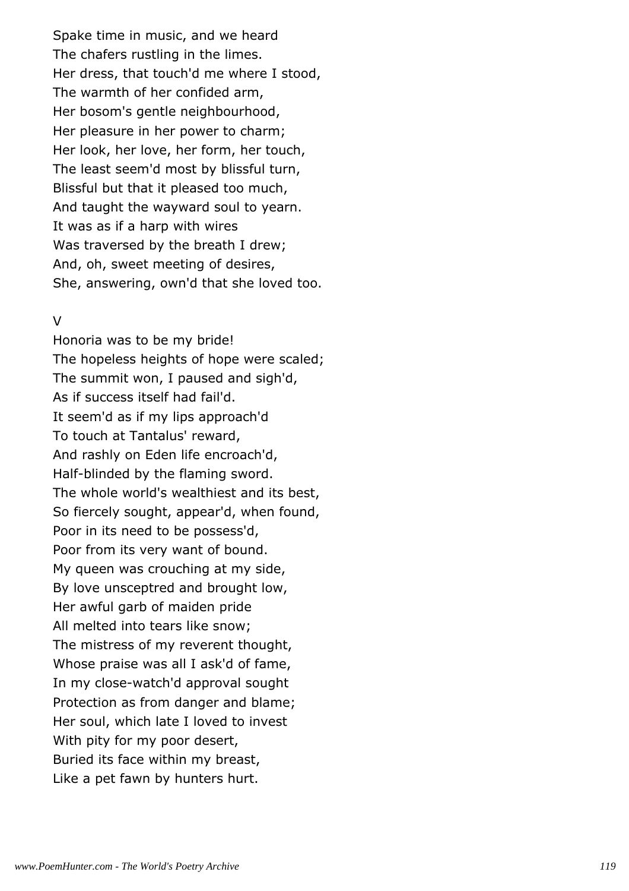Spake time in music, and we heard
The chafers rustling in the limes.
Her dress, that touch'd me where I stood,
The warmth of her confided arm,
Her bosom's gentle neighbourhood,
Her pleasure in her power to charm;
Her look, her love, her form, her touch,
The least seem'd most by blissful turn,
Blissful but that it pleased too much,
And taught the wayward soul to yearn.
It was as if a harp with wires
Was traversed by the breath I drew;
And, oh, sweet meeting of desires,
She, answering, own'd that she loved too.

V

Honoria was to be my bride!
The hopeless heights of hope were scaled;
The summit won, I paused and sigh'd,
As if success itself had fail'd.
It seem'd as if my lips approach'd
To touch at Tantalus' reward,
And rashly on Eden life encroach'd,
Half-blinded by the flaming sword.
The whole world's wealthiest and its best,
So fiercely sought, appear'd, when found,
Poor in its need to be possess'd,
Poor from its very want of bound.
My queen was crouching at my side,
By love unsceptred and brought low,
Her awful garb of maiden pride
All melted into tears like snow;
The mistress of my reverent thought,
Whose praise was all I ask'd of fame,
In my close-watch'd approval sought
Protection as from danger and blame;
Her soul, which late I loved to invest
With pity for my poor desert,
Buried its face within my breast,
Like a pet fawn by hunters hurt.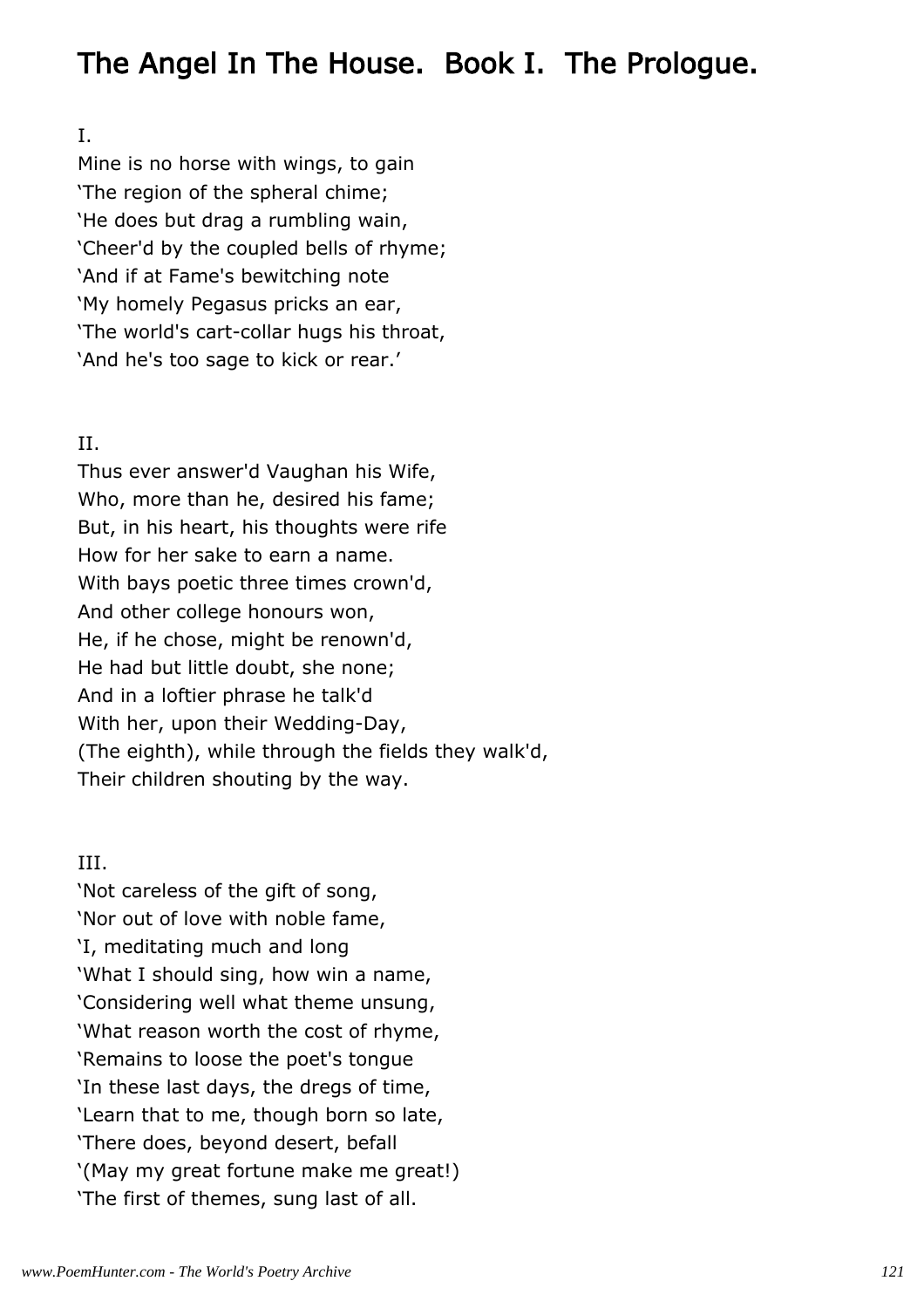## The Angel In The House. Book I. The Prologue.

I.

Mine is no horse with wings, to gain
'The region of the spheral chime;
'He does but drag a rumbling wain,
'Cheer'd by the coupled bells of rhyme;
'And if at Fame's bewitching note
'My homely Pegasus pricks an ear,
'The world's cart-collar hugs his throat,
'And he's too sage to kick or rear.'

II.

Thus ever answer'd Vaughan his Wife,
Who, more than he, desired his fame;
But, in his heart, his thoughts were rife
How for her sake to earn a name.
With bays poetic three times crown'd,
And other college honours won,
He, if he chose, might be renown'd,
He had but little doubt, she none;
And in a loftier phrase he talk'd
With her, upon their Wedding-Day,
(The eighth), while through the fields they walk'd,
Their children shouting by the way.

III.

'Not careless of the gift of song,
'Nor out of love with noble fame,
'I, meditating much and long
'What I should sing, how win a name,
'Considering well what theme unsung,
'What reason worth the cost of rhyme,
'Remains to loose the poet's tongue
'In these last days, the dregs of time,
'Learn that to me, though born so late,
'There does, beyond desert, befall
'(May my great fortune make me great!)
'The first of themes, sung last of all.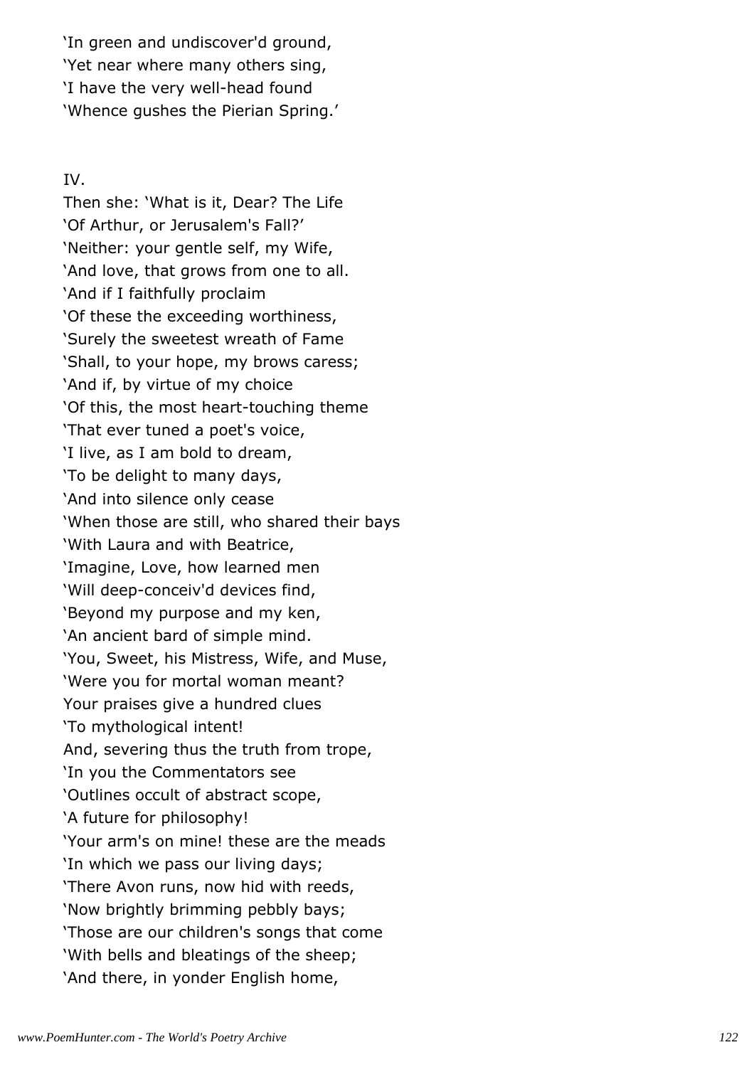'In green and undiscover'd ground,  
'Yet near where many others sing,  
'I have the very well-head found  
'Whence gushes the Pierian Spring.'

IV.

Then she: 'What is it, Dear? The Life  
'Of Arthur, or Jerusalem's Fall?'  
'Neither: your gentle self, my Wife,  
'And love, that grows from one to all.  
'And if I faithfully proclaim  
'Of these the exceeding worthiness,  
'Surely the sweetest wreath of Fame  
'Shall, to your hope, my brows caress;  
'And if, by virtue of my choice  
'Of this, the most heart-touching theme  
'That ever tuned a poet's voice,  
'I live, as I am bold to dream,  
'To be delight to many days,  
'And into silence only cease  
'When those are still, who shared their bays  
'With Laura and with Beatrice,  
'Imagine, Love, how learned men  
'Will deep-conceiv'd devices find,  
'Beyond my purpose and my ken,  
'An ancient bard of simple mind.  
'You, Sweet, his Mistress, Wife, and Muse,  
'Were you for mortal woman meant?  
Your praises give a hundred clues  
'To mythological intent!  
And, severing thus the truth from trope,  
'In you the Commentators see  
'Outlines occult of abstract scope,  
'A future for philosophy!  
'Your arm's on mine! these are the meads  
'In which we pass our living days;  
'There Avon runs, now hid with reeds,  
'Now brightly brimming pebbly bays;  
'Those are our children's songs that come  
'With bells and bleatings of the sheep;  
'And there, in yonder English home,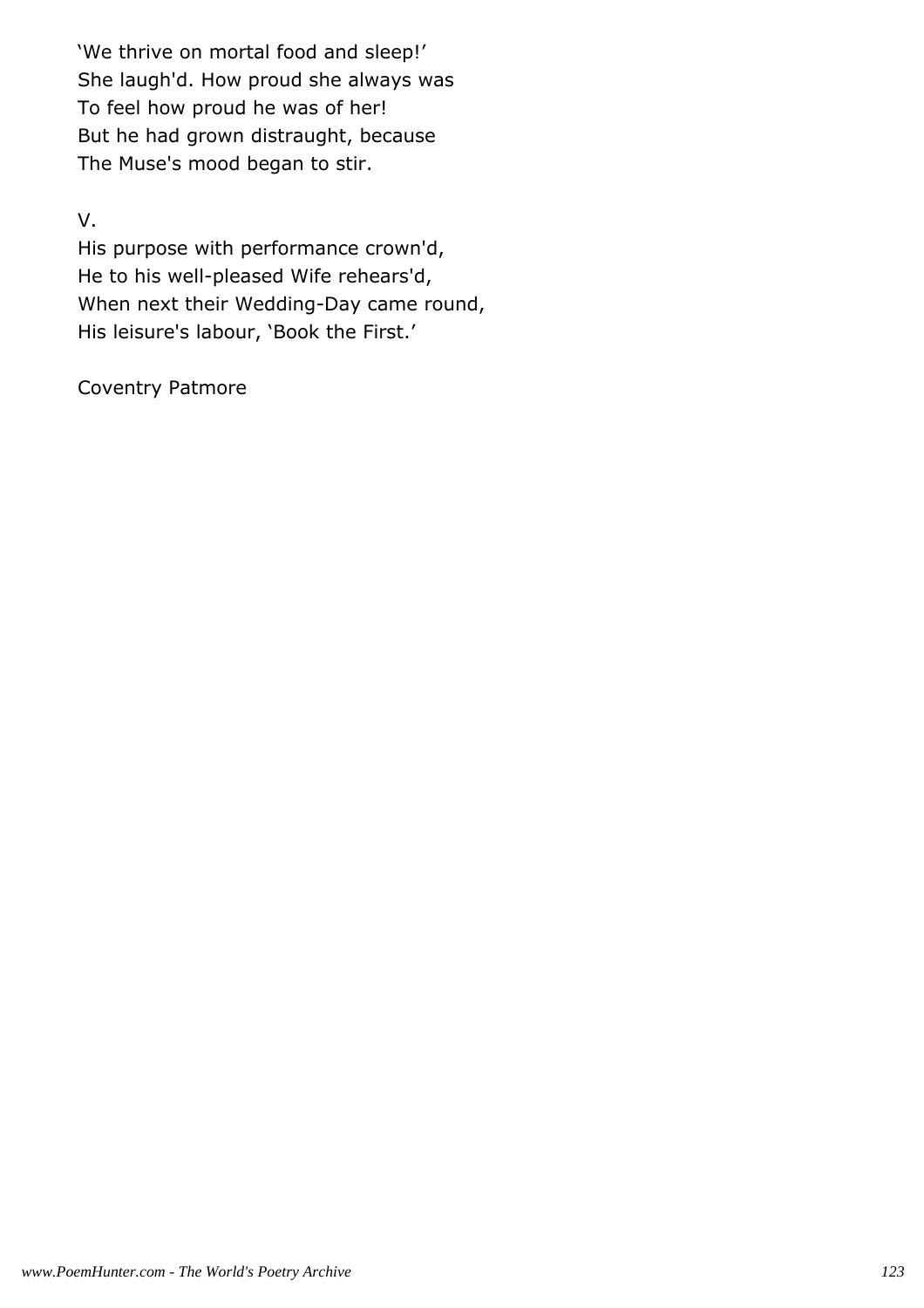‘We thrive on mortal food and sleep!’  
She laugh'd. How proud she always was  
To feel how proud he was of her!  
But he had grown distraught, because  
The Muse's mood began to stir.

V.

His purpose with performance crown'd,  
He to his well-pleased Wife rehears'd,  
When next their Wedding-Day came round,  
His leisure's labour, ‘Book the First.’

Coventry Patmore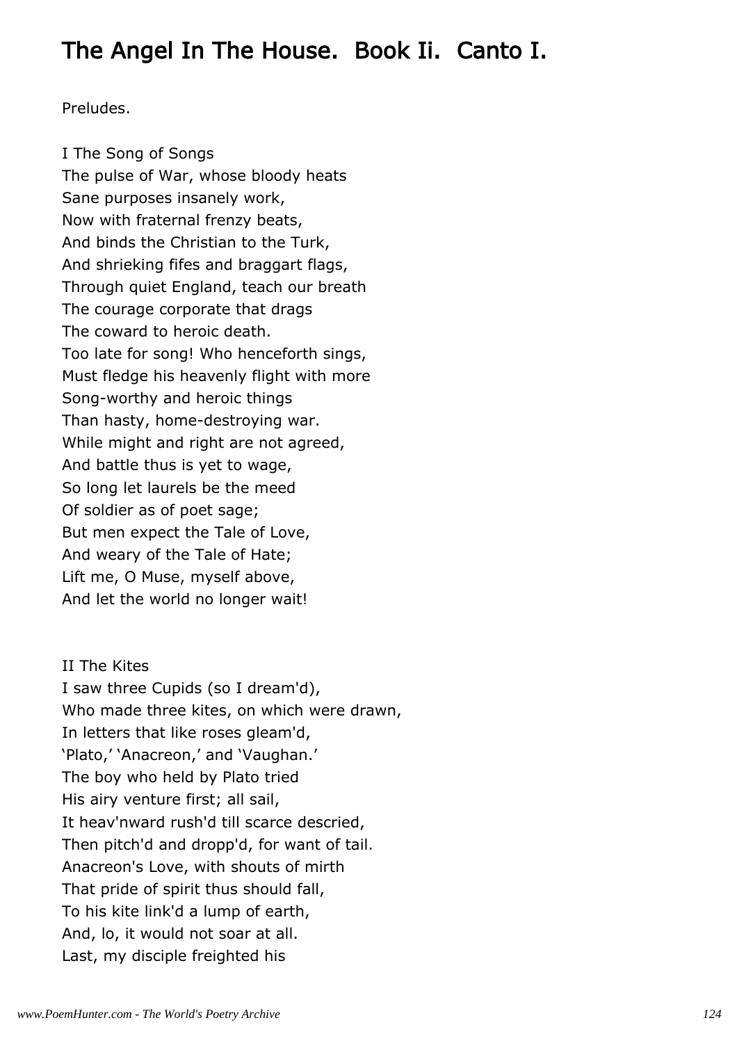# The Angel In The House. Book Ii. Canto I.

Preludes.

I The Song of Songs  
The pulse of War, whose bloody heats  
Sane purposes insanely work,  
Now with fraternal frenzy beats,  
And binds the Christian to the Turk,  
And shrieking fifes and braggart flags,  
Through quiet England, teach our breath  
The courage corporate that drags  
The coward to heroic death.  
Too late for song! Who henceforth sings,  
Must fledge his heavenly flight with more  
Song-worthy and heroic things  
Than hasty, home-destroying war.  
While might and right are not agreed,  
And battle thus is yet to wage,  
So long let laurels be the meed  
Of soldier as of poet sage;  
But men expect the Tale of Love,  
And weary of the Tale of Hate;  
Lift me, O Muse, myself above,  
And let the world no longer wait!

II The Kites  
I saw three Cupids (so I dream'd),  
Who made three kites, on which were drawn,  
In letters that like roses gleam'd,  
'Plato,' 'Anacreon,' and 'Vaughan.'  
The boy who held by Plato tried  
His airy venture first; all sail,  
It heav'nward rush'd till scarce descried,  
Then pitch'd and dropp'd, for want of tail.  
Anacreon's Love, with shouts of mirth  
That pride of spirit thus should fall,  
To his kite link'd a lump of earth,  
And, lo, it would not soar at all.  
Last, my disciple freighted his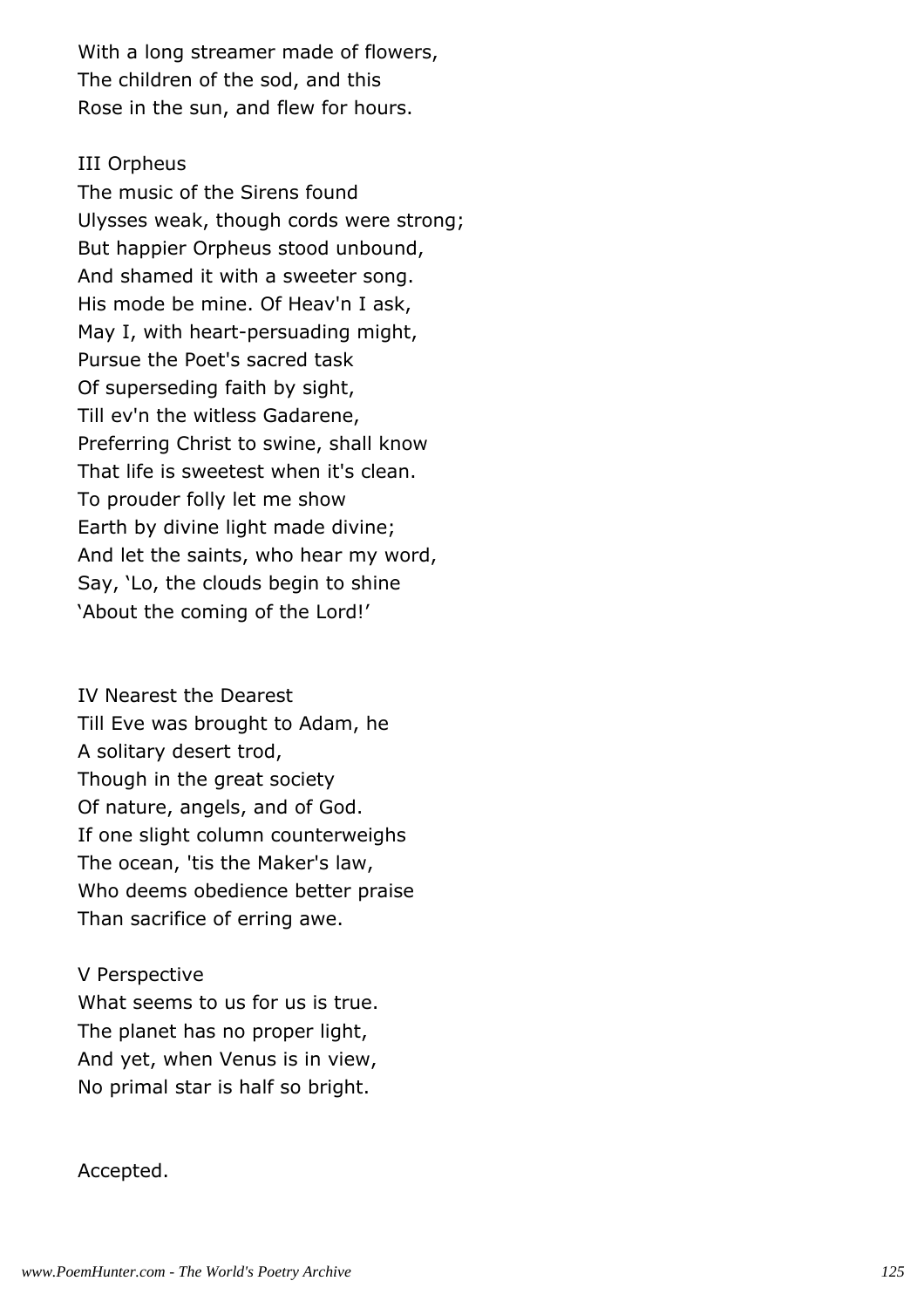With a long streamer made of flowers,
The children of the sod, and this
Rose in the sun, and flew for hours.

III Orpheus
The music of the Sirens found
Ulysses weak, though cords were strong;
But happier Orpheus stood unbound,
And shamed it with a sweeter song.
His mode be mine. Of Heav'n I ask,
May I, with heart-persuading might,
Pursue the Poet's sacred task
Of superseding faith by sight,
Till ev'n the witless Gadarene,
Preferring Christ to swine, shall know
That life is sweetest when it's clean.
To prouder folly let me show
Earth by divine light made divine;
And let the saints, who hear my word,
Say, 'Lo, the clouds begin to shine
'About the coming of the Lord!'

IV Nearest the Dearest
Till Eve was brought to Adam, he
A solitary desert trod,
Though in the great society
Of nature, angels, and of God.
If one slight column counterweighs
The ocean, 'tis the Maker's law,
Who deems obedience better praise
Than sacrifice of erring awe.

V Perspective
What seems to us for us is true.
The planet has no proper light,
And yet, when Venus is in view,
No primal star is half so bright.

Accepted.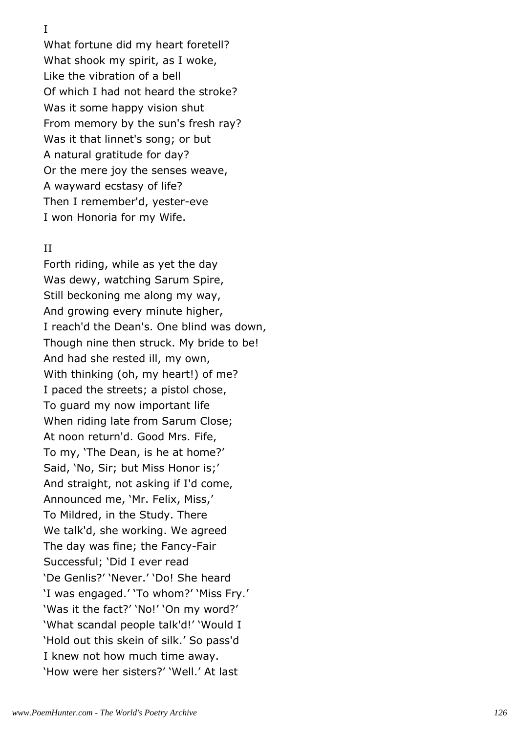I

What fortune did my heart foretell?
What shook my spirit, as I woke,
Like the vibration of a bell
Of which I had not heard the stroke?
Was it some happy vision shut
From memory by the sun's fresh ray?
Was it that linnet's song; or but
A natural gratitude for day?
Or the mere joy the senses weave,
A wayward ecstasy of life?
Then I remember'd, yester-eve
I won Honoria for my Wife.

II

Forth riding, while as yet the day
Was dewy, watching Sarum Spire,
Still beckoning me along my way,
And growing every minute higher,
I reach'd the Dean's. One blind was down,
Though nine then struck. My bride to be!
And had she rested ill, my own,
With thinking (oh, my heart!) of me?
I paced the streets; a pistol chose,
To guard my now important life
When riding late from Sarum Close;
At noon return'd. Good Mrs. Fife,
To my, 'The Dean, is he at home?'
Said, 'No, Sir; but Miss Honor is;'
And straight, not asking if I'd come,
Announced me, 'Mr. Felix, Miss,'
To Mildred, in the Study. There
We talk'd, she working. We agreed
The day was fine; the Fancy-Fair
Successful; 'Did I ever read
'De Genlis?' 'Never.' 'Do! She heard
'I was engaged.' 'To whom?' 'Miss Fry.'
'Was it the fact?' 'No!' 'On my word?'
'What scandal people talk'd!' 'Would I
'Hold out this skein of silk.' So pass'd
I knew not how much time away.
'How were her sisters?' 'Well.' At last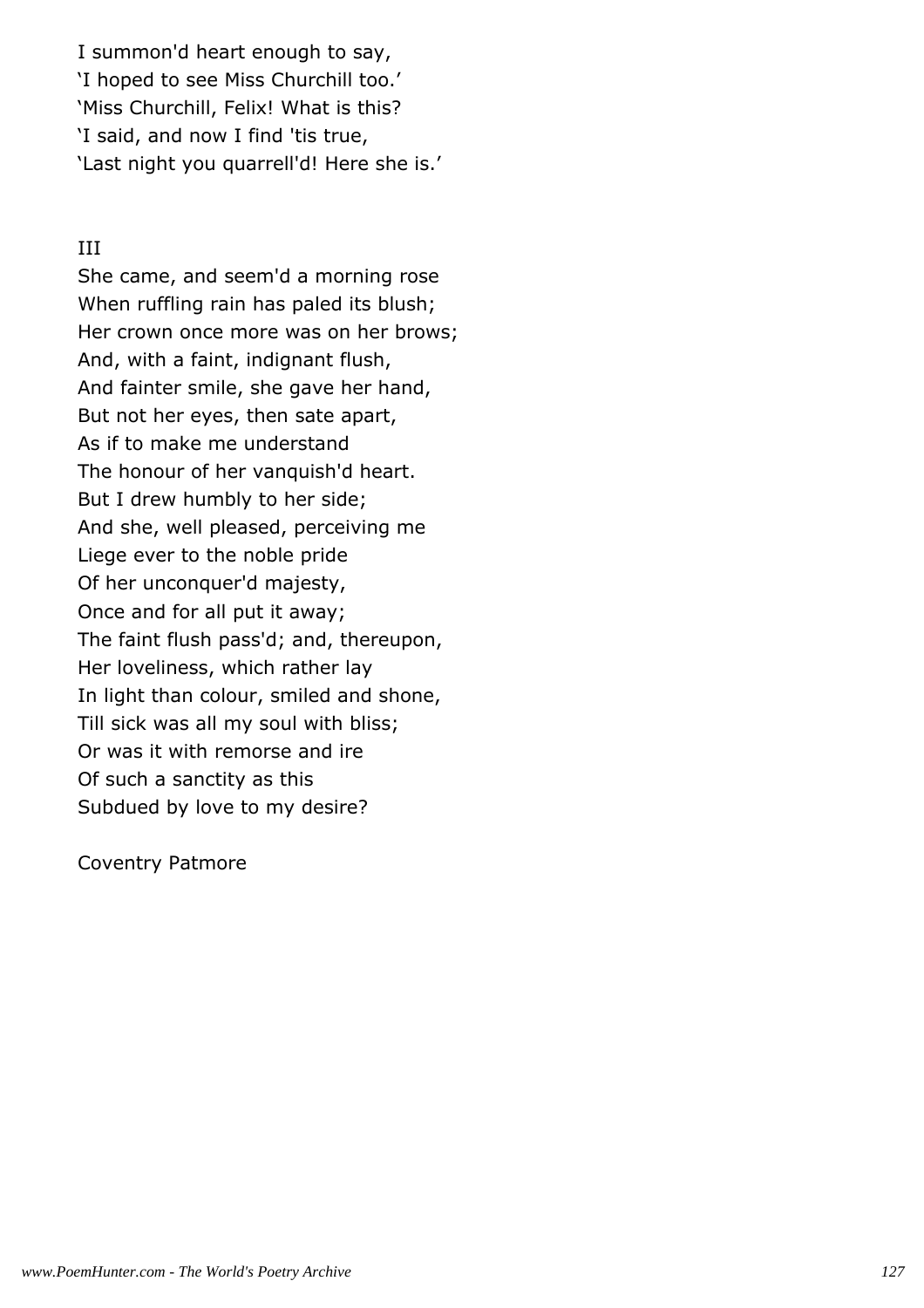I summon'd heart enough to say,
'I hoped to see Miss Churchill too.'
'Miss Churchill, Felix! What is this?
'I said, and now I find 'tis true,
'Last night you quarrell'd! Here she is.'

III

She came, and seem'd a morning rose
When ruffling rain has paled its blush;
Her crown once more was on her brows;
And, with a faint, indignant flush,
And fainter smile, she gave her hand,
But not her eyes, then sate apart,
As if to make me understand
The honour of her vanquish'd heart.
But I drew humbly to her side;
And she, well pleased, perceiving me
Liege ever to the noble pride
Of her unconquer'd majesty,
Once and for all put it away;
The faint flush pass'd; and, thereupon,
Her loveliness, which rather lay
In light than colour, smiled and shone,
Till sick was all my soul with bliss;
Or was it with remorse and ire
Of such a sanctity as this
Subdued by love to my desire?

Coventry Patmore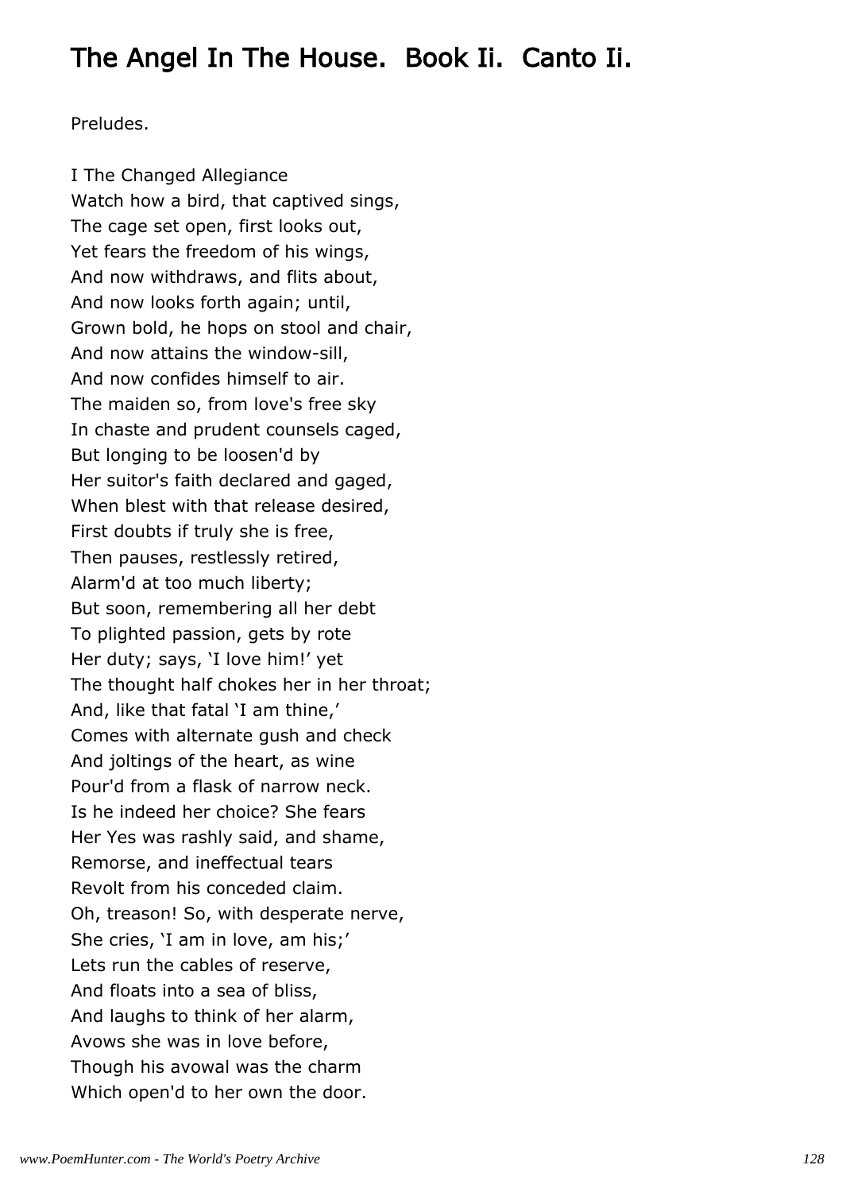# The Angel In The House. Book Ii. Canto Ii.

Preludes.

I The Changed Allegiance  
Watch how a bird, that captived sings,  
The cage set open, first looks out,  
Yet fears the freedom of his wings,  
And now withdraws, and flits about,  
And now looks forth again; until,  
Grown bold, he hops on stool and chair,  
And now attains the window-sill,  
And now confides himself to air.  
The maiden so, from love's free sky  
In chaste and prudent counsels caged,  
But longing to be loosen'd by  
Her suitor's faith declared and gaged,  
When blest with that release desired,  
First doubts if truly she is free,  
Then pauses, restlessly retired,  
Alarm'd at too much liberty;  
But soon, remembering all her debt  
To plighted passion, gets by rote  
Her duty; says, 'I love him!' yet  
The thought half chokes her in her throat;  
And, like that fatal 'I am thine,'  
Comes with alternate gush and check  
And joltings of the heart, as wine  
Pour'd from a flask of narrow neck.  
Is he indeed her choice? She fears  
Her Yes was rashly said, and shame,  
Remorse, and ineffectual tears  
Revolt from his conceded claim.  
Oh, treason! So, with desperate nerve,  
She cries, 'I am in love, am his;'  
Lets run the cables of reserve,  
And floats into a sea of bliss,  
And laughs to think of her alarm,  
Avows she was in love before,  
Though his avowal was the charm  
Which open'd to her own the door.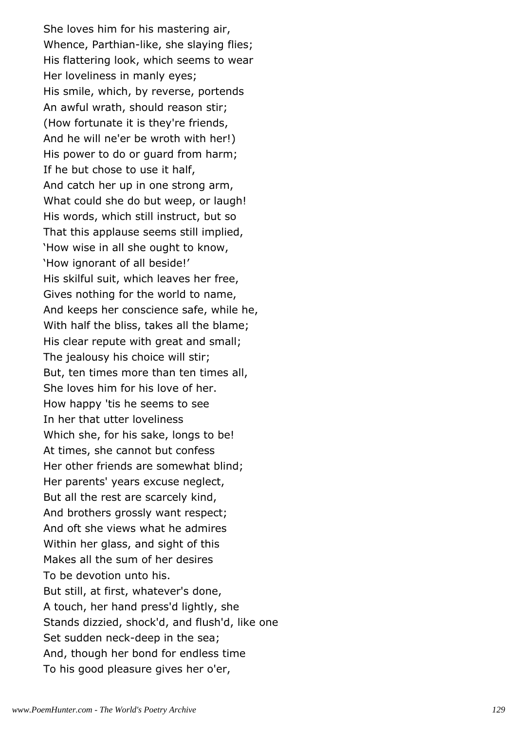She loves him for his mastering air,  
Whence, Parthian-like, she slaying flies;  
His flattering look, which seems to wear  
Her loveliness in manly eyes;  
His smile, which, by reverse, portends  
An awful wrath, should reason stir;  
(How fortunate it is they're friends,  
And he will ne'er be wroth with her!)  
His power to do or guard from harm;  
If he but chose to use it half,  
And catch her up in one strong arm,  
What could she do but weep, or laugh!  
His words, which still instruct, but so  
That this applause seems still implied,  
'How wise in all she ought to know,  
'How ignorant of all beside!'  
His skilful suit, which leaves her free,  
Gives nothing for the world to name,  
And keeps her conscience safe, while he,  
With half the bliss, takes all the blame;  
His clear repute with great and small;  
The jealousy his choice will stir;  
But, ten times more than ten times all,  
She loves him for his love of her.  
How happy 'tis he seems to see  
In her that utter loveliness  
Which she, for his sake, longs to be!  
At times, she cannot but confess  
Her other friends are somewhat blind;  
Her parents' years excuse neglect,  
But all the rest are scarcely kind,  
And brothers grossly want respect;  
And oft she views what he admires  
Within her glass, and sight of this  
Makes all the sum of her desires  
To be devotion unto his.  
But still, at first, whatever's done,  
A touch, her hand press'd lightly, she  
Stands dizzied, shock'd, and flush'd, like one  
Set sudden neck-deep in the sea;  
And, though her bond for endless time  
To his good pleasure gives her o'er,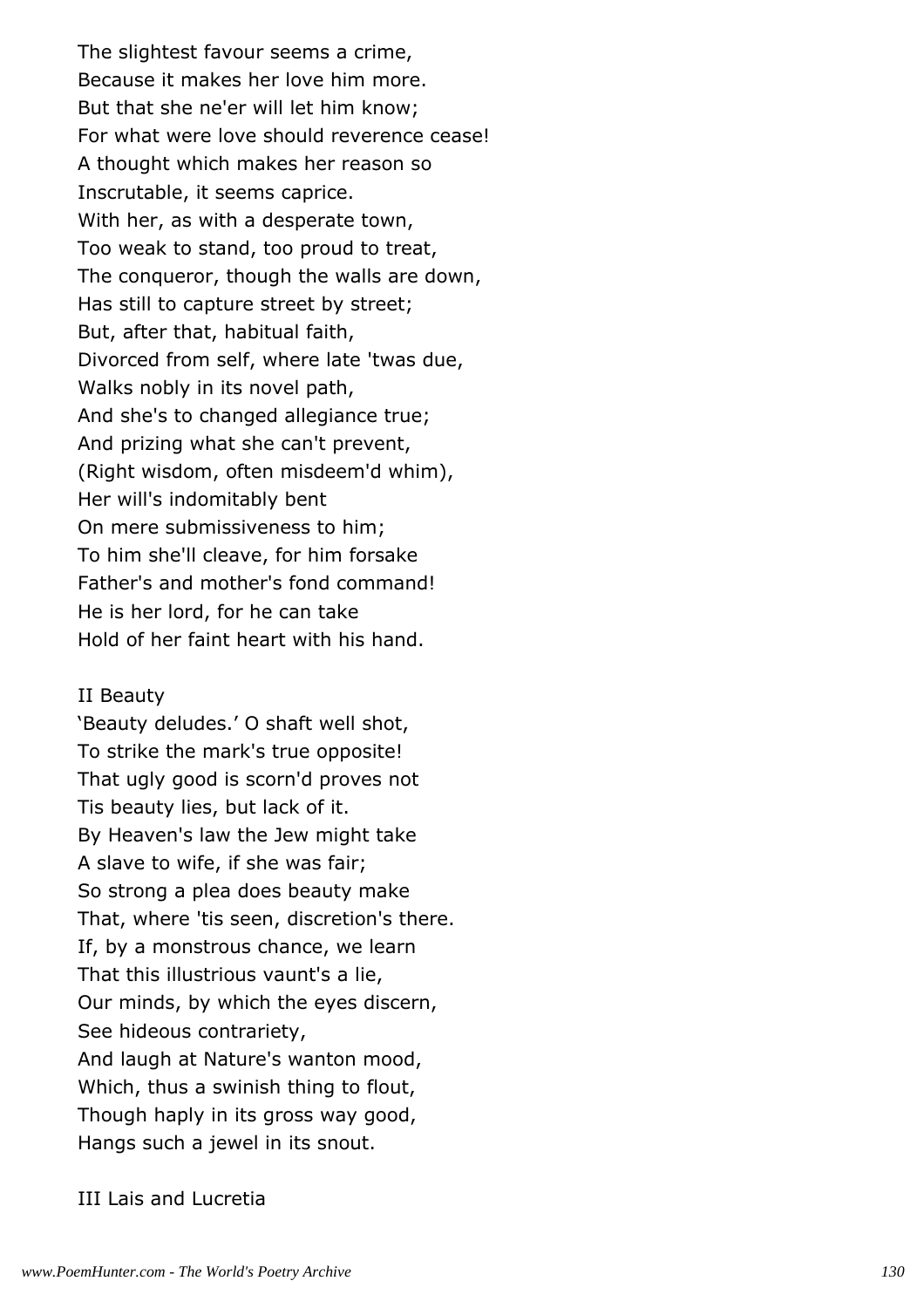The slightest favour seems a crime,
Because it makes her love him more.
But that she ne'er will let him know;
For what were love should reverence cease!
A thought which makes her reason so
Inscrutable, it seems caprice.
With her, as with a desperate town,
Too weak to stand, too proud to treat,
The conqueror, though the walls are down,
Has still to capture street by street;
But, after that, habitual faith,
Divorced from self, where late 'twas due,
Walks nobly in its novel path,
And she's to changed allegiance true;
And prizing what she can't prevent,
(Right wisdom, often misdeem'd whim),
Her will's indomitably bent
On mere submissiveness to him;
To him she'll cleave, for him forsake
Father's and mother's fond command!
He is her lord, for he can take
Hold of her faint heart with his hand.

II Beauty

'Beauty deludes.' O shaft well shot,
To strike the mark's true opposite!
That ugly good is scorn'd proves not
Tis beauty lies, but lack of it.
By Heaven's law the Jew might take
A slave to wife, if she was fair;
So strong a plea does beauty make
That, where 'tis seen, discretion's there.
If, by a monstrous chance, we learn
That this illustrious vaunt's a lie,
Our minds, by which the eyes discern,
See hideous contrariety,
And laugh at Nature's wanton mood,
Which, thus a swinish thing to flout,
Though haply in its gross way good,
Hangs such a jewel in its snout.

III Lais and Lucretia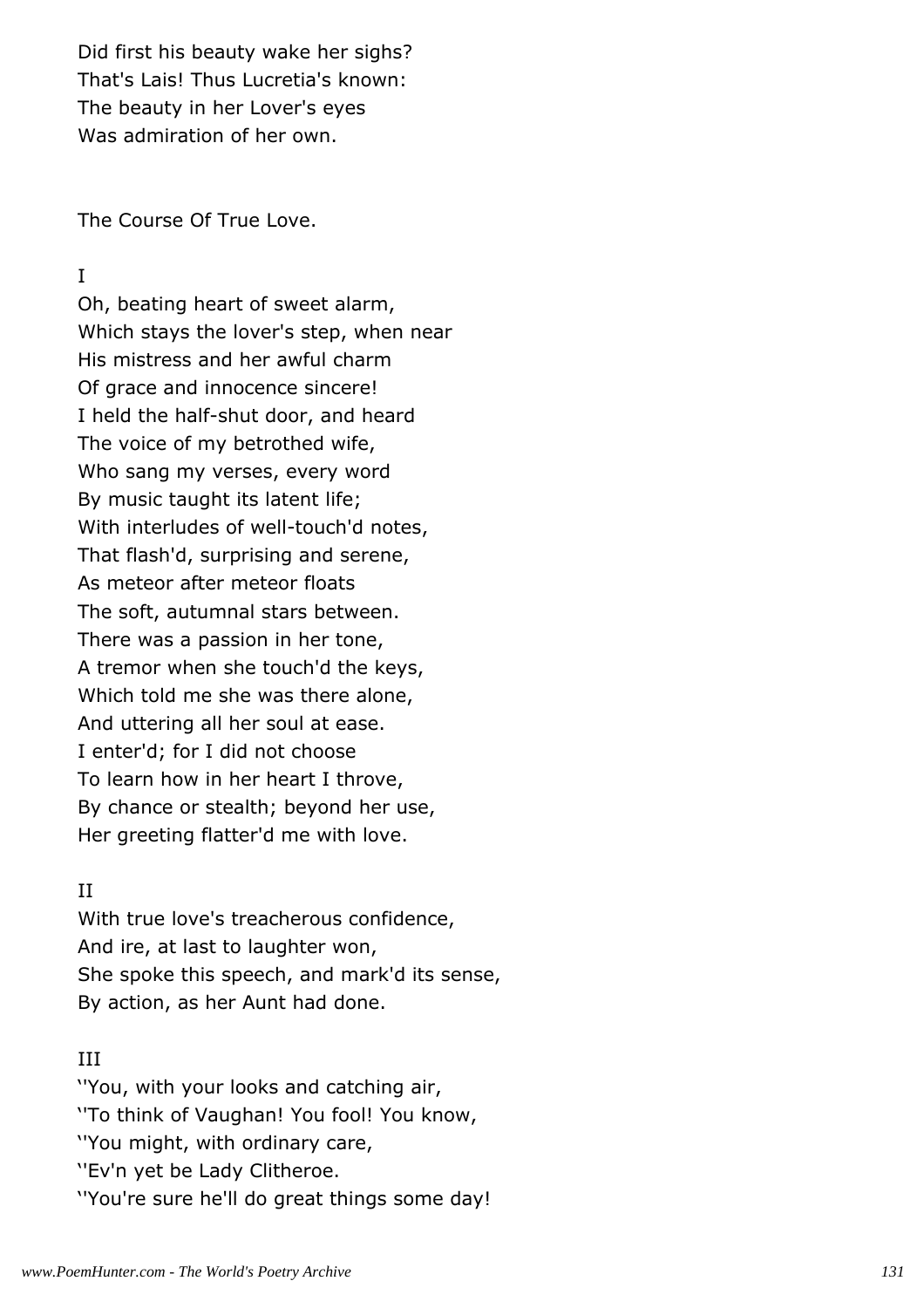Did first his beauty wake her sighs?
That's Lais! Thus Lucretia's known:
The beauty in her Lover's eyes
Was admiration of her own.

## The Course Of True Love.

I

Oh, beating heart of sweet alarm,
Which stays the lover's step, when near
His mistress and her awful charm
Of grace and innocence sincere!
I held the half-shut door, and heard
The voice of my betrothed wife,
Who sang my verses, every word
By music taught its latent life;
With interludes of well-touch'd notes,
That flash'd, surprising and serene,
As meteor after meteor floats
The soft, autumnal stars between.
There was a passion in her tone,
A tremor when she touch'd the keys,
Which told me she was there alone,
And uttering all her soul at ease.
I enter'd; for I did not choose
To learn how in her heart I throve,
By chance or stealth; beyond her use,
Her greeting flatter'd me with love.

II

With true love's treacherous confidence,
And ire, at last to laughter won,
She spoke this speech, and mark'd its sense,
By action, as her Aunt had done.

III

''You, with your looks and catching air,
''To think of Vaughan! You fool! You know,
''You might, with ordinary care,
''Ev'n yet be Lady Clitheroe.
''You're sure he'll do great things some day!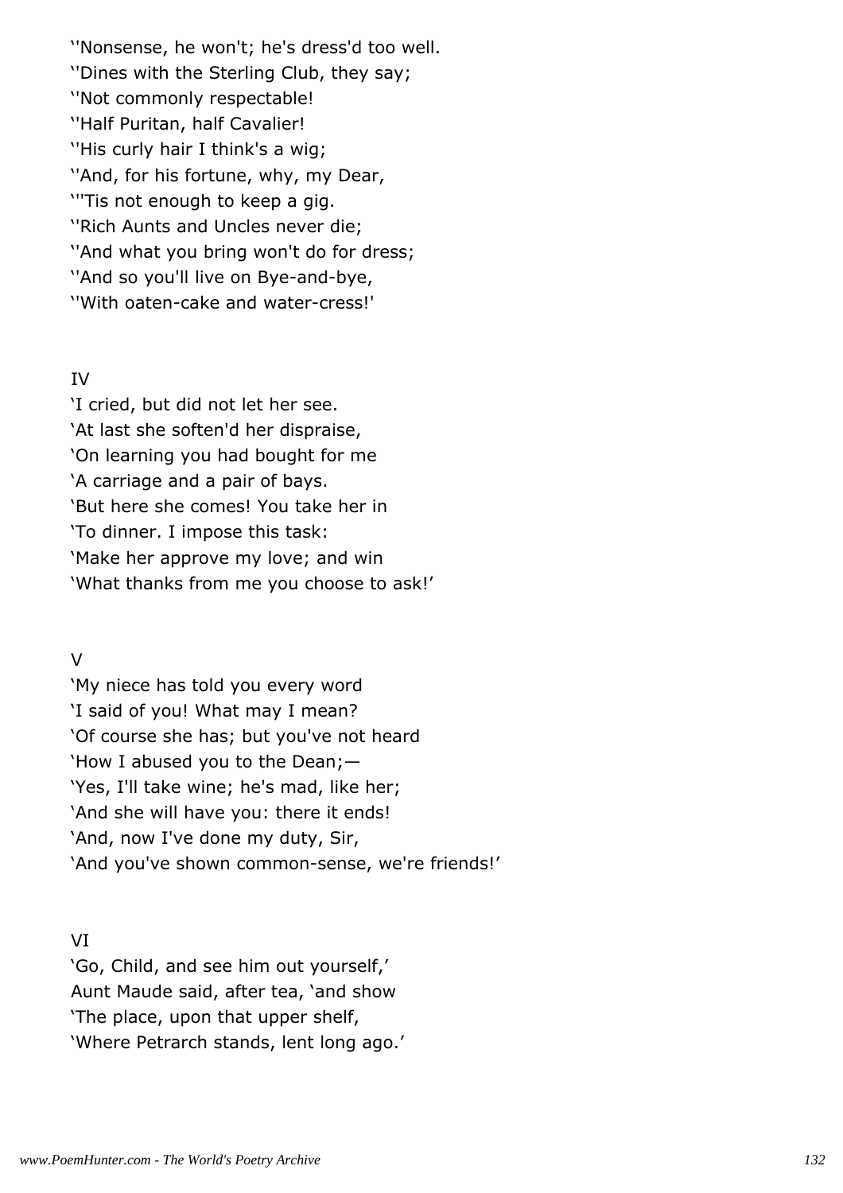''Nonsense, he won't; he's dress'd too well.
''Dines with the Sterling Club, they say;
''Not commonly respectable!
''Half Puritan, half Cavalier!
''His curly hair I think's a wig;
''And, for his fortune, why, my Dear,
'''Tis not enough to keep a gig.
''Rich Aunts and Uncles never die;
''And what you bring won't do for dress;
''And so you'll live on Bye-and-bye,
''With oaten-cake and water-cress!'

IV

'I cried, but did not let her see.
'At last she soften'd her dispraise,
'On learning you had bought for me
'A carriage and a pair of bays.
'But here she comes! You take her in
'To dinner. I impose this task:
'Make her approve my love; and win
'What thanks from me you choose to ask!'

V

'My niece has told you every word
'I said of you! What may I mean?
'Of course she has; but you've not heard
'How I abused you to the Dean;—
'Yes, I'll take wine; he's mad, like her;
'And she will have you: there it ends!
'And, now I've done my duty, Sir,
'And you've shown common-sense, we're friends!'

VI

'Go, Child, and see him out yourself,'
Aunt Maude said, after tea, 'and show
'The place, upon that upper shelf,
'Where Petrarch stands, lent long ago.'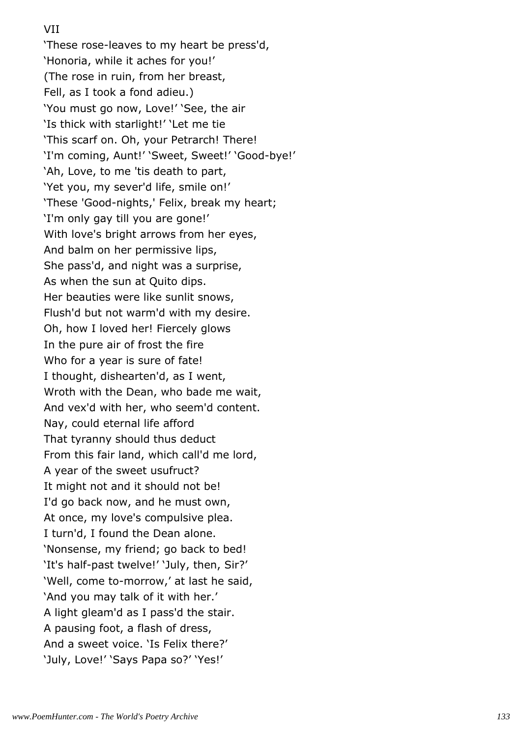VII

'These rose-leaves to my heart be press'd,  
'Honoria, while it aches for you!'  
(The rose in ruin, from her breast,  
Fell, as I took a fond adieu.)  
'You must go now, Love!' 'See, the air  
'Is thick with starlight!' 'Let me tie  
'This scarf on. Oh, your Petrarch! There!  
'I'm coming, Aunt!' 'Sweet, Sweet!' 'Good-bye!'  
'Ah, Love, to me 'tis death to part,  
'Yet you, my sever'd life, smile on!'  
'These 'Good-nights,' Felix, break my heart;  
'I'm only gay till you are gone!'  
With love's bright arrows from her eyes,  
And balm on her permissive lips,  
She pass'd, and night was a surprise,  
As when the sun at Quito dips.  
Her beauties were like sunlit snows,  
Flush'd but not warm'd with my desire.  
Oh, how I loved her! Fiercely glows  
In the pure air of frost the fire  
Who for a year is sure of fate!  
I thought, dishearten'd, as I went,  
Wroth with the Dean, who bade me wait,  
And vex'd with her, who seem'd content.  
Nay, could eternal life afford  
That tyranny should thus deduct  
From this fair land, which call'd me lord,  
A year of the sweet usufruct?  
It might not and it should not be!  
I'd go back now, and he must own,  
At once, my love's compulsive plea.  
I turn'd, I found the Dean alone.  
'Nonsense, my friend; go back to bed!  
'It's half-past twelve!' 'July, then, Sir?'  
'Well, come to-morrow,' at last he said,  
'And you may talk of it with her.'  
A light gleam'd as I pass'd the stair.  
A pausing foot, a flash of dress,  
And a sweet voice. 'Is Felix there?'  
'July, Love!' 'Says Papa so?' 'Yes!'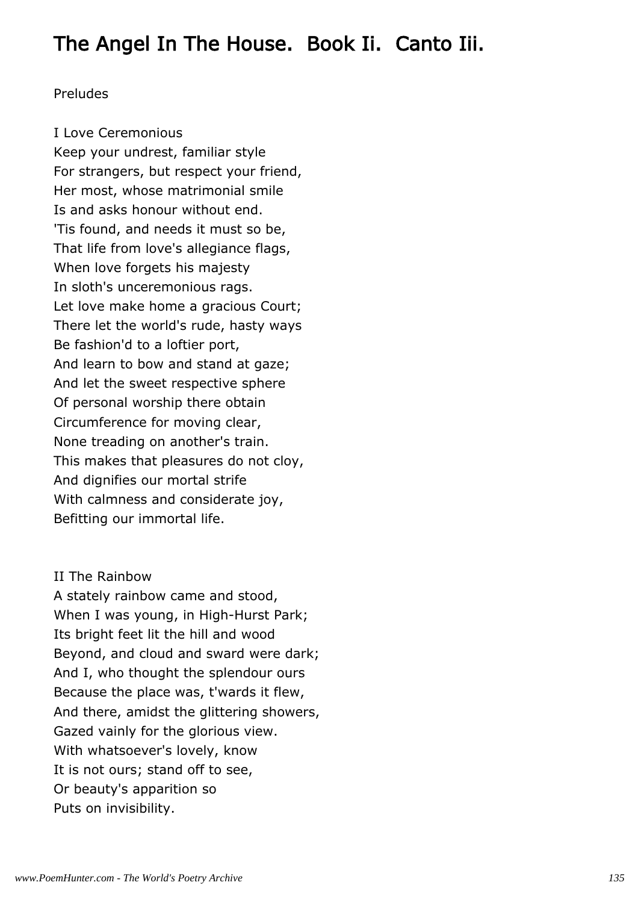# The Angel In The House. Book Ii. Canto Iii.

Preludes

I Love Ceremonious

Keep your undrest, familiar style
For strangers, but respect your friend,
Her most, whose matrimonial smile
Is and asks honour without end.
'Tis found, and needs it must so be,
That life from love's allegiance flags,
When love forgets his majesty
In sloth's unceremonious rags.
Let love make home a gracious Court;
There let the world's rude, hasty ways
Be fashion'd to a loftier port,
And learn to bow and stand at gaze;
And let the sweet respective sphere
Of personal worship there obtain
Circumference for moving clear,
None treading on another's train.
This makes that pleasures do not cloy,
And dignifies our mortal strife
With calmness and considerate joy,
Befitting our immortal life.

II The Rainbow

A stately rainbow came and stood,
When I was young, in High-Hurst Park;
Its bright feet lit the hill and wood
Beyond, and cloud and sward were dark;
And I, who thought the splendour ours
Because the place was, t'wards it flew,
And there, amidst the glittering showers,
Gazed vainly for the glorious view.
With whatsoever's lovely, know
It is not ours; stand off to see,
Or beauty's apparition so
Puts on invisibility.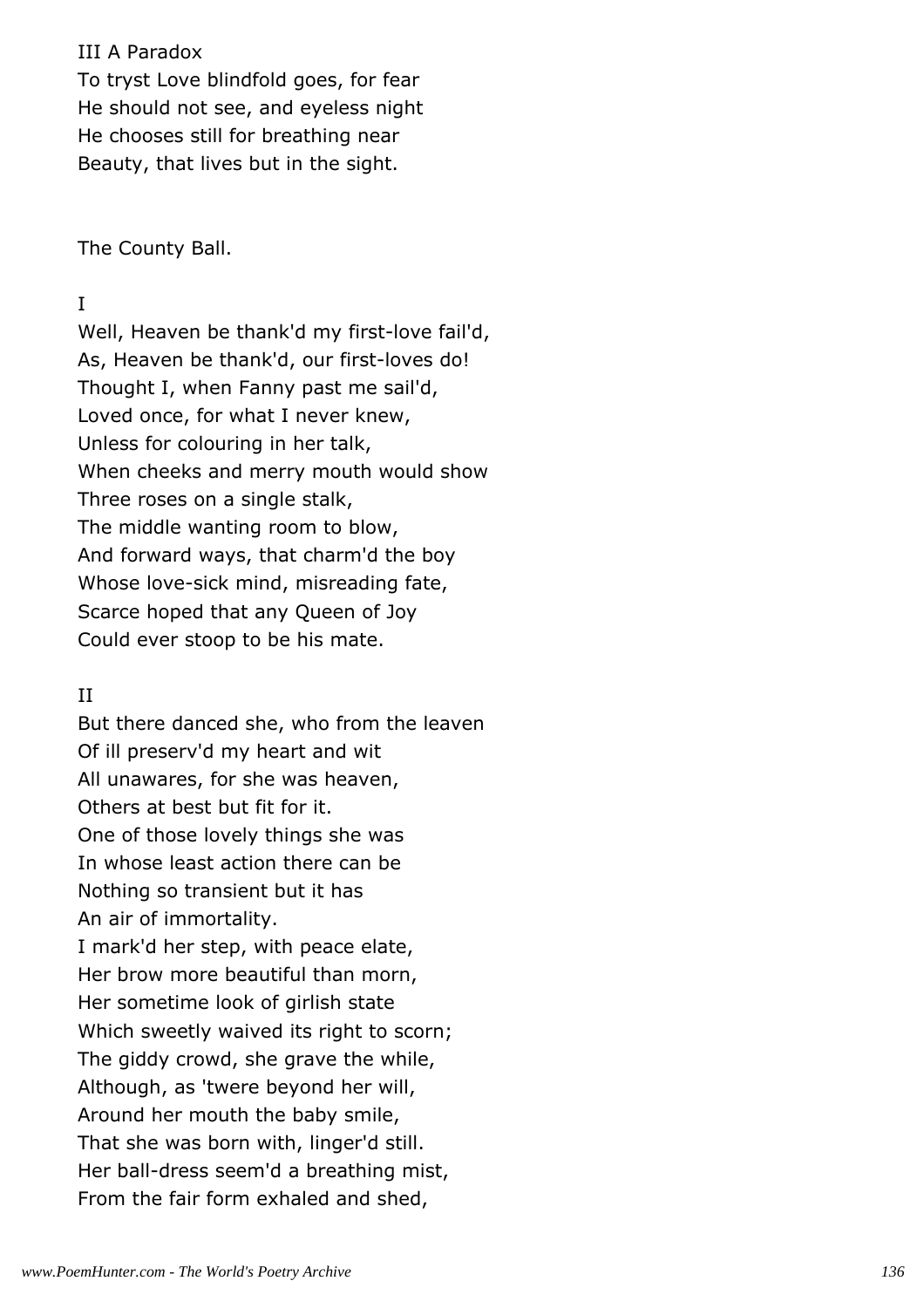III A Paradox

To tryst Love blindfold goes, for fear  
He should not see, and eyeless night  
He chooses still for breathing near  
Beauty, that lives but in the sight.

The County Ball.

I

Well, Heaven be thank'd my first-love fail'd,  
As, Heaven be thank'd, our first-loves do!  
Thought I, when Fanny past me sail'd,  
Loved once, for what I never knew,  
Unless for colouring in her talk,  
When cheeks and merry mouth would show  
Three roses on a single stalk,  
The middle wanting room to blow,  
And forward ways, that charm'd the boy  
Whose love-sick mind, misreading fate,  
Scarce hoped that any Queen of Joy  
Could ever stoop to be his mate.

II

But there danced she, who from the leaven  
Of ill preserv'd my heart and wit  
All unawares, for she was heaven,  
Others at best but fit for it.  
One of those lovely things she was  
In whose least action there can be  
Nothing so transient but it has  
An air of immortality.  
I mark'd her step, with peace elate,  
Her brow more beautiful than morn,  
Her sometime look of girlish state  
Which sweetly waived its right to scorn;  
The giddy crowd, she grave the while,  
Although, as 'twere beyond her will,  
Around her mouth the baby smile,  
That she was born with, linger'd still.  
Her ball-dress seem'd a breathing mist,  
From the fair form exhaled and shed,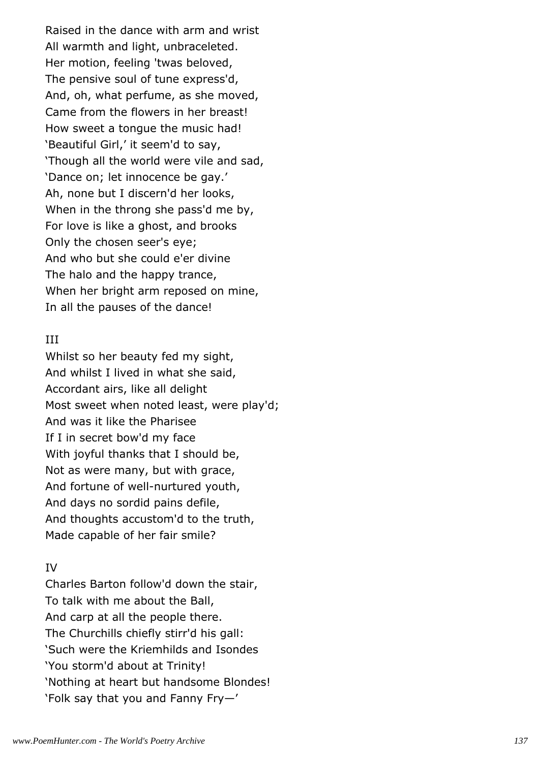Raised in the dance with arm and wrist  
All warmth and light, unbraceleted.  
Her motion, feeling 'twas beloved,  
The pensive soul of tune express'd,  
And, oh, what perfume, as she moved,  
Came from the flowers in her breast!  
How sweet a tongue the music had!  
'Beautiful Girl,' it seem'd to say,  
'Though all the world were vile and sad,  
'Dance on; let innocence be gay.'  
Ah, none but I discern'd her looks,  
When in the throng she pass'd me by,  
For love is like a ghost, and brooks  
Only the chosen seer's eye;  
And who but she could e'er divine  
The halo and the happy trance,  
When her bright arm reposed on mine,  
In all the pauses of the dance!

III

Whilst so her beauty fed my sight,  
And whilst I lived in what she said,  
Accordant airs, like all delight  
Most sweet when noted least, were play'd;  
And was it like the Pharisee  
If I in secret bow'd my face  
With joyful thanks that I should be,  
Not as were many, but with grace,  
And fortune of well-nurtured youth,  
And days no sordid pains defile,  
And thoughts accustom'd to the truth,  
Made capable of her fair smile?

IV

Charles Barton follow'd down the stair,  
To talk with me about the Ball,  
And carp at all the people there.  
The Churchills chiefly stirr'd his gall:  
'Such were the Kriemhilds and Isondes  
'You storm'd about at Trinity!  
'Nothing at heart but handsome Blondes!  
'Folk say that you and Fanny Fry—'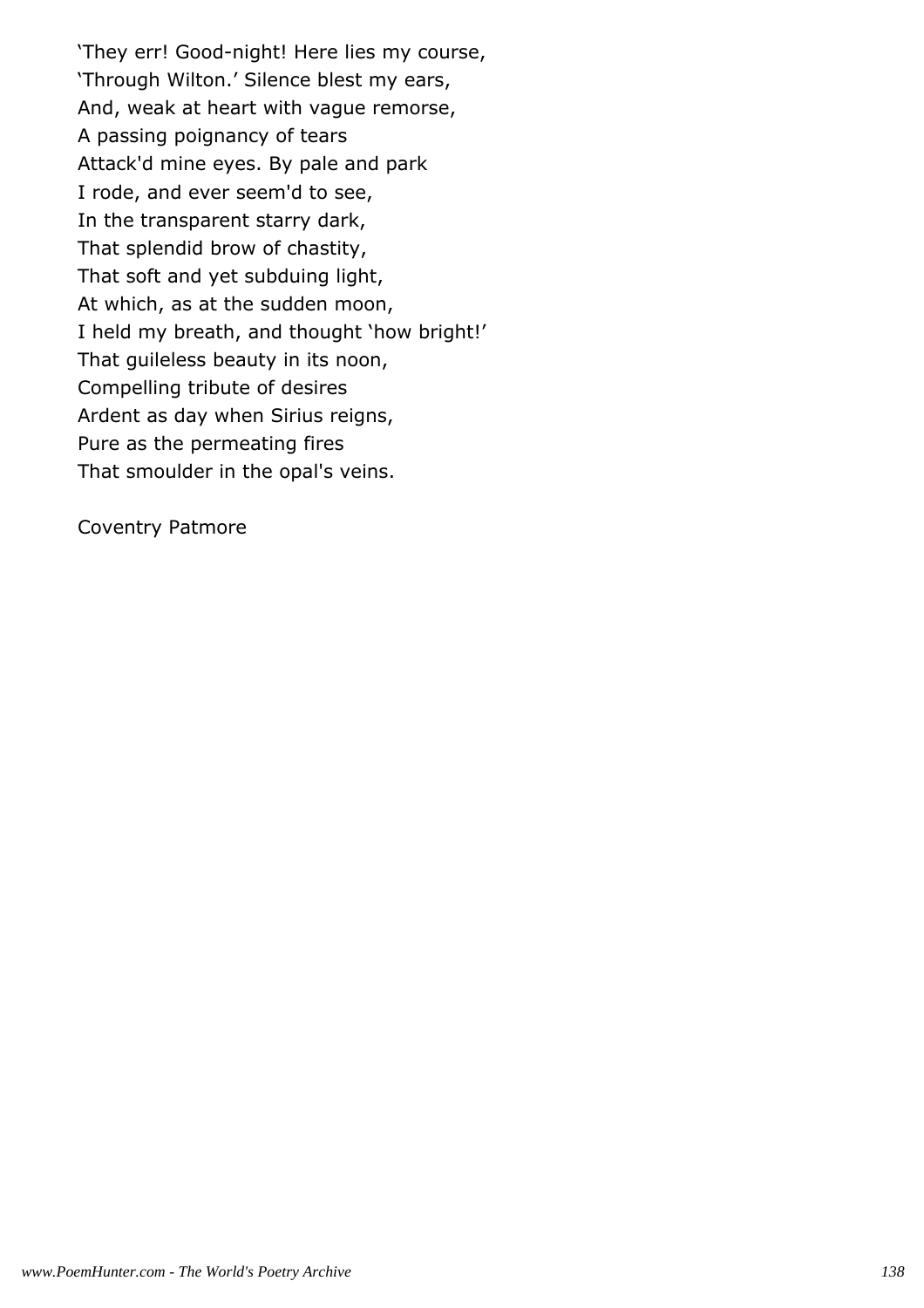'They err! Good-night! Here lies my course,  
'Through Wilton.' Silence blest my ears,  
And, weak at heart with vague remorse,  
A passing poignancy of tears  
Attack'd mine eyes. By pale and park  
I rode, and ever seem'd to see,  
In the transparent starry dark,  
That splendid brow of chastity,  
That soft and yet subduing light,  
At which, as at the sudden moon,  
I held my breath, and thought 'how bright!'  
That guileless beauty in its noon,  
Compelling tribute of desires  
Ardent as day when Sirius reigns,  
Pure as the permeating fires  
That smoulder in the opal's veins.

Coventry Patmore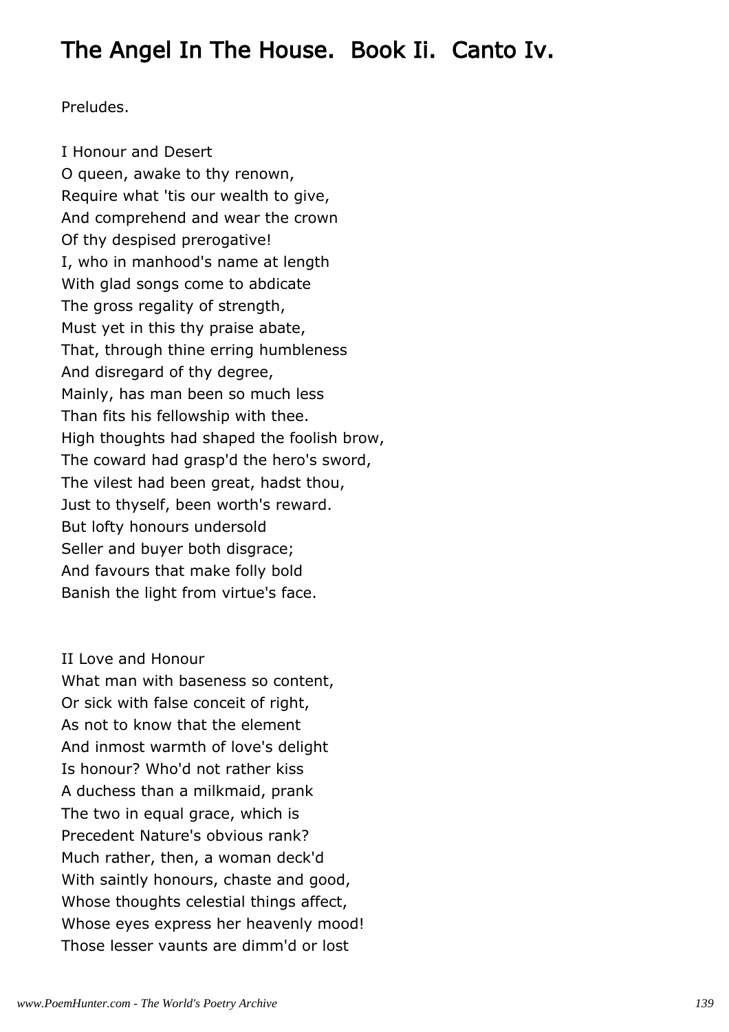# The Angel In The House. Book Ii. Canto Iv.

Preludes.

I Honour and Desert
O queen, awake to thy renown,
Require what 'tis our wealth to give,
And comprehend and wear the crown
Of thy despised prerogative!
I, who in manhood's name at length
With glad songs come to abdicate
The gross regality of strength,
Must yet in this thy praise abate,
That, through thine erring humbleness
And disregard of thy degree,
Mainly, has man been so much less
Than fits his fellowship with thee.
High thoughts had shaped the foolish brow,
The coward had grasp'd the hero's sword,
The vilest had been great, hadst thou,
Just to thyself, been worth's reward.
But lofty honours undersold
Seller and buyer both disgrace;
And favours that make folly bold
Banish the light from virtue's face.

II Love and Honour
What man with baseness so content,
Or sick with false conceit of right,
As not to know that the element
And inmost warmth of love's delight
Is honour? Who'd not rather kiss
A duchess than a milkmaid, prank
The two in equal grace, which is
Precedent Nature's obvious rank?
Much rather, then, a woman deck'd
With saintly honours, chaste and good,
Whose thoughts celestial things affect,
Whose eyes express her heavenly mood!
Those lesser vaunts are dimm'd or lost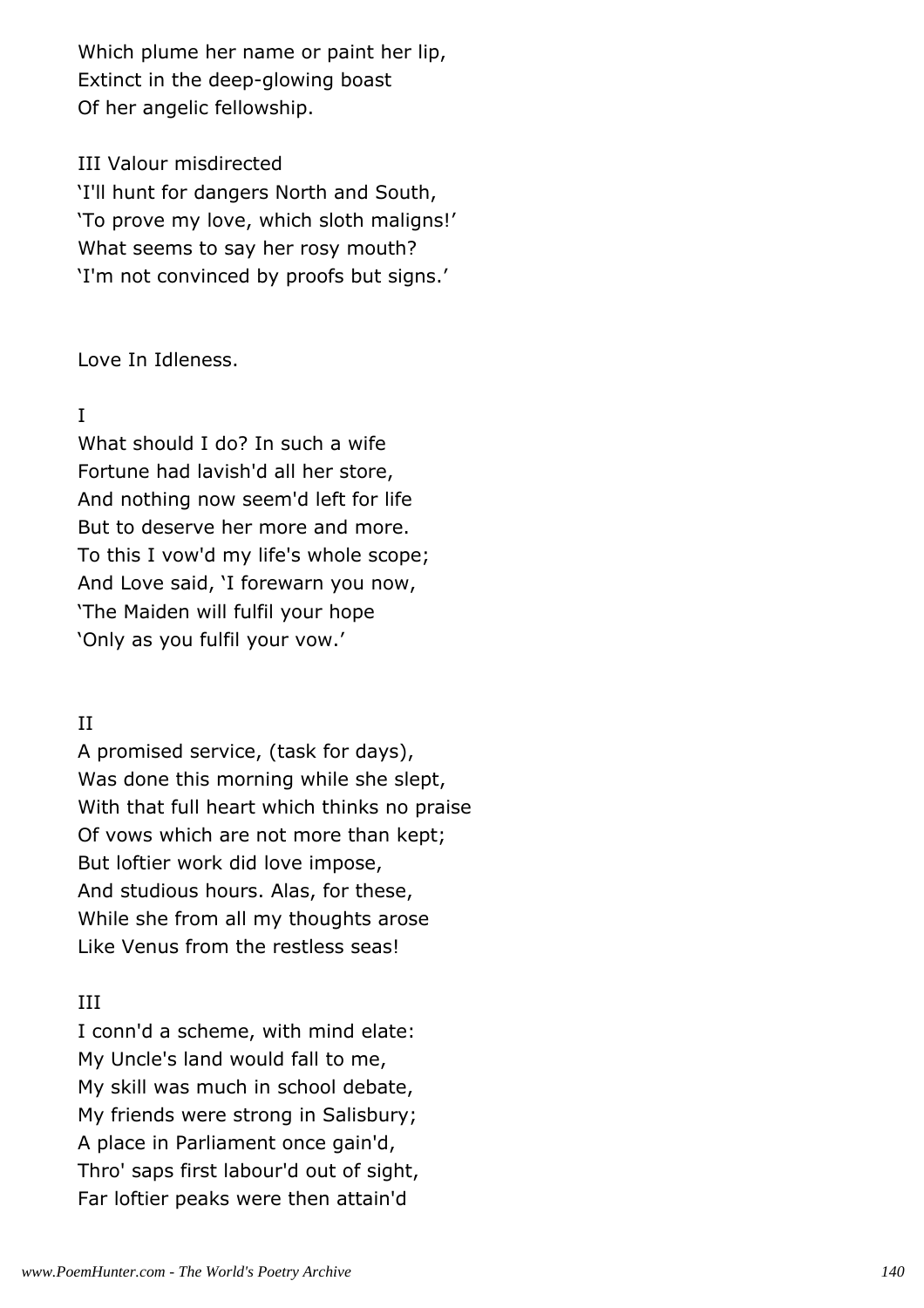Which plume her name or paint her lip,
Extinct in the deep-glowing boast
Of her angelic fellowship.

III Valour misdirected
'I'll hunt for dangers North and South,
'To prove my love, which sloth maligns!'
What seems to say her rosy mouth?
'I'm not convinced by proofs but signs.'

## Love In Idleness.

I

What should I do? In such a wife
Fortune had lavish'd all her store,
And nothing now seem'd left for life
But to deserve her more and more.
To this I vow'd my life's whole scope;
And Love said, 'I forewarn you now,
'The Maiden will fulfil your hope
'Only as you fulfil your vow.'

II

A promised service, (task for days),
Was done this morning while she slept,
With that full heart which thinks no praise
Of vows which are not more than kept;
But loftier work did love impose,
And studious hours. Alas, for these,
While she from all my thoughts arose
Like Venus from the restless seas!

III

I conn'd a scheme, with mind elate:
My Uncle's land would fall to me,
My skill was much in school debate,
My friends were strong in Salisbury;
A place in Parliament once gain'd,
Thro' saps first labour'd out of sight,
Far loftier peaks were then attain'd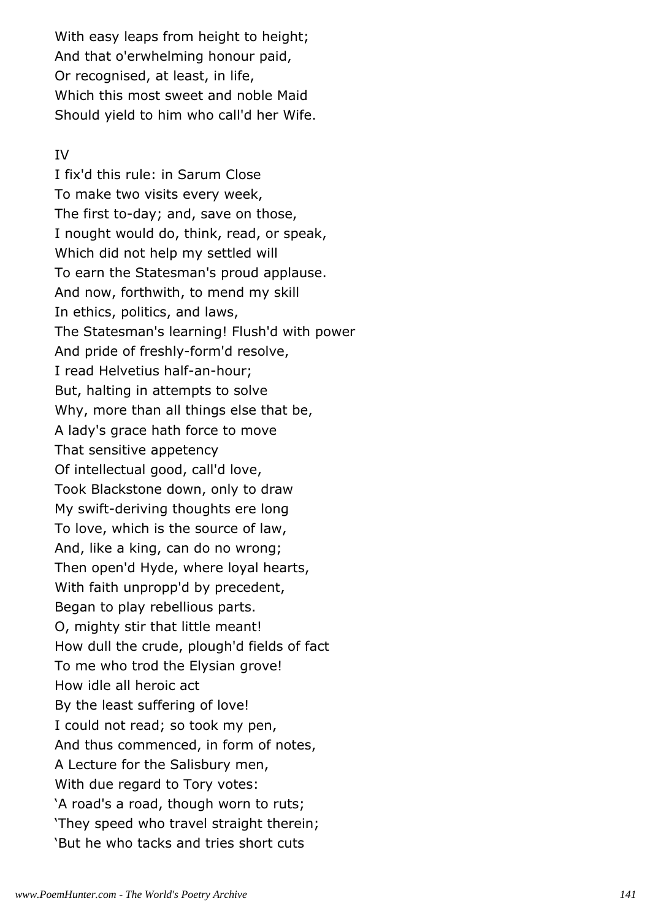With easy leaps from height to height;
And that o'erwhelming honour paid,
Or recognised, at least, in life,
Which this most sweet and noble Maid
Should yield to him who call'd her Wife.

IV

I fix'd this rule: in Sarum Close
To make two visits every week,
The first to-day; and, save on those,
I nought would do, think, read, or speak,
Which did not help my settled will
To earn the Statesman's proud applause.
And now, forthwith, to mend my skill
In ethics, politics, and laws,
The Statesman's learning! Flush'd with power
And pride of freshly-form'd resolve,
I read Helvetius half-an-hour;
But, halting in attempts to solve
Why, more than all things else that be,
A lady's grace hath force to move
That sensitive appetency
Of intellectual good, call'd love,
Took Blackstone down, only to draw
My swift-deriving thoughts ere long
To love, which is the source of law,
And, like a king, can do no wrong;
Then open'd Hyde, where loyal hearts,
With faith unpropp'd by precedent,
Began to play rebellious parts.
O, mighty stir that little meant!
How dull the crude, plough'd fields of fact
To me who trod the Elysian grove!
How idle all heroic act
By the least suffering of love!
I could not read; so took my pen,
And thus commenced, in form of notes,
A Lecture for the Salisbury men,
With due regard to Tory votes:
'A road's a road, though worn to ruts;
'They speed who travel straight therein;
'But he who tacks and tries short cuts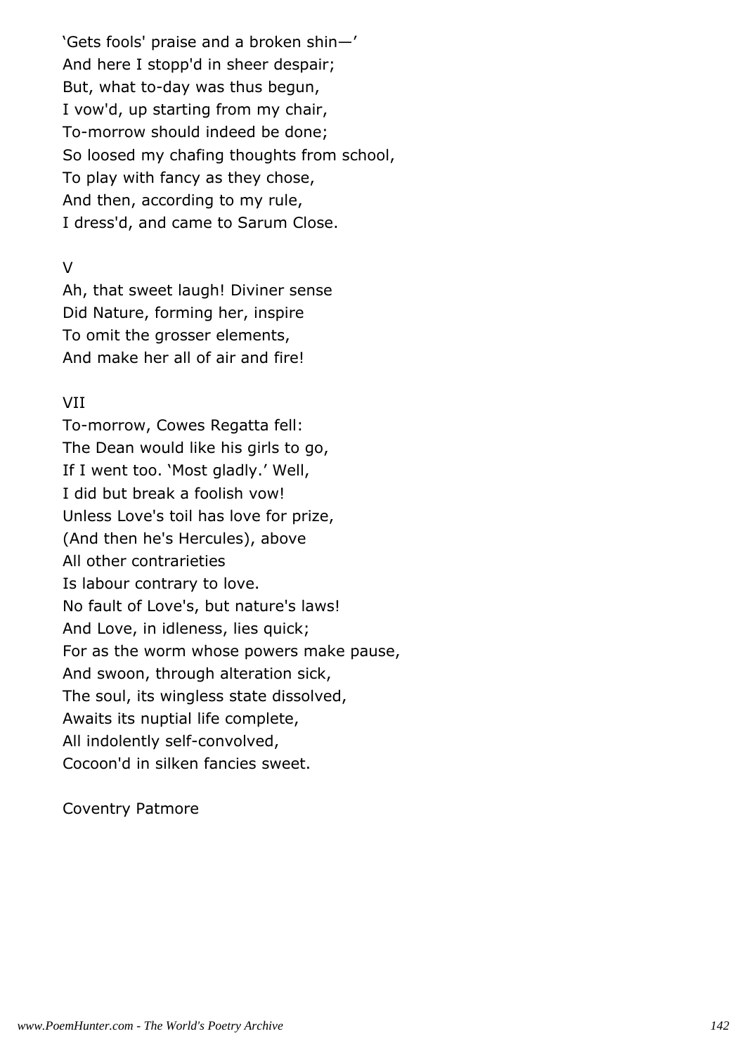'Gets fools' praise and a broken shin—'
And here I stopp'd in sheer despair;
But, what to-day was thus begun,
I vow'd, up starting from my chair,
To-morrow should indeed be done;
So loosed my chafing thoughts from school,
To play with fancy as they chose,
And then, according to my rule,
I dress'd, and came to Sarum Close.

V

Ah, that sweet laugh! Diviner sense
Did Nature, forming her, inspire
To omit the grosser elements,
And make her all of air and fire!

VII

To-morrow, Cowes Regatta fell:
The Dean would like his girls to go,
If I went too. 'Most gladly.' Well,
I did but break a foolish vow!
Unless Love's toil has love for prize,
(And then he's Hercules), above
All other contrarieties
Is labour contrary to love.
No fault of Love's, but nature's laws!
And Love, in idleness, lies quick;
For as the worm whose powers make pause,
And swoon, through alteration sick,
The soul, its wingless state dissolved,
Awaits its nuptial life complete,
All indolently self-convolved,
Cocoon'd in silken fancies sweet.

Coventry Patmore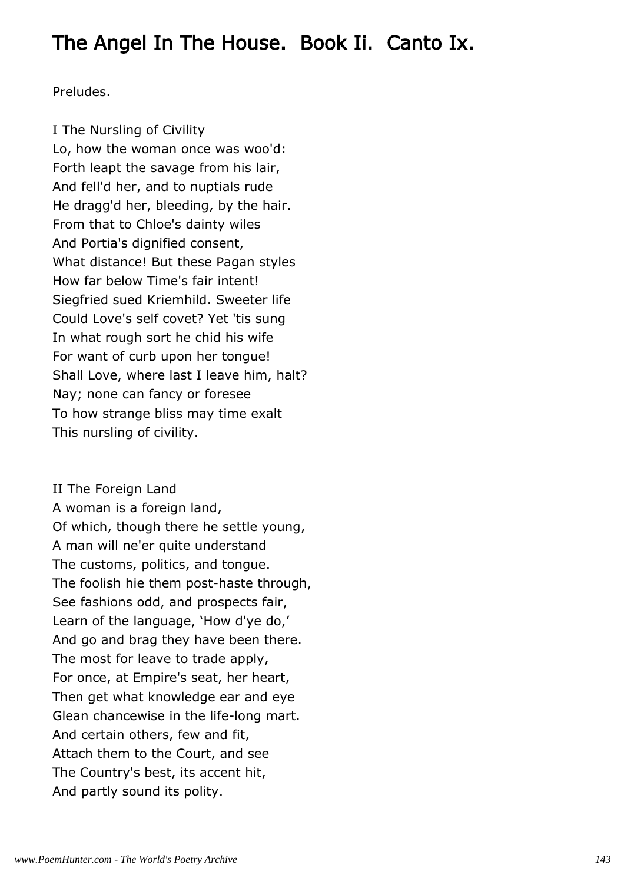# The Angel In The House. Book Ii. Canto Ix.

Preludes.

I The Nursling of Civility
Lo, how the woman once was woo'd:
Forth leapt the savage from his lair,
And fell'd her, and to nuptials rude
He dragg'd her, bleeding, by the hair.
From that to Chloe's dainty wiles
And Portia's dignified consent,
What distance! But these Pagan styles
How far below Time's fair intent!
Siegfried sued Kriemhild. Sweeter life
Could Love's self covet? Yet 'tis sung
In what rough sort he chid his wife
For want of curb upon her tongue!
Shall Love, where last I leave him, halt?
Nay; none can fancy or foresee
To how strange bliss may time exalt
This nursling of civility.

II The Foreign Land
A woman is a foreign land,
Of which, though there he settle young,
A man will ne'er quite understand
The customs, politics, and tongue.
The foolish hie them post-haste through,
See fashions odd, and prospects fair,
Learn of the language, 'How d'ye do,'
And go and brag they have been there.
The most for leave to trade apply,
For once, at Empire's seat, her heart,
Then get what knowledge ear and eye
Glean chancewise in the life-long mart.
And certain others, few and fit,
Attach them to the Court, and see
The Country's best, its accent hit,
And partly sound its polity.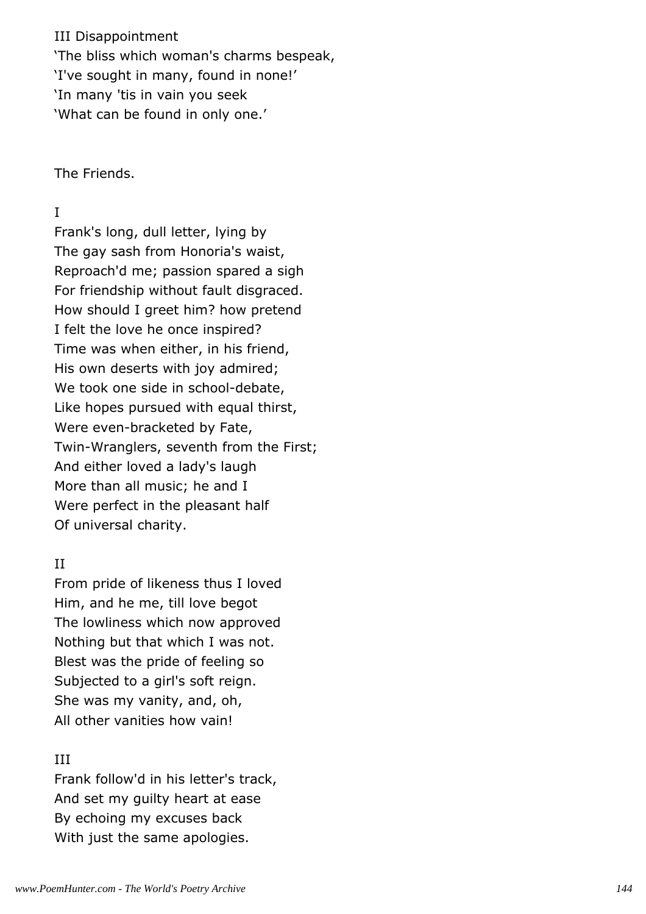III Disappointment
'The bliss which woman's charms bespeak,
'I've sought in many, found in none!'
'In many 'tis in vain you seek
'What can be found in only one.'

The Friends.

I
Frank's long, dull letter, lying by
The gay sash from Honoria's waist,
Reproach'd me; passion spared a sigh
For friendship without fault disgraced.
How should I greet him? how pretend
I felt the love he once inspired?
Time was when either, in his friend,
His own deserts with joy admired;
We took one side in school-debate,
Like hopes pursued with equal thirst,
Were even-bracketed by Fate,
Twin-Wranglers, seventh from the First;
And either loved a lady's laugh
More than all music; he and I
Were perfect in the pleasant half
Of universal charity.

II
From pride of likeness thus I loved
Him, and he me, till love begot
The lowliness which now approved
Nothing but that which I was not.
Blest was the pride of feeling so
Subjected to a girl's soft reign.
She was my vanity, and, oh,
All other vanities how vain!

III
Frank follow'd in his letter's track,
And set my guilty heart at ease
By echoing my excuses back
With just the same apologies.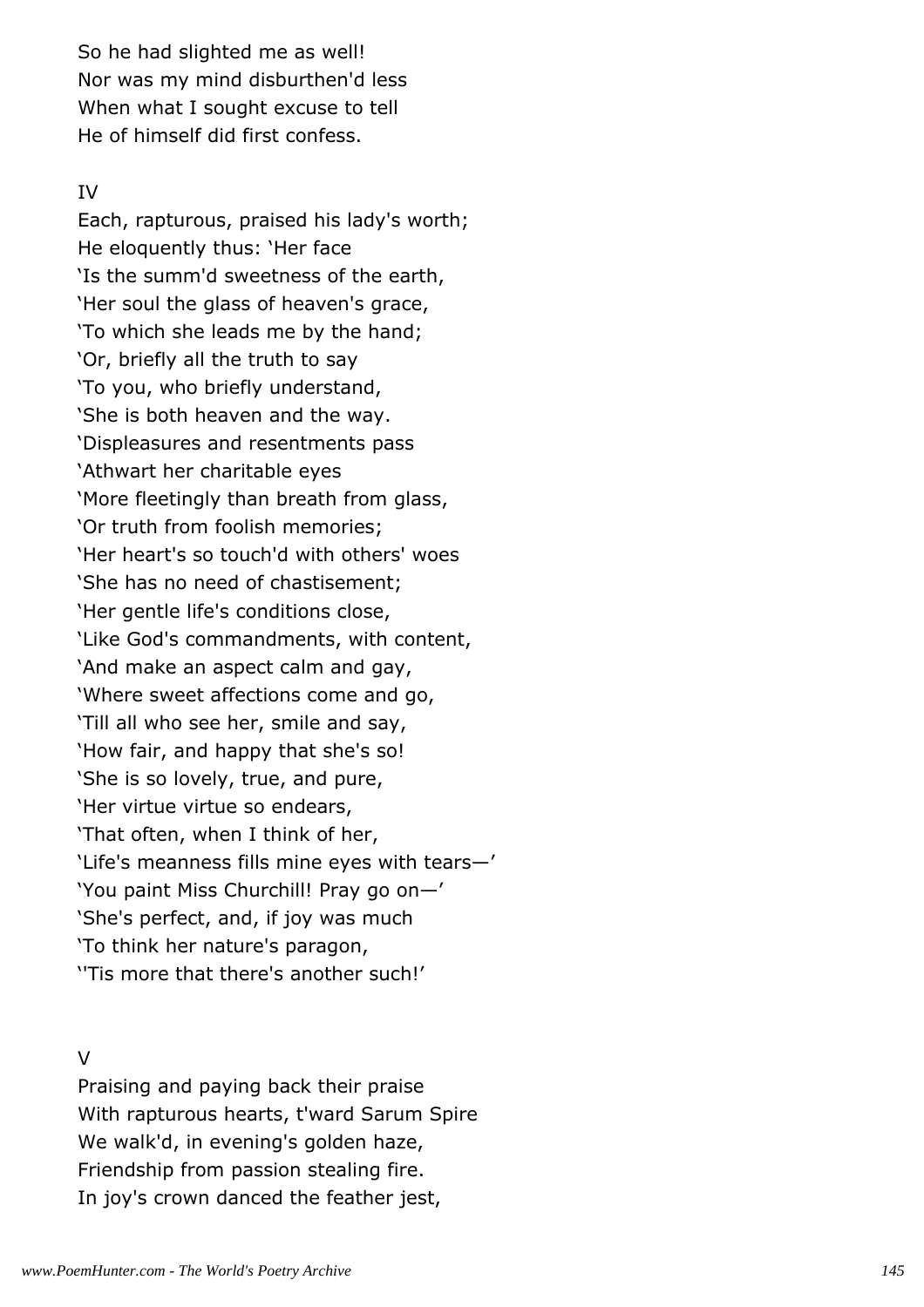So he had slighted me as well!
Nor was my mind disburthen'd less
When what I sought excuse to tell
He of himself did first confess.

IV

Each, rapturous, praised his lady's worth;
He eloquently thus: 'Her face
'Is the summ'd sweetness of the earth,
'Her soul the glass of heaven's grace,
'To which she leads me by the hand;
'Or, briefly all the truth to say
'To you, who briefly understand,
'She is both heaven and the way.
'Displeasures and resentments pass
'Athwart her charitable eyes
'More fleetingly than breath from glass,
'Or truth from foolish memories;
'Her heart's so touch'd with others' woes
'She has no need of chastisement;
'Her gentle life's conditions close,
'Like God's commandments, with content,
'And make an aspect calm and gay,
'Where sweet affections come and go,
'Till all who see her, smile and say,
'How fair, and happy that she's so!
'She is so lovely, true, and pure,
'Her virtue virtue so endears,
'That often, when I think of her,
'Life's meanness fills mine eyes with tears—'
'You paint Miss Churchill! Pray go on—'
'She's perfect, and, if joy was much
'To think her nature's paragon,
''Tis more that there's another such!'

V

Praising and paying back their praise
With rapturous hearts, t'ward Sarum Spire
We walk'd, in evening's golden haze,
Friendship from passion stealing fire.
In joy's crown danced the feather jest,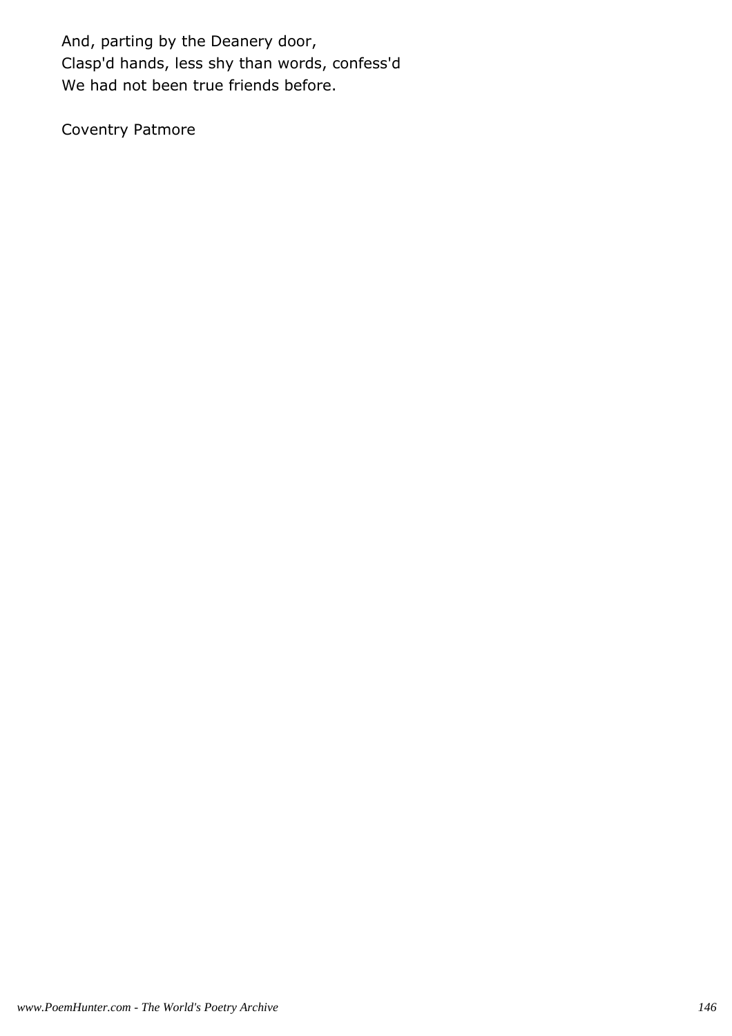And, parting by the Deanery door,
Clasp'd hands, less shy than words, confess'd
We had not been true friends before.

Coventry Patmore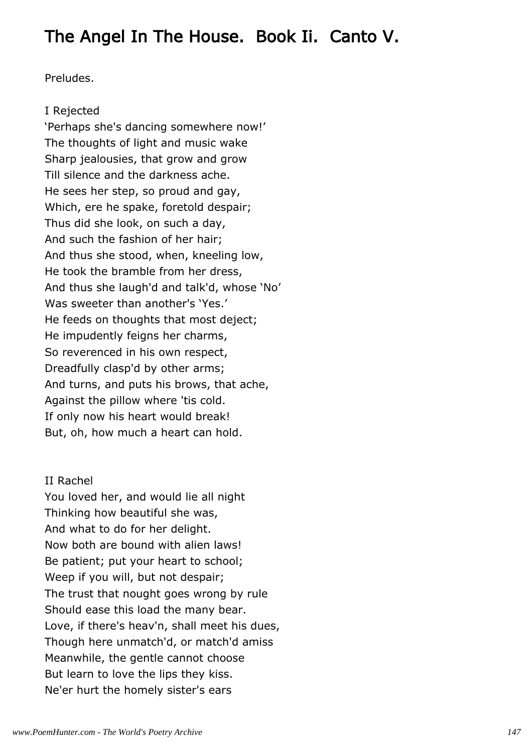# The Angel In The House. Book Ii. Canto V.

Preludes.

I Rejected  
'Perhaps she's dancing somewhere now!'  
The thoughts of light and music wake  
Sharp jealousies, that grow and grow  
Till silence and the darkness ache.  
He sees her step, so proud and gay,  
Which, ere he spake, foretold despair;  
Thus did she look, on such a day,  
And such the fashion of her hair;  
And thus she stood, when, kneeling low,  
He took the bramble from her dress,  
And thus she laugh'd and talk'd, whose 'No'  
Was sweeter than another's 'Yes.'  
He feeds on thoughts that most deject;  
He impudently feigns her charms,  
So reverenced in his own respect,  
Dreadfully clasp'd by other arms;  
And turns, and puts his brows, that ache,  
Against the pillow where 'tis cold.  
If only now his heart would break!  
But, oh, how much a heart can hold.

II Rachel  
You loved her, and would lie all night  
Thinking how beautiful she was,  
And what to do for her delight.  
Now both are bound with alien laws!  
Be patient; put your heart to school;  
Weep if you will, but not despair;  
The trust that nought goes wrong by rule  
Should ease this load the many bear.  
Love, if there's heav'n, shall meet his dues,  
Though here unmatch'd, or match'd amiss  
Meanwhile, the gentle cannot choose  
But learn to love the lips they kiss.  
Ne'er hurt the homely sister's ears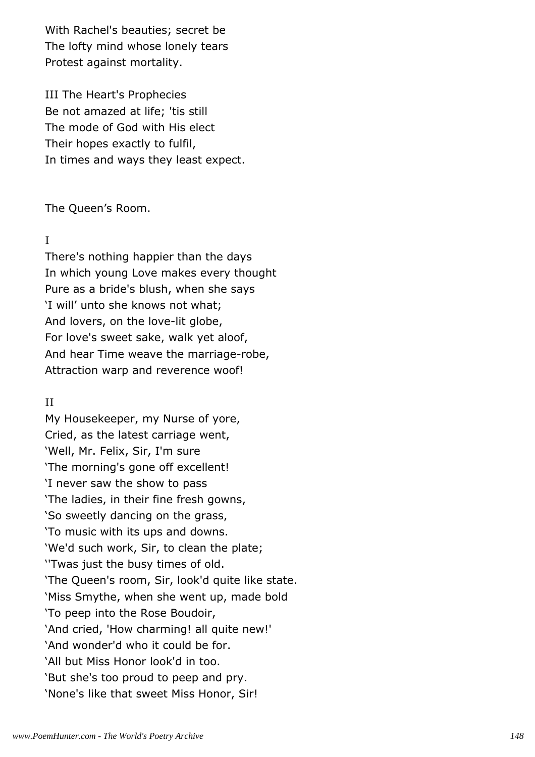With Rachel's beauties; secret be
The lofty mind whose lonely tears
Protest against mortality.

III The Heart's Prophecies
Be not amazed at life; 'tis still
The mode of God with His elect
Their hopes exactly to fulfil,
In times and ways they least expect.

The Queen’s Room.

I
There's nothing happier than the days
In which young Love makes every thought
Pure as a bride's blush, when she says
‘I will’ unto she knows not what;
And lovers, on the love-lit globe,
For love's sweet sake, walk yet aloof,
And hear Time weave the marriage-robe,
Attraction warp and reverence woof!

II
My Housekeeper, my Nurse of yore,
Cried, as the latest carriage went,
‘Well, Mr. Felix, Sir, I'm sure
‘The morning's gone off excellent!
‘I never saw the show to pass
‘The ladies, in their fine fresh gowns,
‘So sweetly dancing on the grass,
‘To music with its ups and downs.
‘We'd such work, Sir, to clean the plate;
‘'Twas just the busy times of old.
‘The Queen's room, Sir, look'd quite like state.
‘Miss Smythe, when she went up, made bold
‘To peep into the Rose Boudoir,
‘And cried, 'How charming! all quite new!'
‘And wonder'd who it could be for.
‘All but Miss Honor look'd in too.
‘But she's too proud to peep and pry.
‘None's like that sweet Miss Honor, Sir!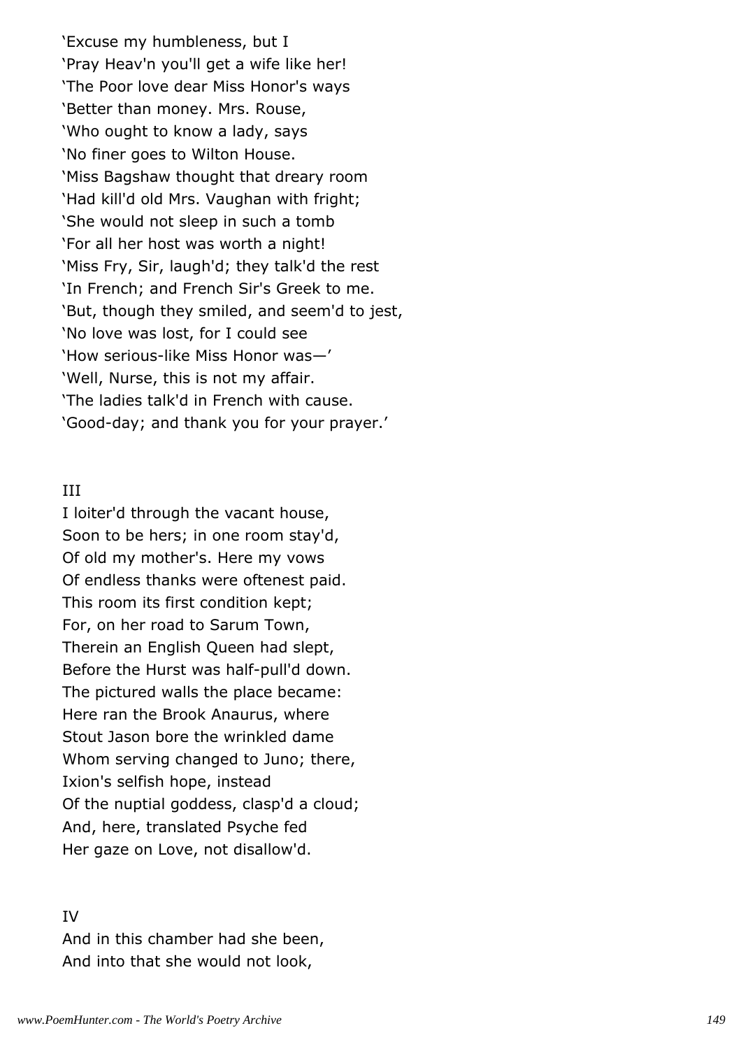'Excuse my humbleness, but I
'Pray Heav'n you'll get a wife like her!
'The Poor love dear Miss Honor's ways
'Better than money. Mrs. Rouse,
'Who ought to know a lady, says
'No finer goes to Wilton House.
'Miss Bagshaw thought that dreary room
'Had kill'd old Mrs. Vaughan with fright;
'She would not sleep in such a tomb
'For all her host was worth a night!
'Miss Fry, Sir, laugh'd; they talk'd the rest
'In French; and French Sir's Greek to me.
'But, though they smiled, and seem'd to jest,
'No love was lost, for I could see
'How serious-like Miss Honor was—'
'Well, Nurse, this is not my affair.
'The ladies talk'd in French with cause.
'Good-day; and thank you for your prayer.'

III

I loiter'd through the vacant house,
Soon to be hers; in one room stay'd,
Of old my mother's. Here my vows
Of endless thanks were oftenest paid.
This room its first condition kept;
For, on her road to Sarum Town,
Therein an English Queen had slept,
Before the Hurst was half-pull'd down.
The pictured walls the place became:
Here ran the Brook Anaurus, where
Stout Jason bore the wrinkled dame
Whom serving changed to Juno; there,
Ixion's selfish hope, instead
Of the nuptial goddess, clasp'd a cloud;
And, here, translated Psyche fed
Her gaze on Love, not disallow'd.

IV

And in this chamber had she been,
And into that she would not look,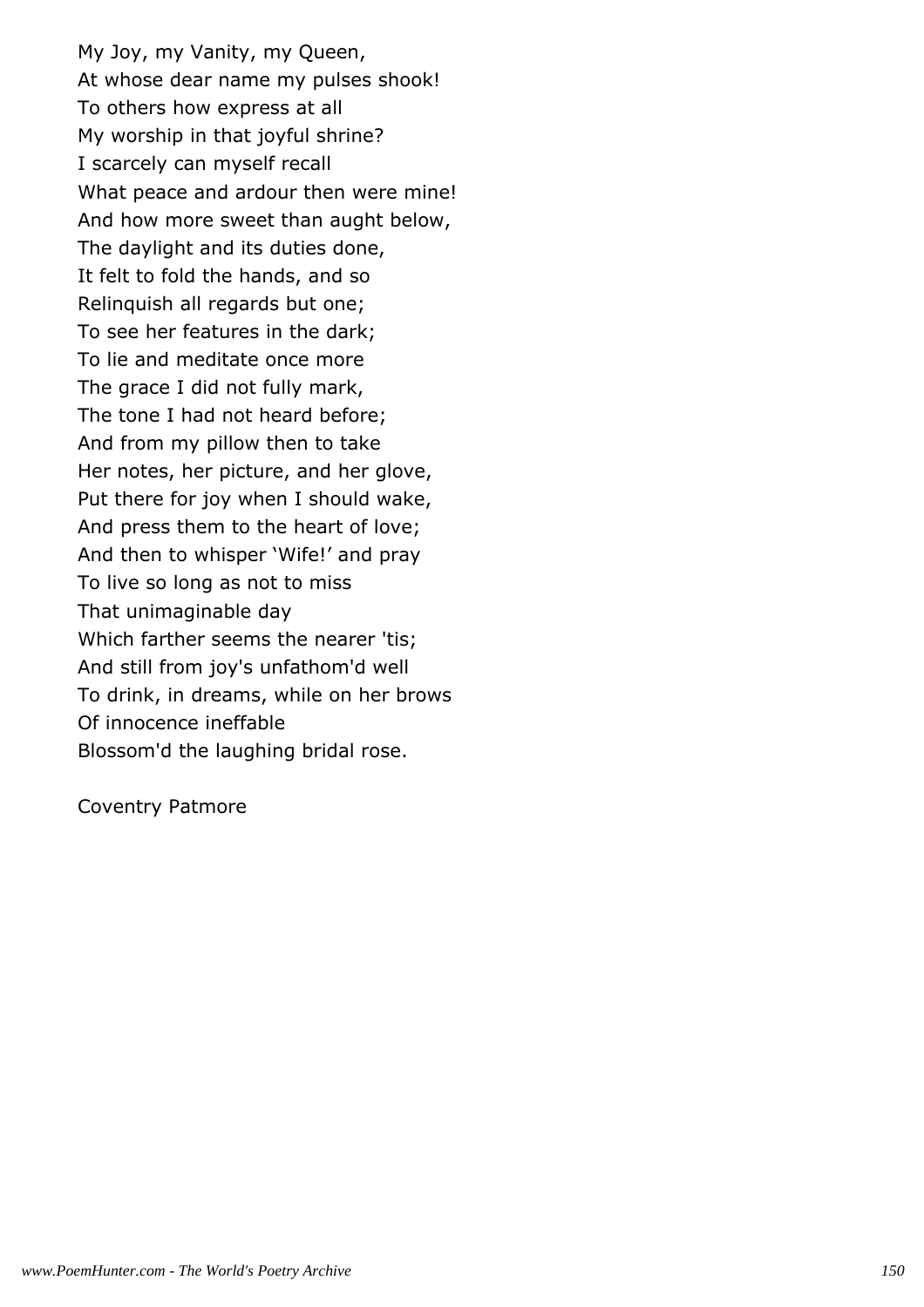My Joy, my Vanity, my Queen,  
At whose dear name my pulses shook!  
To others how express at all  
My worship in that joyful shrine?  
I scarcely can myself recall  
What peace and ardour then were mine!  
And how more sweet than aught below,  
The daylight and its duties done,  
It felt to fold the hands, and so  
Relinquish all regards but one;  
To see her features in the dark;  
To lie and meditate once more  
The grace I did not fully mark,  
The tone I had not heard before;  
And from my pillow then to take  
Her notes, her picture, and her glove,  
Put there for joy when I should wake,  
And press them to the heart of love;  
And then to whisper ‘Wife!’ and pray  
To live so long as not to miss  
That unimaginable day  
Which farther seems the nearer 'tis;  
And still from joy's unfathom'd well  
To drink, in dreams, while on her brows  
Of innocence ineffable  
Blossom'd the laughing bridal rose.

Coventry Patmore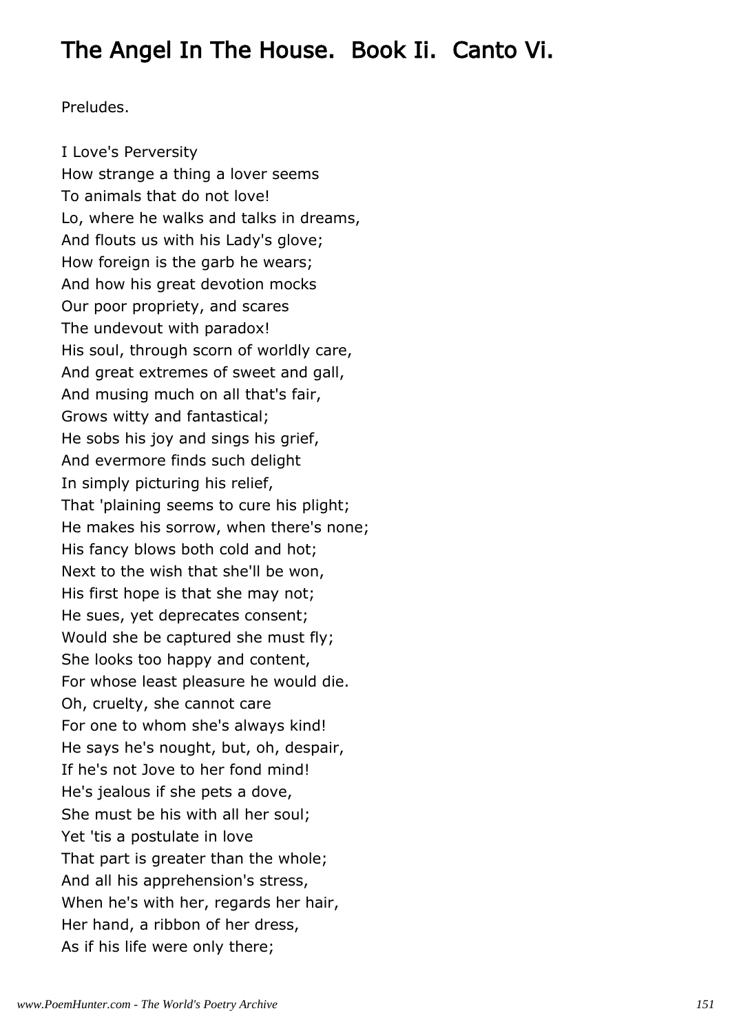## The Angel In The House.  Book Ii.  Canto Vi.

Preludes.

I Love's Perversity  
How strange a thing a lover seems  
To animals that do not love!  
Lo, where he walks and talks in dreams,  
And flouts us with his Lady's glove;  
How foreign is the garb he wears;  
And how his great devotion mocks  
Our poor propriety, and scares  
The undevout with paradox!  
His soul, through scorn of worldly care,  
And great extremes of sweet and gall,  
And musing much on all that's fair,  
Grows witty and fantastical;  
He sobs his joy and sings his grief,  
And evermore finds such delight  
In simply picturing his relief,  
That 'plaining seems to cure his plight;  
He makes his sorrow, when there's none;  
His fancy blows both cold and hot;  
Next to the wish that she'll be won,  
His first hope is that she may not;  
He sues, yet deprecates consent;  
Would she be captured she must fly;  
She looks too happy and content,  
For whose least pleasure he would die.  
Oh, cruelty, she cannot care  
For one to whom she's always kind!  
He says he's nought, but, oh, despair,  
If he's not Jove to her fond mind!  
He's jealous if she pets a dove,  
She must be his with all her soul;  
Yet 'tis a postulate in love  
That part is greater than the whole;  
And all his apprehension's stress,  
When he's with her, regards her hair,  
Her hand, a ribbon of her dress,  
As if his life were only there;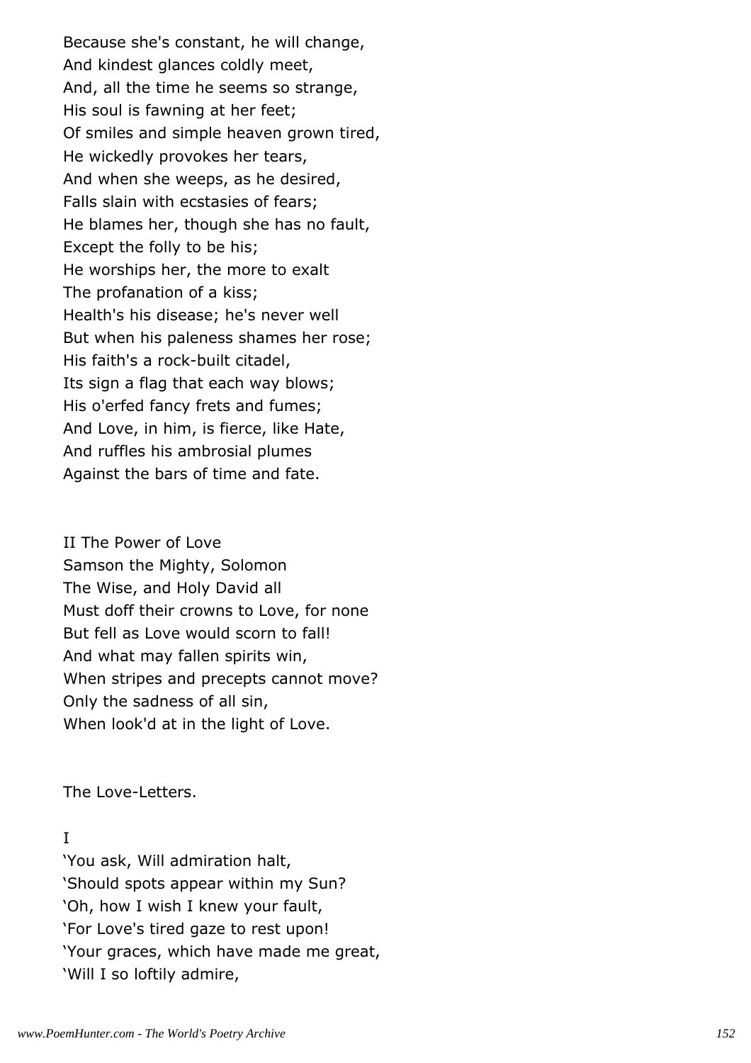Because she's constant, he will change,
And kindest glances coldly meet,
And, all the time he seems so strange,
His soul is fawning at her feet;
Of smiles and simple heaven grown tired,
He wickedly provokes her tears,
And when she weeps, as he desired,
Falls slain with ecstasies of fears;
He blames her, though she has no fault,
Except the folly to be his;
He worships her, the more to exalt
The profanation of a kiss;
Health's his disease; he's never well
But when his paleness shames her rose;
His faith's a rock-built citadel,
Its sign a flag that each way blows;
His o'erfed fancy frets and fumes;
And Love, in him, is fierce, like Hate,
And ruffles his ambrosial plumes
Against the bars of time and fate.

II The Power of Love

Samson the Mighty, Solomon
The Wise, and Holy David all
Must doff their crowns to Love, for none
But fell as Love would scorn to fall!
And what may fallen spirits win,
When stripes and precepts cannot move?
Only the sadness of all sin,
When look'd at in the light of Love.

The Love-Letters.

I

'You ask, Will admiration halt,
'Should spots appear within my Sun?
'Oh, how I wish I knew your fault,
'For Love's tired gaze to rest upon!
'Your graces, which have made me great,
'Will I so loftily admire,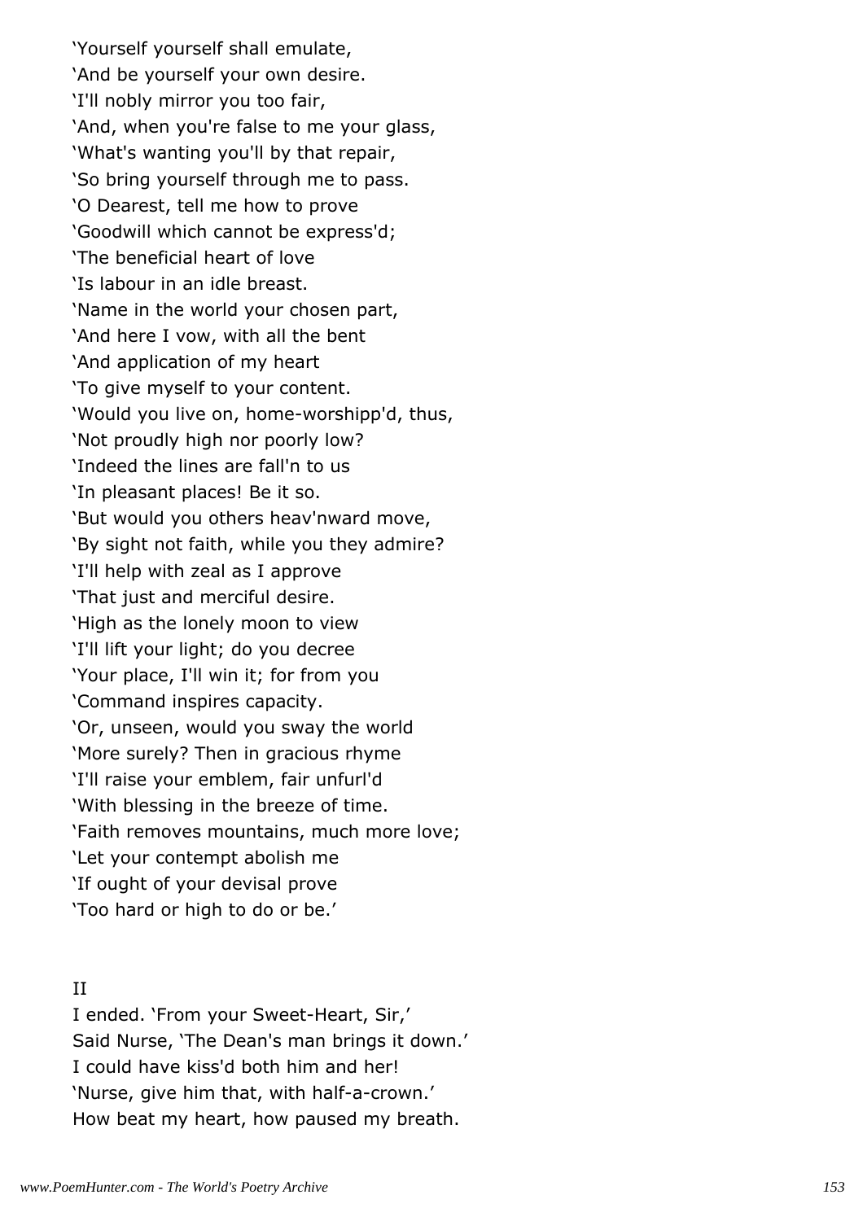'Yourself yourself shall emulate,
'And be yourself your own desire.
'I'll nobly mirror you too fair,
'And, when you're false to me your glass,
'What's wanting you'll by that repair,
'So bring yourself through me to pass.
'O Dearest, tell me how to prove
'Goodwill which cannot be express'd;
'The beneficial heart of love
'Is labour in an idle breast.
'Name in the world your chosen part,
'And here I vow, with all the bent
'And application of my heart
'To give myself to your content.
'Would you live on, home-worshipp'd, thus,
'Not proudly high nor poorly low?
'Indeed the lines are fall'n to us
'In pleasant places! Be it so.
'But would you others heav'nward move,
'By sight not faith, while you they admire?
'I'll help with zeal as I approve
'That just and merciful desire.
'High as the lonely moon to view
'I'll lift your light; do you decree
'Your place, I'll win it; for from you
'Command inspires capacity.
'Or, unseen, would you sway the world
'More surely? Then in gracious rhyme
'I'll raise your emblem, fair unfurl'd
'With blessing in the breeze of time.
'Faith removes mountains, much more love;
'Let your contempt abolish me
'If ought of your devisal prove
'Too hard or high to do or be.'

II

I ended. 'From your Sweet-Heart, Sir,'
Said Nurse, 'The Dean's man brings it down.'
I could have kiss'd both him and her!
'Nurse, give him that, with half-a-crown.'
How beat my heart, how paused my breath.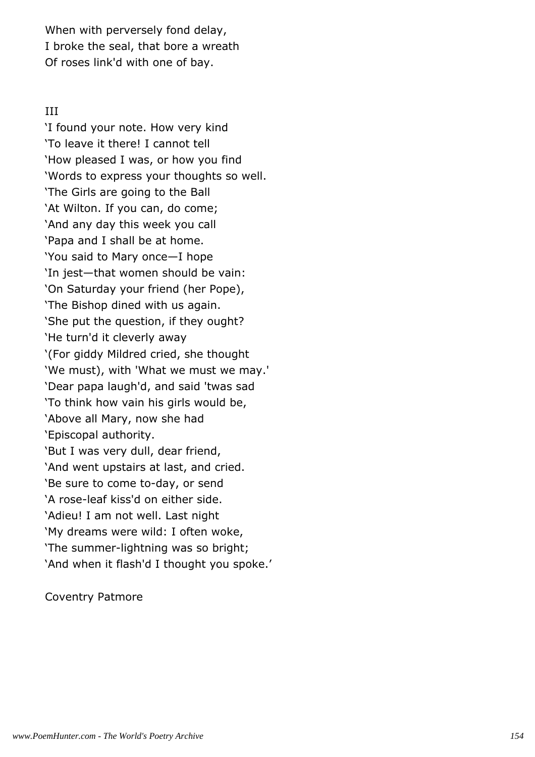When with perversely fond delay,  
I broke the seal, that bore a wreath  
Of roses link'd with one of bay.

III

'I found your note. How very kind  
'To leave it there! I cannot tell  
'How pleased I was, or how you find  
'Words to express your thoughts so well.  
'The Girls are going to the Ball  
'At Wilton. If you can, do come;  
'And any day this week you call  
'Papa and I shall be at home.  
'You said to Mary once—I hope  
'In jest—that women should be vain:  
'On Saturday your friend (her Pope),  
'The Bishop dined with us again.  
'She put the question, if they ought?  
'He turn'd it cleverly away  
'(For giddy Mildred cried, she thought  
'We must), with 'What we must we may.'  
'Dear papa laugh'd, and said 'twas sad  
'To think how vain his girls would be,  
'Above all Mary, now she had  
'Episcopal authority.  
'But I was very dull, dear friend,  
'And went upstairs at last, and cried.  
'Be sure to come to-day, or send  
'A rose-leaf kiss'd on either side.  
'Adieu! I am not well. Last night  
'My dreams were wild: I often woke,  
'The summer-lightning was so bright;  
'And when it flash'd I thought you spoke.'

Coventry Patmore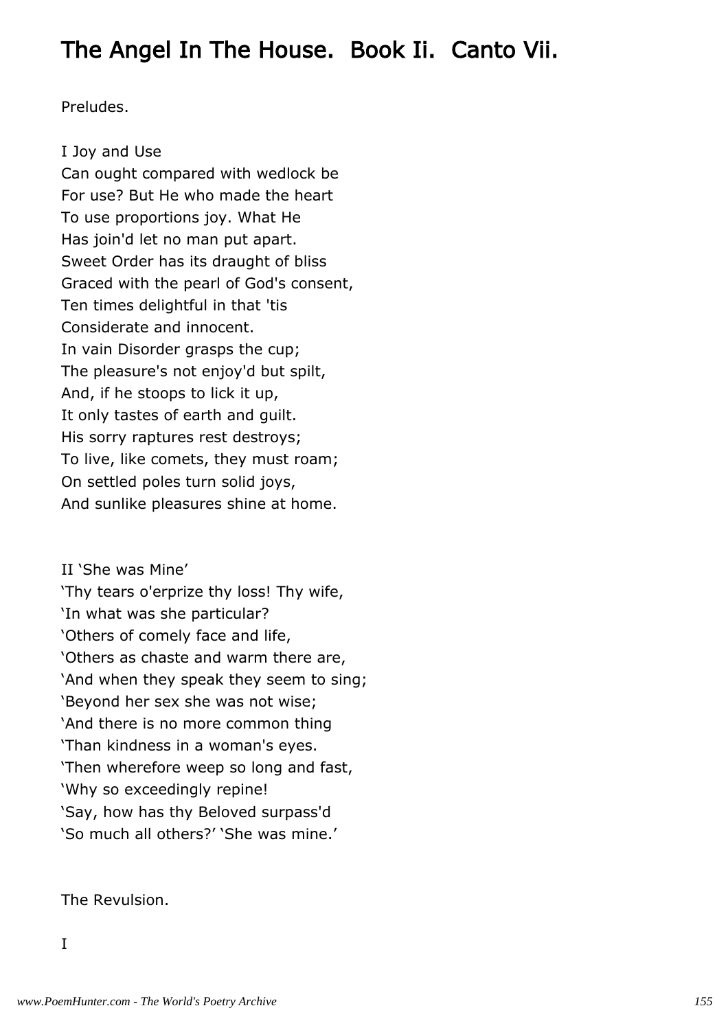# The Angel In The House. Book Ii. Canto Vii.

Preludes.

I Joy and Use

Can ought compared with wedlock be
For use? But He who made the heart
To use proportions joy. What He
Has join'd let no man put apart.
Sweet Order has its draught of bliss
Graced with the pearl of God's consent,
Ten times delightful in that 'tis
Considerate and innocent.
In vain Disorder grasps the cup;
The pleasure's not enjoy'd but spilt,
And, if he stoops to lick it up,
It only tastes of earth and guilt.
His sorry raptures rest destroys;
To live, like comets, they must roam;
On settled poles turn solid joys,
And sunlike pleasures shine at home.

II 'She was Mine'

'Thy tears o'erprize thy loss! Thy wife,
'In what was she particular?
'Others of comely face and life,
'Others as chaste and warm there are,
'And when they speak they seem to sing;
'Beyond her sex she was not wise;
'And there is no more common thing
'Than kindness in a woman's eyes.
'Then wherefore weep so long and fast,
'Why so exceedingly repine!
'Say, how has thy Beloved surpass'd
'So much all others?' 'She was mine.'

The Revulsion.

I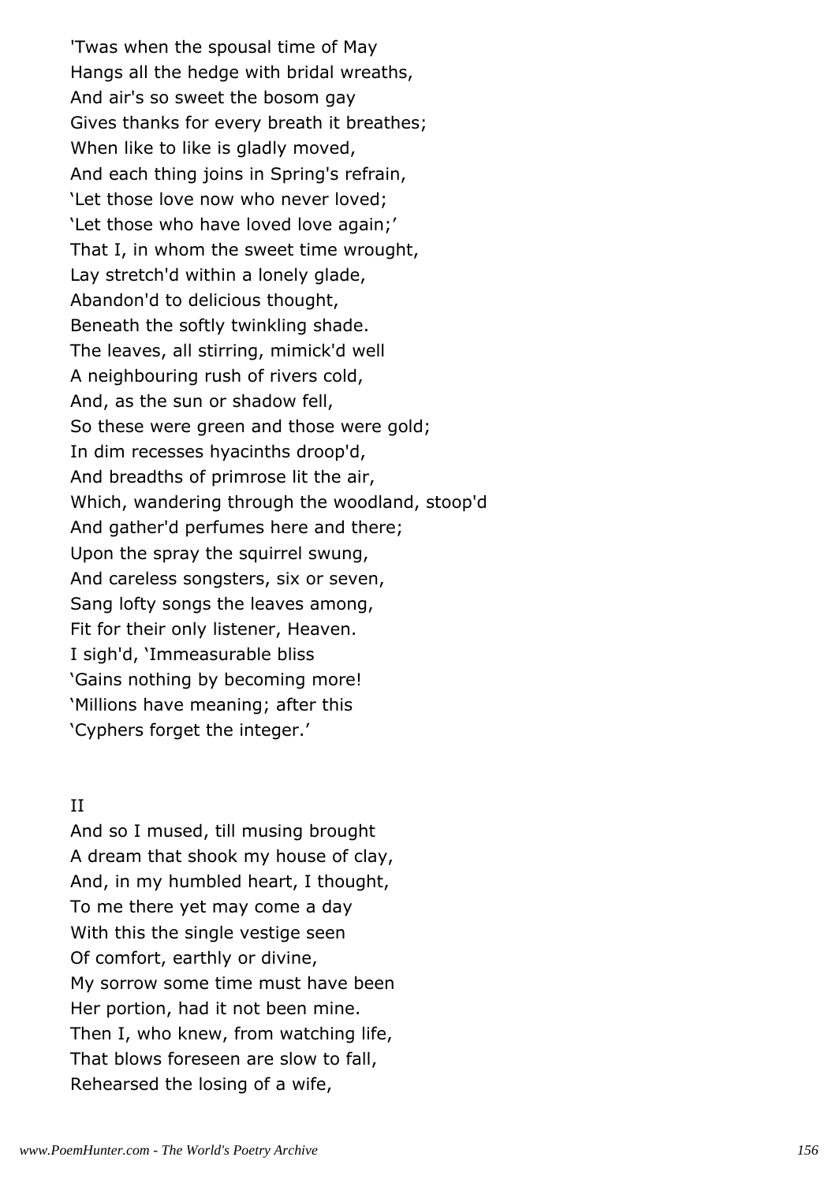'Twas when the spousal time of May
Hangs all the hedge with bridal wreaths,
And air's so sweet the bosom gay
Gives thanks for every breath it breathes;
When like to like is gladly moved,
And each thing joins in Spring's refrain,
'Let those love now who never loved;
'Let those who have loved love again;'
That I, in whom the sweet time wrought,
Lay stretch'd within a lonely glade,
Abandon'd to delicious thought,
Beneath the softly twinkling shade.
The leaves, all stirring, mimick'd well
A neighbouring rush of rivers cold,
And, as the sun or shadow fell,
So these were green and those were gold;
In dim recesses hyacinths droop'd,
And breadths of primrose lit the air,
Which, wandering through the woodland, stoop'd
And gather'd perfumes here and there;
Upon the spray the squirrel swung,
And careless songsters, six or seven,
Sang lofty songs the leaves among,
Fit for their only listener, Heaven.
I sigh'd, 'Immeasurable bliss
'Gains nothing by becoming more!
'Millions have meaning; after this
'Cyphers forget the integer.'

II

And so I mused, till musing brought
A dream that shook my house of clay,
And, in my humbled heart, I thought,
To me there yet may come a day
With this the single vestige seen
Of comfort, earthly or divine,
My sorrow some time must have been
Her portion, had it not been mine.
Then I, who knew, from watching life,
That blows foreseen are slow to fall,
Rehearsed the losing of a wife,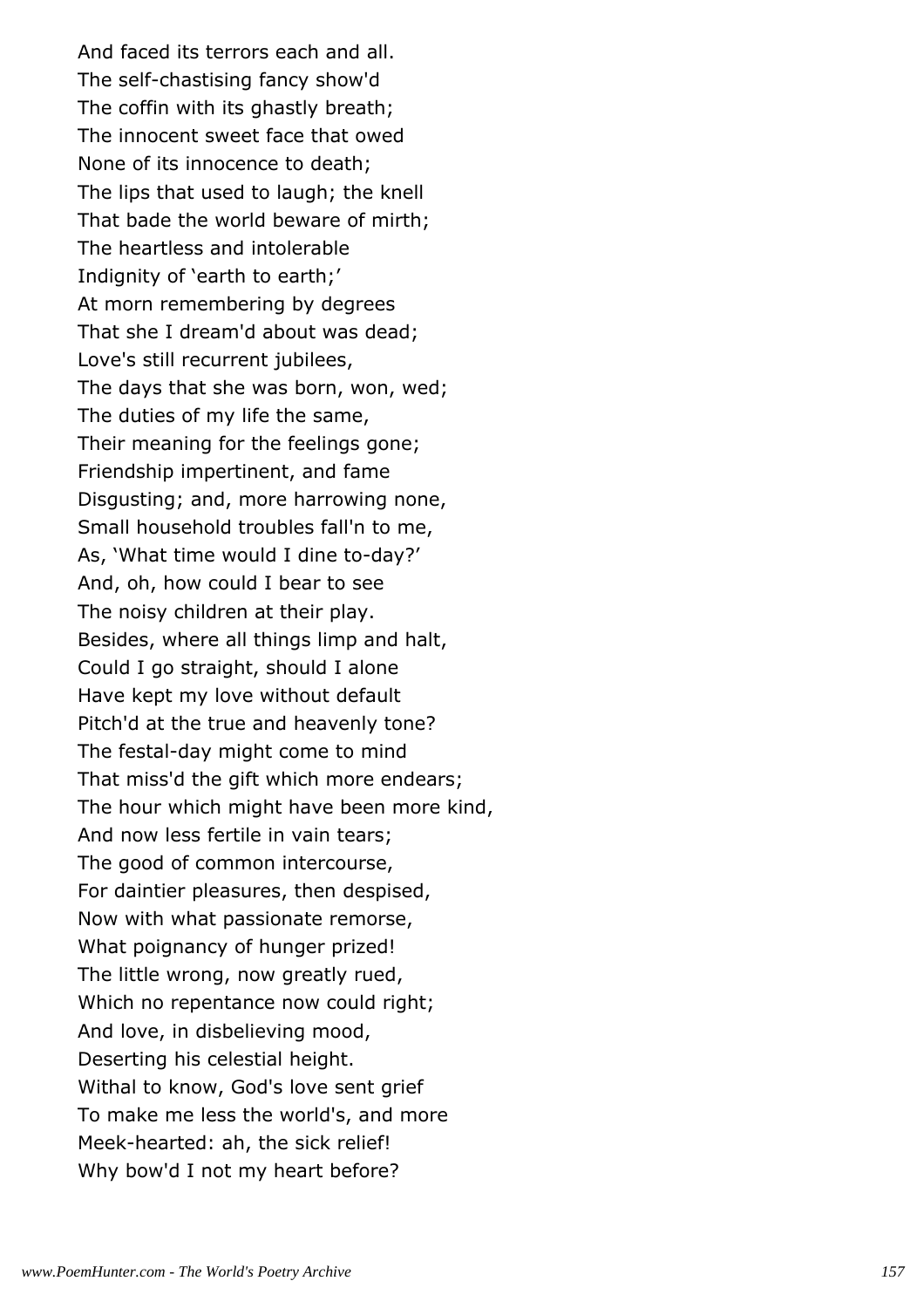And faced its terrors each and all.  
The self-chastising fancy show'd  
The coffin with its ghastly breath;  
The innocent sweet face that owed  
None of its innocence to death;  
The lips that used to laugh; the knell  
That bade the world beware of mirth;  
The heartless and intolerable  
Indignity of 'earth to earth;'  
At morn remembering by degrees  
That she I dream'd about was dead;  
Love's still recurrent jubilees,  
The days that she was born, won, wed;  
The duties of my life the same,  
Their meaning for the feelings gone;  
Friendship impertinent, and fame  
Disgusting; and, more harrowing none,  
Small household troubles fall'n to me,  
As, 'What time would I dine to-day?'  
And, oh, how could I bear to see  
The noisy children at their play.  
Besides, where all things limp and halt,  
Could I go straight, should I alone  
Have kept my love without default  
Pitch'd at the true and heavenly tone?  
The festal-day might come to mind  
That miss'd the gift which more endears;  
The hour which might have been more kind,  
And now less fertile in vain tears;  
The good of common intercourse,  
For daintier pleasures, then despised,  
Now with what passionate remorse,  
What poignancy of hunger prized!  
The little wrong, now greatly rued,  
Which no repentance now could right;  
And love, in disbelieving mood,  
Deserting his celestial height.  
Withal to know, God's love sent grief  
To make me less the world's, and more  
Meek-hearted: ah, the sick relief!  
Why bow'd I not my heart before?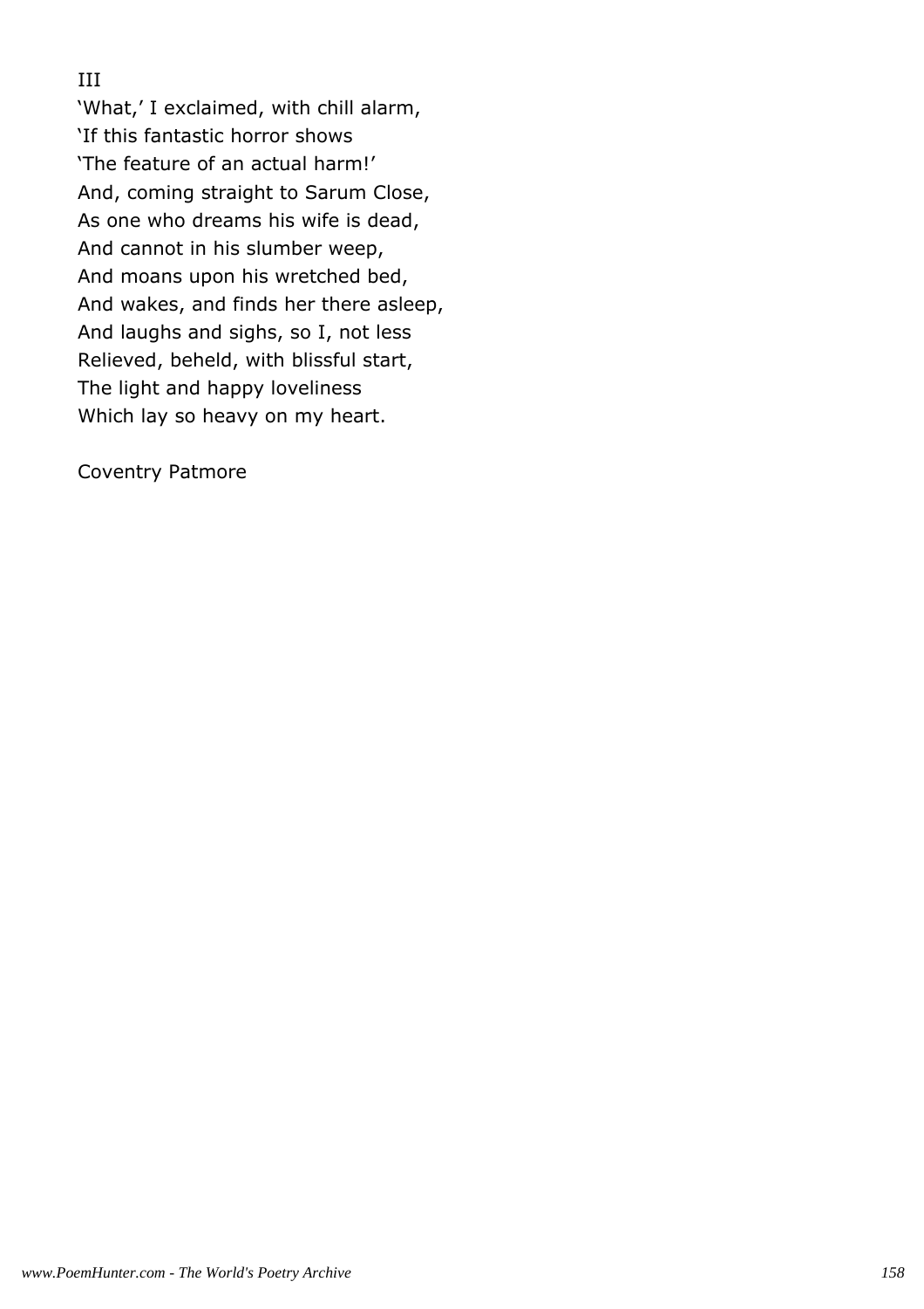III

'What,' I exclaimed, with chill alarm,
'If this fantastic horror shows
'The feature of an actual harm!'
And, coming straight to Sarum Close,
As one who dreams his wife is dead,
And cannot in his slumber weep,
And moans upon his wretched bed,
And wakes, and finds her there asleep,
And laughs and sighs, so I, not less
Relieved, beheld, with blissful start,
The light and happy loveliness
Which lay so heavy on my heart.

Coventry Patmore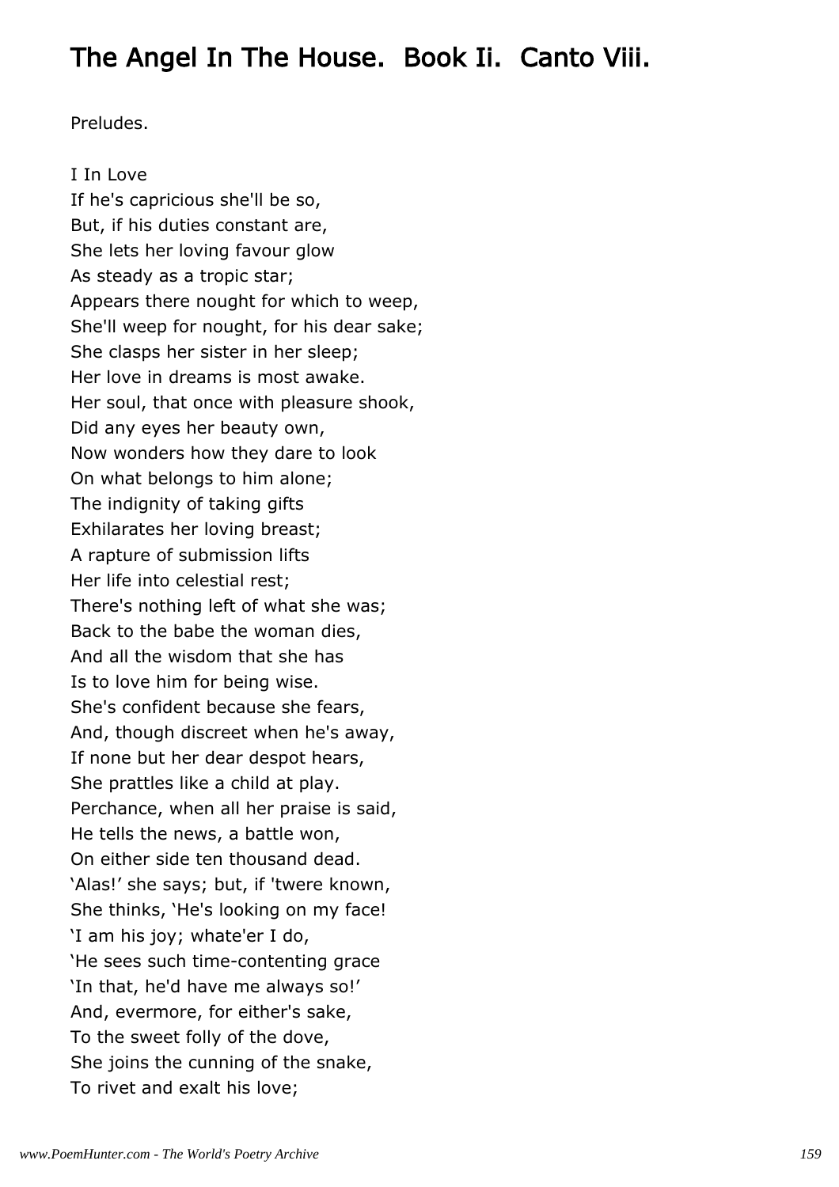# The Angel In The House. Book Ii. Canto Viii.

Preludes.

I In Love  
If he's capricious she'll be so,  
But, if his duties constant are,  
She lets her loving favour glow  
As steady as a tropic star;  
Appears there nought for which to weep,  
She'll weep for nought, for his dear sake;  
She clasps her sister in her sleep;  
Her love in dreams is most awake.  
Her soul, that once with pleasure shook,  
Did any eyes her beauty own,  
Now wonders how they dare to look  
On what belongs to him alone;  
The indignity of taking gifts  
Exhilarates her loving breast;  
A rapture of submission lifts  
Her life into celestial rest;  
There's nothing left of what she was;  
Back to the babe the woman dies,  
And all the wisdom that she has  
Is to love him for being wise.  
She's confident because she fears,  
And, though discreet when he's away,  
If none but her dear despot hears,  
She prattles like a child at play.  
Perchance, when all her praise is said,  
He tells the news, a battle won,  
On either side ten thousand dead.  
'Alas!' she says; but, if 'twere known,  
She thinks, 'He's looking on my face!  
'I am his joy; whate'er I do,  
'He sees such time-contenting grace  
'In that, he'd have me always so!'  
And, evermore, for either's sake,  
To the sweet folly of the dove,  
She joins the cunning of the snake,  
To rivet and exalt his love;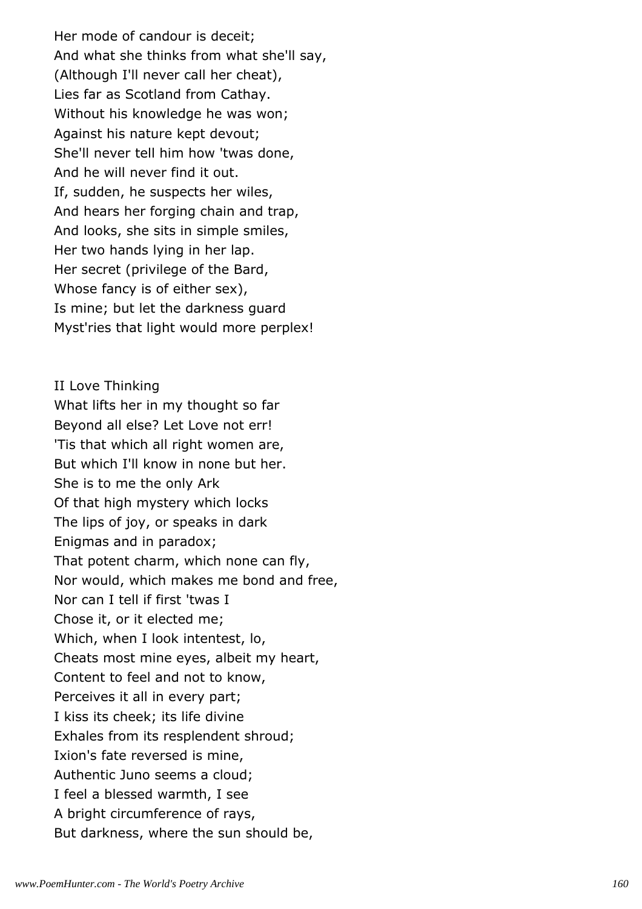Her mode of candour is deceit;
And what she thinks from what she'll say,
(Although I'll never call her cheat),
Lies far as Scotland from Cathay.
Without his knowledge he was won;
Against his nature kept devout;
She'll never tell him how 'twas done,
And he will never find it out.
If, sudden, he suspects her wiles,
And hears her forging chain and trap,
And looks, she sits in simple smiles,
Her two hands lying in her lap.
Her secret (privilege of the Bard,
Whose fancy is of either sex),
Is mine; but let the darkness guard
Myst'ries that light would more perplex!

## II Love Thinking

What lifts her in my thought so far
Beyond all else? Let Love not err!
'Tis that which all right women are,
But which I'll know in none but her.
She is to me the only Ark
Of that high mystery which locks
The lips of joy, or speaks in dark
Enigmas and in paradox;
That potent charm, which none can fly,
Nor would, which makes me bond and free,
Nor can I tell if first 'twas I
Chose it, or it elected me;
Which, when I look intentest, lo,
Cheats most mine eyes, albeit my heart,
Content to feel and not to know,
Perceives it all in every part;
I kiss its cheek; its life divine
Exhales from its resplendent shroud;
Ixion's fate reversed is mine,
Authentic Juno seems a cloud;
I feel a blessed warmth, I see
A bright circumference of rays,
But darkness, where the sun should be,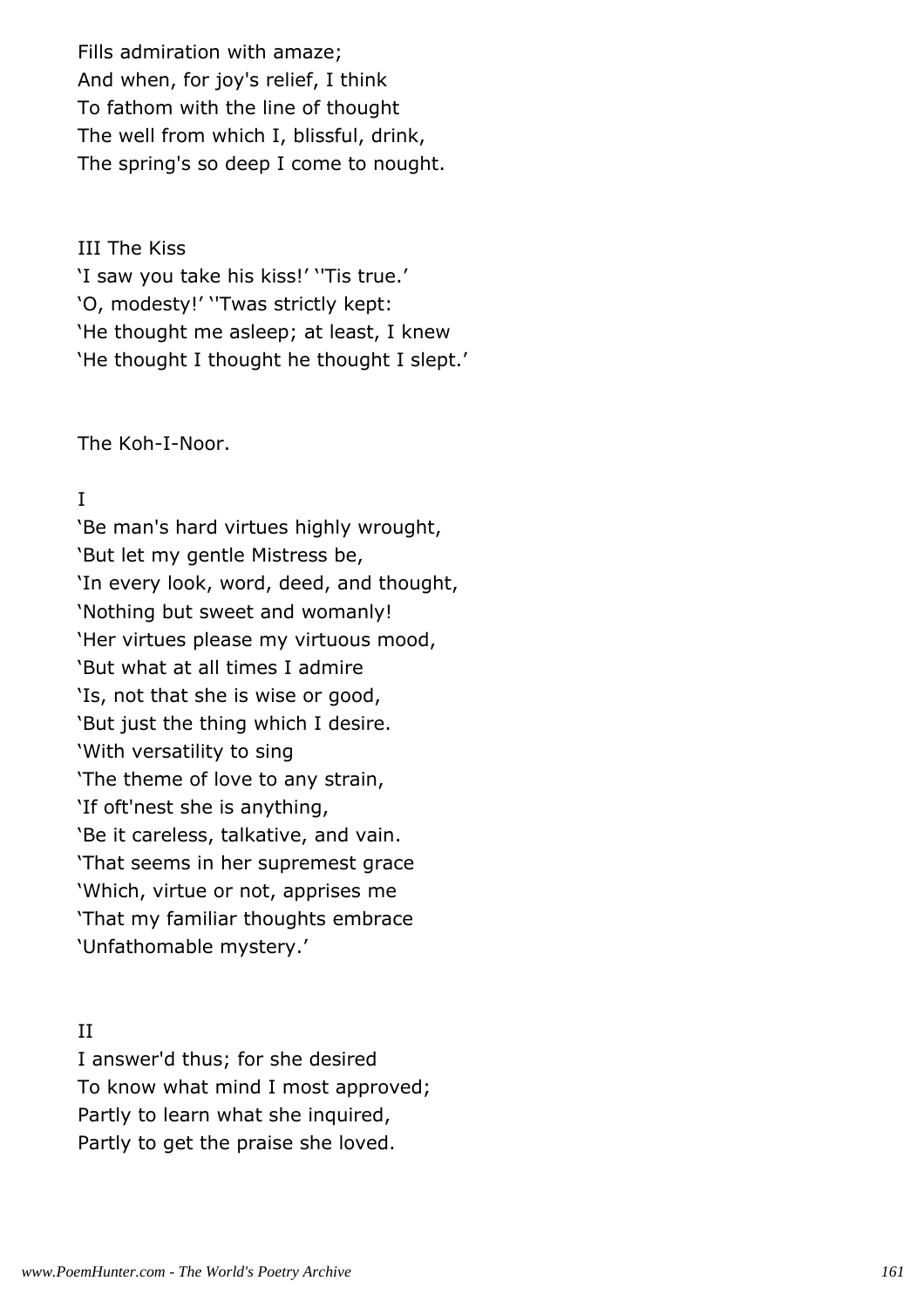Fills admiration with amaze;
And when, for joy's relief, I think
To fathom with the line of thought
The well from which I, blissful, drink,
The spring's so deep I come to nought.

III The Kiss

'I saw you take his kiss!' ''Tis true.'
'O, modesty!' ''Twas strictly kept:
'He thought me asleep; at least, I knew
'He thought I thought he thought I slept.'

The Koh-I-Noor.

I

'Be man's hard virtues highly wrought,
'But let my gentle Mistress be,
'In every look, word, deed, and thought,
'Nothing but sweet and womanly!
'Her virtues please my virtuous mood,
'But what at all times I admire
'Is, not that she is wise or good,
'But just the thing which I desire.
'With versatility to sing
'The theme of love to any strain,
'If oft'nest she is anything,
'Be it careless, talkative, and vain.
'That seems in her supremest grace
'Which, virtue or not, apprises me
'That my familiar thoughts embrace
'Unfathomable mystery.'

II

I answer'd thus; for she desired
To know what mind I most approved;
Partly to learn what she inquired,
Partly to get the praise she loved.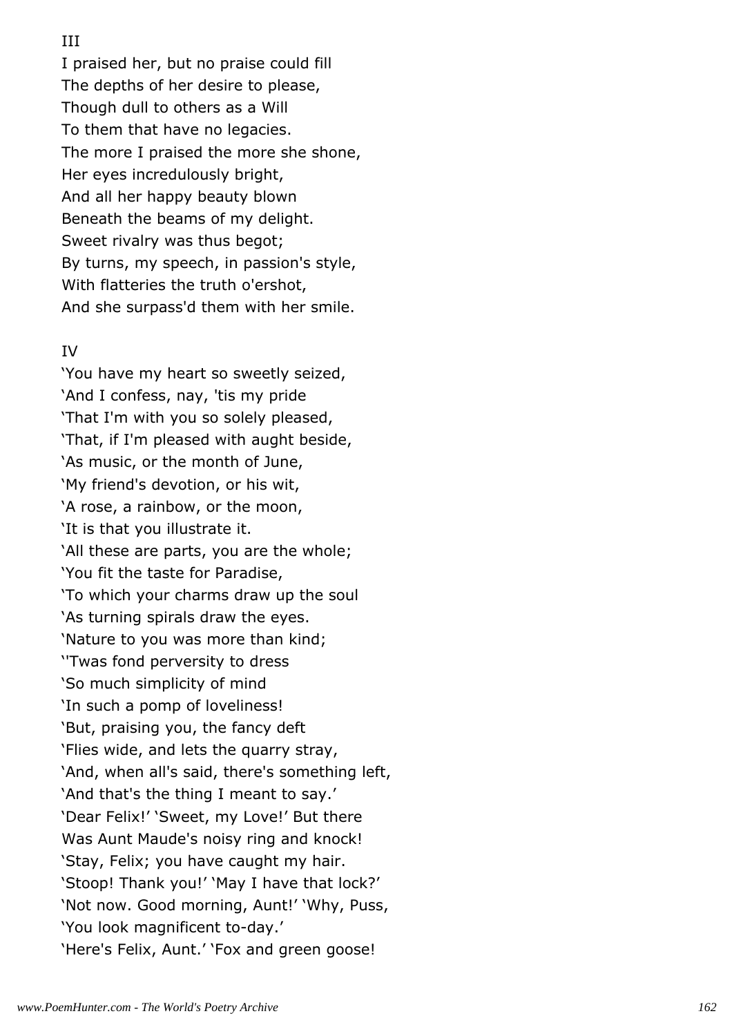III

I praised her, but no praise could fill
The depths of her desire to please,
Though dull to others as a Will
To them that have no legacies.
The more I praised the more she shone,
Her eyes incredulously bright,
And all her happy beauty blown
Beneath the beams of my delight.
Sweet rivalry was thus begot;
By turns, my speech, in passion's style,
With flatteries the truth o'ershot,
And she surpass'd them with her smile.

IV

'You have my heart so sweetly seized,
'And I confess, nay, 'tis my pride
'That I'm with you so solely pleased,
'That, if I'm pleased with aught beside,
'As music, or the month of June,
'My friend's devotion, or his wit,
'A rose, a rainbow, or the moon,
'It is that you illustrate it.
'All these are parts, you are the whole;
'You fit the taste for Paradise,
'To which your charms draw up the soul
'As turning spirals draw the eyes.
'Nature to you was more than kind;
''Twas fond perversity to dress
'So much simplicity of mind
'In such a pomp of loveliness!
'But, praising you, the fancy deft
'Flies wide, and lets the quarry stray,
'And, when all's said, there's something left,
'And that's the thing I meant to say.'
'Dear Felix!' 'Sweet, my Love!' But there
Was Aunt Maude's noisy ring and knock!
'Stay, Felix; you have caught my hair.
'Stoop! Thank you!' 'May I have that lock?'
'Not now. Good morning, Aunt!' 'Why, Puss,
'You look magnificent to-day.'
'Here's Felix, Aunt.' 'Fox and green goose!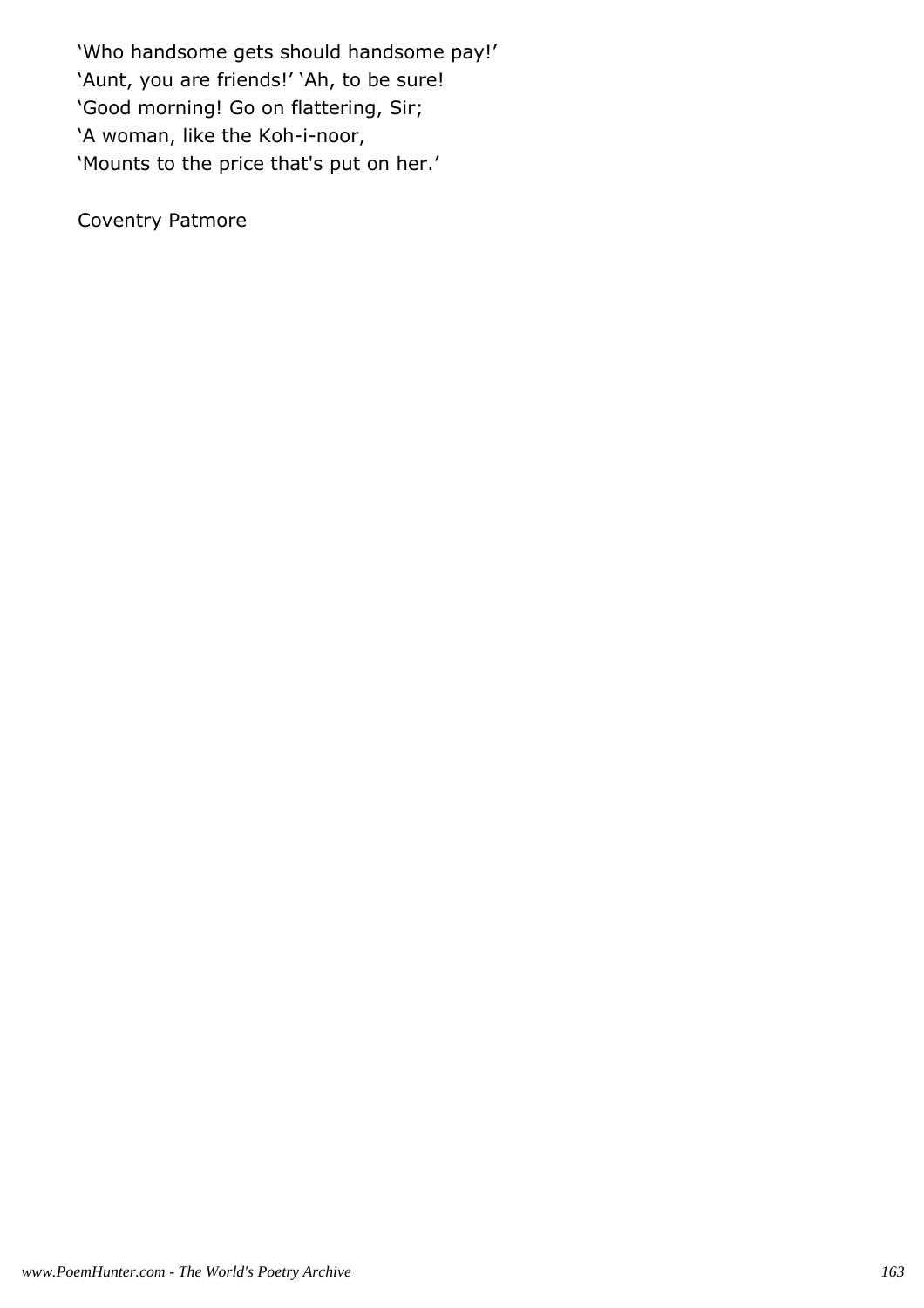'Who handsome gets should handsome pay!'
'Aunt, you are friends!' 'Ah, to be sure!
'Good morning! Go on flattering, Sir;
'A woman, like the Koh-i-noor,
'Mounts to the price that's put on her.'

Coventry Patmore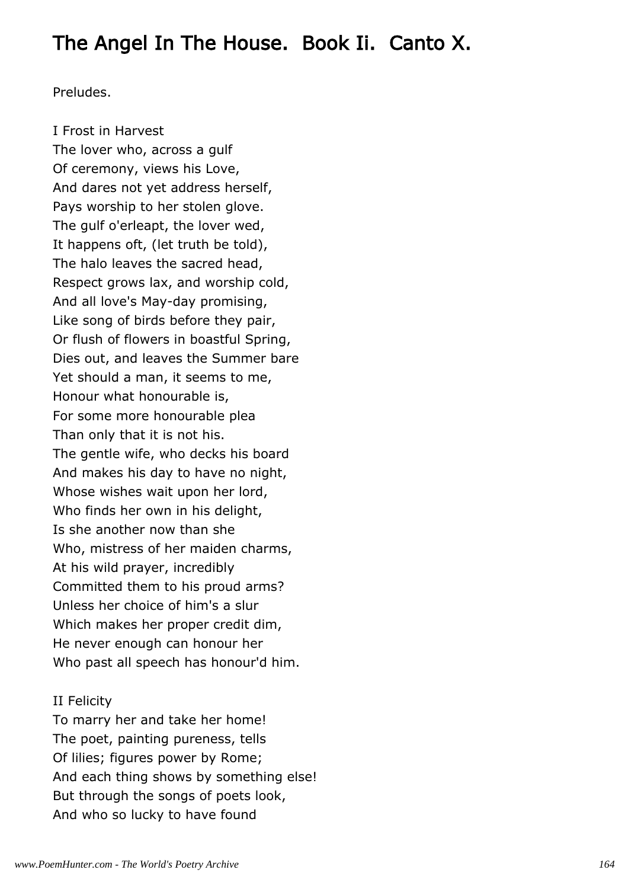# The Angel In The House. Book Ii. Canto X.

Preludes.

I Frost in Harvest
The lover who, across a gulf
Of ceremony, views his Love,
And dares not yet address herself,
Pays worship to her stolen glove.
The gulf o'erleapt, the lover wed,
It happens oft, (let truth be told),
The halo leaves the sacred head,
Respect grows lax, and worship cold,
And all love's May-day promising,
Like song of birds before they pair,
Or flush of flowers in boastful Spring,
Dies out, and leaves the Summer bare
Yet should a man, it seems to me,
Honour what honourable is,
For some more honourable plea
Than only that it is not his.
The gentle wife, who decks his board
And makes his day to have no night,
Whose wishes wait upon her lord,
Who finds her own in his delight,
Is she another now than she
Who, mistress of her maiden charms,
At his wild prayer, incredibly
Committed them to his proud arms?
Unless her choice of him's a slur
Which makes her proper credit dim,
He never enough can honour her
Who past all speech has honour'd him.

II Felicity
To marry her and take her home!
The poet, painting pureness, tells
Of lilies; figures power by Rome;
And each thing shows by something else!
But through the songs of poets look,
And who so lucky to have found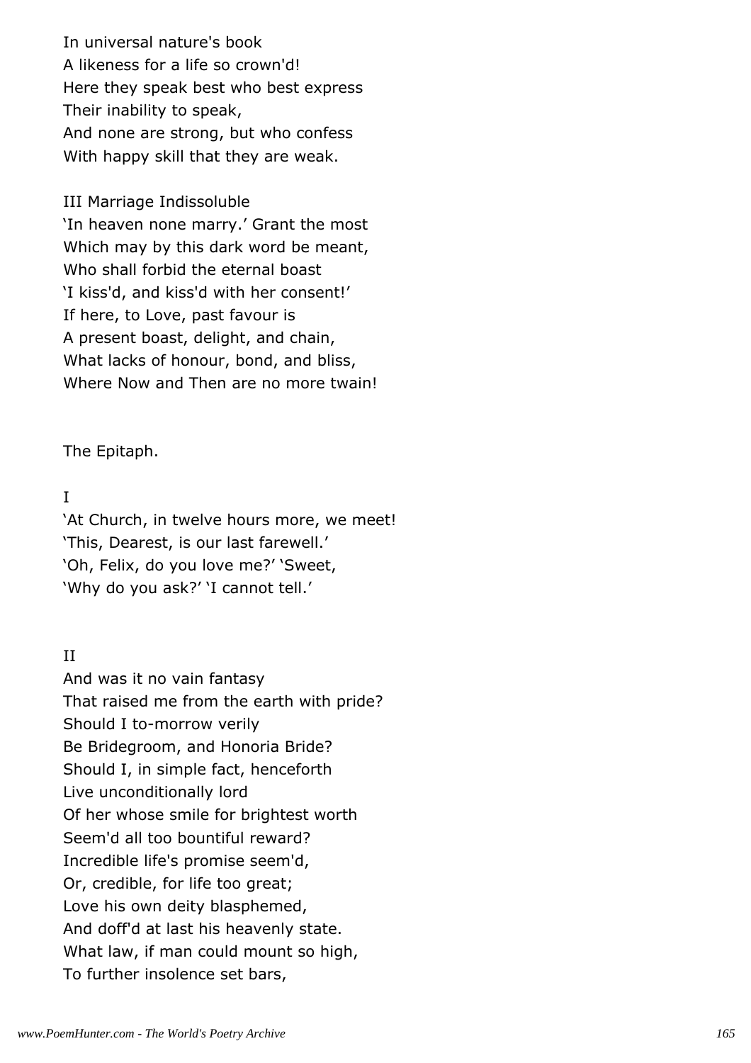In universal nature's book
A likeness for a life so crown'd!
Here they speak best who best express
Their inability to speak,
And none are strong, but who confess
With happy skill that they are weak.

III Marriage Indissoluble
'In heaven none marry.' Grant the most
Which may by this dark word be meant,
Who shall forbid the eternal boast
'I kiss'd, and kiss'd with her consent!'
If here, to Love, past favour is
A present boast, delight, and chain,
What lacks of honour, bond, and bliss,
Where Now and Then are no more twain!

The Epitaph.

I
'At Church, in twelve hours more, we meet!
'This, Dearest, is our last farewell.'
'Oh, Felix, do you love me?' 'Sweet,
'Why do you ask?' 'I cannot tell.'

II
And was it no vain fantasy
That raised me from the earth with pride?
Should I to-morrow verily
Be Bridegroom, and Honoria Bride?
Should I, in simple fact, henceforth
Live unconditionally lord
Of her whose smile for brightest worth
Seem'd all too bountiful reward?
Incredible life's promise seem'd,
Or, credible, for life too great;
Love his own deity blasphemed,
And doff'd at last his heavenly state.
What law, if man could mount so high,
To further insolence set bars,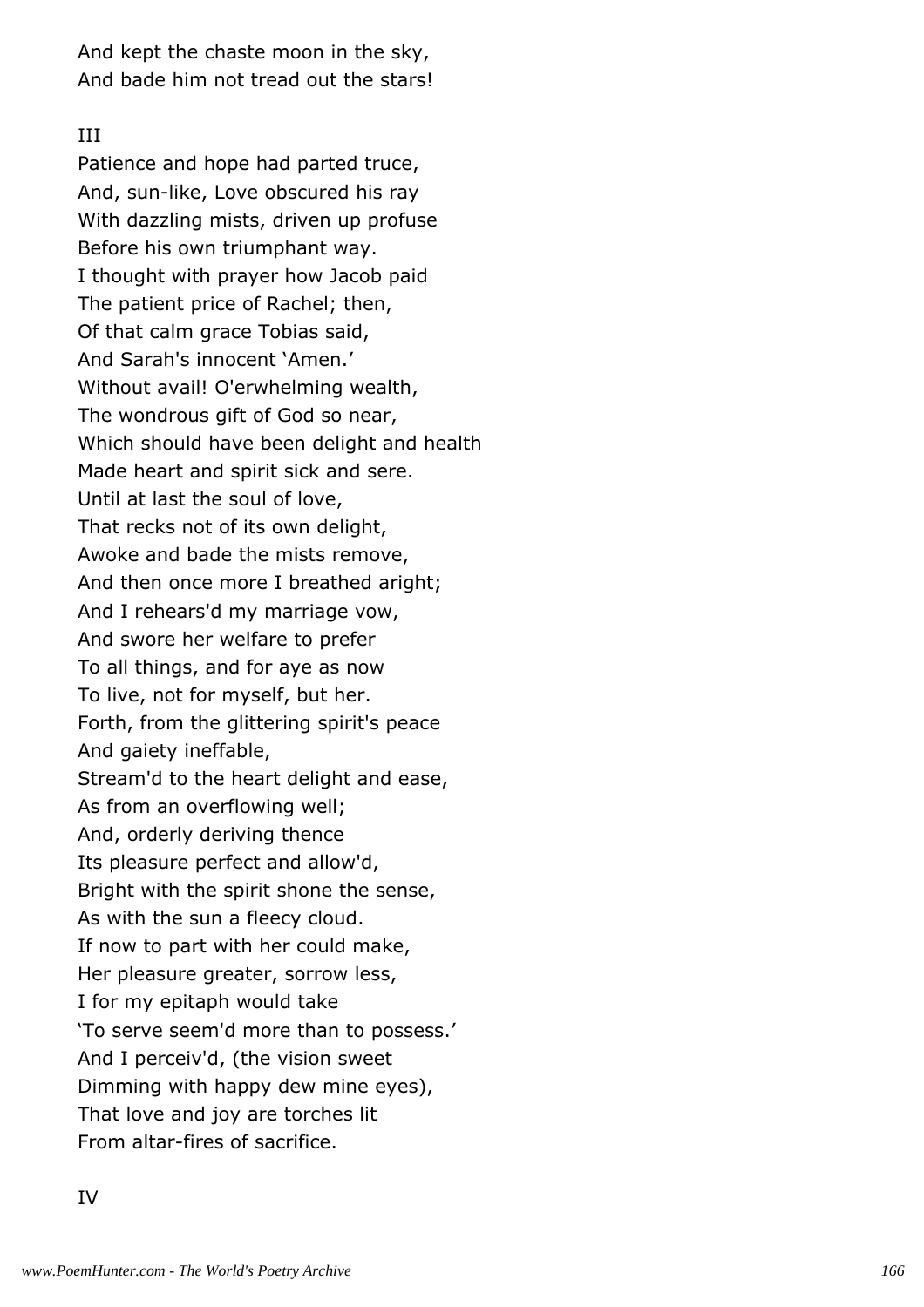And kept the chaste moon in the sky,
And bade him not tread out the stars!

III

Patience and hope had parted truce,
And, sun-like, Love obscured his ray
With dazzling mists, driven up profuse
Before his own triumphant way.
I thought with prayer how Jacob paid
The patient price of Rachel; then,
Of that calm grace Tobias said,
And Sarah's innocent 'Amen.'
Without avail! O'erwhelming wealth,
The wondrous gift of God so near,
Which should have been delight and health
Made heart and spirit sick and sere.
Until at last the soul of love,
That recks not of its own delight,
Awoke and bade the mists remove,
And then once more I breathed aright;
And I rehears'd my marriage vow,
And swore her welfare to prefer
To all things, and for aye as now
To live, not for myself, but her.
Forth, from the glittering spirit's peace
And gaiety ineffable,
Stream'd to the heart delight and ease,
As from an overflowing well;
And, orderly deriving thence
Its pleasure perfect and allow'd,
Bright with the spirit shone the sense,
As with the sun a fleecy cloud.
If now to part with her could make,
Her pleasure greater, sorrow less,
I for my epitaph would take
'To serve seem'd more than to possess.'
And I perceiv'd, (the vision sweet
Dimming with happy dew mine eyes),
That love and joy are torches lit
From altar-fires of sacrifice.

IV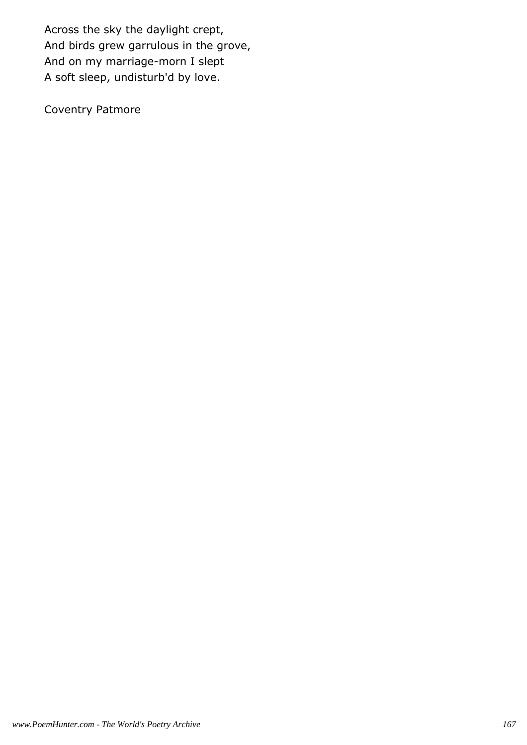Across the sky the daylight crept,
And birds grew garrulous in the grove,
And on my marriage-morn I slept
A soft sleep, undisturb'd by love.

Coventry Patmore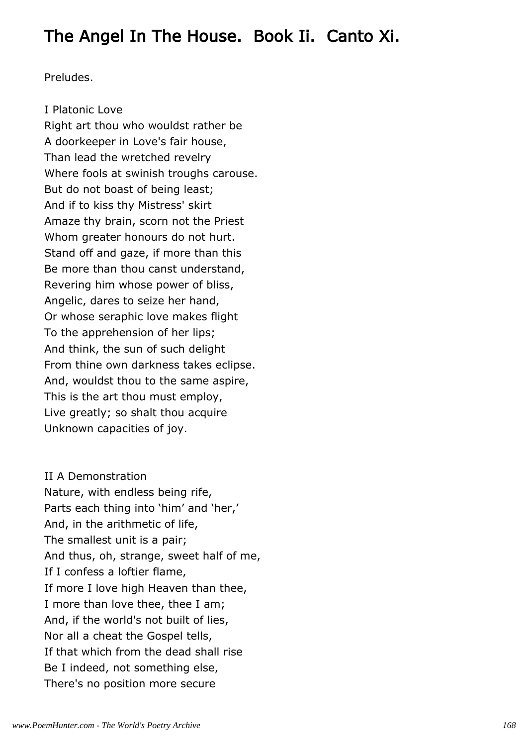# The Angel In The House. Book Ii. Canto Xi.

Preludes.

I Platonic Love

Right art thou who wouldst rather be
A doorkeeper in Love's fair house,
Than lead the wretched revelry
Where fools at swinish troughs carouse.
But do not boast of being least;
And if to kiss thy Mistress' skirt
Amaze thy brain, scorn not the Priest
Whom greater honours do not hurt.
Stand off and gaze, if more than this
Be more than thou canst understand,
Revering him whose power of bliss,
Angelic, dares to seize her hand,
Or whose seraphic love makes flight
To the apprehension of her lips;
And think, the sun of such delight
From thine own darkness takes eclipse.
And, wouldst thou to the same aspire,
This is the art thou must employ,
Live greatly; so shalt thou acquire
Unknown capacities of joy.

II A Demonstration

Nature, with endless being rife,
Parts each thing into 'him' and 'her,'
And, in the arithmetic of life,
The smallest unit is a pair;
And thus, oh, strange, sweet half of me,
If I confess a loftier flame,
If more I love high Heaven than thee,
I more than love thee, thee I am;
And, if the world's not built of lies,
Nor all a cheat the Gospel tells,
If that which from the dead shall rise
Be I indeed, not something else,
There's no position more secure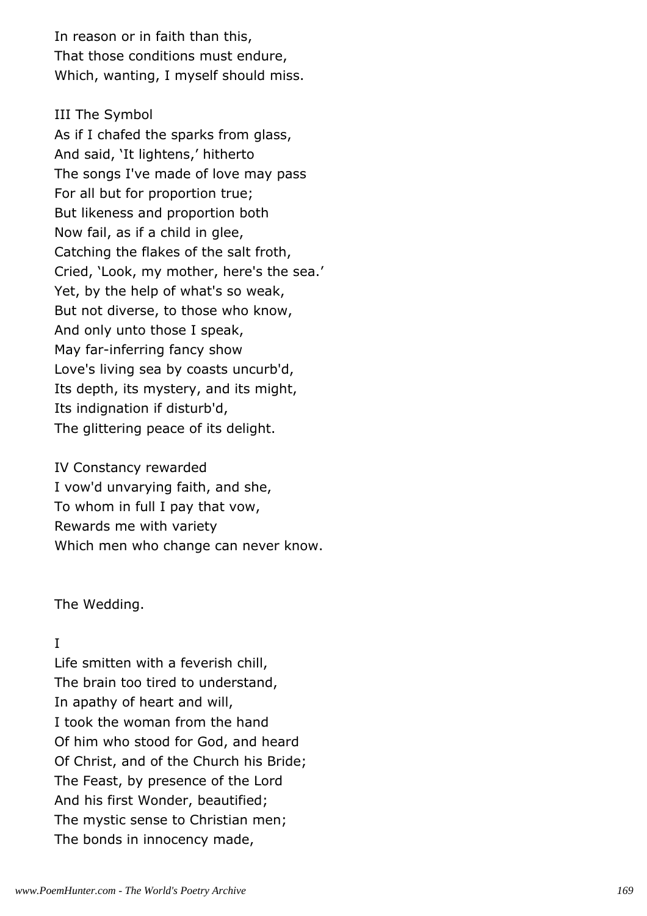In reason or in faith than this,
That those conditions must endure,
Which, wanting, I myself should miss.

III The Symbol
As if I chafed the sparks from glass,
And said, 'It lightens,' hitherto
The songs I've made of love may pass
For all but for proportion true;
But likeness and proportion both
Now fail, as if a child in glee,
Catching the flakes of the salt froth,
Cried, 'Look, my mother, here's the sea.'
Yet, by the help of what's so weak,
But not diverse, to those who know,
And only unto those I speak,
May far-inferring fancy show
Love's living sea by coasts uncurb'd,
Its depth, its mystery, and its might,
Its indignation if disturb'd,
The glittering peace of its delight.

IV Constancy rewarded
I vow'd unvarying faith, and she,
To whom in full I pay that vow,
Rewards me with variety
Which men who change can never know.

The Wedding.

I
Life smitten with a feverish chill,
The brain too tired to understand,
In apathy of heart and will,
I took the woman from the hand
Of him who stood for God, and heard
Of Christ, and of the Church his Bride;
The Feast, by presence of the Lord
And his first Wonder, beautified;
The mystic sense to Christian men;
The bonds in innocency made,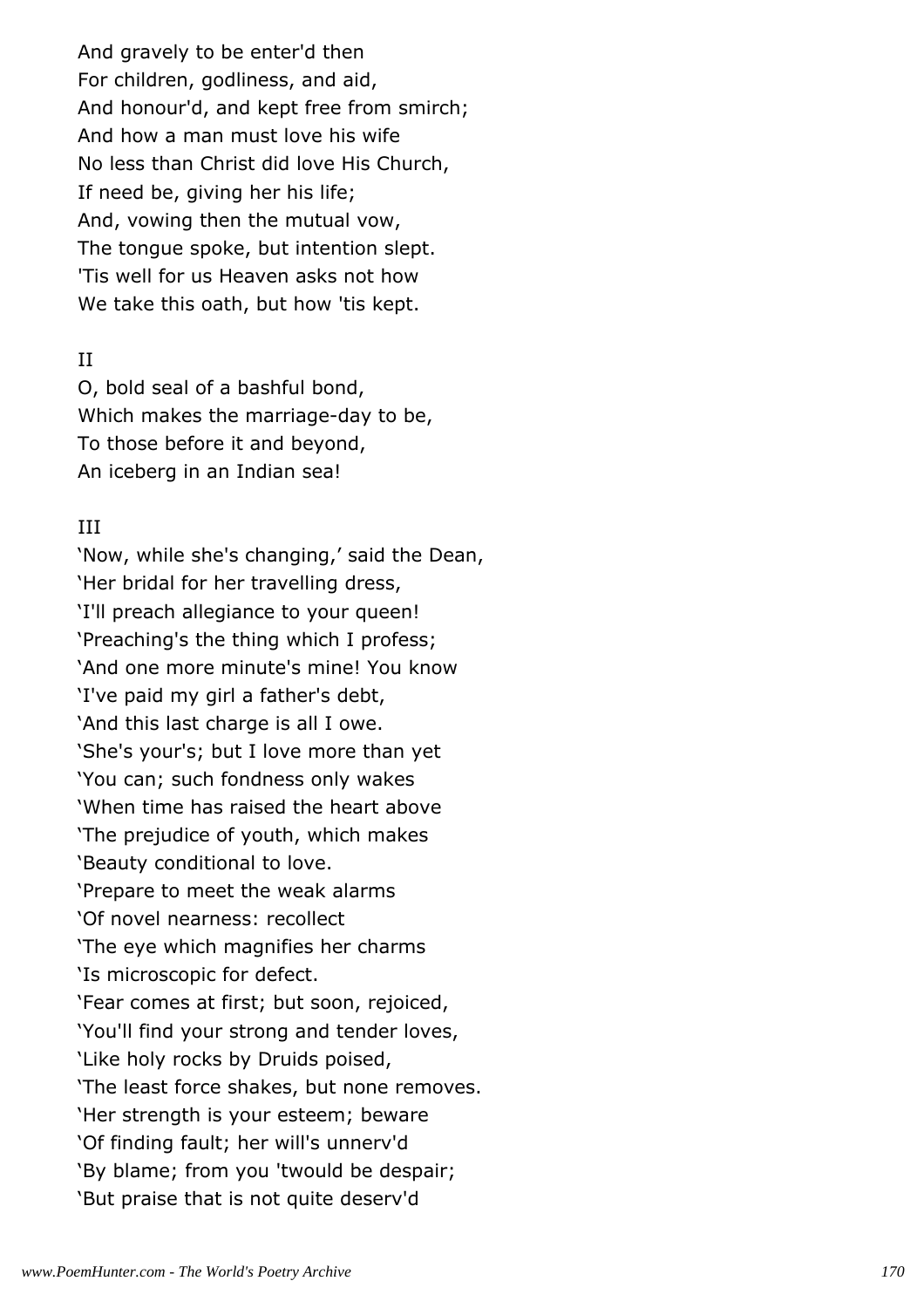And gravely to be enter'd then
For children, godliness, and aid,
And honour'd, and kept free from smirch;
And how a man must love his wife
No less than Christ did love His Church,
If need be, giving her his life;
And, vowing then the mutual vow,
The tongue spoke, but intention slept.
'Tis well for us Heaven asks not how
We take this oath, but how 'tis kept.

II

O, bold seal of a bashful bond,
Which makes the marriage-day to be,
To those before it and beyond,
An iceberg in an Indian sea!

III

'Now, while she's changing,' said the Dean,
'Her bridal for her travelling dress,
'I'll preach allegiance to your queen!
'Preaching's the thing which I profess;
'And one more minute's mine! You know
'I've paid my girl a father's debt,
'And this last charge is all I owe.
'She's your's; but I love more than yet
'You can; such fondness only wakes
'When time has raised the heart above
'The prejudice of youth, which makes
'Beauty conditional to love.
'Prepare to meet the weak alarms
'Of novel nearness: recollect
'The eye which magnifies her charms
'Is microscopic for defect.
'Fear comes at first; but soon, rejoiced,
'You'll find your strong and tender loves,
'Like holy rocks by Druids poised,
'The least force shakes, but none removes.
'Her strength is your esteem; beware
'Of finding fault; her will's unnerv'd
'By blame; from you 'twould be despair;
'But praise that is not quite deserv'd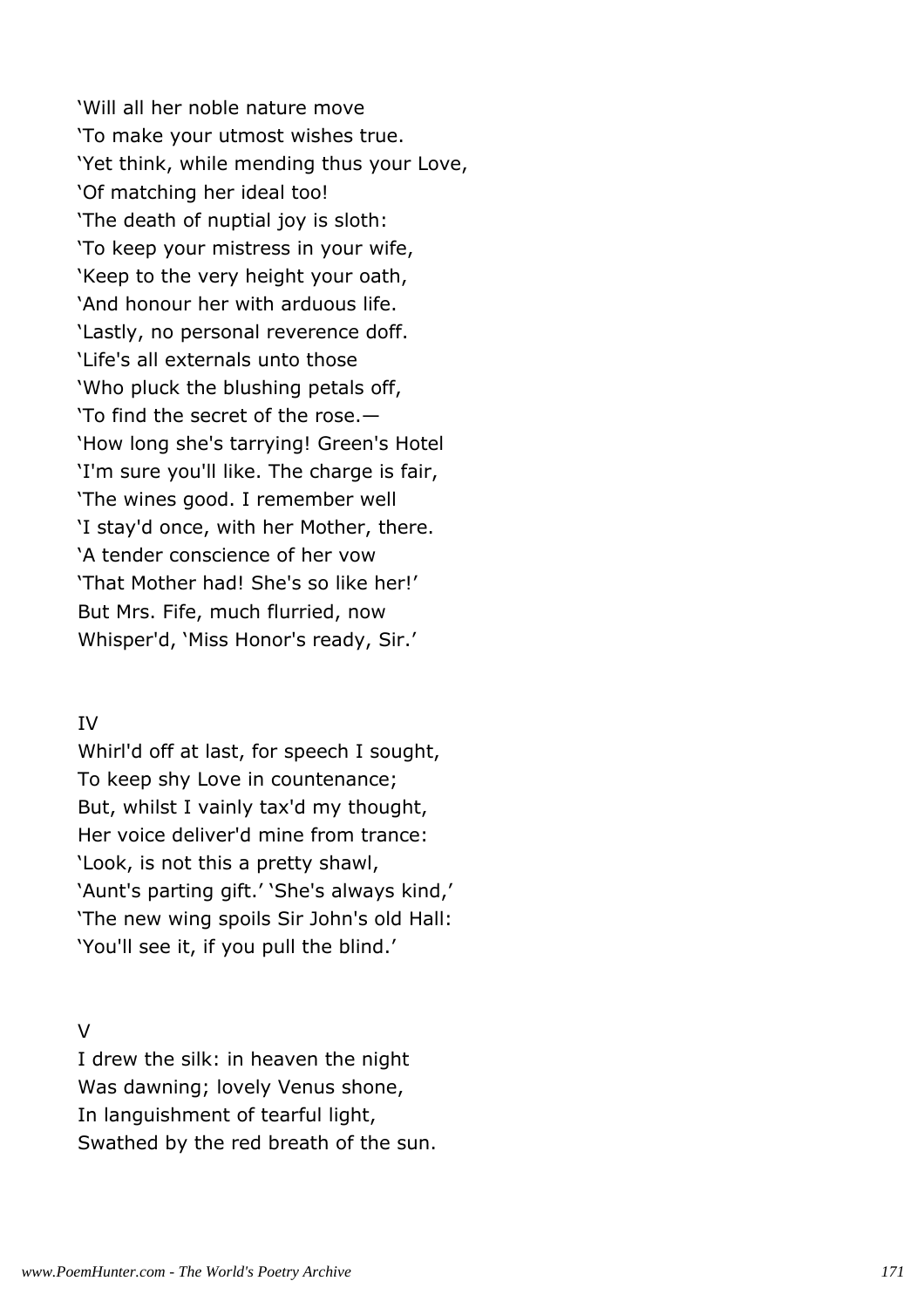'Will all her noble nature move
'To make your utmost wishes true.
'Yet think, while mending thus your Love,
'Of matching her ideal too!
'The death of nuptial joy is sloth:
'To keep your mistress in your wife,
'Keep to the very height your oath,
'And honour her with arduous life.
'Lastly, no personal reverence doff.
'Life's all externals unto those
'Who pluck the blushing petals off,
'To find the secret of the rose.—
'How long she's tarrying! Green's Hotel
'I'm sure you'll like. The charge is fair,
'The wines good. I remember well
'I stay'd once, with her Mother, there.
'A tender conscience of her vow
'That Mother had! She's so like her!'
But Mrs. Fife, much flurried, now
Whisper'd, 'Miss Honor's ready, Sir.'

IV

Whirl'd off at last, for speech I sought,
To keep shy Love in countenance;
But, whilst I vainly tax'd my thought,
Her voice deliver'd mine from trance:
'Look, is not this a pretty shawl,
'Aunt's parting gift.' 'She's always kind,'
'The new wing spoils Sir John's old Hall:
'You'll see it, if you pull the blind.'

V

I drew the silk: in heaven the night
Was dawning; lovely Venus shone,
In languishment of tearful light,
Swathed by the red breath of the sun.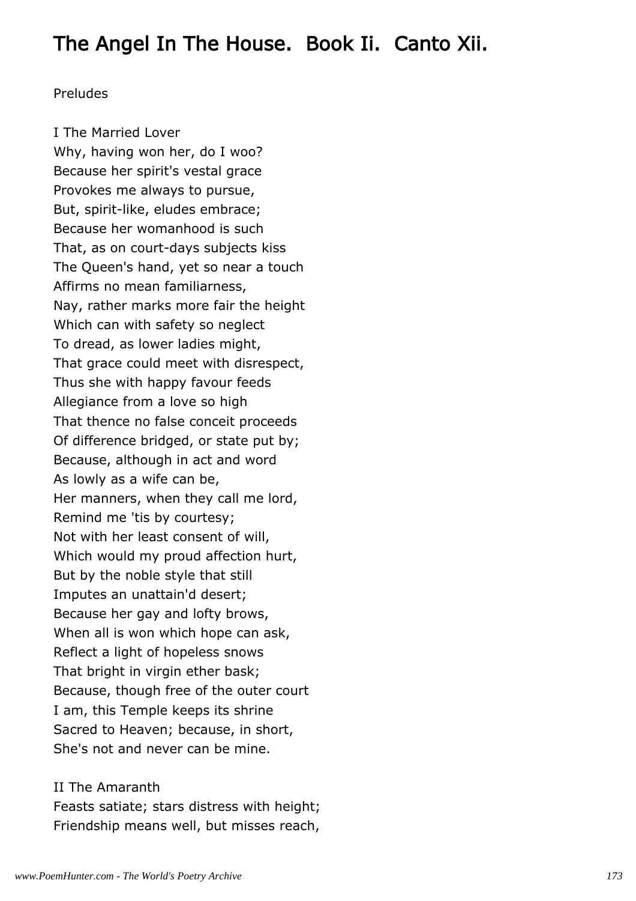# The Angel In The House. Book Ii. Canto Xii.

Preludes

I The Married Lover
Why, having won her, do I woo?
Because her spirit's vestal grace
Provokes me always to pursue,
But, spirit-like, eludes embrace;
Because her womanhood is such
That, as on court-days subjects kiss
The Queen's hand, yet so near a touch
Affirms no mean familiarness,
Nay, rather marks more fair the height
Which can with safety so neglect
To dread, as lower ladies might,
That grace could meet with disrespect,
Thus she with happy favour feeds
Allegiance from a love so high
That thence no false conceit proceeds
Of difference bridged, or state put by;
Because, although in act and word
As lowly as a wife can be,
Her manners, when they call me lord,
Remind me 'tis by courtesy;
Not with her least consent of will,
Which would my proud affection hurt,
But by the noble style that still
Imputes an unattain'd desert;
Because her gay and lofty brows,
When all is won which hope can ask,
Reflect a light of hopeless snows
That bright in virgin ether bask;
Because, though free of the outer court
I am, this Temple keeps its shrine
Sacred to Heaven; because, in short,
She's not and never can be mine.

II The Amaranth
Feasts satiate; stars distress with height;
Friendship means well, but misses reach,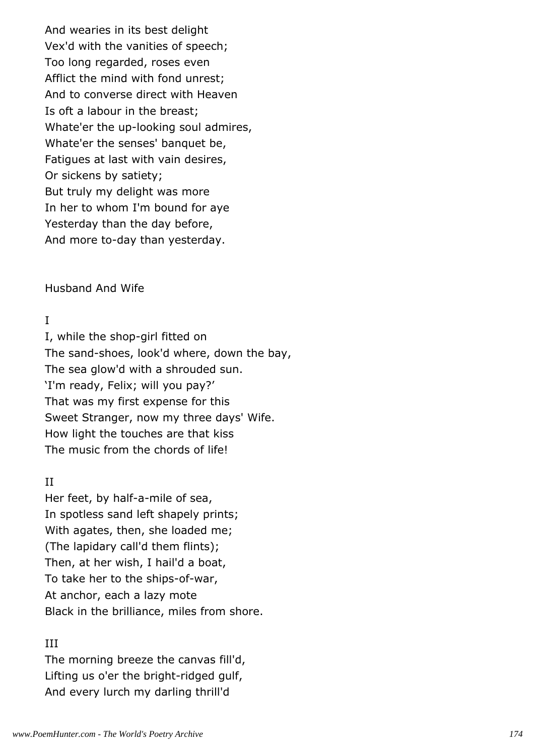And wearies in its best delight
Vex'd with the vanities of speech;
Too long regarded, roses even
Afflict the mind with fond unrest;
And to converse direct with Heaven
Is oft a labour in the breast;
Whate'er the up-looking soul admires,
Whate'er the senses' banquet be,
Fatigues at last with vain desires,
Or sickens by satiety;
But truly my delight was more
In her to whom I'm bound for aye
Yesterday than the day before,
And more to-day than yesterday.

## Husband And Wife

I

I, while the shop-girl fitted on
The sand-shoes, look'd where, down the bay,
The sea glow'd with a shrouded sun.
'I'm ready, Felix; will you pay?'
That was my first expense for this
Sweet Stranger, now my three days' Wife.
How light the touches are that kiss
The music from the chords of life!

II

Her feet, by half-a-mile of sea,
In spotless sand left shapely prints;
With agates, then, she loaded me;
(The lapidary call'd them flints);
Then, at her wish, I hail'd a boat,
To take her to the ships-of-war,
At anchor, each a lazy mote
Black in the brilliance, miles from shore.

III

The morning breeze the canvas fill'd,
Lifting us o'er the bright-ridged gulf,
And every lurch my darling thrill'd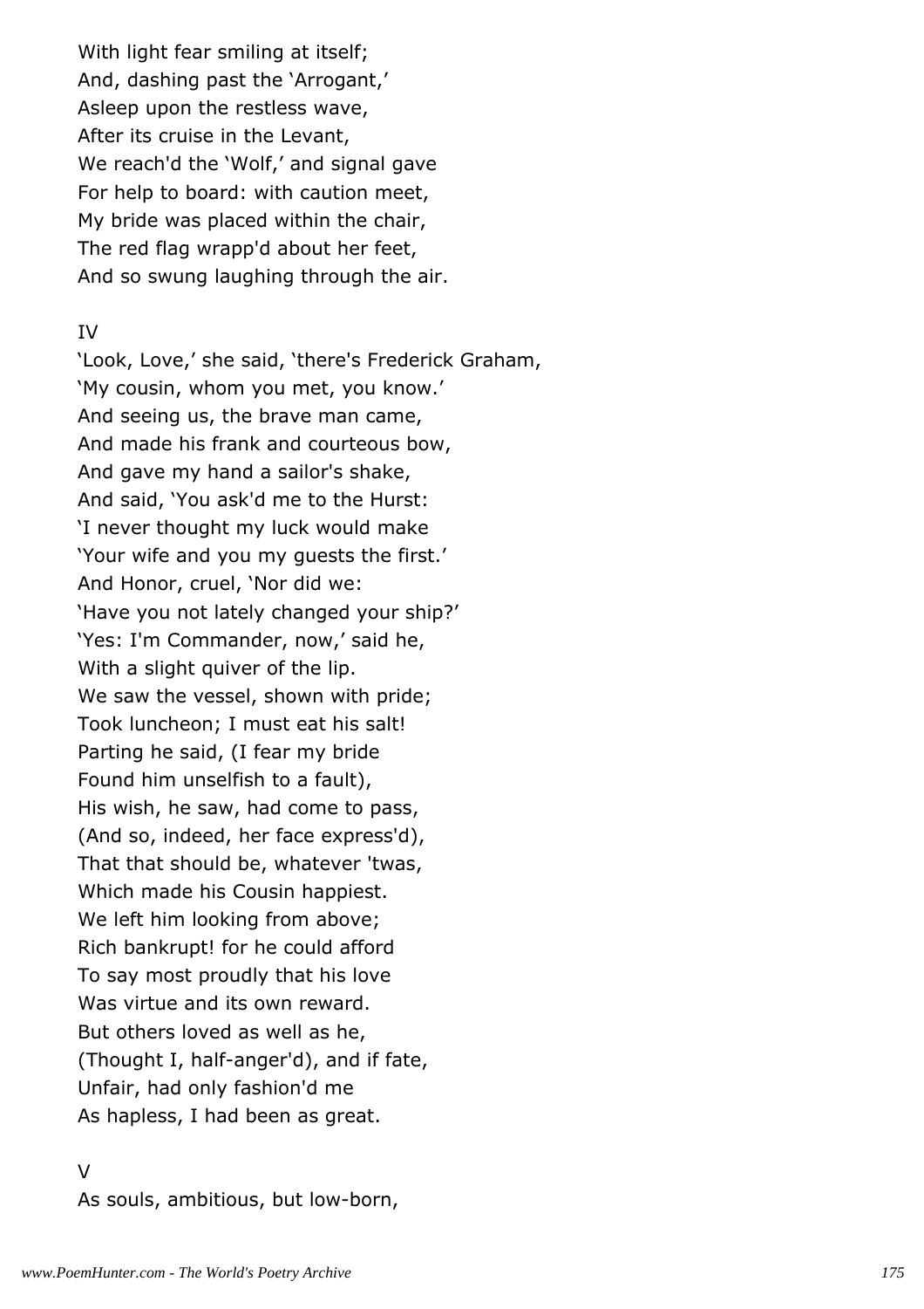With light fear smiling at itself;  
And, dashing past the 'Arrogant,'  
Asleep upon the restless wave,  
After its cruise in the Levant,  
We reach'd the 'Wolf,' and signal gave  
For help to board: with caution meet,  
My bride was placed within the chair,  
The red flag wrapp'd about her feet,  
And so swung laughing through the air.

IV

'Look, Love,' she said, 'there's Frederick Graham,  
'My cousin, whom you met, you know.'  
And seeing us, the brave man came,  
And made his frank and courteous bow,  
And gave my hand a sailor's shake,  
And said, 'You ask'd me to the Hurst:  
'I never thought my luck would make  
'Your wife and you my guests the first.'  
And Honor, cruel, 'Nor did we:  
'Have you not lately changed your ship?'  
'Yes: I'm Commander, now,' said he,  
With a slight quiver of the lip.  
We saw the vessel, shown with pride;  
Took luncheon; I must eat his salt!  
Parting he said, (I fear my bride  
Found him unselfish to a fault),  
His wish, he saw, had come to pass,  
(And so, indeed, her face express'd),  
That that should be, whatever 'twas,  
Which made his Cousin happiest.  
We left him looking from above;  
Rich bankrupt! for he could afford  
To say most proudly that his love  
Was virtue and its own reward.  
But others loved as well as he,  
(Thought I, half-anger'd), and if fate,  
Unfair, had only fashion'd me  
As hapless, I had been as great.

V

As souls, ambitious, but low-born,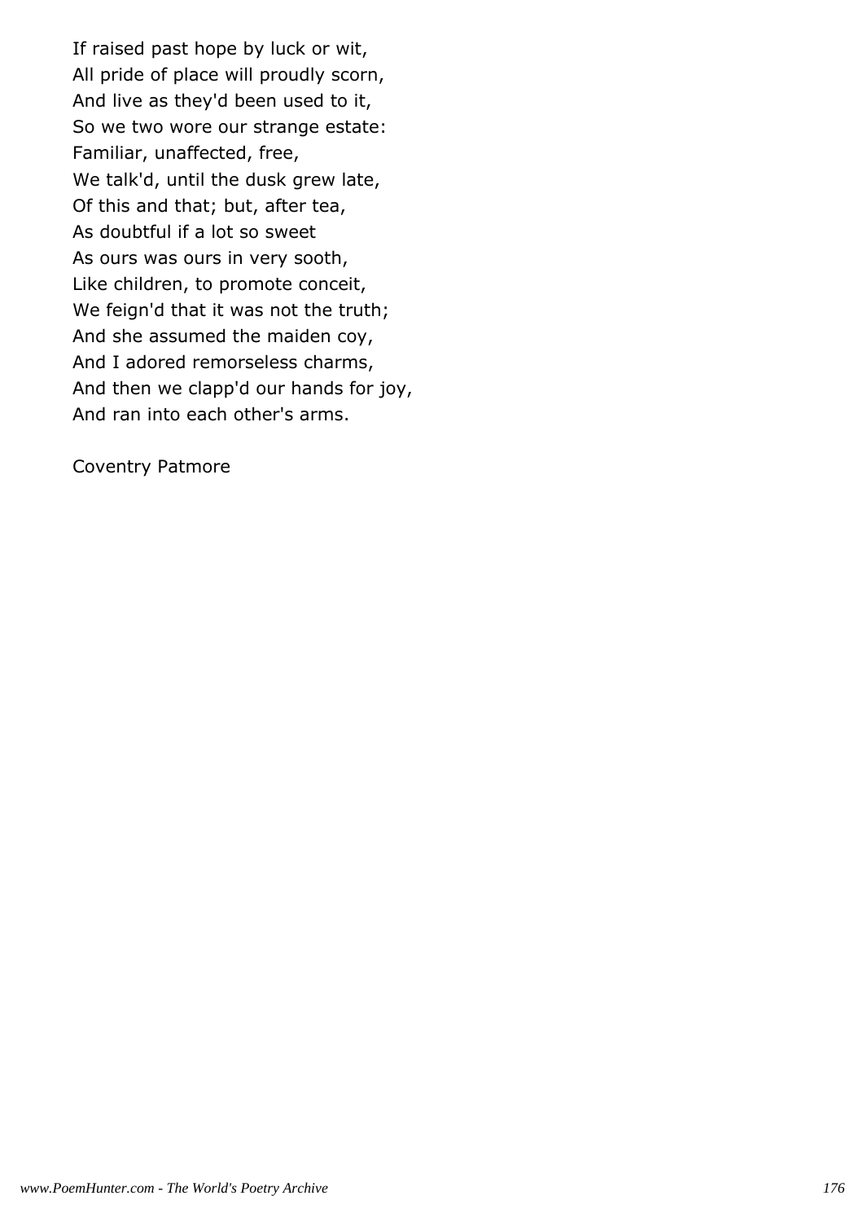If raised past hope by luck or wit,  
All pride of place will proudly scorn,  
And live as they'd been used to it,  
So we two wore our strange estate:  
Familiar, unaffected, free,  
We talk'd, until the dusk grew late,  
Of this and that; but, after tea,  
As doubtful if a lot so sweet  
As ours was ours in very sooth,  
Like children, to promote conceit,  
We feign'd that it was not the truth;  
And she assumed the maiden coy,  
And I adored remorseless charms,  
And then we clapp'd our hands for joy,  
And ran into each other's arms.

Coventry Patmore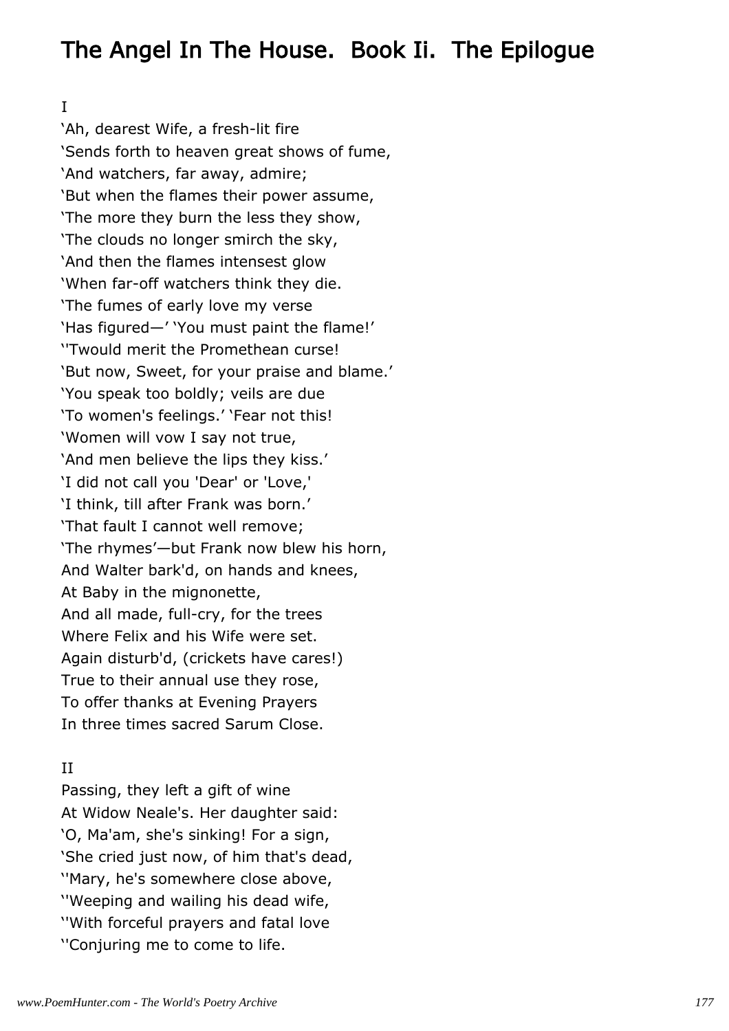# The Angel In The House. Book Ii. The Epilogue

I

'Ah, dearest Wife, a fresh-lit fire
'Sends forth to heaven great shows of fume,
'And watchers, far away, admire;
'But when the flames their power assume,
'The more they burn the less they show,
'The clouds no longer smirch the sky,
'And then the flames intensest glow
'When far-off watchers think they die.
'The fumes of early love my verse
'Has figured—' 'You must paint the flame!'
''Twould merit the Promethean curse!
'But now, Sweet, for your praise and blame.'
'You speak too boldly; veils are due
'To women's feelings.' 'Fear not this!
'Women will vow I say not true,
'And men believe the lips they kiss.'
'I did not call you 'Dear' or 'Love,'
'I think, till after Frank was born.'
'That fault I cannot well remove;
'The rhymes'—but Frank now blew his horn,
And Walter bark'd, on hands and knees,
At Baby in the mignonette,
And all made, full-cry, for the trees
Where Felix and his Wife were set.
Again disturb'd, (crickets have cares!)
True to their annual use they rose,
To offer thanks at Evening Prayers
In three times sacred Sarum Close.

II

Passing, they left a gift of wine
At Widow Neale's. Her daughter said:
'O, Ma'am, she's sinking! For a sign,
'She cried just now, of him that's dead,
''Mary, he's somewhere close above,
''Weeping and wailing his dead wife,
''With forceful prayers and fatal love
''Conjuring me to come to life.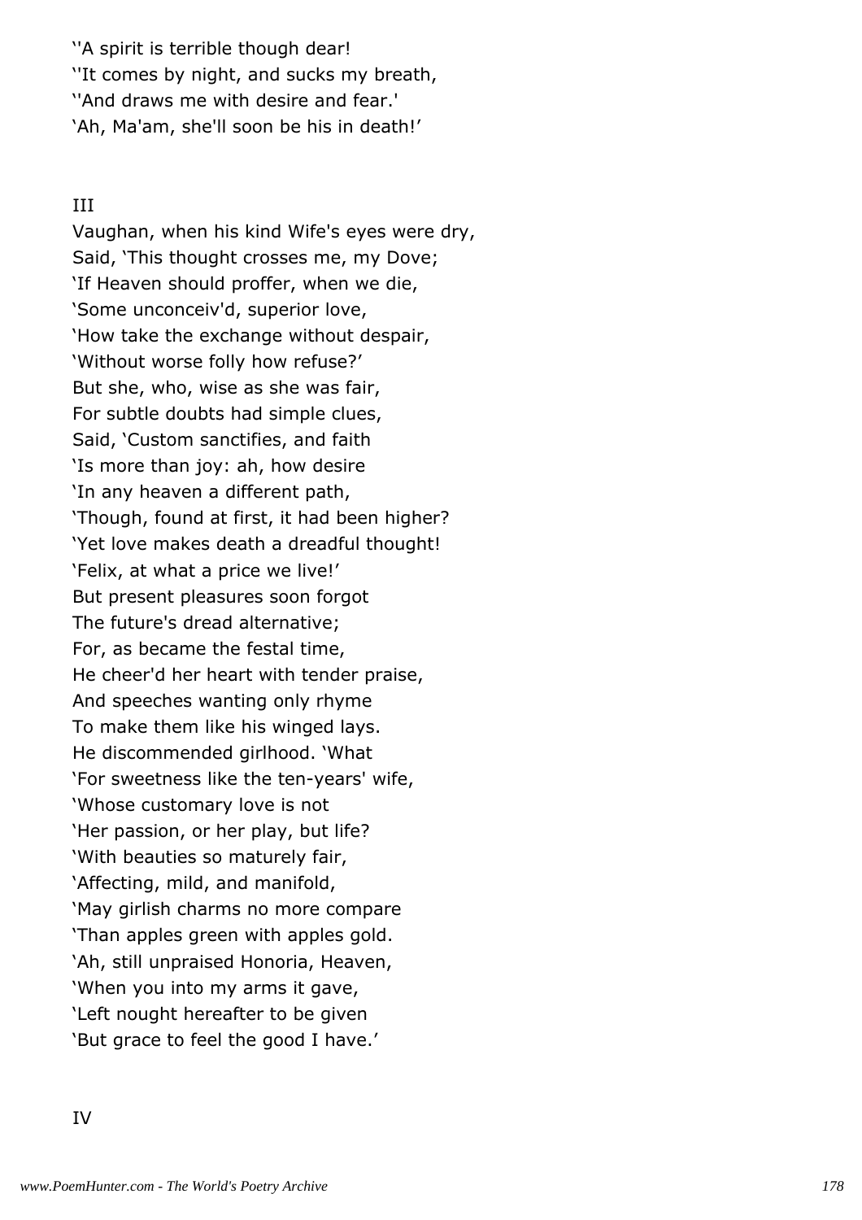''A spirit is terrible though dear!
''It comes by night, and sucks my breath,
''And draws me with desire and fear.'
'Ah, Ma'am, she'll soon be his in death!'

III

Vaughan, when his kind Wife's eyes were dry,
Said, 'This thought crosses me, my Dove;
'If Heaven should proffer, when we die,
'Some unconceiv'd, superior love,
'How take the exchange without despair,
'Without worse folly how refuse?'
But she, who, wise as she was fair,
For subtle doubts had simple clues,
Said, 'Custom sanctifies, and faith
'Is more than joy: ah, how desire
'In any heaven a different path,
'Though, found at first, it had been higher?
'Yet love makes death a dreadful thought!
'Felix, at what a price we live!'
But present pleasures soon forgot
The future's dread alternative;
For, as became the festal time,
He cheer'd her heart with tender praise,
And speeches wanting only rhyme
To make them like his winged lays.
He discommended girlhood. 'What
'For sweetness like the ten-years' wife,
'Whose customary love is not
'Her passion, or her play, but life?
'With beauties so maturely fair,
'Affecting, mild, and manifold,
'May girlish charms no more compare
'Than apples green with apples gold.
'Ah, still unpraised Honoria, Heaven,
'When you into my arms it gave,
'Left nought hereafter to be given
'But grace to feel the good I have.'

IV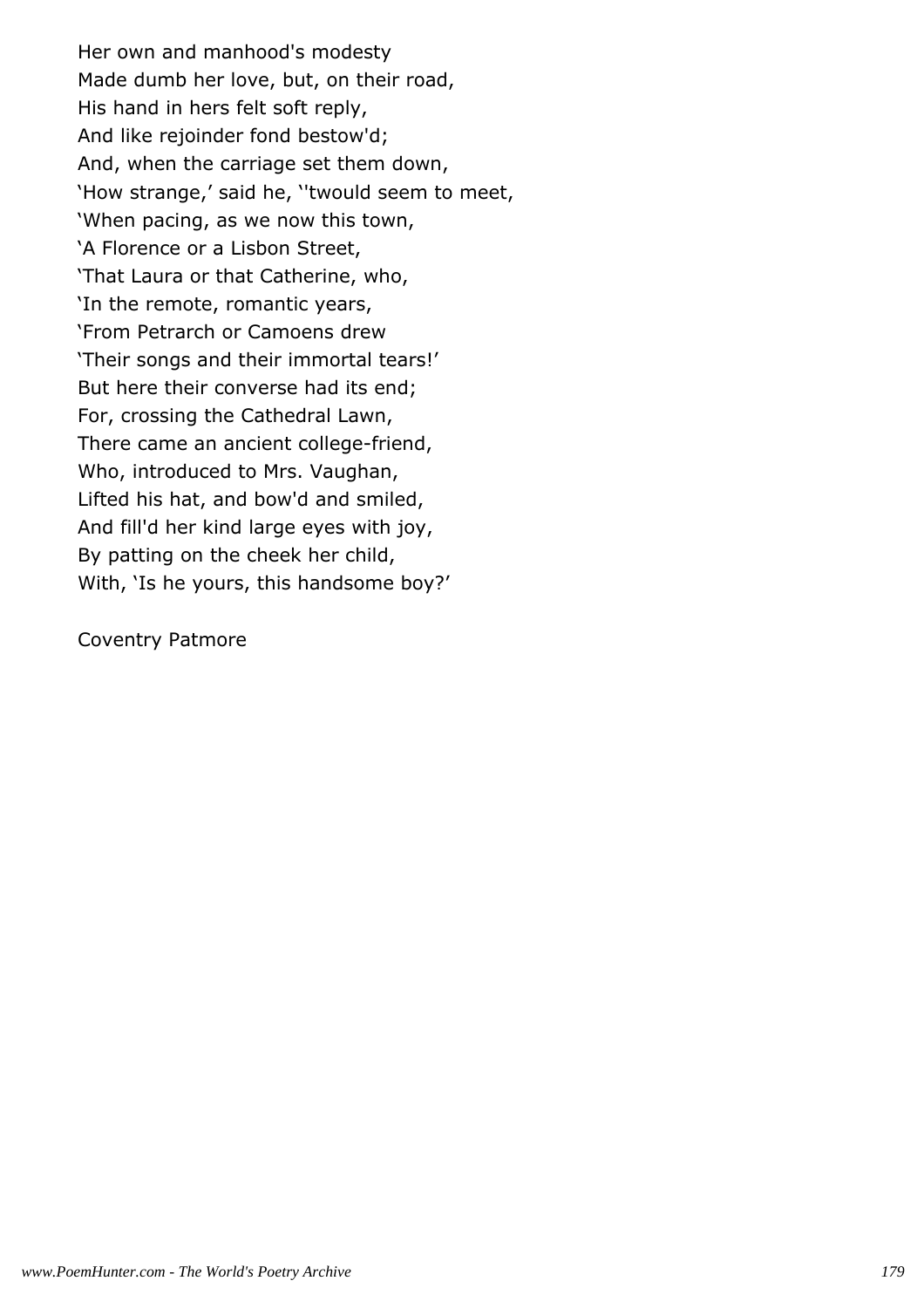Her own and manhood's modesty  
Made dumb her love, but, on their road,  
His hand in hers felt soft reply,  
And like rejoinder fond bestow'd;  
And, when the carriage set them down,  
'How strange,' said he, ''twould seem to meet,  
'When pacing, as we now this town,  
'A Florence or a Lisbon Street,  
'That Laura or that Catherine, who,  
'In the remote, romantic years,  
'From Petrarch or Camoens drew  
'Their songs and their immortal tears!'  
But here their converse had its end;  
For, crossing the Cathedral Lawn,  
There came an ancient college-friend,  
Who, introduced to Mrs. Vaughan,  
Lifted his hat, and bow'd and smiled,  
And fill'd her kind large eyes with joy,  
By patting on the cheek her child,  
With, 'Is he yours, this handsome boy?'

Coventry Patmore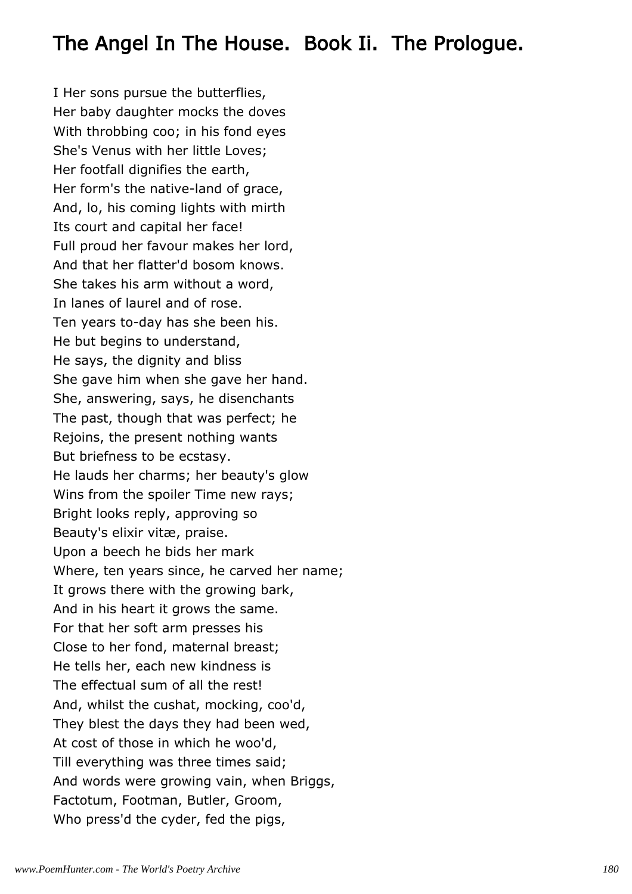# The Angel In The House. Book Ii. The Prologue.

I Her sons pursue the butterflies,
Her baby daughter mocks the doves
With throbbing coo; in his fond eyes
She's Venus with her little Loves;
Her footfall dignifies the earth,
Her form's the native-land of grace,
And, lo, his coming lights with mirth
Its court and capital her face!
Full proud her favour makes her lord,
And that her flatter'd bosom knows.
She takes his arm without a word,
In lanes of laurel and of rose.
Ten years to-day has she been his.
He but begins to understand,
He says, the dignity and bliss
She gave him when she gave her hand.
She, answering, says, he disenchants
The past, though that was perfect; he
Rejoins, the present nothing wants
But briefness to be ecstasy.
He lauds her charms; her beauty's glow
Wins from the spoiler Time new rays;
Bright looks reply, approving so
Beauty's elixir vitæ, praise.
Upon a beech he bids her mark
Where, ten years since, he carved her name;
It grows there with the growing bark,
And in his heart it grows the same.
For that her soft arm presses his
Close to her fond, maternal breast;
He tells her, each new kindness is
The effectual sum of all the rest!
And, whilst the cushat, mocking, coo'd,
They blest the days they had been wed,
At cost of those in which he woo'd,
Till everything was three times said;
And words were growing vain, when Briggs,
Factotum, Footman, Butler, Groom,
Who press'd the cyder, fed the pigs,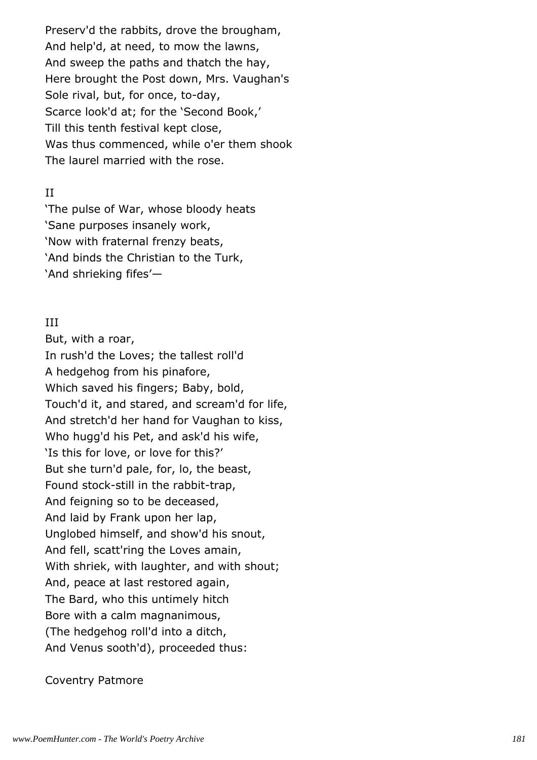Preserv'd the rabbits, drove the brougham,
And help'd, at need, to mow the lawns,
And sweep the paths and thatch the hay,
Here brought the Post down, Mrs. Vaughan's
Sole rival, but, for once, to-day,
Scarce look'd at; for the 'Second Book,'
Till this tenth festival kept close,
Was thus commenced, while o'er them shook
The laurel married with the rose.

II

'The pulse of War, whose bloody heats
'Sane purposes insanely work,
'Now with fraternal frenzy beats,
'And binds the Christian to the Turk,
'And shrieking fifes'—

III

But, with a roar,
In rush'd the Loves; the tallest roll'd
A hedgehog from his pinafore,
Which saved his fingers; Baby, bold,
Touch'd it, and stared, and scream'd for life,
And stretch'd her hand for Vaughan to kiss,
Who hugg'd his Pet, and ask'd his wife,
'Is this for love, or love for this?'
But she turn'd pale, for, lo, the beast,
Found stock-still in the rabbit-trap,
And feigning so to be deceased,
And laid by Frank upon her lap,
Unglobed himself, and show'd his snout,
And fell, scatt'ring the Loves amain,
With shriek, with laughter, and with shout;
And, peace at last restored again,
The Bard, who this untimely hitch
Bore with a calm magnanimous,
(The hedgehog roll'd into a ditch,
And Venus sooth'd), proceeded thus:

Coventry Patmore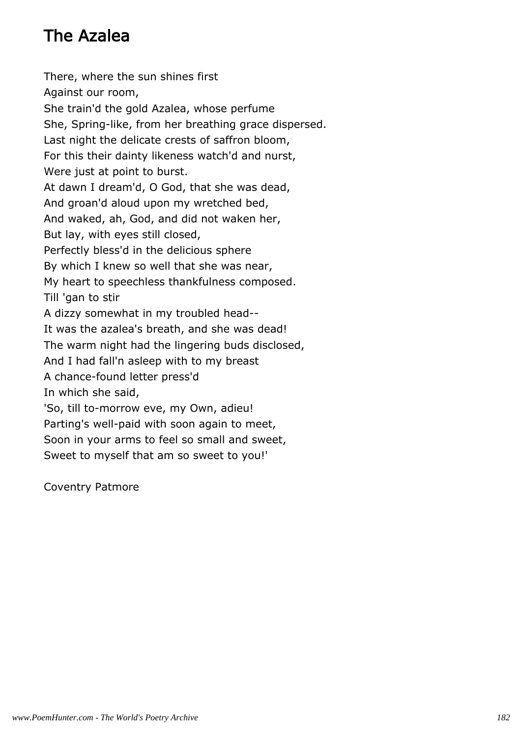# The Azalea

There, where the sun shines first  
Against our room,  
She train'd the gold Azalea, whose perfume  
She, Spring-like, from her breathing grace dispersed.  
Last night the delicate crests of saffron bloom,  
For this their dainty likeness watch'd and nurst,  
Were just at point to burst.  
At dawn I dream'd, O God, that she was dead,  
And groan'd aloud upon my wretched bed,  
And waked, ah, God, and did not waken her,  
But lay, with eyes still closed,  
Perfectly bless'd in the delicious sphere  
By which I knew so well that she was near,  
My heart to speechless thankfulness composed.  
Till 'gan to stir  
A dizzy somewhat in my troubled head--  
It was the azalea's breath, and she was dead!  
The warm night had the lingering buds disclosed,  
And I had fall'n asleep with to my breast  
A chance-found letter press'd  
In which she said,  
'So, till to-morrow eve, my Own, adieu!  
Parting's well-paid with soon again to meet,  
Soon in your arms to feel so small and sweet,  
Sweet to myself that am so sweet to you!'

Coventry Patmore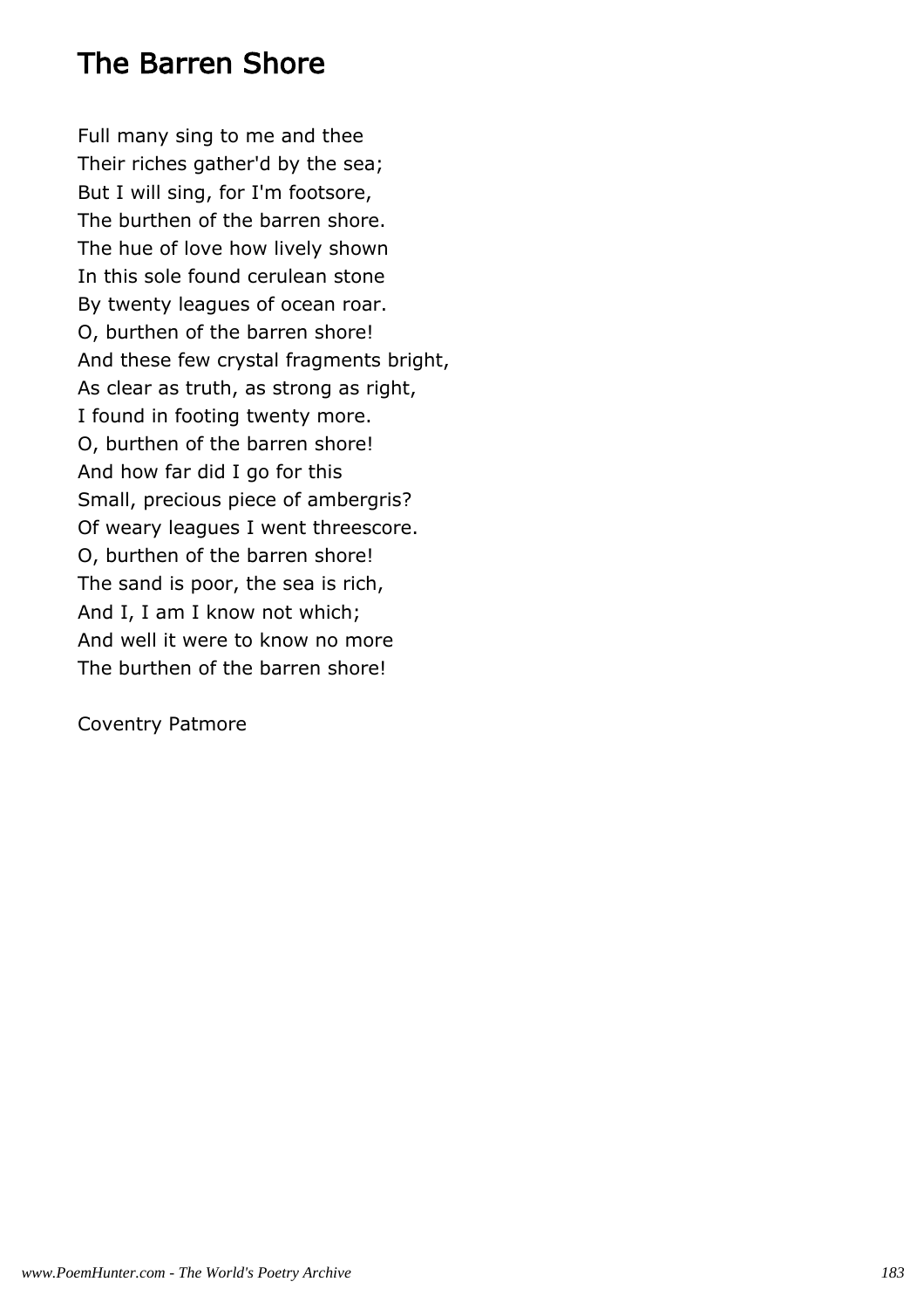## The Barren Shore

Full many sing to me and thee  
Their riches gather'd by the sea;  
But I will sing, for I'm footsore,  
The burthen of the barren shore.  
The hue of love how lively shown  
In this sole found cerulean stone  
By twenty leagues of ocean roar.  
O, burthen of the barren shore!  
And these few crystal fragments bright,  
As clear as truth, as strong as right,  
I found in footing twenty more.  
O, burthen of the barren shore!  
And how far did I go for this  
Small, precious piece of ambergris?  
Of weary leagues I went threescore.  
O, burthen of the barren shore!  
The sand is poor, the sea is rich,  
And I, I am I know not which;  
And well it were to know no more  
The burthen of the barren shore!

Coventry Patmore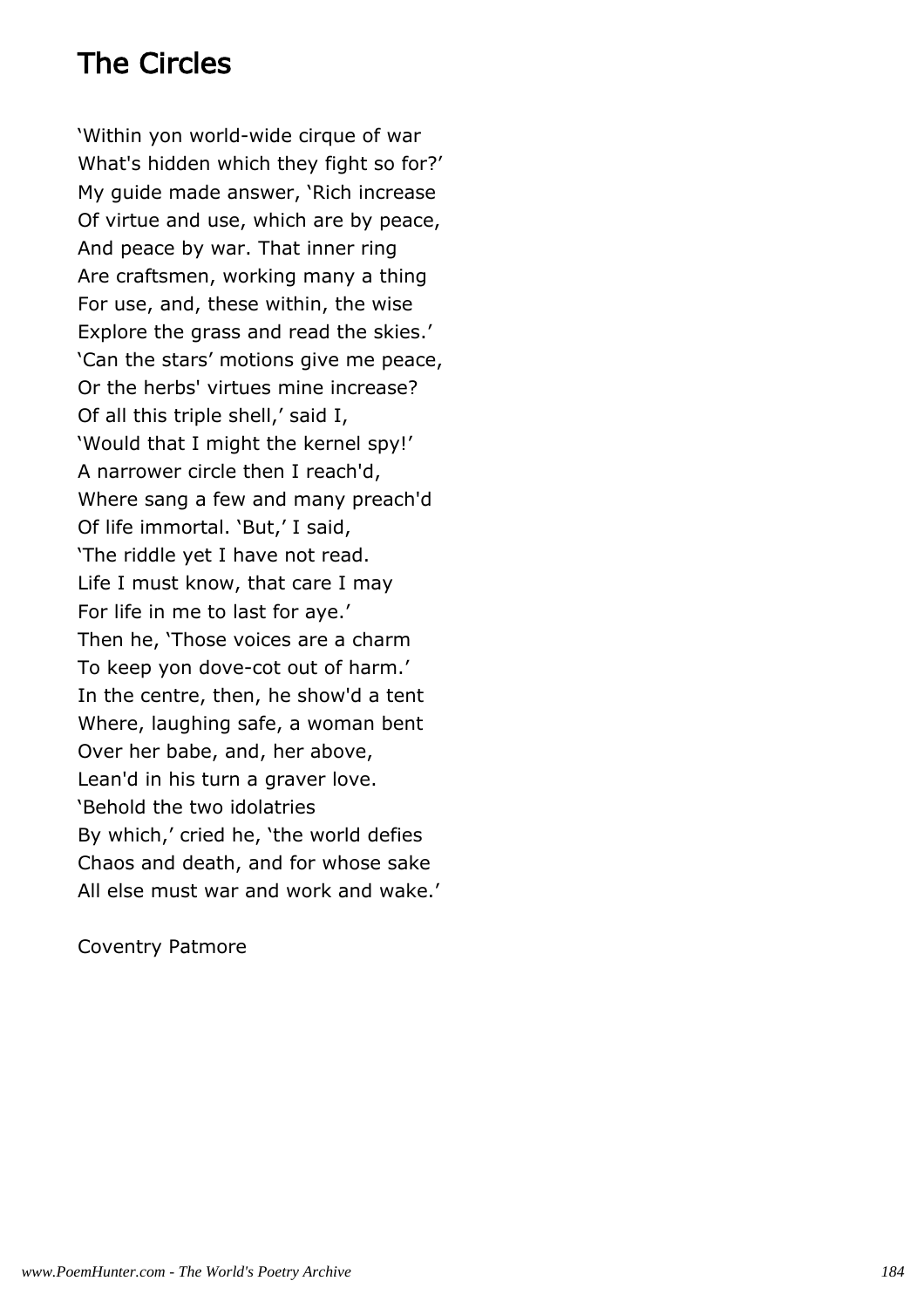# The Circles

'Within yon world-wide cirque of war
What's hidden which they fight so for?'
My guide made answer, 'Rich increase
Of virtue and use, which are by peace,
And peace by war. That inner ring
Are craftsmen, working many a thing
For use, and, these within, the wise
Explore the grass and read the skies.'
'Can the stars' motions give me peace,
Or the herbs' virtues mine increase?
Of all this triple shell,' said I,
'Would that I might the kernel spy!'
A narrower circle then I reach'd,
Where sang a few and many preach'd
Of life immortal. 'But,' I said,
'The riddle yet I have not read.
Life I must know, that care I may
For life in me to last for aye.'
Then he, 'Those voices are a charm
To keep yon dove-cot out of harm.'
In the centre, then, he show'd a tent
Where, laughing safe, a woman bent
Over her babe, and, her above,
Lean'd in his turn a graver love.
'Behold the two idolatries
By which,' cried he, 'the world defies
Chaos and death, and for whose sake
All else must war and work and wake.'

Coventry Patmore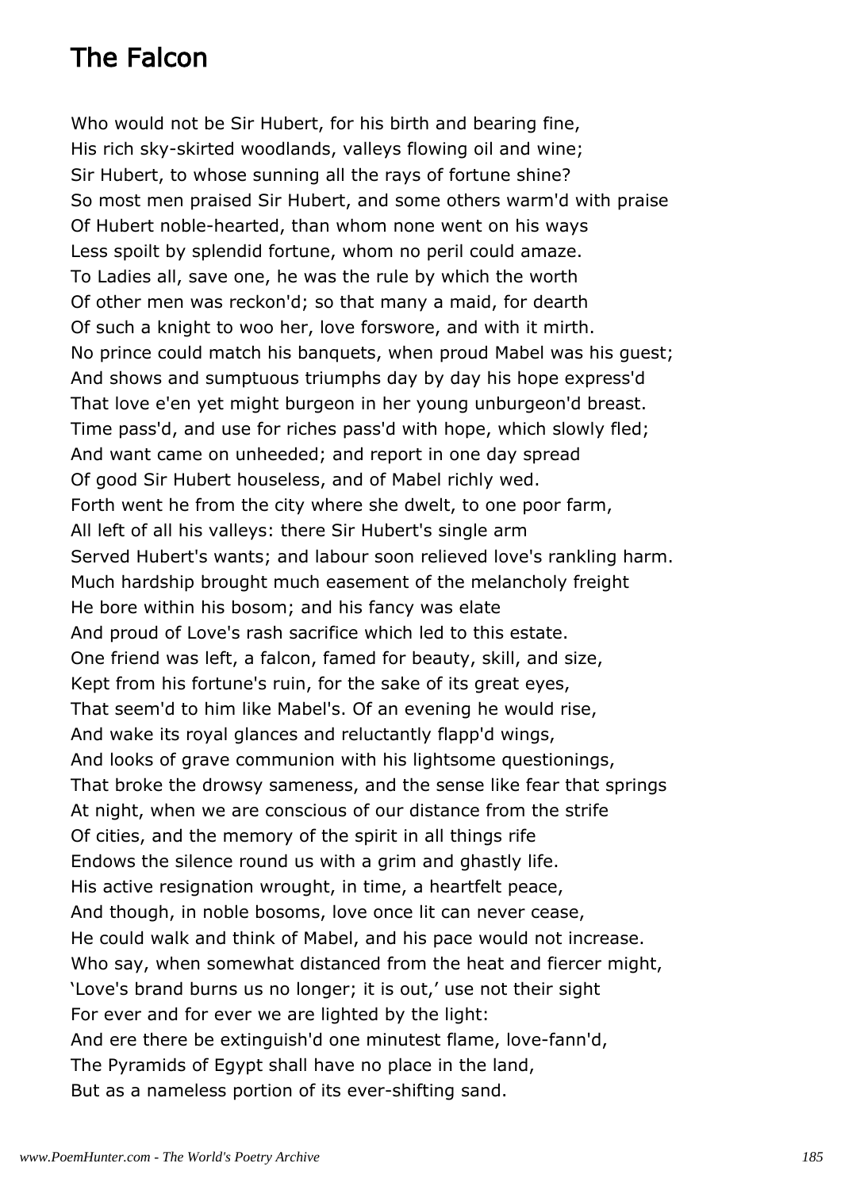# The Falcon

Who would not be Sir Hubert, for his birth and bearing fine,
His rich sky-skirted woodlands, valleys flowing oil and wine;
Sir Hubert, to whose sunning all the rays of fortune shine?
So most men praised Sir Hubert, and some others warm'd with praise
Of Hubert noble-hearted, than whom none went on his ways
Less spoilt by splendid fortune, whom no peril could amaze.
To Ladies all, save one, he was the rule by which the worth
Of other men was reckon'd; so that many a maid, for dearth
Of such a knight to woo her, love forswore, and with it mirth.
No prince could match his banquets, when proud Mabel was his guest;
And shows and sumptuous triumphs day by day his hope express'd
That love e'en yet might burgeon in her young unburgeon'd breast.
Time pass'd, and use for riches pass'd with hope, which slowly fled;
And want came on unheeded; and report in one day spread
Of good Sir Hubert houseless, and of Mabel richly wed.
Forth went he from the city where she dwelt, to one poor farm,
All left of all his valleys: there Sir Hubert's single arm
Served Hubert's wants; and labour soon relieved love's rankling harm.
Much hardship brought much easement of the melancholy freight
He bore within his bosom; and his fancy was elate
And proud of Love's rash sacrifice which led to this estate.
One friend was left, a falcon, famed for beauty, skill, and size,
Kept from his fortune's ruin, for the sake of its great eyes,
That seem'd to him like Mabel's. Of an evening he would rise,
And wake its royal glances and reluctantly flapp'd wings,
And looks of grave communion with his lightsome questionings,
That broke the drowsy sameness, and the sense like fear that springs
At night, when we are conscious of our distance from the strife
Of cities, and the memory of the spirit in all things rife
Endows the silence round us with a grim and ghastly life.
His active resignation wrought, in time, a heartfelt peace,
And though, in noble bosoms, love once lit can never cease,
He could walk and think of Mabel, and his pace would not increase.
Who say, when somewhat distanced from the heat and fiercer might,
'Love's brand burns us no longer; it is out,' use not their sight
For ever and for ever we are lighted by the light:
And ere there be extinguish'd one minutest flame, love-fann'd,
The Pyramids of Egypt shall have no place in the land,
But as a nameless portion of its ever-shifting sand.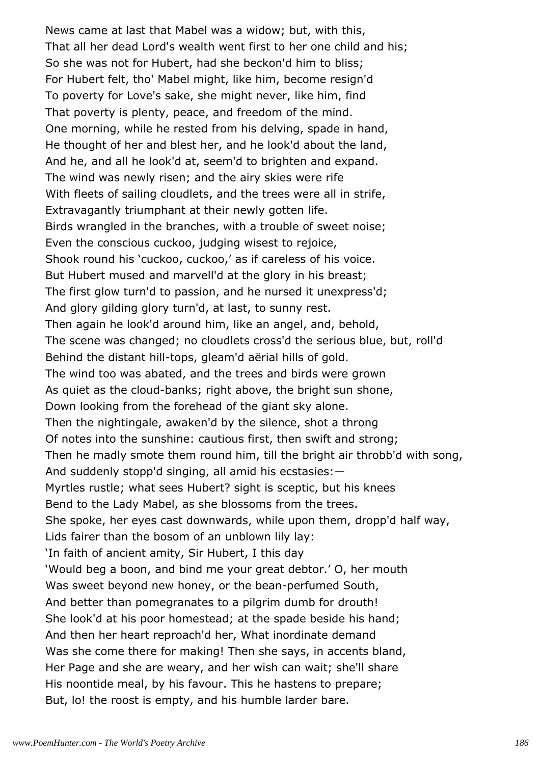News came at last that Mabel was a widow; but, with this,
That all her dead Lord's wealth went first to her one child and his;
So she was not for Hubert, had she beckon'd him to bliss;
For Hubert felt, tho' Mabel might, like him, become resign'd
To poverty for Love's sake, she might never, like him, find
That poverty is plenty, peace, and freedom of the mind.
One morning, while he rested from his delving, spade in hand,
He thought of her and blest her, and he look'd about the land,
And he, and all he look'd at, seem'd to brighten and expand.
The wind was newly risen; and the airy skies were rife
With fleets of sailing cloudlets, and the trees were all in strife,
Extravagantly triumphant at their newly gotten life.
Birds wrangled in the branches, with a trouble of sweet noise;
Even the conscious cuckoo, judging wisest to rejoice,
Shook round his 'cuckoo, cuckoo,' as if careless of his voice.
But Hubert mused and marvell'd at the glory in his breast;
The first glow turn'd to passion, and he nursed it unexpress'd;
And glory gilding glory turn'd, at last, to sunny rest.
Then again he look'd around him, like an angel, and, behold,
The scene was changed; no cloudlets cross'd the serious blue, but, roll'd
Behind the distant hill-tops, gleam'd aërial hills of gold.
The wind too was abated, and the trees and birds were grown
As quiet as the cloud-banks; right above, the bright sun shone,
Down looking from the forehead of the giant sky alone.
Then the nightingale, awaken'd by the silence, shot a throng
Of notes into the sunshine: cautious first, then swift and strong;
Then he madly smote them round him, till the bright air throbb'd with song,
And suddenly stopp'd singing, all amid his ecstasies:—
Myrtles rustle; what sees Hubert? sight is sceptic, but his knees
Bend to the Lady Mabel, as she blossoms from the trees.
She spoke, her eyes cast downwards, while upon them, dropp'd half way,
Lids fairer than the bosom of an unblown lily lay:
'In faith of ancient amity, Sir Hubert, I this day
'Would beg a boon, and bind me your great debtor.' O, her mouth
Was sweet beyond new honey, or the bean-perfumed South,
And better than pomegranates to a pilgrim dumb for drouth!
She look'd at his poor homestead; at the spade beside his hand;
And then her heart reproach'd her, What inordinate demand
Was she come there for making! Then she says, in accents bland,
Her Page and she are weary, and her wish can wait; she'll share
His noontide meal, by his favour. This he hastens to prepare;
But, lo! the roost is empty, and his humble larder bare.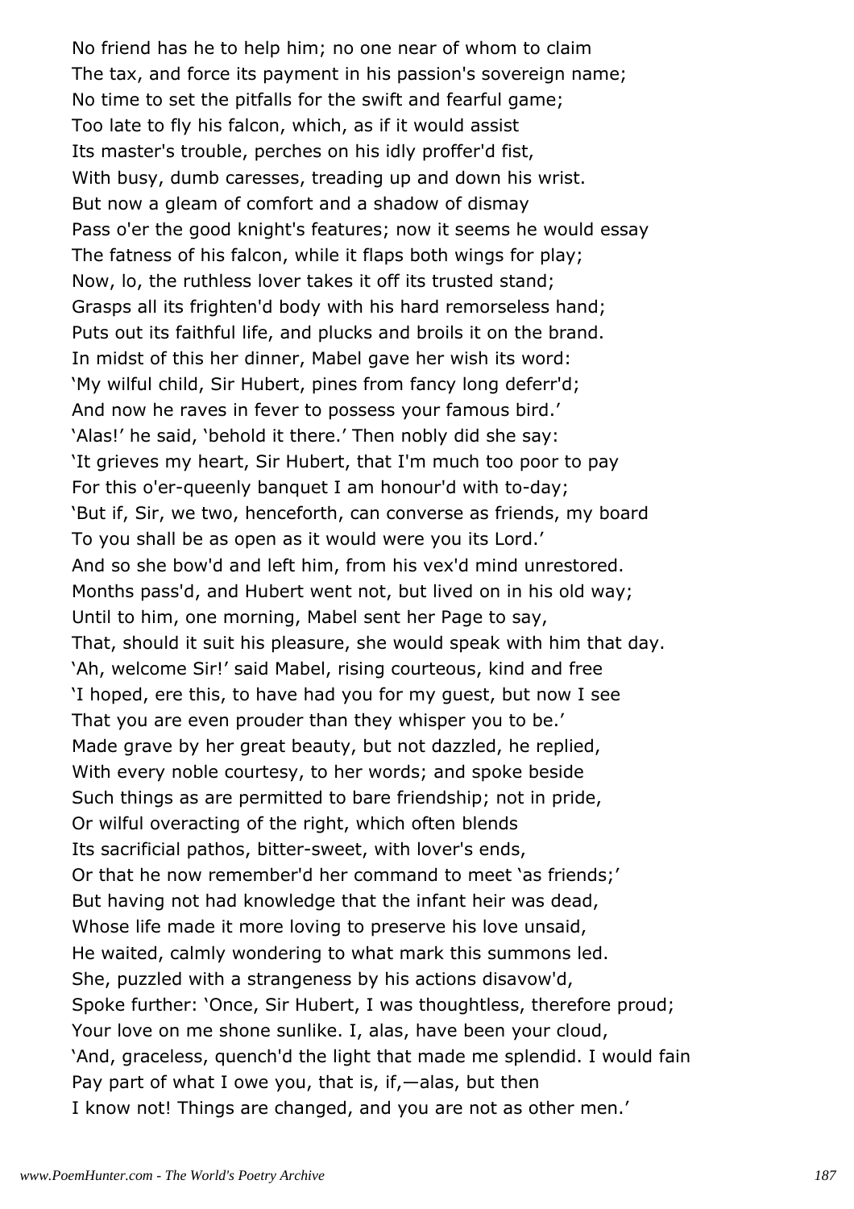No friend has he to help him; no one near of whom to claim
The tax, and force its payment in his passion's sovereign name;
No time to set the pitfalls for the swift and fearful game;
Too late to fly his falcon, which, as if it would assist
Its master's trouble, perches on his idly proffer'd fist,
With busy, dumb caresses, treading up and down his wrist.
But now a gleam of comfort and a shadow of dismay
Pass o'er the good knight's features; now it seems he would essay
The fatness of his falcon, while it flaps both wings for play;
Now, lo, the ruthless lover takes it off its trusted stand;
Grasps all its frighten'd body with his hard remorseless hand;
Puts out its faithful life, and plucks and broils it on the brand.
In midst of this her dinner, Mabel gave her wish its word:
'My wilful child, Sir Hubert, pines from fancy long deferr'd;
And now he raves in fever to possess your famous bird.'
'Alas!' he said, 'behold it there.' Then nobly did she say:
'It grieves my heart, Sir Hubert, that I'm much too poor to pay
For this o'er-queenly banquet I am honour'd with to-day;
'But if, Sir, we two, henceforth, can converse as friends, my board
To you shall be as open as it would were you its Lord.'
And so she bow'd and left him, from his vex'd mind unrestored.
Months pass'd, and Hubert went not, but lived on in his old way;
Until to him, one morning, Mabel sent her Page to say,
That, should it suit his pleasure, she would speak with him that day.
'Ah, welcome Sir!' said Mabel, rising courteous, kind and free
'I hoped, ere this, to have had you for my guest, but now I see
That you are even prouder than they whisper you to be.'
Made grave by her great beauty, but not dazzled, he replied,
With every noble courtesy, to her words; and spoke beside
Such things as are permitted to bare friendship; not in pride,
Or wilful overacting of the right, which often blends
Its sacrificial pathos, bitter-sweet, with lover's ends,
Or that he now remember'd her command to meet 'as friends;'
But having not had knowledge that the infant heir was dead,
Whose life made it more loving to preserve his love unsaid,
He waited, calmly wondering to what mark this summons led.
She, puzzled with a strangeness by his actions disavow'd,
Spoke further: 'Once, Sir Hubert, I was thoughtless, therefore proud;
Your love on me shone sunlike. I, alas, have been your cloud,
'And, graceless, quench'd the light that made me splendid. I would fain
Pay part of what I owe you, that is, if,—alas, but then
I know not! Things are changed, and you are not as other men.'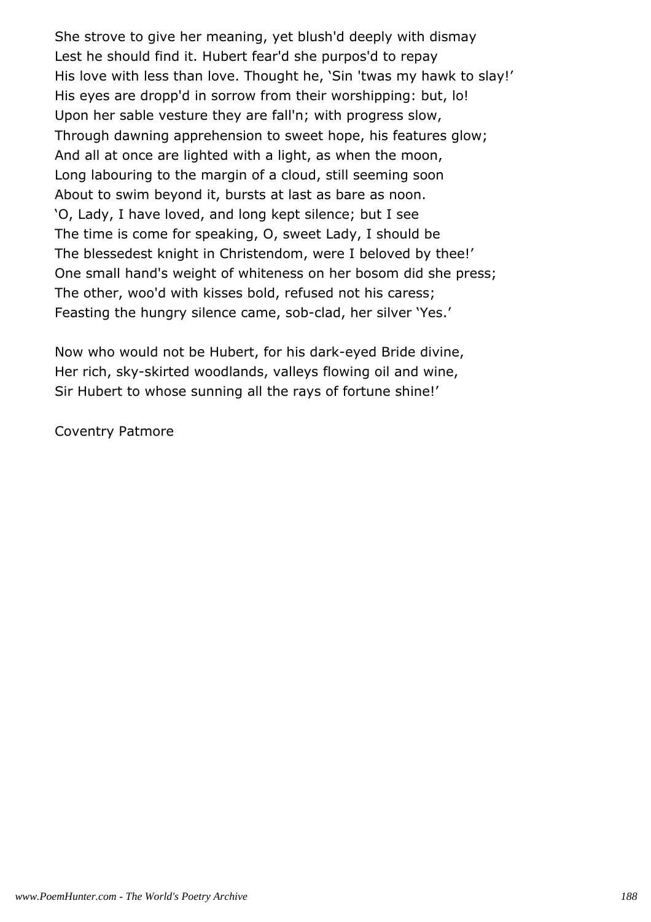She strove to give her meaning, yet blush'd deeply with dismay  
Lest he should find it. Hubert fear'd she purpos'd to repay  
His love with less than love. Thought he, 'Sin 'twas my hawk to slay!'  
His eyes are dropp'd in sorrow from their worshipping: but, lo!  
Upon her sable vesture they are fall'n; with progress slow,  
Through dawning apprehension to sweet hope, his features glow;  
And all at once are lighted with a light, as when the moon,  
Long labouring to the margin of a cloud, still seeming soon  
About to swim beyond it, bursts at last as bare as noon.  
'O, Lady, I have loved, and long kept silence; but I see  
The time is come for speaking, O, sweet Lady, I should be  
The blessedest knight in Christendom, were I beloved by thee!'  
One small hand's weight of whiteness on her bosom did she press;  
The other, woo'd with kisses bold, refused not his caress;  
Feasting the hungry silence came, sob-clad, her silver 'Yes.'

Now who would not be Hubert, for his dark-eyed Bride divine,  
Her rich, sky-skirted woodlands, valleys flowing oil and wine,  
Sir Hubert to whose sunning all the rays of fortune shine!'

Coventry Patmore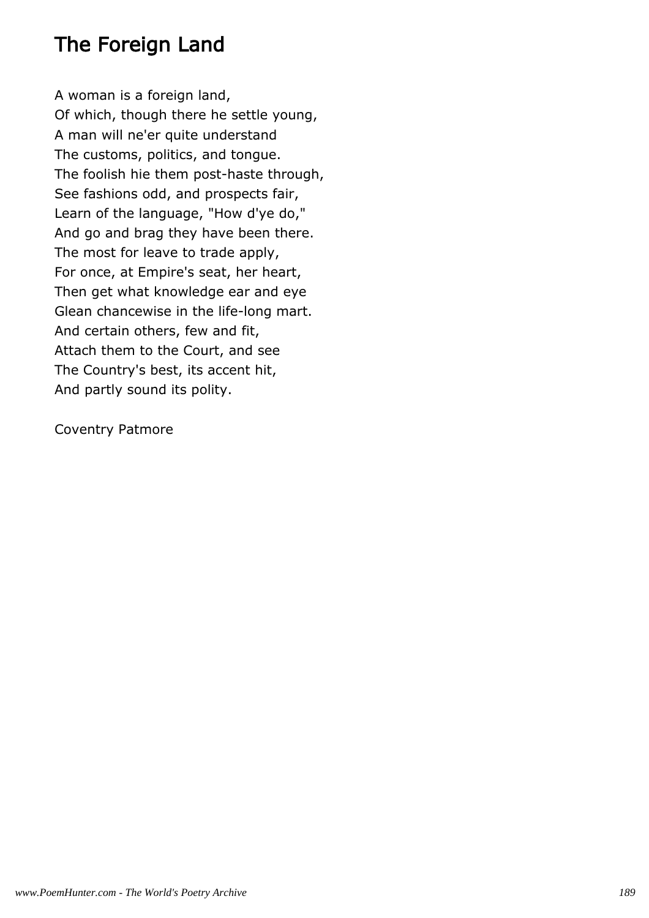## The Foreign Land

A woman is a foreign land,
Of which, though there he settle young,
A man will ne'er quite understand
The customs, politics, and tongue.
The foolish hie them post-haste through,
See fashions odd, and prospects fair,
Learn of the language, "How d'ye do,"
And go and brag they have been there.
The most for leave to trade apply,
For once, at Empire's seat, her heart,
Then get what knowledge ear and eye
Glean chancewise in the life-long mart.
And certain others, few and fit,
Attach them to the Court, and see
The Country's best, its accent hit,
And partly sound its polity.

Coventry Patmore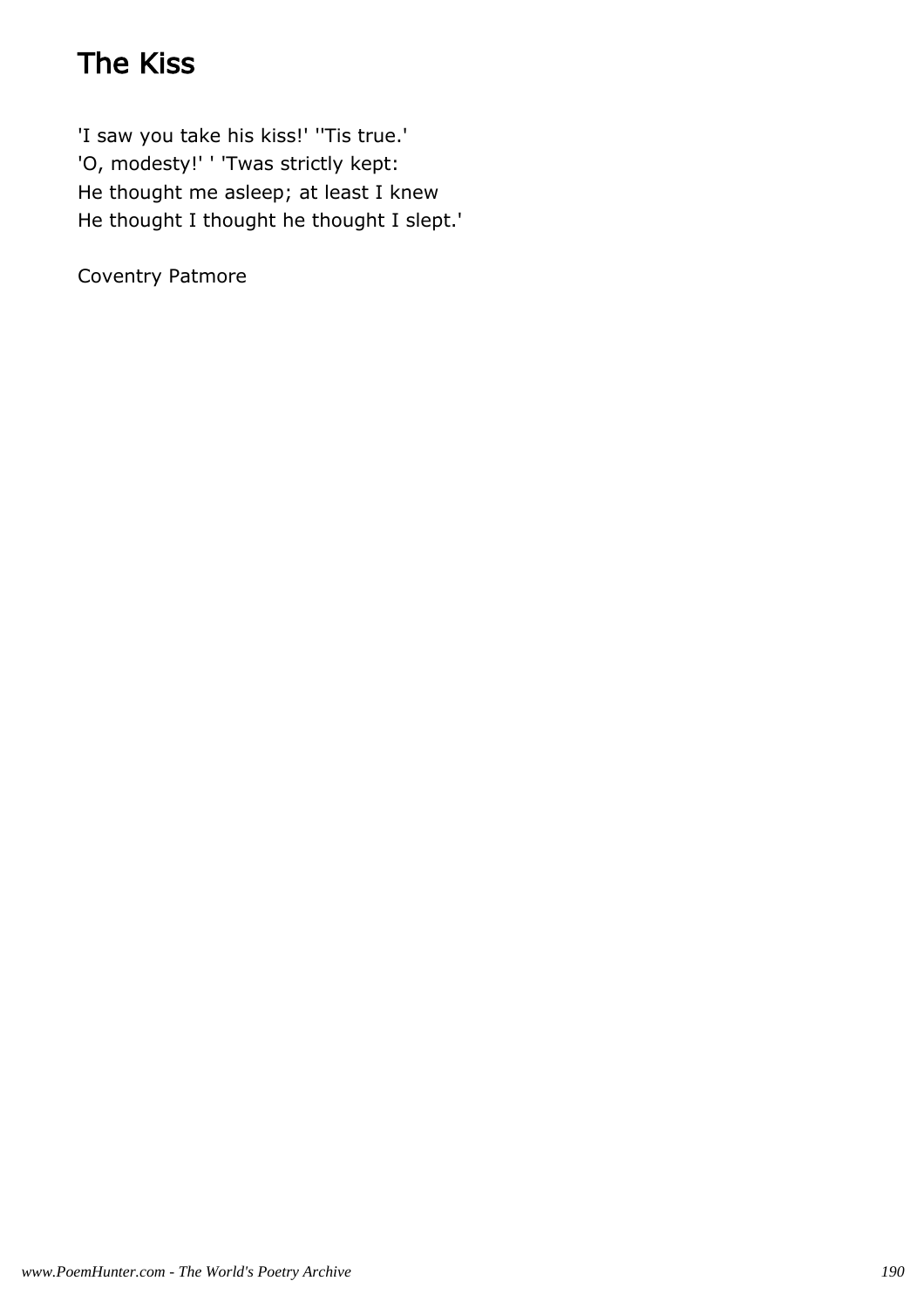# The Kiss

'I saw you take his kiss!' ''Tis true.'
'O, modesty!' ' 'Twas strictly kept:
He thought me asleep; at least I knew
He thought I thought he thought I slept.'

Coventry Patmore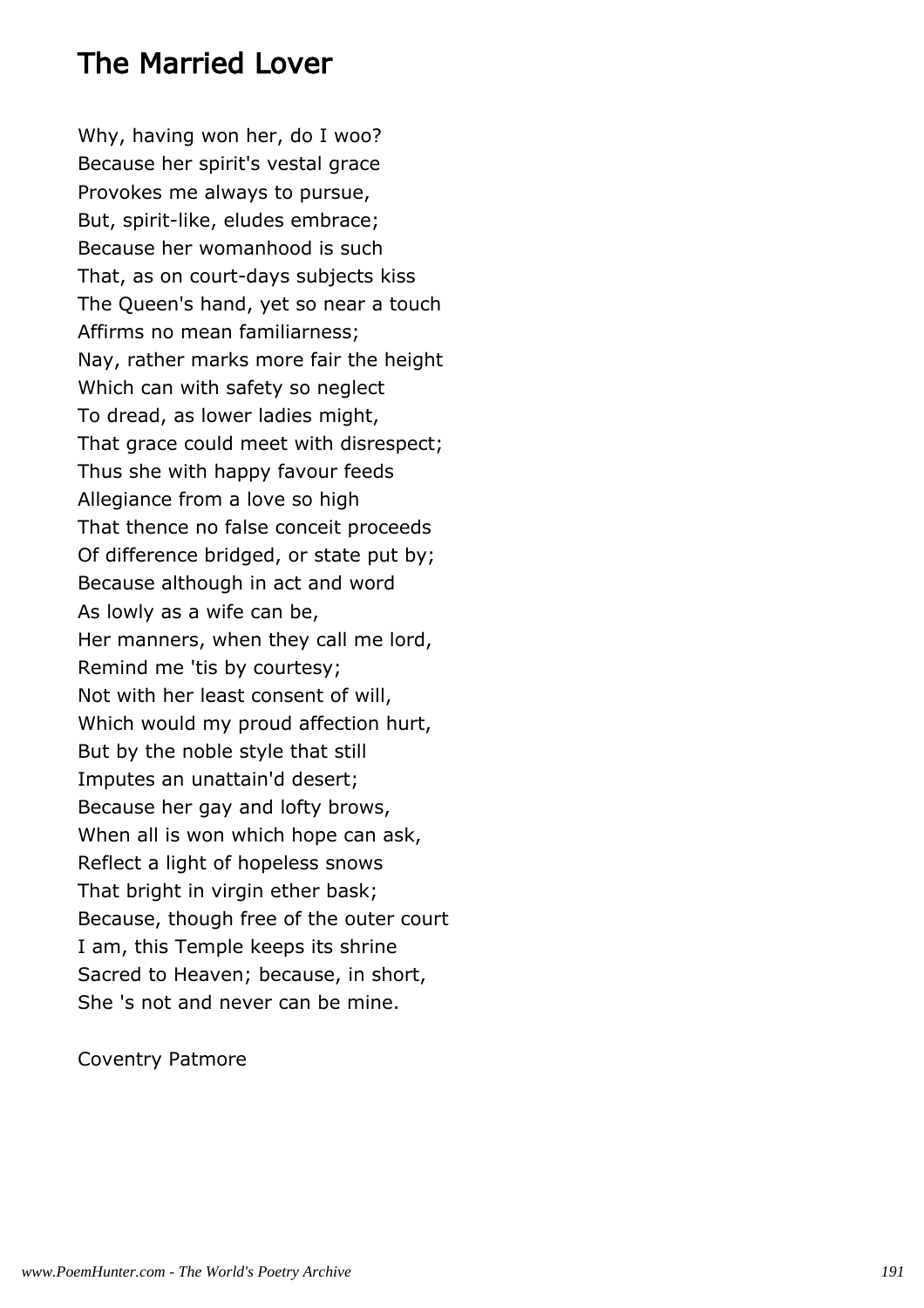# The Married Lover

Why, having won her, do I woo?
Because her spirit's vestal grace
Provokes me always to pursue,
But, spirit-like, eludes embrace;
Because her womanhood is such
That, as on court-days subjects kiss
The Queen's hand, yet so near a touch
Affirms no mean familiarness;
Nay, rather marks more fair the height
Which can with safety so neglect
To dread, as lower ladies might,
That grace could meet with disrespect;
Thus she with happy favour feeds
Allegiance from a love so high
That thence no false conceit proceeds
Of difference bridged, or state put by;
Because although in act and word
As lowly as a wife can be,
Her manners, when they call me lord,
Remind me 'tis by courtesy;
Not with her least consent of will,
Which would my proud affection hurt,
But by the noble style that still
Imputes an unattain'd desert;
Because her gay and lofty brows,
When all is won which hope can ask,
Reflect a light of hopeless snows
That bright in virgin ether bask;
Because, though free of the outer court
I am, this Temple keeps its shrine
Sacred to Heaven; because, in short,
She 's not and never can be mine.

Coventry Patmore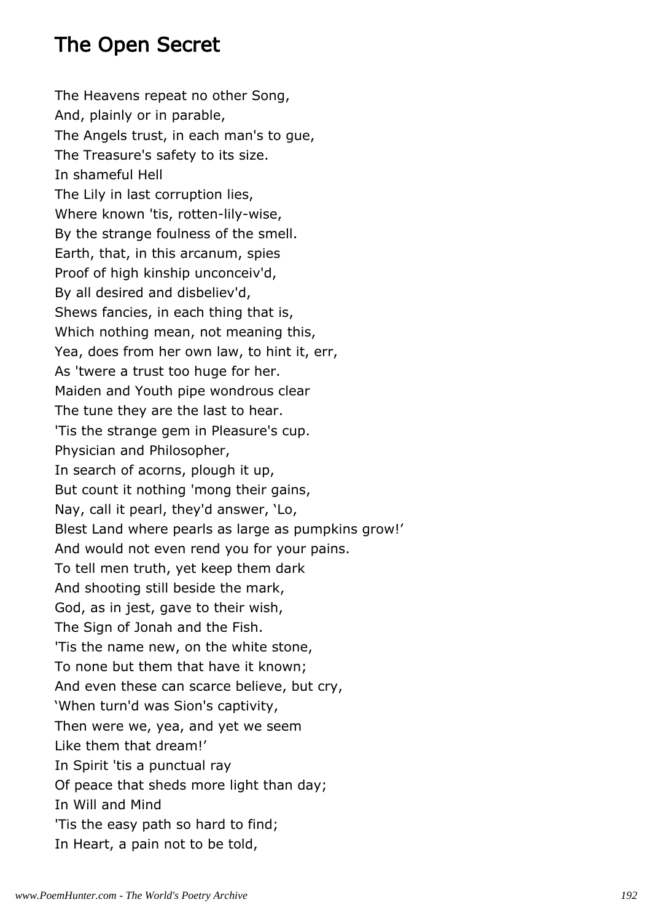# The Open Secret

The Heavens repeat no other Song,  
And, plainly or in parable,  
The Angels trust, in each man's to gue,  
The Treasure's safety to its size.  
In shameful Hell  
The Lily in last corruption lies,  
Where known 'tis, rotten-lily-wise,  
By the strange foulness of the smell.  
Earth, that, in this arcanum, spies  
Proof of high kinship unconceiv'd,  
By all desired and disbeliev'd,  
Shews fancies, in each thing that is,  
Which nothing mean, not meaning this,  
Yea, does from her own law, to hint it, err,  
As 'twere a trust too huge for her.  
Maiden and Youth pipe wondrous clear  
The tune they are the last to hear.  
'Tis the strange gem in Pleasure's cup.  
Physician and Philosopher,  
In search of acorns, plough it up,  
But count it nothing 'mong their gains,  
Nay, call it pearl, they'd answer, 'Lo,  
Blest Land where pearls as large as pumpkins grow!'  
And would not even rend you for your pains.  
To tell men truth, yet keep them dark  
And shooting still beside the mark,  
God, as in jest, gave to their wish,  
The Sign of Jonah and the Fish.  
'Tis the name new, on the white stone,  
To none but them that have it known;  
And even these can scarce believe, but cry,  
'When turn'd was Sion's captivity,  
Then were we, yea, and yet we seem  
Like them that dream!'  
In Spirit 'tis a punctual ray  
Of peace that sheds more light than day;  
In Will and Mind  
'Tis the easy path so hard to find;  
In Heart, a pain not to be told,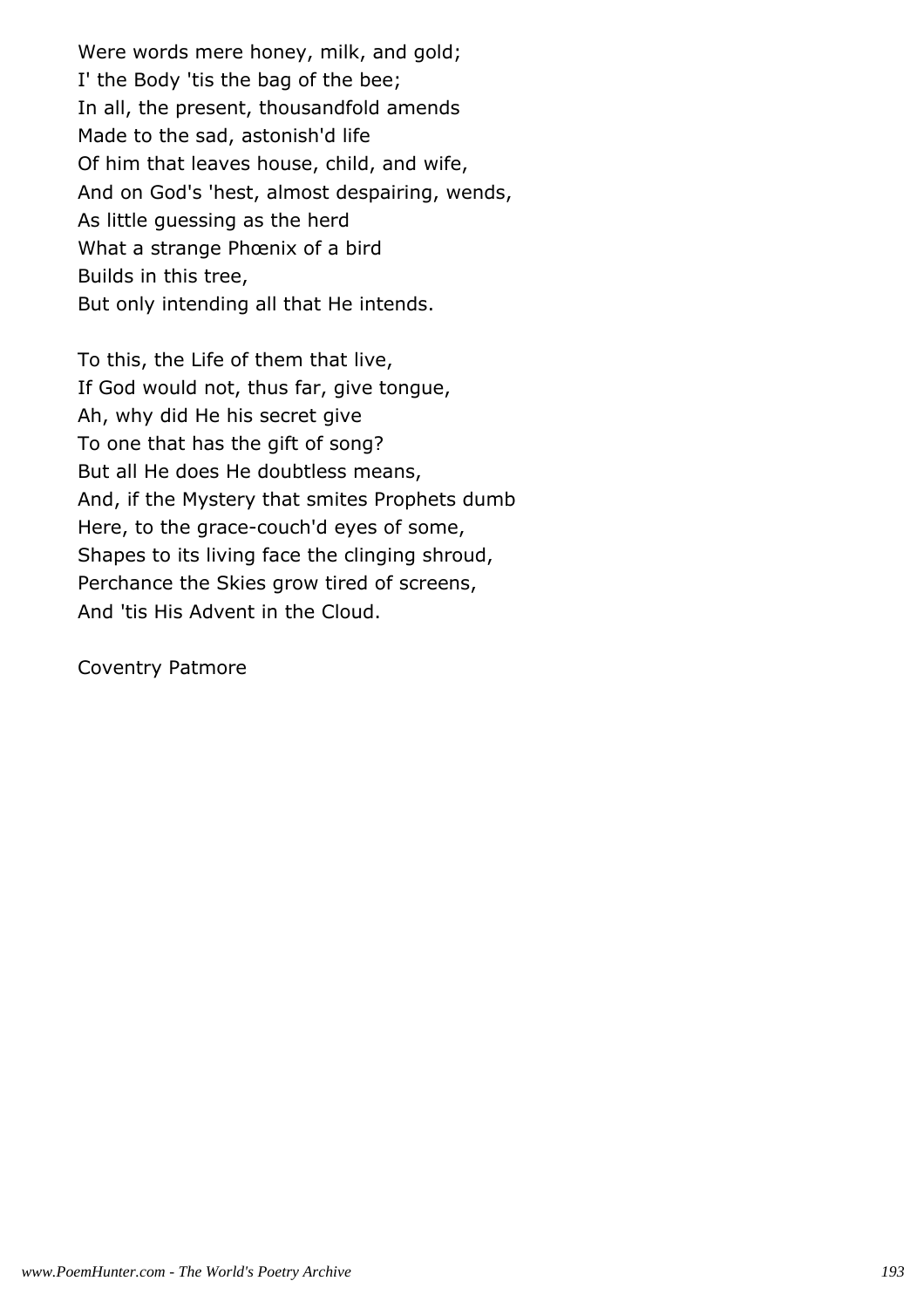Were words mere honey, milk, and gold;
I' the Body 'tis the bag of the bee;
In all, the present, thousandfold amends
Made to the sad, astonish'd life
Of him that leaves house, child, and wife,
And on God's 'hest, almost despairing, wends,
As little guessing as the herd
What a strange Phœnix of a bird
Builds in this tree,
But only intending all that He intends.

To this, the Life of them that live,
If God would not, thus far, give tongue,
Ah, why did He his secret give
To one that has the gift of song?
But all He does He doubtless means,
And, if the Mystery that smites Prophets dumb
Here, to the grace-couch'd eyes of some,
Shapes to its living face the clinging shroud,
Perchance the Skies grow tired of screens,
And 'tis His Advent in the Cloud.

Coventry Patmore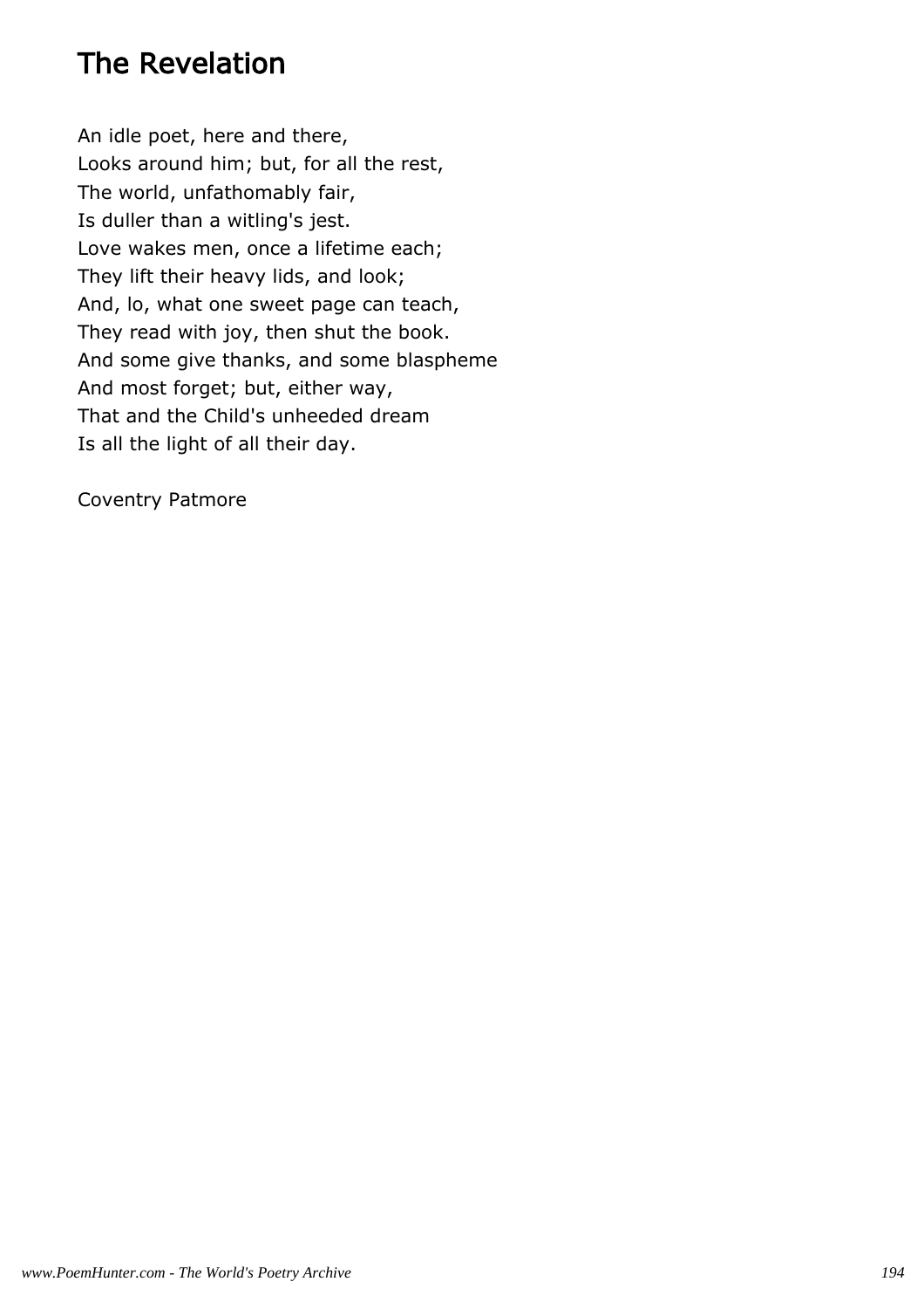# The Revelation

An idle poet, here and there,
Looks around him; but, for all the rest,
The world, unfathomably fair,
Is duller than a witling's jest.
Love wakes men, once a lifetime each;
They lift their heavy lids, and look;
And, lo, what one sweet page can teach,
They read with joy, then shut the book.
And some give thanks, and some blaspheme
And most forget; but, either way,
That and the Child's unheeded dream
Is all the light of all their day.

Coventry Patmore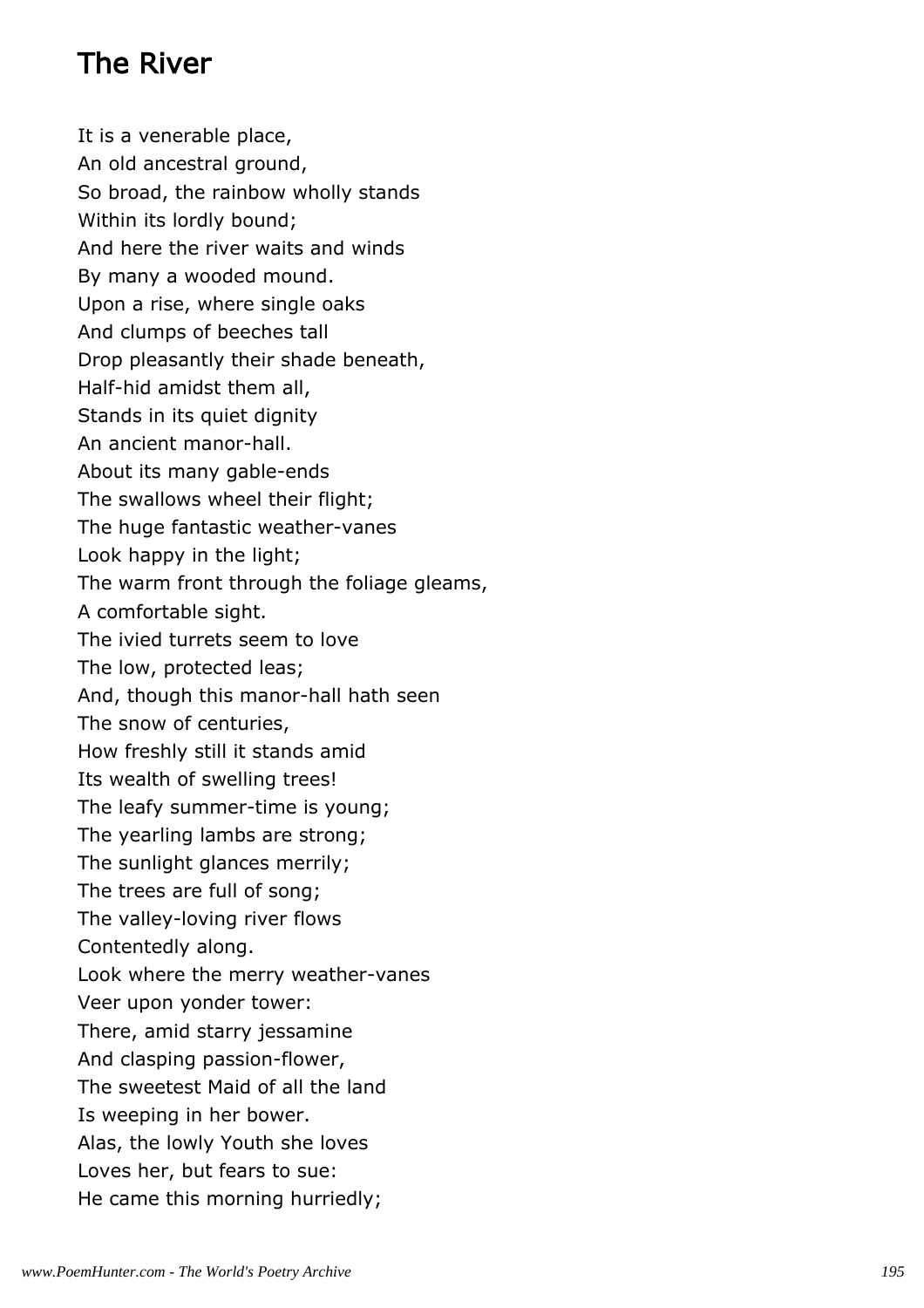# The River

It is a venerable place,  
An old ancestral ground,  
So broad, the rainbow wholly stands  
Within its lordly bound;  
And here the river waits and winds  
By many a wooded mound.  
Upon a rise, where single oaks  
And clumps of beeches tall  
Drop pleasantly their shade beneath,  
Half-hid amidst them all,  
Stands in its quiet dignity  
An ancient manor-hall.  
About its many gable-ends  
The swallows wheel their flight;  
The huge fantastic weather-vanes  
Look happy in the light;  
The warm front through the foliage gleams,  
A comfortable sight.  
The ivied turrets seem to love  
The low, protected leas;  
And, though this manor-hall hath seen  
The snow of centuries,  
How freshly still it stands amid  
Its wealth of swelling trees!  
The leafy summer-time is young;  
The yearling lambs are strong;  
The sunlight glances merrily;  
The trees are full of song;  
The valley-loving river flows  
Contentedly along.  
Look where the merry weather-vanes  
Veer upon yonder tower:  
There, amid starry jessamine  
And clasping passion-flower,  
The sweetest Maid of all the land  
Is weeping in her bower.  
Alas, the lowly Youth she loves  
Loves her, but fears to sue:  
He came this morning hurriedly;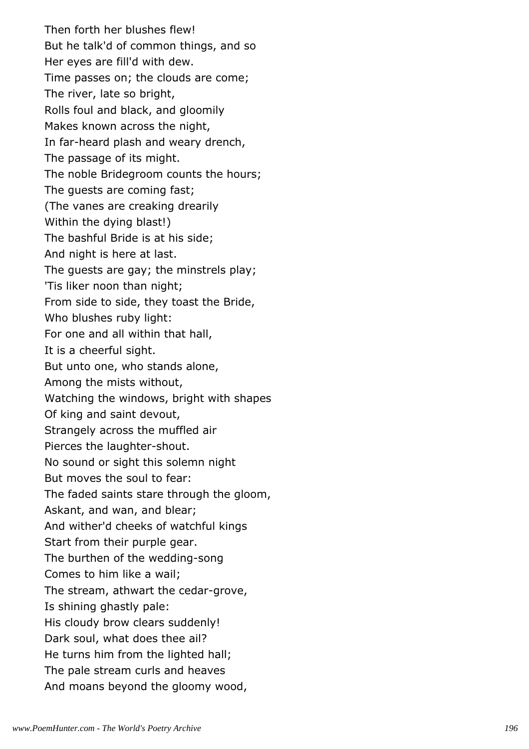Then forth her blushes flew!
But he talk'd of common things, and so
Her eyes are fill'd with dew.
Time passes on; the clouds are come;
The river, late so bright,
Rolls foul and black, and gloomily
Makes known across the night,
In far-heard plash and weary drench,
The passage of its might.
The noble Bridegroom counts the hours;
The guests are coming fast;
(The vanes are creaking drearily
Within the dying blast!)
The bashful Bride is at his side;
And night is here at last.
The guests are gay; the minstrels play;
'Tis liker noon than night;
From side to side, they toast the Bride,
Who blushes ruby light:
For one and all within that hall,
It is a cheerful sight.
But unto one, who stands alone,
Among the mists without,
Watching the windows, bright with shapes
Of king and saint devout,
Strangely across the muffled air
Pierces the laughter-shout.
No sound or sight this solemn night
But moves the soul to fear:
The faded saints stare through the gloom,
Askant, and wan, and blear;
And wither'd cheeks of watchful kings
Start from their purple gear.
The burthen of the wedding-song
Comes to him like a wail;
The stream, athwart the cedar-grove,
Is shining ghastly pale:
His cloudy brow clears suddenly!
Dark soul, what does thee ail?
He turns him from the lighted hall;
The pale stream curls and heaves
And moans beyond the gloomy wood,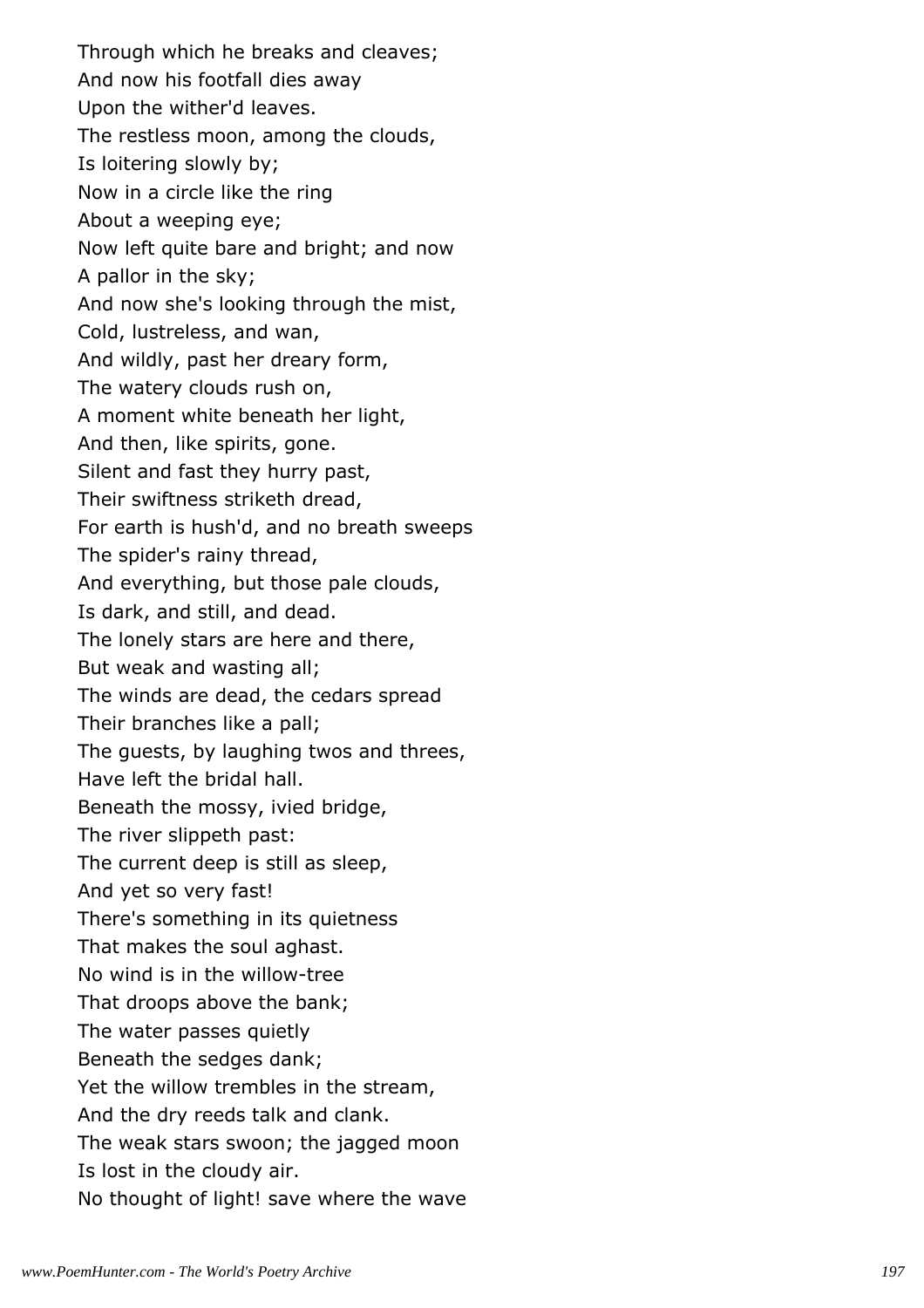Through which he breaks and cleaves;
And now his footfall dies away
Upon the wither'd leaves.
The restless moon, among the clouds,
Is loitering slowly by;
Now in a circle like the ring
About a weeping eye;
Now left quite bare and bright; and now
A pallor in the sky;
And now she's looking through the mist,
Cold, lustreless, and wan,
And wildly, past her dreary form,
The watery clouds rush on,
A moment white beneath her light,
And then, like spirits, gone.
Silent and fast they hurry past,
Their swiftness striketh dread,
For earth is hush'd, and no breath sweeps
The spider's rainy thread,
And everything, but those pale clouds,
Is dark, and still, and dead.
The lonely stars are here and there,
But weak and wasting all;
The winds are dead, the cedars spread
Their branches like a pall;
The guests, by laughing twos and threes,
Have left the bridal hall.
Beneath the mossy, ivied bridge,
The river slippeth past:
The current deep is still as sleep,
And yet so very fast!
There's something in its quietness
That makes the soul aghast.
No wind is in the willow-tree
That droops above the bank;
The water passes quietly
Beneath the sedges dank;
Yet the willow trembles in the stream,
And the dry reeds talk and clank.
The weak stars swoon; the jagged moon
Is lost in the cloudy air.
No thought of light! save where the wave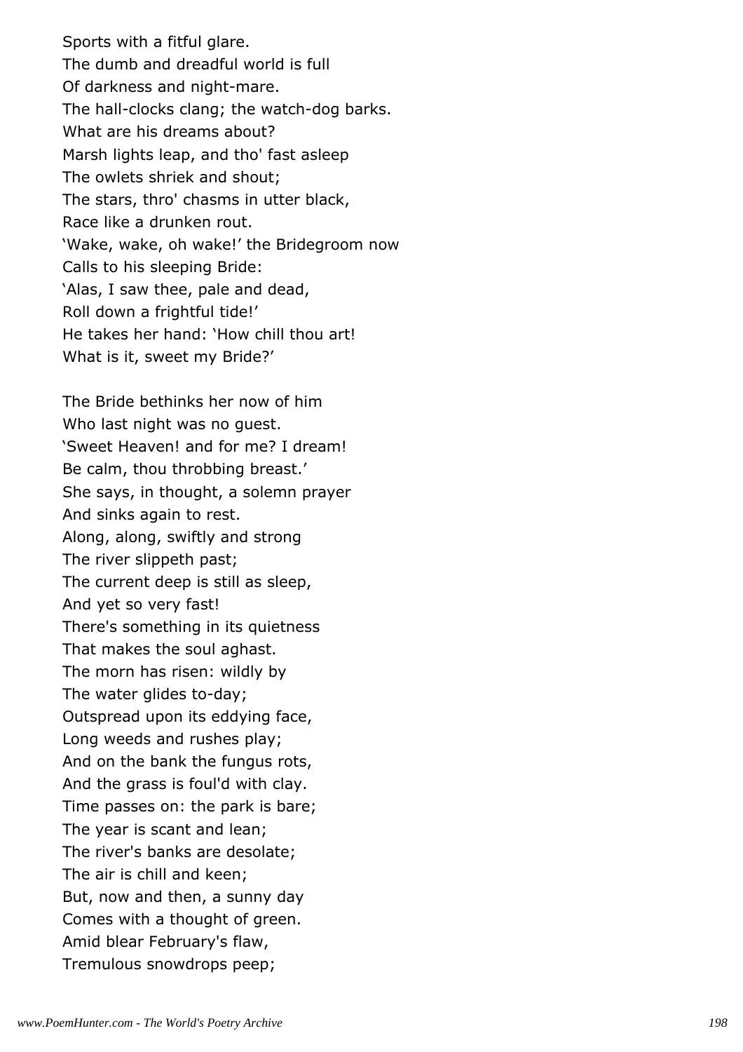Sports with a fitful glare.
The dumb and dreadful world is full
Of darkness and night-mare.
The hall-clocks clang; the watch-dog barks.
What are his dreams about?
Marsh lights leap, and tho' fast asleep
The owlets shriek and shout;
The stars, thro' chasms in utter black,
Race like a drunken rout.
'Wake, wake, oh wake!' the Bridegroom now
Calls to his sleeping Bride:
'Alas, I saw thee, pale and dead,
Roll down a frightful tide!'
He takes her hand: 'How chill thou art!
What is it, sweet my Bride?'

The Bride bethinks her now of him
Who last night was no guest.
'Sweet Heaven! and for me? I dream!
Be calm, thou throbbing breast.'
She says, in thought, a solemn prayer
And sinks again to rest.
Along, along, swiftly and strong
The river slippeth past;
The current deep is still as sleep,
And yet so very fast!
There's something in its quietness
That makes the soul aghast.
The morn has risen: wildly by
The water glides to-day;
Outspread upon its eddying face,
Long weeds and rushes play;
And on the bank the fungus rots,
And the grass is foul'd with clay.
Time passes on: the park is bare;
The year is scant and lean;
The river's banks are desolate;
The air is chill and keen;
But, now and then, a sunny day
Comes with a thought of green.
Amid blear February's flaw,
Tremulous snowdrops peep;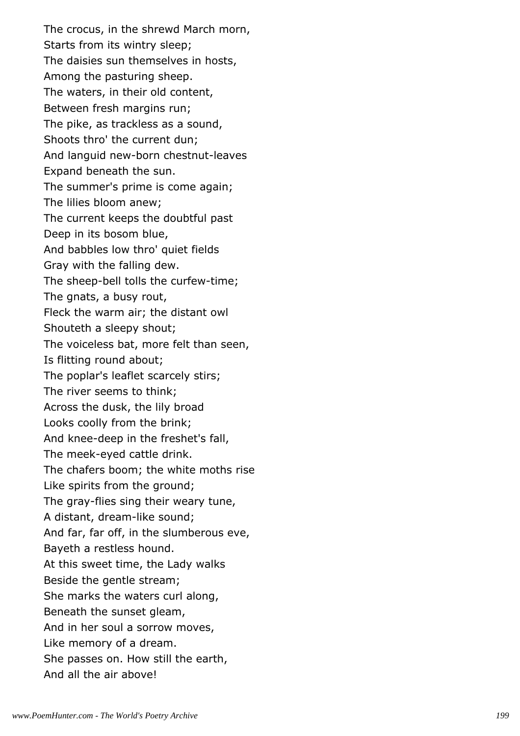The crocus, in the shrewd March morn,  
Starts from its wintry sleep;  
The daisies sun themselves in hosts,  
Among the pasturing sheep.  
The waters, in their old content,  
Between fresh margins run;  
The pike, as trackless as a sound,  
Shoots thro' the current dun;  
And languid new-born chestnut-leaves  
Expand beneath the sun.  
The summer's prime is come again;  
The lilies bloom anew;  
The current keeps the doubtful past  
Deep in its bosom blue,  
And babbles low thro' quiet fields  
Gray with the falling dew.  
The sheep-bell tolls the curfew-time;  
The gnats, a busy rout,  
Fleck the warm air; the distant owl  
Shouteth a sleepy shout;  
The voiceless bat, more felt than seen,  
Is flitting round about;  
The poplar's leaflet scarcely stirs;  
The river seems to think;  
Across the dusk, the lily broad  
Looks coolly from the brink;  
And knee-deep in the freshet's fall,  
The meek-eyed cattle drink.  
The chafers boom; the white moths rise  
Like spirits from the ground;  
The gray-flies sing their weary tune,  
A distant, dream-like sound;  
And far, far off, in the slumberous eve,  
Bayeth a restless hound.  
At this sweet time, the Lady walks  
Beside the gentle stream;  
She marks the waters curl along,  
Beneath the sunset gleam,  
And in her soul a sorrow moves,  
Like memory of a dream.  
She passes on. How still the earth,  
And all the air above!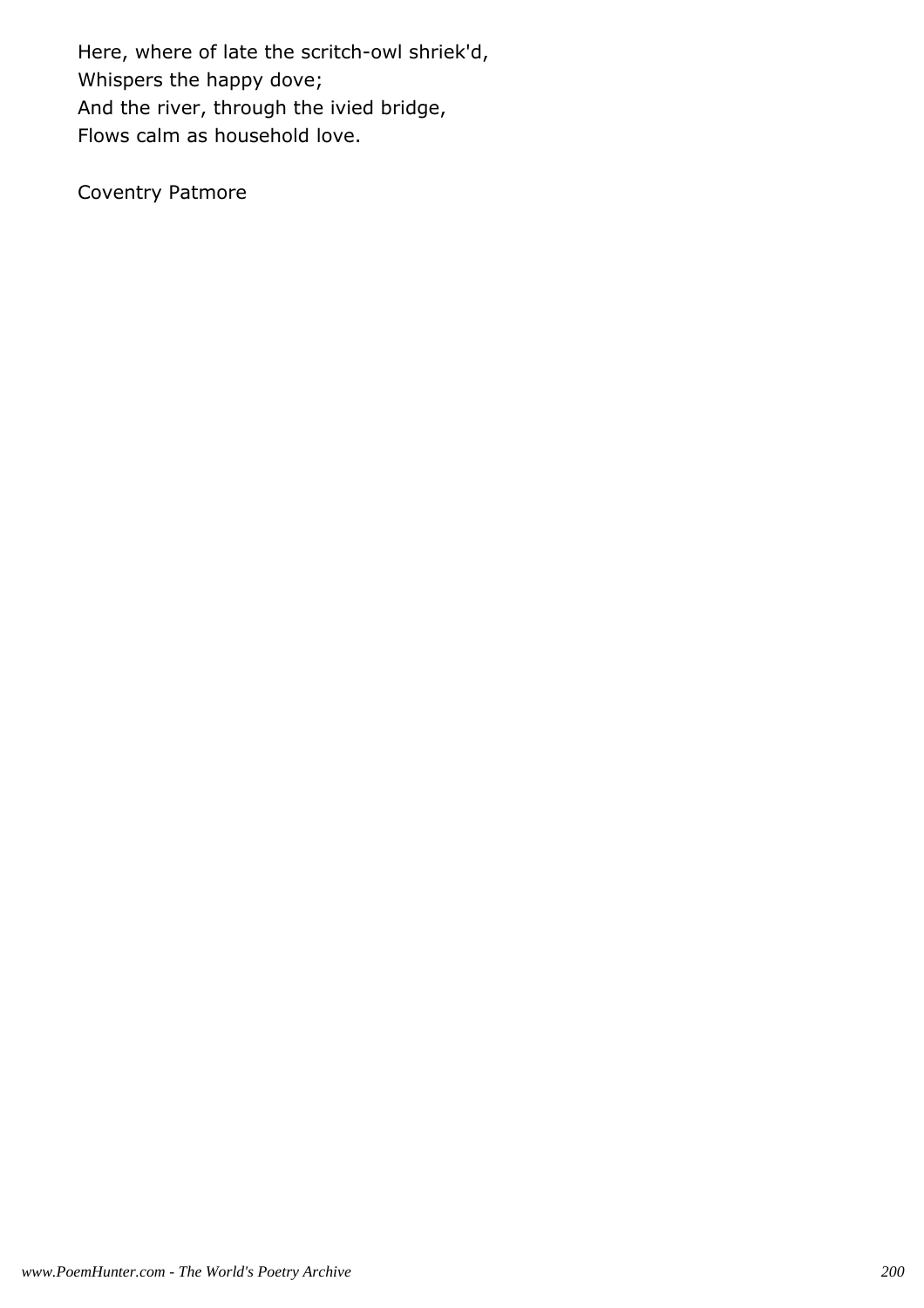Here, where of late the scritch-owl shriek'd,  
Whispers the happy dove;  
And the river, through the ivied bridge,  
Flows calm as household love.

Coventry Patmore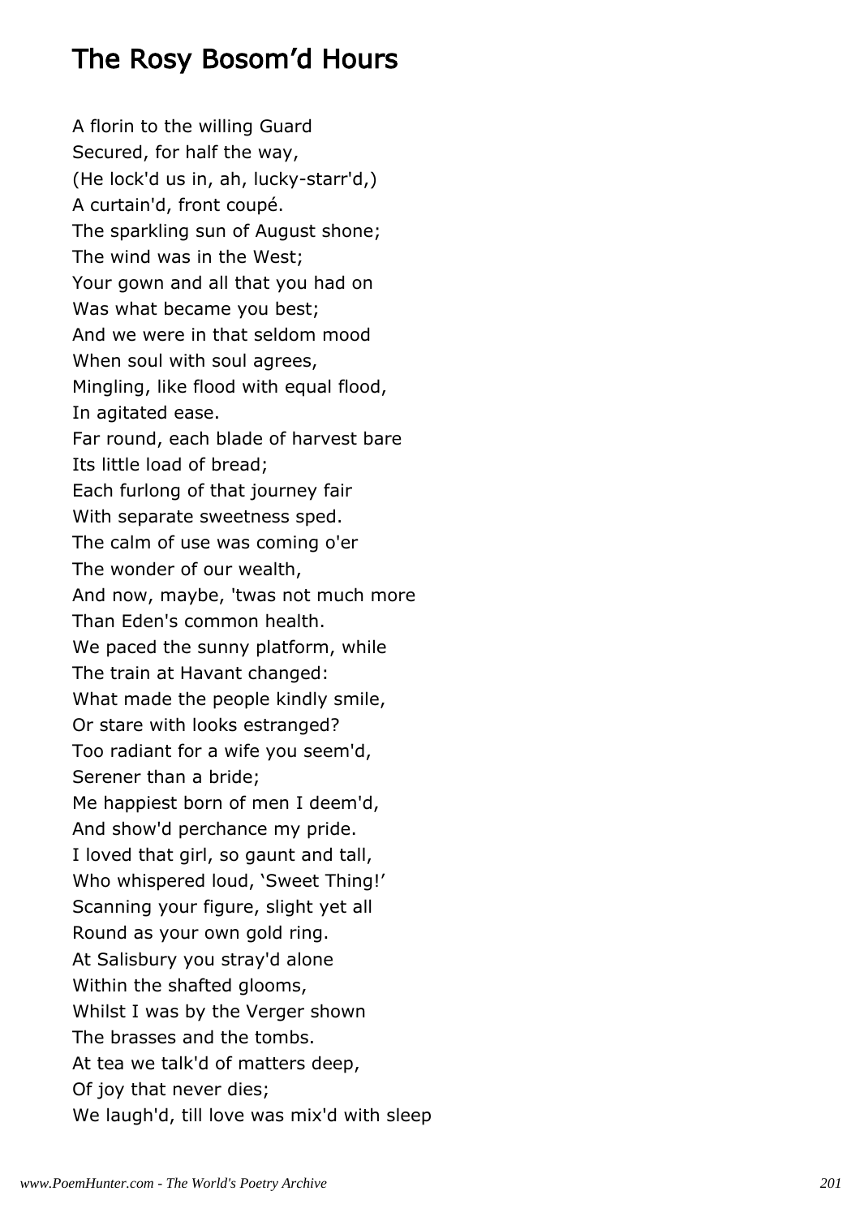## The Rosy Bosom'd Hours

A florin to the willing Guard
Secured, for half the way,
(He lock'd us in, ah, lucky-starr'd,)
A curtain'd, front coupé.
The sparkling sun of August shone;
The wind was in the West;
Your gown and all that you had on
Was what became you best;
And we were in that seldom mood
When soul with soul agrees,
Mingling, like flood with equal flood,
In agitated ease.
Far round, each blade of harvest bare
Its little load of bread;
Each furlong of that journey fair
With separate sweetness sped.
The calm of use was coming o'er
The wonder of our wealth,
And now, maybe, 'twas not much more
Than Eden's common health.
We paced the sunny platform, while
The train at Havant changed:
What made the people kindly smile,
Or stare with looks estranged?
Too radiant for a wife you seem'd,
Serener than a bride;
Me happiest born of men I deem'd,
And show'd perchance my pride.
I loved that girl, so gaunt and tall,
Who whispered loud, 'Sweet Thing!'
Scanning your figure, slight yet all
Round as your own gold ring.
At Salisbury you stray'd alone
Within the shafted glooms,
Whilst I was by the Verger shown
The brasses and the tombs.
At tea we talk'd of matters deep,
Of joy that never dies;
We laugh'd, till love was mix'd with sleep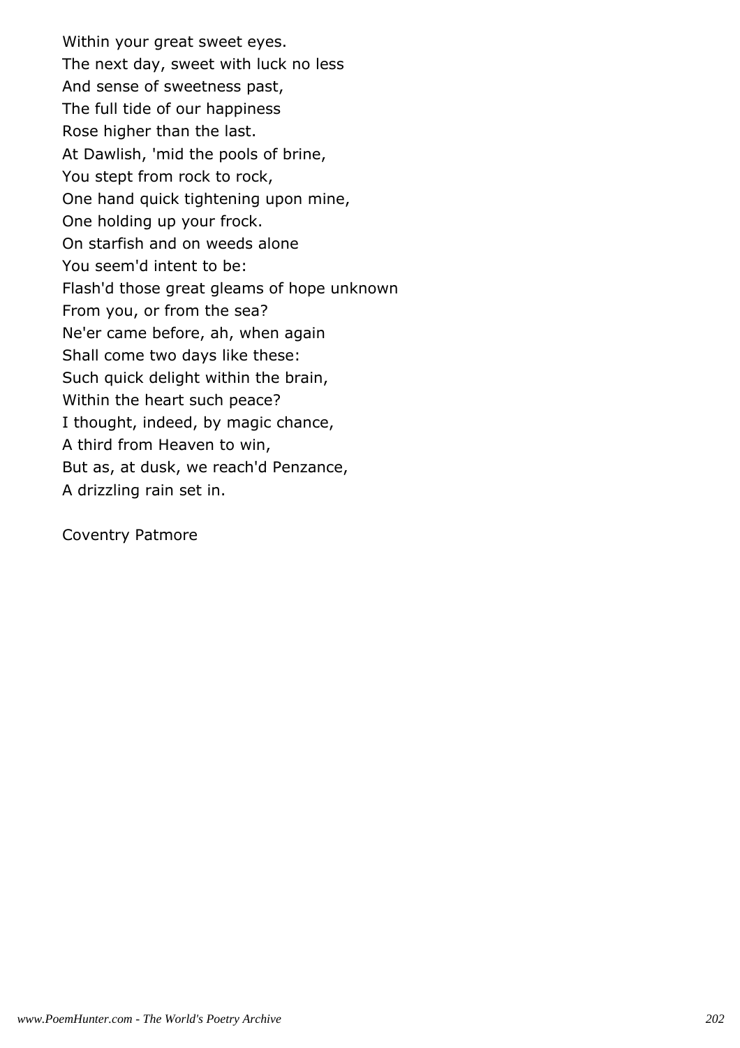Within your great sweet eyes.
The next day, sweet with luck no less
And sense of sweetness past,
The full tide of our happiness
Rose higher than the last.
At Dawlish, 'mid the pools of brine,
You stept from rock to rock,
One hand quick tightening upon mine,
One holding up your frock.
On starfish and on weeds alone
You seem'd intent to be:
Flash'd those great gleams of hope unknown
From you, or from the sea?
Ne'er came before, ah, when again
Shall come two days like these:
Such quick delight within the brain,
Within the heart such peace?
I thought, indeed, by magic chance,
A third from Heaven to win,
But as, at dusk, we reach'd Penzance,
A drizzling rain set in.

Coventry Patmore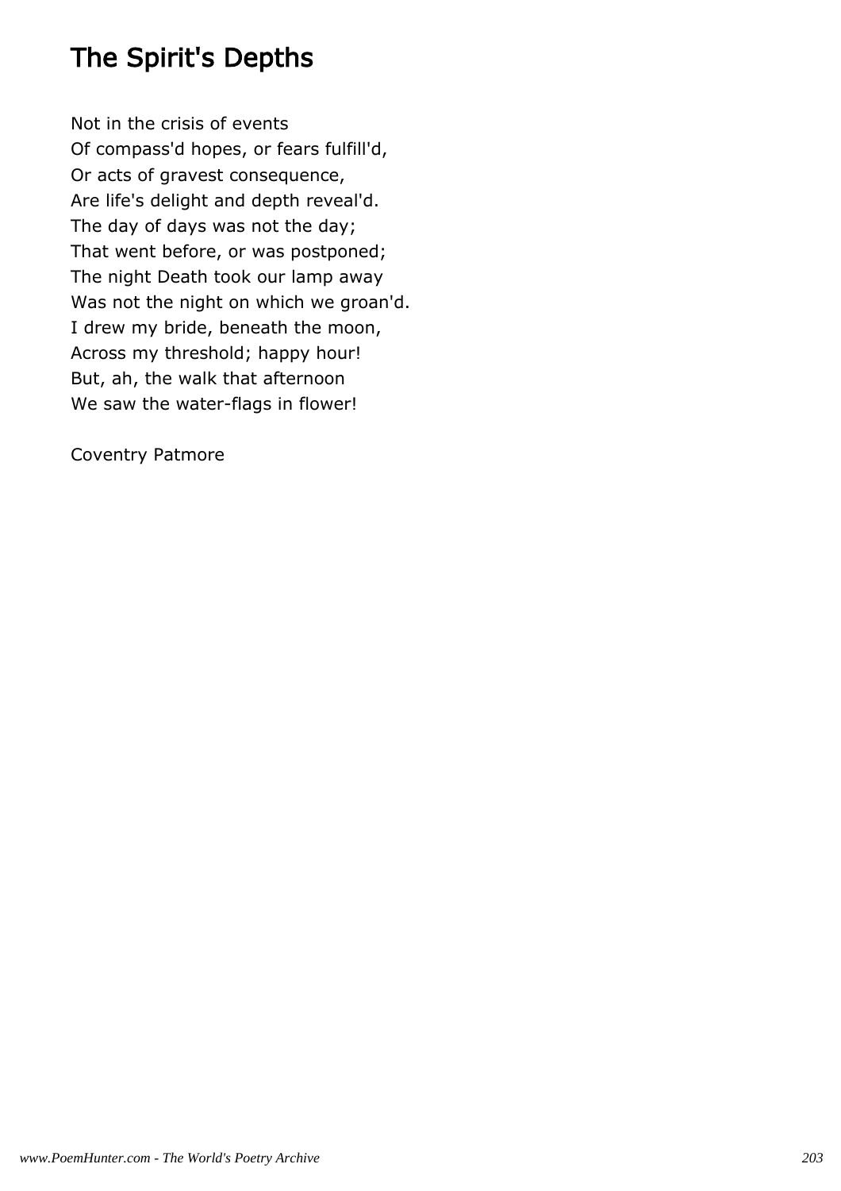# The Spirit's Depths

Not in the crisis of events  
Of compass'd hopes, or fears fulfill'd,  
Or acts of gravest consequence,  
Are life's delight and depth reveal'd.  
The day of days was not the day;  
That went before, or was postponed;  
The night Death took our lamp away  
Was not the night on which we groan'd.  
I drew my bride, beneath the moon,  
Across my threshold; happy hour!  
But, ah, the walk that afternoon  
We saw the water-flags in flower!

Coventry Patmore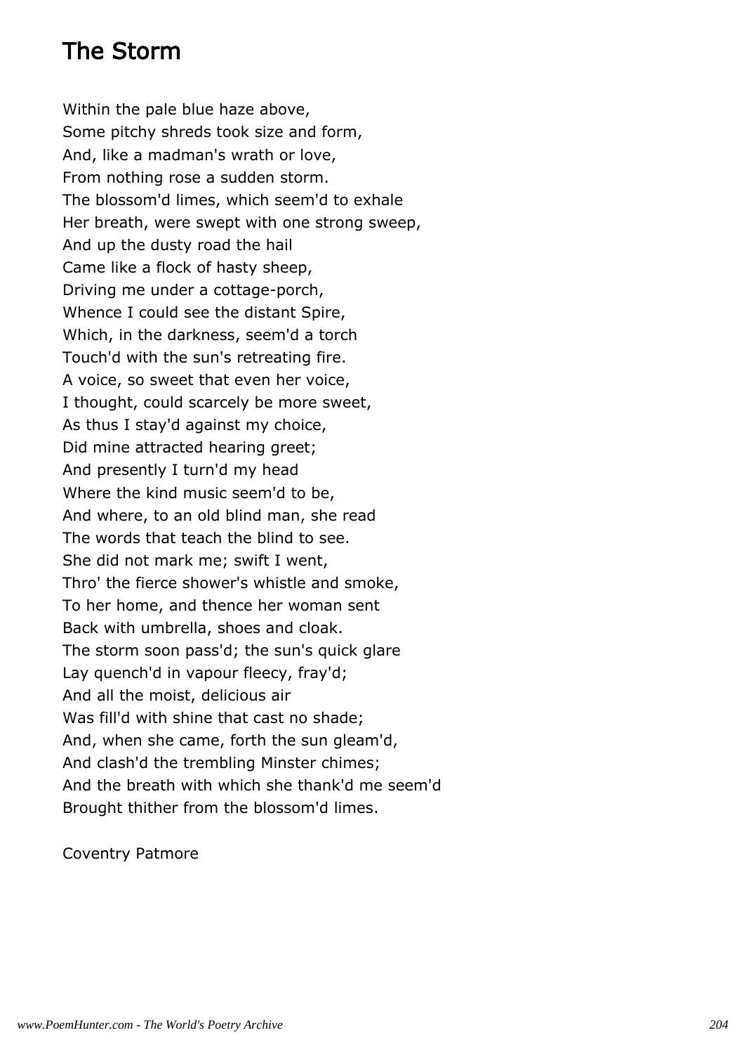# The Storm

Within the pale blue haze above,
Some pitchy shreds took size and form,
And, like a madman's wrath or love,
From nothing rose a sudden storm.
The blossom'd limes, which seem'd to exhale
Her breath, were swept with one strong sweep,
And up the dusty road the hail
Came like a flock of hasty sheep,
Driving me under a cottage-porch,
Whence I could see the distant Spire,
Which, in the darkness, seem'd a torch
Touch'd with the sun's retreating fire.
A voice, so sweet that even her voice,
I thought, could scarcely be more sweet,
As thus I stay'd against my choice,
Did mine attracted hearing greet;
And presently I turn'd my head
Where the kind music seem'd to be,
And where, to an old blind man, she read
The words that teach the blind to see.
She did not mark me; swift I went,
Thro' the fierce shower's whistle and smoke,
To her home, and thence her woman sent
Back with umbrella, shoes and cloak.
The storm soon pass'd; the sun's quick glare
Lay quench'd in vapour fleecy, fray'd;
And all the moist, delicious air
Was fill'd with shine that cast no shade;
And, when she came, forth the sun gleam'd,
And clash'd the trembling Minster chimes;
And the breath with which she thank'd me seem'd
Brought thither from the blossom'd limes.

Coventry Patmore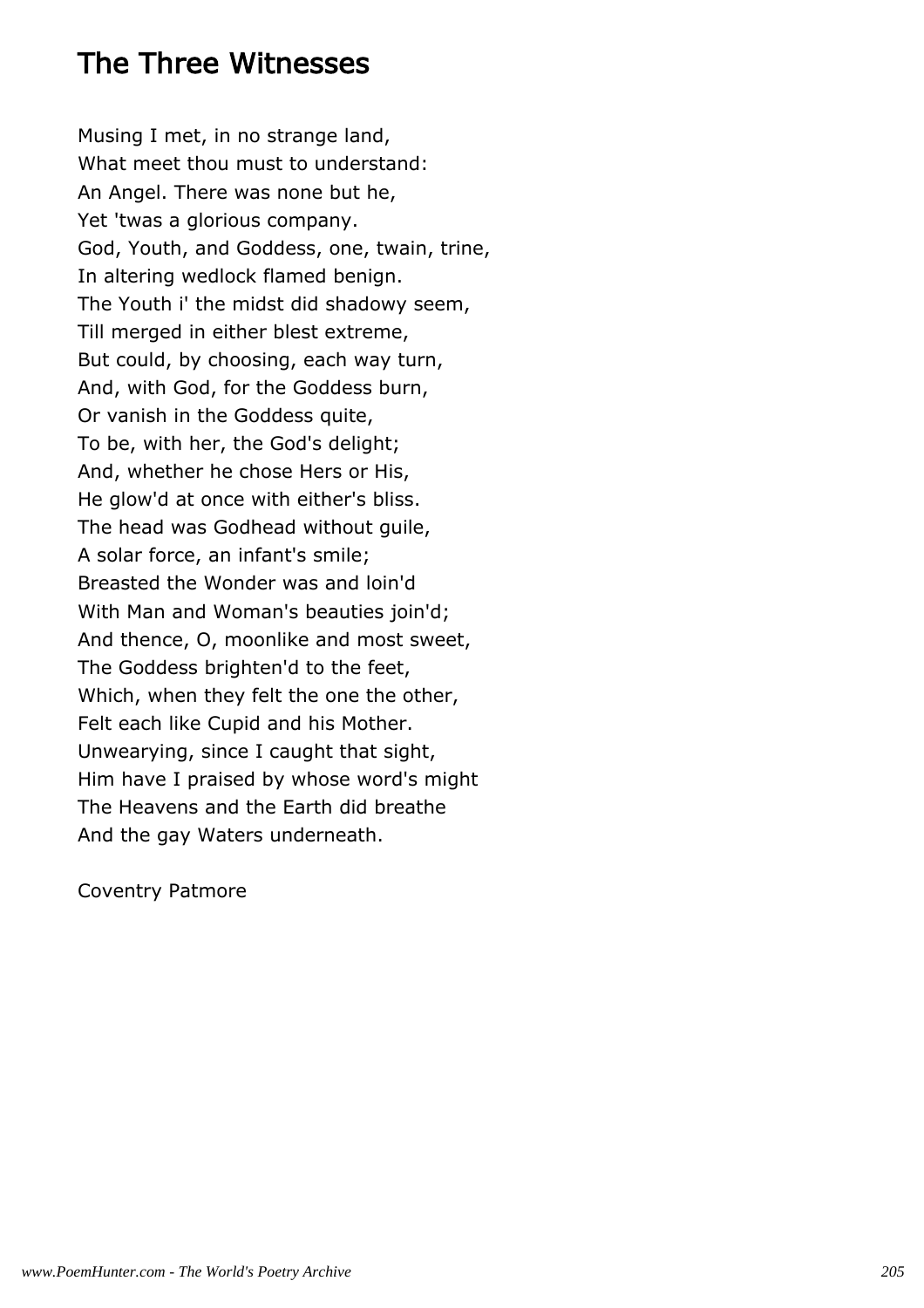# The Three Witnesses

Musing I met, in no strange land,  
What meet thou must to understand:  
An Angel. There was none but he,  
Yet 'twas a glorious company.  
God, Youth, and Goddess, one, twain, trine,  
In altering wedlock flamed benign.  
The Youth i' the midst did shadowy seem,  
Till merged in either blest extreme,  
But could, by choosing, each way turn,  
And, with God, for the Goddess burn,  
Or vanish in the Goddess quite,  
To be, with her, the God's delight;  
And, whether he chose Hers or His,  
He glow'd at once with either's bliss.  
The head was Godhead without guile,  
A solar force, an infant's smile;  
Breasted the Wonder was and loin'd  
With Man and Woman's beauties join'd;  
And thence, O, moonlike and most sweet,  
The Goddess brighten'd to the feet,  
Which, when they felt the one the other,  
Felt each like Cupid and his Mother.  
Unwearying, since I caught that sight,  
Him have I praised by whose word's might  
The Heavens and the Earth did breathe  
And the gay Waters underneath.

Coventry Patmore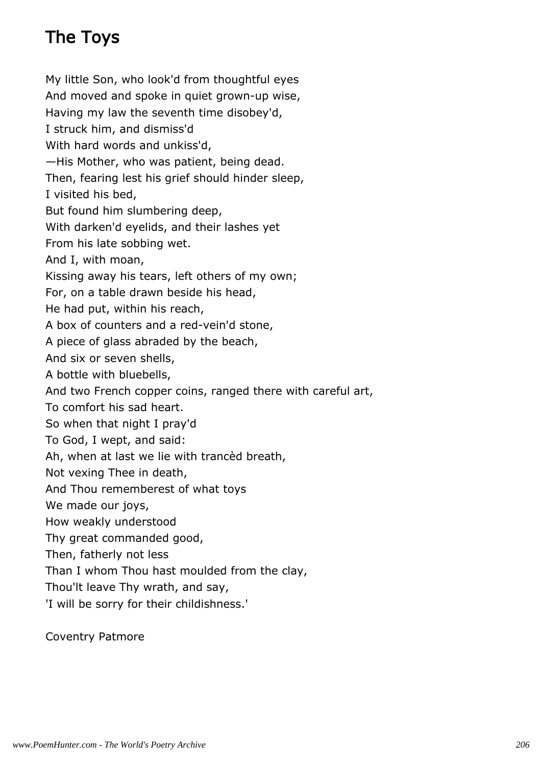# The Toys

My little Son, who look'd from thoughtful eyes
And moved and spoke in quiet grown-up wise,
Having my law the seventh time disobey'd,
I struck him, and dismiss'd
With hard words and unkiss'd,
—His Mother, who was patient, being dead.
Then, fearing lest his grief should hinder sleep,
I visited his bed,
But found him slumbering deep,
With darken'd eyelids, and their lashes yet
From his late sobbing wet.
And I, with moan,
Kissing away his tears, left others of my own;
For, on a table drawn beside his head,
He had put, within his reach,
A box of counters and a red-vein'd stone,
A piece of glass abraded by the beach,
And six or seven shells,
A bottle with bluebells,
And two French copper coins, ranged there with careful art,
To comfort his sad heart.
So when that night I pray'd
To God, I wept, and said:
Ah, when at last we lie with trancèd breath,
Not vexing Thee in death,
And Thou rememberest of what toys
We made our joys,
How weakly understood
Thy great commanded good,
Then, fatherly not less
Than I whom Thou hast moulded from the clay,
Thou'lt leave Thy wrath, and say,
'I will be sorry for their childishness.'

Coventry Patmore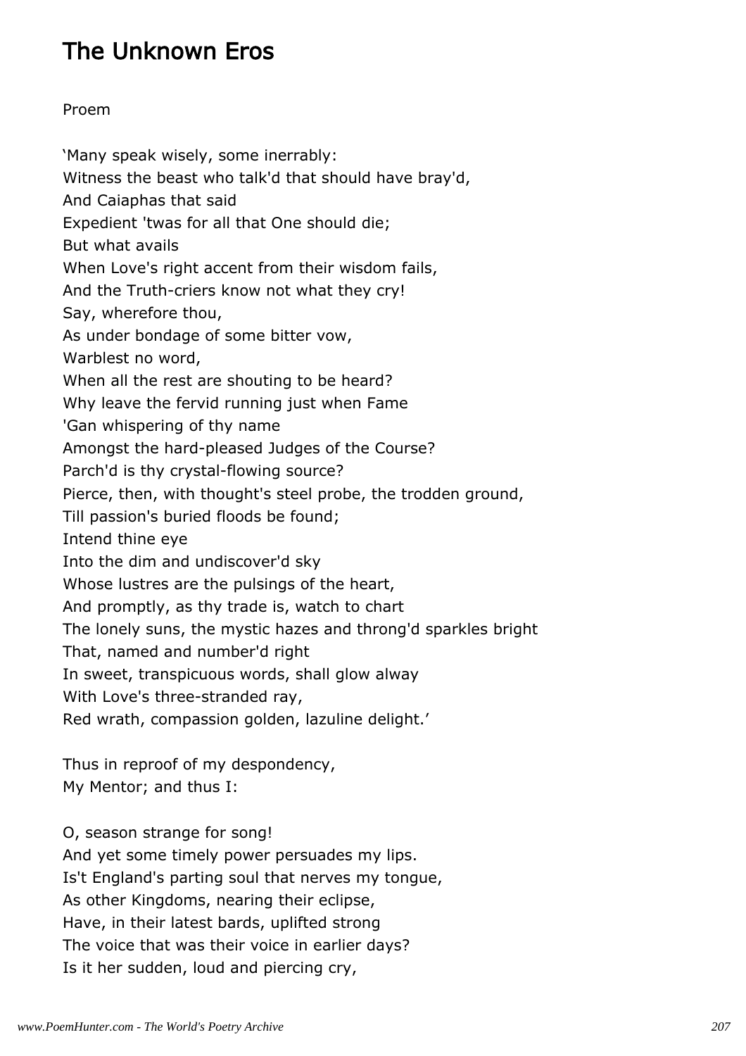# The Unknown Eros

Proem

'Many speak wisely, some inerrably:
Witness the beast who talk'd that should have bray'd,
And Caiaphas that said
Expedient 'twas for all that One should die;
But what avails
When Love's right accent from their wisdom fails,
And the Truth-criers know not what they cry!
Say, wherefore thou,
As under bondage of some bitter vow,
Warblest no word,
When all the rest are shouting to be heard?
Why leave the fervid running just when Fame
'Gan whispering of thy name
Amongst the hard-pleased Judges of the Course?
Parch'd is thy crystal-flowing source?
Pierce, then, with thought's steel probe, the trodden ground,
Till passion's buried floods be found;
Intend thine eye
Into the dim and undiscover'd sky
Whose lustres are the pulsings of the heart,
And promptly, as thy trade is, watch to chart
The lonely suns, the mystic hazes and throng'd sparkles bright
That, named and number'd right
In sweet, transpicuous words, shall glow alway
With Love's three-stranded ray,
Red wrath, compassion golden, lazuline delight.'

Thus in reproof of my despondency,
My Mentor; and thus I:

O, season strange for song!
And yet some timely power persuades my lips.
Is't England's parting soul that nerves my tongue,
As other Kingdoms, nearing their eclipse,
Have, in their latest bards, uplifted strong
The voice that was their voice in earlier days?
Is it her sudden, loud and piercing cry,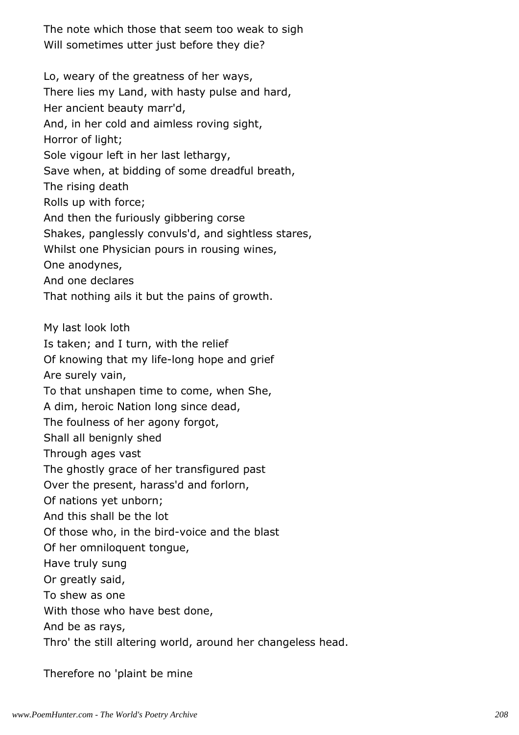The note which those that seem too weak to sigh
Will sometimes utter just before they die?

Lo, weary of the greatness of her ways,
There lies my Land, with hasty pulse and hard,
Her ancient beauty marr'd,
And, in her cold and aimless roving sight,
Horror of light;
Sole vigour left in her last lethargy,
Save when, at bidding of some dreadful breath,
The rising death
Rolls up with force;
And then the furiously gibbering corse
Shakes, panglessly convuls'd, and sightless stares,
Whilst one Physician pours in rousing wines,
One anodynes,
And one declares
That nothing ails it but the pains of growth.

My last look loth
Is taken; and I turn, with the relief
Of knowing that my life-long hope and grief
Are surely vain,
To that unshapen time to come, when She,
A dim, heroic Nation long since dead,
The foulness of her agony forgot,
Shall all benignly shed
Through ages vast
The ghostly grace of her transfigured past
Over the present, harass'd and forlorn,
Of nations yet unborn;
And this shall be the lot
Of those who, in the bird-voice and the blast
Of her omniloquent tongue,
Have truly sung
Or greatly said,
To shew as one
With those who have best done,
And be as rays,
Thro' the still altering world, around her changeless head.

Therefore no 'plaint be mine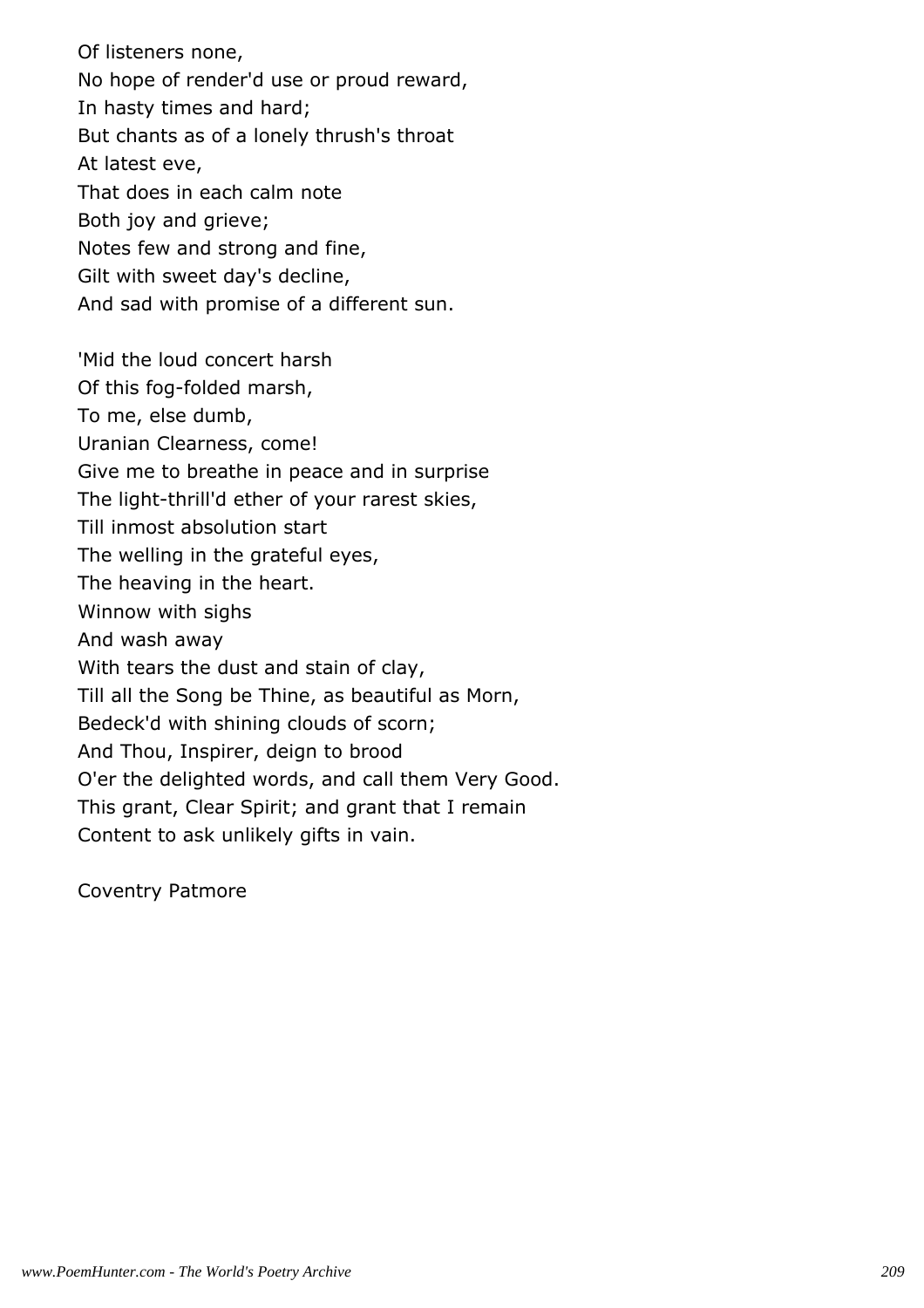Of listeners none,
No hope of render'd use or proud reward,
In hasty times and hard;
But chants as of a lonely thrush's throat
At latest eve,
That does in each calm note
Both joy and grieve;
Notes few and strong and fine,
Gilt with sweet day's decline,
And sad with promise of a different sun.

'Mid the loud concert harsh
Of this fog-folded marsh,
To me, else dumb,
Uranian Clearness, come!
Give me to breathe in peace and in surprise
The light-thrill'd ether of your rarest skies,
Till inmost absolution start
The welling in the grateful eyes,
The heaving in the heart.
Winnow with sighs
And wash away
With tears the dust and stain of clay,
Till all the Song be Thine, as beautiful as Morn,
Bedeck'd with shining clouds of scorn;
And Thou, Inspirer, deign to brood
O'er the delighted words, and call them Very Good.
This grant, Clear Spirit; and grant that I remain
Content to ask unlikely gifts in vain.

Coventry Patmore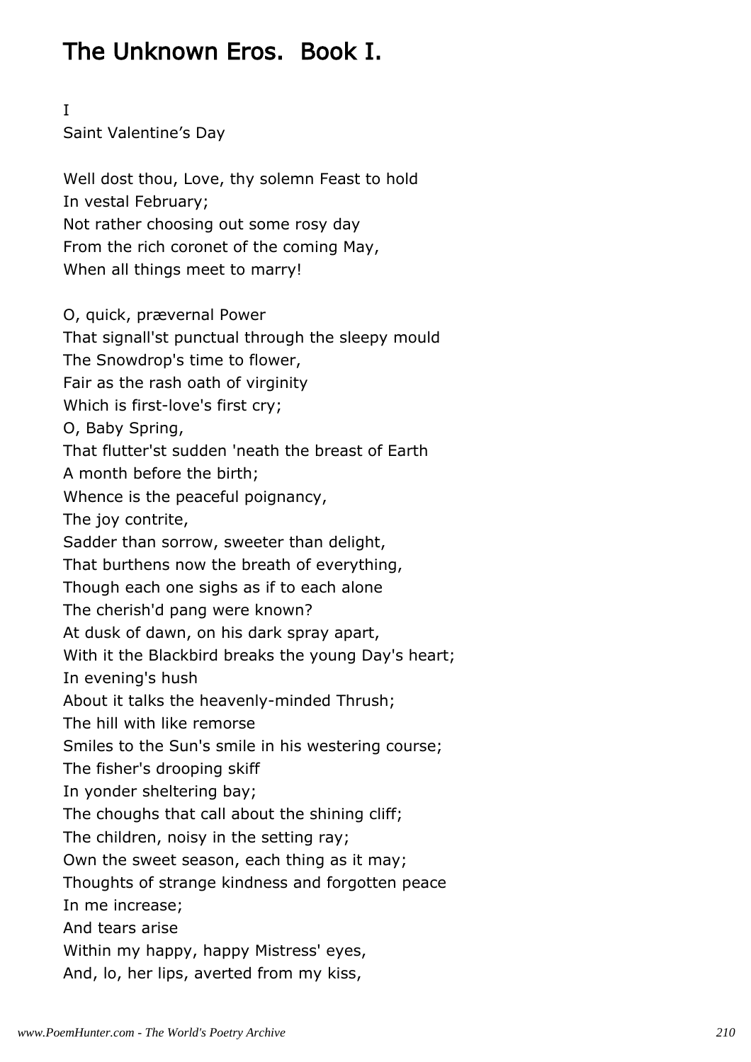# The Unknown Eros. Book I.

I

Saint Valentine's Day

Well dost thou, Love, thy solemn Feast to hold  
In vestal February;  
Not rather choosing out some rosy day  
From the rich coronet of the coming May,  
When all things meet to marry!

O, quick, prævernal Power  
That signall'st punctual through the sleepy mould  
The Snowdrop's time to flower,  
Fair as the rash oath of virginity  
Which is first-love's first cry;  
O, Baby Spring,  
That flutter'st sudden 'neath the breast of Earth  
A month before the birth;  
Whence is the peaceful poignancy,  
The joy contrite,  
Sadder than sorrow, sweeter than delight,  
That burthens now the breath of everything,  
Though each one sighs as if to each alone  
The cherish'd pang were known?  
At dusk of dawn, on his dark spray apart,  
With it the Blackbird breaks the young Day's heart;  
In evening's hush  
About it talks the heavenly-minded Thrush;  
The hill with like remorse  
Smiles to the Sun's smile in his westering course;  
The fisher's drooping skiff  
In yonder sheltering bay;  
The choughs that call about the shining cliff;  
The children, noisy in the setting ray;  
Own the sweet season, each thing as it may;  
Thoughts of strange kindness and forgotten peace  
In me increase;  
And tears arise  
Within my happy, happy Mistress' eyes,  
And, lo, her lips, averted from my kiss,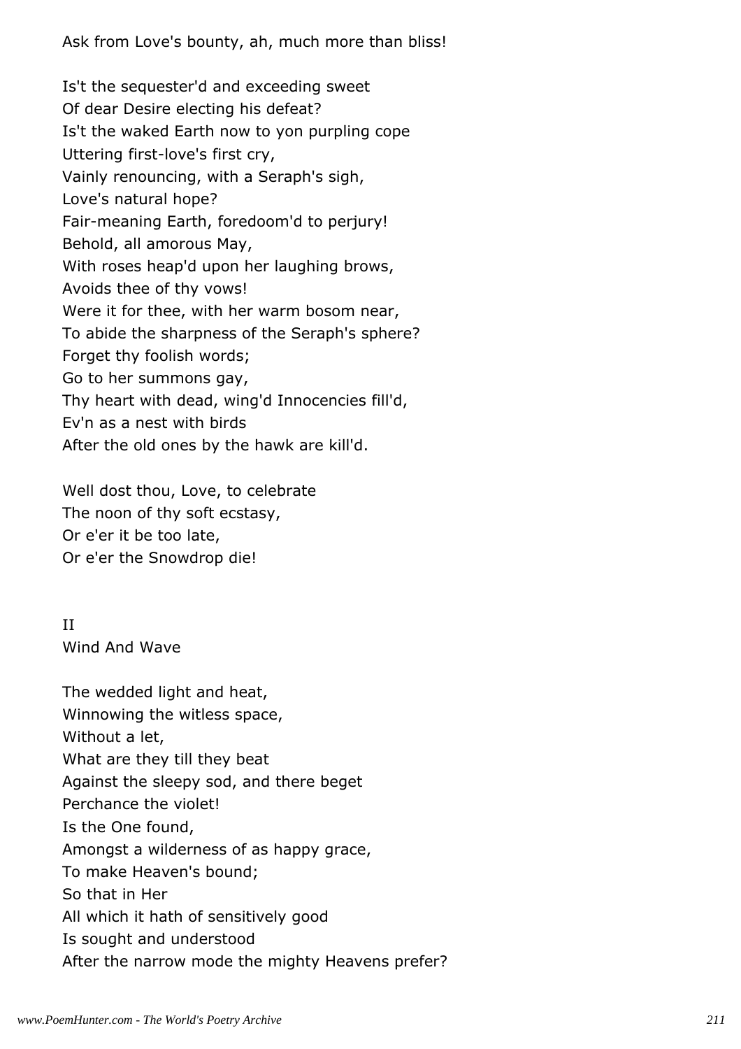Ask from Love's bounty, ah, much more than bliss!

Is't the sequester'd and exceeding sweet  
Of dear Desire electing his defeat?  
Is't the waked Earth now to yon purpling cope  
Uttering first-love's first cry,  
Vainly renouncing, with a Seraph's sigh,  
Love's natural hope?  
Fair-meaning Earth, foredoom'd to perjury!  
Behold, all amorous May,  
With roses heap'd upon her laughing brows,  
Avoids thee of thy vows!  
Were it for thee, with her warm bosom near,  
To abide the sharpness of the Seraph's sphere?  
Forget thy foolish words;  
Go to her summons gay,  
Thy heart with dead, wing'd Innocencies fill'd,  
Ev'n as a nest with birds  
After the old ones by the hawk are kill'd.

Well dost thou, Love, to celebrate  
The noon of thy soft ecstasy,  
Or e'er it be too late,  
Or e'er the Snowdrop die!

## II
## Wind And Wave

The wedded light and heat,  
Winnowing the witless space,  
Without a let,  
What are they till they beat  
Against the sleepy sod, and there beget  
Perchance the violet!  
Is the One found,  
Amongst a wilderness of as happy grace,  
To make Heaven's bound;  
So that in Her  
All which it hath of sensitively good  
Is sought and understood  
After the narrow mode the mighty Heavens prefer?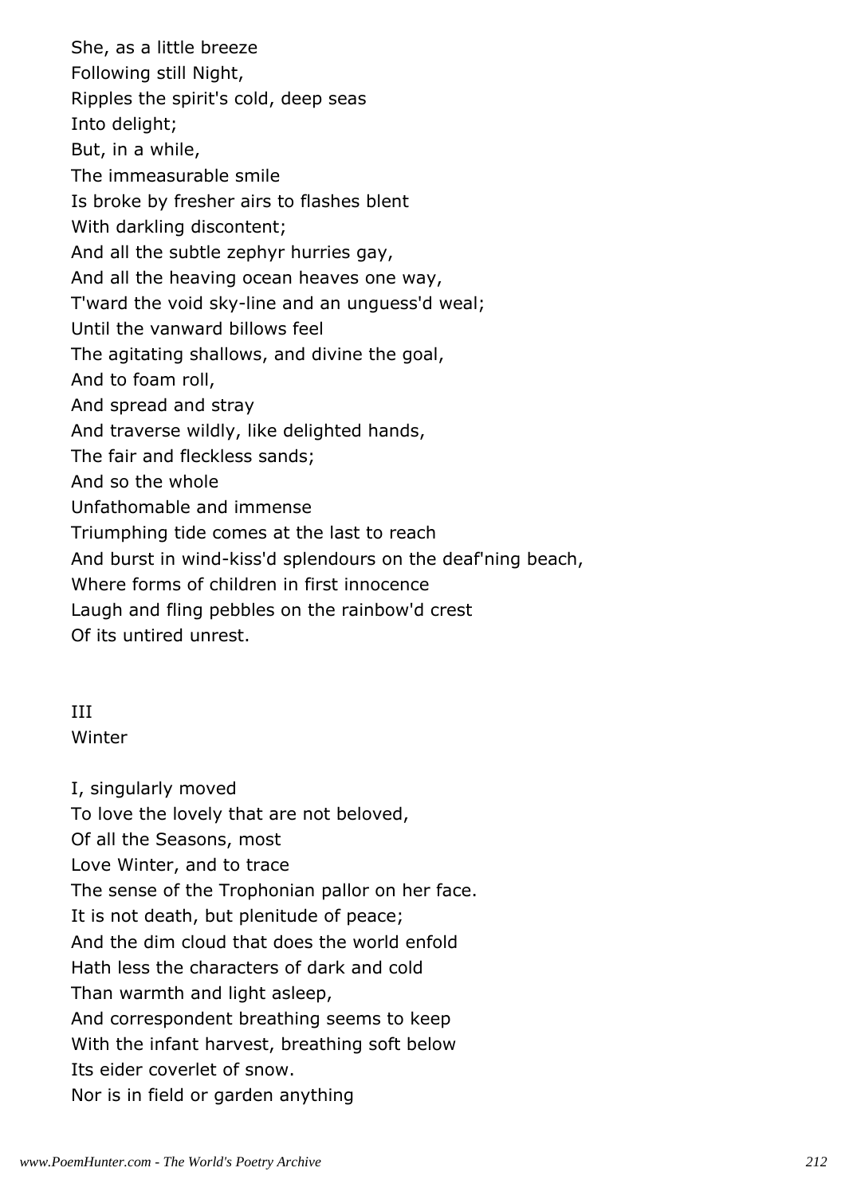She, as a little breeze  
Following still Night,  
Ripples the spirit's cold, deep seas  
Into delight;  
But, in a while,  
The immeasurable smile  
Is broke by fresher airs to flashes blent  
With darkling discontent;  
And all the subtle zephyr hurries gay,  
And all the heaving ocean heaves one way,  
T'ward the void sky-line and an unguess'd weal;  
Until the vanward billows feel  
The agitating shallows, and divine the goal,  
And to foam roll,  
And spread and stray  
And traverse wildly, like delighted hands,  
The fair and fleckless sands;  
And so the whole  
Unfathomable and immense  
Triumphing tide comes at the last to reach  
And burst in wind-kiss'd splendours on the deaf'ning beach,  
Where forms of children in first innocence  
Laugh and fling pebbles on the rainbow'd crest  
Of its untired unrest.

## III
## Winter

I, singularly moved  
To love the lovely that are not beloved,  
Of all the Seasons, most  
Love Winter, and to trace  
The sense of the Trophonian pallor on her face.  
It is not death, but plenitude of peace;  
And the dim cloud that does the world enfold  
Hath less the characters of dark and cold  
Than warmth and light asleep,  
And correspondent breathing seems to keep  
With the infant harvest, breathing soft below  
Its eider coverlet of snow.  
Nor is in field or garden anything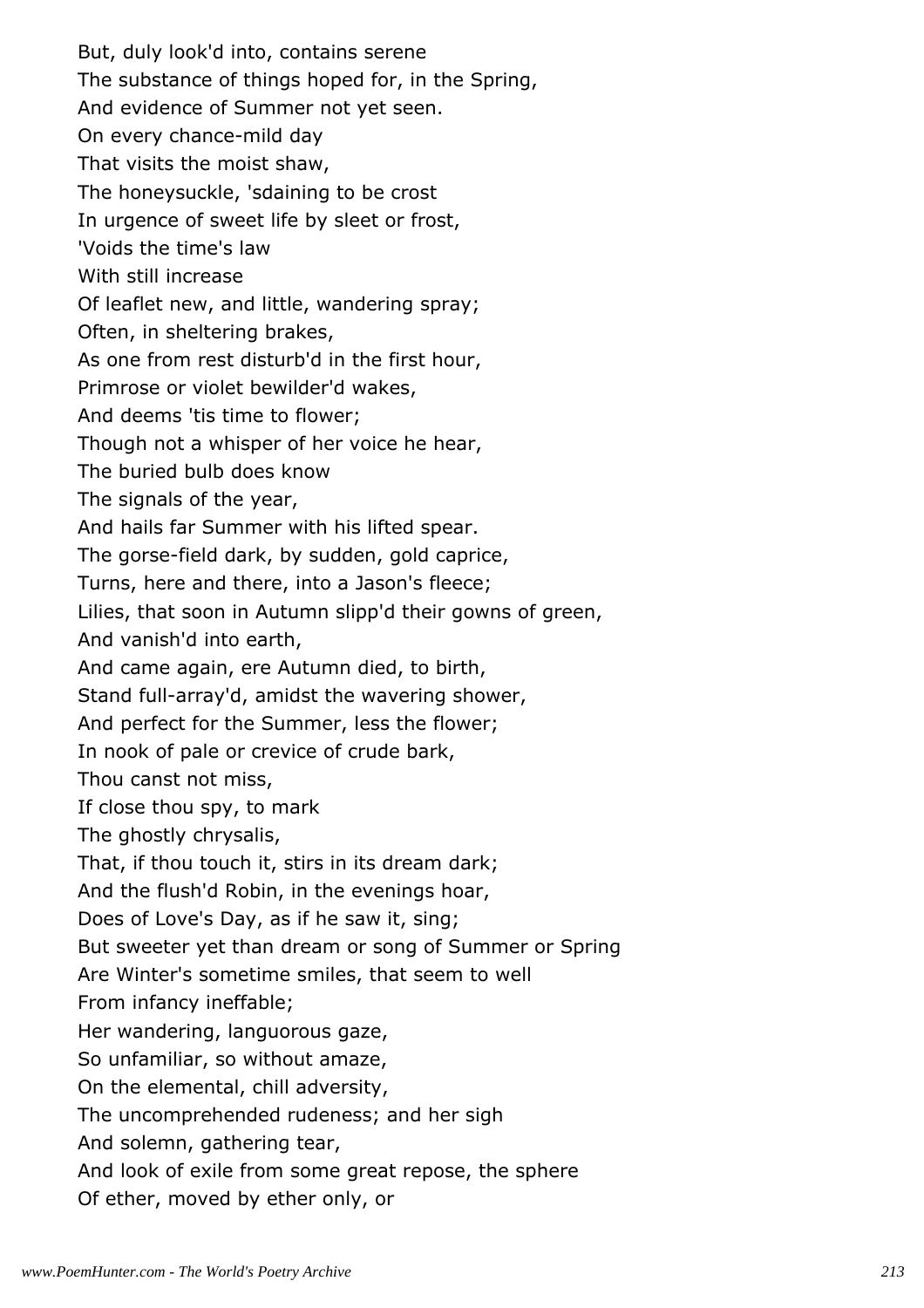But, duly look'd into, contains serene
The substance of things hoped for, in the Spring,
And evidence of Summer not yet seen.
On every chance-mild day
That visits the moist shaw,
The honeysuckle, 'sdaining to be crost
In urgence of sweet life by sleet or frost,
'Voids the time's law
With still increase
Of leaflet new, and little, wandering spray;
Often, in sheltering brakes,
As one from rest disturb'd in the first hour,
Primrose or violet bewilder'd wakes,
And deems 'tis time to flower;
Though not a whisper of her voice he hear,
The buried bulb does know
The signals of the year,
And hails far Summer with his lifted spear.
The gorse-field dark, by sudden, gold caprice,
Turns, here and there, into a Jason's fleece;
Lilies, that soon in Autumn slipp'd their gowns of green,
And vanish'd into earth,
And came again, ere Autumn died, to birth,
Stand full-array'd, amidst the wavering shower,
And perfect for the Summer, less the flower;
In nook of pale or crevice of crude bark,
Thou canst not miss,
If close thou spy, to mark
The ghostly chrysalis,
That, if thou touch it, stirs in its dream dark;
And the flush'd Robin, in the evenings hoar,
Does of Love's Day, as if he saw it, sing;
But sweeter yet than dream or song of Summer or Spring
Are Winter's sometime smiles, that seem to well
From infancy ineffable;
Her wandering, languorous gaze,
So unfamiliar, so without amaze,
On the elemental, chill adversity,
The uncomprehended rudeness; and her sigh
And solemn, gathering tear,
And look of exile from some great repose, the sphere
Of ether, moved by ether only, or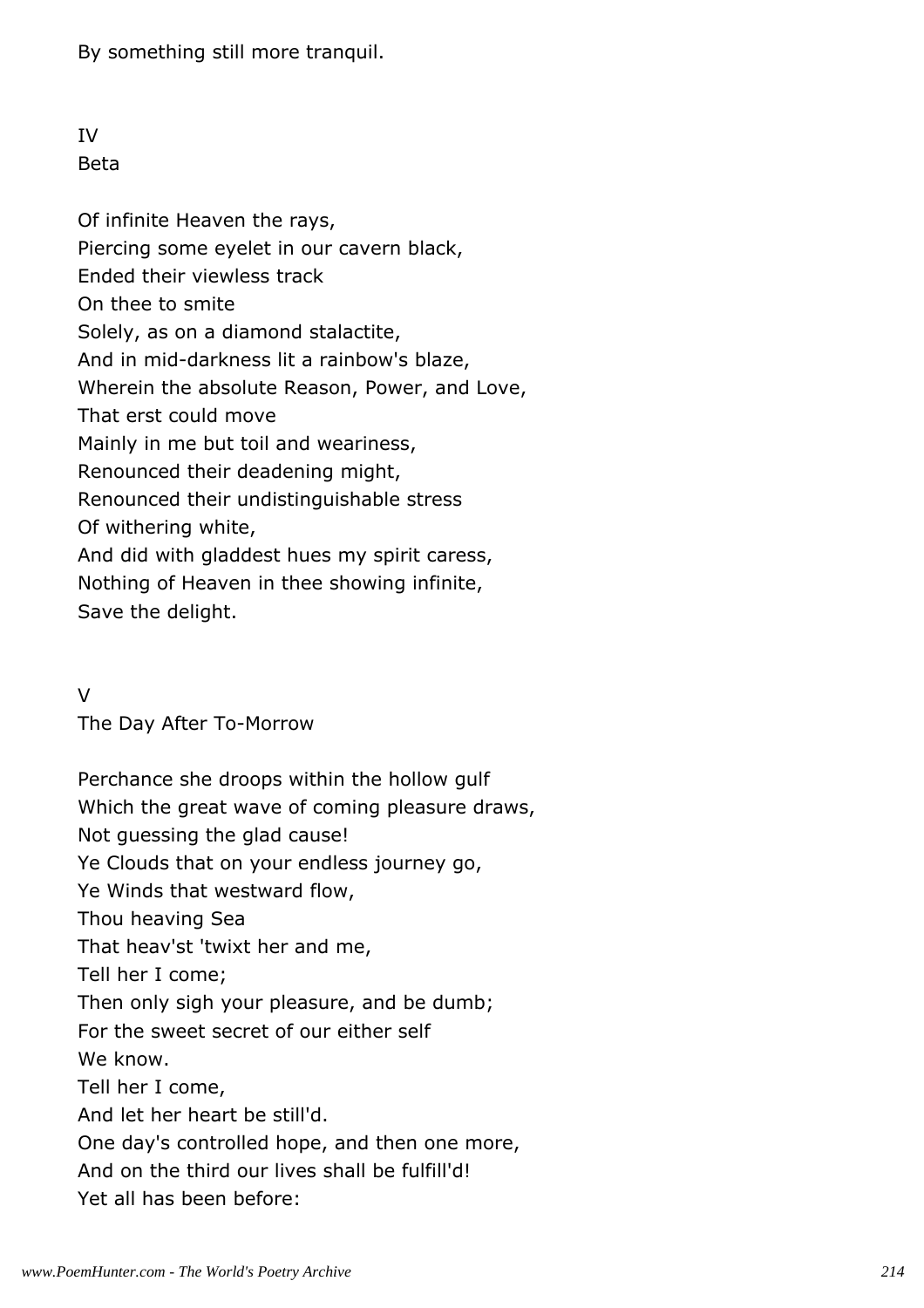By something still more tranquil.

## IV
## Beta

Of infinite Heaven the rays,  
Piercing some eyelet in our cavern black,  
Ended their viewless track  
On thee to smite  
Solely, as on a diamond stalactite,  
And in mid-darkness lit a rainbow's blaze,  
Wherein the absolute Reason, Power, and Love,  
That erst could move  
Mainly in me but toil and weariness,  
Renounced their deadening might,  
Renounced their undistinguishable stress  
Of withering white,  
And did with gladdest hues my spirit caress,  
Nothing of Heaven in thee showing infinite,  
Save the delight.

## V
## The Day After To-Morrow

Perchance she droops within the hollow gulf  
Which the great wave of coming pleasure draws,  
Not guessing the glad cause!  
Ye Clouds that on your endless journey go,  
Ye Winds that westward flow,  
Thou heaving Sea  
That heav'st 'twixt her and me,  
Tell her I come;  
Then only sigh your pleasure, and be dumb;  
For the sweet secret of our either self  
We know.  
Tell her I come,  
And let her heart be still'd.  
One day's controlled hope, and then one more,  
And on the third our lives shall be fulfill'd!  
Yet all has been before: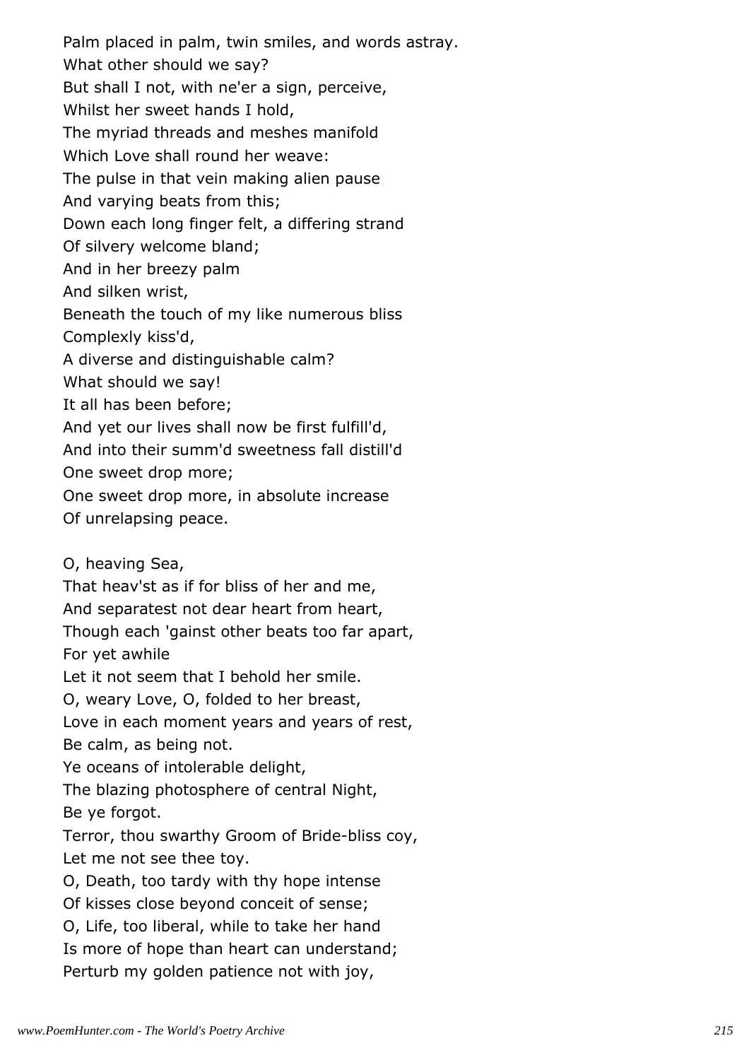Palm placed in palm, twin smiles, and words astray.
What other should we say?
But shall I not, with ne'er a sign, perceive,
Whilst her sweet hands I hold,
The myriad threads and meshes manifold
Which Love shall round her weave:
The pulse in that vein making alien pause
And varying beats from this;
Down each long finger felt, a differing strand
Of silvery welcome bland;
And in her breezy palm
And silken wrist,
Beneath the touch of my like numerous bliss
Complexly kiss'd,
A diverse and distinguishable calm?
What should we say!
It all has been before;
And yet our lives shall now be first fulfill'd,
And into their summ'd sweetness fall distill'd
One sweet drop more;
One sweet drop more, in absolute increase
Of unrelapsing peace.

O, heaving Sea,
That heav'st as if for bliss of her and me,
And separatest not dear heart from heart,
Though each 'gainst other beats too far apart,
For yet awhile
Let it not seem that I behold her smile.
O, weary Love, O, folded to her breast,
Love in each moment years and years of rest,
Be calm, as being not.
Ye oceans of intolerable delight,
The blazing photosphere of central Night,
Be ye forgot.
Terror, thou swarthy Groom of Bride-bliss coy,
Let me not see thee toy.
O, Death, too tardy with thy hope intense
Of kisses close beyond conceit of sense;
O, Life, too liberal, while to take her hand
Is more of hope than heart can understand;
Perturb my golden patience not with joy,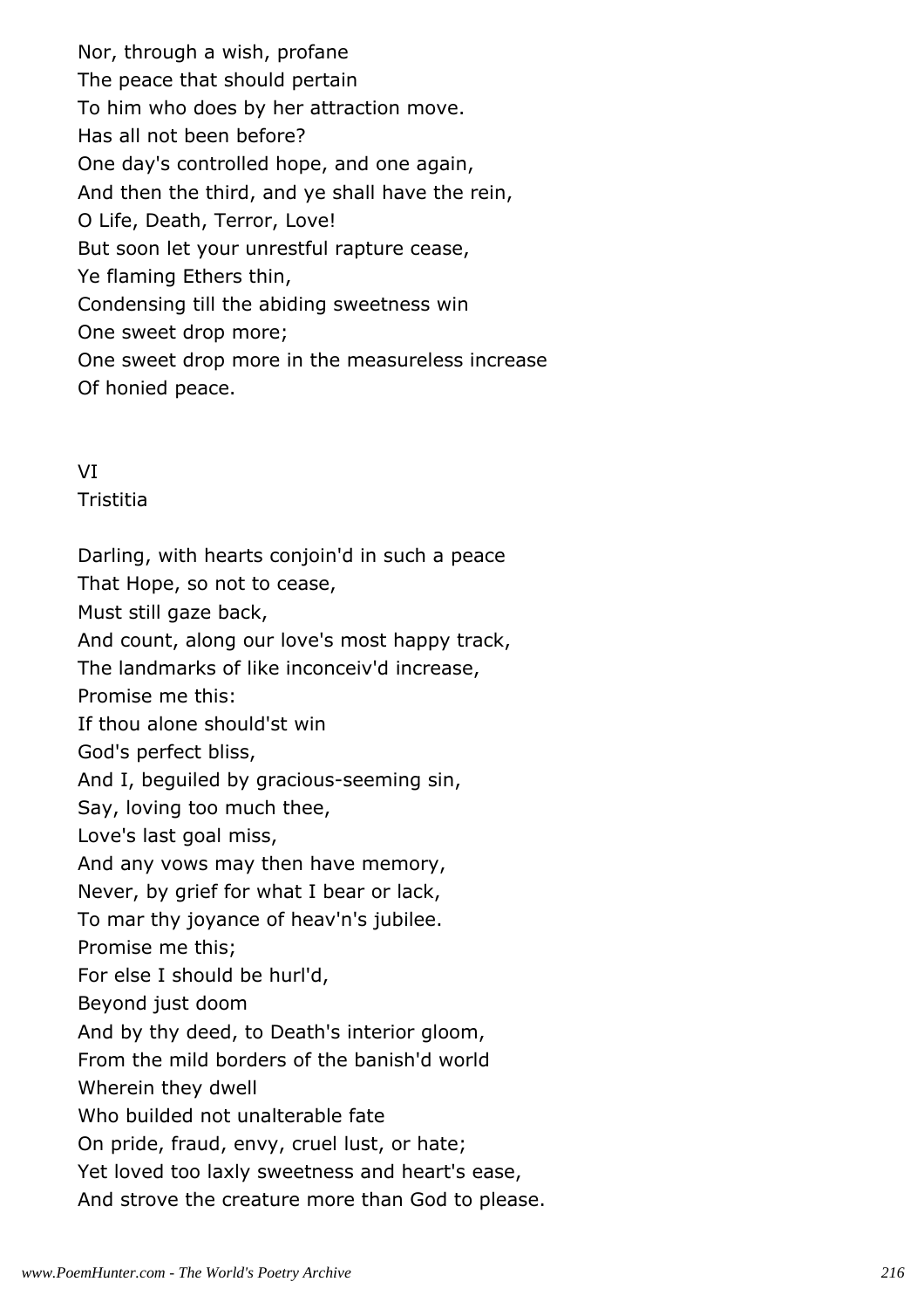Nor, through a wish, profane
The peace that should pertain
To him who does by her attraction move.
Has all not been before?
One day's controlled hope, and one again,
And then the third, and ye shall have the rein,
O Life, Death, Terror, Love!
But soon let your unrestful rapture cease,
Ye flaming Ethers thin,
Condensing till the abiding sweetness win
One sweet drop more;
One sweet drop more in the measureless increase
Of honied peace.

## VI
### Tristitia

Darling, with hearts conjoin'd in such a peace
That Hope, so not to cease,
Must still gaze back,
And count, along our love's most happy track,
The landmarks of like inconceiv'd increase,
Promise me this:
If thou alone should'st win
God's perfect bliss,
And I, beguiled by gracious-seeming sin,
Say, loving too much thee,
Love's last goal miss,
And any vows may then have memory,
Never, by grief for what I bear or lack,
To mar thy joyance of heav'n's jubilee.
Promise me this;
For else I should be hurl'd,
Beyond just doom
And by thy deed, to Death's interior gloom,
From the mild borders of the banish'd world
Wherein they dwell
Who builded not unalterable fate
On pride, fraud, envy, cruel lust, or hate;
Yet loved too laxly sweetness and heart's ease,
And strove the creature more than God to please.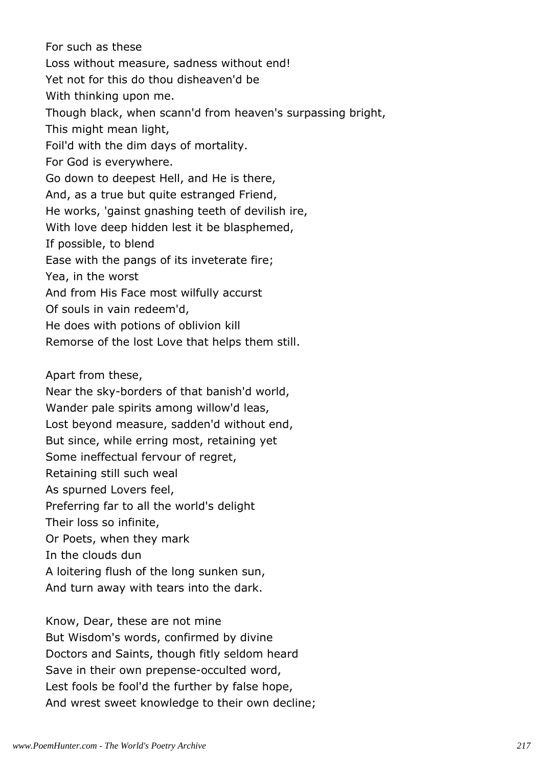For such as these
Loss without measure, sadness without end!
Yet not for this do thou disheaven'd be
With thinking upon me.
Though black, when scann'd from heaven's surpassing bright,
This might mean light,
Foil'd with the dim days of mortality.
For God is everywhere.
Go down to deepest Hell, and He is there,
And, as a true but quite estranged Friend,
He works, 'gainst gnashing teeth of devilish ire,
With love deep hidden lest it be blasphemed,
If possible, to blend
Ease with the pangs of its inveterate fire;
Yea, in the worst
And from His Face most wilfully accurst
Of souls in vain redeem'd,
He does with potions of oblivion kill
Remorse of the lost Love that helps them still.

Apart from these,
Near the sky-borders of that banish'd world,
Wander pale spirits among willow'd leas,
Lost beyond measure, sadden'd without end,
But since, while erring most, retaining yet
Some ineffectual fervour of regret,
Retaining still such weal
As spurned Lovers feel,
Preferring far to all the world's delight
Their loss so infinite,
Or Poets, when they mark
In the clouds dun
A loitering flush of the long sunken sun,
And turn away with tears into the dark.

Know, Dear, these are not mine
But Wisdom's words, confirmed by divine
Doctors and Saints, though fitly seldom heard
Save in their own prepense-occulted word,
Lest fools be fool'd the further by false hope,
And wrest sweet knowledge to their own decline;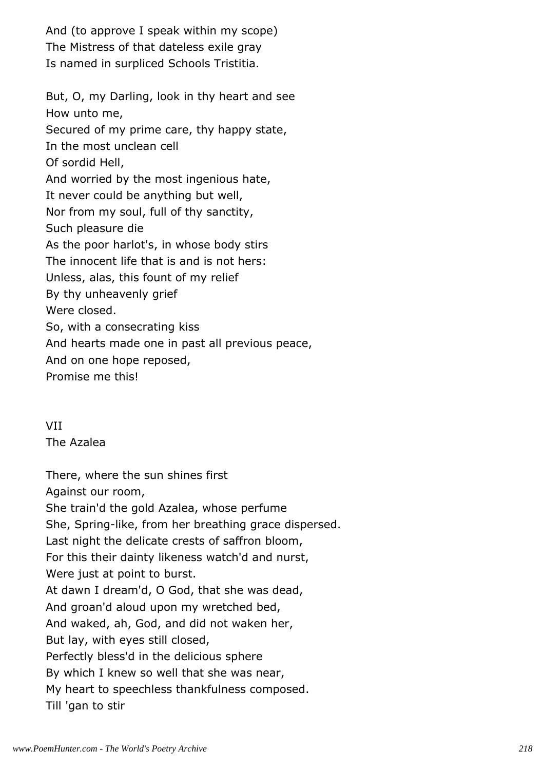And (to approve I speak within my scope)  
The Mistress of that dateless exile gray  
Is named in surpliced Schools Tristitia.

But, O, my Darling, look in thy heart and see  
How unto me,  
Secured of my prime care, thy happy state,  
In the most unclean cell  
Of sordid Hell,  
And worried by the most ingenious hate,  
It never could be anything but well,  
Nor from my soul, full of thy sanctity,  
Such pleasure die  
As the poor harlot's, in whose body stirs  
The innocent life that is and is not hers:  
Unless, alas, this fount of my relief  
By thy unheavenly grief  
Were closed.  
So, with a consecrating kiss  
And hearts made one in past all previous peace,  
And on one hope reposed,  
Promise me this!

## VII
## The Azalea

There, where the sun shines first  
Against our room,  
She train'd the gold Azalea, whose perfume  
She, Spring-like, from her breathing grace dispersed.  
Last night the delicate crests of saffron bloom,  
For this their dainty likeness watch'd and nurst,  
Were just at point to burst.  
At dawn I dream'd, O God, that she was dead,  
And groan'd aloud upon my wretched bed,  
And waked, ah, God, and did not waken her,  
But lay, with eyes still closed,  
Perfectly bless'd in the delicious sphere  
By which I knew so well that she was near,  
My heart to speechless thankfulness composed.  
Till 'gan to stir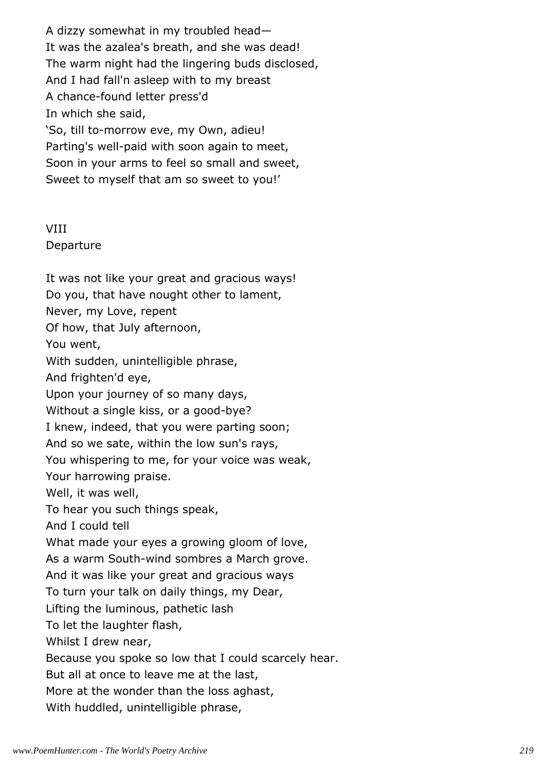A dizzy somewhat in my troubled head—
It was the azalea's breath, and she was dead!
The warm night had the lingering buds disclosed,
And I had fall'n asleep with to my breast
A chance-found letter press'd
In which she said,
'So, till to-morrow eve, my Own, adieu!
Parting's well-paid with soon again to meet,
Soon in your arms to feel so small and sweet,
Sweet to myself that am so sweet to you!'

## VIII
## Departure

It was not like your great and gracious ways!
Do you, that have nought other to lament,
Never, my Love, repent
Of how, that July afternoon,
You went,
With sudden, unintelligible phrase,
And frighten'd eye,
Upon your journey of so many days,
Without a single kiss, or a good-bye?
I knew, indeed, that you were parting soon;
And so we sate, within the low sun's rays,
You whispering to me, for your voice was weak,
Your harrowing praise.
Well, it was well,
To hear you such things speak,
And I could tell
What made your eyes a growing gloom of love,
As a warm South-wind sombres a March grove.
And it was like your great and gracious ways
To turn your talk on daily things, my Dear,
Lifting the luminous, pathetic lash
To let the laughter flash,
Whilst I drew near,
Because you spoke so low that I could scarcely hear.
But all at once to leave me at the last,
More at the wonder than the loss aghast,
With huddled, unintelligible phrase,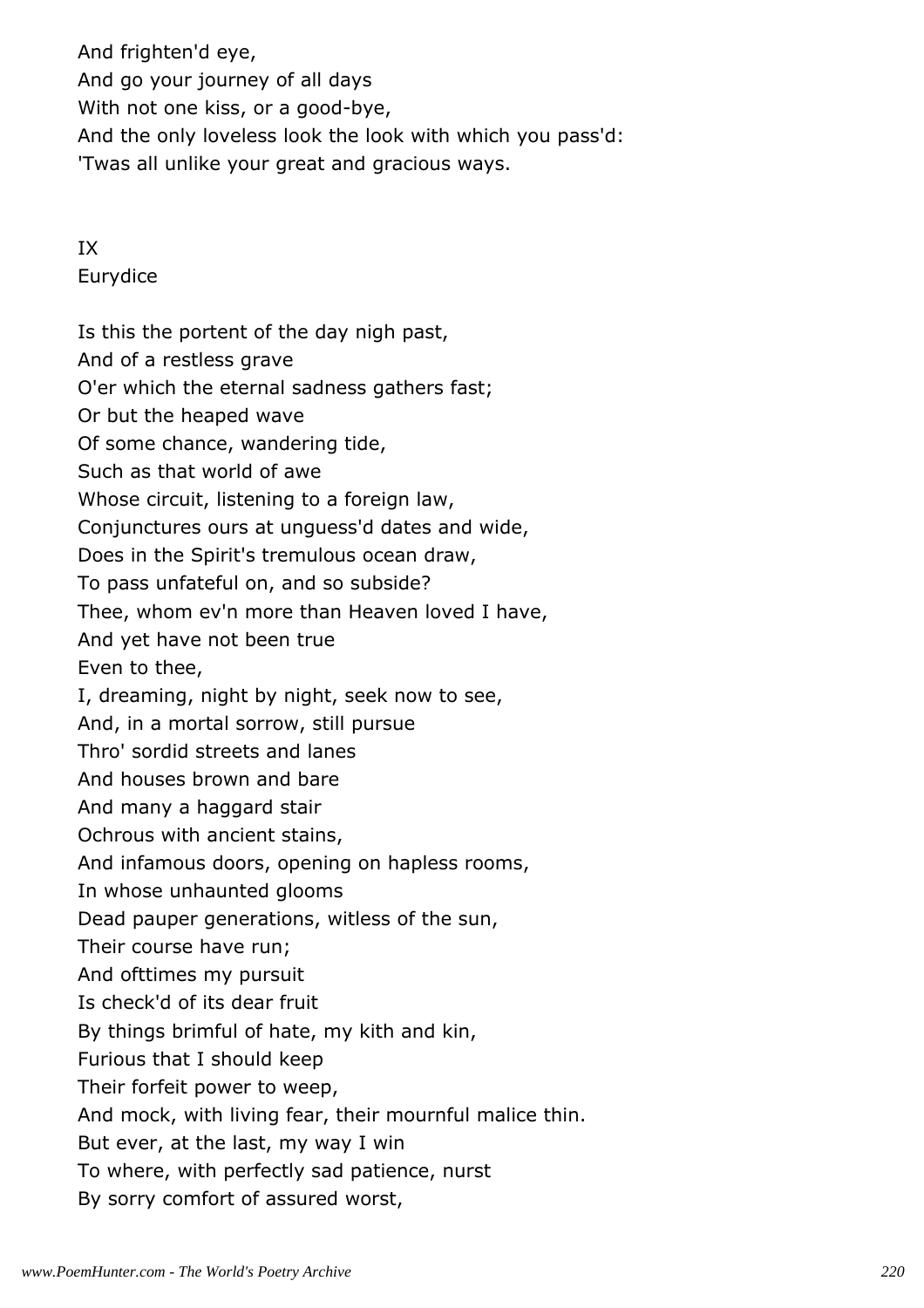And frighten'd eye,  
And go your journey of all days  
With not one kiss, or a good-bye,  
And the only loveless look the look with which you pass'd:  
'Twas all unlike your great and gracious ways.

IX  
Eurydice

Is this the portent of the day nigh past,  
And of a restless grave  
O'er which the eternal sadness gathers fast;  
Or but the heaped wave  
Of some chance, wandering tide,  
Such as that world of awe  
Whose circuit, listening to a foreign law,  
Conjunctures ours at unguess'd dates and wide,  
Does in the Spirit's tremulous ocean draw,  
To pass unfateful on, and so subside?  
Thee, whom ev'n more than Heaven loved I have,  
And yet have not been true  
Even to thee,  
I, dreaming, night by night, seek now to see,  
And, in a mortal sorrow, still pursue  
Thro' sordid streets and lanes  
And houses brown and bare  
And many a haggard stair  
Ochrous with ancient stains,  
And infamous doors, opening on hapless rooms,  
In whose unhaunted glooms  
Dead pauper generations, witless of the sun,  
Their course have run;  
And ofttimes my pursuit  
Is check'd of its dear fruit  
By things brimful of hate, my kith and kin,  
Furious that I should keep  
Their forfeit power to weep,  
And mock, with living fear, their mournful malice thin.  
But ever, at the last, my way I win  
To where, with perfectly sad patience, nurst  
By sorry comfort of assured worst,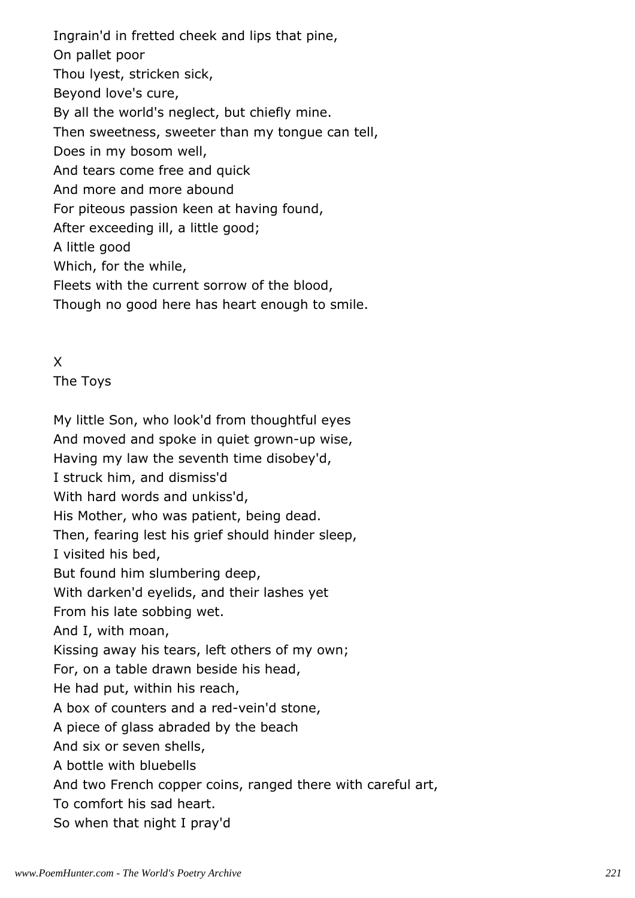Ingrain'd in fretted cheek and lips that pine,  
On pallet poor  
Thou lyest, stricken sick,  
Beyond love's cure,  
By all the world's neglect, but chiefly mine.  
Then sweetness, sweeter than my tongue can tell,  
Does in my bosom well,  
And tears come free and quick  
And more and more abound  
For piteous passion keen at having found,  
After exceeding ill, a little good;  
A little good  
Which, for the while,  
Fleets with the current sorrow of the blood,  
Though no good here has heart enough to smile.

## X
## The Toys

My little Son, who look'd from thoughtful eyes  
And moved and spoke in quiet grown-up wise,  
Having my law the seventh time disobey'd,  
I struck him, and dismiss'd  
With hard words and unkiss'd,  
His Mother, who was patient, being dead.  
Then, fearing lest his grief should hinder sleep,  
I visited his bed,  
But found him slumbering deep,  
With darken'd eyelids, and their lashes yet  
From his late sobbing wet.  
And I, with moan,  
Kissing away his tears, left others of my own;  
For, on a table drawn beside his head,  
He had put, within his reach,  
A box of counters and a red-vein'd stone,  
A piece of glass abraded by the beach  
And six or seven shells,  
A bottle with bluebells  
And two French copper coins, ranged there with careful art,  
To comfort his sad heart.  
So when that night I pray'd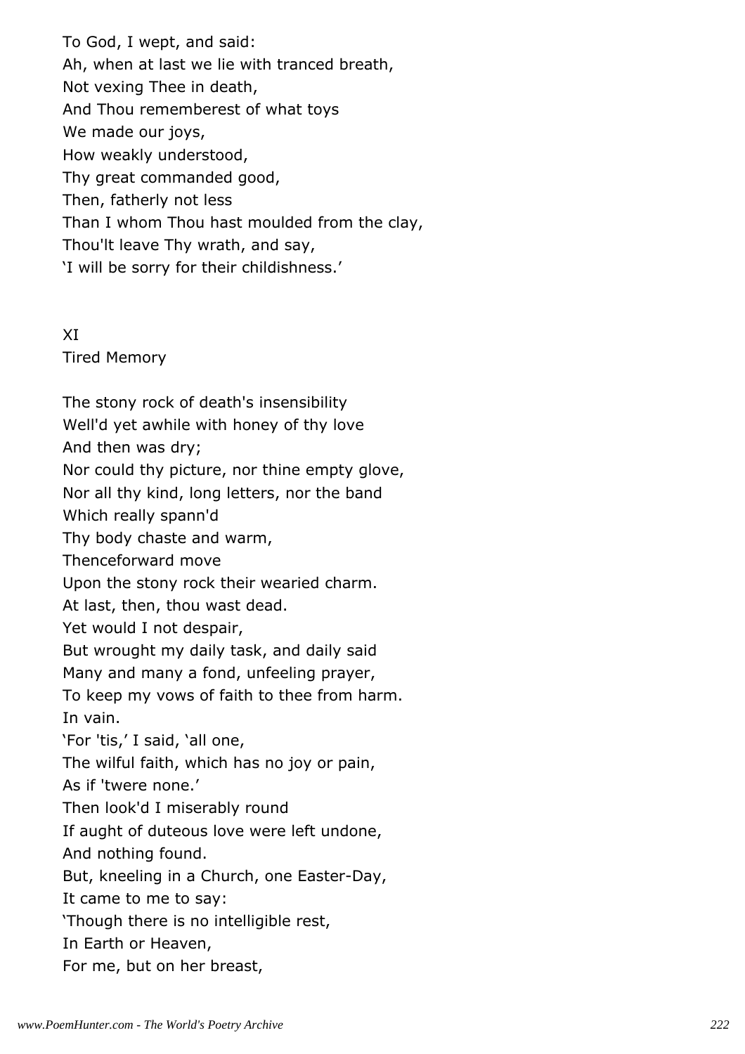To God, I wept, and said:
Ah, when at last we lie with tranced breath,
Not vexing Thee in death,
And Thou rememberest of what toys
We made our joys,
How weakly understood,
Thy great commanded good,
Then, fatherly not less
Than I whom Thou hast moulded from the clay,
Thou'lt leave Thy wrath, and say,
'I will be sorry for their childishness.'

## XI
## Tired Memory

The stony rock of death's insensibility
Well'd yet awhile with honey of thy love
And then was dry;
Nor could thy picture, nor thine empty glove,
Nor all thy kind, long letters, nor the band
Which really spann'd
Thy body chaste and warm,
Thenceforward move
Upon the stony rock their wearied charm.
At last, then, thou wast dead.
Yet would I not despair,
But wrought my daily task, and daily said
Many and many a fond, unfeeling prayer,
To keep my vows of faith to thee from harm.
In vain.
'For 'tis,' I said, 'all one,
The wilful faith, which has no joy or pain,
As if 'twere none.'
Then look'd I miserably round
If aught of duteous love were left undone,
And nothing found.
But, kneeling in a Church, one Easter-Day,
It came to me to say:
'Though there is no intelligible rest,
In Earth or Heaven,
For me, but on her breast,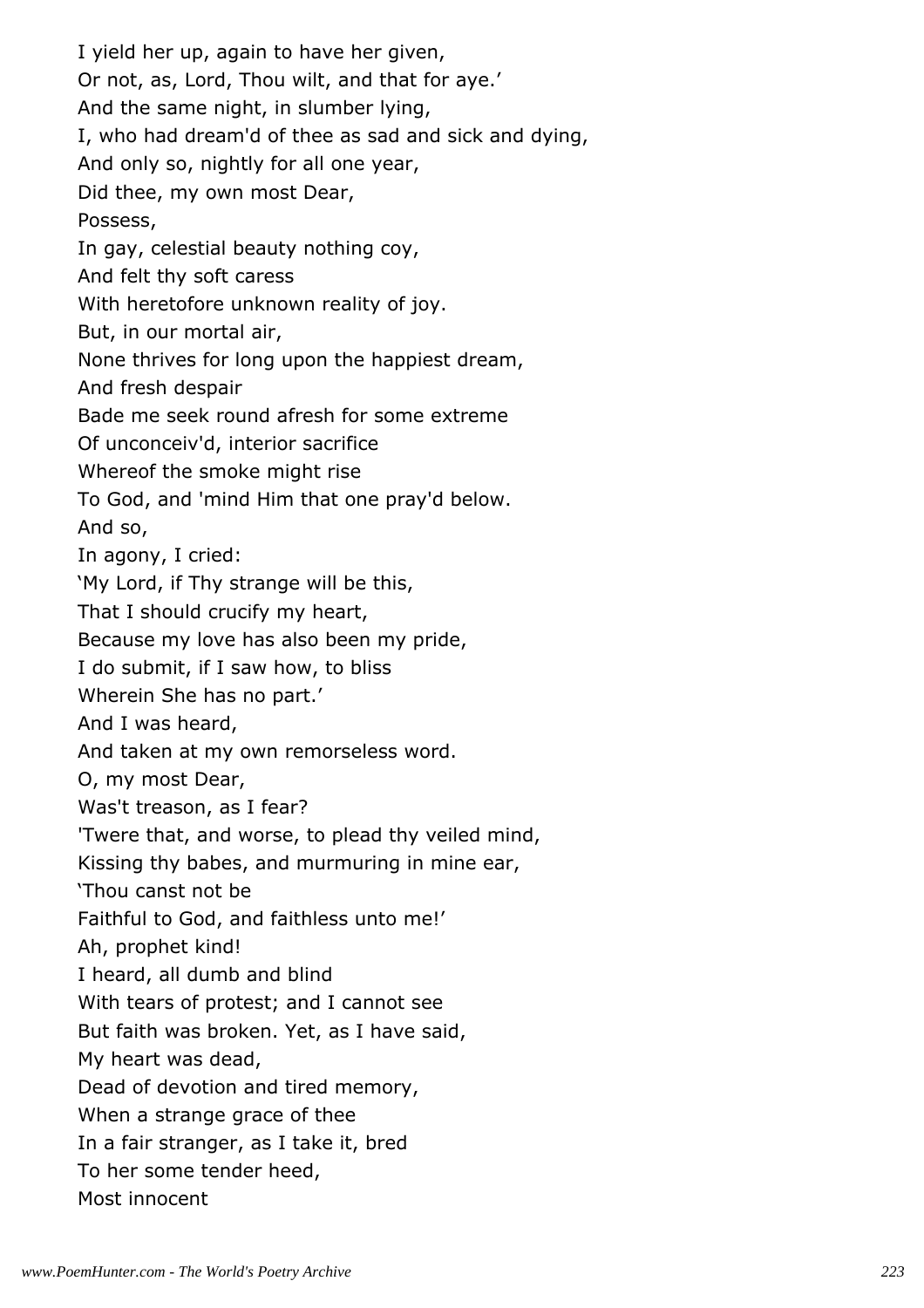I yield her up, again to have her given,
Or not, as, Lord, Thou wilt, and that for aye.'
And the same night, in slumber lying,
I, who had dream'd of thee as sad and sick and dying,
And only so, nightly for all one year,
Did thee, my own most Dear,
Possess,
In gay, celestial beauty nothing coy,
And felt thy soft caress
With heretofore unknown reality of joy.
But, in our mortal air,
None thrives for long upon the happiest dream,
And fresh despair
Bade me seek round afresh for some extreme
Of unconceiv'd, interior sacrifice
Whereof the smoke might rise
To God, and 'mind Him that one pray'd below.
And so,
In agony, I cried:
'My Lord, if Thy strange will be this,
That I should crucify my heart,
Because my love has also been my pride,
I do submit, if I saw how, to bliss
Wherein She has no part.'
And I was heard,
And taken at my own remorseless word.
O, my most Dear,
Was't treason, as I fear?
'Twere that, and worse, to plead thy veiled mind,
Kissing thy babes, and murmuring in mine ear,
'Thou canst not be
Faithful to God, and faithless unto me!'
Ah, prophet kind!
I heard, all dumb and blind
With tears of protest; and I cannot see
But faith was broken. Yet, as I have said,
My heart was dead,
Dead of devotion and tired memory,
When a strange grace of thee
In a fair stranger, as I take it, bred
To her some tender heed,
Most innocent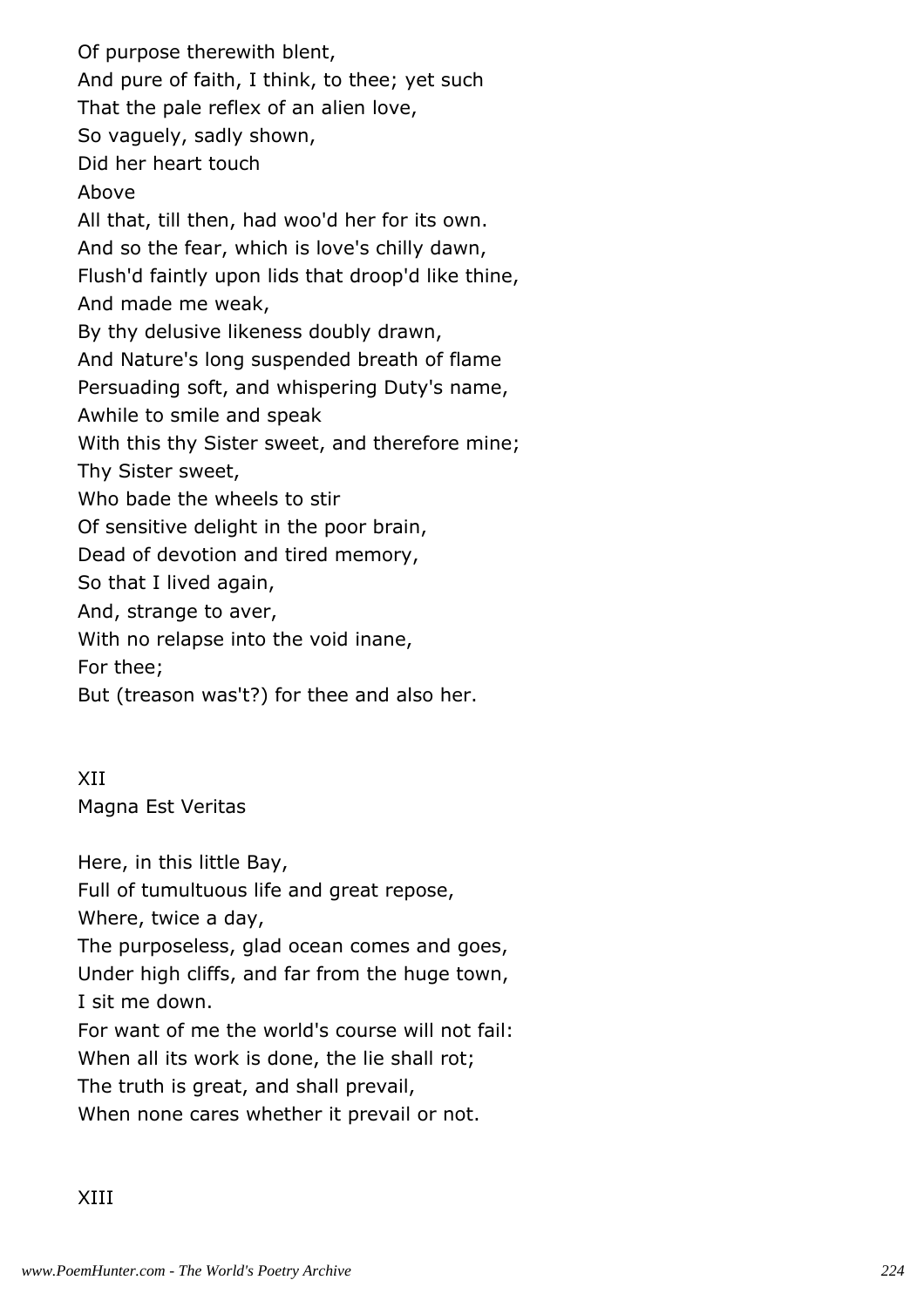Of purpose therewith blent,
And pure of faith, I think, to thee; yet such
That the pale reflex of an alien love,
So vaguely, sadly shown,
Did her heart touch
Above
All that, till then, had woo'd her for its own.
And so the fear, which is love's chilly dawn,
Flush'd faintly upon lids that droop'd like thine,
And made me weak,
By thy delusive likeness doubly drawn,
And Nature's long suspended breath of flame
Persuading soft, and whispering Duty's name,
Awhile to smile and speak
With this thy Sister sweet, and therefore mine;
Thy Sister sweet,
Who bade the wheels to stir
Of sensitive delight in the poor brain,
Dead of devotion and tired memory,
So that I lived again,
And, strange to aver,
With no relapse into the void inane,
For thee;
But (treason was't?) for thee and also her.

## XII
Magna Est Veritas

Here, in this little Bay,
Full of tumultuous life and great repose,
Where, twice a day,
The purposeless, glad ocean comes and goes,
Under high cliffs, and far from the huge town,
I sit me down.
For want of me the world's course will not fail:
When all its work is done, the lie shall rot;
The truth is great, and shall prevail,
When none cares whether it prevail or not.

## XIII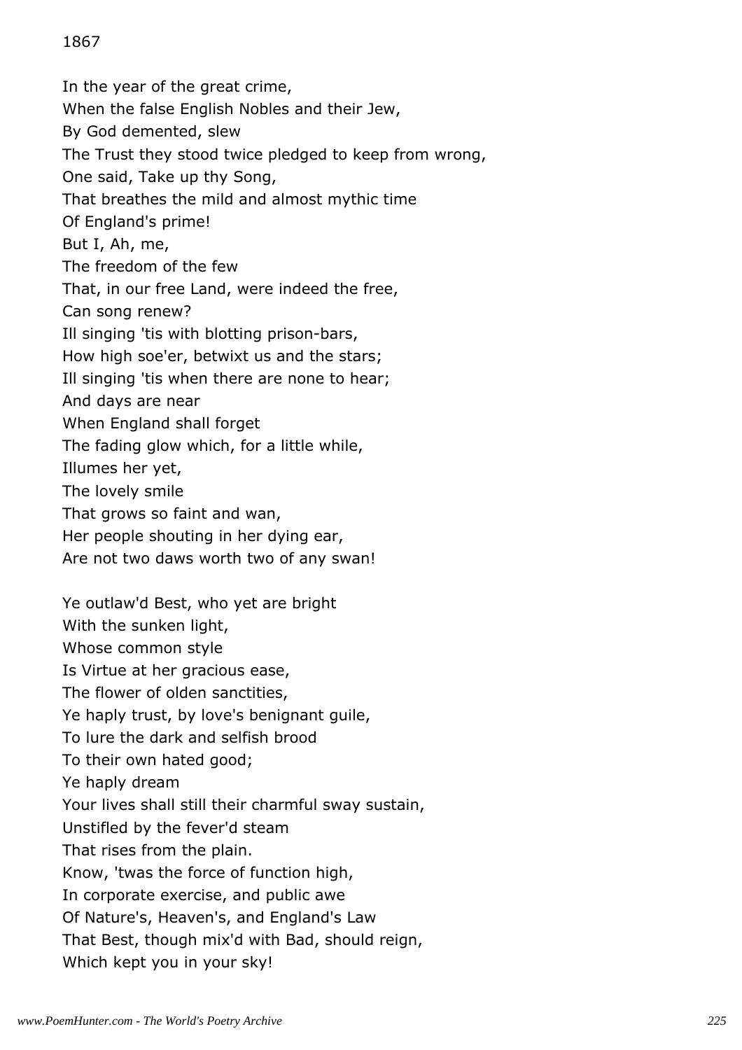## 1867

In the year of the great crime,  
When the false English Nobles and their Jew,  
By God demented, slew  
The Trust they stood twice pledged to keep from wrong,  
One said, Take up thy Song,  
That breathes the mild and almost mythic time  
Of England's prime!  
But I, Ah, me,  
The freedom of the few  
That, in our free Land, were indeed the free,  
Can song renew?  
Ill singing 'tis with blotting prison-bars,  
How high soe'er, betwixt us and the stars;  
Ill singing 'tis when there are none to hear;  
And days are near  
When England shall forget  
The fading glow which, for a little while,  
Illumes her yet,  
The lovely smile  
That grows so faint and wan,  
Her people shouting in her dying ear,  
Are not two daws worth two of any swan!

Ye outlaw'd Best, who yet are bright  
With the sunken light,  
Whose common style  
Is Virtue at her gracious ease,  
The flower of olden sanctities,  
Ye haply trust, by love's benignant guile,  
To lure the dark and selfish brood  
To their own hated good;  
Ye haply dream  
Your lives shall still their charmful sway sustain,  
Unstifled by the fever'd steam  
That rises from the plain.  
Know, 'twas the force of function high,  
In corporate exercise, and public awe  
Of Nature's, Heaven's, and England's Law  
That Best, though mix'd with Bad, should reign,  
Which kept you in your sky!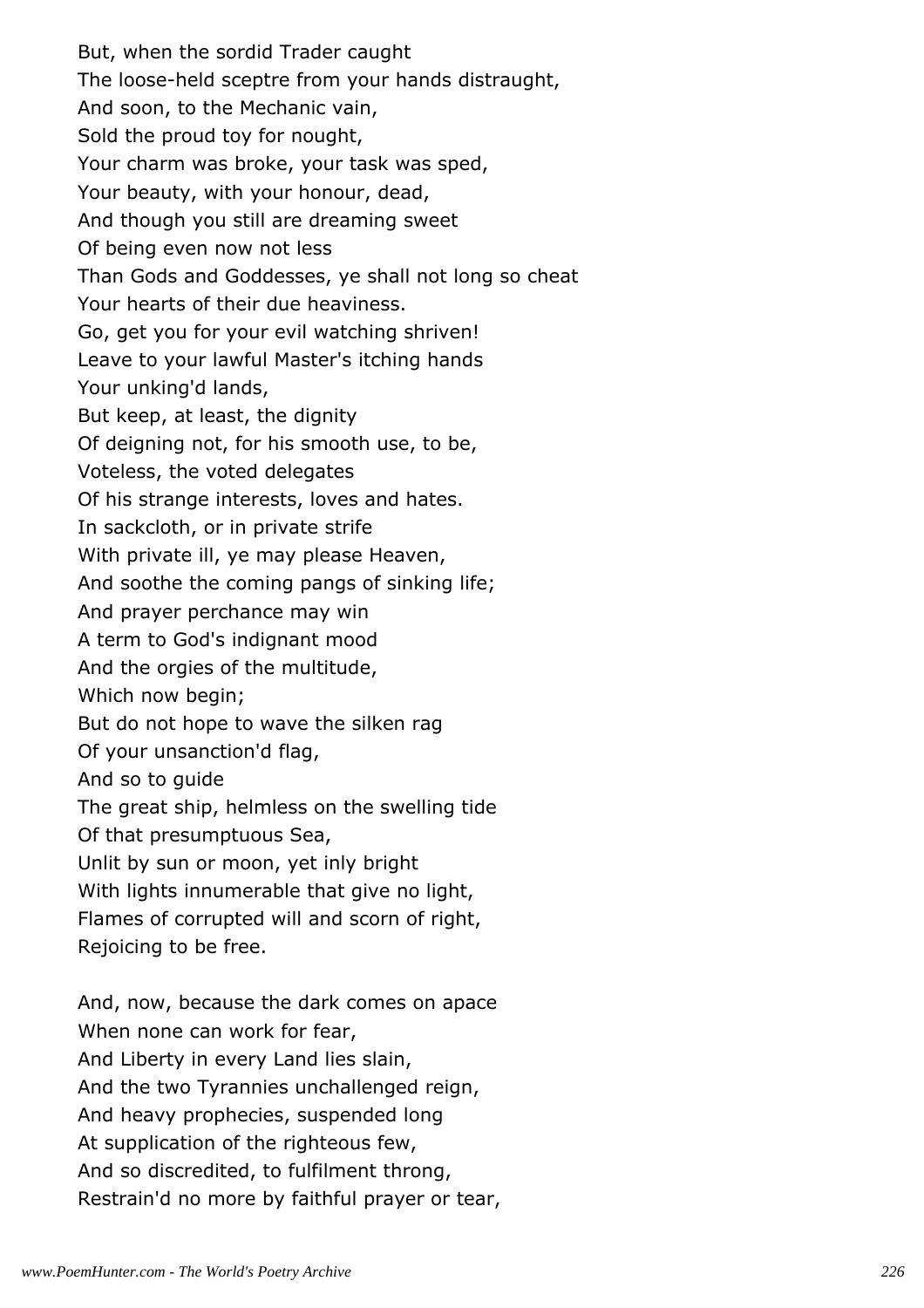But, when the sordid Trader caught
The loose-held sceptre from your hands distraught,
And soon, to the Mechanic vain,
Sold the proud toy for nought,
Your charm was broke, your task was sped,
Your beauty, with your honour, dead,
And though you still are dreaming sweet
Of being even now not less
Than Gods and Goddesses, ye shall not long so cheat
Your hearts of their due heaviness.
Go, get you for your evil watching shriven!
Leave to your lawful Master's itching hands
Your unking'd lands,
But keep, at least, the dignity
Of deigning not, for his smooth use, to be,
Voteless, the voted delegates
Of his strange interests, loves and hates.
In sackcloth, or in private strife
With private ill, ye may please Heaven,
And soothe the coming pangs of sinking life;
And prayer perchance may win
A term to God's indignant mood
And the orgies of the multitude,
Which now begin;
But do not hope to wave the silken rag
Of your unsanction'd flag,
And so to guide
The great ship, helmless on the swelling tide
Of that presumptuous Sea,
Unlit by sun or moon, yet inly bright
With lights innumerable that give no light,
Flames of corrupted will and scorn of right,
Rejoicing to be free.

And, now, because the dark comes on apace
When none can work for fear,
And Liberty in every Land lies slain,
And the two Tyrannies unchallenged reign,
And heavy prophecies, suspended long
At supplication of the righteous few,
And so discredited, to fulfilment throng,
Restrain'd no more by faithful prayer or tear,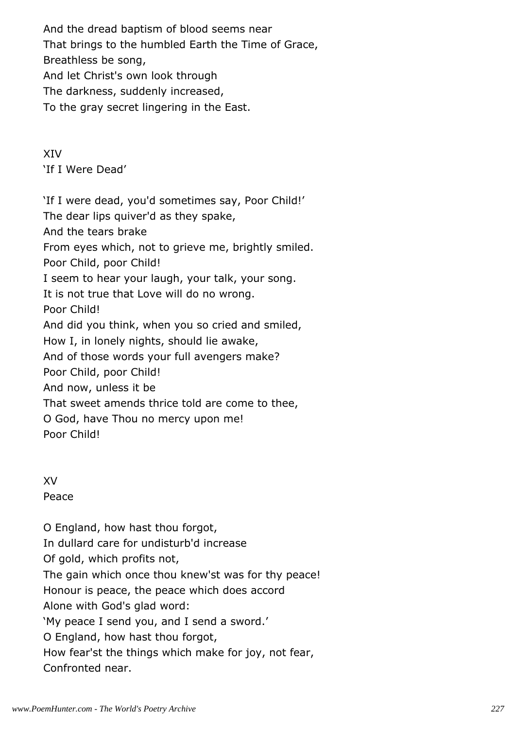And the dread baptism of blood seems near
That brings to the humbled Earth the Time of Grace,
Breathless be song,
And let Christ's own look through
The darkness, suddenly increased,
To the gray secret lingering in the East.

## XIV
## 'If I Were Dead'

'If I were dead, you'd sometimes say, Poor Child!'
The dear lips quiver'd as they spake,
And the tears brake
From eyes which, not to grieve me, brightly smiled.
Poor Child, poor Child!
I seem to hear your laugh, your talk, your song.
It is not true that Love will do no wrong.
Poor Child!
And did you think, when you so cried and smiled,
How I, in lonely nights, should lie awake,
And of those words your full avengers make?
Poor Child, poor Child!
And now, unless it be
That sweet amends thrice told are come to thee,
O God, have Thou no mercy upon me!
Poor Child!

## XV
## Peace

O England, how hast thou forgot,
In dullard care for undisturb'd increase
Of gold, which profits not,
The gain which once thou knew'st was for thy peace!
Honour is peace, the peace which does accord
Alone with God's glad word:
'My peace I send you, and I send a sword.'
O England, how hast thou forgot,
How fear'st the things which make for joy, not fear,
Confronted near.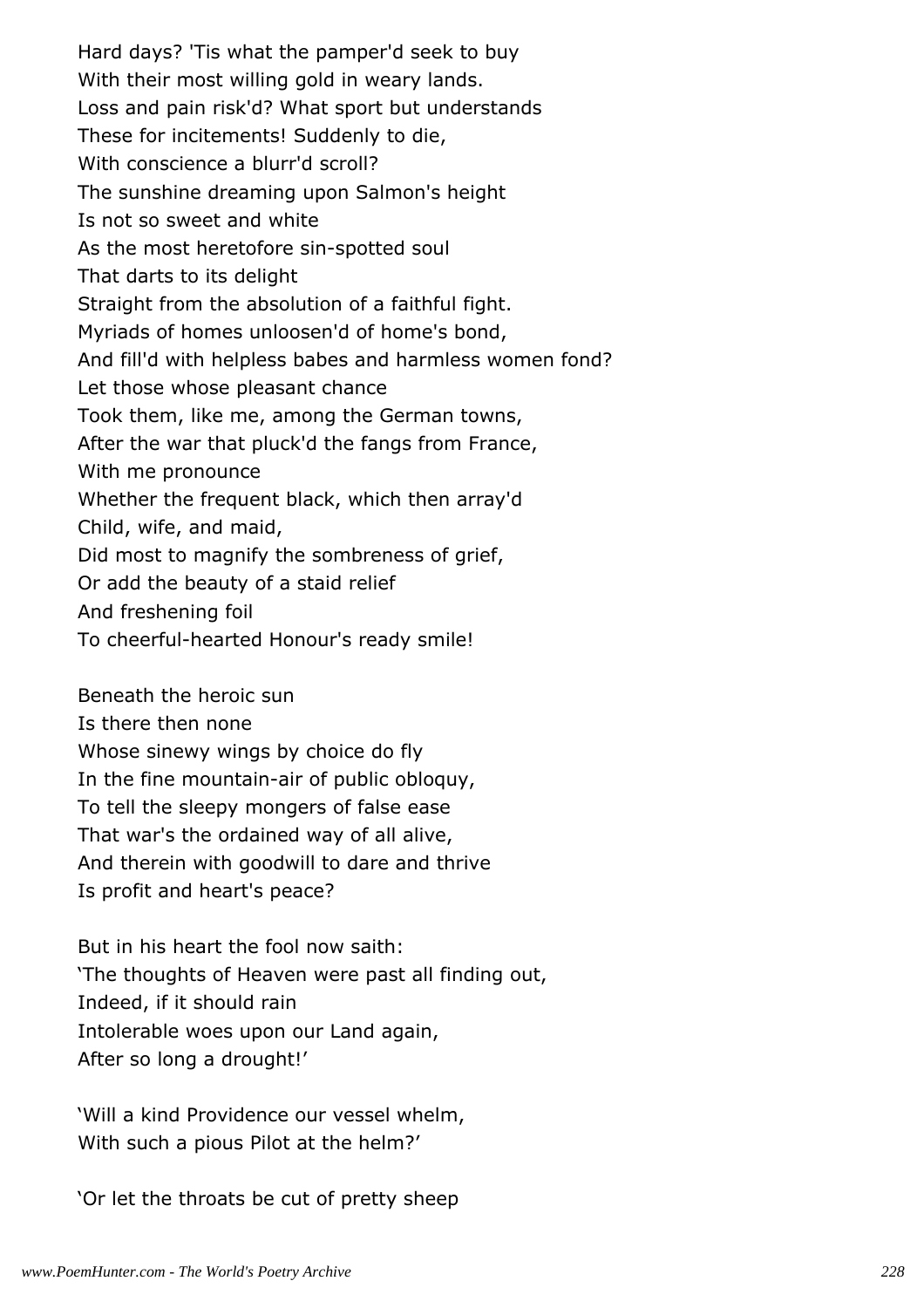Hard days? 'Tis what the pamper'd seek to buy
With their most willing gold in weary lands.
Loss and pain risk'd? What sport but understands
These for incitements! Suddenly to die,
With conscience a blurr'd scroll?
The sunshine dreaming upon Salmon's height
Is not so sweet and white
As the most heretofore sin-spotted soul
That darts to its delight
Straight from the absolution of a faithful fight.
Myriads of homes unloosen'd of home's bond,
And fill'd with helpless babes and harmless women fond?
Let those whose pleasant chance
Took them, like me, among the German towns,
After the war that pluck'd the fangs from France,
With me pronounce
Whether the frequent black, which then array'd
Child, wife, and maid,
Did most to magnify the sombreness of grief,
Or add the beauty of a staid relief
And freshening foil
To cheerful-hearted Honour's ready smile!

Beneath the heroic sun
Is there then none
Whose sinewy wings by choice do fly
In the fine mountain-air of public obloquy,
To tell the sleepy mongers of false ease
That war's the ordained way of all alive,
And therein with goodwill to dare and thrive
Is profit and heart's peace?

But in his heart the fool now saith:
'The thoughts of Heaven were past all finding out,
Indeed, if it should rain
Intolerable woes upon our Land again,
After so long a drought!'

'Will a kind Providence our vessel whelm,
With such a pious Pilot at the helm?'

'Or let the throats be cut of pretty sheep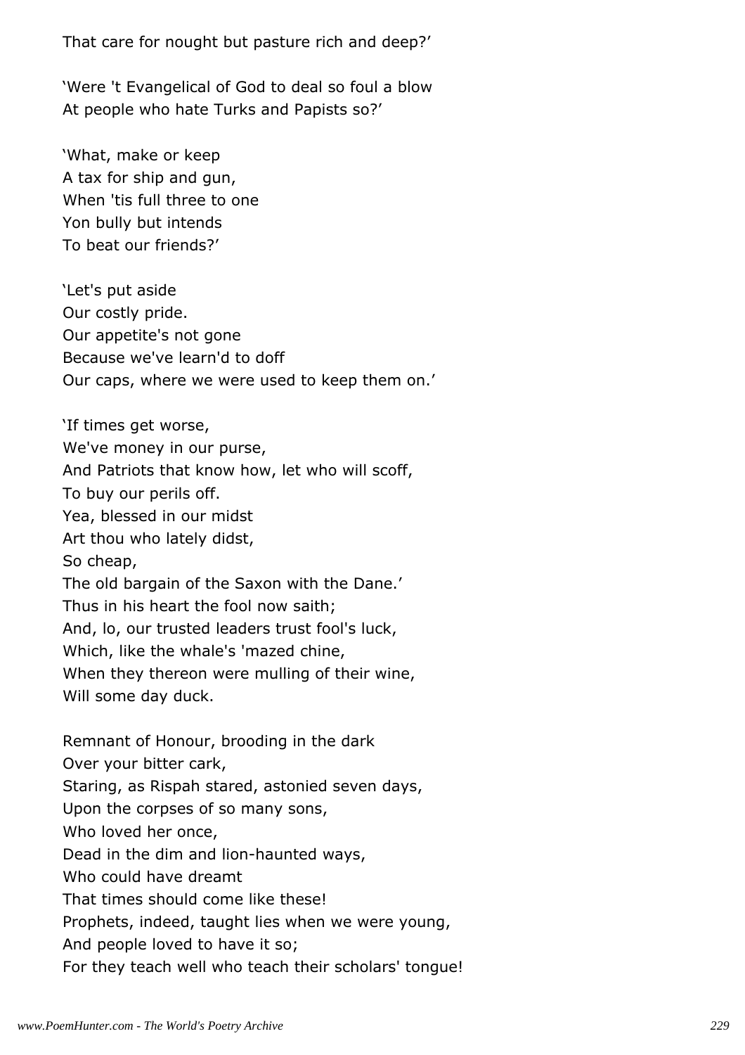That care for nought but pasture rich and deep?'

'Were 't Evangelical of God to deal so foul a blow
At people who hate Turks and Papists so?'

'What, make or keep
A tax for ship and gun,
When 'tis full three to one
Yon bully but intends
To beat our friends?'

'Let's put aside
Our costly pride.
Our appetite's not gone
Because we've learn'd to doff
Our caps, where we were used to keep them on.'

'If times get worse,
We've money in our purse,
And Patriots that know how, let who will scoff,
To buy our perils off.
Yea, blessed in our midst
Art thou who lately didst,
So cheap,
The old bargain of the Saxon with the Dane.'
Thus in his heart the fool now saith;
And, lo, our trusted leaders trust fool's luck,
Which, like the whale's 'mazed chine,
When they thereon were mulling of their wine,
Will some day duck.

Remnant of Honour, brooding in the dark
Over your bitter cark,
Staring, as Rispah stared, astonied seven days,
Upon the corpses of so many sons,
Who loved her once,
Dead in the dim and lion-haunted ways,
Who could have dreamt
That times should come like these!
Prophets, indeed, taught lies when we were young,
And people loved to have it so;
For they teach well who teach their scholars' tongue!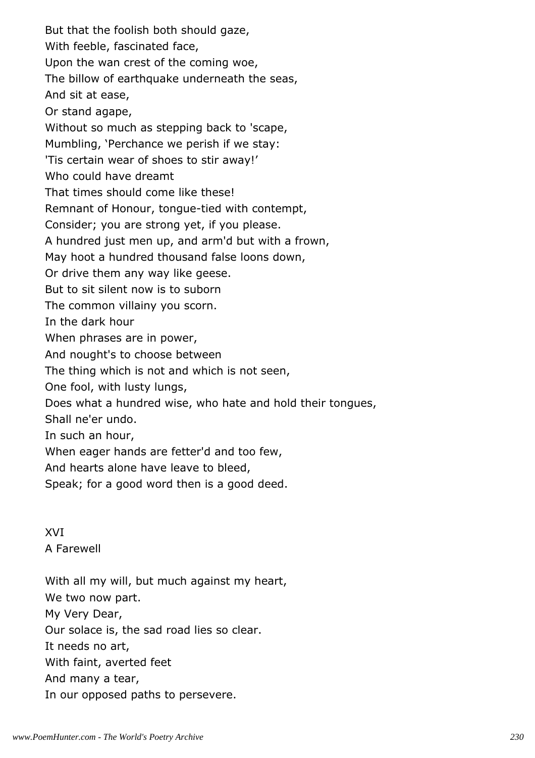But that the foolish both should gaze,
With feeble, fascinated face,
Upon the wan crest of the coming woe,
The billow of earthquake underneath the seas,
And sit at ease,
Or stand agape,
Without so much as stepping back to 'scape,
Mumbling, 'Perchance we perish if we stay:
'Tis certain wear of shoes to stir away!'
Who could have dreamt
That times should come like these!
Remnant of Honour, tongue-tied with contempt,
Consider; you are strong yet, if you please.
A hundred just men up, and arm'd but with a frown,
May hoot a hundred thousand false loons down,
Or drive them any way like geese.
But to sit silent now is to suborn
The common villainy you scorn.
In the dark hour
When phrases are in power,
And nought's to choose between
The thing which is not and which is not seen,
One fool, with lusty lungs,
Does what a hundred wise, who hate and hold their tongues,
Shall ne'er undo.
In such an hour,
When eager hands are fetter'd and too few,
And hearts alone have leave to bleed,
Speak; for a good word then is a good deed.

## XVI
## A Farewell

With all my will, but much against my heart,
We two now part.
My Very Dear,
Our solace is, the sad road lies so clear.
It needs no art,
With faint, averted feet
And many a tear,
In our opposed paths to persevere.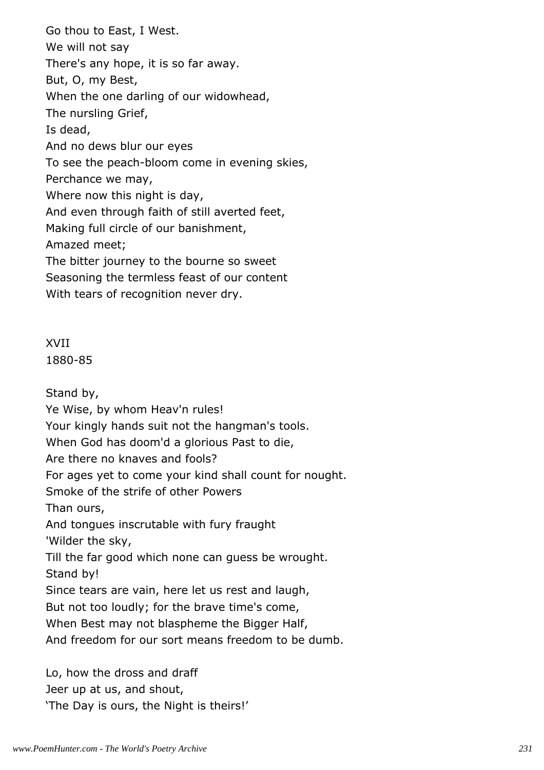Go thou to East, I West.
We will not say
There's any hope, it is so far away.
But, O, my Best,
When the one darling of our widowhead,
The nursling Grief,
Is dead,
And no dews blur our eyes
To see the peach-bloom come in evening skies,
Perchance we may,
Where now this night is day,
And even through faith of still averted feet,
Making full circle of our banishment,
Amazed meet;
The bitter journey to the bourne so sweet
Seasoning the termless feast of our content
With tears of recognition never dry.

XVII
1880-85

Stand by,
Ye Wise, by whom Heav'n rules!
Your kingly hands suit not the hangman's tools.
When God has doom'd a glorious Past to die,
Are there no knaves and fools?
For ages yet to come your kind shall count for nought.
Smoke of the strife of other Powers
Than ours,
And tongues inscrutable with fury fraught
'Wilder the sky,
Till the far good which none can guess be wrought.
Stand by!
Since tears are vain, here let us rest and laugh,
But not too loudly; for the brave time's come,
When Best may not blaspheme the Bigger Half,
And freedom for our sort means freedom to be dumb.

Lo, how the dross and draff
Jeer up at us, and shout,
'The Day is ours, the Night is theirs!'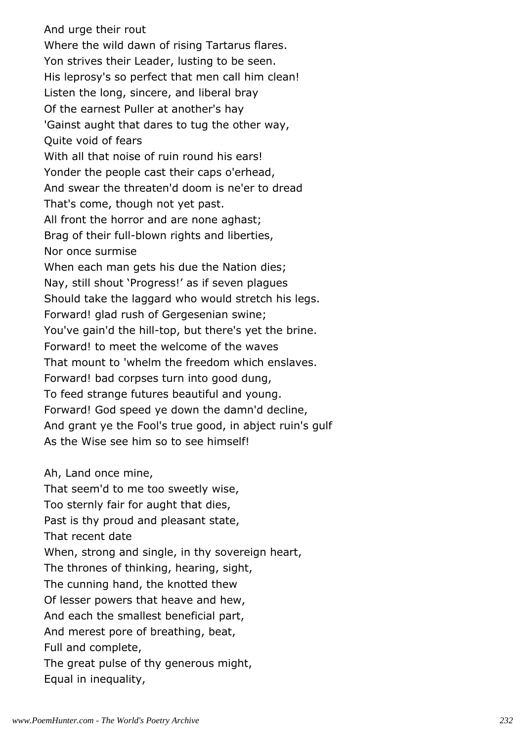And urge their rout  
Where the wild dawn of rising Tartarus flares.  
Yon strives their Leader, lusting to be seen.  
His leprosy's so perfect that men call him clean!  
Listen the long, sincere, and liberal bray  
Of the earnest Puller at another's hay  
'Gainst aught that dares to tug the other way,  
Quite void of fears  
With all that noise of ruin round his ears!  
Yonder the people cast their caps o'erhead,  
And swear the threaten'd doom is ne'er to dread  
That's come, though not yet past.  
All front the horror and are none aghast;  
Brag of their full-blown rights and liberties,  
Nor once surmise  
When each man gets his due the Nation dies;  
Nay, still shout 'Progress!' as if seven plagues  
Should take the laggard who would stretch his legs.  
Forward! glad rush of Gergesenian swine;  
You've gain'd the hill-top, but there's yet the brine.  
Forward! to meet the welcome of the waves  
That mount to 'whelm the freedom which enslaves.  
Forward! bad corpses turn into good dung,  
To feed strange futures beautiful and young.  
Forward! God speed ye down the damn'd decline,  
And grant ye the Fool's true good, in abject ruin's gulf  
As the Wise see him so to see himself!

Ah, Land once mine,  
That seem'd to me too sweetly wise,  
Too sternly fair for aught that dies,  
Past is thy proud and pleasant state,  
That recent date  
When, strong and single, in thy sovereign heart,  
The thrones of thinking, hearing, sight,  
The cunning hand, the knotted thew  
Of lesser powers that heave and hew,  
And each the smallest beneficial part,  
And merest pore of breathing, beat,  
Full and complete,  
The great pulse of thy generous might,  
Equal in inequality,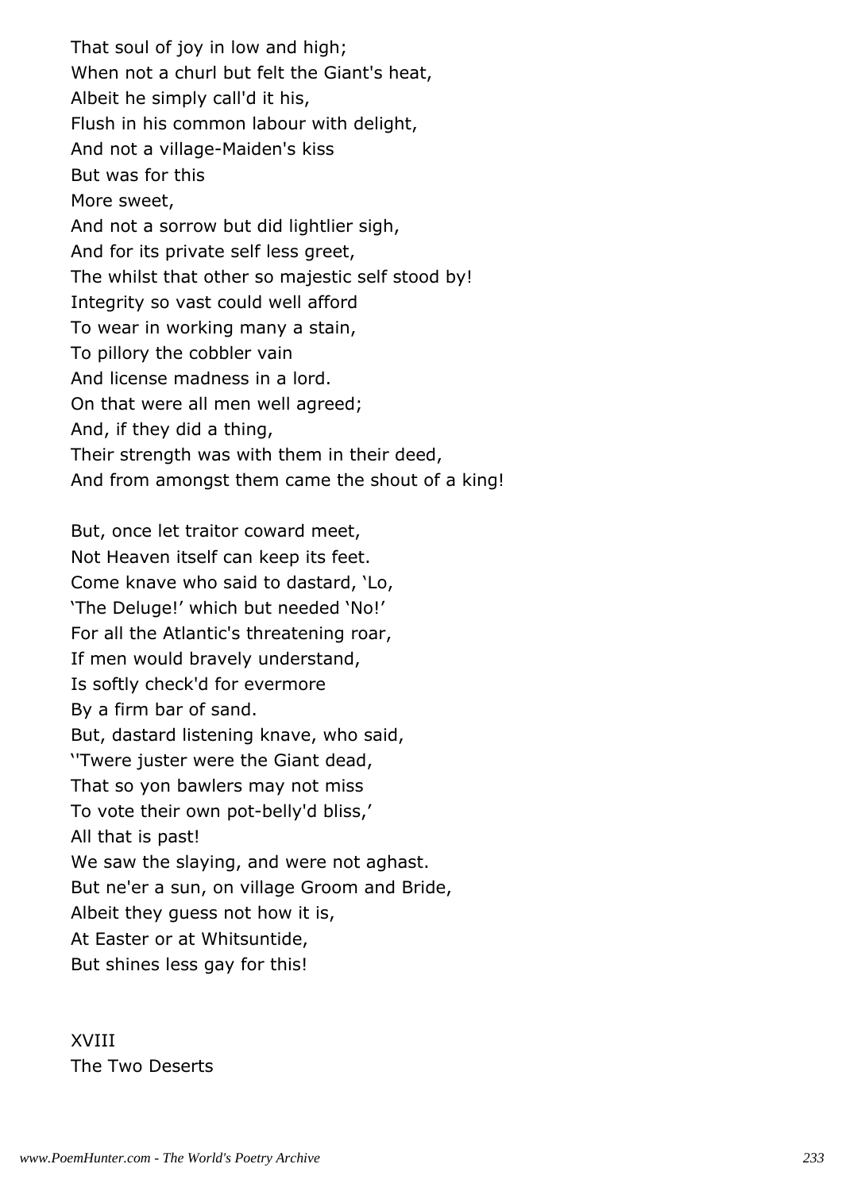That soul of joy in low and high;
When not a churl but felt the Giant's heat,
Albeit he simply call'd it his,
Flush in his common labour with delight,
And not a village-Maiden's kiss
But was for this
More sweet,
And not a sorrow but did lightlier sigh,
And for its private self less greet,
The whilst that other so majestic self stood by!
Integrity so vast could well afford
To wear in working many a stain,
To pillory the cobbler vain
And license madness in a lord.
On that were all men well agreed;
And, if they did a thing,
Their strength was with them in their deed,
And from amongst them came the shout of a king!

But, once let traitor coward meet,
Not Heaven itself can keep its feet.
Come knave who said to dastard, 'Lo,
'The Deluge!' which but needed 'No!'
For all the Atlantic's threatening roar,
If men would bravely understand,
Is softly check'd for evermore
By a firm bar of sand.
But, dastard listening knave, who said,
''Twere juster were the Giant dead,
That so yon bawlers may not miss
To vote their own pot-belly'd bliss,'
All that is past!
We saw the slaying, and were not aghast.
But ne'er a sun, on village Groom and Bride,
Albeit they guess not how it is,
At Easter or at Whitsuntide,
But shines less gay for this!

XVIII
The Two Deserts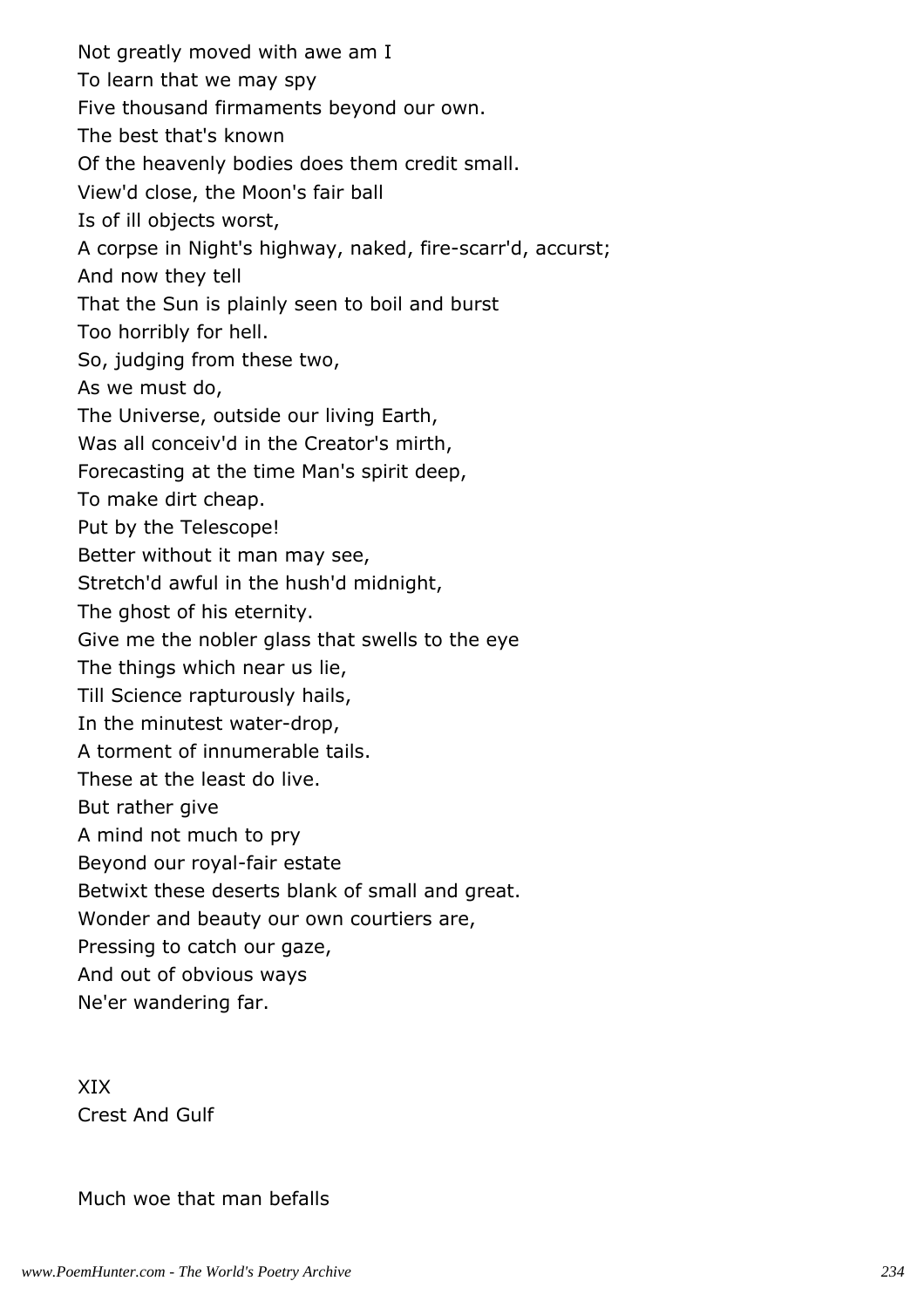Not greatly moved with awe am I
To learn that we may spy
Five thousand firmaments beyond our own.
The best that's known
Of the heavenly bodies does them credit small.
View'd close, the Moon's fair ball
Is of ill objects worst,
A corpse in Night's highway, naked, fire-scarr'd, accurst;
And now they tell
That the Sun is plainly seen to boil and burst
Too horribly for hell.
So, judging from these two,
As we must do,
The Universe, outside our living Earth,
Was all conceiv'd in the Creator's mirth,
Forecasting at the time Man's spirit deep,
To make dirt cheap.
Put by the Telescope!
Better without it man may see,
Stretch'd awful in the hush'd midnight,
The ghost of his eternity.
Give me the nobler glass that swells to the eye
The things which near us lie,
Till Science rapturously hails,
In the minutest water-drop,
A torment of innumerable tails.
These at the least do live.
But rather give
A mind not much to pry
Beyond our royal-fair estate
Betwixt these deserts blank of small and great.
Wonder and beauty our own courtiers are,
Pressing to catch our gaze,
And out of obvious ways
Ne'er wandering far.

## XIX
## Crest And Gulf

Much woe that man befalls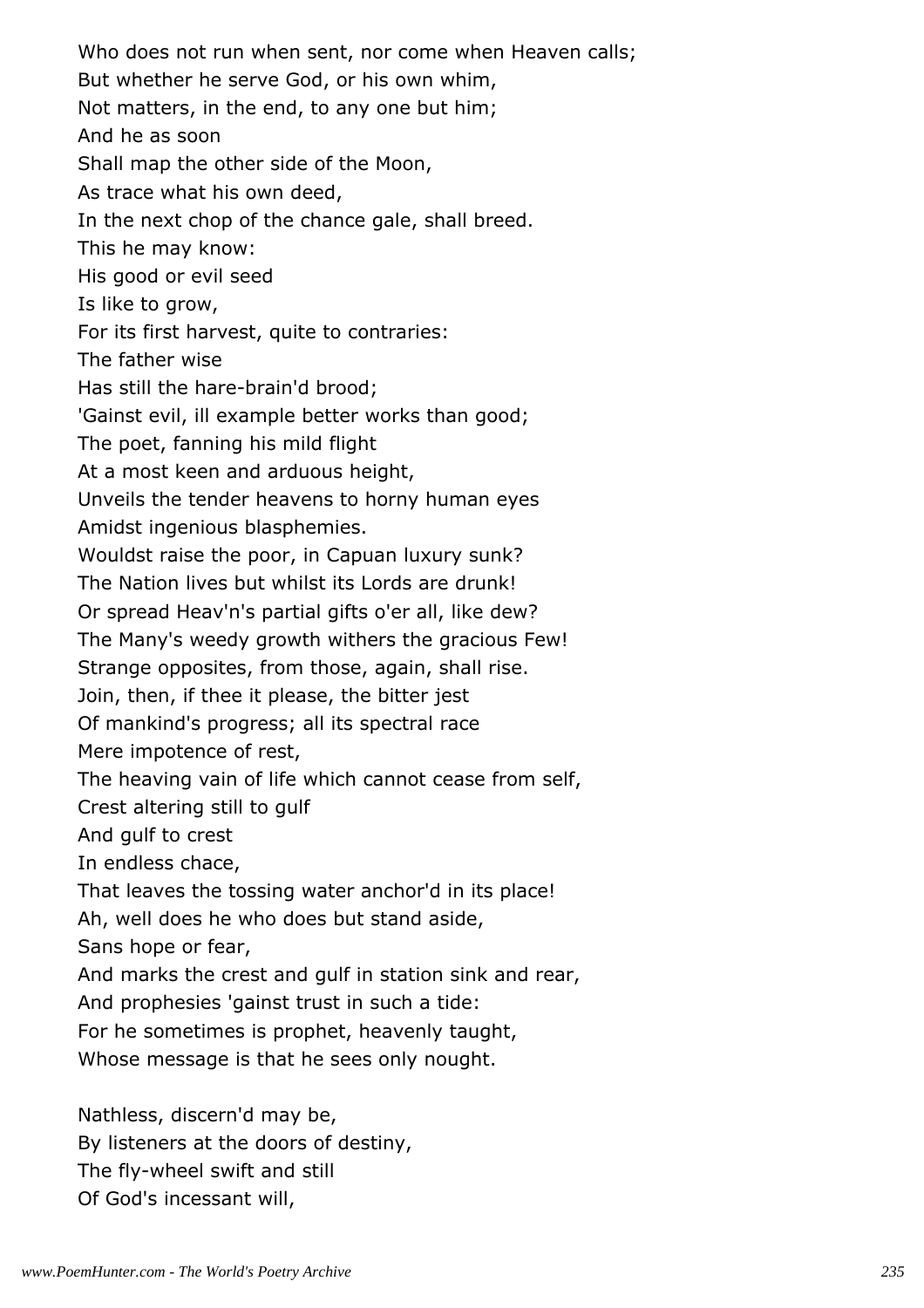Who does not run when sent, nor come when Heaven calls;  
But whether he serve God, or his own whim,  
Not matters, in the end, to any one but him;  
And he as soon  
Shall map the other side of the Moon,  
As trace what his own deed,  
In the next chop of the chance gale, shall breed.  
This he may know:  
His good or evil seed  
Is like to grow,  
For its first harvest, quite to contraries:  
The father wise  
Has still the hare-brain'd brood;  
'Gainst evil, ill example better works than good;  
The poet, fanning his mild flight  
At a most keen and arduous height,  
Unveils the tender heavens to horny human eyes  
Amidst ingenious blasphemies.  
Wouldst raise the poor, in Capuan luxury sunk?  
The Nation lives but whilst its Lords are drunk!  
Or spread Heav'n's partial gifts o'er all, like dew?  
The Many's weedy growth withers the gracious Few!  
Strange opposites, from those, again, shall rise.  
Join, then, if thee it please, the bitter jest  
Of mankind's progress; all its spectral race  
Mere impotence of rest,  
The heaving vain of life which cannot cease from self,  
Crest altering still to gulf  
And gulf to crest  
In endless chace,  
That leaves the tossing water anchor'd in its place!  
Ah, well does he who does but stand aside,  
Sans hope or fear,  
And marks the crest and gulf in station sink and rear,  
And prophesies 'gainst trust in such a tide:  
For he sometimes is prophet, heavenly taught,  
Whose message is that he sees only nought.

Nathless, discern'd may be,  
By listeners at the doors of destiny,  
The fly-wheel swift and still  
Of God's incessant will,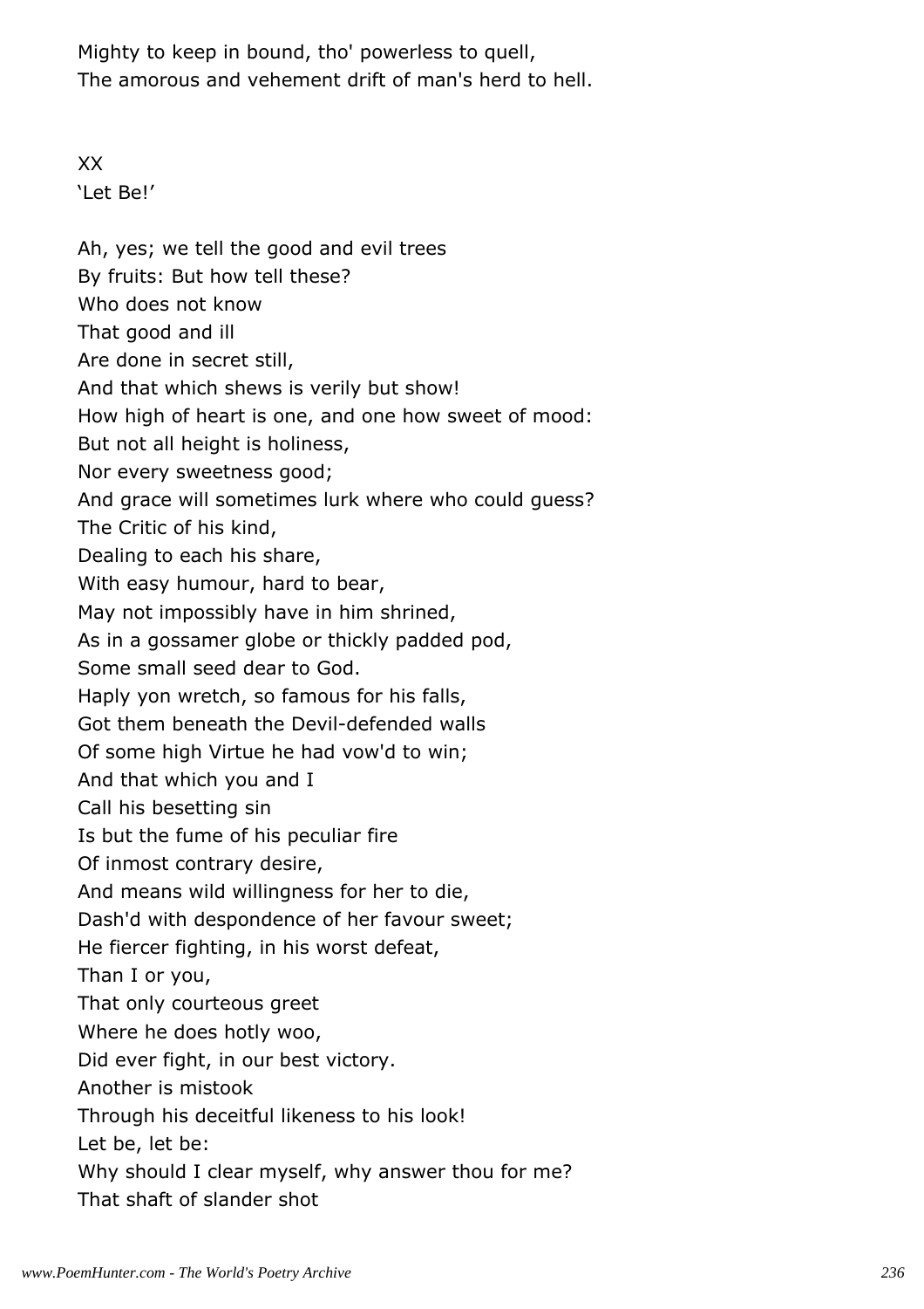Mighty to keep in bound, tho' powerless to quell,  
The amorous and vehement drift of man's herd to hell.

## XX
'Let Be!'

Ah, yes; we tell the good and evil trees  
By fruits: But how tell these?  
Who does not know  
That good and ill  
Are done in secret still,  
And that which shews is verily but show!  
How high of heart is one, and one how sweet of mood:  
But not all height is holiness,  
Nor every sweetness good;  
And grace will sometimes lurk where who could guess?  
The Critic of his kind,  
Dealing to each his share,  
With easy humour, hard to bear,  
May not impossibly have in him shrined,  
As in a gossamer globe or thickly padded pod,  
Some small seed dear to God.  
Haply yon wretch, so famous for his falls,  
Got them beneath the Devil-defended walls  
Of some high Virtue he had vow'd to win;  
And that which you and I  
Call his besetting sin  
Is but the fume of his peculiar fire  
Of inmost contrary desire,  
And means wild willingness for her to die,  
Dash'd with despondence of her favour sweet;  
He fiercer fighting, in his worst defeat,  
Than I or you,  
That only courteous greet  
Where he does hotly woo,  
Did ever fight, in our best victory.  
Another is mistook  
Through his deceitful likeness to his look!  
Let be, let be:  
Why should I clear myself, why answer thou for me?  
That shaft of slander shot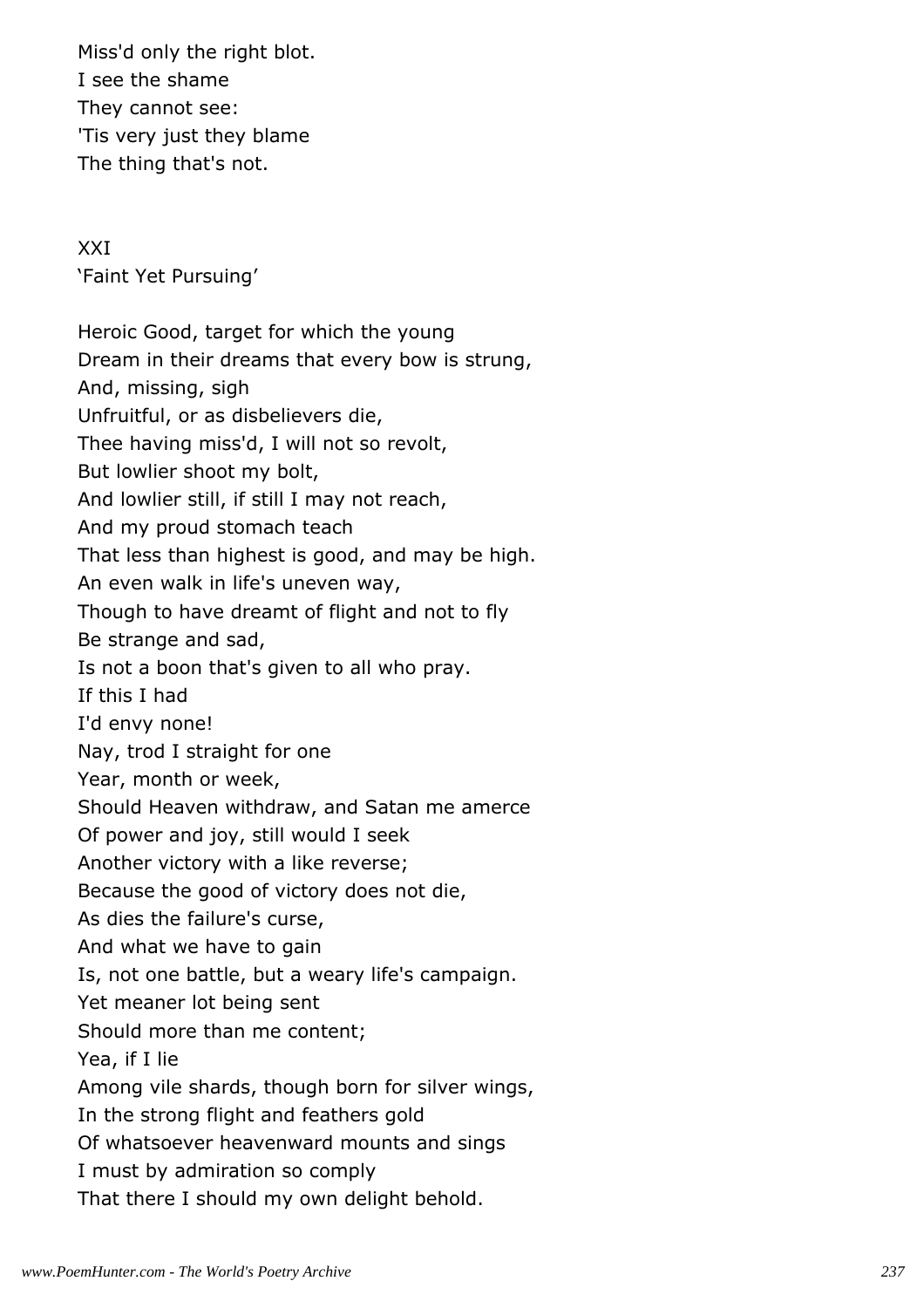Miss'd only the right blot.  
I see the shame  
They cannot see:  
'Tis very just they blame  
The thing that's not.

## XXI

'Faint Yet Pursuing'

Heroic Good, target for which the young  
Dream in their dreams that every bow is strung,  
And, missing, sigh  
Unfruitful, or as disbelievers die,  
Thee having miss'd, I will not so revolt,  
But lowlier shoot my bolt,  
And lowlier still, if still I may not reach,  
And my proud stomach teach  
That less than highest is good, and may be high.  
An even walk in life's uneven way,  
Though to have dreamt of flight and not to fly  
Be strange and sad,  
Is not a boon that's given to all who pray.  
If this I had  
I'd envy none!  
Nay, trod I straight for one  
Year, month or week,  
Should Heaven withdraw, and Satan me amerce  
Of power and joy, still would I seek  
Another victory with a like reverse;  
Because the good of victory does not die,  
As dies the failure's curse,  
And what we have to gain  
Is, not one battle, but a weary life's campaign.  
Yet meaner lot being sent  
Should more than me content;  
Yea, if I lie  
Among vile shards, though born for silver wings,  
In the strong flight and feathers gold  
Of whatsoever heavenward mounts and sings  
I must by admiration so comply  
That there I should my own delight behold.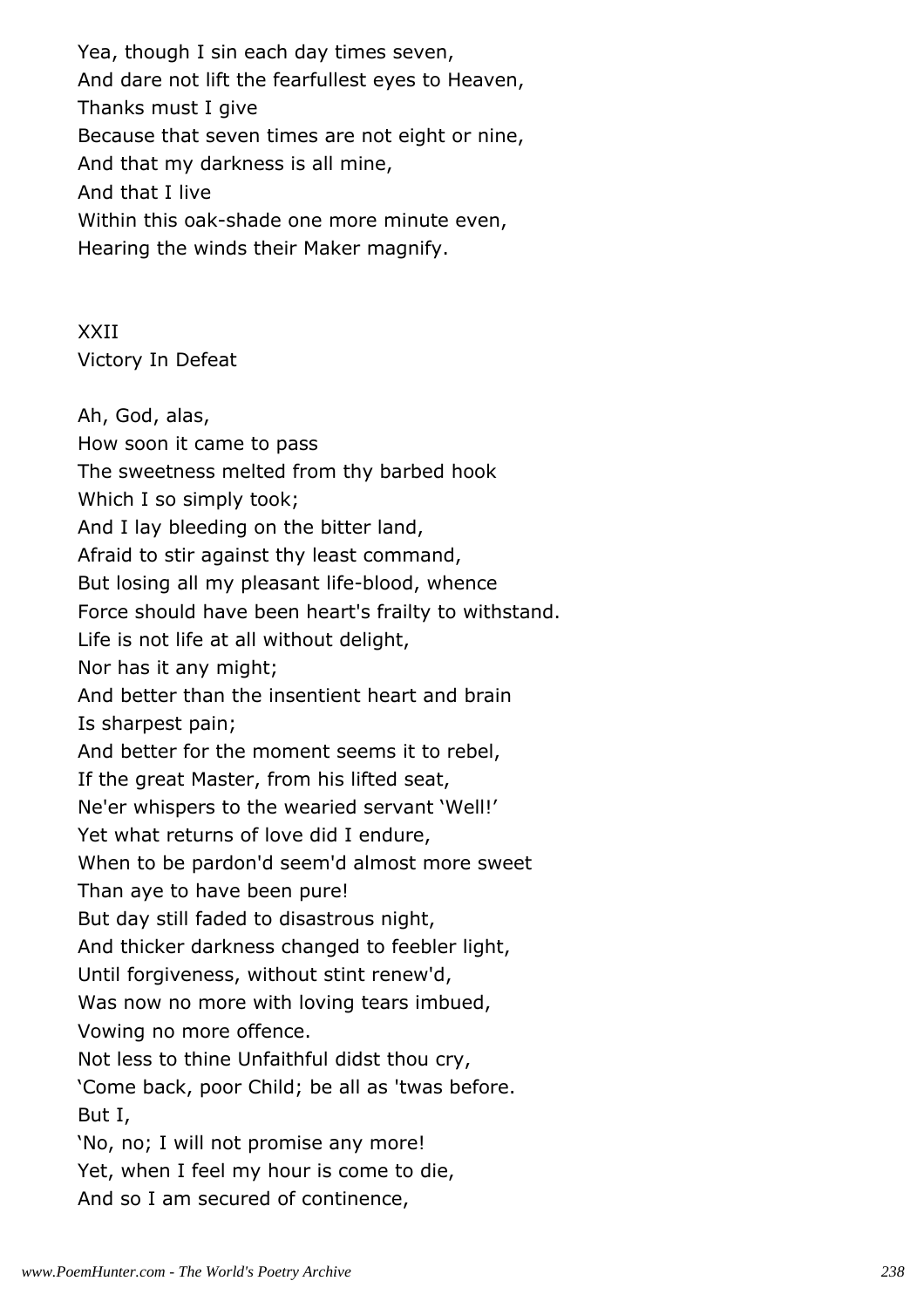Yea, though I sin each day times seven,
And dare not lift the fearfullest eyes to Heaven,
Thanks must I give
Because that seven times are not eight or nine,
And that my darkness is all mine,
And that I live
Within this oak-shade one more minute even,
Hearing the winds their Maker magnify.

XXII
Victory In Defeat

Ah, God, alas,
How soon it came to pass
The sweetness melted from thy barbed hook
Which I so simply took;
And I lay bleeding on the bitter land,
Afraid to stir against thy least command,
But losing all my pleasant life-blood, whence
Force should have been heart's frailty to withstand.
Life is not life at all without delight,
Nor has it any might;
And better than the insentient heart and brain
Is sharpest pain;
And better for the moment seems it to rebel,
If the great Master, from his lifted seat,
Ne'er whispers to the wearied servant 'Well!'
Yet what returns of love did I endure,
When to be pardon'd seem'd almost more sweet
Than aye to have been pure!
But day still faded to disastrous night,
And thicker darkness changed to feebler light,
Until forgiveness, without stint renew'd,
Was now no more with loving tears imbued,
Vowing no more offence.
Not less to thine Unfaithful didst thou cry,
'Come back, poor Child; be all as 'twas before.
But I,
'No, no; I will not promise any more!
Yet, when I feel my hour is come to die,
And so I am secured of continence,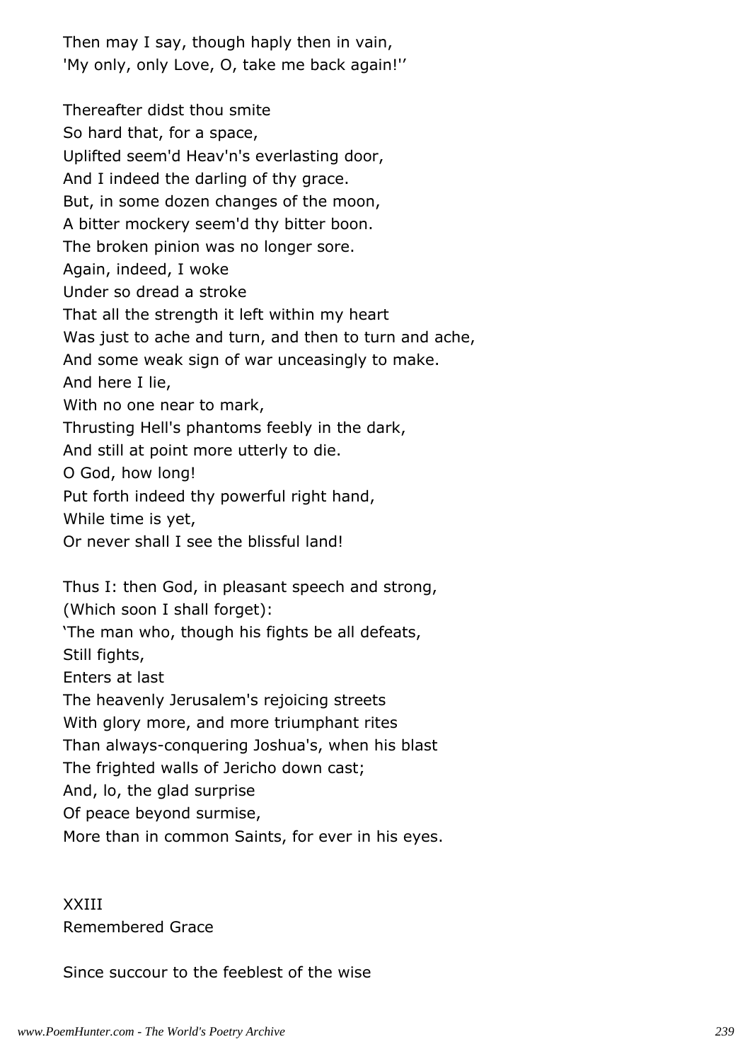Then may I say, though haply then in vain,
'My only, only Love, O, take me back again!''

Thereafter didst thou smite
So hard that, for a space,
Uplifted seem'd Heav'n's everlasting door,
And I indeed the darling of thy grace.
But, in some dozen changes of the moon,
A bitter mockery seem'd thy bitter boon.
The broken pinion was no longer sore.
Again, indeed, I woke
Under so dread a stroke
That all the strength it left within my heart
Was just to ache and turn, and then to turn and ache,
And some weak sign of war unceasingly to make.
And here I lie,
With no one near to mark,
Thrusting Hell's phantoms feebly in the dark,
And still at point more utterly to die.
O God, how long!
Put forth indeed thy powerful right hand,
While time is yet,
Or never shall I see the blissful land!

Thus I: then God, in pleasant speech and strong,
(Which soon I shall forget):
'The man who, though his fights be all defeats,
Still fights,
Enters at last
The heavenly Jerusalem's rejoicing streets
With glory more, and more triumphant rites
Than always-conquering Joshua's, when his blast
The frighted walls of Jericho down cast;
And, lo, the glad surprise
Of peace beyond surmise,
More than in common Saints, for ever in his eyes.

XXIII
Remembered Grace

Since succour to the feeblest of the wise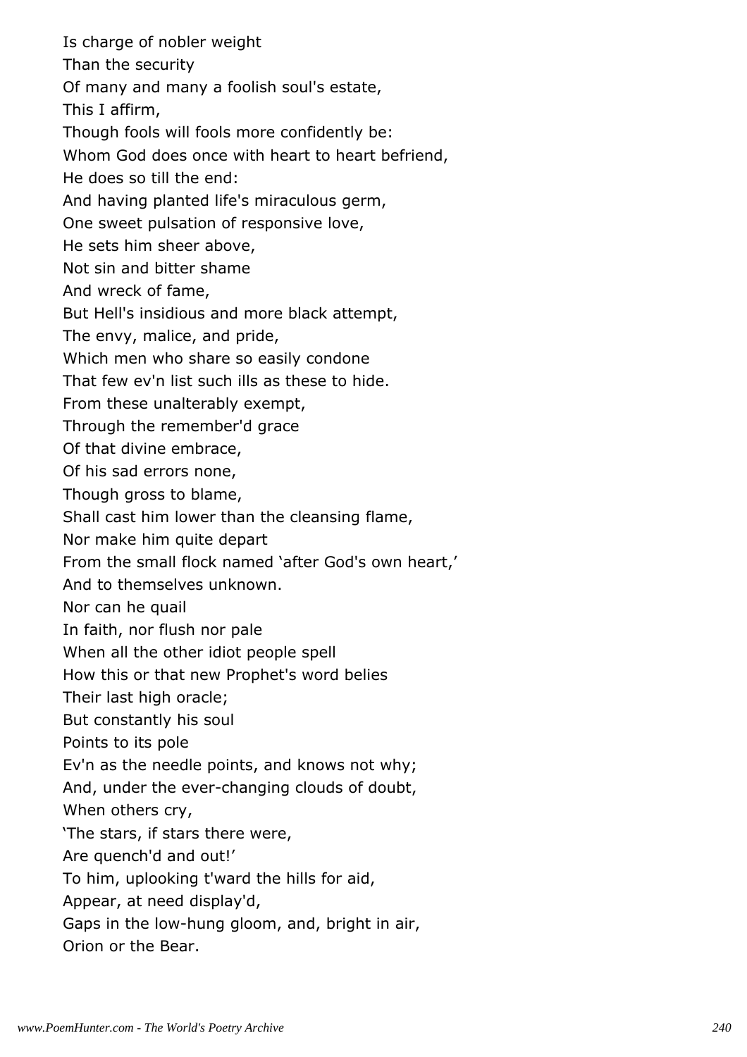Is charge of nobler weight
Than the security
Of many and many a foolish soul's estate,
This I affirm,
Though fools will fools more confidently be:
Whom God does once with heart to heart befriend,
He does so till the end:
And having planted life's miraculous germ,
One sweet pulsation of responsive love,
He sets him sheer above,
Not sin and bitter shame
And wreck of fame,
But Hell's insidious and more black attempt,
The envy, malice, and pride,
Which men who share so easily condone
That few ev'n list such ills as these to hide.
From these unalterably exempt,
Through the remember'd grace
Of that divine embrace,
Of his sad errors none,
Though gross to blame,
Shall cast him lower than the cleansing flame,
Nor make him quite depart
From the small flock named 'after God's own heart,'
And to themselves unknown.
Nor can he quail
In faith, nor flush nor pale
When all the other idiot people spell
How this or that new Prophet's word belies
Their last high oracle;
But constantly his soul
Points to its pole
Ev'n as the needle points, and knows not why;
And, under the ever-changing clouds of doubt,
When others cry,
'The stars, if stars there were,
Are quench'd and out!'
To him, uplooking t'ward the hills for aid,
Appear, at need display'd,
Gaps in the low-hung gloom, and, bright in air,
Orion or the Bear.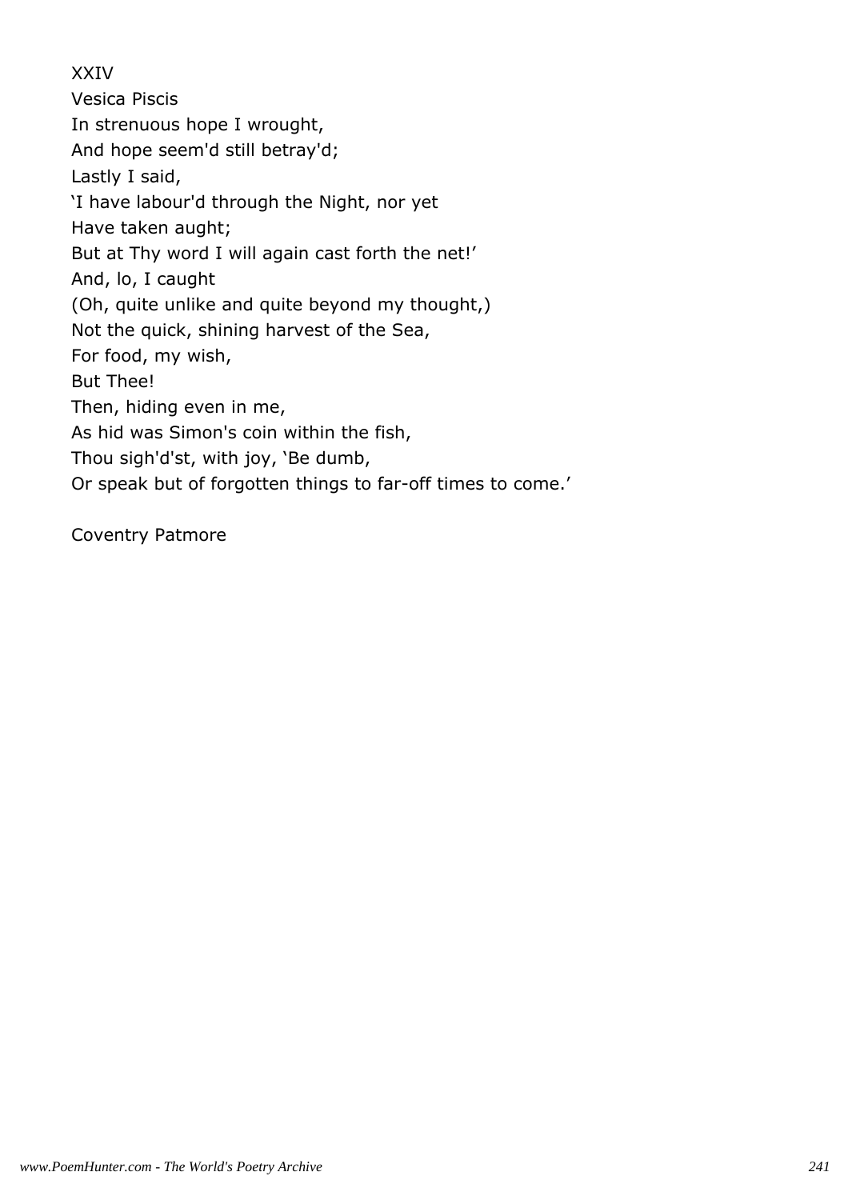XXIV

## Vesica Piscis

In strenuous hope I wrought,  
And hope seem'd still betray'd;  
Lastly I said,  
'I have labour'd through the Night, nor yet  
Have taken aught;  
But at Thy word I will again cast forth the net!'  
And, lo, I caught  
(Oh, quite unlike and quite beyond my thought,)  
Not the quick, shining harvest of the Sea,  
For food, my wish,  
But Thee!  
Then, hiding even in me,  
As hid was Simon's coin within the fish,  
Thou sigh'd'st, with joy, 'Be dumb,  
Or speak but of forgotten things to far-off times to come.'

Coventry Patmore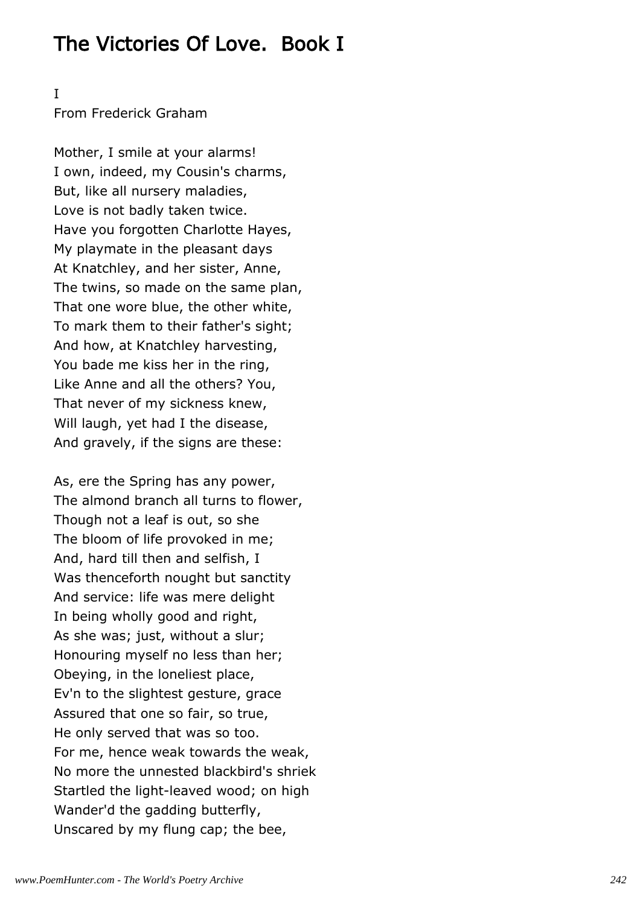# The Victories Of Love. Book I

I

From Frederick Graham

Mother, I smile at your alarms!  
I own, indeed, my Cousin's charms,  
But, like all nursery maladies,  
Love is not badly taken twice.  
Have you forgotten Charlotte Hayes,  
My playmate in the pleasant days  
At Knatchley, and her sister, Anne,  
The twins, so made on the same plan,  
That one wore blue, the other white,  
To mark them to their father's sight;  
And how, at Knatchley harvesting,  
You bade me kiss her in the ring,  
Like Anne and all the others? You,  
That never of my sickness knew,  
Will laugh, yet had I the disease,  
And gravely, if the signs are these:

As, ere the Spring has any power,  
The almond branch all turns to flower,  
Though not a leaf is out, so she  
The bloom of life provoked in me;  
And, hard till then and selfish, I  
Was thenceforth nought but sanctity  
And service: life was mere delight  
In being wholly good and right,  
As she was; just, without a slur;  
Honouring myself no less than her;  
Obeying, in the loneliest place,  
Ev'n to the slightest gesture, grace  
Assured that one so fair, so true,  
He only served that was so too.  
For me, hence weak towards the weak,  
No more the unnested blackbird's shriek  
Startled the light-leaved wood; on high  
Wander'd the gadding butterfly,  
Unscared by my flung cap; the bee,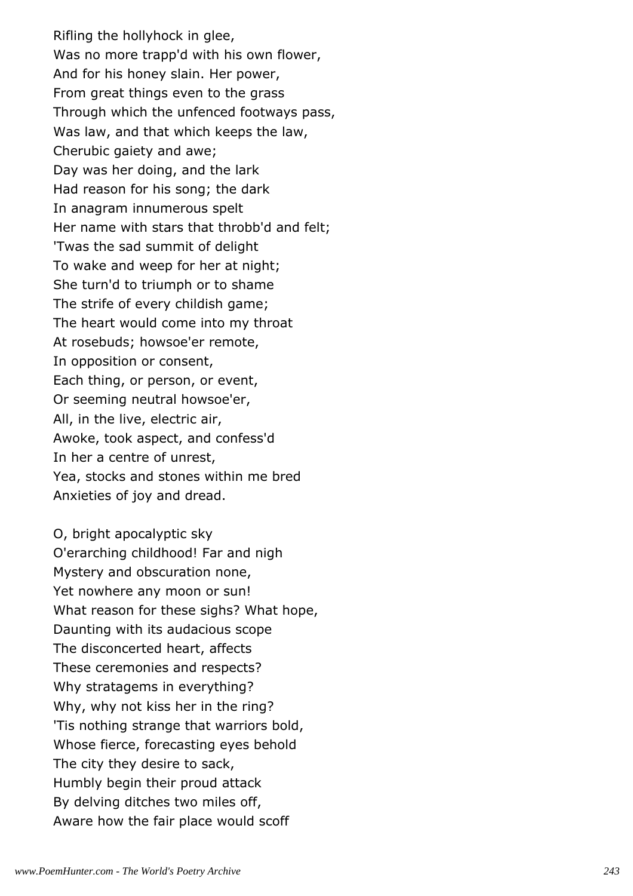Rifling the hollyhock in glee,
Was no more trapp'd with his own flower,
And for his honey slain. Her power,
From great things even to the grass
Through which the unfenced footways pass,
Was law, and that which keeps the law,
Cherubic gaiety and awe;
Day was her doing, and the lark
Had reason for his song; the dark
In anagram innumerous spelt
Her name with stars that throbb'd and felt;
'Twas the sad summit of delight
To wake and weep for her at night;
She turn'd to triumph or to shame
The strife of every childish game;
The heart would come into my throat
At rosebuds; howsoe'er remote,
In opposition or consent,
Each thing, or person, or event,
Or seeming neutral howsoe'er,
All, in the live, electric air,
Awoke, took aspect, and confess'd
In her a centre of unrest,
Yea, stocks and stones within me bred
Anxieties of joy and dread.

O, bright apocalyptic sky
O'erarching childhood! Far and nigh
Mystery and obscuration none,
Yet nowhere any moon or sun!
What reason for these sighs? What hope,
Daunting with its audacious scope
The disconcerted heart, affects
These ceremonies and respects?
Why stratagems in everything?
Why, why not kiss her in the ring?
'Tis nothing strange that warriors bold,
Whose fierce, forecasting eyes behold
The city they desire to sack,
Humbly begin their proud attack
By delving ditches two miles off,
Aware how the fair place would scoff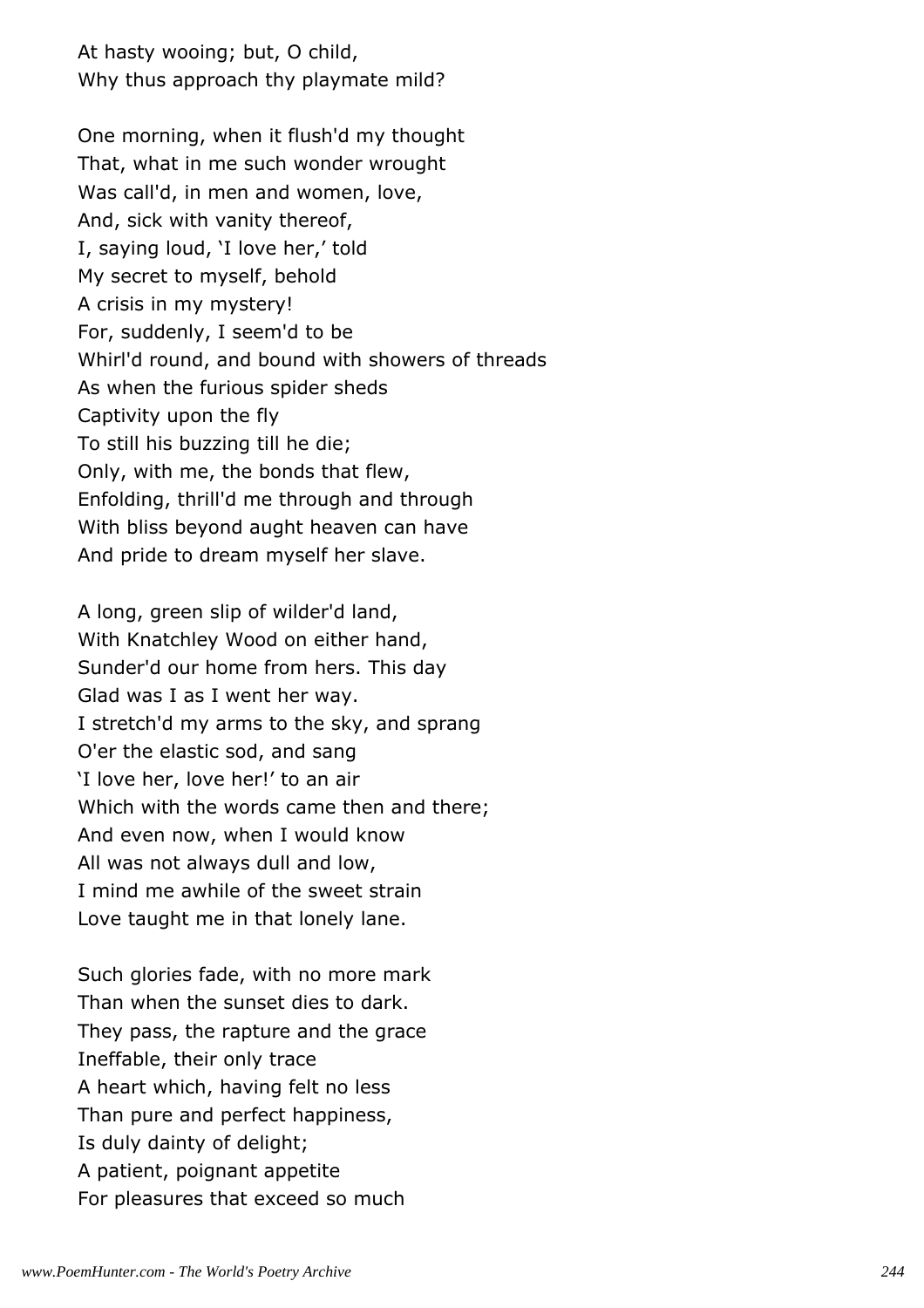At hasty wooing; but, O child,
Why thus approach thy playmate mild?

One morning, when it flush'd my thought
That, what in me such wonder wrought
Was call'd, in men and women, love,
And, sick with vanity thereof,
I, saying loud, 'I love her,' told
My secret to myself, behold
A crisis in my mystery!
For, suddenly, I seem'd to be
Whirl'd round, and bound with showers of threads
As when the furious spider sheds
Captivity upon the fly
To still his buzzing till he die;
Only, with me, the bonds that flew,
Enfolding, thrill'd me through and through
With bliss beyond aught heaven can have
And pride to dream myself her slave.

A long, green slip of wilder'd land,
With Knatchley Wood on either hand,
Sunder'd our home from hers. This day
Glad was I as I went her way.
I stretch'd my arms to the sky, and sprang
O'er the elastic sod, and sang
'I love her, love her!' to an air
Which with the words came then and there;
And even now, when I would know
All was not always dull and low,
I mind me awhile of the sweet strain
Love taught me in that lonely lane.

Such glories fade, with no more mark
Than when the sunset dies to dark.
They pass, the rapture and the grace
Ineffable, their only trace
A heart which, having felt no less
Than pure and perfect happiness,
Is duly dainty of delight;
A patient, poignant appetite
For pleasures that exceed so much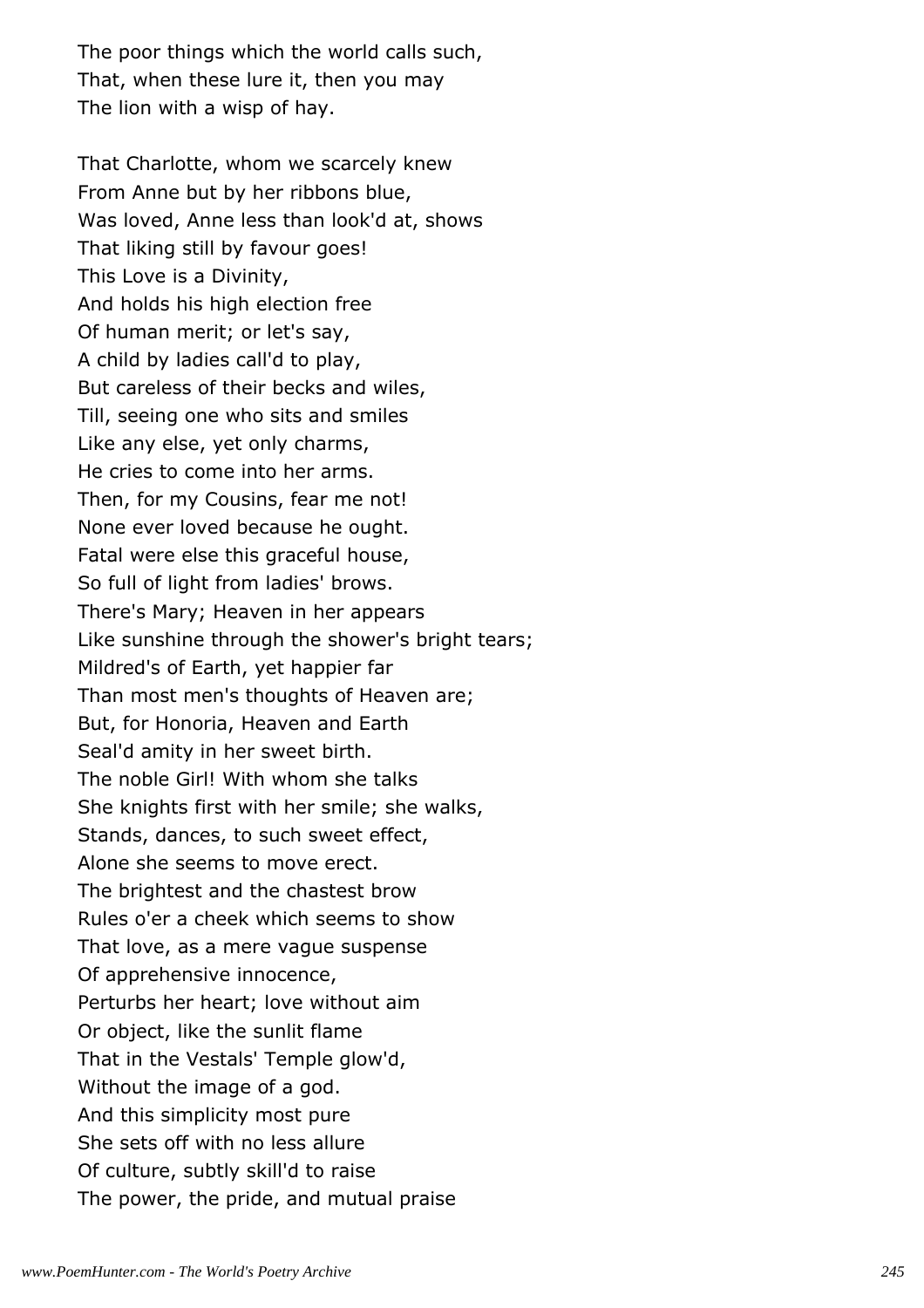The poor things which the world calls such,
That, when these lure it, then you may
The lion with a wisp of hay.

That Charlotte, whom we scarcely knew
From Anne but by her ribbons blue,
Was loved, Anne less than look'd at, shows
That liking still by favour goes!
This Love is a Divinity,
And holds his high election free
Of human merit; or let's say,
A child by ladies call'd to play,
But careless of their becks and wiles,
Till, seeing one who sits and smiles
Like any else, yet only charms,
He cries to come into her arms.
Then, for my Cousins, fear me not!
None ever loved because he ought.
Fatal were else this graceful house,
So full of light from ladies' brows.
There's Mary; Heaven in her appears
Like sunshine through the shower's bright tears;
Mildred's of Earth, yet happier far
Than most men's thoughts of Heaven are;
But, for Honoria, Heaven and Earth
Seal'd amity in her sweet birth.
The noble Girl! With whom she talks
She knights first with her smile; she walks,
Stands, dances, to such sweet effect,
Alone she seems to move erect.
The brightest and the chastest brow
Rules o'er a cheek which seems to show
That love, as a mere vague suspense
Of apprehensive innocence,
Perturbs her heart; love without aim
Or object, like the sunlit flame
That in the Vestals' Temple glow'd,
Without the image of a god.
And this simplicity most pure
She sets off with no less allure
Of culture, subtly skill'd to raise
The power, the pride, and mutual praise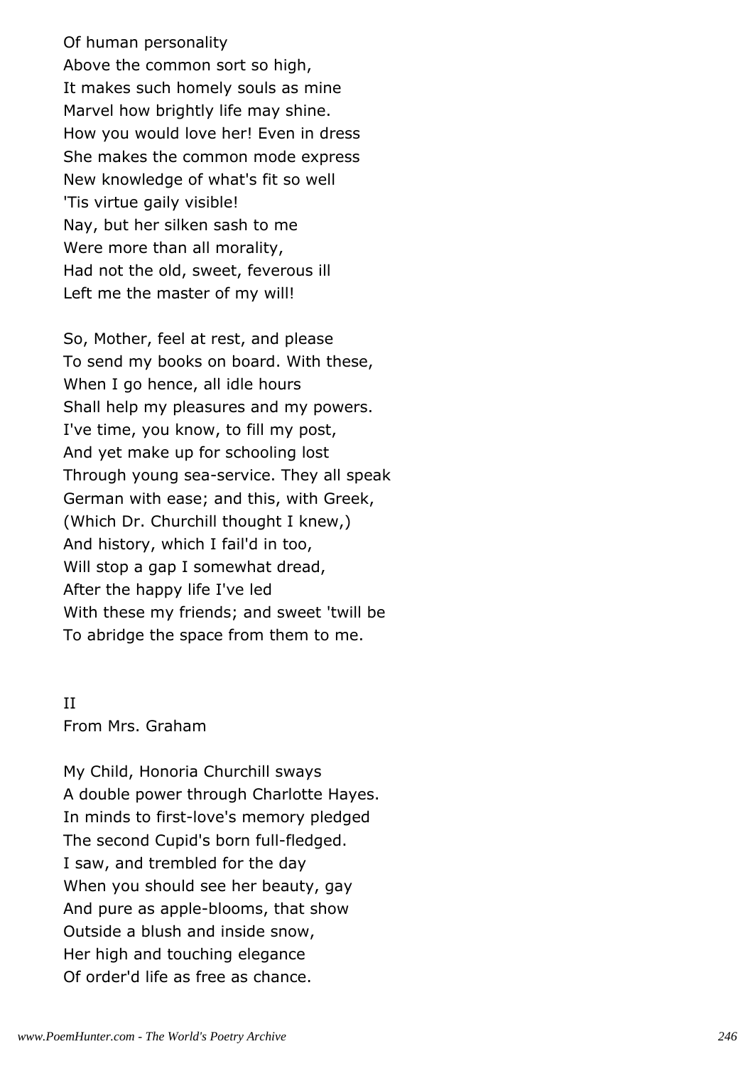Of human personality  
Above the common sort so high,  
It makes such homely souls as mine  
Marvel how brightly life may shine.  
How you would love her! Even in dress  
She makes the common mode express  
New knowledge of what's fit so well  
'Tis virtue gaily visible!  
Nay, but her silken sash to me  
Were more than all morality,  
Had not the old, sweet, feverous ill  
Left me the master of my will!

So, Mother, feel at rest, and please  
To send my books on board. With these,  
When I go hence, all idle hours  
Shall help my pleasures and my powers.  
I've time, you know, to fill my post,  
And yet make up for schooling lost  
Through young sea-service. They all speak  
German with ease; and this, with Greek,  
(Which Dr. Churchill thought I knew,)  
And history, which I fail'd in too,  
Will stop a gap I somewhat dread,  
After the happy life I've led  
With these my friends; and sweet 'twill be  
To abridge the space from them to me.

II  
From Mrs. Graham

My Child, Honoria Churchill sways  
A double power through Charlotte Hayes.  
In minds to first-love's memory pledged  
The second Cupid's born full-fledged.  
I saw, and trembled for the day  
When you should see her beauty, gay  
And pure as apple-blooms, that show  
Outside a blush and inside snow,  
Her high and touching elegance  
Of order'd life as free as chance.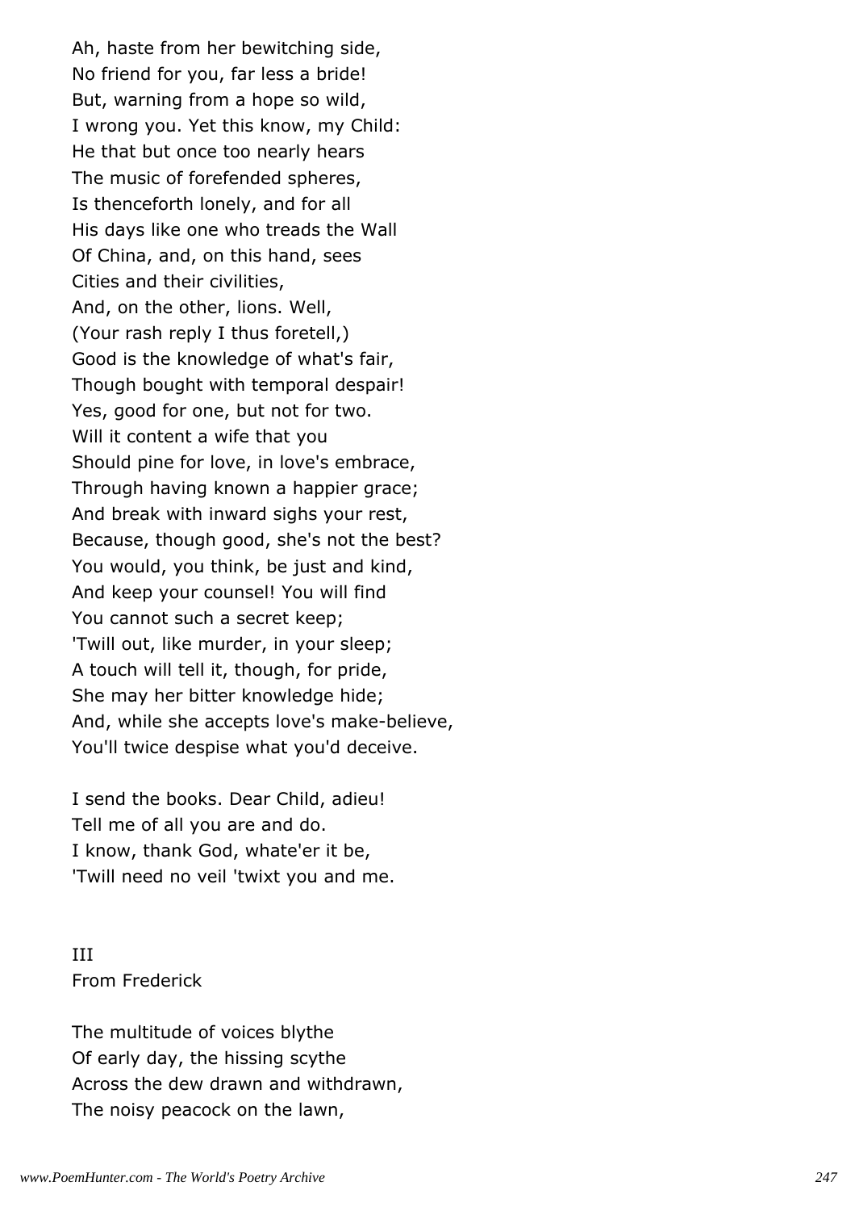Ah, haste from her bewitching side,
No friend for you, far less a bride!
But, warning from a hope so wild,
I wrong you. Yet this know, my Child:
He that but once too nearly hears
The music of forefended spheres,
Is thenceforth lonely, and for all
His days like one who treads the Wall
Of China, and, on this hand, sees
Cities and their civilities,
And, on the other, lions. Well,
(Your rash reply I thus foretell,)
Good is the knowledge of what's fair,
Though bought with temporal despair!
Yes, good for one, but not for two.
Will it content a wife that you
Should pine for love, in love's embrace,
Through having known a happier grace;
And break with inward sighs your rest,
Because, though good, she's not the best?
You would, you think, be just and kind,
And keep your counsel! You will find
You cannot such a secret keep;
'Twill out, like murder, in your sleep;
A touch will tell it, though, for pride,
She may her bitter knowledge hide;
And, while she accepts love's make-believe,
You'll twice despise what you'd deceive.

I send the books. Dear Child, adieu!
Tell me of all you are and do.
I know, thank God, whate'er it be,
'Twill need no veil 'twixt you and me.

III
From Frederick

The multitude of voices blythe
Of early day, the hissing scythe
Across the dew drawn and withdrawn,
The noisy peacock on the lawn,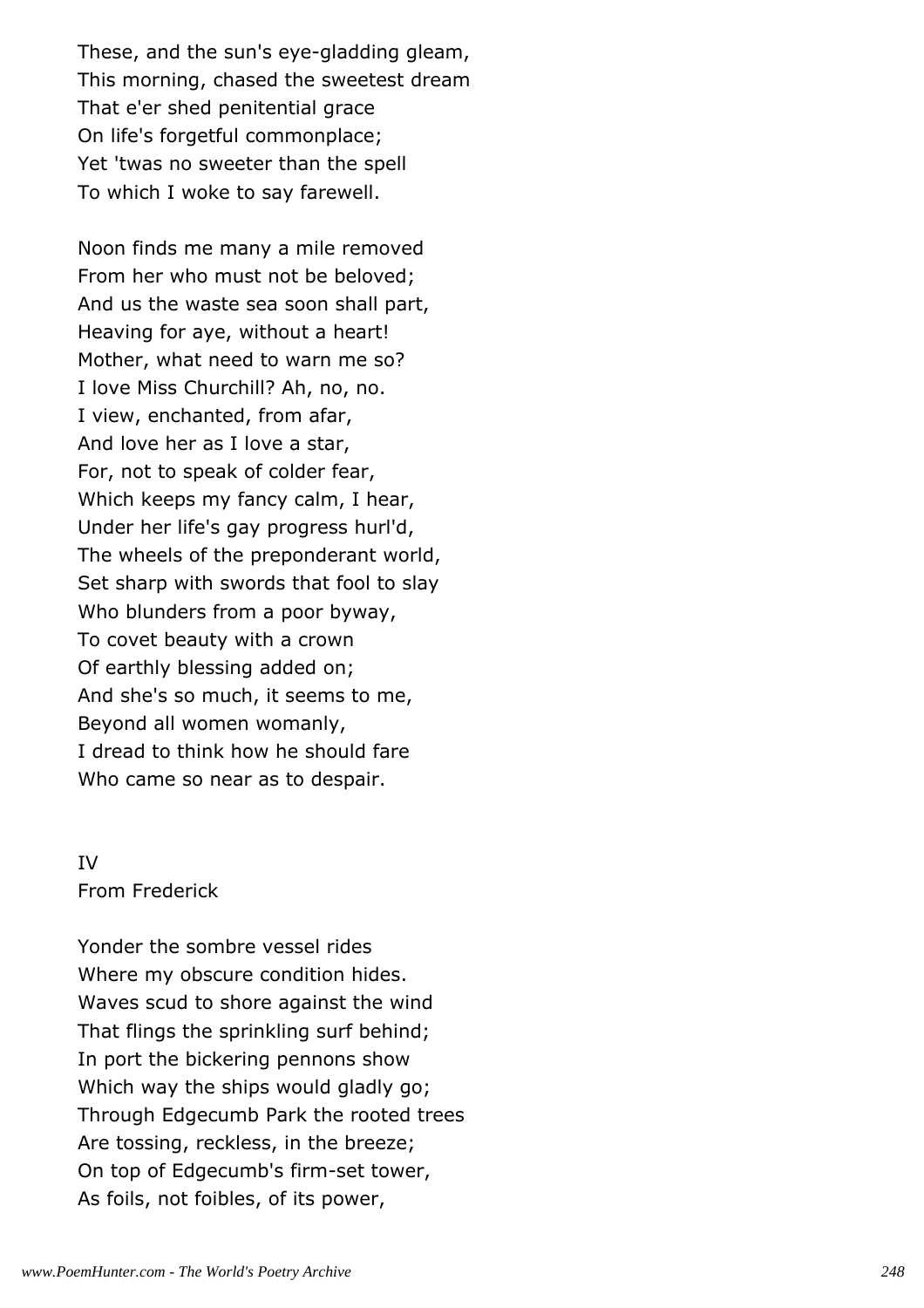These, and the sun's eye-gladding gleam,  
This morning, chased the sweetest dream  
That e'er shed penitential grace  
On life's forgetful commonplace;  
Yet 'twas no sweeter than the spell  
To which I woke to say farewell.

Noon finds me many a mile removed  
From her who must not be beloved;  
And us the waste sea soon shall part,  
Heaving for aye, without a heart!  
Mother, what need to warn me so?  
I love Miss Churchill? Ah, no, no.  
I view, enchanted, from afar,  
And love her as I love a star,  
For, not to speak of colder fear,  
Which keeps my fancy calm, I hear,  
Under her life's gay progress hurl'd,  
The wheels of the preponderant world,  
Set sharp with swords that fool to slay  
Who blunders from a poor byway,  
To covet beauty with a crown  
Of earthly blessing added on;  
And she's so much, it seems to me,  
Beyond all women womanly,  
I dread to think how he should fare  
Who came so near as to despair.

IV  
From Frederick

Yonder the sombre vessel rides  
Where my obscure condition hides.  
Waves scud to shore against the wind  
That flings the sprinkling surf behind;  
In port the bickering pennons show  
Which way the ships would gladly go;  
Through Edgecumb Park the rooted trees  
Are tossing, reckless, in the breeze;  
On top of Edgecumb's firm-set tower,  
As foils, not foibles, of its power,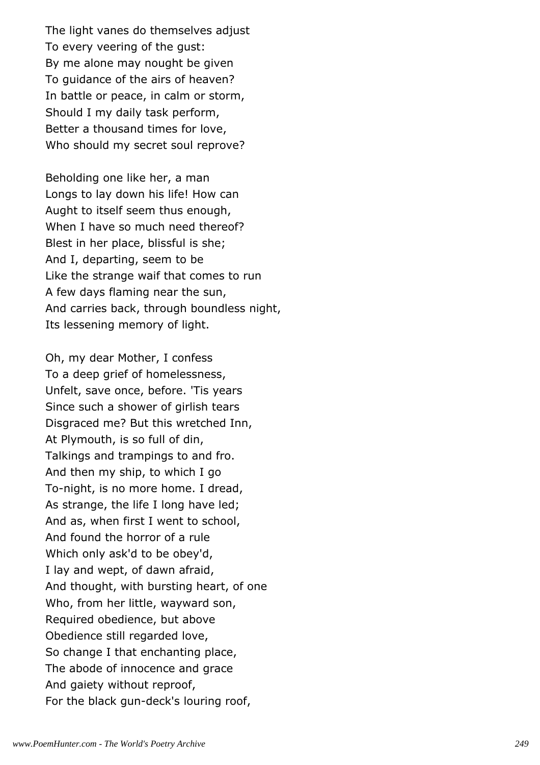The light vanes do themselves adjust
To every veering of the gust:
By me alone may nought be given
To guidance of the airs of heaven?
In battle or peace, in calm or storm,
Should I my daily task perform,
Better a thousand times for love,
Who should my secret soul reprove?

Beholding one like her, a man
Longs to lay down his life! How can
Aught to itself seem thus enough,
When I have so much need thereof?
Blest in her place, blissful is she;
And I, departing, seem to be
Like the strange waif that comes to run
A few days flaming near the sun,
And carries back, through boundless night,
Its lessening memory of light.

Oh, my dear Mother, I confess
To a deep grief of homelessness,
Unfelt, save once, before. 'Tis years
Since such a shower of girlish tears
Disgraced me? But this wretched Inn,
At Plymouth, is so full of din,
Talkings and trampings to and fro.
And then my ship, to which I go
To-night, is no more home. I dread,
As strange, the life I long have led;
And as, when first I went to school,
And found the horror of a rule
Which only ask'd to be obey'd,
I lay and wept, of dawn afraid,
And thought, with bursting heart, of one
Who, from her little, wayward son,
Required obedience, but above
Obedience still regarded love,
So change I that enchanting place,
The abode of innocence and grace
And gaiety without reproof,
For the black gun-deck's louring roof,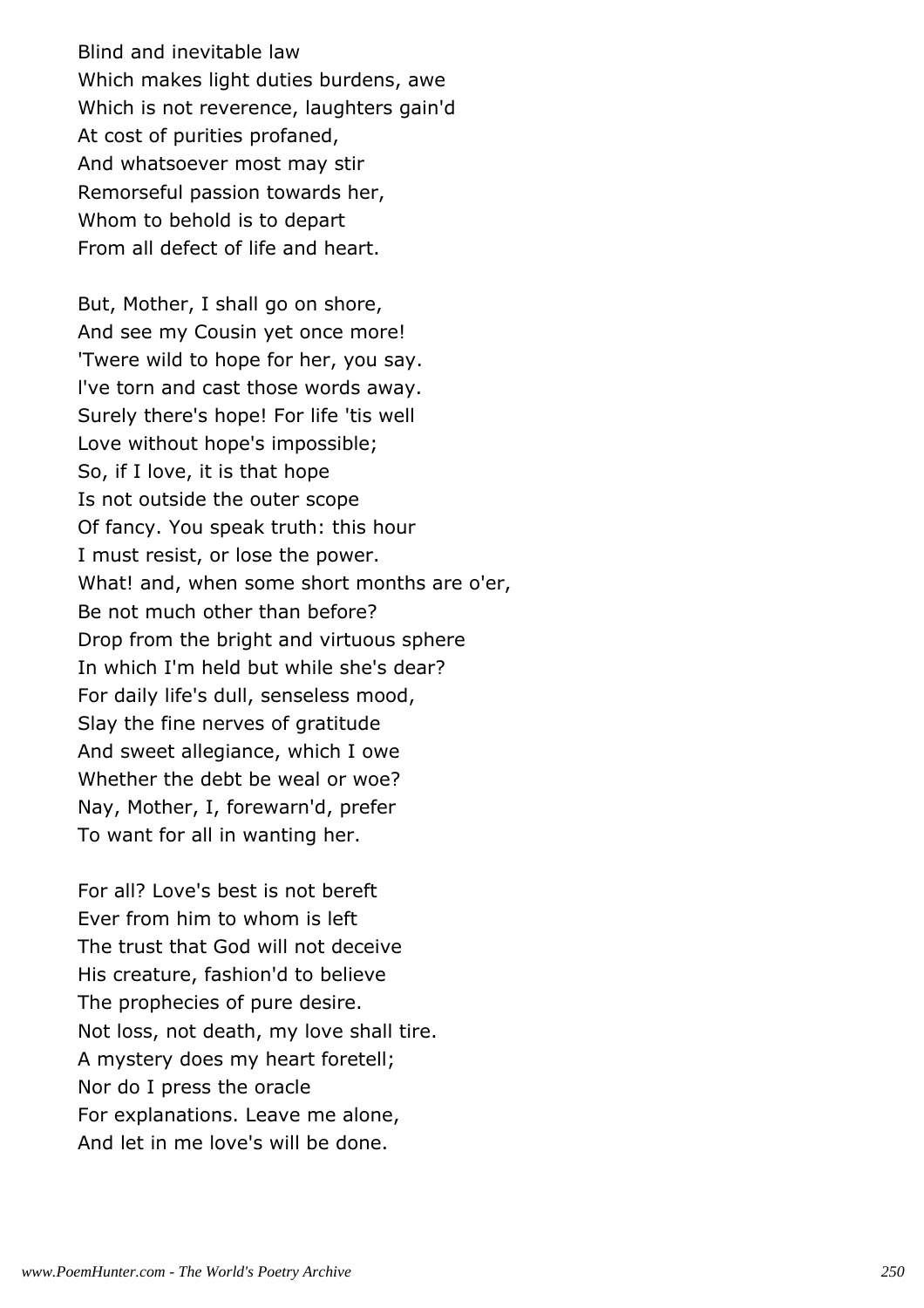Blind and inevitable law  
Which makes light duties burdens, awe  
Which is not reverence, laughters gain'd  
At cost of purities profaned,  
And whatsoever most may stir  
Remorseful passion towards her,  
Whom to behold is to depart  
From all defect of life and heart.

But, Mother, I shall go on shore,  
And see my Cousin yet once more!  
'Twere wild to hope for her, you say.  
I've torn and cast those words away.  
Surely there's hope! For life 'tis well  
Love without hope's impossible;  
So, if I love, it is that hope  
Is not outside the outer scope  
Of fancy. You speak truth: this hour  
I must resist, or lose the power.  
What! and, when some short months are o'er,  
Be not much other than before?  
Drop from the bright and virtuous sphere  
In which I'm held but while she's dear?  
For daily life's dull, senseless mood,  
Slay the fine nerves of gratitude  
And sweet allegiance, which I owe  
Whether the debt be weal or woe?  
Nay, Mother, I, forewarn'd, prefer  
To want for all in wanting her.

For all? Love's best is not bereft  
Ever from him to whom is left  
The trust that God will not deceive  
His creature, fashion'd to believe  
The prophecies of pure desire.  
Not loss, not death, my love shall tire.  
A mystery does my heart foretell;  
Nor do I press the oracle  
For explanations. Leave me alone,  
And let in me love's will be done.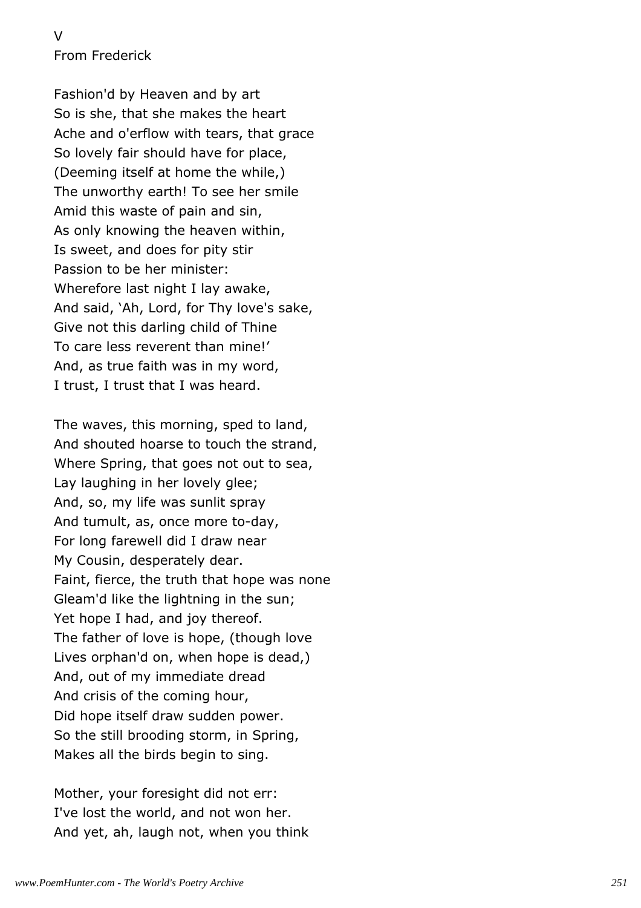V
From Frederick

Fashion'd by Heaven and by art
So is she, that she makes the heart
Ache and o'erflow with tears, that grace
So lovely fair should have for place,
(Deeming itself at home the while,)
The unworthy earth! To see her smile
Amid this waste of pain and sin,
As only knowing the heaven within,
Is sweet, and does for pity stir
Passion to be her minister:
Wherefore last night I lay awake,
And said, 'Ah, Lord, for Thy love's sake,
Give not this darling child of Thine
To care less reverent than mine!'
And, as true faith was in my word,
I trust, I trust that I was heard.

The waves, this morning, sped to land,
And shouted hoarse to touch the strand,
Where Spring, that goes not out to sea,
Lay laughing in her lovely glee;
And, so, my life was sunlit spray
And tumult, as, once more to-day,
For long farewell did I draw near
My Cousin, desperately dear.
Faint, fierce, the truth that hope was none
Gleam'd like the lightning in the sun;
Yet hope I had, and joy thereof.
The father of love is hope, (though love
Lives orphan'd on, when hope is dead,)
And, out of my immediate dread
And crisis of the coming hour,
Did hope itself draw sudden power.
So the still brooding storm, in Spring,
Makes all the birds begin to sing.

Mother, your foresight did not err:
I've lost the world, and not won her.
And yet, ah, laugh not, when you think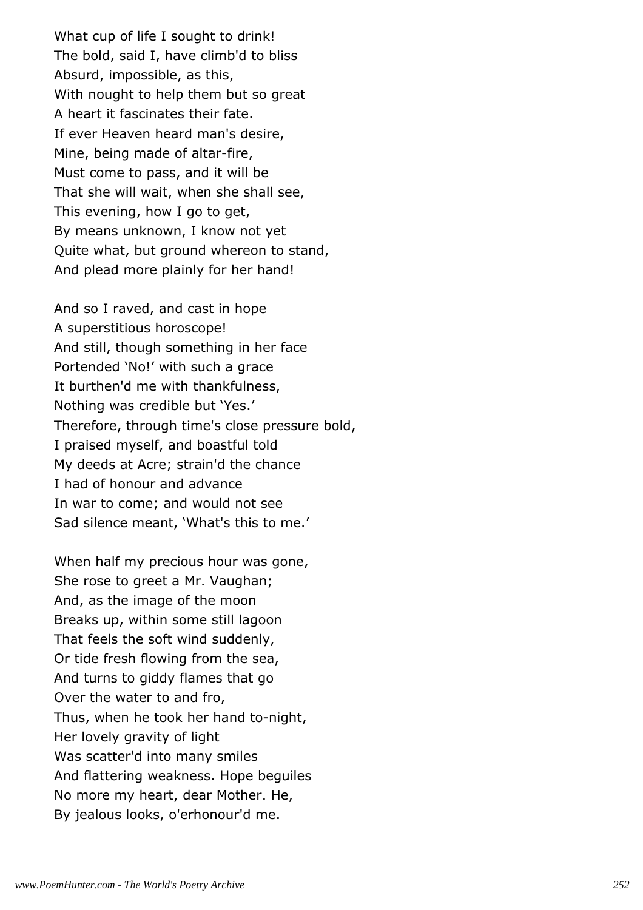What cup of life I sought to drink!
The bold, said I, have climb'd to bliss
Absurd, impossible, as this,
With nought to help them but so great
A heart it fascinates their fate.
If ever Heaven heard man's desire,
Mine, being made of altar-fire,
Must come to pass, and it will be
That she will wait, when she shall see,
This evening, how I go to get,
By means unknown, I know not yet
Quite what, but ground whereon to stand,
And plead more plainly for her hand!

And so I raved, and cast in hope
A superstitious horoscope!
And still, though something in her face
Portended 'No!' with such a grace
It burthen'd me with thankfulness,
Nothing was credible but 'Yes.'
Therefore, through time's close pressure bold,
I praised myself, and boastful told
My deeds at Acre; strain'd the chance
I had of honour and advance
In war to come; and would not see
Sad silence meant, 'What's this to me.'

When half my precious hour was gone,
She rose to greet a Mr. Vaughan;
And, as the image of the moon
Breaks up, within some still lagoon
That feels the soft wind suddenly,
Or tide fresh flowing from the sea,
And turns to giddy flames that go
Over the water to and fro,
Thus, when he took her hand to-night,
Her lovely gravity of light
Was scatter'd into many smiles
And flattering weakness. Hope beguiles
No more my heart, dear Mother. He,
By jealous looks, o'erhonour'd me.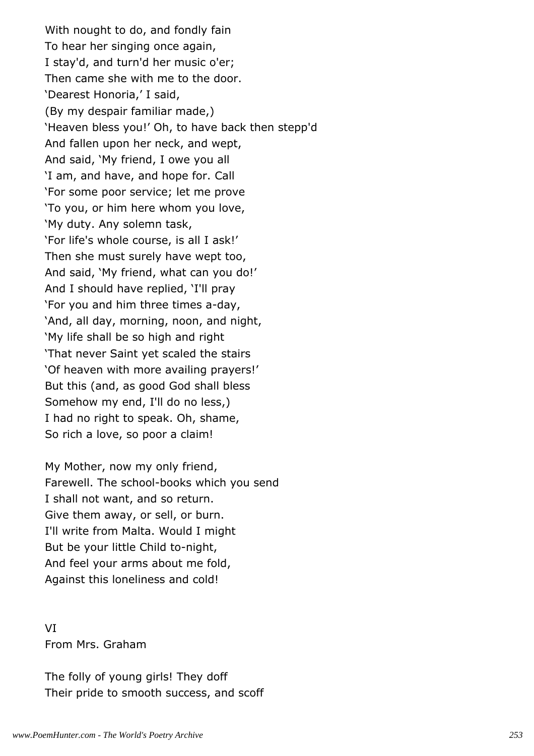With nought to do, and fondly fain
To hear her singing once again,
I stay'd, and turn'd her music o'er;
Then came she with me to the door.
'Dearest Honoria,' I said,
(By my despair familiar made,)
'Heaven bless you!' Oh, to have back then stepp'd
And fallen upon her neck, and wept,
And said, 'My friend, I owe you all
'I am, and have, and hope for. Call
'For some poor service; let me prove
'To you, or him here whom you love,
'My duty. Any solemn task,
'For life's whole course, is all I ask!'
Then she must surely have wept too,
And said, 'My friend, what can you do!'
And I should have replied, 'I'll pray
'For you and him three times a-day,
'And, all day, morning, noon, and night,
'My life shall be so high and right
'That never Saint yet scaled the stairs
'Of heaven with more availing prayers!'
But this (and, as good God shall bless
Somehow my end, I'll do no less,)
I had no right to speak. Oh, shame,
So rich a love, so poor a claim!

My Mother, now my only friend,
Farewell. The school-books which you send
I shall not want, and so return.
Give them away, or sell, or burn.
I'll write from Malta. Would I might
But be your little Child to-night,
And feel your arms about me fold,
Against this loneliness and cold!

VI
From Mrs. Graham

The folly of young girls! They doff
Their pride to smooth success, and scoff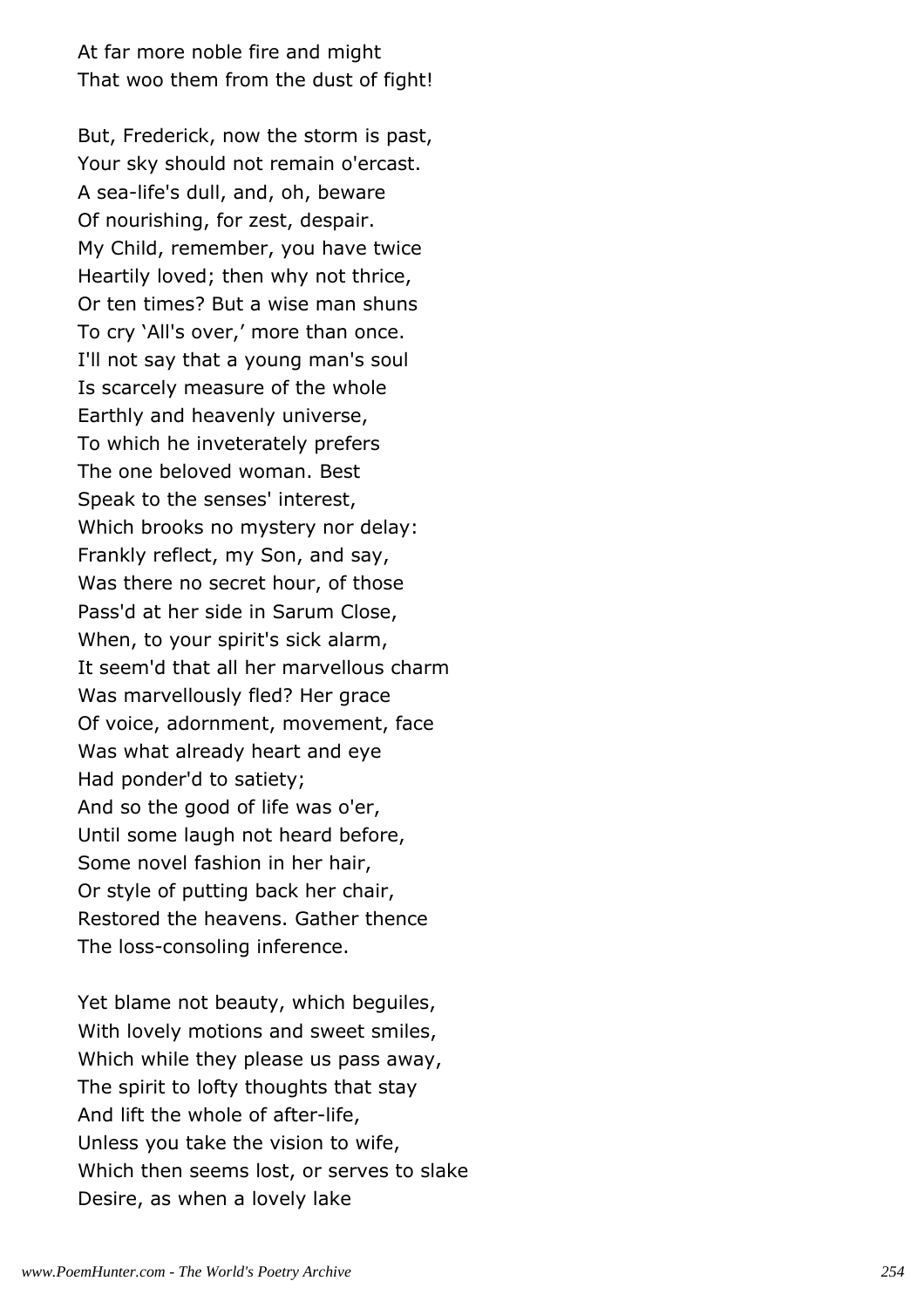At far more noble fire and might
That woo them from the dust of fight!

But, Frederick, now the storm is past,
Your sky should not remain o'ercast.
A sea-life's dull, and, oh, beware
Of nourishing, for zest, despair.
My Child, remember, you have twice
Heartily loved; then why not thrice,
Or ten times? But a wise man shuns
To cry 'All's over,' more than once.
I'll not say that a young man's soul
Is scarcely measure of the whole
Earthly and heavenly universe,
To which he inveterately prefers
The one beloved woman. Best
Speak to the senses' interest,
Which brooks no mystery nor delay:
Frankly reflect, my Son, and say,
Was there no secret hour, of those
Pass'd at her side in Sarum Close,
When, to your spirit's sick alarm,
It seem'd that all her marvellous charm
Was marvellously fled? Her grace
Of voice, adornment, movement, face
Was what already heart and eye
Had ponder'd to satiety;
And so the good of life was o'er,
Until some laugh not heard before,
Some novel fashion in her hair,
Or style of putting back her chair,
Restored the heavens. Gather thence
The loss-consoling inference.

Yet blame not beauty, which beguiles,
With lovely motions and sweet smiles,
Which while they please us pass away,
The spirit to lofty thoughts that stay
And lift the whole of after-life,
Unless you take the vision to wife,
Which then seems lost, or serves to slake
Desire, as when a lovely lake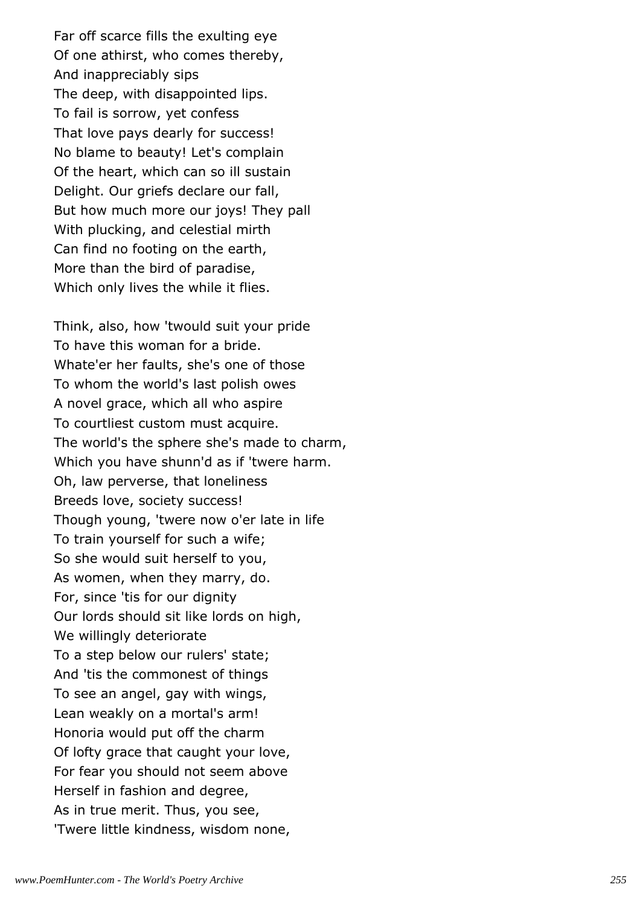Far off scarce fills the exulting eye
Of one athirst, who comes thereby,
And inappreciably sips
The deep, with disappointed lips.
To fail is sorrow, yet confess
That love pays dearly for success!
No blame to beauty! Let's complain
Of the heart, which can so ill sustain
Delight. Our griefs declare our fall,
But how much more our joys! They pall
With plucking, and celestial mirth
Can find no footing on the earth,
More than the bird of paradise,
Which only lives the while it flies.

Think, also, how 'twould suit your pride
To have this woman for a bride.
Whate'er her faults, she's one of those
To whom the world's last polish owes
A novel grace, which all who aspire
To courtliest custom must acquire.
The world's the sphere she's made to charm,
Which you have shunn'd as if 'twere harm.
Oh, law perverse, that loneliness
Breeds love, society success!
Though young, 'twere now o'er late in life
To train yourself for such a wife;
So she would suit herself to you,
As women, when they marry, do.
For, since 'tis for our dignity
Our lords should sit like lords on high,
We willingly deteriorate
To a step below our rulers' state;
And 'tis the commonest of things
To see an angel, gay with wings,
Lean weakly on a mortal's arm!
Honoria would put off the charm
Of lofty grace that caught your love,
For fear you should not seem above
Herself in fashion and degree,
As in true merit. Thus, you see,
'Twere little kindness, wisdom none,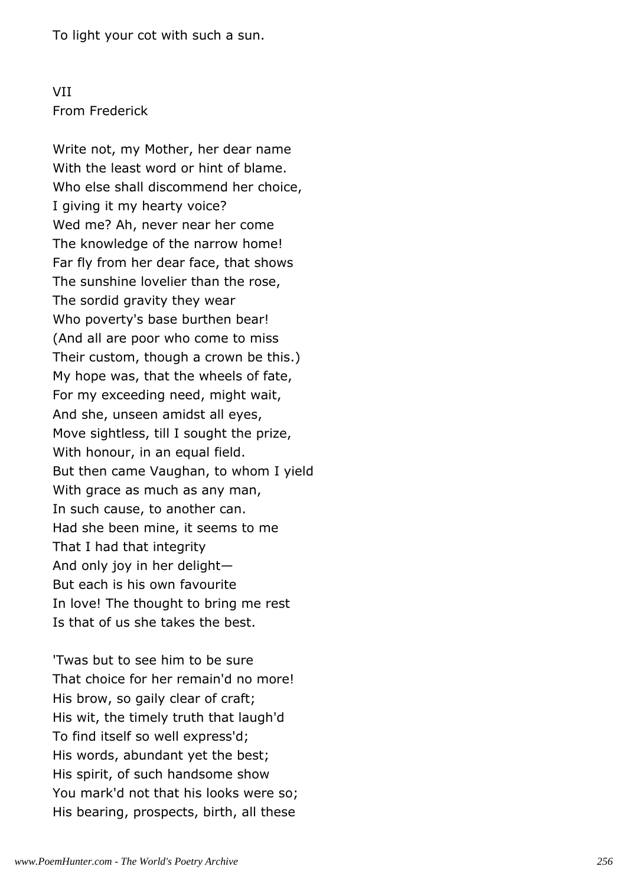To light your cot with such a sun.

VII
From Frederick

Write not, my Mother, her dear name
With the least word or hint of blame.
Who else shall discommend her choice,
I giving it my hearty voice?
Wed me? Ah, never near her come
The knowledge of the narrow home!
Far fly from her dear face, that shows
The sunshine lovelier than the rose,
The sordid gravity they wear
Who poverty's base burthen bear!
(And all are poor who come to miss
Their custom, though a crown be this.)
My hope was, that the wheels of fate,
For my exceeding need, might wait,
And she, unseen amidst all eyes,
Move sightless, till I sought the prize,
With honour, in an equal field.
But then came Vaughan, to whom I yield
With grace as much as any man,
In such cause, to another can.
Had she been mine, it seems to me
That I had that integrity
And only joy in her delight—
But each is his own favourite
In love! The thought to bring me rest
Is that of us she takes the best.

'Twas but to see him to be sure
That choice for her remain'd no more!
His brow, so gaily clear of craft;
His wit, the timely truth that laugh'd
To find itself so well express'd;
His words, abundant yet the best;
His spirit, of such handsome show
You mark'd not that his looks were so;
His bearing, prospects, birth, all these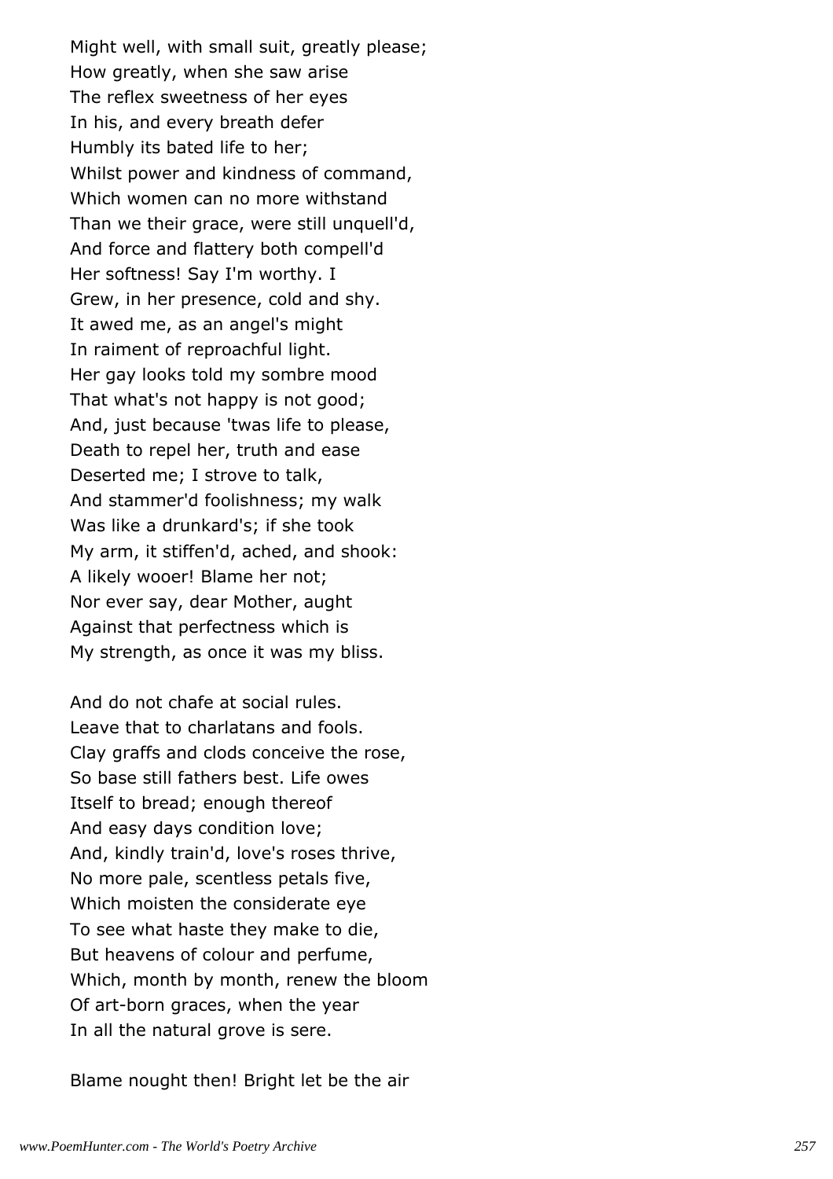Might well, with small suit, greatly please;
How greatly, when she saw arise
The reflex sweetness of her eyes
In his, and every breath defer
Humbly its bated life to her;
Whilst power and kindness of command,
Which women can no more withstand
Than we their grace, were still unquell'd,
And force and flattery both compell'd
Her softness! Say I'm worthy. I
Grew, in her presence, cold and shy.
It awed me, as an angel's might
In raiment of reproachful light.
Her gay looks told my sombre mood
That what's not happy is not good;
And, just because 'twas life to please,
Death to repel her, truth and ease
Deserted me; I strove to talk,
And stammer'd foolishness; my walk
Was like a drunkard's; if she took
My arm, it stiffen'd, ached, and shook:
A likely wooer! Blame her not;
Nor ever say, dear Mother, aught
Against that perfectness which is
My strength, as once it was my bliss.

And do not chafe at social rules.
Leave that to charlatans and fools.
Clay graffs and clods conceive the rose,
So base still fathers best. Life owes
Itself to bread; enough thereof
And easy days condition love;
And, kindly train'd, love's roses thrive,
No more pale, scentless petals five,
Which moisten the considerate eye
To see what haste they make to die,
But heavens of colour and perfume,
Which, month by month, renew the bloom
Of art-born graces, when the year
In all the natural grove is sere.

Blame nought then! Bright let be the air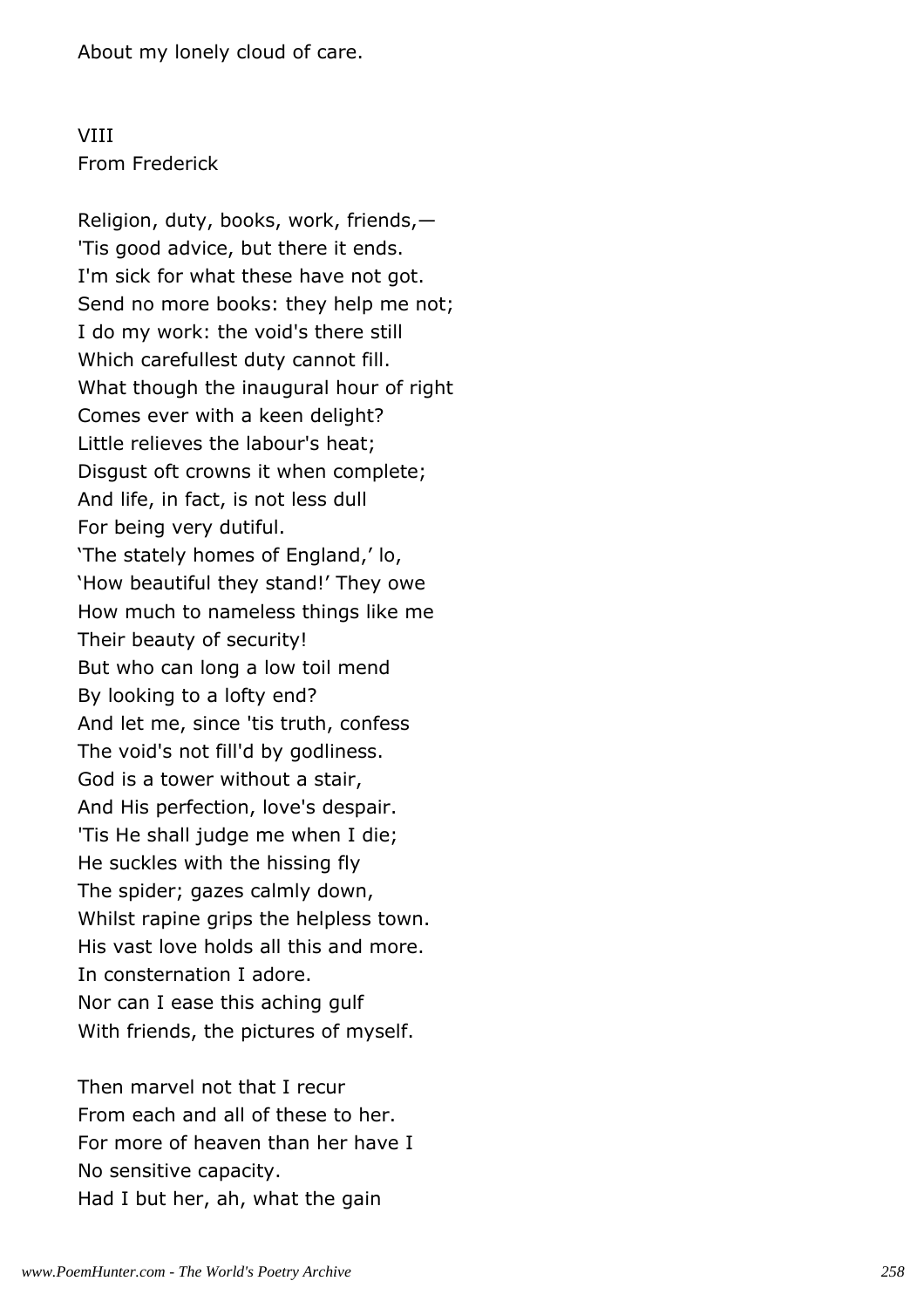About my lonely cloud of care.

VIII
From Frederick

Religion, duty, books, work, friends,—
'Tis good advice, but there it ends.
I'm sick for what these have not got.
Send no more books: they help me not;
I do my work: the void's there still
Which carefullest duty cannot fill.
What though the inaugural hour of right
Comes ever with a keen delight?
Little relieves the labour's heat;
Disgust oft crowns it when complete;
And life, in fact, is not less dull
For being very dutiful.
'The stately homes of England,' lo,
'How beautiful they stand!' They owe
How much to nameless things like me
Their beauty of security!
But who can long a low toil mend
By looking to a lofty end?
And let me, since 'tis truth, confess
The void's not fill'd by godliness.
God is a tower without a stair,
And His perfection, love's despair.
'Tis He shall judge me when I die;
He suckles with the hissing fly
The spider; gazes calmly down,
Whilst rapine grips the helpless town.
His vast love holds all this and more.
In consternation I adore.
Nor can I ease this aching gulf
With friends, the pictures of myself.

Then marvel not that I recur
From each and all of these to her.
For more of heaven than her have I
No sensitive capacity.
Had I but her, ah, what the gain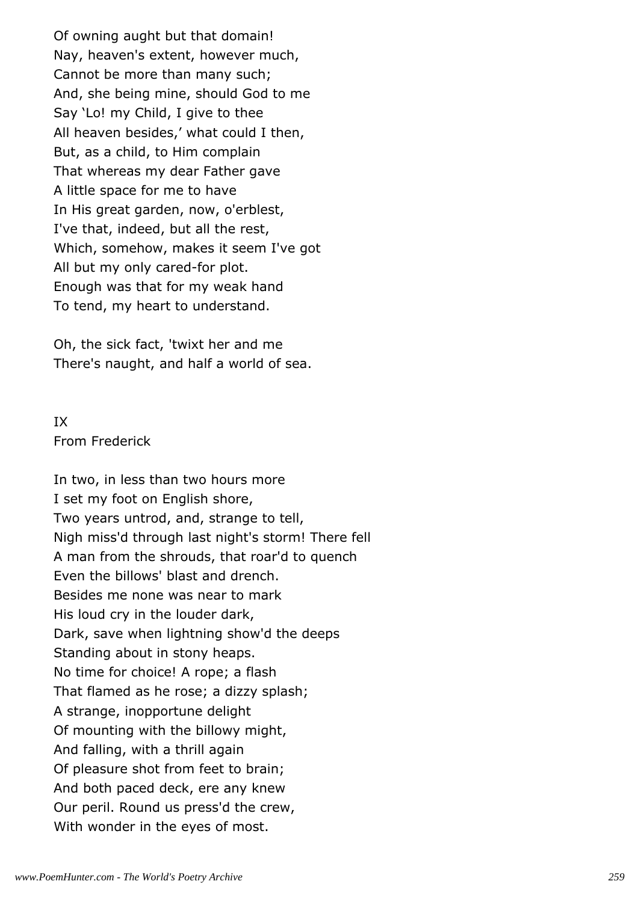Of owning aught but that domain!
Nay, heaven's extent, however much,
Cannot be more than many such;
And, she being mine, should God to me
Say 'Lo! my Child, I give to thee
All heaven besides,' what could I then,
But, as a child, to Him complain
That whereas my dear Father gave
A little space for me to have
In His great garden, now, o'erblest,
I've that, indeed, but all the rest,
Which, somehow, makes it seem I've got
All but my only cared-for plot.
Enough was that for my weak hand
To tend, my heart to understand.

Oh, the sick fact, 'twixt her and me
There's naught, and half a world of sea.

## IX
From Frederick

In two, in less than two hours more
I set my foot on English shore,
Two years untrod, and, strange to tell,
Nigh miss'd through last night's storm! There fell
A man from the shrouds, that roar'd to quench
Even the billows' blast and drench.
Besides me none was near to mark
His loud cry in the louder dark,
Dark, save when lightning show'd the deeps
Standing about in stony heaps.
No time for choice! A rope; a flash
That flamed as he rose; a dizzy splash;
A strange, inopportune delight
Of mounting with the billowy might,
And falling, with a thrill again
Of pleasure shot from feet to brain;
And both paced deck, ere any knew
Our peril. Round us press'd the crew,
With wonder in the eyes of most.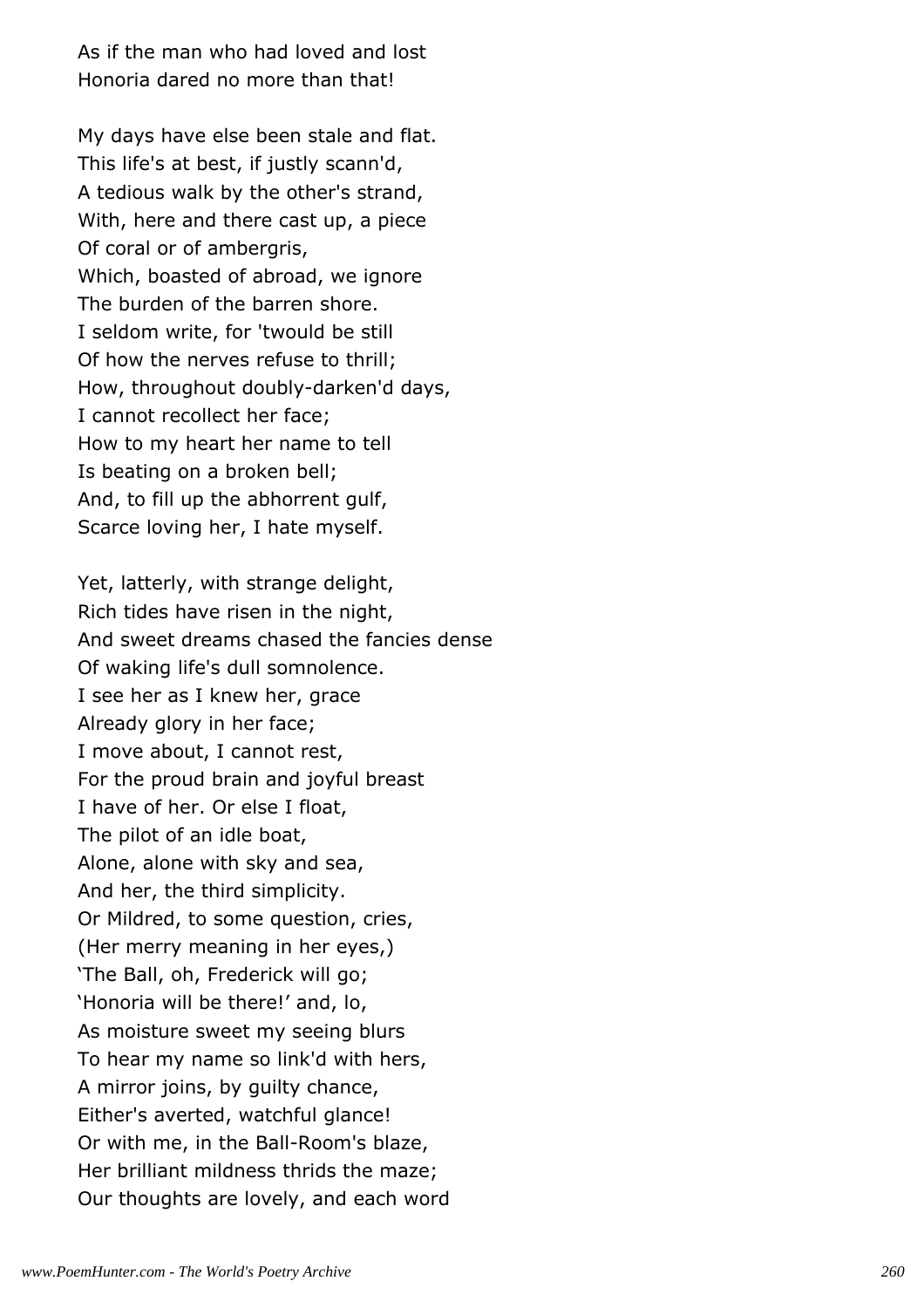As if the man who had loved and lost  
Honoria dared no more than that!

My days have else been stale and flat.  
This life's at best, if justly scann'd,  
A tedious walk by the other's strand,  
With, here and there cast up, a piece  
Of coral or of ambergris,  
Which, boasted of abroad, we ignore  
The burden of the barren shore.  
I seldom write, for 'twould be still  
Of how the nerves refuse to thrill;  
How, throughout doubly-darken'd days,  
I cannot recollect her face;  
How to my heart her name to tell  
Is beating on a broken bell;  
And, to fill up the abhorrent gulf,  
Scarce loving her, I hate myself.

Yet, latterly, with strange delight,  
Rich tides have risen in the night,  
And sweet dreams chased the fancies dense  
Of waking life's dull somnolence.  
I see her as I knew her, grace  
Already glory in her face;  
I move about, I cannot rest,  
For the proud brain and joyful breast  
I have of her. Or else I float,  
The pilot of an idle boat,  
Alone, alone with sky and sea,  
And her, the third simplicity.  
Or Mildred, to some question, cries,  
(Her merry meaning in her eyes,)  
'The Ball, oh, Frederick will go;  
'Honoria will be there!' and, lo,  
As moisture sweet my seeing blurs  
To hear my name so link'd with hers,  
A mirror joins, by guilty chance,  
Either's averted, watchful glance!  
Or with me, in the Ball-Room's blaze,  
Her brilliant mildness thrids the maze;  
Our thoughts are lovely, and each word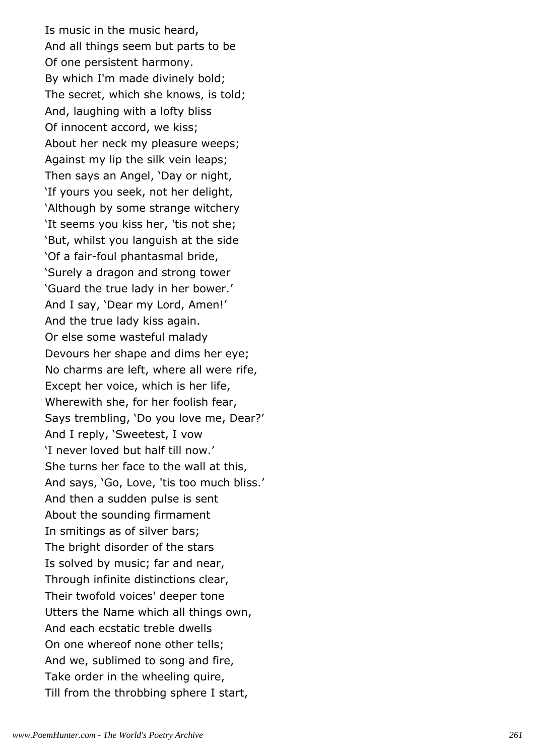Is music in the music heard,  
And all things seem but parts to be  
Of one persistent harmony.  
By which I'm made divinely bold;  
The secret, which she knows, is told;  
And, laughing with a lofty bliss  
Of innocent accord, we kiss;  
About her neck my pleasure weeps;  
Against my lip the silk vein leaps;  
Then says an Angel, 'Day or night,  
'If yours you seek, not her delight,  
'Although by some strange witchery  
'It seems you kiss her, 'tis not she;  
'But, whilst you languish at the side  
'Of a fair-foul phantasmal bride,  
'Surely a dragon and strong tower  
'Guard the true lady in her bower.'  
And I say, 'Dear my Lord, Amen!'  
And the true lady kiss again.  
Or else some wasteful malady  
Devours her shape and dims her eye;  
No charms are left, where all were rife,  
Except her voice, which is her life,  
Wherewith she, for her foolish fear,  
Says trembling, 'Do you love me, Dear?'  
And I reply, 'Sweetest, I vow  
'I never loved but half till now.'  
She turns her face to the wall at this,  
And says, 'Go, Love, 'tis too much bliss.'  
And then a sudden pulse is sent  
About the sounding firmament  
In smitings as of silver bars;  
The bright disorder of the stars  
Is solved by music; far and near,  
Through infinite distinctions clear,  
Their twofold voices' deeper tone  
Utters the Name which all things own,  
And each ecstatic treble dwells  
On one whereof none other tells;  
And we, sublimed to song and fire,  
Take order in the wheeling quire,  
Till from the throbbing sphere I start,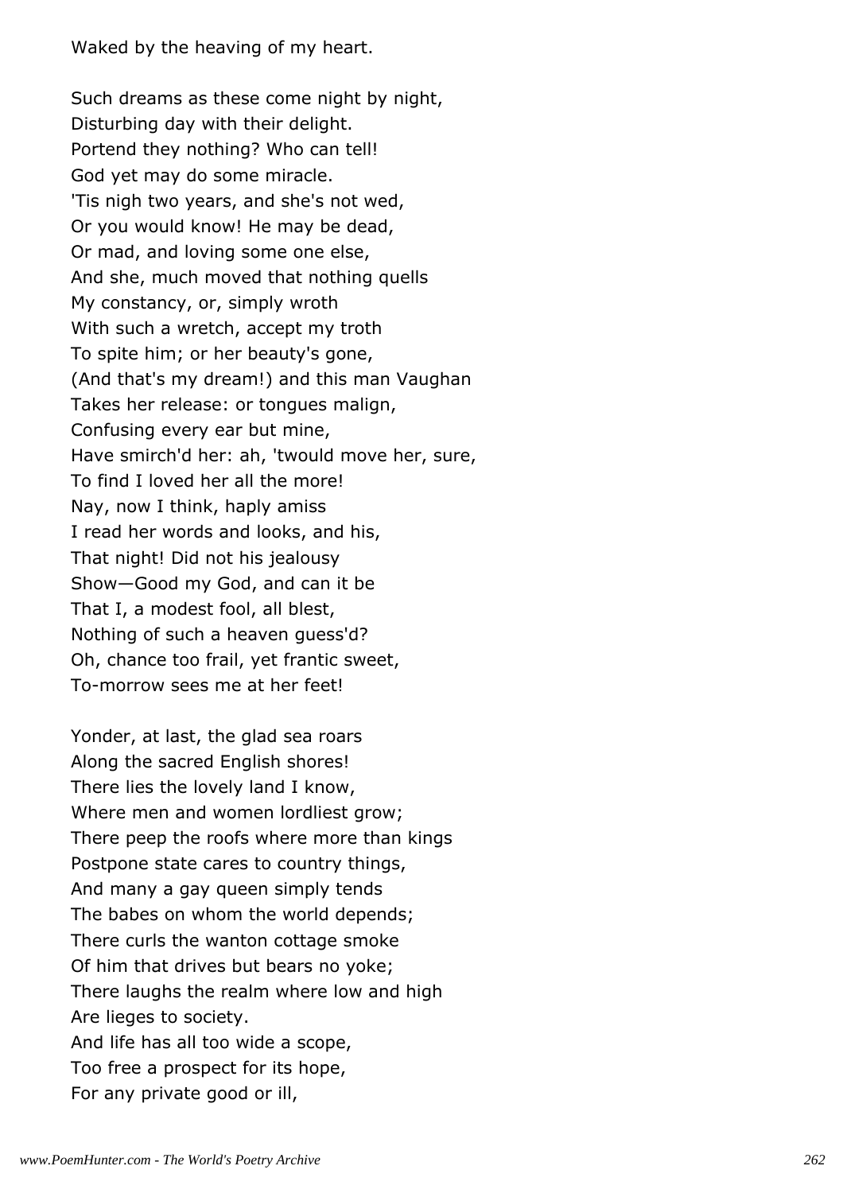Waked by the heaving of my heart.

Such dreams as these come night by night,  
Disturbing day with their delight.  
Portend they nothing? Who can tell!  
God yet may do some miracle.  
'Tis nigh two years, and she's not wed,  
Or you would know! He may be dead,  
Or mad, and loving some one else,  
And she, much moved that nothing quells  
My constancy, or, simply wroth  
With such a wretch, accept my troth  
To spite him; or her beauty's gone,  
(And that's my dream!) and this man Vaughan  
Takes her release: or tongues malign,  
Confusing every ear but mine,  
Have smirch'd her: ah, 'twould move her, sure,  
To find I loved her all the more!  
Nay, now I think, haply amiss  
I read her words and looks, and his,  
That night! Did not his jealousy  
Show—Good my God, and can it be  
That I, a modest fool, all blest,  
Nothing of such a heaven guess'd?  
Oh, chance too frail, yet frantic sweet,  
To-morrow sees me at her feet!

Yonder, at last, the glad sea roars  
Along the sacred English shores!  
There lies the lovely land I know,  
Where men and women lordliest grow;  
There peep the roofs where more than kings  
Postpone state cares to country things,  
And many a gay queen simply tends  
The babes on whom the world depends;  
There curls the wanton cottage smoke  
Of him that drives but bears no yoke;  
There laughs the realm where low and high  
Are lieges to society.  
And life has all too wide a scope,  
Too free a prospect for its hope,  
For any private good or ill,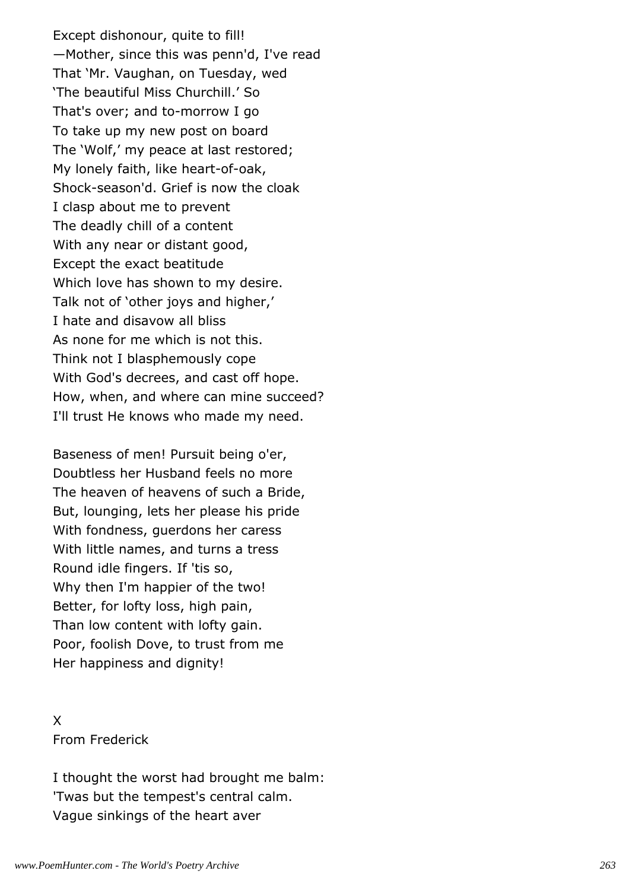Except dishonour, quite to fill!
—Mother, since this was penn'd, I've read
That 'Mr. Vaughan, on Tuesday, wed
'The beautiful Miss Churchill.' So
That's over; and to-morrow I go
To take up my new post on board
The 'Wolf,' my peace at last restored;
My lonely faith, like heart-of-oak,
Shock-season'd. Grief is now the cloak
I clasp about me to prevent
The deadly chill of a content
With any near or distant good,
Except the exact beatitude
Which love has shown to my desire.
Talk not of 'other joys and higher,'
I hate and disavow all bliss
As none for me which is not this.
Think not I blasphemously cope
With God's decrees, and cast off hope.
How, when, and where can mine succeed?
I'll trust He knows who made my need.

Baseness of men! Pursuit being o'er,
Doubtless her Husband feels no more
The heaven of heavens of such a Bride,
But, lounging, lets her please his pride
With fondness, guerdons her caress
With little names, and turns a tress
Round idle fingers. If 'tis so,
Why then I'm happier of the two!
Better, for lofty loss, high pain,
Than low content with lofty gain.
Poor, foolish Dove, to trust from me
Her happiness and dignity!

X
From Frederick

I thought the worst had brought me balm:
'Twas but the tempest's central calm.
Vague sinkings of the heart aver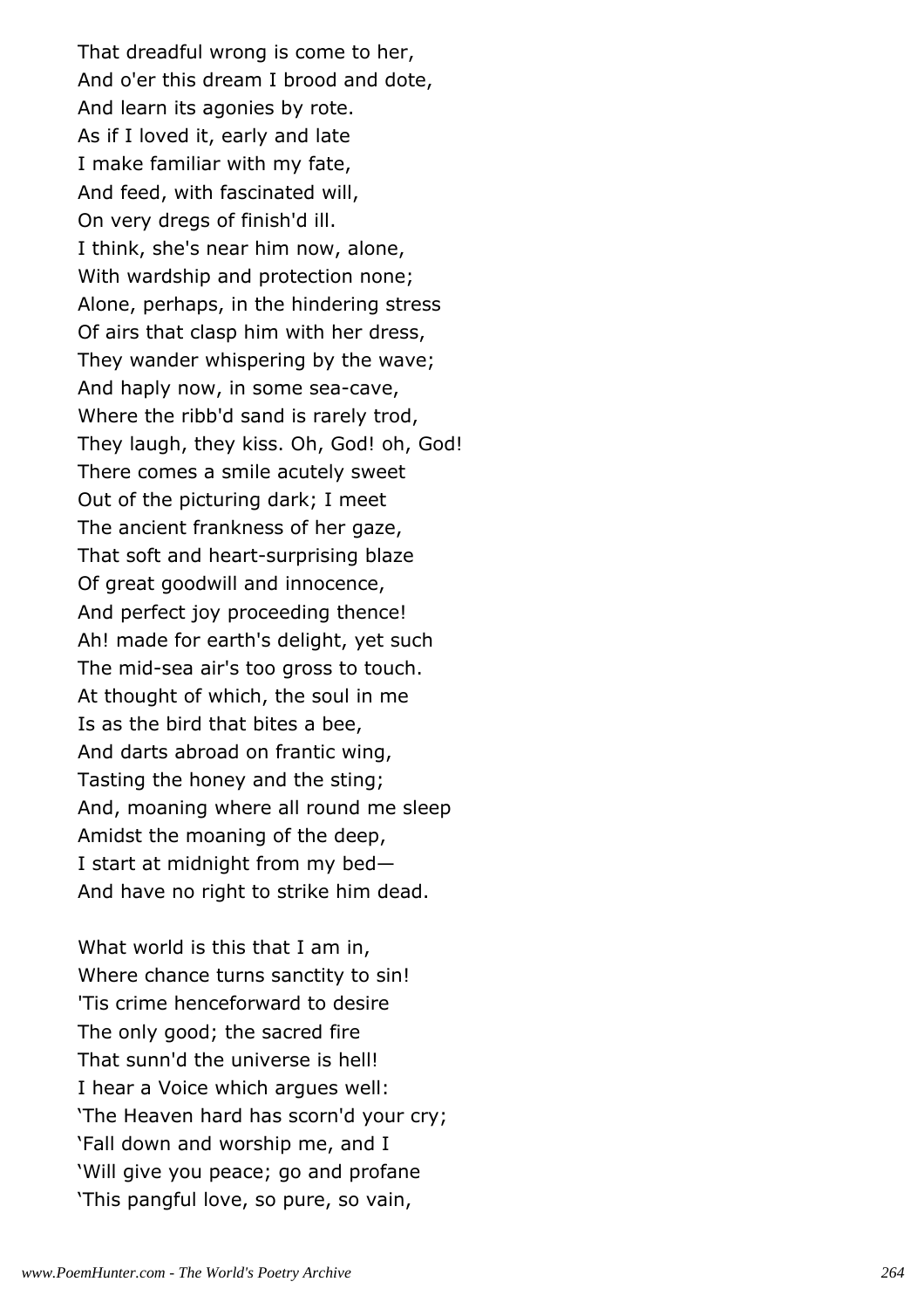That dreadful wrong is come to her,
And o'er this dream I brood and dote,
And learn its agonies by rote.
As if I loved it, early and late
I make familiar with my fate,
And feed, with fascinated will,
On very dregs of finish'd ill.
I think, she's near him now, alone,
With wardship and protection none;
Alone, perhaps, in the hindering stress
Of airs that clasp him with her dress,
They wander whispering by the wave;
And haply now, in some sea-cave,
Where the ribb'd sand is rarely trod,
They laugh, they kiss. Oh, God! oh, God!
There comes a smile acutely sweet
Out of the picturing dark; I meet
The ancient frankness of her gaze,
That soft and heart-surprising blaze
Of great goodwill and innocence,
And perfect joy proceeding thence!
Ah! made for earth's delight, yet such
The mid-sea air's too gross to touch.
At thought of which, the soul in me
Is as the bird that bites a bee,
And darts abroad on frantic wing,
Tasting the honey and the sting;
And, moaning where all round me sleep
Amidst the moaning of the deep,
I start at midnight from my bed—
And have no right to strike him dead.

What world is this that I am in,
Where chance turns sanctity to sin!
'Tis crime henceforward to desire
The only good; the sacred fire
That sunn'd the universe is hell!
I hear a Voice which argues well:
'The Heaven hard has scorn'd your cry;
'Fall down and worship me, and I
'Will give you peace; go and profane
'This pangful love, so pure, so vain,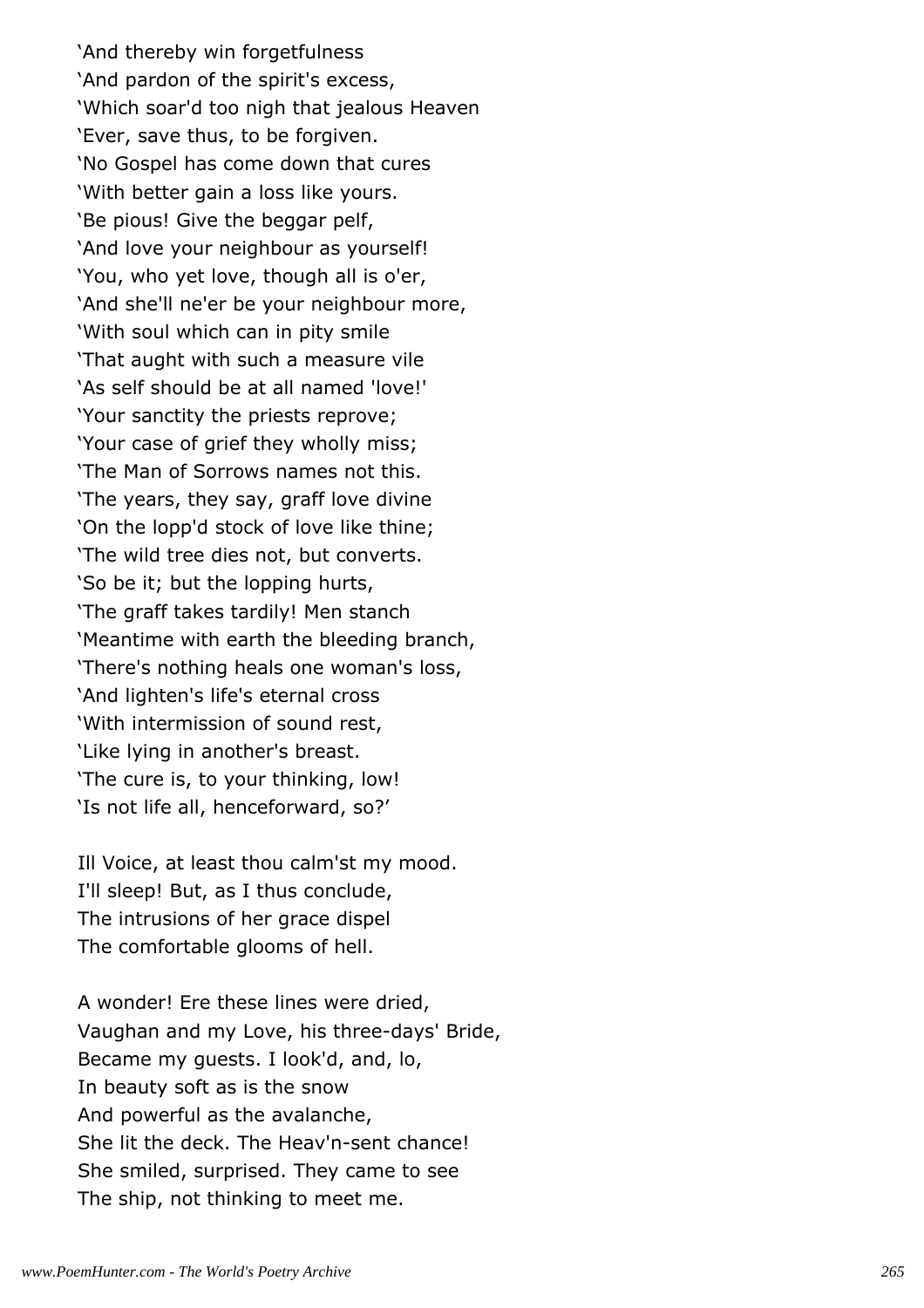'And thereby win forgetfulness
'And pardon of the spirit's excess,
'Which soar'd too nigh that jealous Heaven
'Ever, save thus, to be forgiven.
'No Gospel has come down that cures
'With better gain a loss like yours.
'Be pious! Give the beggar pelf,
'And love your neighbour as yourself!
'You, who yet love, though all is o'er,
'And she'll ne'er be your neighbour more,
'With soul which can in pity smile
'That aught with such a measure vile
'As self should be at all named 'love!'
'Your sanctity the priests reprove;
'Your case of grief they wholly miss;
'The Man of Sorrows names not this.
'The years, they say, graff love divine
'On the lopp'd stock of love like thine;
'The wild tree dies not, but converts.
'So be it; but the lopping hurts,
'The graff takes tardily! Men stanch
'Meantime with earth the bleeding branch,
'There's nothing heals one woman's loss,
'And lighten's life's eternal cross
'With intermission of sound rest,
'Like lying in another's breast.
'The cure is, to your thinking, low!
'Is not life all, henceforward, so?'

Ill Voice, at least thou calm'st my mood.
I'll sleep! But, as I thus conclude,
The intrusions of her grace dispel
The comfortable glooms of hell.

A wonder! Ere these lines were dried,
Vaughan and my Love, his three-days' Bride,
Became my guests. I look'd, and, lo,
In beauty soft as is the snow
And powerful as the avalanche,
She lit the deck. The Heav'n-sent chance!
She smiled, surprised. They came to see
The ship, not thinking to meet me.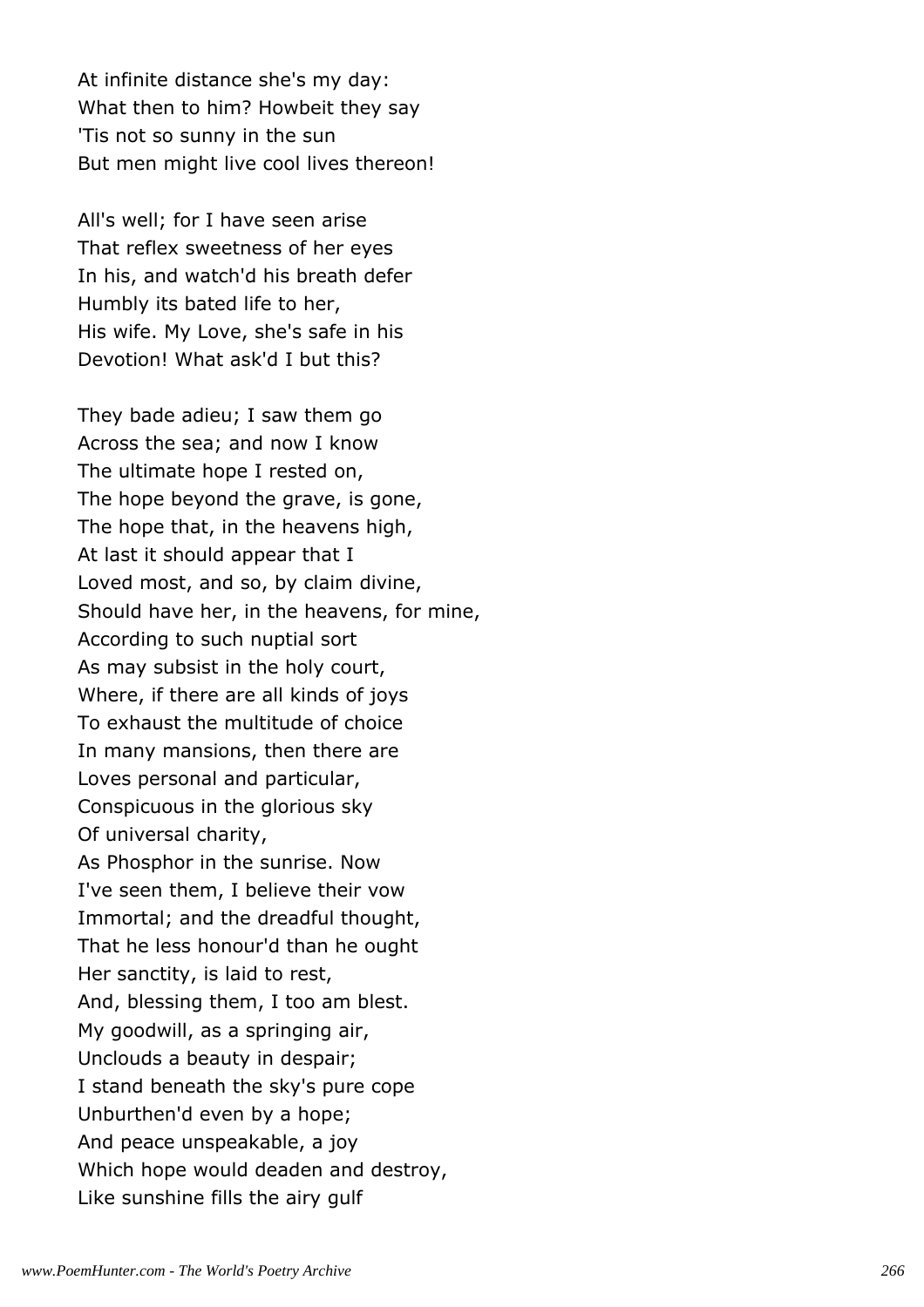At infinite distance she's my day:
What then to him? Howbeit they say
'Tis not so sunny in the sun
But men might live cool lives thereon!

All's well; for I have seen arise
That reflex sweetness of her eyes
In his, and watch'd his breath defer
Humbly its bated life to her,
His wife. My Love, she's safe in his
Devotion! What ask'd I but this?

They bade adieu; I saw them go
Across the sea; and now I know
The ultimate hope I rested on,
The hope beyond the grave, is gone,
The hope that, in the heavens high,
At last it should appear that I
Loved most, and so, by claim divine,
Should have her, in the heavens, for mine,
According to such nuptial sort
As may subsist in the holy court,
Where, if there are all kinds of joys
To exhaust the multitude of choice
In many mansions, then there are
Loves personal and particular,
Conspicuous in the glorious sky
Of universal charity,
As Phosphor in the sunrise. Now
I've seen them, I believe their vow
Immortal; and the dreadful thought,
That he less honour'd than he ought
Her sanctity, is laid to rest,
And, blessing them, I too am blest.
My goodwill, as a springing air,
Unclouds a beauty in despair;
I stand beneath the sky's pure cope
Unburthen'd even by a hope;
And peace unspeakable, a joy
Which hope would deaden and destroy,
Like sunshine fills the airy gulf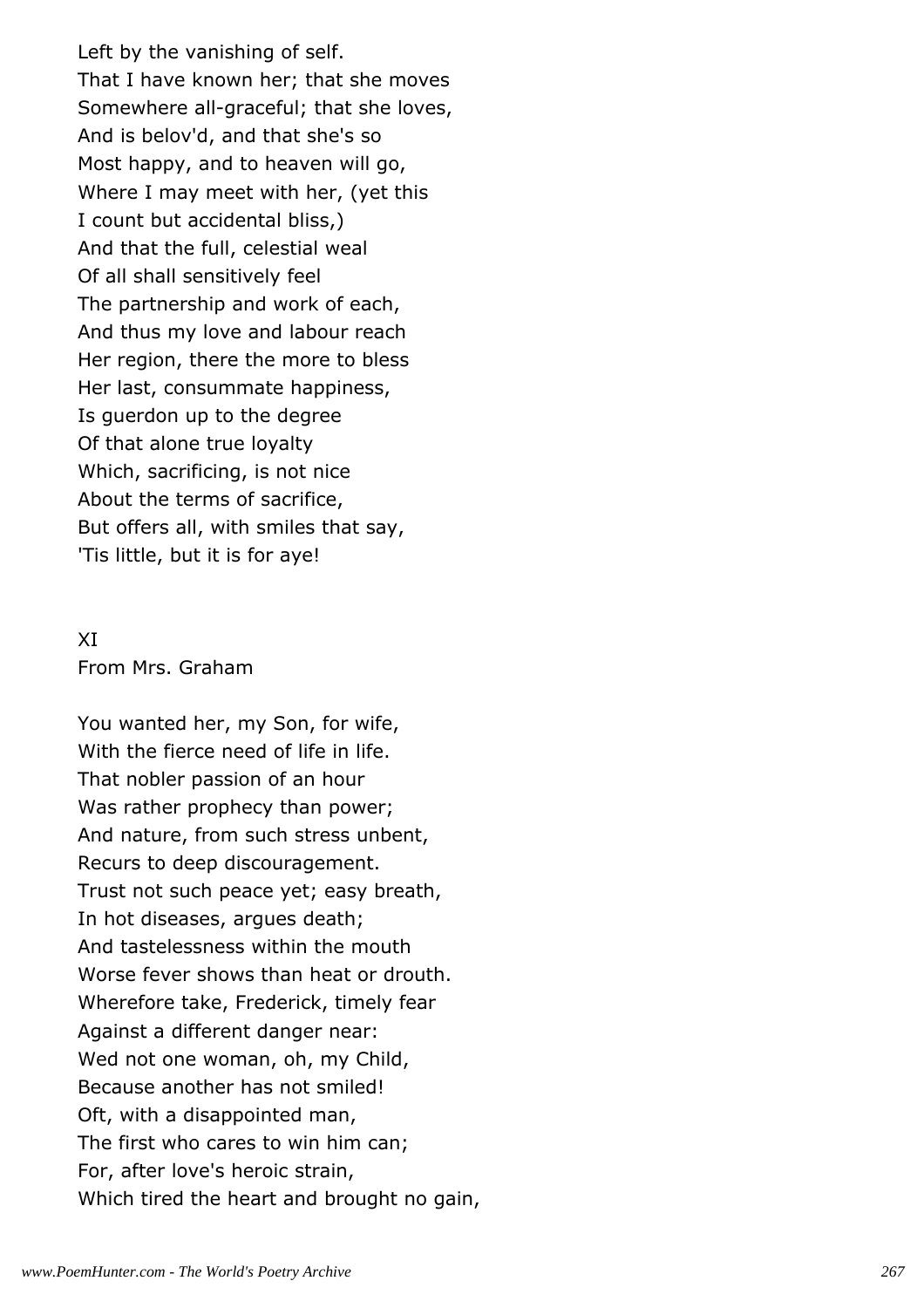Left by the vanishing of self.
That I have known her; that she moves
Somewhere all-graceful; that she loves,
And is belov'd, and that she's so
Most happy, and to heaven will go,
Where I may meet with her, (yet this
I count but accidental bliss,)
And that the full, celestial weal
Of all shall sensitively feel
The partnership and work of each,
And thus my love and labour reach
Her region, there the more to bless
Her last, consummate happiness,
Is guerdon up to the degree
Of that alone true loyalty
Which, sacrificing, is not nice
About the terms of sacrifice,
But offers all, with smiles that say,
'Tis little, but it is for aye!

## XI

From Mrs. Graham

You wanted her, my Son, for wife,
With the fierce need of life in life.
That nobler passion of an hour
Was rather prophecy than power;
And nature, from such stress unbent,
Recurs to deep discouragement.
Trust not such peace yet; easy breath,
In hot diseases, argues death;
And tastelessness within the mouth
Worse fever shows than heat or drouth.
Wherefore take, Frederick, timely fear
Against a different danger near:
Wed not one woman, oh, my Child,
Because another has not smiled!
Oft, with a disappointed man,
The first who cares to win him can;
For, after love's heroic strain,
Which tired the heart and brought no gain,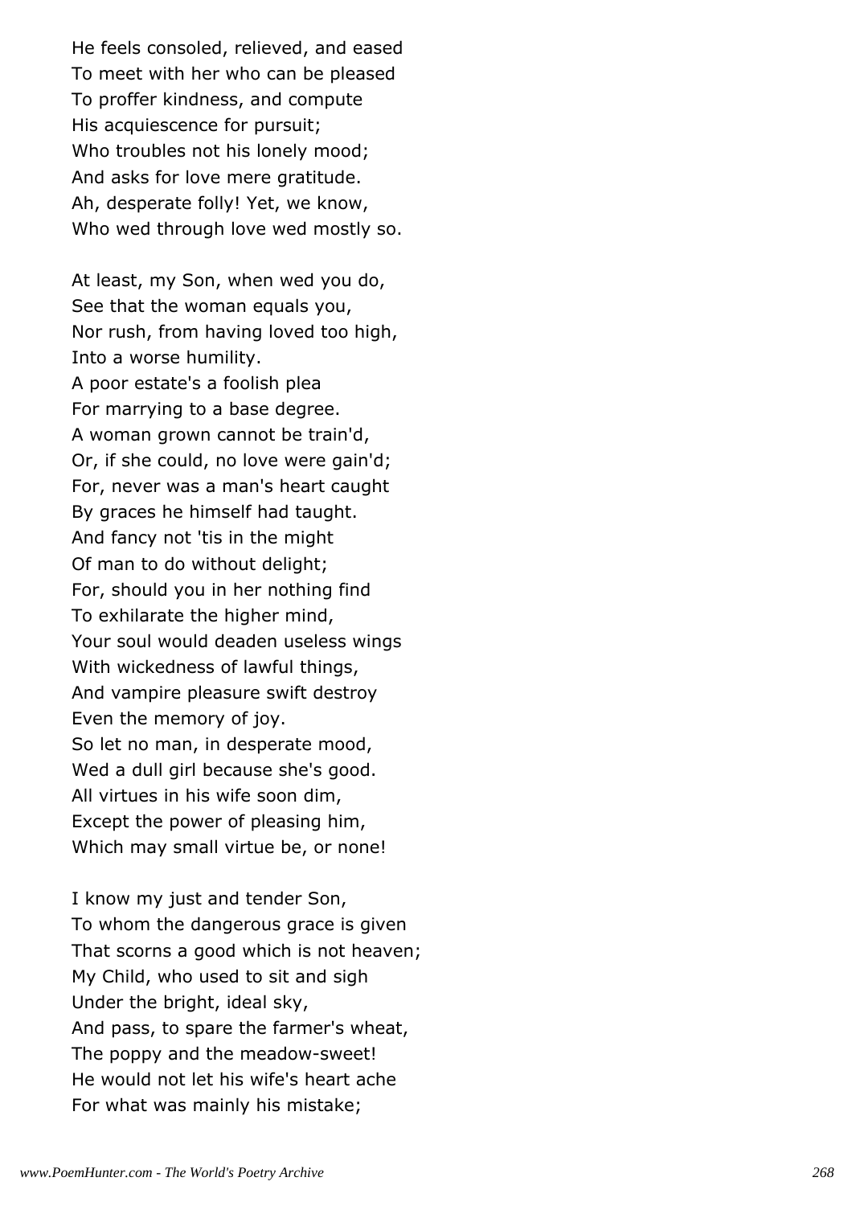He feels consoled, relieved, and eased
To meet with her who can be pleased
To proffer kindness, and compute
His acquiescence for pursuit;
Who troubles not his lonely mood;
And asks for love mere gratitude.
Ah, desperate folly! Yet, we know,
Who wed through love wed mostly so.

At least, my Son, when wed you do,
See that the woman equals you,
Nor rush, from having loved too high,
Into a worse humility.
A poor estate's a foolish plea
For marrying to a base degree.
A woman grown cannot be train'd,
Or, if she could, no love were gain'd;
For, never was a man's heart caught
By graces he himself had taught.
And fancy not 'tis in the might
Of man to do without delight;
For, should you in her nothing find
To exhilarate the higher mind,
Your soul would deaden useless wings
With wickedness of lawful things,
And vampire pleasure swift destroy
Even the memory of joy.
So let no man, in desperate mood,
Wed a dull girl because she's good.
All virtues in his wife soon dim,
Except the power of pleasing him,
Which may small virtue be, or none!

I know my just and tender Son,
To whom the dangerous grace is given
That scorns a good which is not heaven;
My Child, who used to sit and sigh
Under the bright, ideal sky,
And pass, to spare the farmer's wheat,
The poppy and the meadow-sweet!
He would not let his wife's heart ache
For what was mainly his mistake;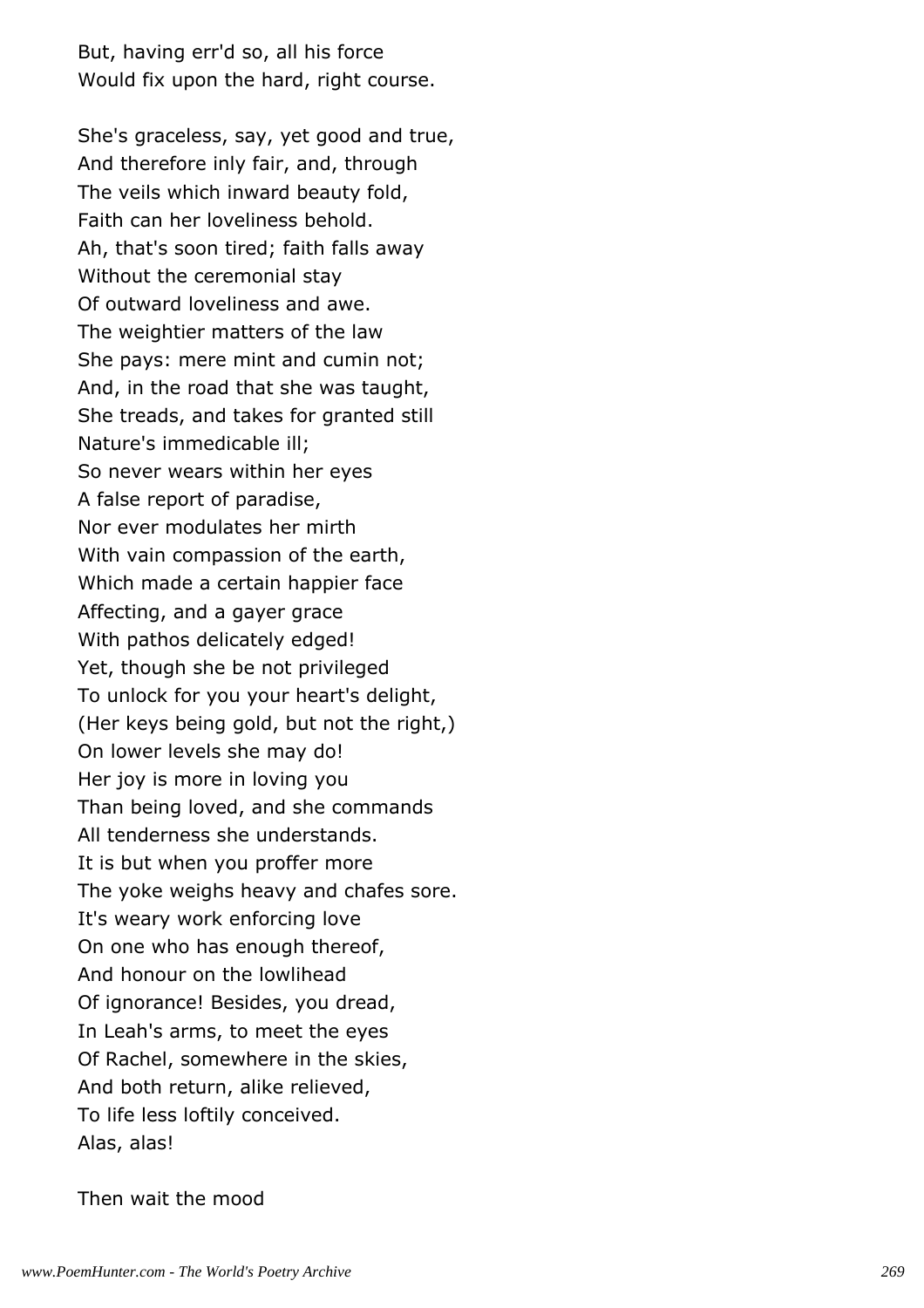But, having err'd so, all his force
Would fix upon the hard, right course.

She's graceless, say, yet good and true,
And therefore inly fair, and, through
The veils which inward beauty fold,
Faith can her loveliness behold.
Ah, that's soon tired; faith falls away
Without the ceremonial stay
Of outward loveliness and awe.
The weightier matters of the law
She pays: mere mint and cumin not;
And, in the road that she was taught,
She treads, and takes for granted still
Nature's immedicable ill;
So never wears within her eyes
A false report of paradise,
Nor ever modulates her mirth
With vain compassion of the earth,
Which made a certain happier face
Affecting, and a gayer grace
With pathos delicately edged!
Yet, though she be not privileged
To unlock for you your heart's delight,
(Her keys being gold, but not the right,)
On lower levels she may do!
Her joy is more in loving you
Than being loved, and she commands
All tenderness she understands.
It is but when you proffer more
The yoke weighs heavy and chafes sore.
It's weary work enforcing love
On one who has enough thereof,
And honour on the lowlihead
Of ignorance! Besides, you dread,
In Leah's arms, to meet the eyes
Of Rachel, somewhere in the skies,
And both return, alike relieved,
To life less loftily conceived.
Alas, alas!

Then wait the mood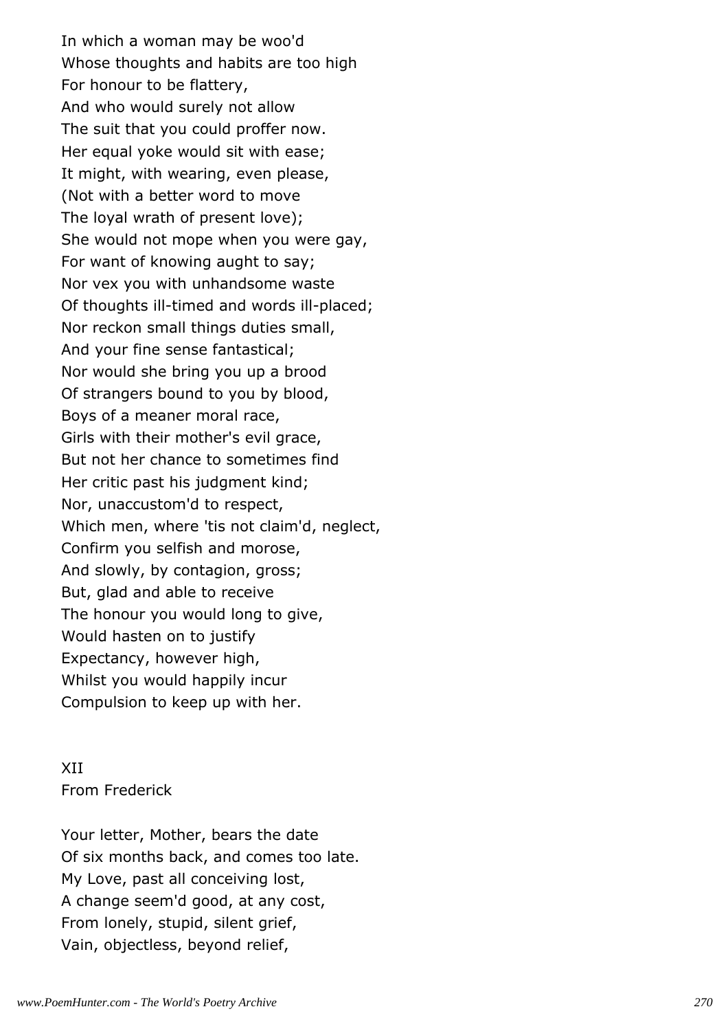In which a woman may be woo'd
Whose thoughts and habits are too high
For honour to be flattery,
And who would surely not allow
The suit that you could proffer now.
Her equal yoke would sit with ease;
It might, with wearing, even please,
(Not with a better word to move
The loyal wrath of present love);
She would not mope when you were gay,
For want of knowing aught to say;
Nor vex you with unhandsome waste
Of thoughts ill-timed and words ill-placed;
Nor reckon small things duties small,
And your fine sense fantastical;
Nor would she bring you up a brood
Of strangers bound to you by blood,
Boys of a meaner moral race,
Girls with their mother's evil grace,
But not her chance to sometimes find
Her critic past his judgment kind;
Nor, unaccustom'd to respect,
Which men, where 'tis not claim'd, neglect,
Confirm you selfish and morose,
And slowly, by contagion, gross;
But, glad and able to receive
The honour you would long to give,
Would hasten on to justify
Expectancy, however high,
Whilst you would happily incur
Compulsion to keep up with her.

XII
From Frederick

Your letter, Mother, bears the date
Of six months back, and comes too late.
My Love, past all conceiving lost,
A change seem'd good, at any cost,
From lonely, stupid, silent grief,
Vain, objectless, beyond relief,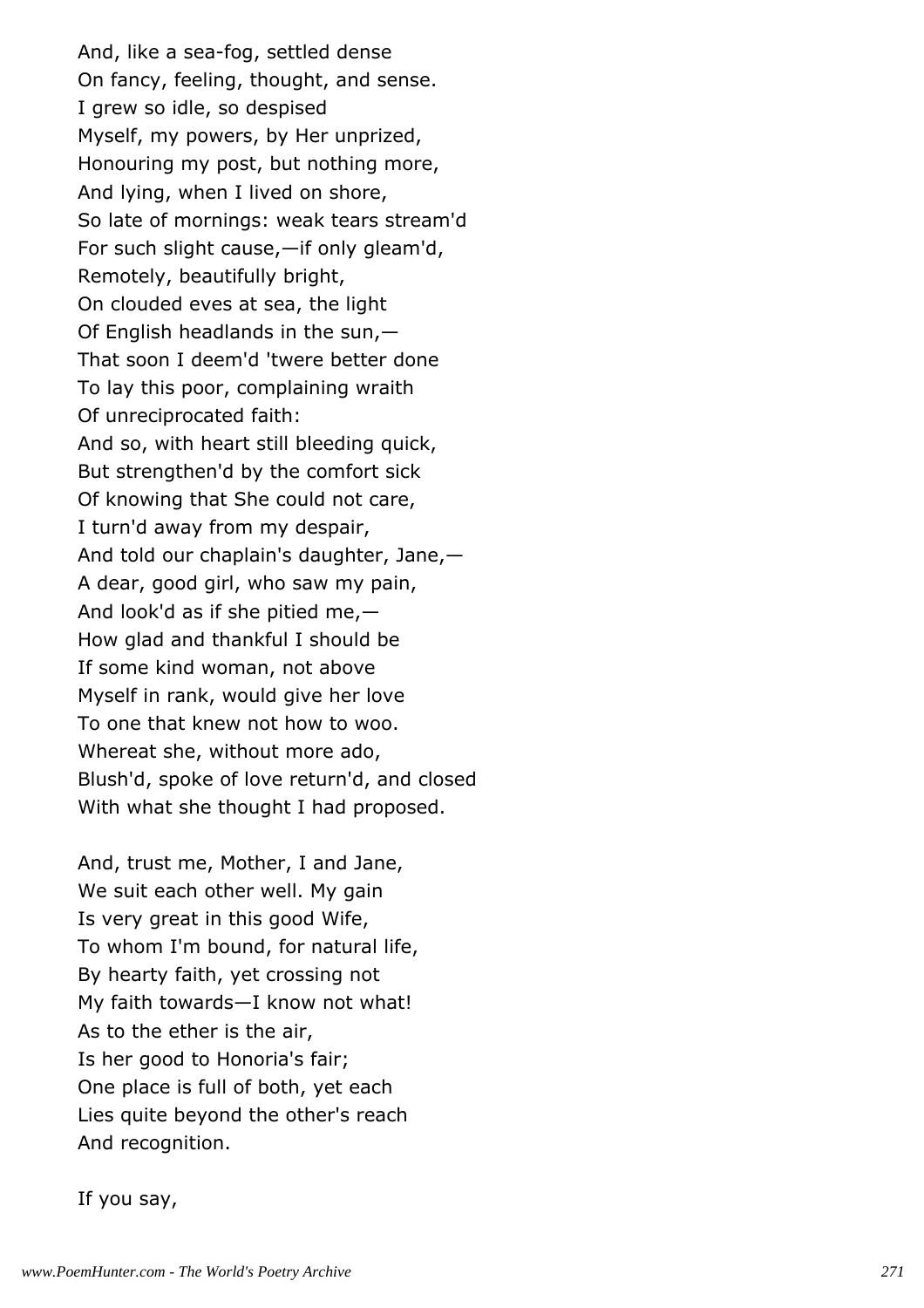And, like a sea-fog, settled dense
On fancy, feeling, thought, and sense.
I grew so idle, so despised
Myself, my powers, by Her unprized,
Honouring my post, but nothing more,
And lying, when I lived on shore,
So late of mornings: weak tears stream'd
For such slight cause,—if only gleam'd,
Remotely, beautifully bright,
On clouded eves at sea, the light
Of English headlands in the sun,—
That soon I deem'd 'twere better done
To lay this poor, complaining wraith
Of unreciprocated faith:
And so, with heart still bleeding quick,
But strengthen'd by the comfort sick
Of knowing that She could not care,
I turn'd away from my despair,
And told our chaplain's daughter, Jane,—
A dear, good girl, who saw my pain,
And look'd as if she pitied me,—
How glad and thankful I should be
If some kind woman, not above
Myself in rank, would give her love
To one that knew not how to woo.
Whereat she, without more ado,
Blush'd, spoke of love return'd, and closed
With what she thought I had proposed.

And, trust me, Mother, I and Jane,
We suit each other well. My gain
Is very great in this good Wife,
To whom I'm bound, for natural life,
By hearty faith, yet crossing not
My faith towards—I know not what!
As to the ether is the air,
Is her good to Honoria's fair;
One place is full of both, yet each
Lies quite beyond the other's reach
And recognition.

If you say,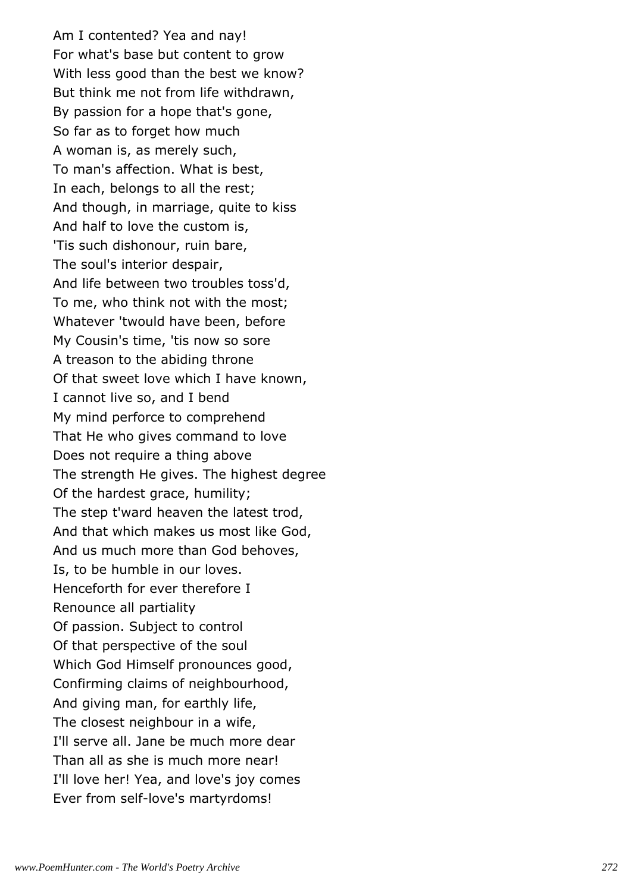Am I contented? Yea and nay!
For what's base but content to grow
With less good than the best we know?
But think me not from life withdrawn,
By passion for a hope that's gone,
So far as to forget how much
A woman is, as merely such,
To man's affection. What is best,
In each, belongs to all the rest;
And though, in marriage, quite to kiss
And half to love the custom is,
'Tis such dishonour, ruin bare,
The soul's interior despair,
And life between two troubles toss'd,
To me, who think not with the most;
Whatever 'twould have been, before
My Cousin's time, 'tis now so sore
A treason to the abiding throne
Of that sweet love which I have known,
I cannot live so, and I bend
My mind perforce to comprehend
That He who gives command to love
Does not require a thing above
The strength He gives. The highest degree
Of the hardest grace, humility;
The step t'ward heaven the latest trod,
And that which makes us most like God,
And us much more than God behoves,
Is, to be humble in our loves.
Henceforth for ever therefore I
Renounce all partiality
Of passion. Subject to control
Of that perspective of the soul
Which God Himself pronounces good,
Confirming claims of neighbourhood,
And giving man, for earthly life,
The closest neighbour in a wife,
I'll serve all. Jane be much more dear
Than all as she is much more near!
I'll love her! Yea, and love's joy comes
Ever from self-love's martyrdoms!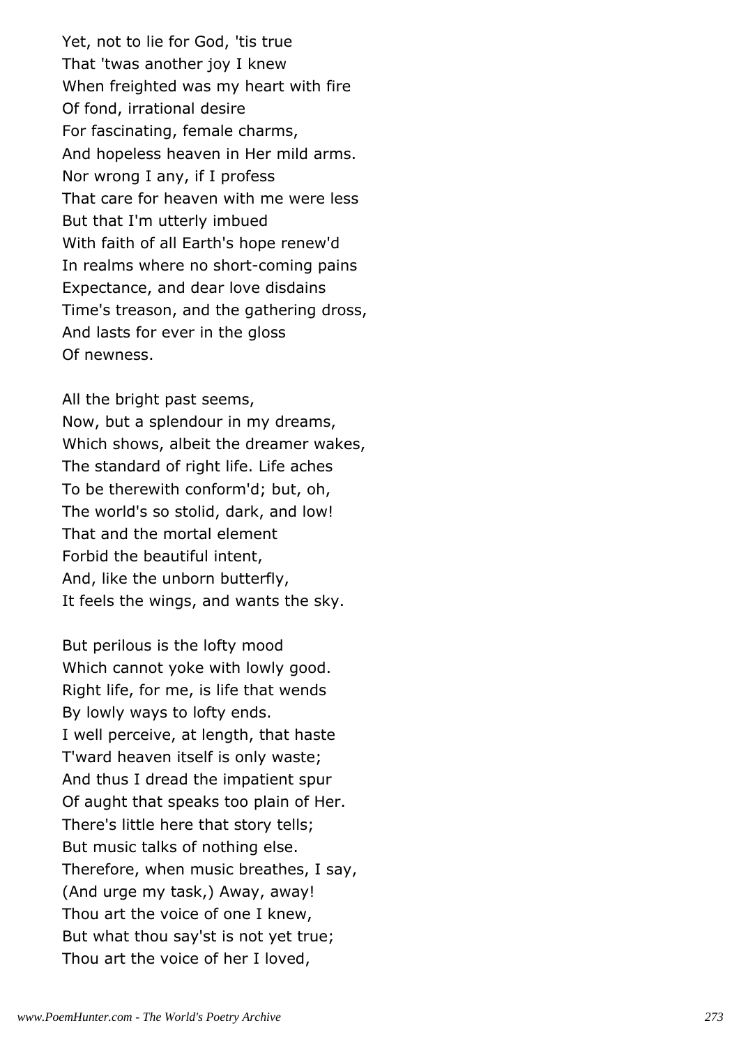Yet, not to lie for God, 'tis true
That 'twas another joy I knew
When freighted was my heart with fire
Of fond, irrational desire
For fascinating, female charms,
And hopeless heaven in Her mild arms.
Nor wrong I any, if I profess
That care for heaven with me were less
But that I'm utterly imbued
With faith of all Earth's hope renew'd
In realms where no short-coming pains
Expectance, and dear love disdains
Time's treason, and the gathering dross,
And lasts for ever in the gloss
Of newness.

All the bright past seems,
Now, but a splendour in my dreams,
Which shows, albeit the dreamer wakes,
The standard of right life. Life aches
To be therewith conform'd; but, oh,
The world's so stolid, dark, and low!
That and the mortal element
Forbid the beautiful intent,
And, like the unborn butterfly,
It feels the wings, and wants the sky.

But perilous is the lofty mood
Which cannot yoke with lowly good.
Right life, for me, is life that wends
By lowly ways to lofty ends.
I well perceive, at length, that haste
T'ward heaven itself is only waste;
And thus I dread the impatient spur
Of aught that speaks too plain of Her.
There's little here that story tells;
But music talks of nothing else.
Therefore, when music breathes, I say,
(And urge my task,) Away, away!
Thou art the voice of one I knew,
But what thou say'st is not yet true;
Thou art the voice of her I loved,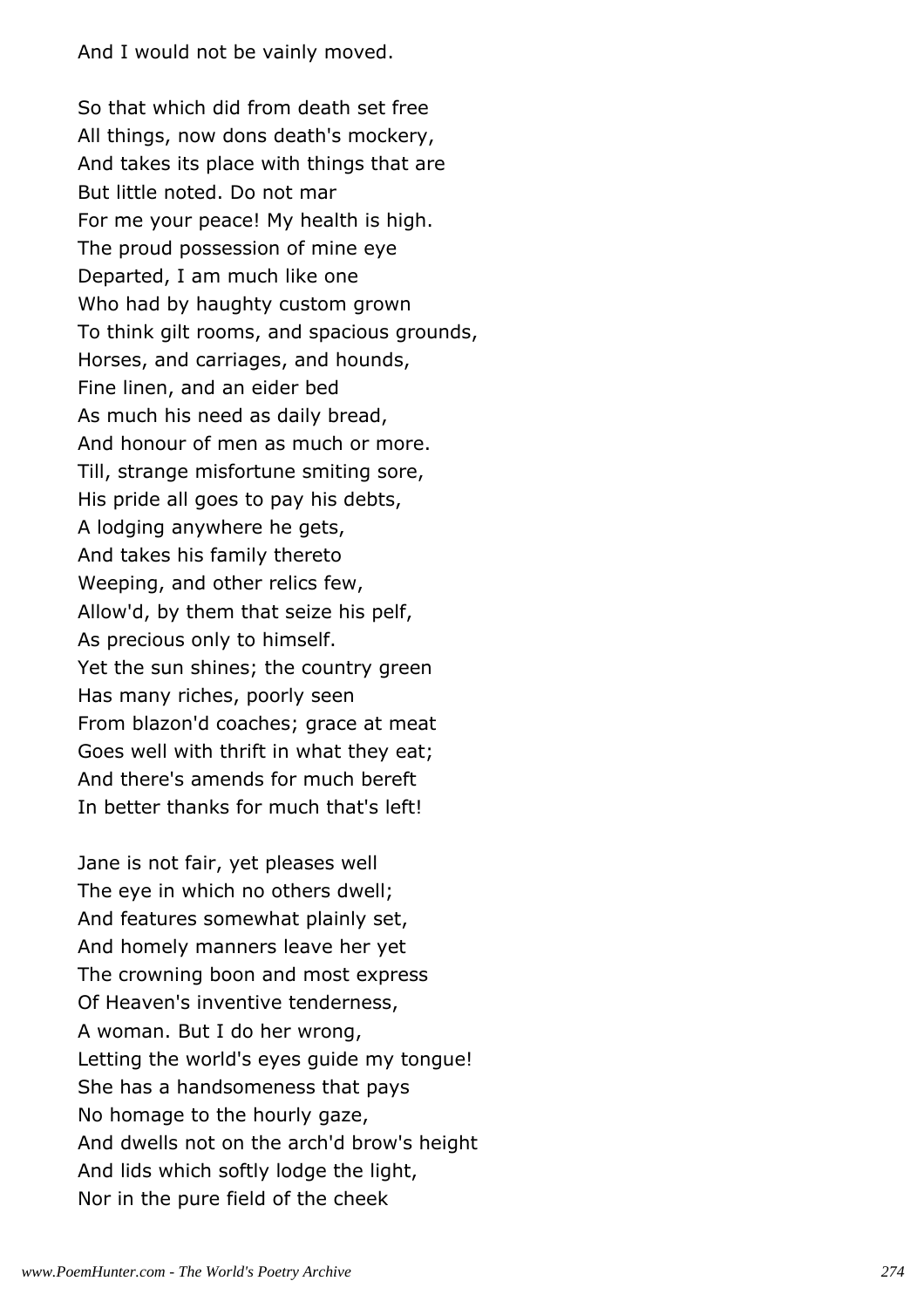And I would not be vainly moved.

So that which did from death set free
All things, now dons death's mockery,
And takes its place with things that are
But little noted. Do not mar
For me your peace! My health is high.
The proud possession of mine eye
Departed, I am much like one
Who had by haughty custom grown
To think gilt rooms, and spacious grounds,
Horses, and carriages, and hounds,
Fine linen, and an eider bed
As much his need as daily bread,
And honour of men as much or more.
Till, strange misfortune smiting sore,
His pride all goes to pay his debts,
A lodging anywhere he gets,
And takes his family thereto
Weeping, and other relics few,
Allow'd, by them that seize his pelf,
As precious only to himself.
Yet the sun shines; the country green
Has many riches, poorly seen
From blazon'd coaches; grace at meat
Goes well with thrift in what they eat;
And there's amends for much bereft
In better thanks for much that's left!

Jane is not fair, yet pleases well
The eye in which no others dwell;
And features somewhat plainly set,
And homely manners leave her yet
The crowning boon and most express
Of Heaven's inventive tenderness,
A woman. But I do her wrong,
Letting the world's eyes guide my tongue!
She has a handsomeness that pays
No homage to the hourly gaze,
And dwells not on the arch'd brow's height
And lids which softly lodge the light,
Nor in the pure field of the cheek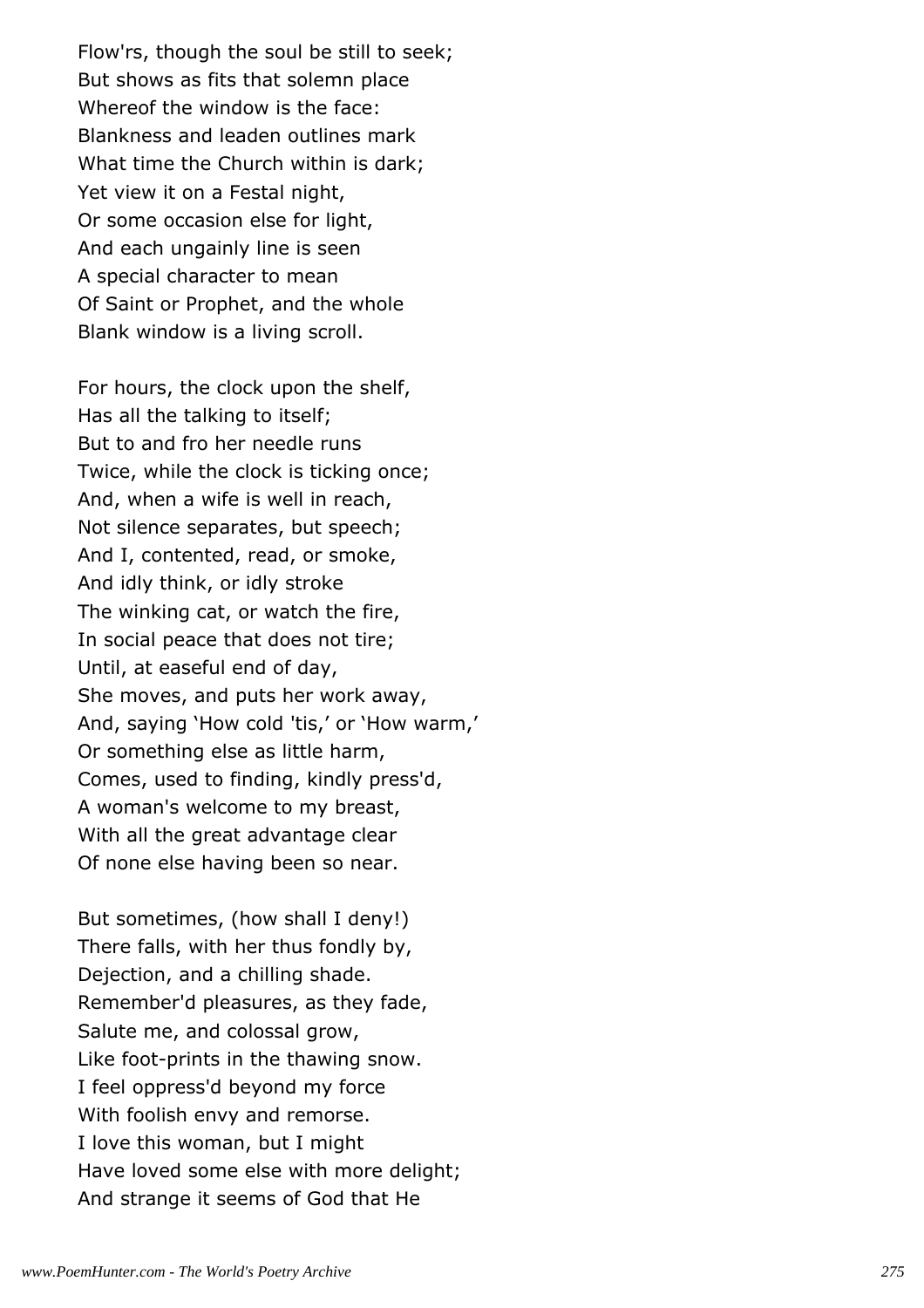Flow'rs, though the soul be still to seek;
But shows as fits that solemn place
Whereof the window is the face:
Blankness and leaden outlines mark
What time the Church within is dark;
Yet view it on a Festal night,
Or some occasion else for light,
And each ungainly line is seen
A special character to mean
Of Saint or Prophet, and the whole
Blank window is a living scroll.

For hours, the clock upon the shelf,
Has all the talking to itself;
But to and fro her needle runs
Twice, while the clock is ticking once;
And, when a wife is well in reach,
Not silence separates, but speech;
And I, contented, read, or smoke,
And idly think, or idly stroke
The winking cat, or watch the fire,
In social peace that does not tire;
Until, at easeful end of day,
She moves, and puts her work away,
And, saying 'How cold 'tis,' or 'How warm,'
Or something else as little harm,
Comes, used to finding, kindly press'd,
A woman's welcome to my breast,
With all the great advantage clear
Of none else having been so near.

But sometimes, (how shall I deny!)
There falls, with her thus fondly by,
Dejection, and a chilling shade.
Remember'd pleasures, as they fade,
Salute me, and colossal grow,
Like foot-prints in the thawing snow.
I feel oppress'd beyond my force
With foolish envy and remorse.
I love this woman, but I might
Have loved some else with more delight;
And strange it seems of God that He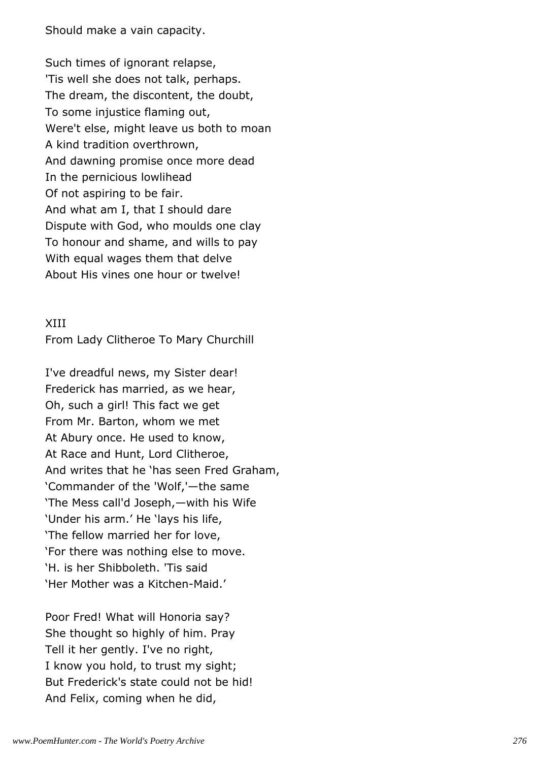Should make a vain capacity.

Such times of ignorant relapse,
'Tis well she does not talk, perhaps.
The dream, the discontent, the doubt,
To some injustice flaming out,
Were't else, might leave us both to moan
A kind tradition overthrown,
And dawning promise once more dead
In the pernicious lowlihead
Of not aspiring to be fair.
And what am I, that I should dare
Dispute with God, who moulds one clay
To honour and shame, and wills to pay
With equal wages them that delve
About His vines one hour or twelve!

XIII
From Lady Clitheroe To Mary Churchill

I've dreadful news, my Sister dear!
Frederick has married, as we hear,
Oh, such a girl! This fact we get
From Mr. Barton, whom we met
At Abury once. He used to know,
At Race and Hunt, Lord Clitheroe,
And writes that he 'has seen Fred Graham,
'Commander of the 'Wolf,'—the same
'The Mess call'd Joseph,—with his Wife
'Under his arm.' He 'lays his life,
'The fellow married her for love,
'For there was nothing else to move.
'H. is her Shibboleth. 'Tis said
'Her Mother was a Kitchen-Maid.'

Poor Fred! What will Honoria say?
She thought so highly of him. Pray
Tell it her gently. I've no right,
I know you hold, to trust my sight;
But Frederick's state could not be hid!
And Felix, coming when he did,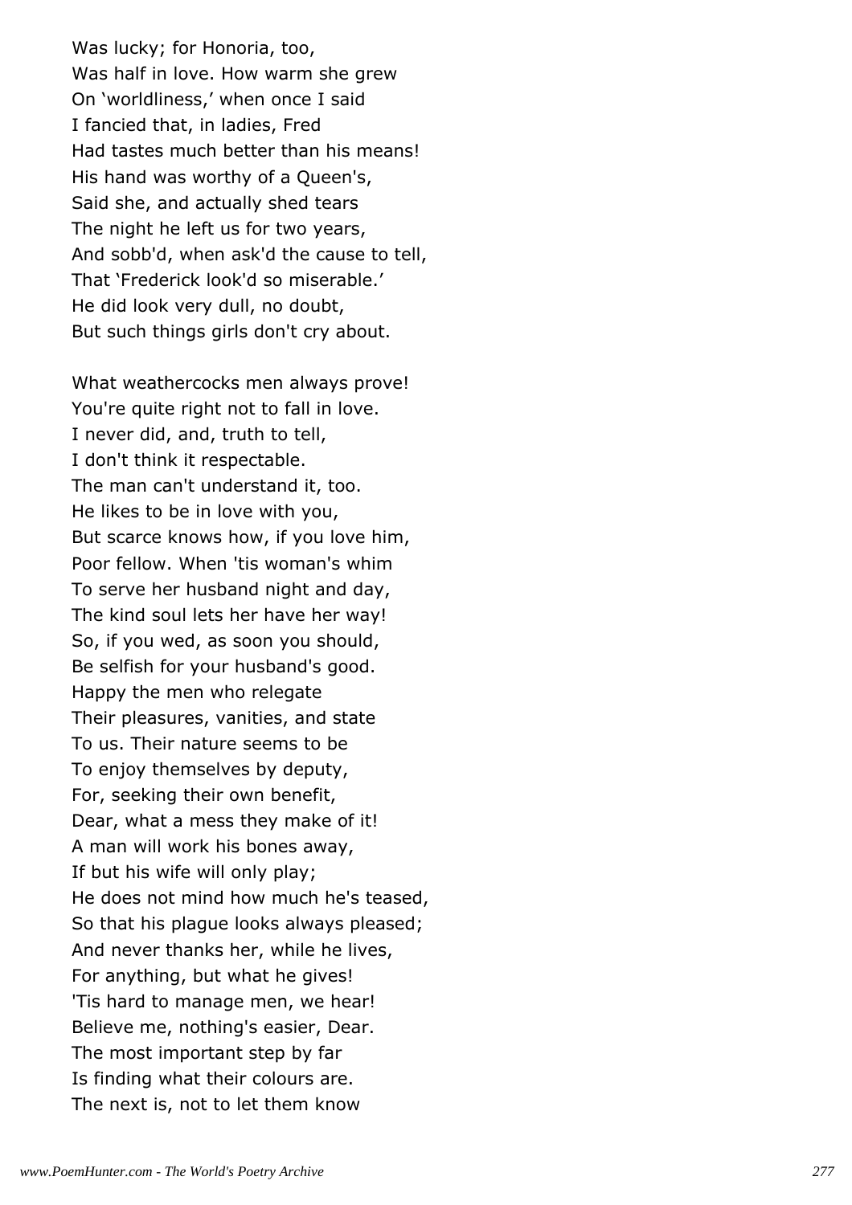Was lucky; for Honoria, too,
Was half in love. How warm she grew
On 'worldliness,' when once I said
I fancied that, in ladies, Fred
Had tastes much better than his means!
His hand was worthy of a Queen's,
Said she, and actually shed tears
The night he left us for two years,
And sobb'd, when ask'd the cause to tell,
That 'Frederick look'd so miserable.'
He did look very dull, no doubt,
But such things girls don't cry about.

What weathercocks men always prove!
You're quite right not to fall in love.
I never did, and, truth to tell,
I don't think it respectable.
The man can't understand it, too.
He likes to be in love with you,
But scarce knows how, if you love him,
Poor fellow. When 'tis woman's whim
To serve her husband night and day,
The kind soul lets her have her way!
So, if you wed, as soon you should,
Be selfish for your husband's good.
Happy the men who relegate
Their pleasures, vanities, and state
To us. Their nature seems to be
To enjoy themselves by deputy,
For, seeking their own benefit,
Dear, what a mess they make of it!
A man will work his bones away,
If but his wife will only play;
He does not mind how much he's teased,
So that his plague looks always pleased;
And never thanks her, while he lives,
For anything, but what he gives!
'Tis hard to manage men, we hear!
Believe me, nothing's easier, Dear.
The most important step by far
Is finding what their colours are.
The next is, not to let them know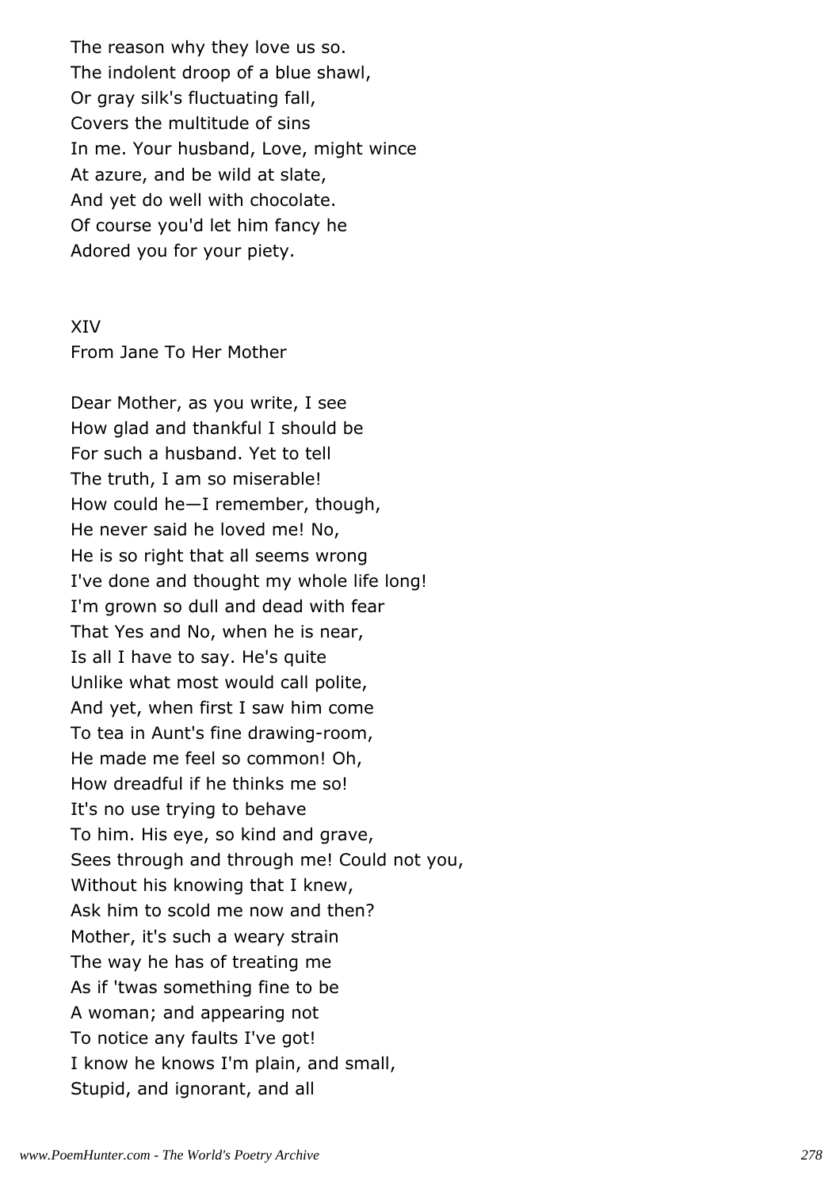The reason why they love us so.
The indolent droop of a blue shawl,
Or gray silk's fluctuating fall,
Covers the multitude of sins
In me. Your husband, Love, might wince
At azure, and be wild at slate,
And yet do well with chocolate.
Of course you'd let him fancy he
Adored you for your piety.

XIV
From Jane To Her Mother

Dear Mother, as you write, I see
How glad and thankful I should be
For such a husband. Yet to tell
The truth, I am so miserable!
How could he—I remember, though,
He never said he loved me! No,
He is so right that all seems wrong
I've done and thought my whole life long!
I'm grown so dull and dead with fear
That Yes and No, when he is near,
Is all I have to say. He's quite
Unlike what most would call polite,
And yet, when first I saw him come
To tea in Aunt's fine drawing-room,
He made me feel so common! Oh,
How dreadful if he thinks me so!
It's no use trying to behave
To him. His eye, so kind and grave,
Sees through and through me! Could not you,
Without his knowing that I knew,
Ask him to scold me now and then?
Mother, it's such a weary strain
The way he has of treating me
As if 'twas something fine to be
A woman; and appearing not
To notice any faults I've got!
I know he knows I'm plain, and small,
Stupid, and ignorant, and all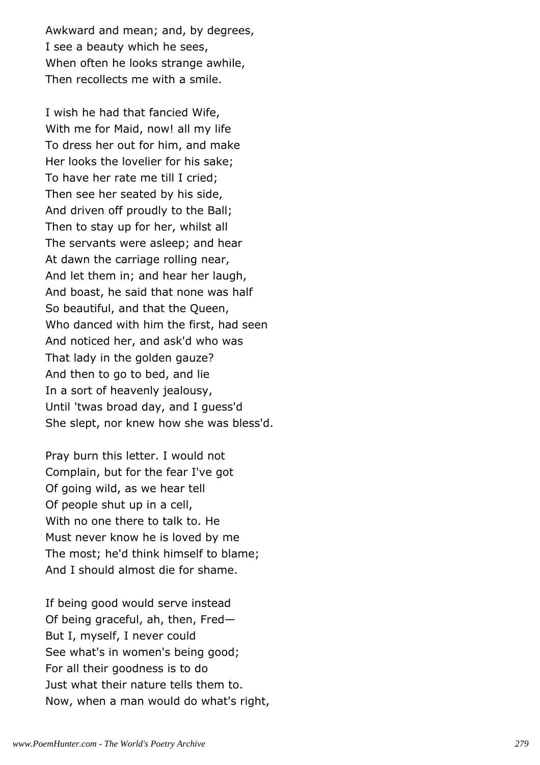Awkward and mean; and, by degrees,
I see a beauty which he sees,
When often he looks strange awhile,
Then recollects me with a smile.

I wish he had that fancied Wife,
With me for Maid, now! all my life
To dress her out for him, and make
Her looks the lovelier for his sake;
To have her rate me till I cried;
Then see her seated by his side,
And driven off proudly to the Ball;
Then to stay up for her, whilst all
The servants were asleep; and hear
At dawn the carriage rolling near,
And let them in; and hear her laugh,
And boast, he said that none was half
So beautiful, and that the Queen,
Who danced with him the first, had seen
And noticed her, and ask'd who was
That lady in the golden gauze?
And then to go to bed, and lie
In a sort of heavenly jealousy,
Until 'twas broad day, and I guess'd
She slept, nor knew how she was bless'd.

Pray burn this letter. I would not
Complain, but for the fear I've got
Of going wild, as we hear tell
Of people shut up in a cell,
With no one there to talk to. He
Must never know he is loved by me
The most; he'd think himself to blame;
And I should almost die for shame.

If being good would serve instead
Of being graceful, ah, then, Fred—
But I, myself, I never could
See what's in women's being good;
For all their goodness is to do
Just what their nature tells them to.
Now, when a man would do what's right,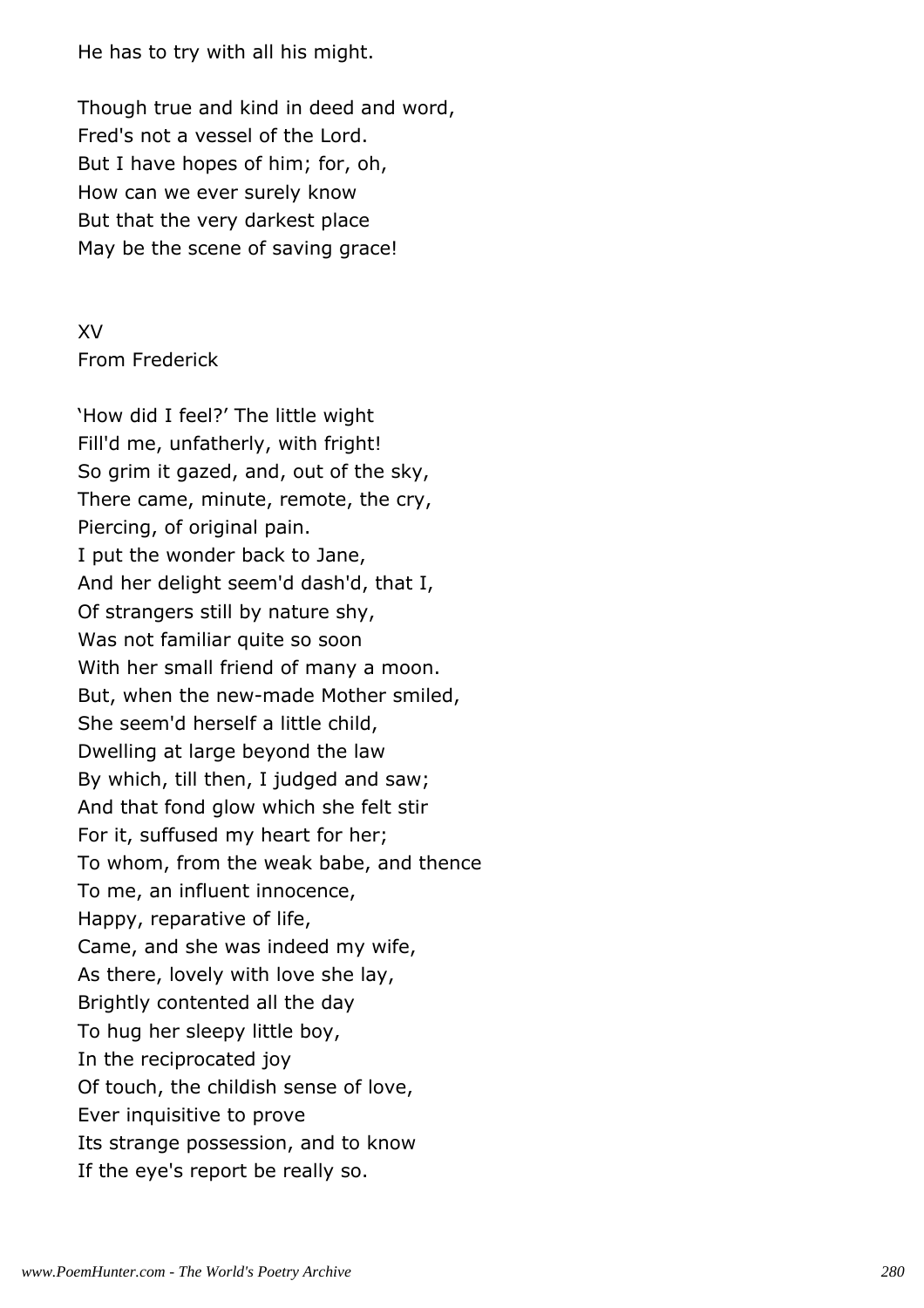He has to try with all his might.

Though true and kind in deed and word,
Fred's not a vessel of the Lord.
But I have hopes of him; for, oh,
How can we ever surely know
But that the very darkest place
May be the scene of saving grace!

## XV
### From Frederick

'How did I feel?' The little wight
Fill'd me, unfatherly, with fright!
So grim it gazed, and, out of the sky,
There came, minute, remote, the cry,
Piercing, of original pain.
I put the wonder back to Jane,
And her delight seem'd dash'd, that I,
Of strangers still by nature shy,
Was not familiar quite so soon
With her small friend of many a moon.
But, when the new-made Mother smiled,
She seem'd herself a little child,
Dwelling at large beyond the law
By which, till then, I judged and saw;
And that fond glow which she felt stir
For it, suffused my heart for her;
To whom, from the weak babe, and thence
To me, an influent innocence,
Happy, reparative of life,
Came, and she was indeed my wife,
As there, lovely with love she lay,
Brightly contented all the day
To hug her sleepy little boy,
In the reciprocated joy
Of touch, the childish sense of love,
Ever inquisitive to prove
Its strange possession, and to know
If the eye's report be really so.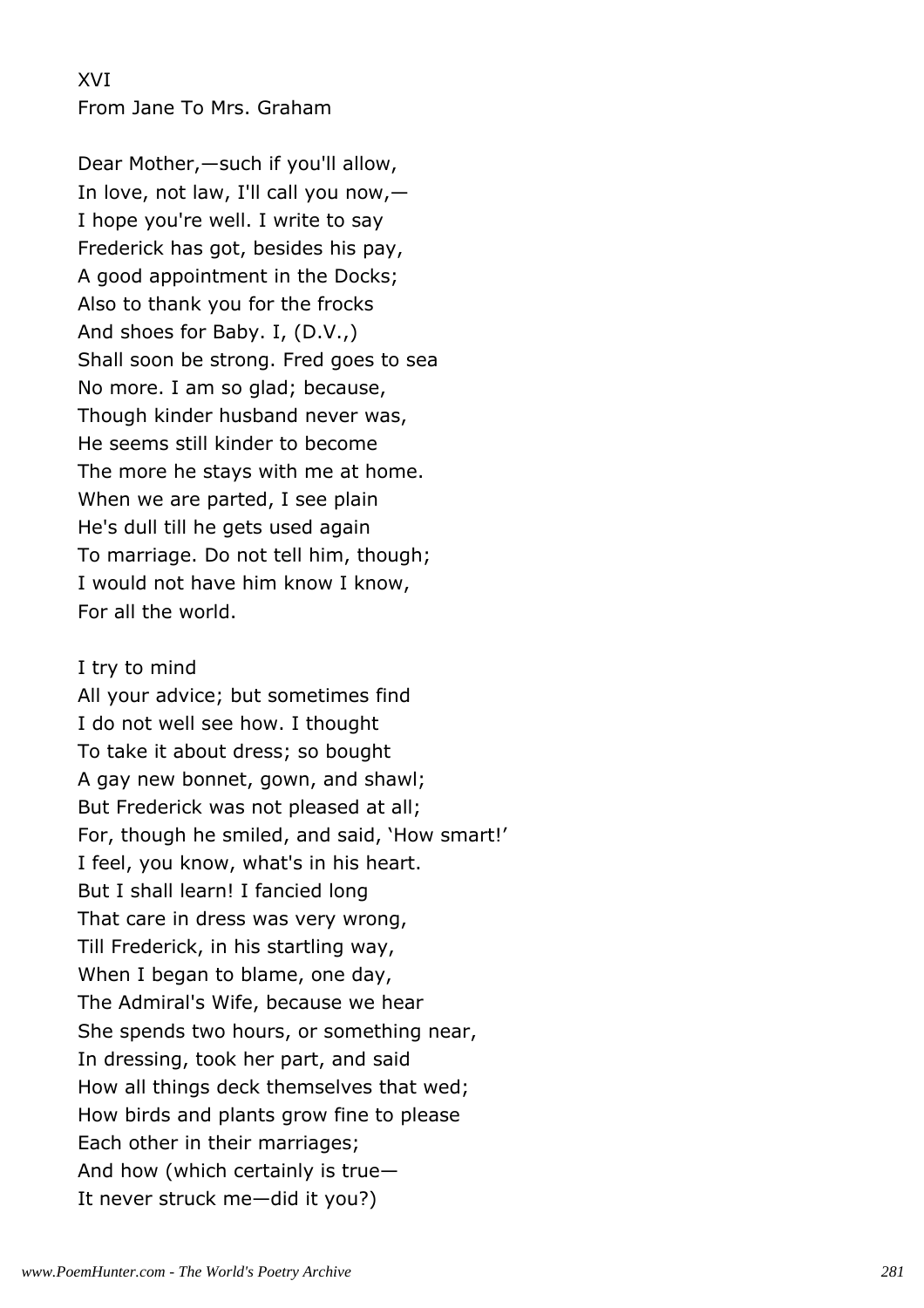XVI

From Jane To Mrs. Graham

Dear Mother,—such if you'll allow,
In love, not law, I'll call you now,—
I hope you're well. I write to say
Frederick has got, besides his pay,
A good appointment in the Docks;
Also to thank you for the frocks
And shoes for Baby. I, (D.V.,)
Shall soon be strong. Fred goes to sea
No more. I am so glad; because,
Though kinder husband never was,
He seems still kinder to become
The more he stays with me at home.
When we are parted, I see plain
He's dull till he gets used again
To marriage. Do not tell him, though;
I would not have him know I know,
For all the world.

I try to mind
All your advice; but sometimes find
I do not well see how. I thought
To take it about dress; so bought
A gay new bonnet, gown, and shawl;
But Frederick was not pleased at all;
For, though he smiled, and said, 'How smart!'
I feel, you know, what's in his heart.
But I shall learn! I fancied long
That care in dress was very wrong,
Till Frederick, in his startling way,
When I began to blame, one day,
The Admiral's Wife, because we hear
She spends two hours, or something near,
In dressing, took her part, and said
How all things deck themselves that wed;
How birds and plants grow fine to please
Each other in their marriages;
And how (which certainly is true—
It never struck me—did it you?)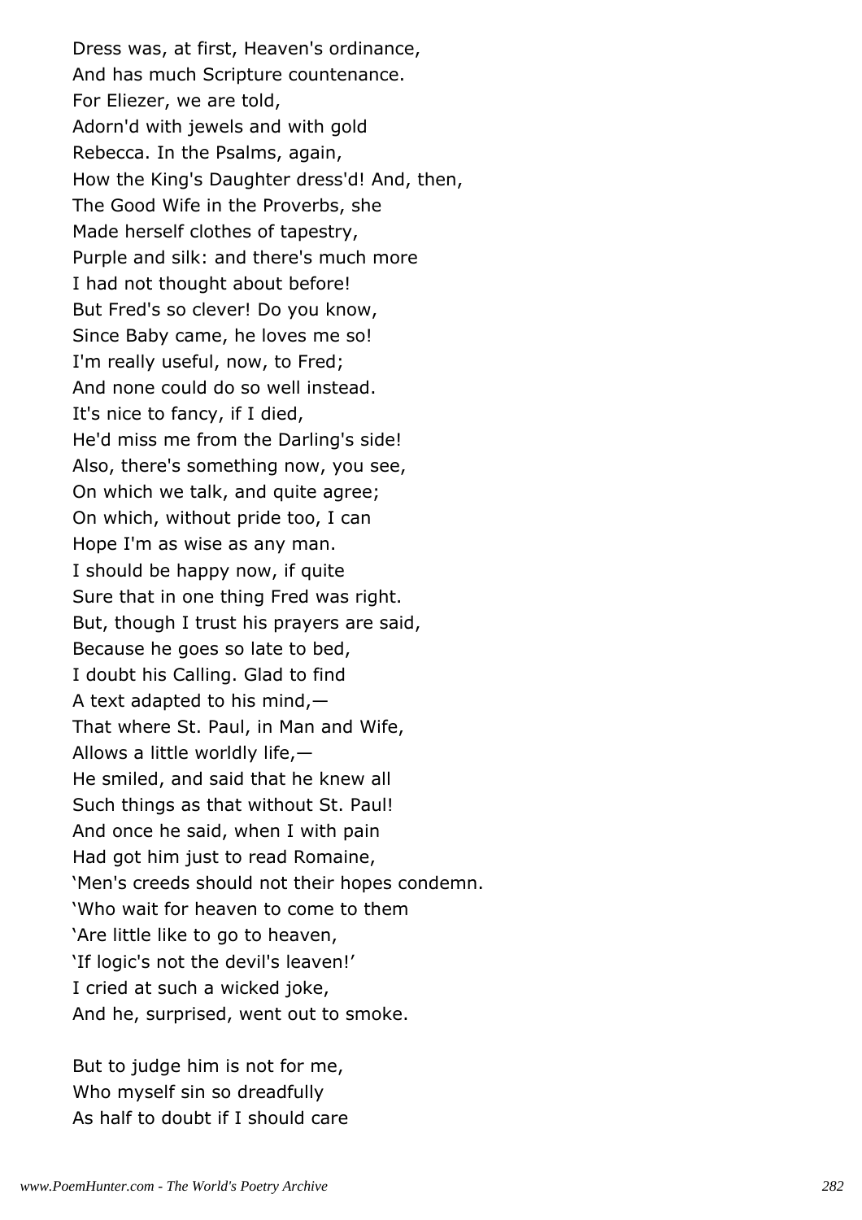Dress was, at first, Heaven's ordinance,  
And has much Scripture countenance.  
For Eliezer, we are told,  
Adorn'd with jewels and with gold  
Rebecca. In the Psalms, again,  
How the King's Daughter dress'd! And, then,  
The Good Wife in the Proverbs, she  
Made herself clothes of tapestry,  
Purple and silk: and there's much more  
I had not thought about before!  
But Fred's so clever! Do you know,  
Since Baby came, he loves me so!  
I'm really useful, now, to Fred;  
And none could do so well instead.  
It's nice to fancy, if I died,  
He'd miss me from the Darling's side!  
Also, there's something now, you see,  
On which we talk, and quite agree;  
On which, without pride too, I can  
Hope I'm as wise as any man.  
I should be happy now, if quite  
Sure that in one thing Fred was right.  
But, though I trust his prayers are said,  
Because he goes so late to bed,  
I doubt his Calling. Glad to find  
A text adapted to his mind,—  
That where St. Paul, in Man and Wife,  
Allows a little worldly life,—  
He smiled, and said that he knew all  
Such things as that without St. Paul!  
And once he said, when I with pain  
Had got him just to read Romaine,  
'Men's creeds should not their hopes condemn.  
'Who wait for heaven to come to them  
'Are little like to go to heaven,  
'If logic's not the devil's leaven!'  
I cried at such a wicked joke,  
And he, surprised, went out to smoke.

But to judge him is not for me,  
Who myself sin so dreadfully  
As half to doubt if I should care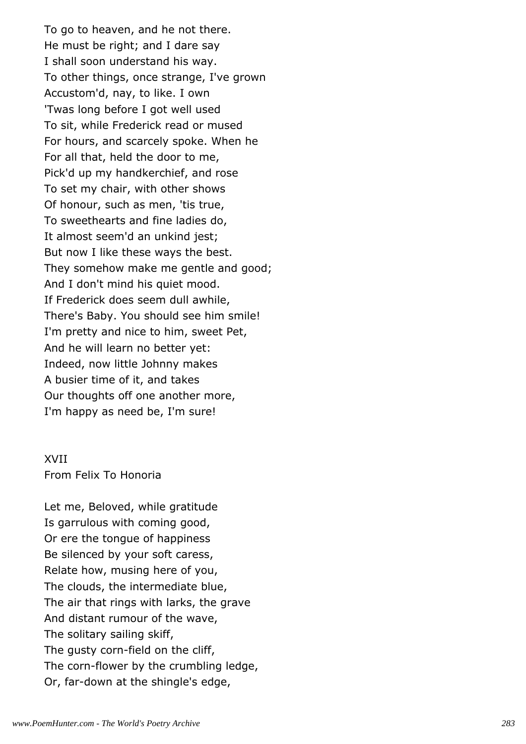To go to heaven, and he not there.
He must be right; and I dare say
I shall soon understand his way.
To other things, once strange, I've grown
Accustom'd, nay, to like. I own
'Twas long before I got well used
To sit, while Frederick read or mused
For hours, and scarcely spoke. When he
For all that, held the door to me,
Pick'd up my handkerchief, and rose
To set my chair, with other shows
Of honour, such as men, 'tis true,
To sweethearts and fine ladies do,
It almost seem'd an unkind jest;
But now I like these ways the best.
They somehow make me gentle and good;
And I don't mind his quiet mood.
If Frederick does seem dull awhile,
There's Baby. You should see him smile!
I'm pretty and nice to him, sweet Pet,
And he will learn no better yet:
Indeed, now little Johnny makes
A busier time of it, and takes
Our thoughts off one another more,
I'm happy as need be, I'm sure!

## XVII
### From Felix To Honoria

Let me, Beloved, while gratitude
Is garrulous with coming good,
Or ere the tongue of happiness
Be silenced by your soft caress,
Relate how, musing here of you,
The clouds, the intermediate blue,
The air that rings with larks, the grave
And distant rumour of the wave,
The solitary sailing skiff,
The gusty corn-field on the cliff,
The corn-flower by the crumbling ledge,
Or, far-down at the shingle's edge,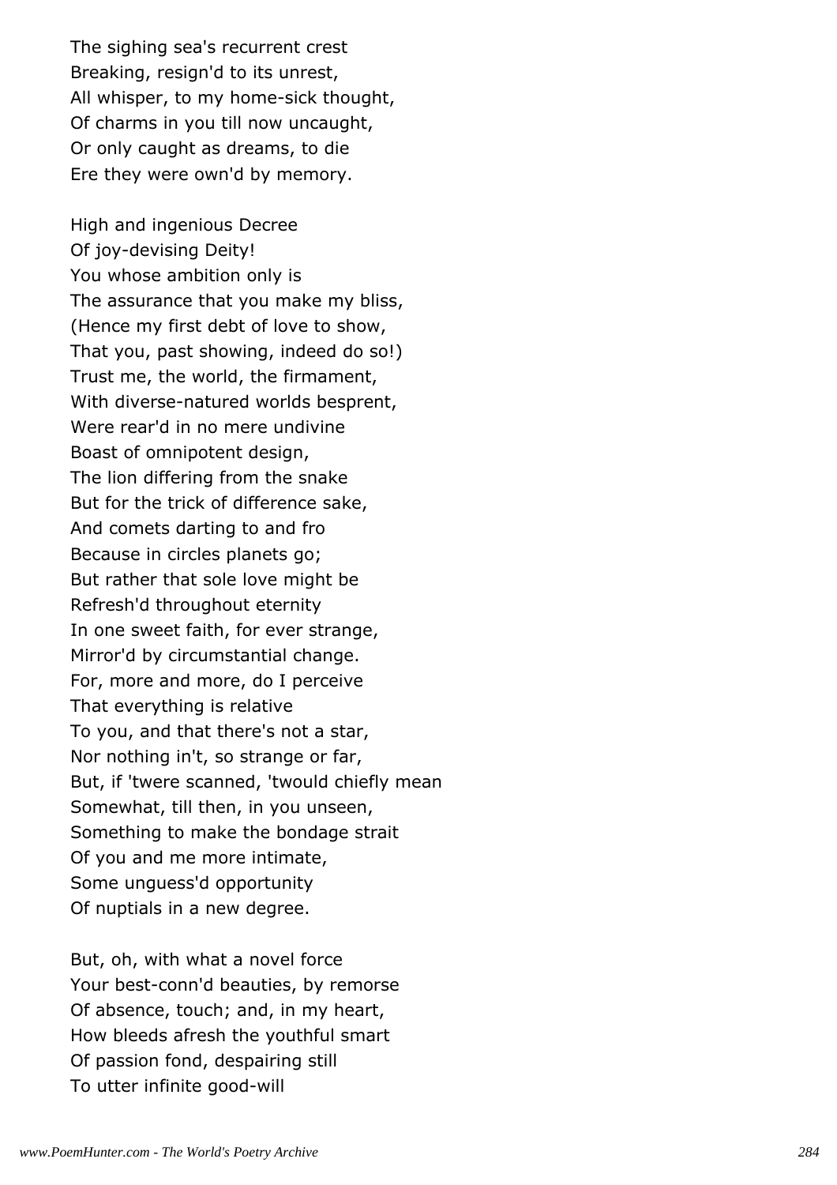The sighing sea's recurrent crest
Breaking, resign'd to its unrest,
All whisper, to my home-sick thought,
Of charms in you till now uncaught,
Or only caught as dreams, to die
Ere they were own'd by memory.

High and ingenious Decree
Of joy-devising Deity!
You whose ambition only is
The assurance that you make my bliss,
(Hence my first debt of love to show,
That you, past showing, indeed do so!)
Trust me, the world, the firmament,
With diverse-natured worlds besprent,
Were rear'd in no mere undivine
Boast of omnipotent design,
The lion differing from the snake
But for the trick of difference sake,
And comets darting to and fro
Because in circles planets go;
But rather that sole love might be
Refresh'd throughout eternity
In one sweet faith, for ever strange,
Mirror'd by circumstantial change.
For, more and more, do I perceive
That everything is relative
To you, and that there's not a star,
Nor nothing in't, so strange or far,
But, if 'twere scanned, 'twould chiefly mean
Somewhat, till then, in you unseen,
Something to make the bondage strait
Of you and me more intimate,
Some unguess'd opportunity
Of nuptials in a new degree.

But, oh, with what a novel force
Your best-conn'd beauties, by remorse
Of absence, touch; and, in my heart,
How bleeds afresh the youthful smart
Of passion fond, despairing still
To utter infinite good-will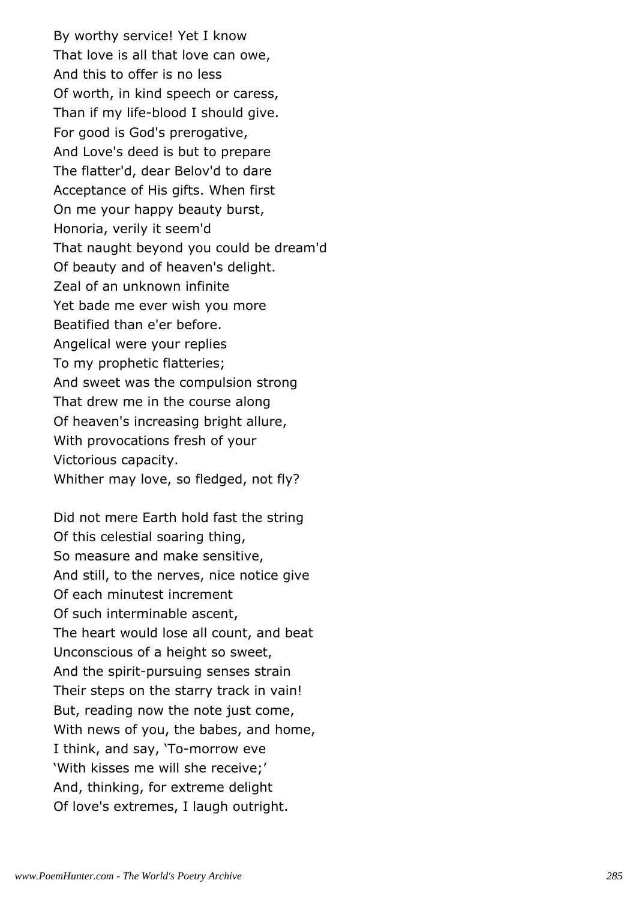By worthy service! Yet I know  
That love is all that love can owe,  
And this to offer is no less  
Of worth, in kind speech or caress,  
Than if my life-blood I should give.  
For good is God's prerogative,  
And Love's deed is but to prepare  
The flatter'd, dear Belov'd to dare  
Acceptance of His gifts. When first  
On me your happy beauty burst,  
Honoria, verily it seem'd  
That naught beyond you could be dream'd  
Of beauty and of heaven's delight.  
Zeal of an unknown infinite  
Yet bade me ever wish you more  
Beatified than e'er before.  
Angelical were your replies  
To my prophetic flatteries;  
And sweet was the compulsion strong  
That drew me in the course along  
Of heaven's increasing bright allure,  
With provocations fresh of your  
Victorious capacity.  
Whither may love, so fledged, not fly?

Did not mere Earth hold fast the string  
Of this celestial soaring thing,  
So measure and make sensitive,  
And still, to the nerves, nice notice give  
Of each minutest increment  
Of such interminable ascent,  
The heart would lose all count, and beat  
Unconscious of a height so sweet,  
And the spirit-pursuing senses strain  
Their steps on the starry track in vain!  
But, reading now the note just come,  
With news of you, the babes, and home,  
I think, and say, 'To-morrow eve  
'With kisses me will she receive;'  
And, thinking, for extreme delight  
Of love's extremes, I laugh outright.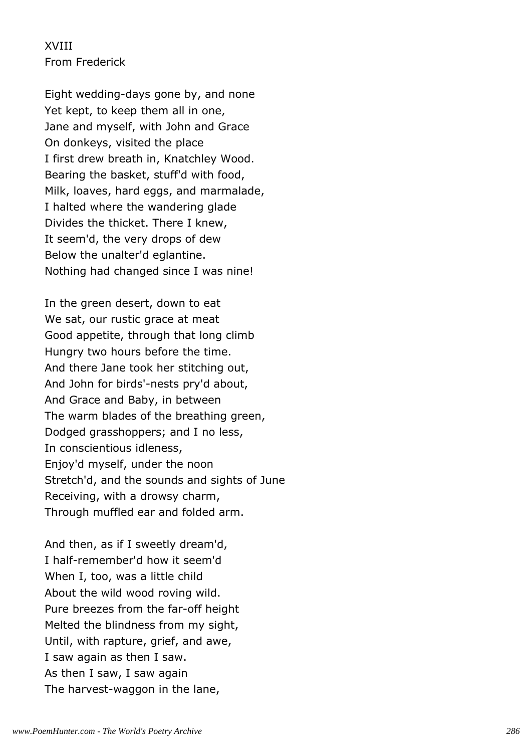XVIII
From Frederick

Eight wedding-days gone by, and none
Yet kept, to keep them all in one,
Jane and myself, with John and Grace
On donkeys, visited the place
I first drew breath in, Knatchley Wood.
Bearing the basket, stuff'd with food,
Milk, loaves, hard eggs, and marmalade,
I halted where the wandering glade
Divides the thicket. There I knew,
It seem'd, the very drops of dew
Below the unalter'd eglantine.
Nothing had changed since I was nine!

In the green desert, down to eat
We sat, our rustic grace at meat
Good appetite, through that long climb
Hungry two hours before the time.
And there Jane took her stitching out,
And John for birds'-nests pry'd about,
And Grace and Baby, in between
The warm blades of the breathing green,
Dodged grasshoppers; and I no less,
In conscientious idleness,
Enjoy'd myself, under the noon
Stretch'd, and the sounds and sights of June
Receiving, with a drowsy charm,
Through muffled ear and folded arm.

And then, as if I sweetly dream'd,
I half-remember'd how it seem'd
When I, too, was a little child
About the wild wood roving wild.
Pure breezes from the far-off height
Melted the blindness from my sight,
Until, with rapture, grief, and awe,
I saw again as then I saw.
As then I saw, I saw again
The harvest-waggon in the lane,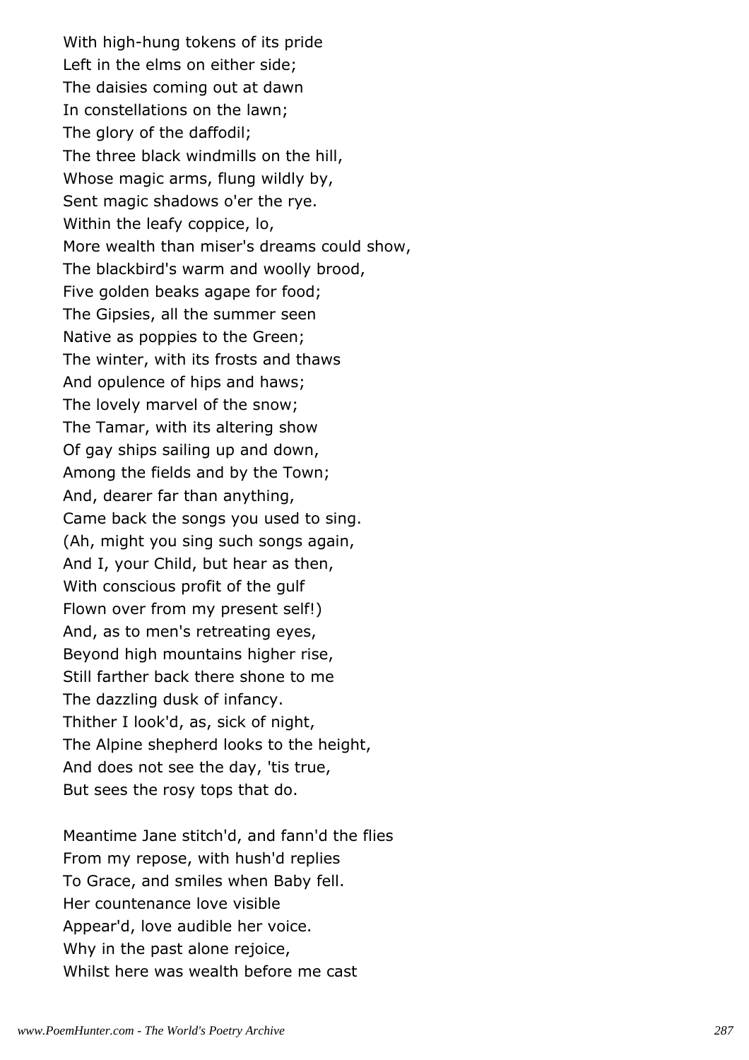With high-hung tokens of its pride  
Left in the elms on either side;  
The daisies coming out at dawn  
In constellations on the lawn;  
The glory of the daffodil;  
The three black windmills on the hill,  
Whose magic arms, flung wildly by,  
Sent magic shadows o'er the rye.  
Within the leafy coppice, lo,  
More wealth than miser's dreams could show,  
The blackbird's warm and woolly brood,  
Five golden beaks agape for food;  
The Gipsies, all the summer seen  
Native as poppies to the Green;  
The winter, with its frosts and thaws  
And opulence of hips and haws;  
The lovely marvel of the snow;  
The Tamar, with its altering show  
Of gay ships sailing up and down,  
Among the fields and by the Town;  
And, dearer far than anything,  
Came back the songs you used to sing.  
(Ah, might you sing such songs again,  
And I, your Child, but hear as then,  
With conscious profit of the gulf  
Flown over from my present self!)  
And, as to men's retreating eyes,  
Beyond high mountains higher rise,  
Still farther back there shone to me  
The dazzling dusk of infancy.  
Thither I look'd, as, sick of night,  
The Alpine shepherd looks to the height,  
And does not see the day, 'tis true,  
But sees the rosy tops that do.

Meantime Jane stitch'd, and fann'd the flies  
From my repose, with hush'd replies  
To Grace, and smiles when Baby fell.  
Her countenance love visible  
Appear'd, love audible her voice.  
Why in the past alone rejoice,  
Whilst here was wealth before me cast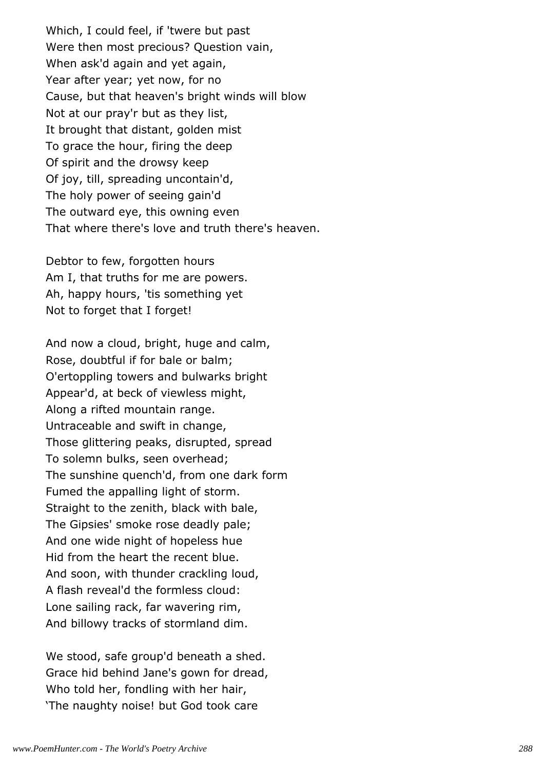Which, I could feel, if 'twere but past
Were then most precious? Question vain,
When ask'd again and yet again,
Year after year; yet now, for no
Cause, but that heaven's bright winds will blow
Not at our pray'r but as they list,
It brought that distant, golden mist
To grace the hour, firing the deep
Of spirit and the drowsy keep
Of joy, till, spreading uncontain'd,
The holy power of seeing gain'd
The outward eye, this owning even
That where there's love and truth there's heaven.

Debtor to few, forgotten hours
Am I, that truths for me are powers.
Ah, happy hours, 'tis something yet
Not to forget that I forget!

And now a cloud, bright, huge and calm,
Rose, doubtful if for bale or balm;
O'ertoppling towers and bulwarks bright
Appear'd, at beck of viewless might,
Along a rifted mountain range.
Untraceable and swift in change,
Those glittering peaks, disrupted, spread
To solemn bulks, seen overhead;
The sunshine quench'd, from one dark form
Fumed the appalling light of storm.
Straight to the zenith, black with bale,
The Gipsies' smoke rose deadly pale;
And one wide night of hopeless hue
Hid from the heart the recent blue.
And soon, with thunder crackling loud,
A flash reveal'd the formless cloud:
Lone sailing rack, far wavering rim,
And billowy tracks of stormland dim.

We stood, safe group'd beneath a shed.
Grace hid behind Jane's gown for dread,
Who told her, fondling with her hair,
'The naughty noise! but God took care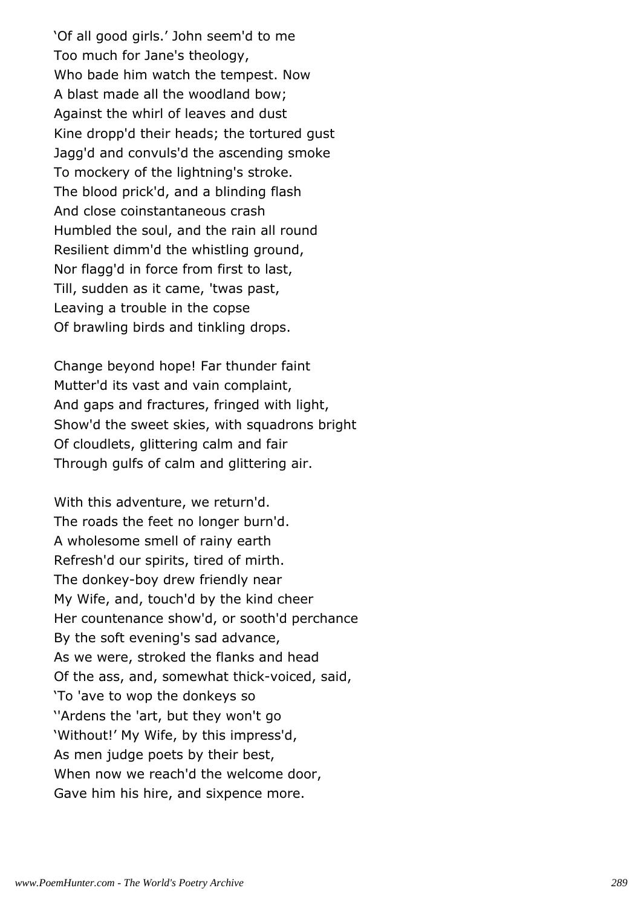'Of all good girls.' John seem'd to me
Too much for Jane's theology,
Who bade him watch the tempest. Now
A blast made all the woodland bow;
Against the whirl of leaves and dust
Kine dropp'd their heads; the tortured gust
Jagg'd and convuls'd the ascending smoke
To mockery of the lightning's stroke.
The blood prick'd, and a blinding flash
And close coinstantaneous crash
Humbled the soul, and the rain all round
Resilient dimm'd the whistling ground,
Nor flagg'd in force from first to last,
Till, sudden as it came, 'twas past,
Leaving a trouble in the copse
Of brawling birds and tinkling drops.

Change beyond hope! Far thunder faint
Mutter'd its vast and vain complaint,
And gaps and fractures, fringed with light,
Show'd the sweet skies, with squadrons bright
Of cloudlets, glittering calm and fair
Through gulfs of calm and glittering air.

With this adventure, we return'd.
The roads the feet no longer burn'd.
A wholesome smell of rainy earth
Refresh'd our spirits, tired of mirth.
The donkey-boy drew friendly near
My Wife, and, touch'd by the kind cheer
Her countenance show'd, or sooth'd perchance
By the soft evening's sad advance,
As we were, stroked the flanks and head
Of the ass, and, somewhat thick-voiced, said,
'To 'ave to wop the donkeys so
''Ardens the 'art, but they won't go
'Without!' My Wife, by this impress'd,
As men judge poets by their best,
When now we reach'd the welcome door,
Gave him his hire, and sixpence more.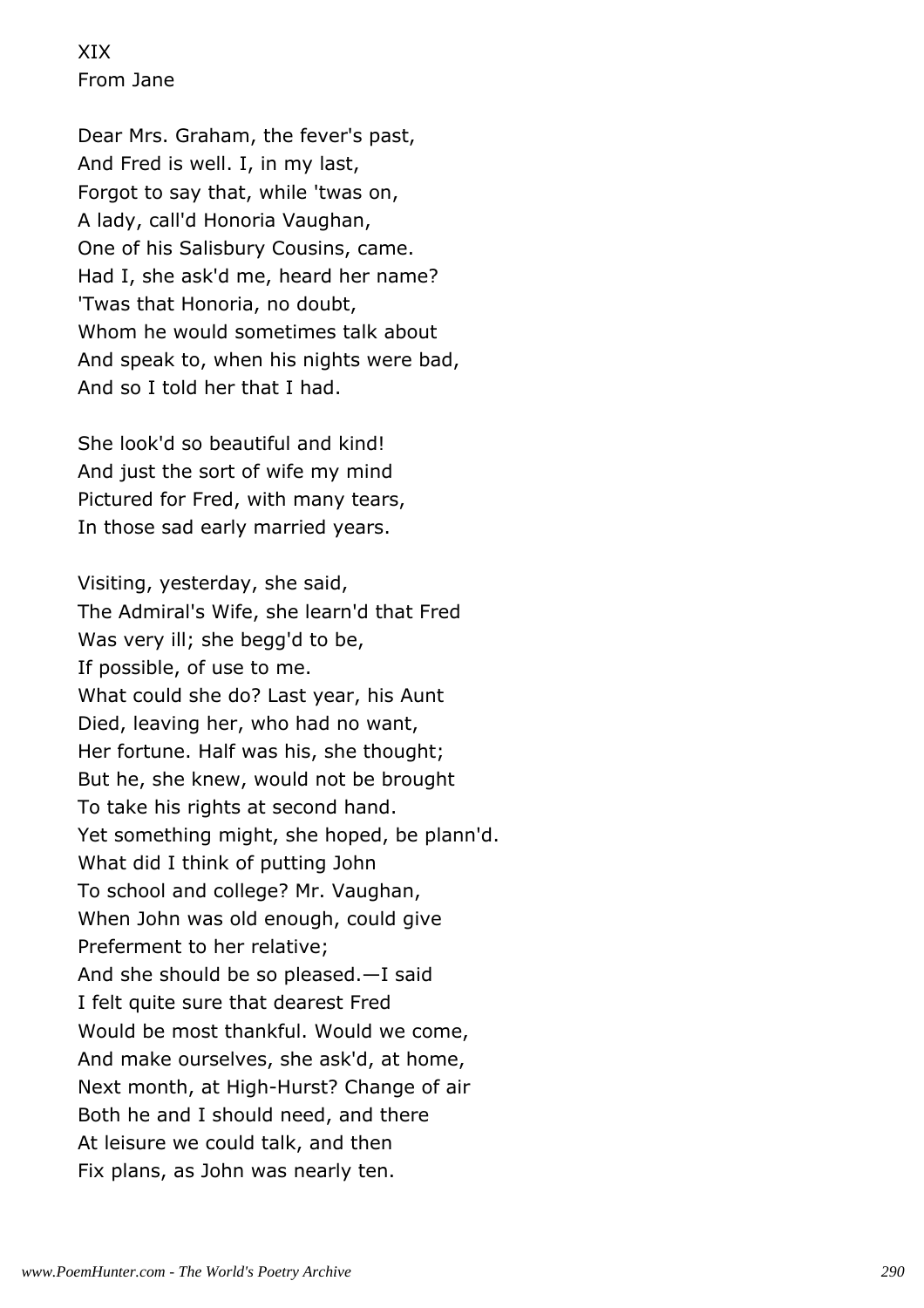## XIX
### From Jane

Dear Mrs. Graham, the fever's past,  
And Fred is well. I, in my last,  
Forgot to say that, while 'twas on,  
A lady, call'd Honoria Vaughan,  
One of his Salisbury Cousins, came.  
Had I, she ask'd me, heard her name?  
'Twas that Honoria, no doubt,  
Whom he would sometimes talk about  
And speak to, when his nights were bad,  
And so I told her that I had.

She look'd so beautiful and kind!  
And just the sort of wife my mind  
Pictured for Fred, with many tears,  
In those sad early married years.

Visiting, yesterday, she said,  
The Admiral's Wife, she learn'd that Fred  
Was very ill; she begg'd to be,  
If possible, of use to me.  
What could she do? Last year, his Aunt  
Died, leaving her, who had no want,  
Her fortune. Half was his, she thought;  
But he, she knew, would not be brought  
To take his rights at second hand.  
Yet something might, she hoped, be plann'd.  
What did I think of putting John  
To school and college? Mr. Vaughan,  
When John was old enough, could give  
Preferment to her relative;  
And she should be so pleased.—I said  
I felt quite sure that dearest Fred  
Would be most thankful. Would we come,  
And make ourselves, she ask'd, at home,  
Next month, at High-Hurst? Change of air  
Both he and I should need, and there  
At leisure we could talk, and then  
Fix plans, as John was nearly ten.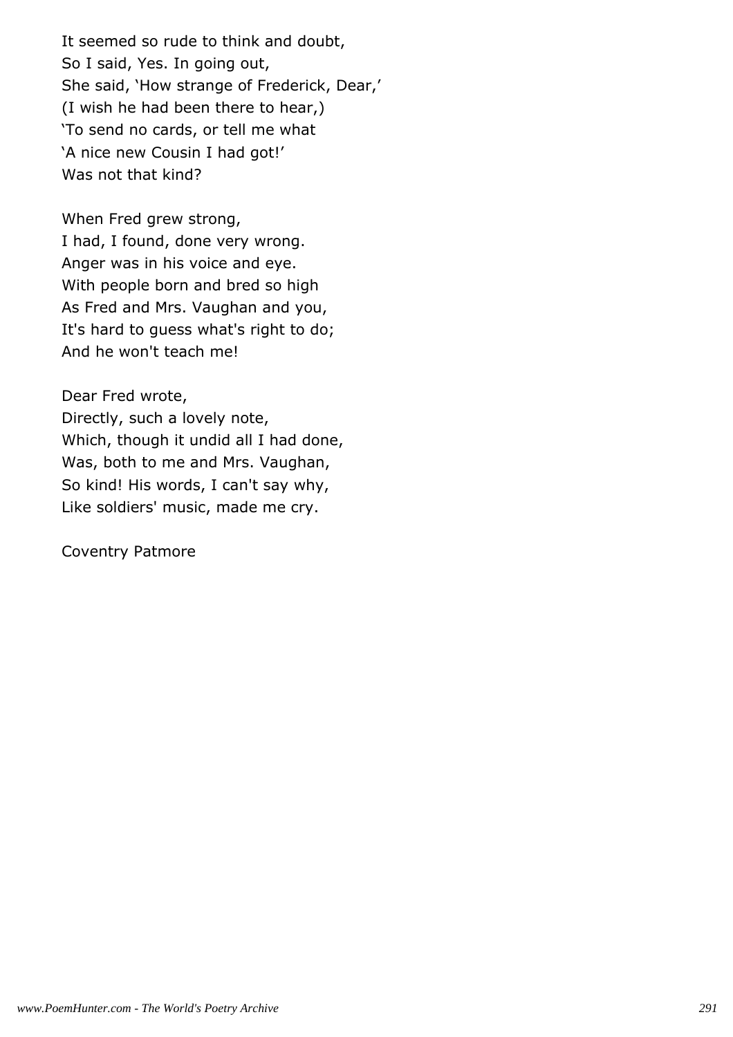It seemed so rude to think and doubt,
So I said, Yes. In going out,
She said, 'How strange of Frederick, Dear,'
(I wish he had been there to hear,)
'To send no cards, or tell me what
'A nice new Cousin I had got!'
Was not that kind?

When Fred grew strong,
I had, I found, done very wrong.
Anger was in his voice and eye.
With people born and bred so high
As Fred and Mrs. Vaughan and you,
It's hard to guess what's right to do;
And he won't teach me!

Dear Fred wrote,
Directly, such a lovely note,
Which, though it undid all I had done,
Was, both to me and Mrs. Vaughan,
So kind! His words, I can't say why,
Like soldiers' music, made me cry.

Coventry Patmore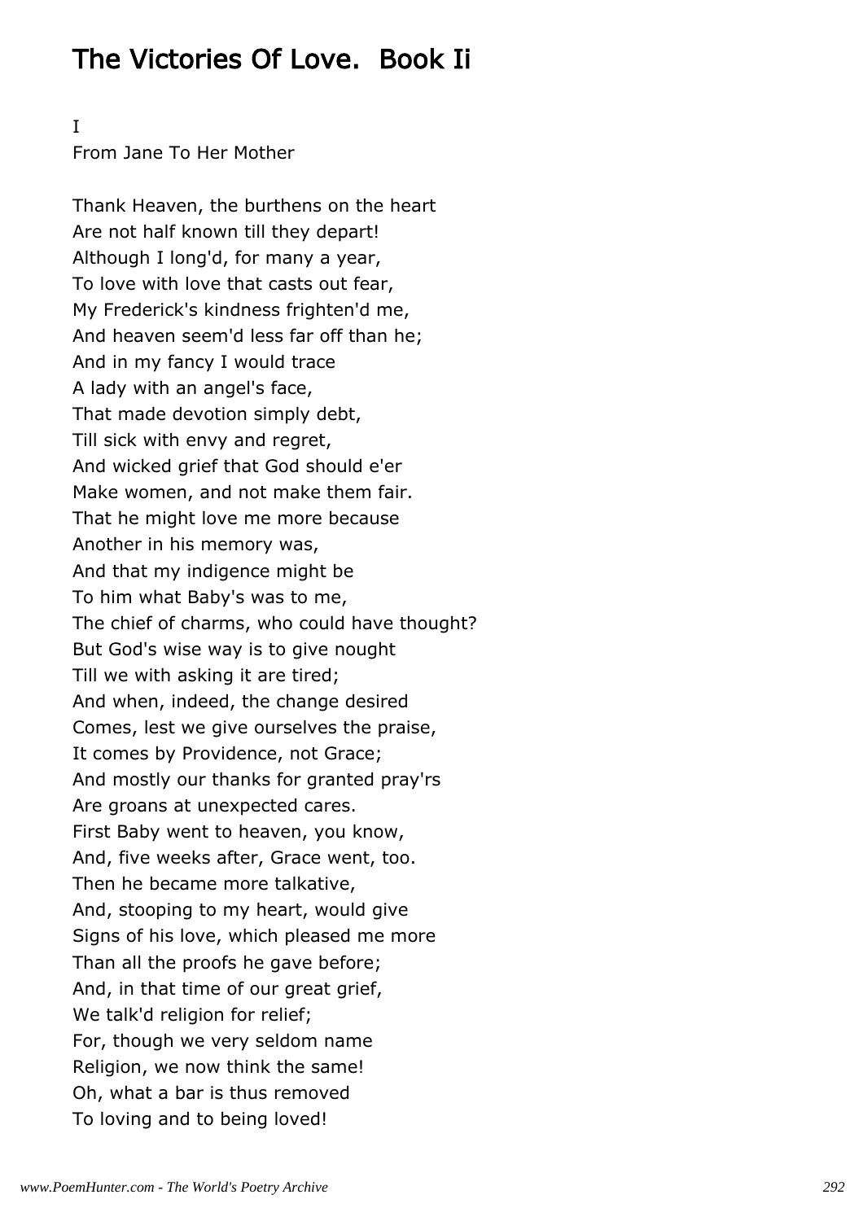# The Victories Of Love. Book Ii

I

From Jane To Her Mother

Thank Heaven, the burthens on the heart  
Are not half known till they depart!  
Although I long'd, for many a year,  
To love with love that casts out fear,  
My Frederick's kindness frighten'd me,  
And heaven seem'd less far off than he;  
And in my fancy I would trace  
A lady with an angel's face,  
That made devotion simply debt,  
Till sick with envy and regret,  
And wicked grief that God should e'er  
Make women, and not make them fair.  
That he might love me more because  
Another in his memory was,  
And that my indigence might be  
To him what Baby's was to me,  
The chief of charms, who could have thought?  
But God's wise way is to give nought  
Till we with asking it are tired;  
And when, indeed, the change desired  
Comes, lest we give ourselves the praise,  
It comes by Providence, not Grace;  
And mostly our thanks for granted pray'rs  
Are groans at unexpected cares.  
First Baby went to heaven, you know,  
And, five weeks after, Grace went, too.  
Then he became more talkative,  
And, stooping to my heart, would give  
Signs of his love, which pleased me more  
Than all the proofs he gave before;  
And, in that time of our great grief,  
We talk'd religion for relief;  
For, though we very seldom name  
Religion, we now think the same!  
Oh, what a bar is thus removed  
To loving and to being loved!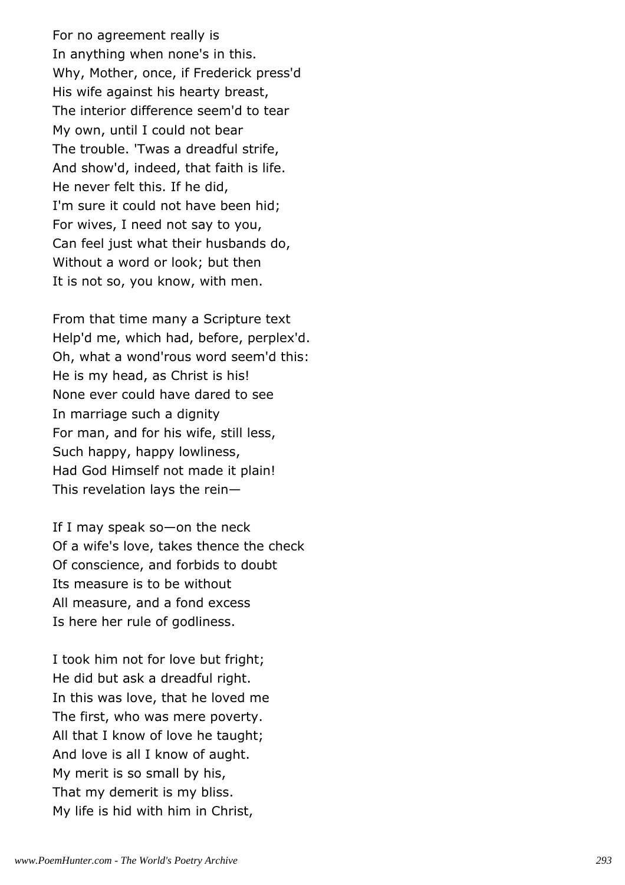For no agreement really is
In anything when none's in this.
Why, Mother, once, if Frederick press'd
His wife against his hearty breast,
The interior difference seem'd to tear
My own, until I could not bear
The trouble. 'Twas a dreadful strife,
And show'd, indeed, that faith is life.
He never felt this. If he did,
I'm sure it could not have been hid;
For wives, I need not say to you,
Can feel just what their husbands do,
Without a word or look; but then
It is not so, you know, with men.

From that time many a Scripture text
Help'd me, which had, before, perplex'd.
Oh, what a wond'rous word seem'd this:
He is my head, as Christ is his!
None ever could have dared to see
In marriage such a dignity
For man, and for his wife, still less,
Such happy, happy lowliness,
Had God Himself not made it plain!
This revelation lays the rein—

If I may speak so—on the neck
Of a wife's love, takes thence the check
Of conscience, and forbids to doubt
Its measure is to be without
All measure, and a fond excess
Is here her rule of godliness.

I took him not for love but fright;
He did but ask a dreadful right.
In this was love, that he loved me
The first, who was mere poverty.
All that I know of love he taught;
And love is all I know of aught.
My merit is so small by his,
That my demerit is my bliss.
My life is hid with him in Christ,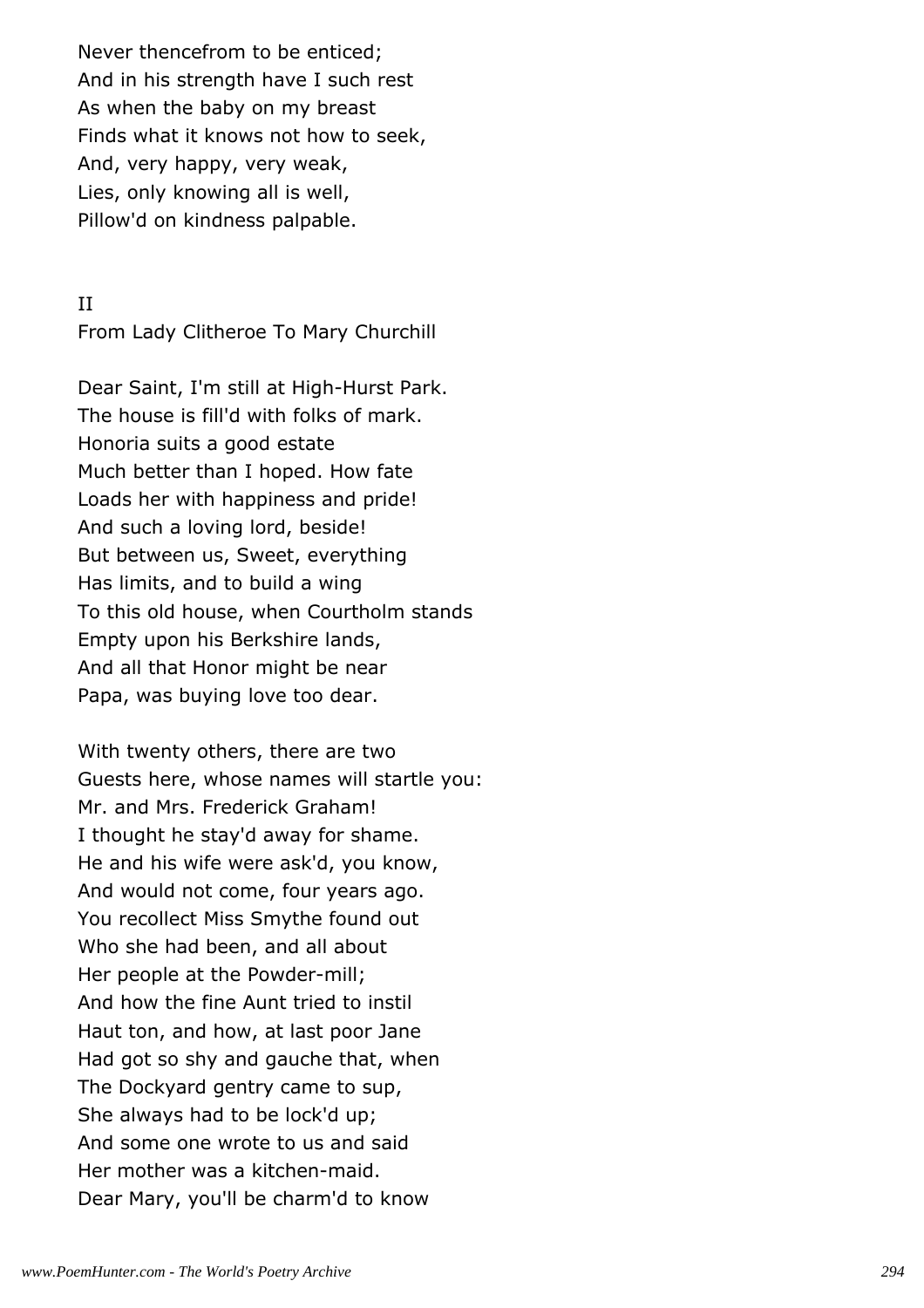Never thencefrom to be enticed;
And in his strength have I such rest
As when the baby on my breast
Finds what it knows not how to seek,
And, very happy, very weak,
Lies, only knowing all is well,
Pillow'd on kindness palpable.

II

From Lady Clitheroe To Mary Churchill

Dear Saint, I'm still at High-Hurst Park.
The house is fill'd with folks of mark.
Honoria suits a good estate
Much better than I hoped. How fate
Loads her with happiness and pride!
And such a loving lord, beside!
But between us, Sweet, everything
Has limits, and to build a wing
To this old house, when Courtholm stands
Empty upon his Berkshire lands,
And all that Honor might be near
Papa, was buying love too dear.

With twenty others, there are two
Guests here, whose names will startle you:
Mr. and Mrs. Frederick Graham!
I thought he stay'd away for shame.
He and his wife were ask'd, you know,
And would not come, four years ago.
You recollect Miss Smythe found out
Who she had been, and all about
Her people at the Powder-mill;
And how the fine Aunt tried to instil
Haut ton, and how, at last poor Jane
Had got so shy and gauche that, when
The Dockyard gentry came to sup,
She always had to be lock'd up;
And some one wrote to us and said
Her mother was a kitchen-maid.
Dear Mary, you'll be charm'd to know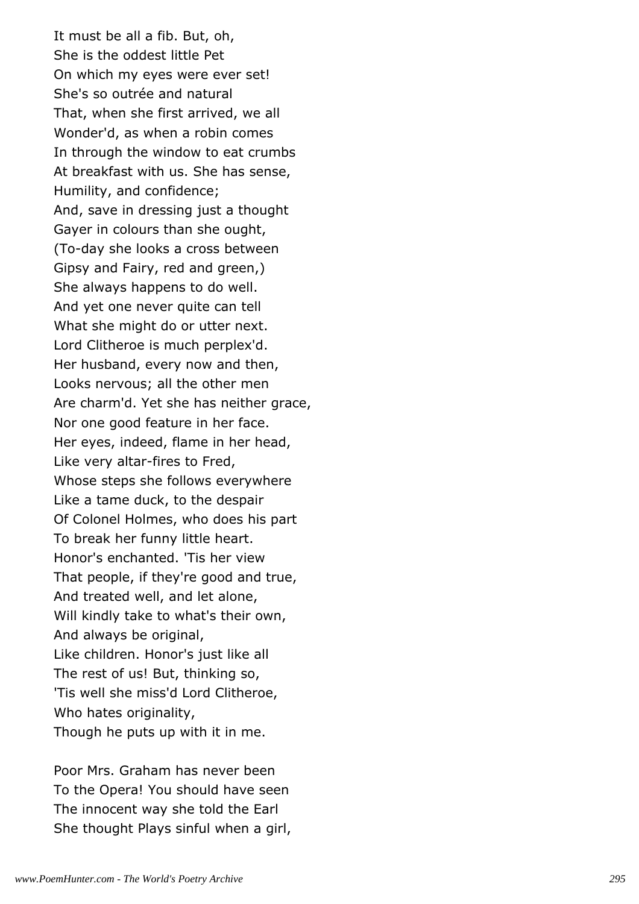It must be all a fib. But, oh,
She is the oddest little Pet
On which my eyes were ever set!
She's so outrée and natural
That, when she first arrived, we all
Wonder'd, as when a robin comes
In through the window to eat crumbs
At breakfast with us. She has sense,
Humility, and confidence;
And, save in dressing just a thought
Gayer in colours than she ought,
(To-day she looks a cross between
Gipsy and Fairy, red and green,)
She always happens to do well.
And yet one never quite can tell
What she might do or utter next.
Lord Clitheroe is much perplex'd.
Her husband, every now and then,
Looks nervous; all the other men
Are charm'd. Yet she has neither grace,
Nor one good feature in her face.
Her eyes, indeed, flame in her head,
Like very altar-fires to Fred,
Whose steps she follows everywhere
Like a tame duck, to the despair
Of Colonel Holmes, who does his part
To break her funny little heart.
Honor's enchanted. 'Tis her view
That people, if they're good and true,
And treated well, and let alone,
Will kindly take to what's their own,
And always be original,
Like children. Honor's just like all
The rest of us! But, thinking so,
'Tis well she miss'd Lord Clitheroe,
Who hates originality,
Though he puts up with it in me.

Poor Mrs. Graham has never been
To the Opera! You should have seen
The innocent way she told the Earl
She thought Plays sinful when a girl,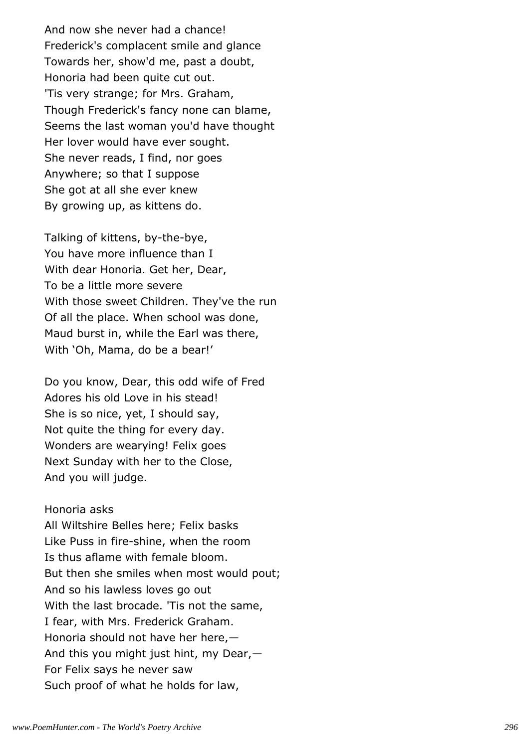And now she never had a chance!
Frederick's complacent smile and glance
Towards her, show'd me, past a doubt,
Honoria had been quite cut out.
'Tis very strange; for Mrs. Graham,
Though Frederick's fancy none can blame,
Seems the last woman you'd have thought
Her lover would have ever sought.
She never reads, I find, nor goes
Anywhere; so that I suppose
She got at all she ever knew
By growing up, as kittens do.

Talking of kittens, by-the-bye,
You have more influence than I
With dear Honoria. Get her, Dear,
To be a little more severe
With those sweet Children. They've the run
Of all the place. When school was done,
Maud burst in, while the Earl was there,
With 'Oh, Mama, do be a bear!'

Do you know, Dear, this odd wife of Fred
Adores his old Love in his stead!
She is so nice, yet, I should say,
Not quite the thing for every day.
Wonders are wearying! Felix goes
Next Sunday with her to the Close,
And you will judge.

Honoria asks
All Wiltshire Belles here; Felix basks
Like Puss in fire-shine, when the room
Is thus aflame with female bloom.
But then she smiles when most would pout;
And so his lawless loves go out
With the last brocade. 'Tis not the same,
I fear, with Mrs. Frederick Graham.
Honoria should not have her here,—
And this you might just hint, my Dear,—
For Felix says he never saw
Such proof of what he holds for law,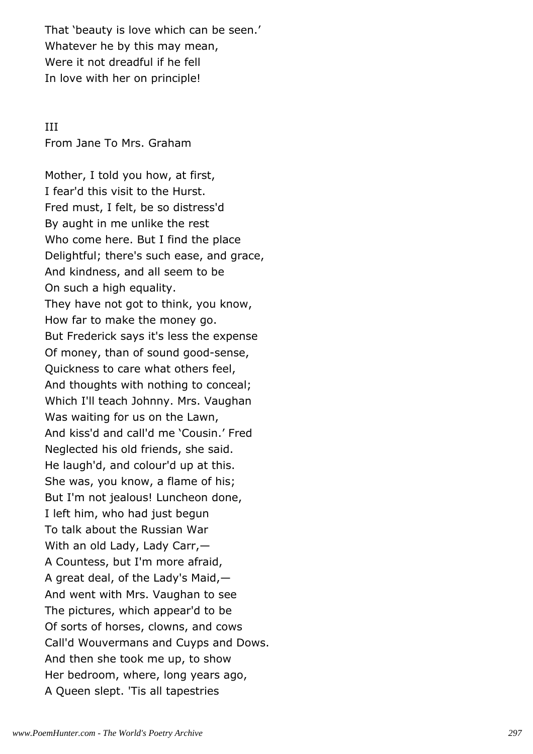That ‘beauty is love which can be seen.’  
Whatever he by this may mean,  
Were it not dreadful if he fell  
In love with her on principle!

III

From Jane To Mrs. Graham

Mother, I told you how, at first,  
I fear'd this visit to the Hurst.  
Fred must, I felt, be so distress'd  
By aught in me unlike the rest  
Who come here. But I find the place  
Delightful; there's such ease, and grace,  
And kindness, and all seem to be  
On such a high equality.  
They have not got to think, you know,  
How far to make the money go.  
But Frederick says it's less the expense  
Of money, than of sound good-sense,  
Quickness to care what others feel,  
And thoughts with nothing to conceal;  
Which I'll teach Johnny. Mrs. Vaughan  
Was waiting for us on the Lawn,  
And kiss'd and call'd me ‘Cousin.’ Fred  
Neglected his old friends, she said.  
He laugh'd, and colour'd up at this.  
She was, you know, a flame of his;  
But I'm not jealous! Luncheon done,  
I left him, who had just begun  
To talk about the Russian War  
With an old Lady, Lady Carr,—  
A Countess, but I'm more afraid,  
A great deal, of the Lady's Maid,—  
And went with Mrs. Vaughan to see  
The pictures, which appear'd to be  
Of sorts of horses, clowns, and cows  
Call'd Wouvermans and Cuyps and Dows.  
And then she took me up, to show  
Her bedroom, where, long years ago,  
A Queen slept. 'Tis all tapestries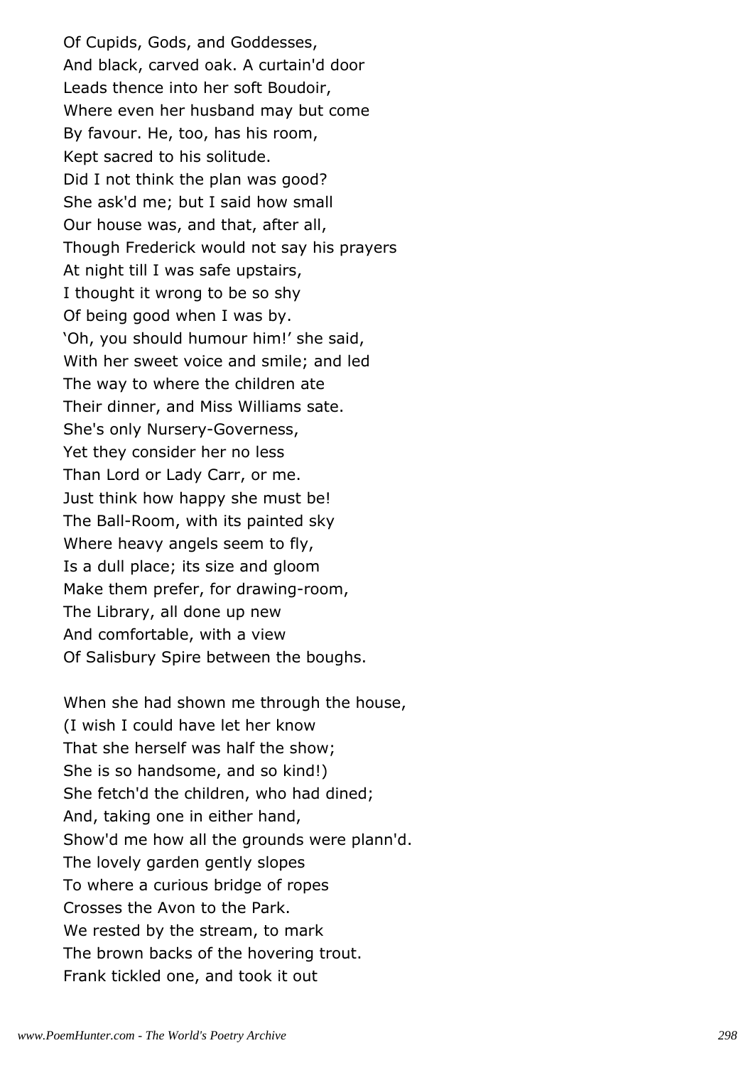Of Cupids, Gods, and Goddesses,
And black, carved oak. A curtain'd door
Leads thence into her soft Boudoir,
Where even her husband may but come
By favour. He, too, has his room,
Kept sacred to his solitude.
Did I not think the plan was good?
She ask'd me; but I said how small
Our house was, and that, after all,
Though Frederick would not say his prayers
At night till I was safe upstairs,
I thought it wrong to be so shy
Of being good when I was by.
'Oh, you should humour him!' she said,
With her sweet voice and smile; and led
The way to where the children ate
Their dinner, and Miss Williams sate.
She's only Nursery-Governess,
Yet they consider her no less
Than Lord or Lady Carr, or me.
Just think how happy she must be!
The Ball-Room, with its painted sky
Where heavy angels seem to fly,
Is a dull place; its size and gloom
Make them prefer, for drawing-room,
The Library, all done up new
And comfortable, with a view
Of Salisbury Spire between the boughs.

When she had shown me through the house,
(I wish I could have let her know
That she herself was half the show;
She is so handsome, and so kind!)
She fetch'd the children, who had dined;
And, taking one in either hand,
Show'd me how all the grounds were plann'd.
The lovely garden gently slopes
To where a curious bridge of ropes
Crosses the Avon to the Park.
We rested by the stream, to mark
The brown backs of the hovering trout.
Frank tickled one, and took it out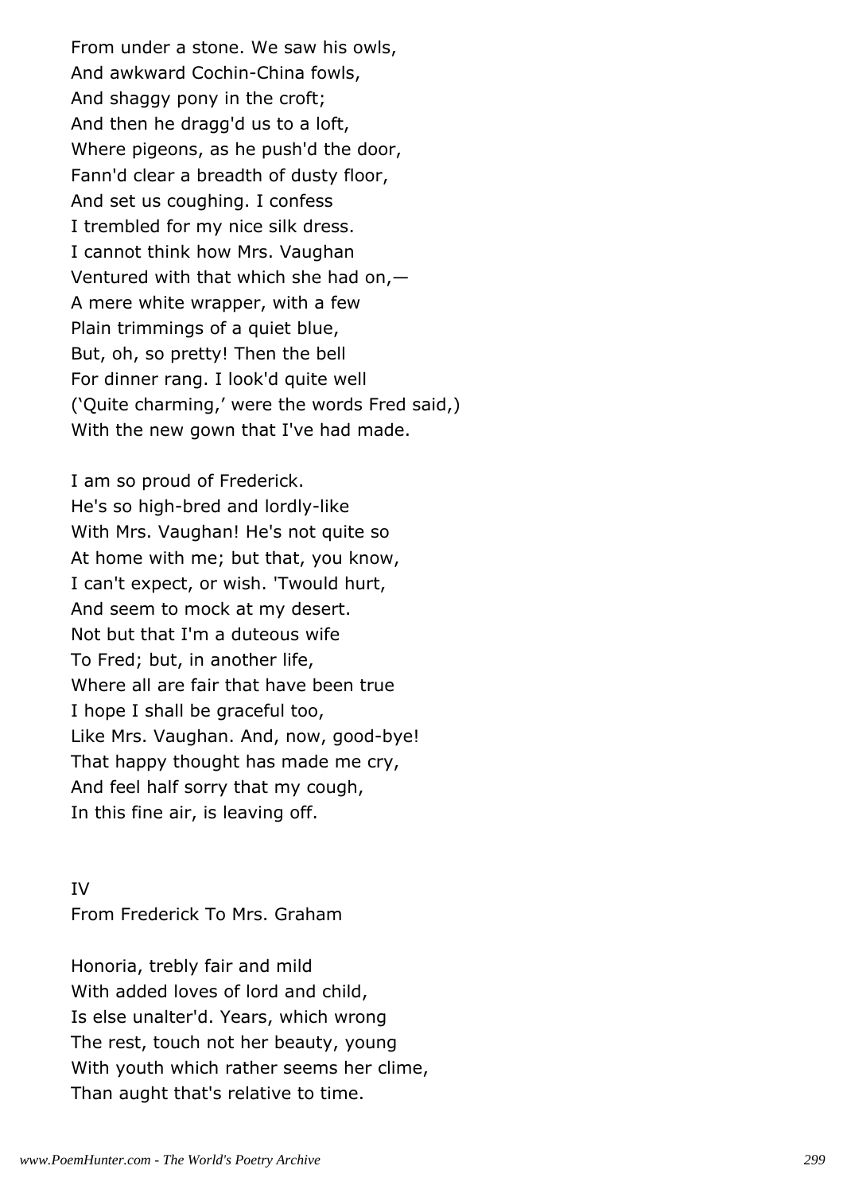From under a stone. We saw his owls,  
And awkward Cochin-China fowls,  
And shaggy pony in the croft;  
And then he dragg'd us to a loft,  
Where pigeons, as he push'd the door,  
Fann'd clear a breadth of dusty floor,  
And set us coughing. I confess  
I trembled for my nice silk dress.  
I cannot think how Mrs. Vaughan  
Ventured with that which she had on,—  
A mere white wrapper, with a few  
Plain trimmings of a quiet blue,  
But, oh, so pretty! Then the bell  
For dinner rang. I look'd quite well  
('Quite charming,' were the words Fred said,)  
With the new gown that I've had made.

I am so proud of Frederick.  
He's so high-bred and lordly-like  
With Mrs. Vaughan! He's not quite so  
At home with me; but that, you know,  
I can't expect, or wish. 'Twould hurt,  
And seem to mock at my desert.  
Not but that I'm a duteous wife  
To Fred; but, in another life,  
Where all are fair that have been true  
I hope I shall be graceful too,  
Like Mrs. Vaughan. And, now, good-bye!  
That happy thought has made me cry,  
And feel half sorry that my cough,  
In this fine air, is leaving off.

## IV
From Frederick To Mrs. Graham

Honoria, trebly fair and mild  
With added loves of lord and child,  
Is else unalter'd. Years, which wrong  
The rest, touch not her beauty, young  
With youth which rather seems her clime,  
Than aught that's relative to time.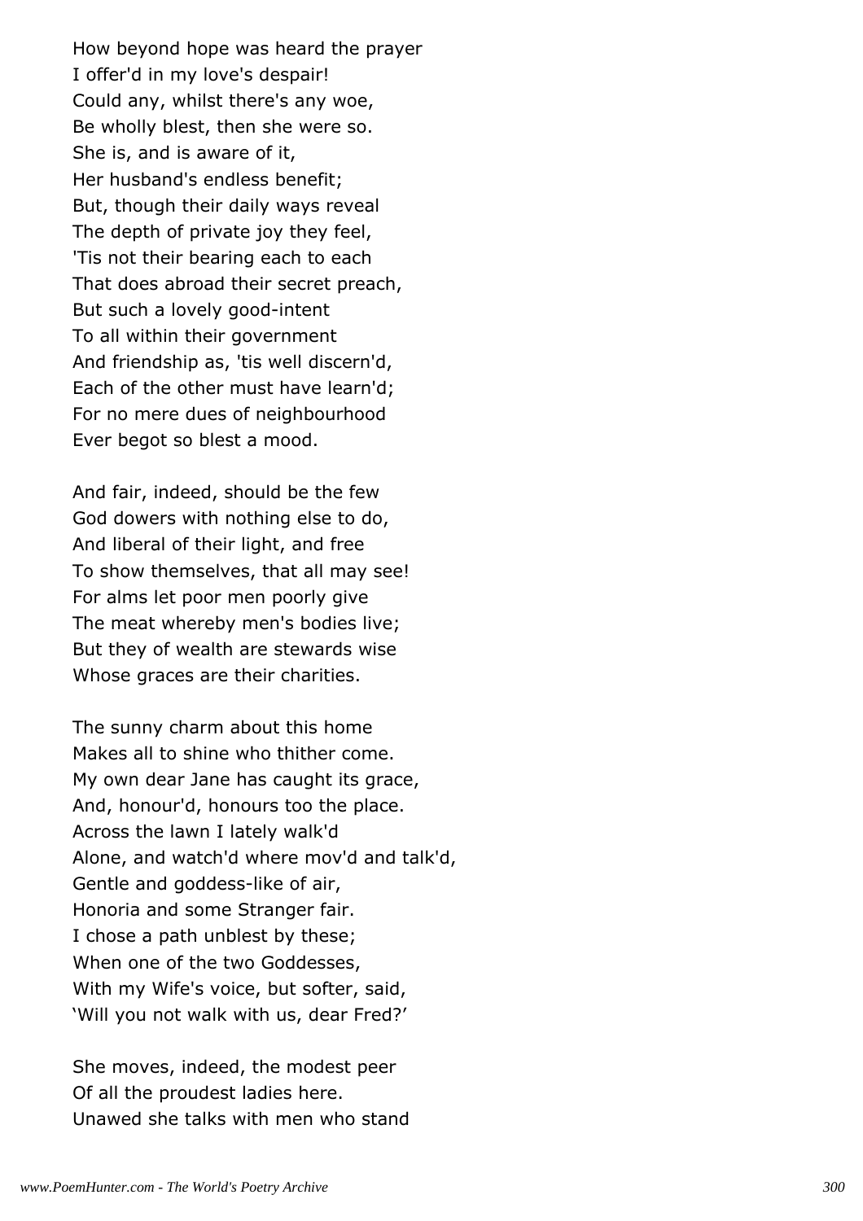How beyond hope was heard the prayer
I offer'd in my love's despair!
Could any, whilst there's any woe,
Be wholly blest, then she were so.
She is, and is aware of it,
Her husband's endless benefit;
But, though their daily ways reveal
The depth of private joy they feel,
'Tis not their bearing each to each
That does abroad their secret preach,
But such a lovely good-intent
To all within their government
And friendship as, 'tis well discern'd,
Each of the other must have learn'd;
For no mere dues of neighbourhood
Ever begot so blest a mood.

And fair, indeed, should be the few
God dowers with nothing else to do,
And liberal of their light, and free
To show themselves, that all may see!
For alms let poor men poorly give
The meat whereby men's bodies live;
But they of wealth are stewards wise
Whose graces are their charities.

The sunny charm about this home
Makes all to shine who thither come.
My own dear Jane has caught its grace,
And, honour'd, honours too the place.
Across the lawn I lately walk'd
Alone, and watch'd where mov'd and talk'd,
Gentle and goddess-like of air,
Honoria and some Stranger fair.
I chose a path unblest by these;
When one of the two Goddesses,
With my Wife's voice, but softer, said,
'Will you not walk with us, dear Fred?'

She moves, indeed, the modest peer
Of all the proudest ladies here.
Unawed she talks with men who stand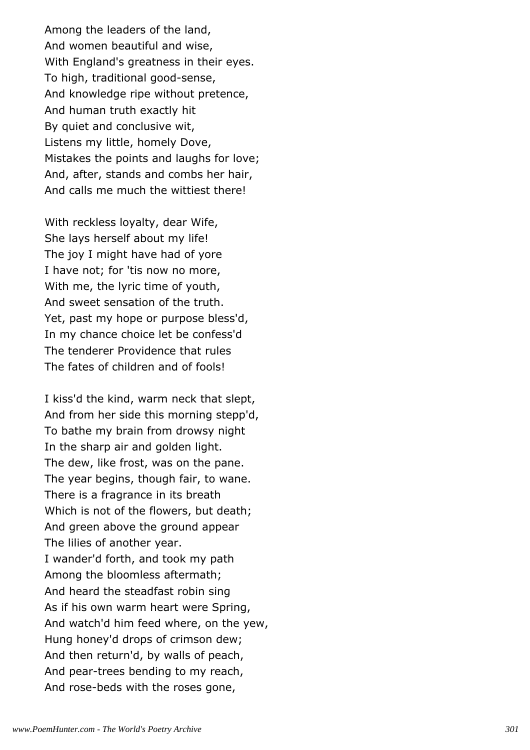Among the leaders of the land,
And women beautiful and wise,
With England's greatness in their eyes.
To high, traditional good-sense,
And knowledge ripe without pretence,
And human truth exactly hit
By quiet and conclusive wit,
Listens my little, homely Dove,
Mistakes the points and laughs for love;
And, after, stands and combs her hair,
And calls me much the wittiest there!

With reckless loyalty, dear Wife,
She lays herself about my life!
The joy I might have had of yore
I have not; for 'tis now no more,
With me, the lyric time of youth,
And sweet sensation of the truth.
Yet, past my hope or purpose bless'd,
In my chance choice let be confess'd
The tenderer Providence that rules
The fates of children and of fools!

I kiss'd the kind, warm neck that slept,
And from her side this morning stepp'd,
To bathe my brain from drowsy night
In the sharp air and golden light.
The dew, like frost, was on the pane.
The year begins, though fair, to wane.
There is a fragrance in its breath
Which is not of the flowers, but death;
And green above the ground appear
The lilies of another year.
I wander'd forth, and took my path
Among the bloomless aftermath;
And heard the steadfast robin sing
As if his own warm heart were Spring,
And watch'd him feed where, on the yew,
Hung honey'd drops of crimson dew;
And then return'd, by walls of peach,
And pear-trees bending to my reach,
And rose-beds with the roses gone,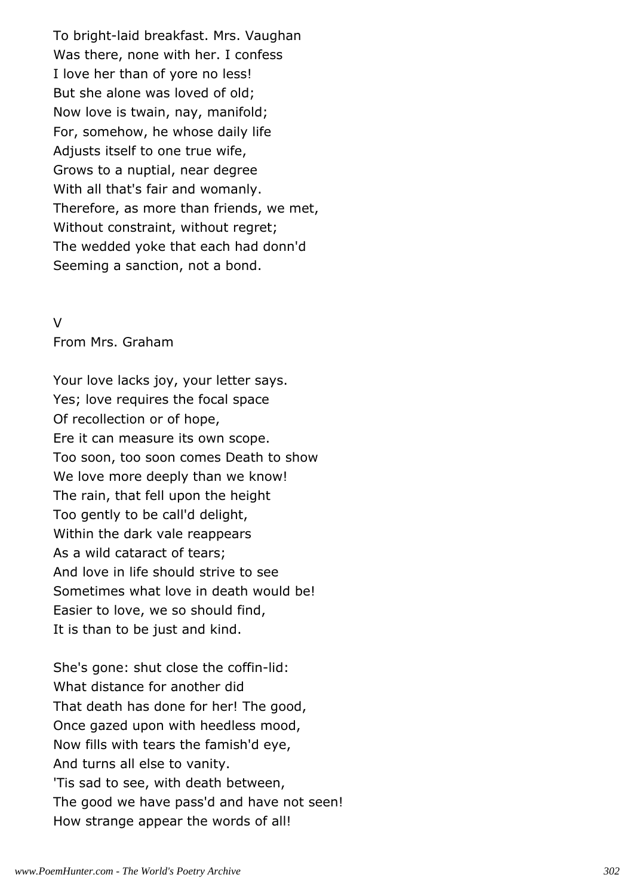To bright-laid breakfast. Mrs. Vaughan
Was there, none with her. I confess
I love her than of yore no less!
But she alone was loved of old;
Now love is twain, nay, manifold;
For, somehow, he whose daily life
Adjusts itself to one true wife,
Grows to a nuptial, near degree
With all that's fair and womanly.
Therefore, as more than friends, we met,
Without constraint, without regret;
The wedded yoke that each had donn'd
Seeming a sanction, not a bond.

V

From Mrs. Graham

Your love lacks joy, your letter says.
Yes; love requires the focal space
Of recollection or of hope,
Ere it can measure its own scope.
Too soon, too soon comes Death to show
We love more deeply than we know!
The rain, that fell upon the height
Too gently to be call'd delight,
Within the dark vale reappears
As a wild cataract of tears;
And love in life should strive to see
Sometimes what love in death would be!
Easier to love, we so should find,
It is than to be just and kind.

She's gone: shut close the coffin-lid:
What distance for another did
That death has done for her! The good,
Once gazed upon with heedless mood,
Now fills with tears the famish'd eye,
And turns all else to vanity.
'Tis sad to see, with death between,
The good we have pass'd and have not seen!
How strange appear the words of all!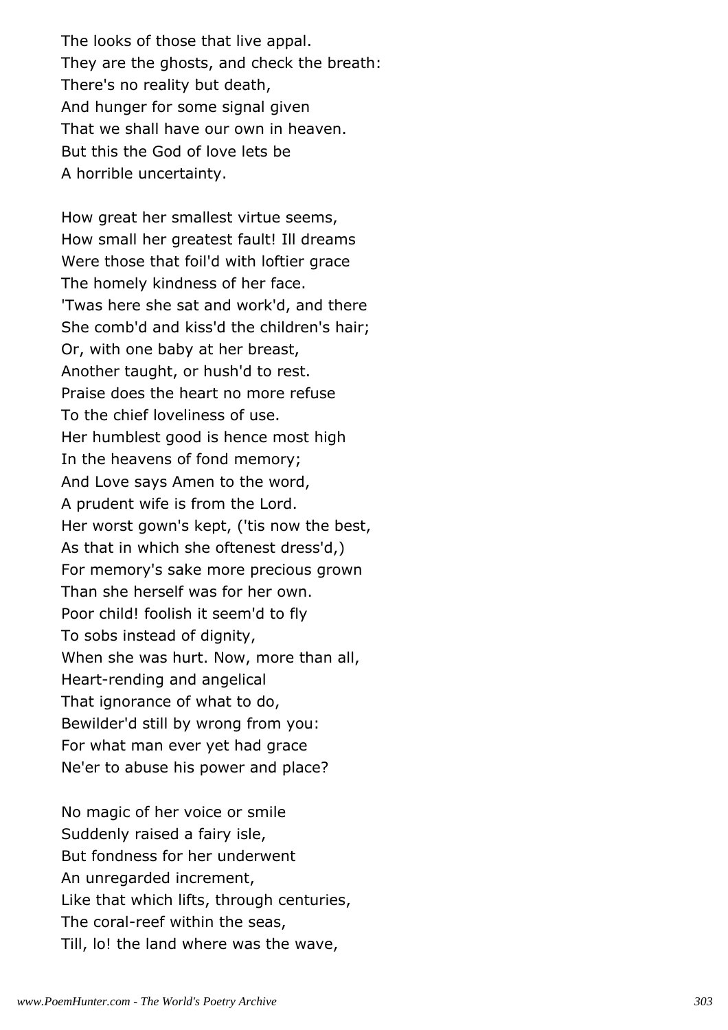The looks of those that live appal.
They are the ghosts, and check the breath:
There's no reality but death,
And hunger for some signal given
That we shall have our own in heaven.
But this the God of love lets be
A horrible uncertainty.

How great her smallest virtue seems,
How small her greatest fault! Ill dreams
Were those that foil'd with loftier grace
The homely kindness of her face.
'Twas here she sat and work'd, and there
She comb'd and kiss'd the children's hair;
Or, with one baby at her breast,
Another taught, or hush'd to rest.
Praise does the heart no more refuse
To the chief loveliness of use.
Her humblest good is hence most high
In the heavens of fond memory;
And Love says Amen to the word,
A prudent wife is from the Lord.
Her worst gown's kept, ('tis now the best,
As that in which she oftenest dress'd,)
For memory's sake more precious grown
Than she herself was for her own.
Poor child! foolish it seem'd to fly
To sobs instead of dignity,
When she was hurt. Now, more than all,
Heart-rending and angelical
That ignorance of what to do,
Bewilder'd still by wrong from you:
For what man ever yet had grace
Ne'er to abuse his power and place?

No magic of her voice or smile
Suddenly raised a fairy isle,
But fondness for her underwent
An unregarded increment,
Like that which lifts, through centuries,
The coral-reef within the seas,
Till, lo! the land where was the wave,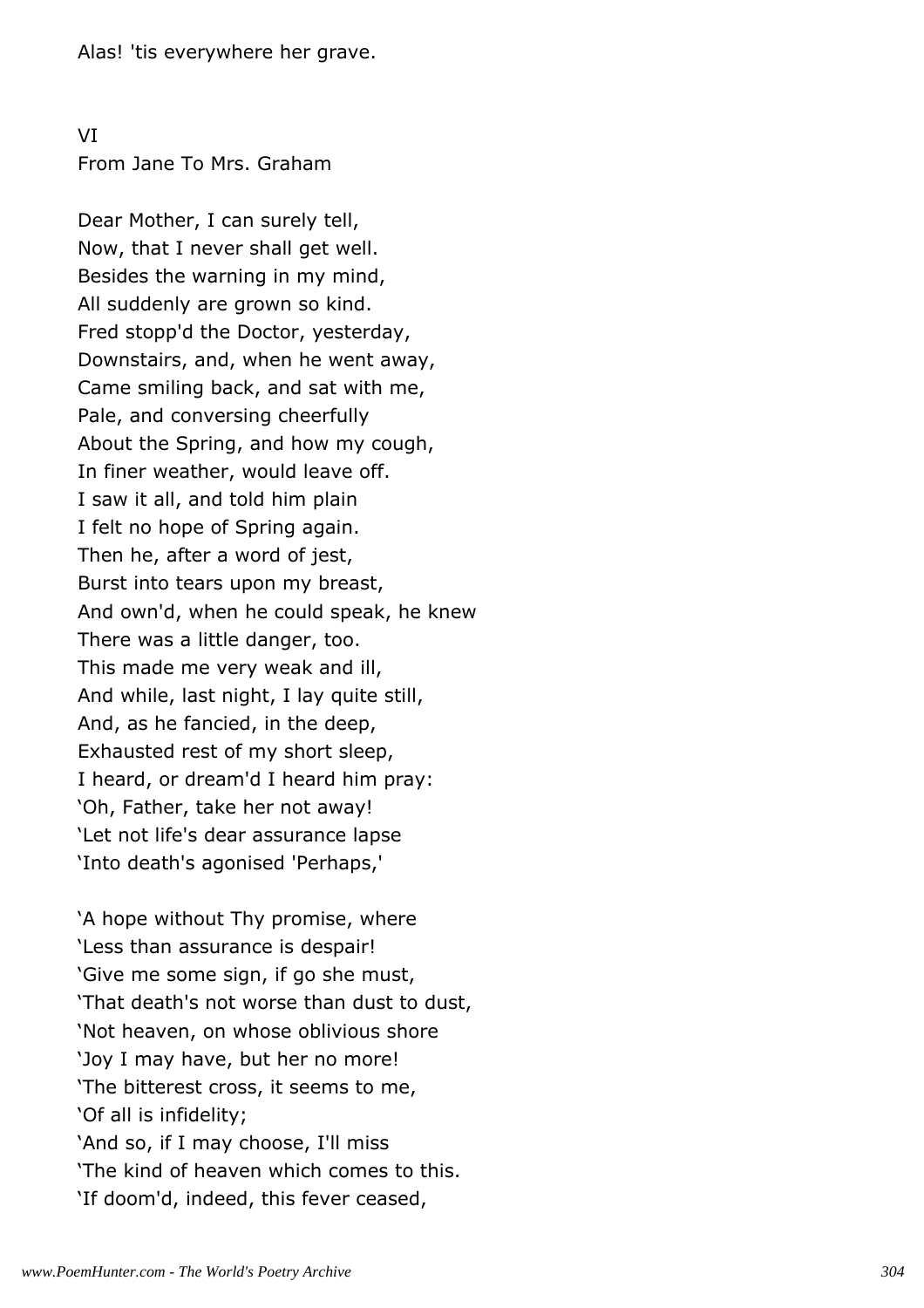Alas! 'tis everywhere her grave.

VI
From Jane To Mrs. Graham

Dear Mother, I can surely tell,
Now, that I never shall get well.
Besides the warning in my mind,
All suddenly are grown so kind.
Fred stopp'd the Doctor, yesterday,
Downstairs, and, when he went away,
Came smiling back, and sat with me,
Pale, and conversing cheerfully
About the Spring, and how my cough,
In finer weather, would leave off.
I saw it all, and told him plain
I felt no hope of Spring again.
Then he, after a word of jest,
Burst into tears upon my breast,
And own'd, when he could speak, he knew
There was a little danger, too.
This made me very weak and ill,
And while, last night, I lay quite still,
And, as he fancied, in the deep,
Exhausted rest of my short sleep,
I heard, or dream'd I heard him pray:
'Oh, Father, take her not away!
'Let not life's dear assurance lapse
'Into death's agonised 'Perhaps,'

'A hope without Thy promise, where
'Less than assurance is despair!
'Give me some sign, if go she must,
'That death's not worse than dust to dust,
'Not heaven, on whose oblivious shore
'Joy I may have, but her no more!
'The bitterest cross, it seems to me,
'Of all is infidelity;
'And so, if I may choose, I'll miss
'The kind of heaven which comes to this.
'If doom'd, indeed, this fever ceased,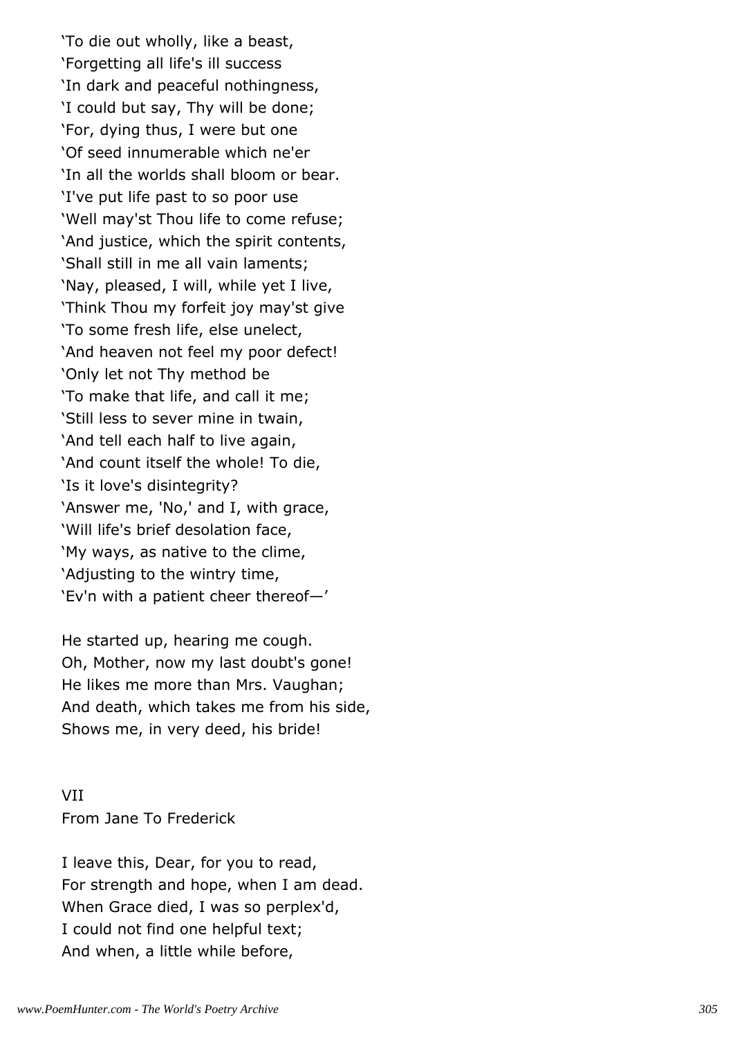'To die out wholly, like a beast,
'Forgetting all life's ill success
'In dark and peaceful nothingness,
'I could but say, Thy will be done;
'For, dying thus, I were but one
'Of seed innumerable which ne'er
'In all the worlds shall bloom or bear.
'I've put life past to so poor use
'Well may'st Thou life to come refuse;
'And justice, which the spirit contents,
'Shall still in me all vain laments;
'Nay, pleased, I will, while yet I live,
'Think Thou my forfeit joy may'st give
'To some fresh life, else unelect,
'And heaven not feel my poor defect!
'Only let not Thy method be
'To make that life, and call it me;
'Still less to sever mine in twain,
'And tell each half to live again,
'And count itself the whole! To die,
'Is it love's disintegrity?
'Answer me, 'No,' and I, with grace,
'Will life's brief desolation face,
'My ways, as native to the clime,
'Adjusting to the wintry time,
'Ev'n with a patient cheer thereof—'

He started up, hearing me cough.
Oh, Mother, now my last doubt's gone!
He likes me more than Mrs. Vaughan;
And death, which takes me from his side,
Shows me, in very deed, his bride!

VII
From Jane To Frederick

I leave this, Dear, for you to read,
For strength and hope, when I am dead.
When Grace died, I was so perplex'd,
I could not find one helpful text;
And when, a little while before,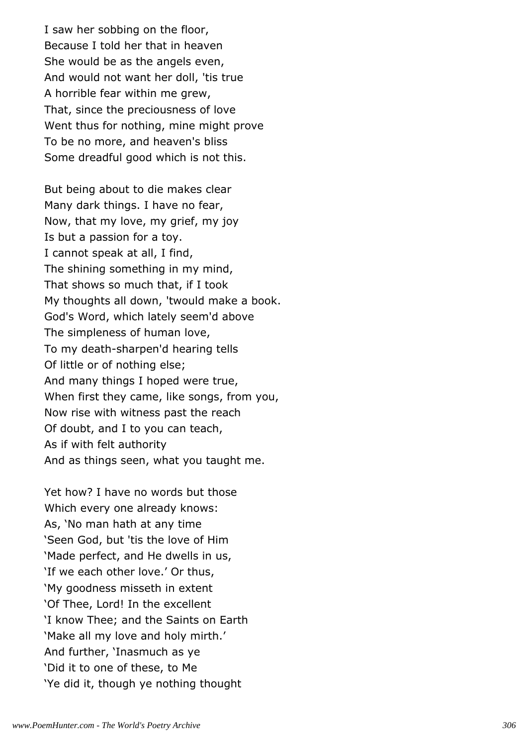I saw her sobbing on the floor,  
Because I told her that in heaven  
She would be as the angels even,  
And would not want her doll, 'tis true  
A horrible fear within me grew,  
That, since the preciousness of love  
Went thus for nothing, mine might prove  
To be no more, and heaven's bliss  
Some dreadful good which is not this.

But being about to die makes clear  
Many dark things. I have no fear,  
Now, that my love, my grief, my joy  
Is but a passion for a toy.  
I cannot speak at all, I find,  
The shining something in my mind,  
That shows so much that, if I took  
My thoughts all down, 'twould make a book.  
God's Word, which lately seem'd above  
The simpleness of human love,  
To my death-sharpen'd hearing tells  
Of little or of nothing else;  
And many things I hoped were true,  
When first they came, like songs, from you,  
Now rise with witness past the reach  
Of doubt, and I to you can teach,  
As if with felt authority  
And as things seen, what you taught me.

Yet how? I have no words but those  
Which every one already knows:  
As, 'No man hath at any time  
'Seen God, but 'tis the love of Him  
'Made perfect, and He dwells in us,  
'If we each other love.' Or thus,  
'My goodness misseth in extent  
'Of Thee, Lord! In the excellent  
'I know Thee; and the Saints on Earth  
'Make all my love and holy mirth.'  
And further, 'Inasmuch as ye  
'Did it to one of these, to Me  
'Ye did it, though ye nothing thought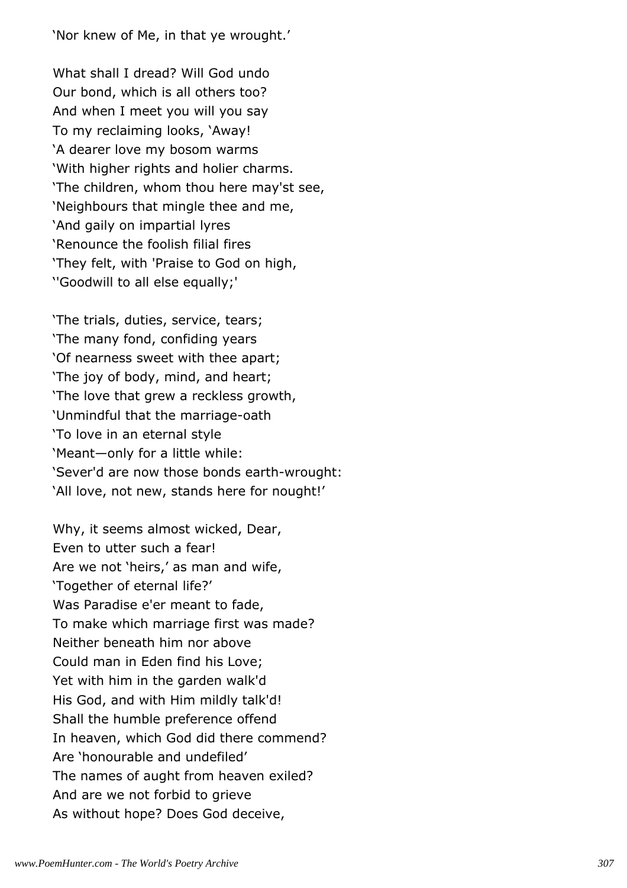'Nor knew of Me, in that ye wrought.'

What shall I dread? Will God undo
Our bond, which is all others too?
And when I meet you will you say
To my reclaiming looks, 'Away!
'A dearer love my bosom warms
'With higher rights and holier charms.
'The children, whom thou here may'st see,
'Neighbours that mingle thee and me,
'And gaily on impartial lyres
'Renounce the foolish filial fires
'They felt, with 'Praise to God on high,
''Goodwill to all else equally;'

'The trials, duties, service, tears;
'The many fond, confiding years
'Of nearness sweet with thee apart;
'The joy of body, mind, and heart;
'The love that grew a reckless growth,
'Unmindful that the marriage-oath
'To love in an eternal style
'Meant—only for a little while:
'Sever'd are now those bonds earth-wrought:
'All love, not new, stands here for nought!'

Why, it seems almost wicked, Dear,
Even to utter such a fear!
Are we not 'heirs,' as man and wife,
'Together of eternal life?'
Was Paradise e'er meant to fade,
To make which marriage first was made?
Neither beneath him nor above
Could man in Eden find his Love;
Yet with him in the garden walk'd
His God, and with Him mildly talk'd!
Shall the humble preference offend
In heaven, which God did there commend?
Are 'honourable and undefiled'
The names of aught from heaven exiled?
And are we not forbid to grieve
As without hope? Does God deceive,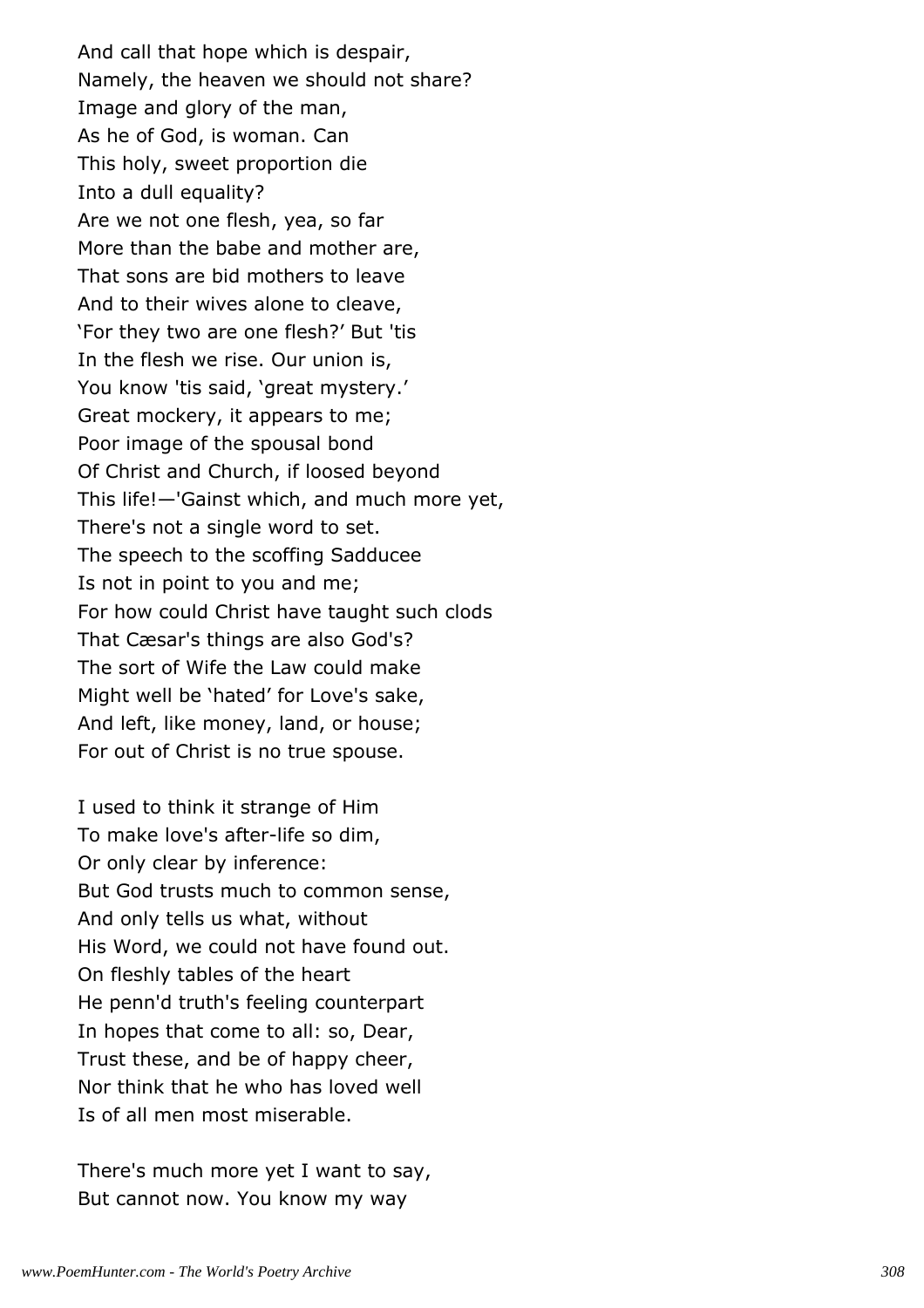And call that hope which is despair,
Namely, the heaven we should not share?
Image and glory of the man,
As he of God, is woman. Can
This holy, sweet proportion die
Into a dull equality?
Are we not one flesh, yea, so far
More than the babe and mother are,
That sons are bid mothers to leave
And to their wives alone to cleave,
'For they two are one flesh?' But 'tis
In the flesh we rise. Our union is,
You know 'tis said, 'great mystery.'
Great mockery, it appears to me;
Poor image of the spousal bond
Of Christ and Church, if loosed beyond
This life!—'Gainst which, and much more yet,
There's not a single word to set.
The speech to the scoffing Sadducee
Is not in point to you and me;
For how could Christ have taught such clods
That Cæsar's things are also God's?
The sort of Wife the Law could make
Might well be 'hated' for Love's sake,
And left, like money, land, or house;
For out of Christ is no true spouse.

I used to think it strange of Him
To make love's after-life so dim,
Or only clear by inference:
But God trusts much to common sense,
And only tells us what, without
His Word, we could not have found out.
On fleshly tables of the heart
He penn'd truth's feeling counterpart
In hopes that come to all: so, Dear,
Trust these, and be of happy cheer,
Nor think that he who has loved well
Is of all men most miserable.

There's much more yet I want to say,
But cannot now. You know my way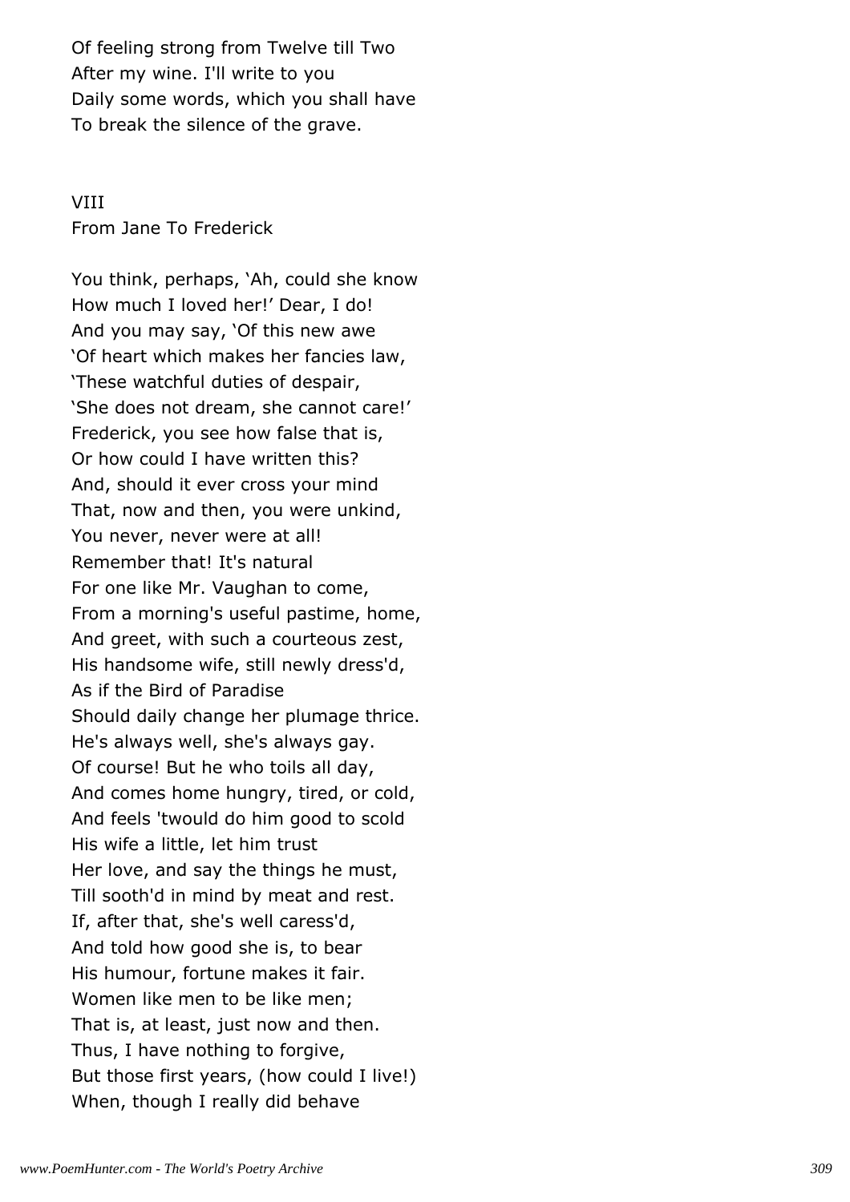Of feeling strong from Twelve till Two
After my wine. I'll write to you
Daily some words, which you shall have
To break the silence of the grave.

## VIII
From Jane To Frederick

You think, perhaps, 'Ah, could she know
How much I loved her!' Dear, I do!
And you may say, 'Of this new awe
'Of heart which makes her fancies law,
'These watchful duties of despair,
'She does not dream, she cannot care!'
Frederick, you see how false that is,
Or how could I have written this?
And, should it ever cross your mind
That, now and then, you were unkind,
You never, never were at all!
Remember that! It's natural
For one like Mr. Vaughan to come,
From a morning's useful pastime, home,
And greet, with such a courteous zest,
His handsome wife, still newly dress'd,
As if the Bird of Paradise
Should daily change her plumage thrice.
He's always well, she's always gay.
Of course! But he who toils all day,
And comes home hungry, tired, or cold,
And feels 'twould do him good to scold
His wife a little, let him trust
Her love, and say the things he must,
Till sooth'd in mind by meat and rest.
If, after that, she's well caress'd,
And told how good she is, to bear
His humour, fortune makes it fair.
Women like men to be like men;
That is, at least, just now and then.
Thus, I have nothing to forgive,
But those first years, (how could I live!)
When, though I really did behave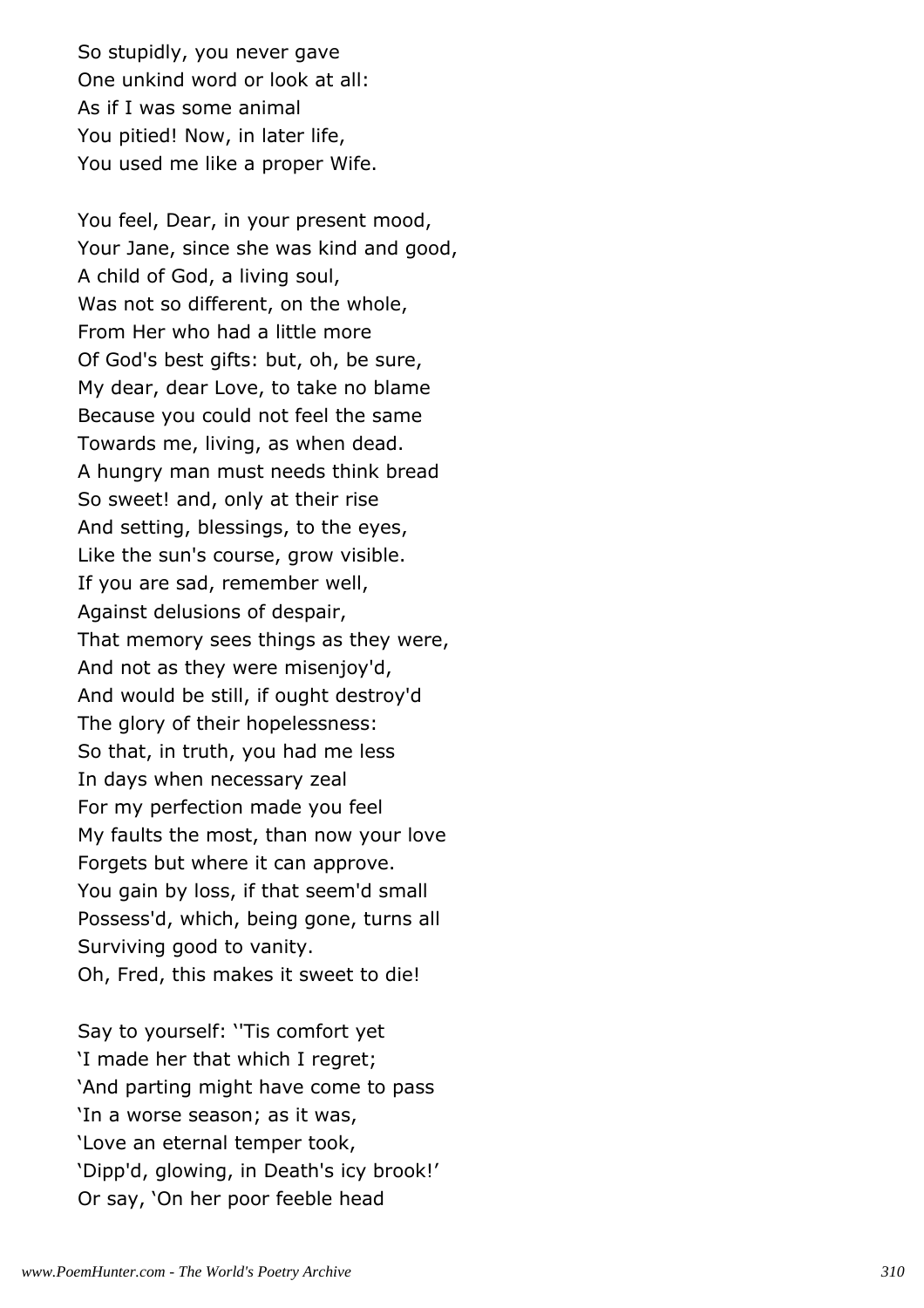So stupidly, you never gave
One unkind word or look at all:
As if I was some animal
You pitied! Now, in later life,
You used me like a proper Wife.

You feel, Dear, in your present mood,
Your Jane, since she was kind and good,
A child of God, a living soul,
Was not so different, on the whole,
From Her who had a little more
Of God's best gifts: but, oh, be sure,
My dear, dear Love, to take no blame
Because you could not feel the same
Towards me, living, as when dead.
A hungry man must needs think bread
So sweet! and, only at their rise
And setting, blessings, to the eyes,
Like the sun's course, grow visible.
If you are sad, remember well,
Against delusions of despair,
That memory sees things as they were,
And not as they were misenjoy'd,
And would be still, if ought destroy'd
The glory of their hopelessness:
So that, in truth, you had me less
In days when necessary zeal
For my perfection made you feel
My faults the most, than now your love
Forgets but where it can approve.
You gain by loss, if that seem'd small
Possess'd, which, being gone, turns all
Surviving good to vanity.
Oh, Fred, this makes it sweet to die!

Say to yourself: ''Tis comfort yet
'I made her that which I regret;
'And parting might have come to pass
'In a worse season; as it was,
'Love an eternal temper took,
'Dipp'd, glowing, in Death's icy brook!'
Or say, 'On her poor feeble head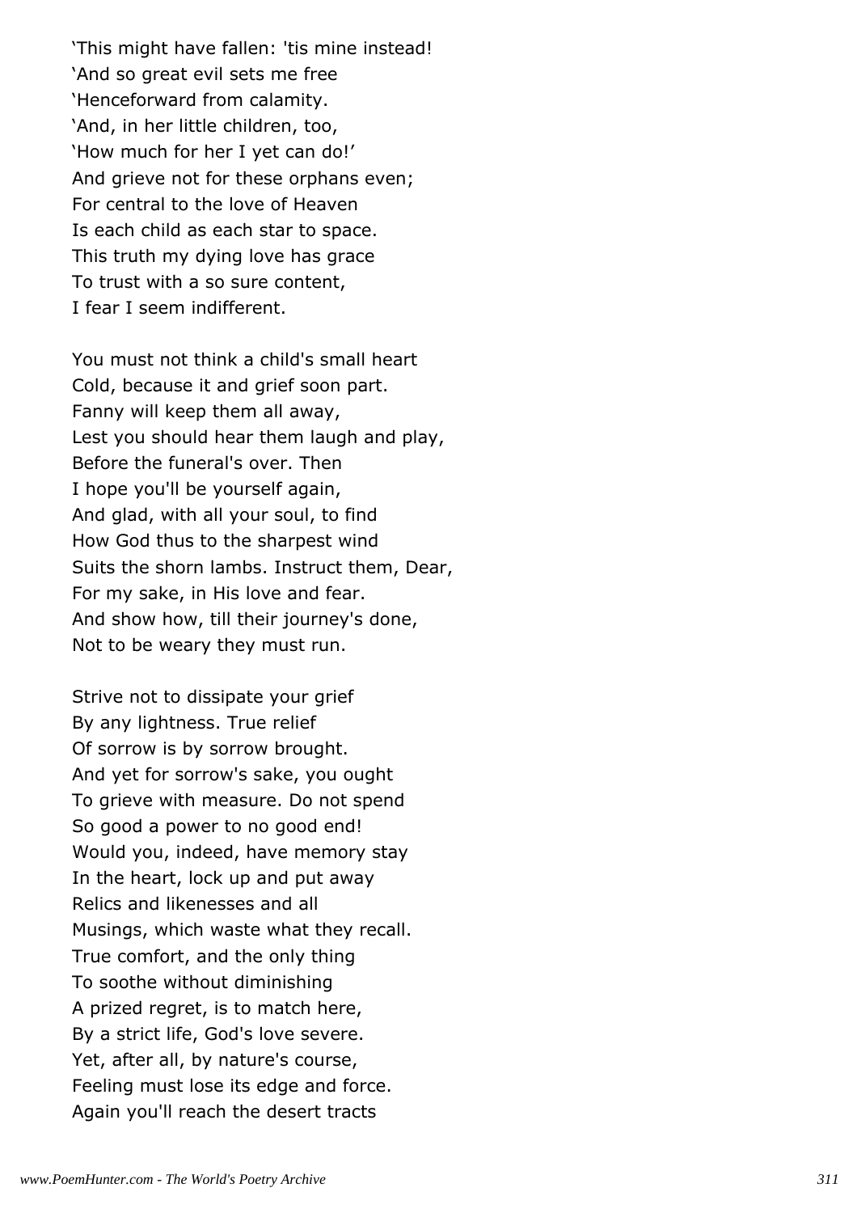'This might have fallen: 'tis mine instead!
'And so great evil sets me free
'Henceforward from calamity.
'And, in her little children, too,
'How much for her I yet can do!'
And grieve not for these orphans even;
For central to the love of Heaven
Is each child as each star to space.
This truth my dying love has grace
To trust with a so sure content,
I fear I seem indifferent.

You must not think a child's small heart
Cold, because it and grief soon part.
Fanny will keep them all away,
Lest you should hear them laugh and play,
Before the funeral's over. Then
I hope you'll be yourself again,
And glad, with all your soul, to find
How God thus to the sharpest wind
Suits the shorn lambs. Instruct them, Dear,
For my sake, in His love and fear.
And show how, till their journey's done,
Not to be weary they must run.

Strive not to dissipate your grief
By any lightness. True relief
Of sorrow is by sorrow brought.
And yet for sorrow's sake, you ought
To grieve with measure. Do not spend
So good a power to no good end!
Would you, indeed, have memory stay
In the heart, lock up and put away
Relics and likenesses and all
Musings, which waste what they recall.
True comfort, and the only thing
To soothe without diminishing
A prized regret, is to match here,
By a strict life, God's love severe.
Yet, after all, by nature's course,
Feeling must lose its edge and force.
Again you'll reach the desert tracts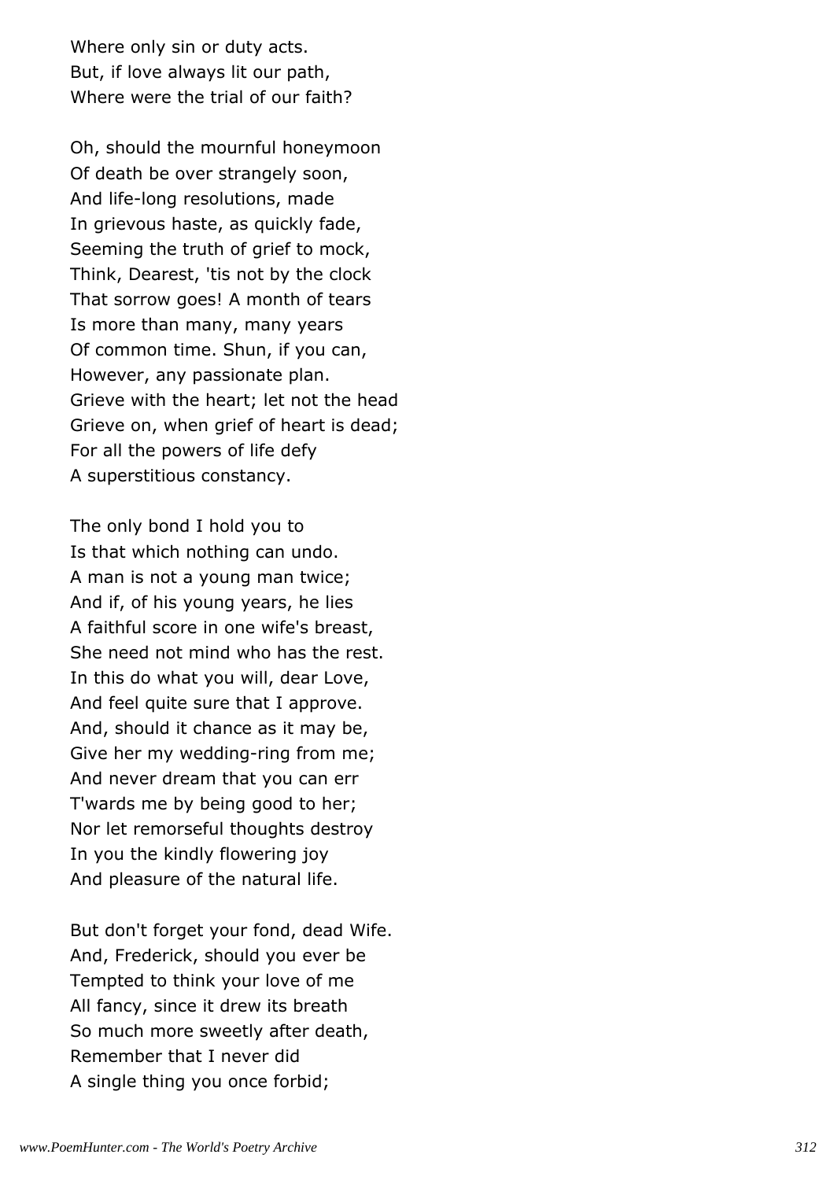Where only sin or duty acts.
But, if love always lit our path,
Where were the trial of our faith?

Oh, should the mournful honeymoon
Of death be over strangely soon,
And life-long resolutions, made
In grievous haste, as quickly fade,
Seeming the truth of grief to mock,
Think, Dearest, 'tis not by the clock
That sorrow goes! A month of tears
Is more than many, many years
Of common time. Shun, if you can,
However, any passionate plan.
Grieve with the heart; let not the head
Grieve on, when grief of heart is dead;
For all the powers of life defy
A superstitious constancy.

The only bond I hold you to
Is that which nothing can undo.
A man is not a young man twice;
And if, of his young years, he lies
A faithful score in one wife's breast,
She need not mind who has the rest.
In this do what you will, dear Love,
And feel quite sure that I approve.
And, should it chance as it may be,
Give her my wedding-ring from me;
And never dream that you can err
T'wards me by being good to her;
Nor let remorseful thoughts destroy
In you the kindly flowering joy
And pleasure of the natural life.

But don't forget your fond, dead Wife.
And, Frederick, should you ever be
Tempted to think your love of me
All fancy, since it drew its breath
So much more sweetly after death,
Remember that I never did
A single thing you once forbid;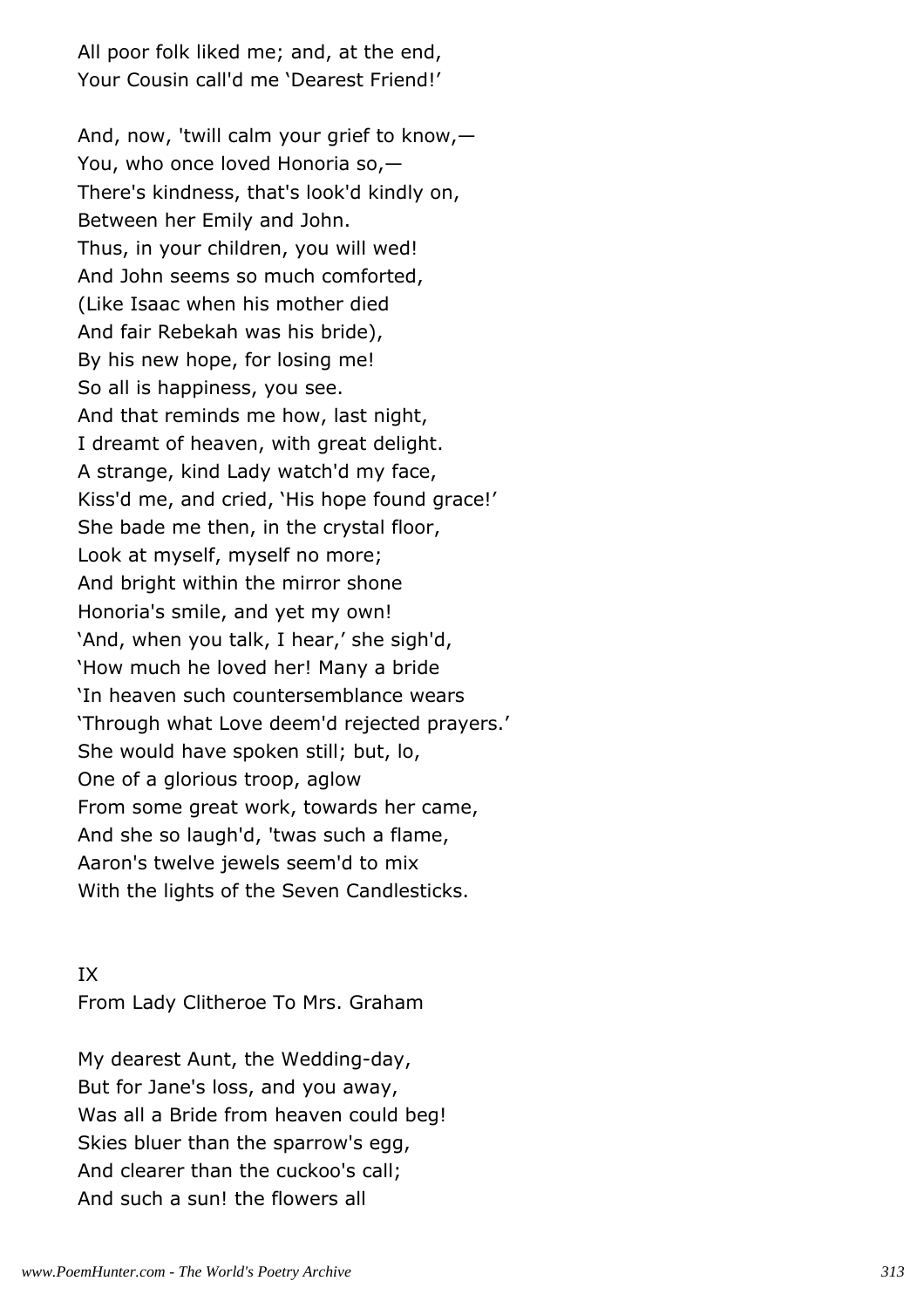All poor folk liked me; and, at the end,
Your Cousin call'd me 'Dearest Friend!'

And, now, 'twill calm your grief to know,—
You, who once loved Honoria so,—
There's kindness, that's look'd kindly on,
Between her Emily and John.
Thus, in your children, you will wed!
And John seems so much comforted,
(Like Isaac when his mother died
And fair Rebekah was his bride),
By his new hope, for losing me!
So all is happiness, you see.
And that reminds me how, last night,
I dreamt of heaven, with great delight.
A strange, kind Lady watch'd my face,
Kiss'd me, and cried, 'His hope found grace!'
She bade me then, in the crystal floor,
Look at myself, myself no more;
And bright within the mirror shone
Honoria's smile, and yet my own!
'And, when you talk, I hear,' she sigh'd,
'How much he loved her! Many a bride
'In heaven such countersemblance wears
'Through what Love deem'd rejected prayers.'
She would have spoken still; but, lo,
One of a glorious troop, aglow
From some great work, towards her came,
And she so laugh'd, 'twas such a flame,
Aaron's twelve jewels seem'd to mix
With the lights of the Seven Candlesticks.

## IX

### From Lady Clitheroe To Mrs. Graham

My dearest Aunt, the Wedding-day,
But for Jane's loss, and you away,
Was all a Bride from heaven could beg!
Skies bluer than the sparrow's egg,
And clearer than the cuckoo's call;
And such a sun! the flowers all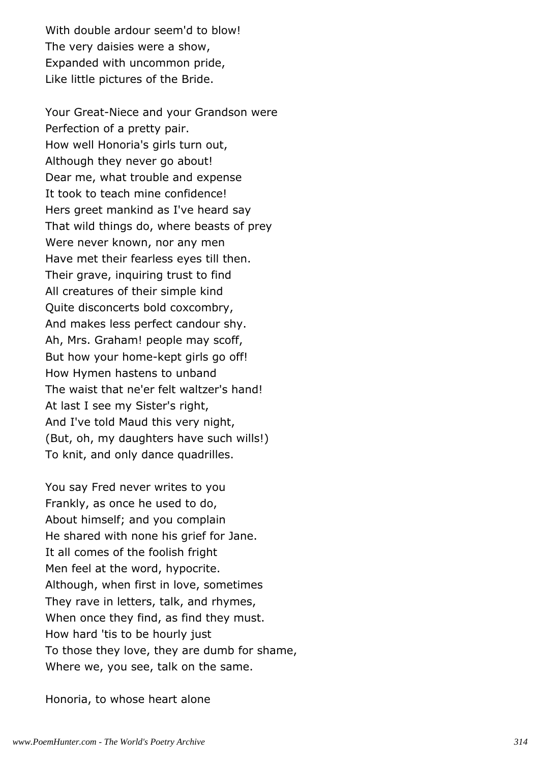With double ardour seem'd to blow!
The very daisies were a show,
Expanded with uncommon pride,
Like little pictures of the Bride.

Your Great-Niece and your Grandson were
Perfection of a pretty pair.
How well Honoria's girls turn out,
Although they never go about!
Dear me, what trouble and expense
It took to teach mine confidence!
Hers greet mankind as I've heard say
That wild things do, where beasts of prey
Were never known, nor any men
Have met their fearless eyes till then.
Their grave, inquiring trust to find
All creatures of their simple kind
Quite disconcerts bold coxcombry,
And makes less perfect candour shy.
Ah, Mrs. Graham! people may scoff,
But how your home-kept girls go off!
How Hymen hastens to unband
The waist that ne'er felt waltzer's hand!
At last I see my Sister's right,
And I've told Maud this very night,
(But, oh, my daughters have such wills!)
To knit, and only dance quadrilles.

You say Fred never writes to you
Frankly, as once he used to do,
About himself; and you complain
He shared with none his grief for Jane.
It all comes of the foolish fright
Men feel at the word, hypocrite.
Although, when first in love, sometimes
They rave in letters, talk, and rhymes,
When once they find, as find they must.
How hard 'tis to be hourly just
To those they love, they are dumb for shame,
Where we, you see, talk on the same.

Honoria, to whose heart alone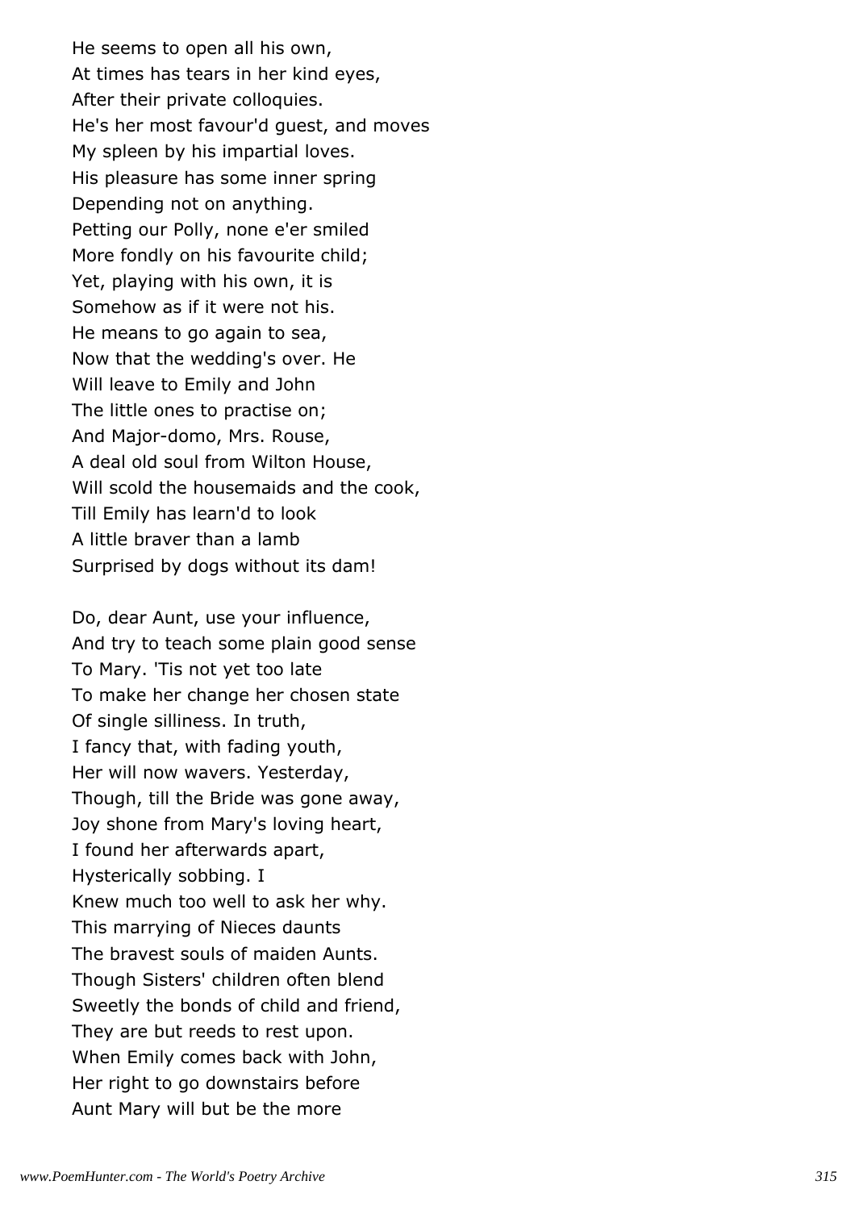He seems to open all his own,
At times has tears in her kind eyes,
After their private colloquies.
He's her most favour'd guest, and moves
My spleen by his impartial loves.
His pleasure has some inner spring
Depending not on anything.
Petting our Polly, none e'er smiled
More fondly on his favourite child;
Yet, playing with his own, it is
Somehow as if it were not his.
He means to go again to sea,
Now that the wedding's over. He
Will leave to Emily and John
The little ones to practise on;
And Major-domo, Mrs. Rouse,
A deal old soul from Wilton House,
Will scold the housemaids and the cook,
Till Emily has learn'd to look
A little braver than a lamb
Surprised by dogs without its dam!

Do, dear Aunt, use your influence,
And try to teach some plain good sense
To Mary. 'Tis not yet too late
To make her change her chosen state
Of single silliness. In truth,
I fancy that, with fading youth,
Her will now wavers. Yesterday,
Though, till the Bride was gone away,
Joy shone from Mary's loving heart,
I found her afterwards apart,
Hysterically sobbing. I
Knew much too well to ask her why.
This marrying of Nieces daunts
The bravest souls of maiden Aunts.
Though Sisters' children often blend
Sweetly the bonds of child and friend,
They are but reeds to rest upon.
When Emily comes back with John,
Her right to go downstairs before
Aunt Mary will but be the more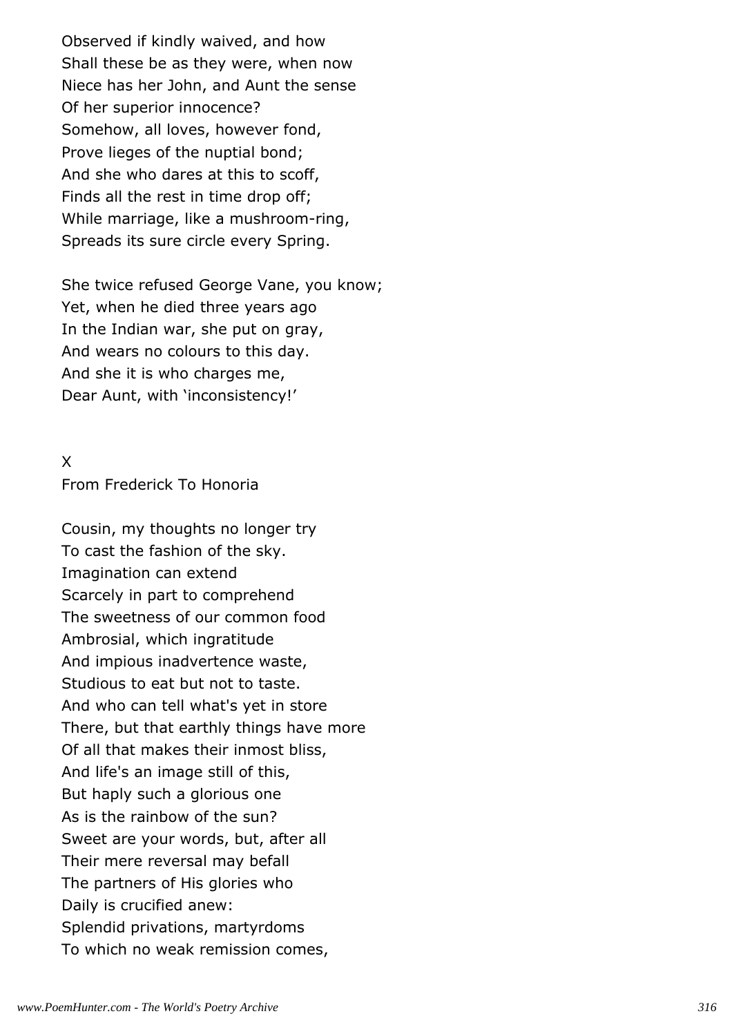Observed if kindly waived, and how
Shall these be as they were, when now
Niece has her John, and Aunt the sense
Of her superior innocence?
Somehow, all loves, however fond,
Prove lieges of the nuptial bond;
And she who dares at this to scoff,
Finds all the rest in time drop off;
While marriage, like a mushroom-ring,
Spreads its sure circle every Spring.

She twice refused George Vane, you know;
Yet, when he died three years ago
In the Indian war, she put on gray,
And wears no colours to this day.
And she it is who charges me,
Dear Aunt, with 'inconsistency!'

X
From Frederick To Honoria

Cousin, my thoughts no longer try
To cast the fashion of the sky.
Imagination can extend
Scarcely in part to comprehend
The sweetness of our common food
Ambrosial, which ingratitude
And impious inadvertence waste,
Studious to eat but not to taste.
And who can tell what's yet in store
There, but that earthly things have more
Of all that makes their inmost bliss,
And life's an image still of this,
But haply such a glorious one
As is the rainbow of the sun?
Sweet are your words, but, after all
Their mere reversal may befall
The partners of His glories who
Daily is crucified anew:
Splendid privations, martyrdoms
To which no weak remission comes,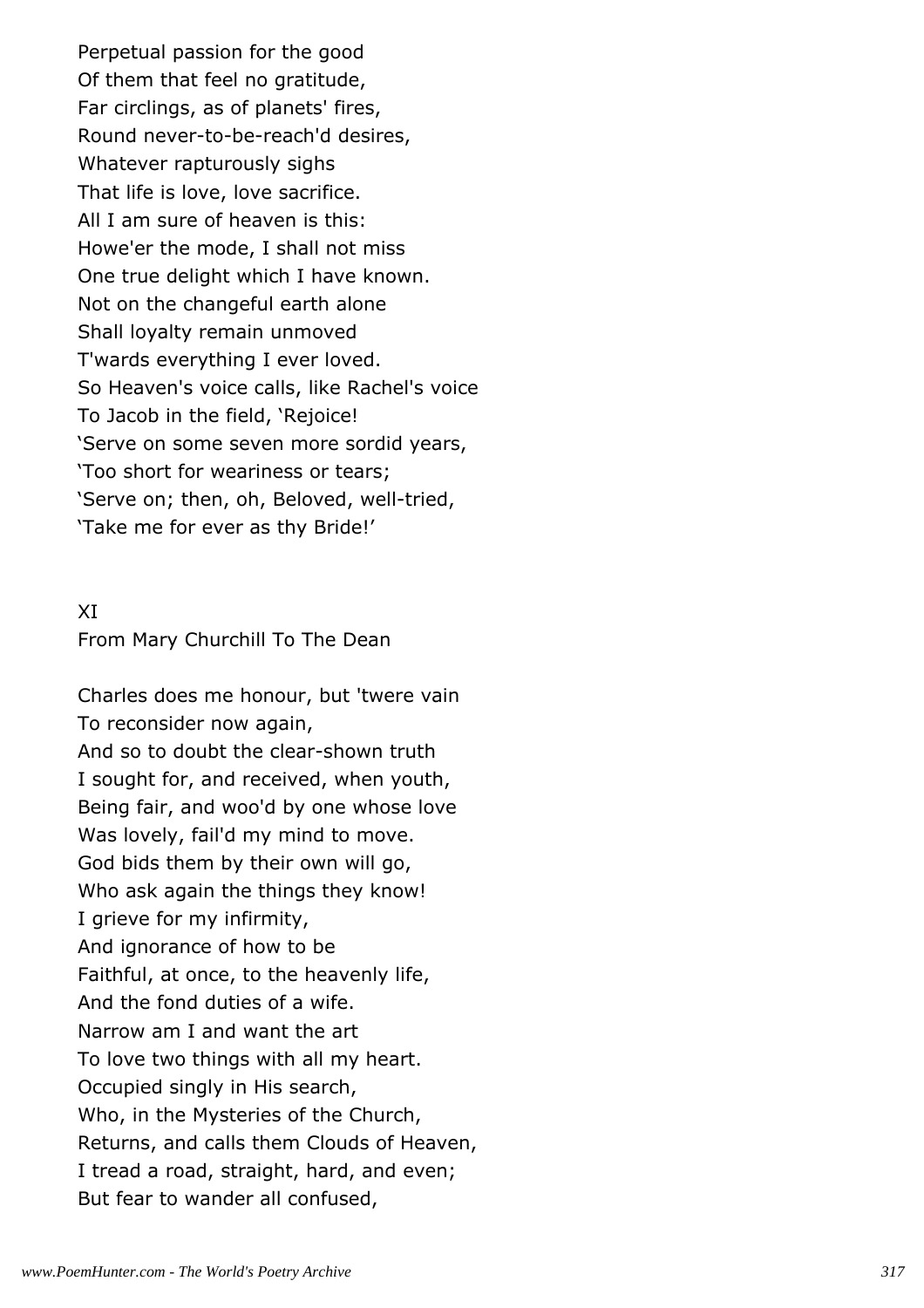Perpetual passion for the good
Of them that feel no gratitude,
Far circlings, as of planets' fires,
Round never-to-be-reach'd desires,
Whatever rapturously sighs
That life is love, love sacrifice.
All I am sure of heaven is this:
Howe'er the mode, I shall not miss
One true delight which I have known.
Not on the changeful earth alone
Shall loyalty remain unmoved
T'wards everything I ever loved.
So Heaven's voice calls, like Rachel's voice
To Jacob in the field, 'Rejoice!
'Serve on some seven more sordid years,
'Too short for weariness or tears;
'Serve on; then, oh, Beloved, well-tried,
'Take me for ever as thy Bride!'

## XI
### From Mary Churchill To The Dean

Charles does me honour, but 'twere vain
To reconsider now again,
And so to doubt the clear-shown truth
I sought for, and received, when youth,
Being fair, and woo'd by one whose love
Was lovely, fail'd my mind to move.
God bids them by their own will go,
Who ask again the things they know!
I grieve for my infirmity,
And ignorance of how to be
Faithful, at once, to the heavenly life,
And the fond duties of a wife.
Narrow am I and want the art
To love two things with all my heart.
Occupied singly in His search,
Who, in the Mysteries of the Church,
Returns, and calls them Clouds of Heaven,
I tread a road, straight, hard, and even;
But fear to wander all confused,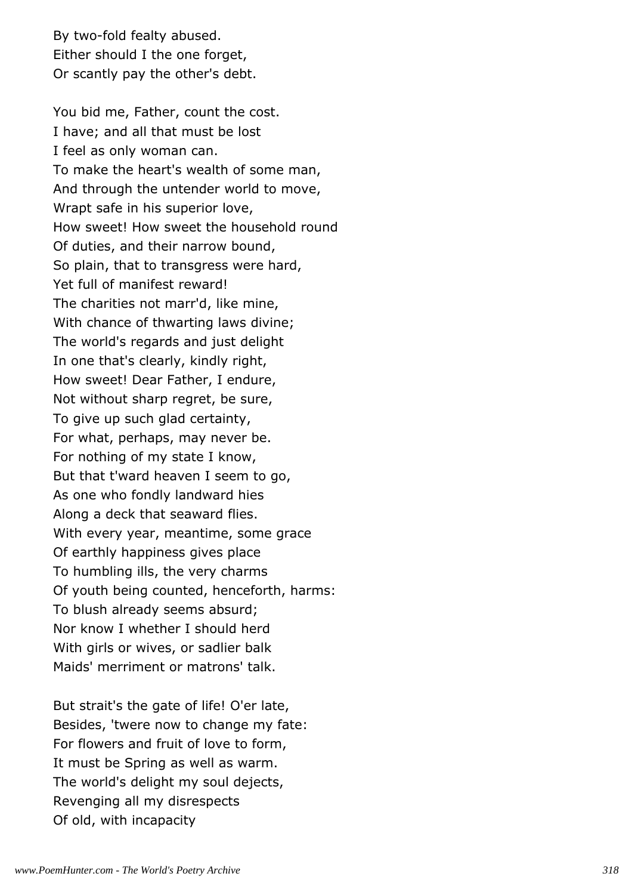By two-fold fealty abused.
Either should I the one forget,
Or scantly pay the other's debt.

You bid me, Father, count the cost.
I have; and all that must be lost
I feel as only woman can.
To make the heart's wealth of some man,
And through the untender world to move,
Wrapt safe in his superior love,
How sweet! How sweet the household round
Of duties, and their narrow bound,
So plain, that to transgress were hard,
Yet full of manifest reward!
The charities not marr'd, like mine,
With chance of thwarting laws divine;
The world's regards and just delight
In one that's clearly, kindly right,
How sweet! Dear Father, I endure,
Not without sharp regret, be sure,
To give up such glad certainty,
For what, perhaps, may never be.
For nothing of my state I know,
But that t'ward heaven I seem to go,
As one who fondly landward hies
Along a deck that seaward flies.
With every year, meantime, some grace
Of earthly happiness gives place
To humbling ills, the very charms
Of youth being counted, henceforth, harms:
To blush already seems absurd;
Nor know I whether I should herd
With girls or wives, or sadlier balk
Maids' merriment or matrons' talk.

But strait's the gate of life! O'er late,
Besides, 'twere now to change my fate:
For flowers and fruit of love to form,
It must be Spring as well as warm.
The world's delight my soul dejects,
Revenging all my disrespects
Of old, with incapacity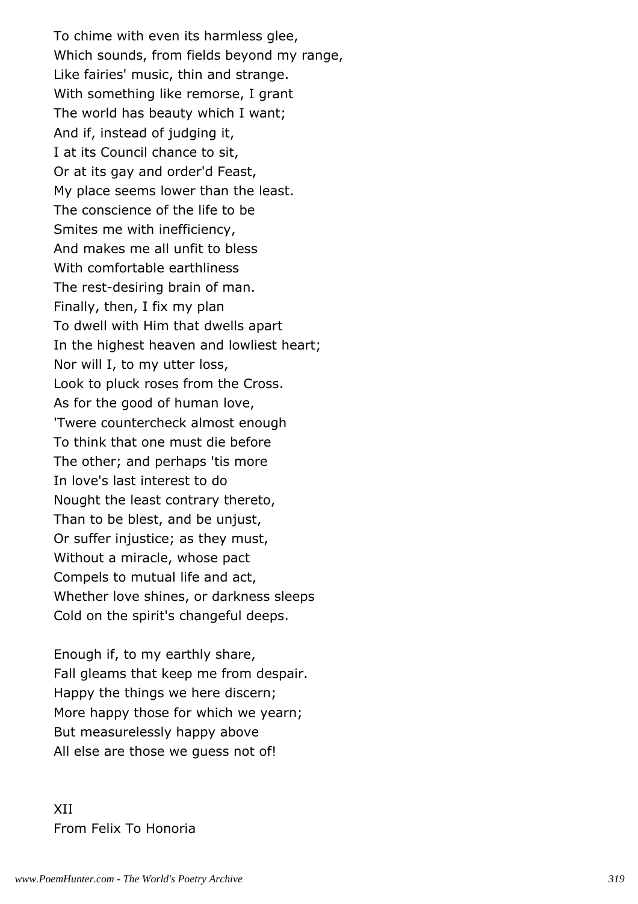To chime with even its harmless glee,
Which sounds, from fields beyond my range,
Like fairies' music, thin and strange.
With something like remorse, I grant
The world has beauty which I want;
And if, instead of judging it,
I at its Council chance to sit,
Or at its gay and order'd Feast,
My place seems lower than the least.
The conscience of the life to be
Smites me with inefficiency,
And makes me all unfit to bless
With comfortable earthliness
The rest-desiring brain of man.
Finally, then, I fix my plan
To dwell with Him that dwells apart
In the highest heaven and lowliest heart;
Nor will I, to my utter loss,
Look to pluck roses from the Cross.
As for the good of human love,
'Twere countercheck almost enough
To think that one must die before
The other; and perhaps 'tis more
In love's last interest to do
Nought the least contrary thereto,
Than to be blest, and be unjust,
Or suffer injustice; as they must,
Without a miracle, whose pact
Compels to mutual life and act,
Whether love shines, or darkness sleeps
Cold on the spirit's changeful deeps.

Enough if, to my earthly share,
Fall gleams that keep me from despair.
Happy the things we here discern;
More happy those for which we yearn;
But measurelessly happy above
All else are those we guess not of!

XII
From Felix To Honoria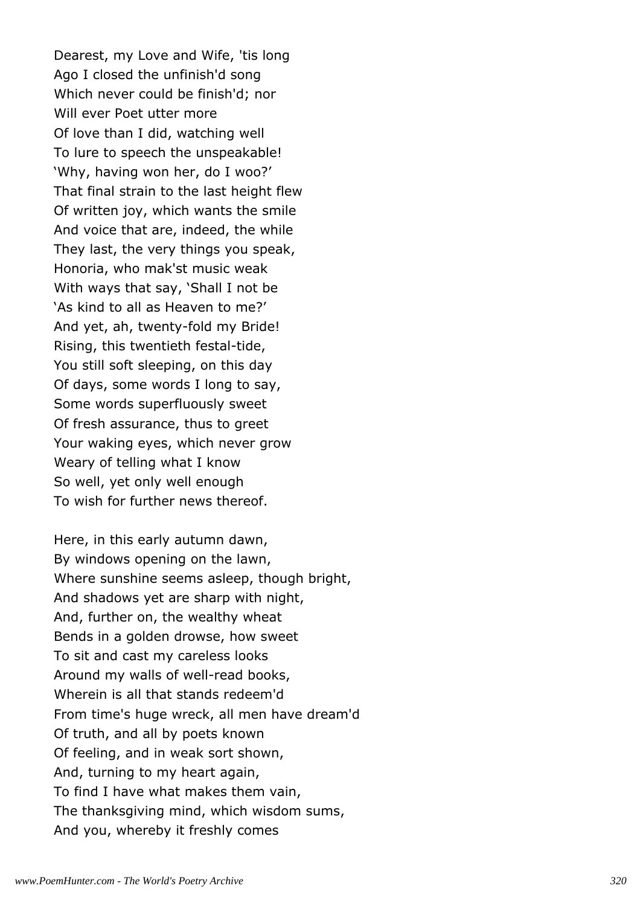Dearest, my Love and Wife, 'tis long
Ago I closed the unfinish'd song
Which never could be finish'd; nor
Will ever Poet utter more
Of love than I did, watching well
To lure to speech the unspeakable!
'Why, having won her, do I woo?'
That final strain to the last height flew
Of written joy, which wants the smile
And voice that are, indeed, the while
They last, the very things you speak,
Honoria, who mak'st music weak
With ways that say, 'Shall I not be
'As kind to all as Heaven to me?'
And yet, ah, twenty-fold my Bride!
Rising, this twentieth festal-tide,
You still soft sleeping, on this day
Of days, some words I long to say,
Some words superfluously sweet
Of fresh assurance, thus to greet
Your waking eyes, which never grow
Weary of telling what I know
So well, yet only well enough
To wish for further news thereof.

Here, in this early autumn dawn,
By windows opening on the lawn,
Where sunshine seems asleep, though bright,
And shadows yet are sharp with night,
And, further on, the wealthy wheat
Bends in a golden drowse, how sweet
To sit and cast my careless looks
Around my walls of well-read books,
Wherein is all that stands redeem'd
From time's huge wreck, all men have dream'd
Of truth, and all by poets known
Of feeling, and in weak sort shown,
And, turning to my heart again,
To find I have what makes them vain,
The thanksgiving mind, which wisdom sums,
And you, whereby it freshly comes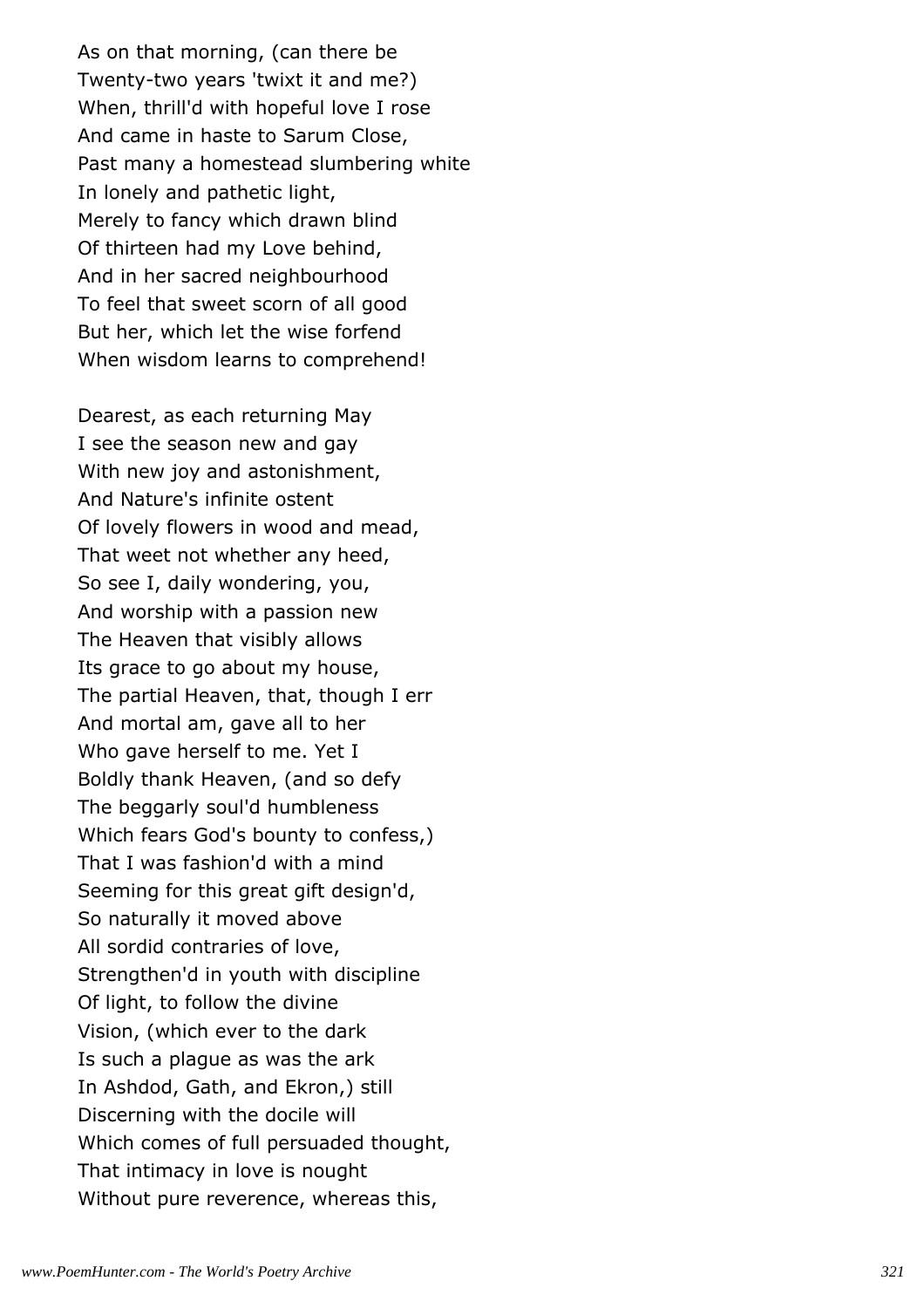As on that morning, (can there be
Twenty-two years 'twixt it and me?)
When, thrill'd with hopeful love I rose
And came in haste to Sarum Close,
Past many a homestead slumbering white
In lonely and pathetic light,
Merely to fancy which drawn blind
Of thirteen had my Love behind,
And in her sacred neighbourhood
To feel that sweet scorn of all good
But her, which let the wise forfend
When wisdom learns to comprehend!

Dearest, as each returning May
I see the season new and gay
With new joy and astonishment,
And Nature's infinite ostent
Of lovely flowers in wood and mead,
That weet not whether any heed,
So see I, daily wondering, you,
And worship with a passion new
The Heaven that visibly allows
Its grace to go about my house,
The partial Heaven, that, though I err
And mortal am, gave all to her
Who gave herself to me. Yet I
Boldly thank Heaven, (and so defy
The beggarly soul'd humbleness
Which fears God's bounty to confess,)
That I was fashion'd with a mind
Seeming for this great gift design'd,
So naturally it moved above
All sordid contraries of love,
Strengthen'd in youth with discipline
Of light, to follow the divine
Vision, (which ever to the dark
Is such a plague as was the ark
In Ashdod, Gath, and Ekron,) still
Discerning with the docile will
Which comes of full persuaded thought,
That intimacy in love is nought
Without pure reverence, whereas this,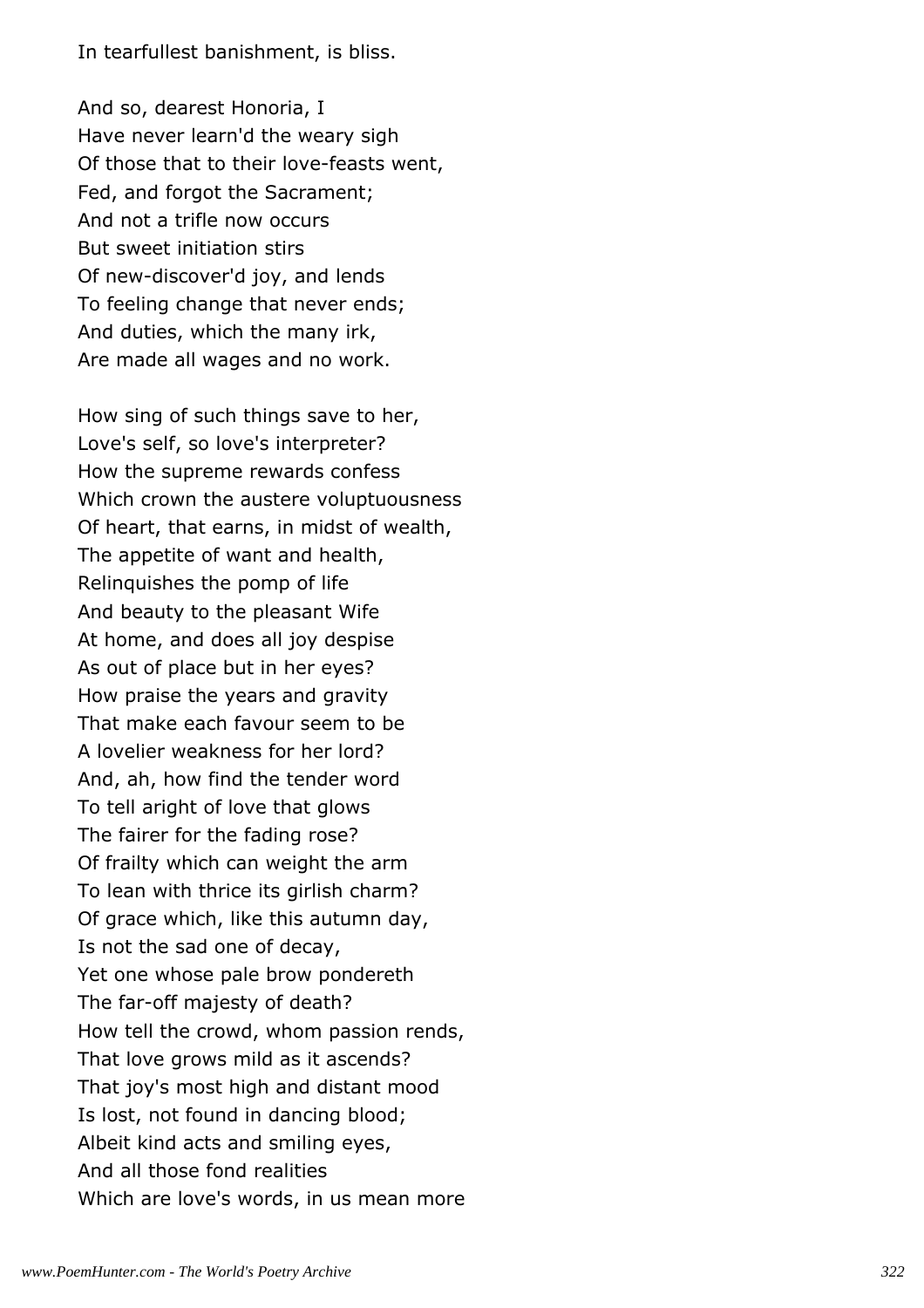In tearfullest banishment, is bliss.

And so, dearest Honoria, I  
Have never learn'd the weary sigh  
Of those that to their love-feasts went,  
Fed, and forgot the Sacrament;  
And not a trifle now occurs  
But sweet initiation stirs  
Of new-discover'd joy, and lends  
To feeling change that never ends;  
And duties, which the many irk,  
Are made all wages and no work.

How sing of such things save to her,  
Love's self, so love's interpreter?  
How the supreme rewards confess  
Which crown the austere voluptuousness  
Of heart, that earns, in midst of wealth,  
The appetite of want and health,  
Relinquishes the pomp of life  
And beauty to the pleasant Wife  
At home, and does all joy despise  
As out of place but in her eyes?  
How praise the years and gravity  
That make each favour seem to be  
A lovelier weakness for her lord?  
And, ah, how find the tender word  
To tell aright of love that glows  
The fairer for the fading rose?  
Of frailty which can weight the arm  
To lean with thrice its girlish charm?  
Of grace which, like this autumn day,  
Is not the sad one of decay,  
Yet one whose pale brow pondereth  
The far-off majesty of death?  
How tell the crowd, whom passion rends,  
That love grows mild as it ascends?  
That joy's most high and distant mood  
Is lost, not found in dancing blood;  
Albeit kind acts and smiling eyes,  
And all those fond realities  
Which are love's words, in us mean more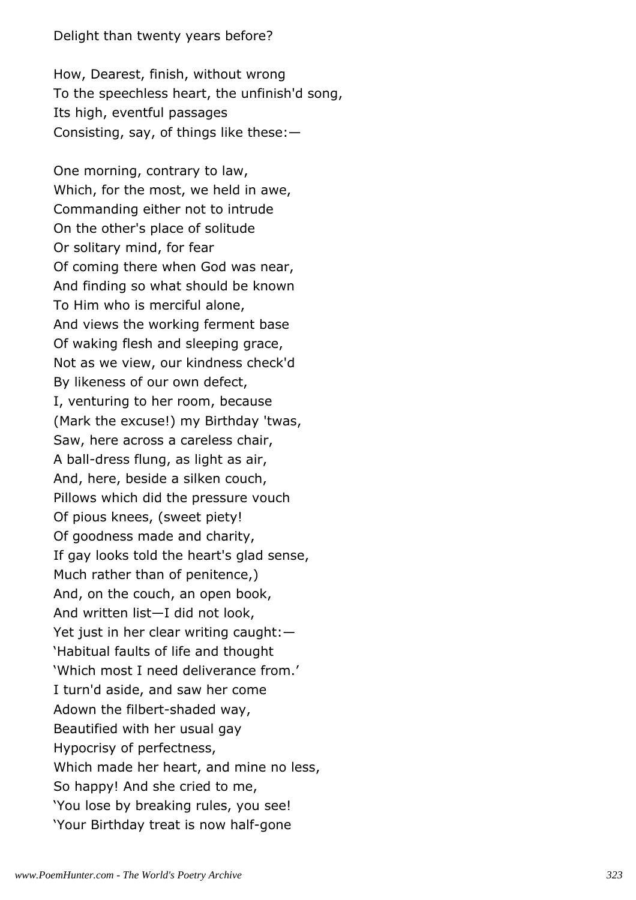Delight than twenty years before?

How, Dearest, finish, without wrong
To the speechless heart, the unfinish'd song,
Its high, eventful passages
Consisting, say, of things like these:—

One morning, contrary to law,
Which, for the most, we held in awe,
Commanding either not to intrude
On the other's place of solitude
Or solitary mind, for fear
Of coming there when God was near,
And finding so what should be known
To Him who is merciful alone,
And views the working ferment base
Of waking flesh and sleeping grace,
Not as we view, our kindness check'd
By likeness of our own defect,
I, venturing to her room, because
(Mark the excuse!) my Birthday 'twas,
Saw, here across a careless chair,
A ball-dress flung, as light as air,
And, here, beside a silken couch,
Pillows which did the pressure vouch
Of pious knees, (sweet piety!
Of goodness made and charity,
If gay looks told the heart's glad sense,
Much rather than of penitence,)
And, on the couch, an open book,
And written list—I did not look,
Yet just in her clear writing caught:—
'Habitual faults of life and thought
'Which most I need deliverance from.'
I turn'd aside, and saw her come
Adown the filbert-shaded way,
Beautified with her usual gay
Hypocrisy of perfectness,
Which made her heart, and mine no less,
So happy! And she cried to me,
'You lose by breaking rules, you see!
'Your Birthday treat is now half-gone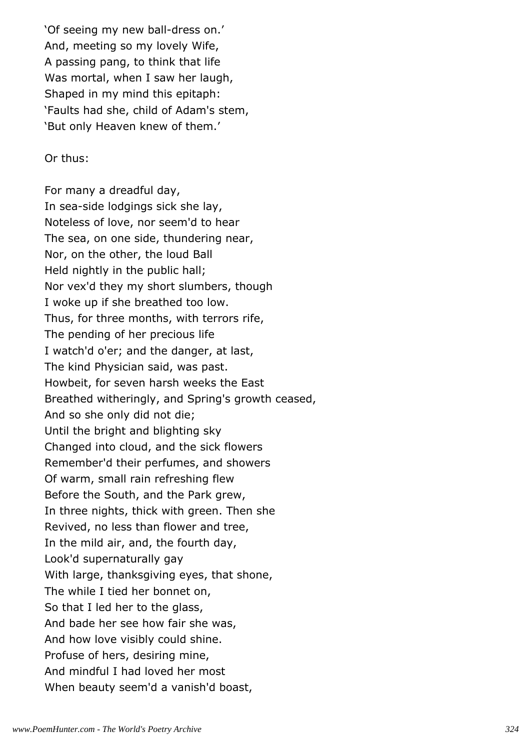'Of seeing my new ball-dress on.'  
And, meeting so my lovely Wife,  
A passing pang, to think that life  
Was mortal, when I saw her laugh,  
Shaped in my mind this epitaph:  
'Faults had she, child of Adam's stem,  
'But only Heaven knew of them.'

Or thus:

For many a dreadful day,  
In sea-side lodgings sick she lay,  
Noteless of love, nor seem'd to hear  
The sea, on one side, thundering near,  
Nor, on the other, the loud Ball  
Held nightly in the public hall;  
Nor vex'd they my short slumbers, though  
I woke up if she breathed too low.  
Thus, for three months, with terrors rife,  
The pending of her precious life  
I watch'd o'er; and the danger, at last,  
The kind Physician said, was past.  
Howbeit, for seven harsh weeks the East  
Breathed witheringly, and Spring's growth ceased,  
And so she only did not die;  
Until the bright and blighting sky  
Changed into cloud, and the sick flowers  
Remember'd their perfumes, and showers  
Of warm, small rain refreshing flew  
Before the South, and the Park grew,  
In three nights, thick with green. Then she  
Revived, no less than flower and tree,  
In the mild air, and, the fourth day,  
Look'd supernaturally gay  
With large, thanksgiving eyes, that shone,  
The while I tied her bonnet on,  
So that I led her to the glass,  
And bade her see how fair she was,  
And how love visibly could shine.  
Profuse of hers, desiring mine,  
And mindful I had loved her most  
When beauty seem'd a vanish'd boast,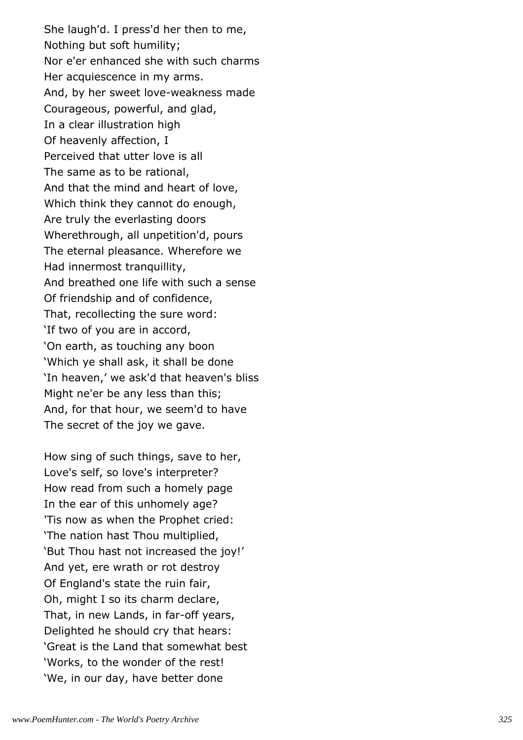She laugh'd. I press'd her then to me,
Nothing but soft humility;
Nor e'er enhanced she with such charms
Her acquiescence in my arms.
And, by her sweet love-weakness made
Courageous, powerful, and glad,
In a clear illustration high
Of heavenly affection, I
Perceived that utter love is all
The same as to be rational,
And that the mind and heart of love,
Which think they cannot do enough,
Are truly the everlasting doors
Wherethrough, all unpetition'd, pours
The eternal pleasance. Wherefore we
Had innermost tranquillity,
And breathed one life with such a sense
Of friendship and of confidence,
That, recollecting the sure word:
'If two of you are in accord,
'On earth, as touching any boon
'Which ye shall ask, it shall be done
'In heaven,' we ask'd that heaven's bliss
Might ne'er be any less than this;
And, for that hour, we seem'd to have
The secret of the joy we gave.

How sing of such things, save to her,
Love's self, so love's interpreter?
How read from such a homely page
In the ear of this unhomely age?
'Tis now as when the Prophet cried:
'The nation hast Thou multiplied,
'But Thou hast not increased the joy!'
And yet, ere wrath or rot destroy
Of England's state the ruin fair,
Oh, might I so its charm declare,
That, in new Lands, in far-off years,
Delighted he should cry that hears:
'Great is the Land that somewhat best
'Works, to the wonder of the rest!
'We, in our day, have better done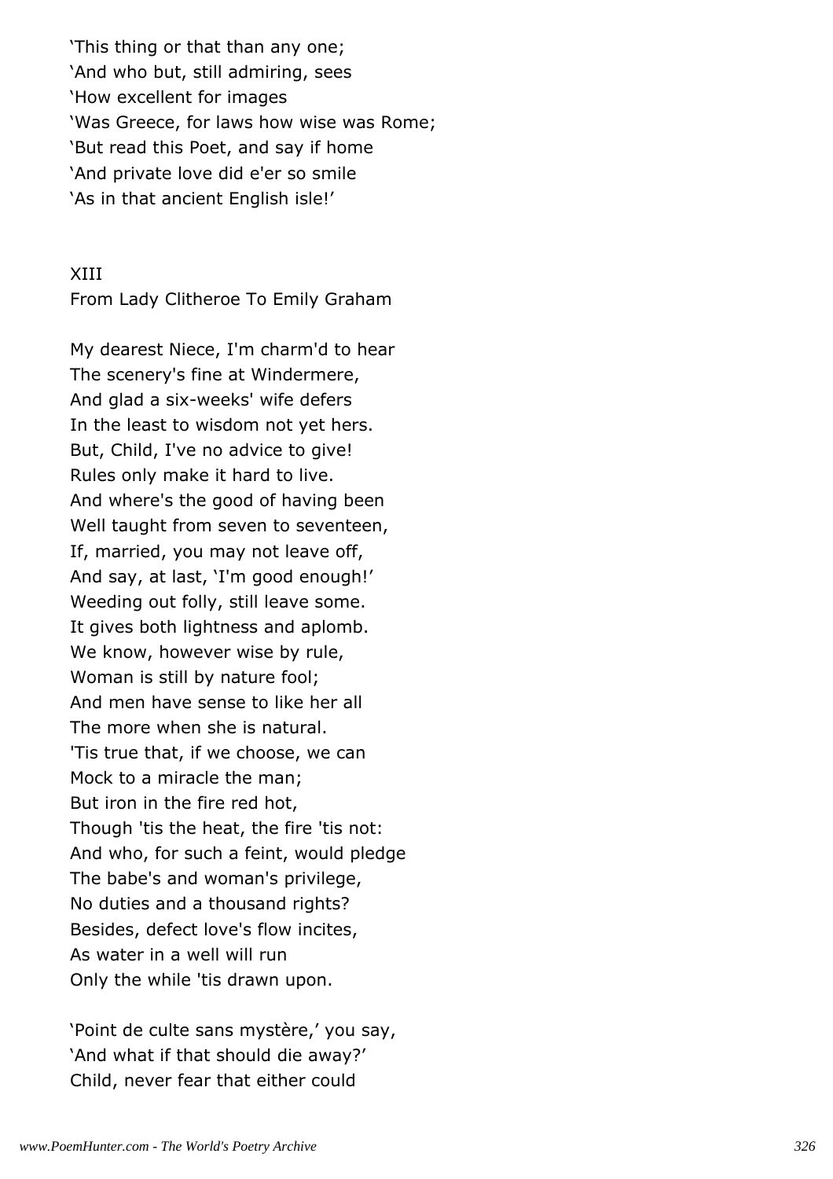'This thing or that than any one;
'And who but, still admiring, sees
'How excellent for images
'Was Greece, for laws how wise was Rome;
'But read this Poet, and say if home
'And private love did e'er so smile
'As in that ancient English isle!'

XIII
From Lady Clitheroe To Emily Graham

My dearest Niece, I'm charm'd to hear
The scenery's fine at Windermere,
And glad a six-weeks' wife defers
In the least to wisdom not yet hers.
But, Child, I've no advice to give!
Rules only make it hard to live.
And where's the good of having been
Well taught from seven to seventeen,
If, married, you may not leave off,
And say, at last, 'I'm good enough!'
Weeding out folly, still leave some.
It gives both lightness and aplomb.
We know, however wise by rule,
Woman is still by nature fool;
And men have sense to like her all
The more when she is natural.
'Tis true that, if we choose, we can
Mock to a miracle the man;
But iron in the fire red hot,
Though 'tis the heat, the fire 'tis not:
And who, for such a feint, would pledge
The babe's and woman's privilege,
No duties and a thousand rights?
Besides, defect love's flow incites,
As water in a well will run
Only the while 'tis drawn upon.

'Point de culte sans mystère,' you say,
'And what if that should die away?'
Child, never fear that either could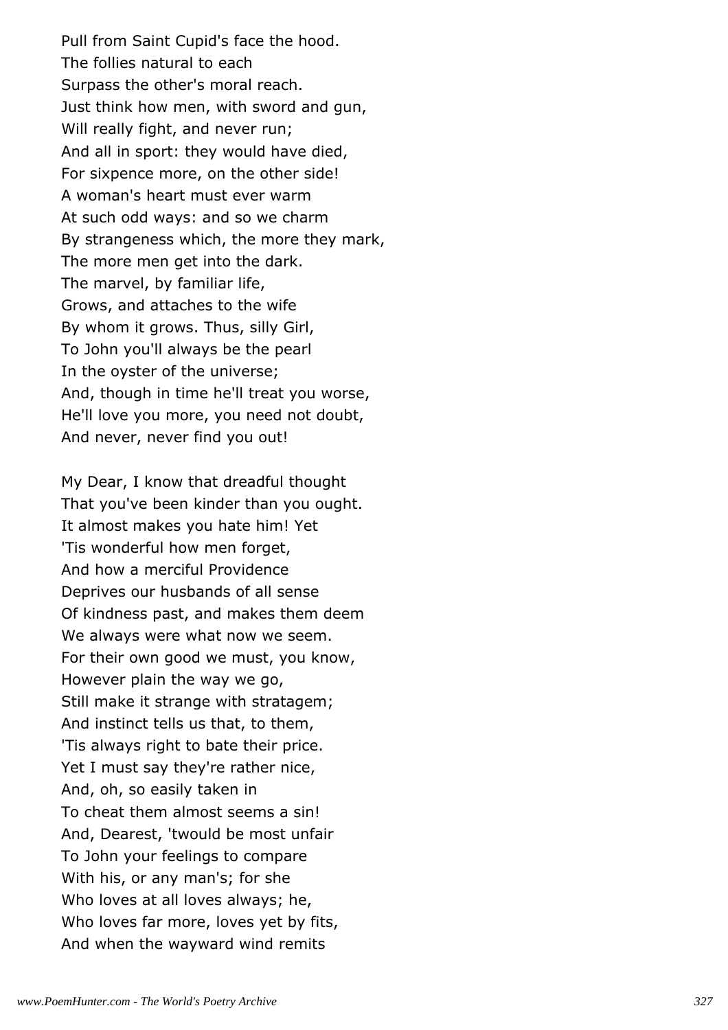Pull from Saint Cupid's face the hood.
The follies natural to each
Surpass the other's moral reach.
Just think how men, with sword and gun,
Will really fight, and never run;
And all in sport: they would have died,
For sixpence more, on the other side!
A woman's heart must ever warm
At such odd ways: and so we charm
By strangeness which, the more they mark,
The more men get into the dark.
The marvel, by familiar life,
Grows, and attaches to the wife
By whom it grows. Thus, silly Girl,
To John you'll always be the pearl
In the oyster of the universe;
And, though in time he'll treat you worse,
He'll love you more, you need not doubt,
And never, never find you out!

My Dear, I know that dreadful thought
That you've been kinder than you ought.
It almost makes you hate him! Yet
'Tis wonderful how men forget,
And how a merciful Providence
Deprives our husbands of all sense
Of kindness past, and makes them deem
We always were what now we seem.
For their own good we must, you know,
However plain the way we go,
Still make it strange with stratagem;
And instinct tells us that, to them,
'Tis always right to bate their price.
Yet I must say they're rather nice,
And, oh, so easily taken in
To cheat them almost seems a sin!
And, Dearest, 'twould be most unfair
To John your feelings to compare
With his, or any man's; for she
Who loves at all loves always; he,
Who loves far more, loves yet by fits,
And when the wayward wind remits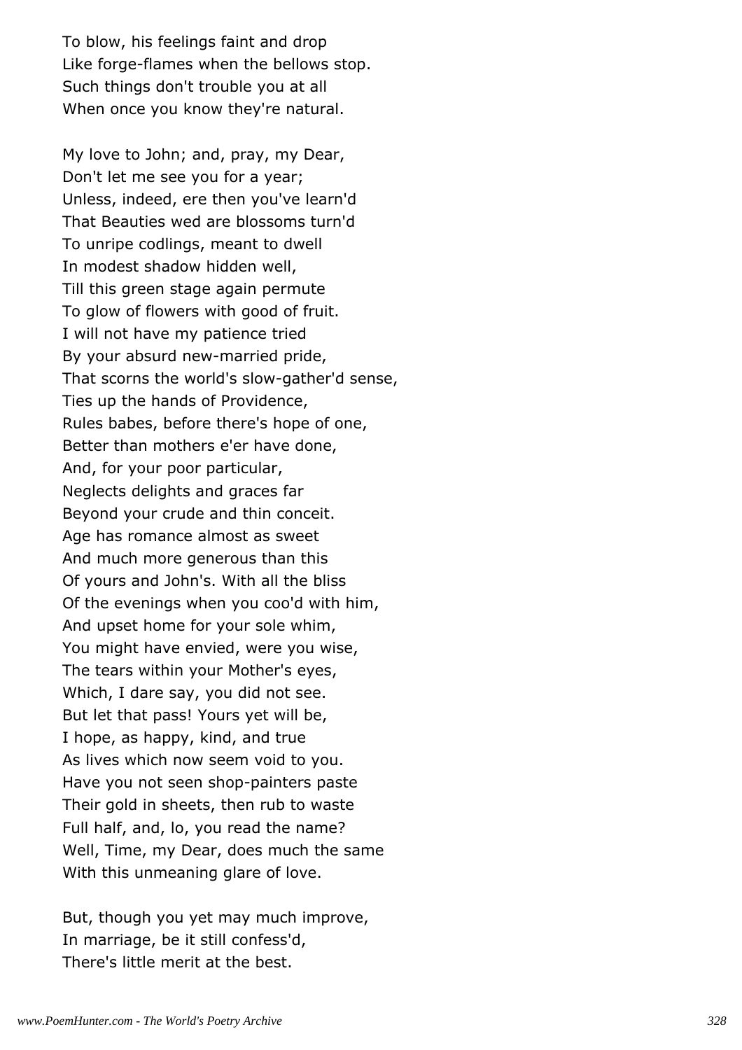To blow, his feelings faint and drop  
Like forge-flames when the bellows stop.  
Such things don't trouble you at all  
When once you know they're natural.

My love to John; and, pray, my Dear,  
Don't let me see you for a year;  
Unless, indeed, ere then you've learn'd  
That Beauties wed are blossoms turn'd  
To unripe codlings, meant to dwell  
In modest shadow hidden well,  
Till this green stage again permute  
To glow of flowers with good of fruit.  
I will not have my patience tried  
By your absurd new-married pride,  
That scorns the world's slow-gather'd sense,  
Ties up the hands of Providence,  
Rules babes, before there's hope of one,  
Better than mothers e'er have done,  
And, for your poor particular,  
Neglects delights and graces far  
Beyond your crude and thin conceit.  
Age has romance almost as sweet  
And much more generous than this  
Of yours and John's. With all the bliss  
Of the evenings when you coo'd with him,  
And upset home for your sole whim,  
You might have envied, were you wise,  
The tears within your Mother's eyes,  
Which, I dare say, you did not see.  
But let that pass! Yours yet will be,  
I hope, as happy, kind, and true  
As lives which now seem void to you.  
Have you not seen shop-painters paste  
Their gold in sheets, then rub to waste  
Full half, and, lo, you read the name?  
Well, Time, my Dear, does much the same  
With this unmeaning glare of love.

But, though you yet may much improve,  
In marriage, be it still confess'd,  
There's little merit at the best.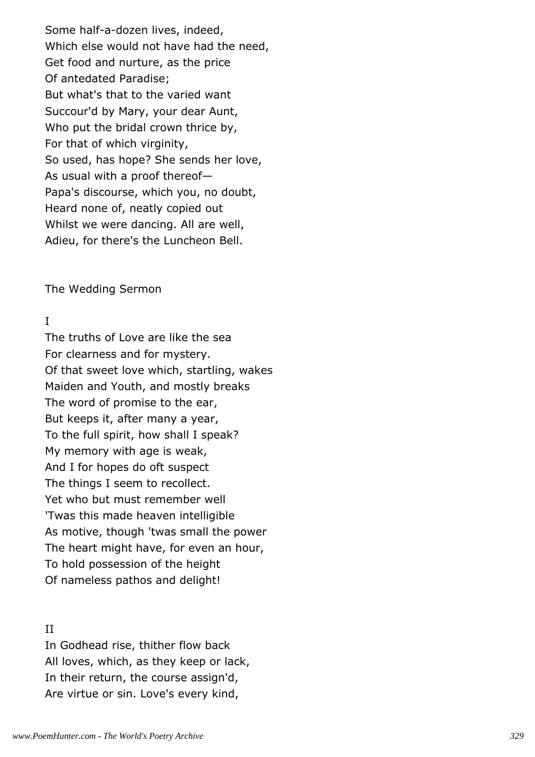Some half-a-dozen lives, indeed,
Which else would not have had the need,
Get food and nurture, as the price
Of antedated Paradise;
But what's that to the varied want
Succour'd by Mary, your dear Aunt,
Who put the bridal crown thrice by,
For that of which virginity,
So used, has hope? She sends her love,
As usual with a proof thereof—
Papa's discourse, which you, no doubt,
Heard none of, neatly copied out
Whilst we were dancing. All are well,
Adieu, for there's the Luncheon Bell.

## The Wedding Sermon

### I

The truths of Love are like the sea
For clearness and for mystery.
Of that sweet love which, startling, wakes
Maiden and Youth, and mostly breaks
The word of promise to the ear,
But keeps it, after many a year,
To the full spirit, how shall I speak?
My memory with age is weak,
And I for hopes do oft suspect
The things I seem to recollect.
Yet who but must remember well
'Twas this made heaven intelligible
As motive, though 'twas small the power
The heart might have, for even an hour,
To hold possession of the height
Of nameless pathos and delight!

### II

In Godhead rise, thither flow back
All loves, which, as they keep or lack,
In their return, the course assign'd,
Are virtue or sin. Love's every kind,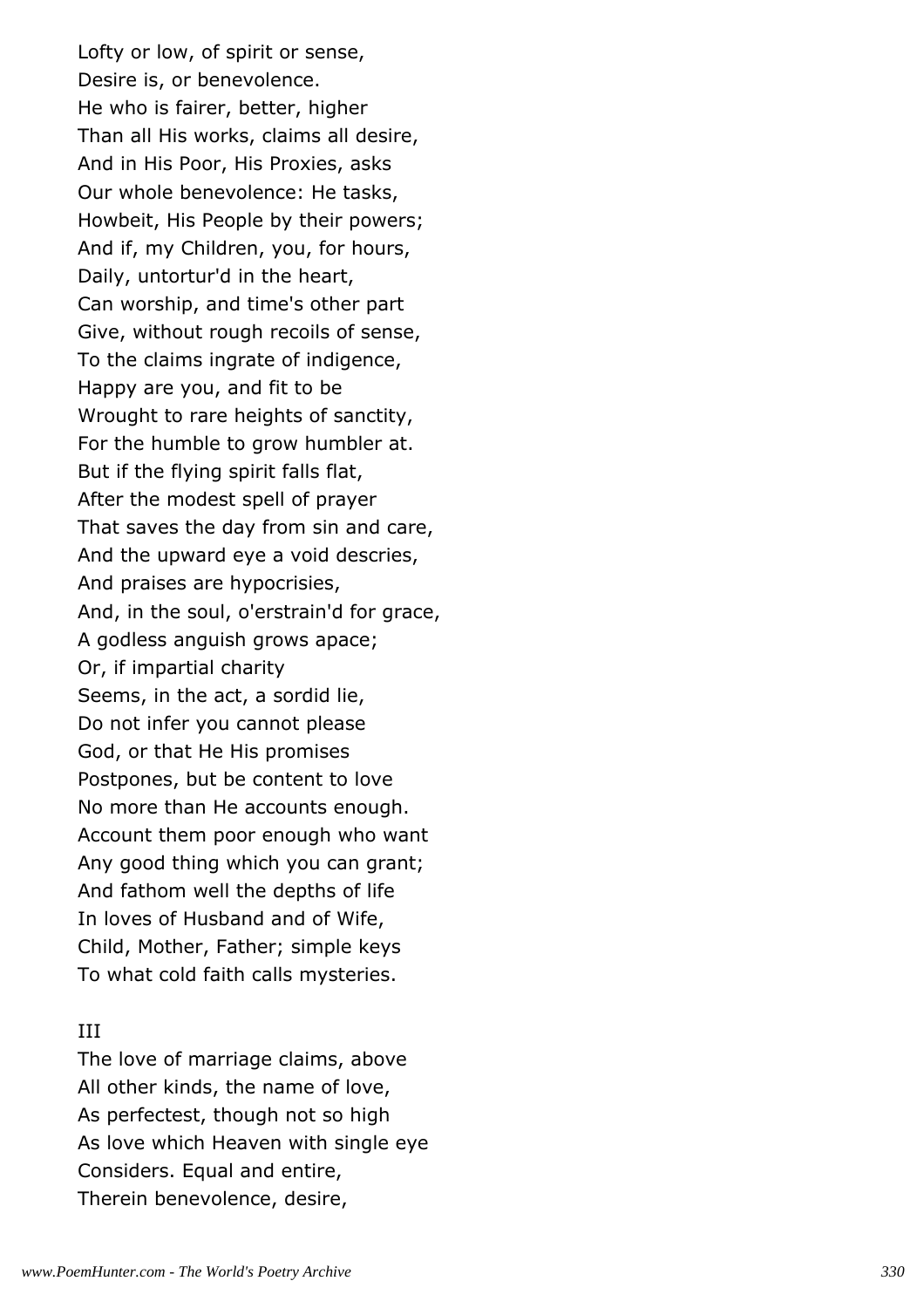Lofty or low, of spirit or sense,
Desire is, or benevolence.
He who is fairer, better, higher
Than all His works, claims all desire,
And in His Poor, His Proxies, asks
Our whole benevolence: He tasks,
Howbeit, His People by their powers;
And if, my Children, you, for hours,
Daily, untortur'd in the heart,
Can worship, and time's other part
Give, without rough recoils of sense,
To the claims ingrate of indigence,
Happy are you, and fit to be
Wrought to rare heights of sanctity,
For the humble to grow humbler at.
But if the flying spirit falls flat,
After the modest spell of prayer
That saves the day from sin and care,
And the upward eye a void descries,
And praises are hypocrisies,
And, in the soul, o'erstrain'd for grace,
A godless anguish grows apace;
Or, if impartial charity
Seems, in the act, a sordid lie,
Do not infer you cannot please
God, or that He His promises
Postpones, but be content to love
No more than He accounts enough.
Account them poor enough who want
Any good thing which you can grant;
And fathom well the depths of life
In loves of Husband and of Wife,
Child, Mother, Father; simple keys
To what cold faith calls mysteries.

III

The love of marriage claims, above
All other kinds, the name of love,
As perfectest, though not so high
As love which Heaven with single eye
Considers. Equal and entire,
Therein benevolence, desire,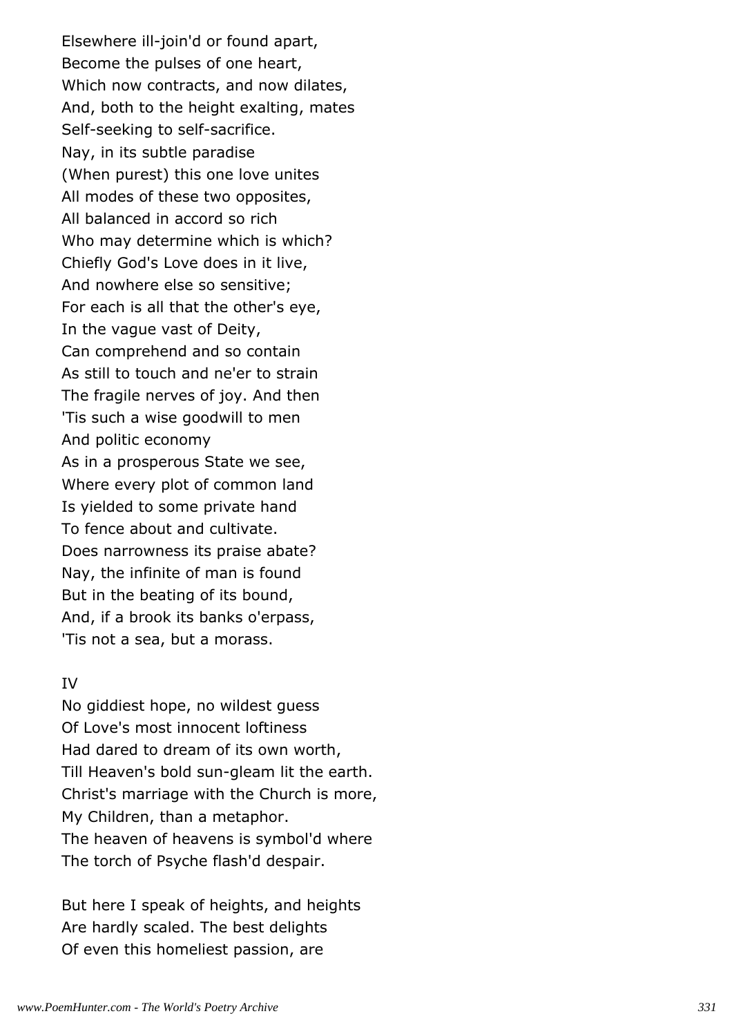Elsewhere ill-join'd or found apart,  
Become the pulses of one heart,  
Which now contracts, and now dilates,  
And, both to the height exalting, mates  
Self-seeking to self-sacrifice.  
Nay, in its subtle paradise  
(When purest) this one love unites  
All modes of these two opposites,  
All balanced in accord so rich  
Who may determine which is which?  
Chiefly God's Love does in it live,  
And nowhere else so sensitive;  
For each is all that the other's eye,  
In the vague vast of Deity,  
Can comprehend and so contain  
As still to touch and ne'er to strain  
The fragile nerves of joy. And then  
'Tis such a wise goodwill to men  
And politic economy  
As in a prosperous State we see,  
Where every plot of common land  
Is yielded to some private hand  
To fence about and cultivate.  
Does narrowness its praise abate?  
Nay, the infinite of man is found  
But in the beating of its bound,  
And, if a brook its banks o'erpass,  
'Tis not a sea, but a morass.

IV

No giddiest hope, no wildest guess  
Of Love's most innocent loftiness  
Had dared to dream of its own worth,  
Till Heaven's bold sun-gleam lit the earth.  
Christ's marriage with the Church is more,  
My Children, than a metaphor.  
The heaven of heavens is symbol'd where  
The torch of Psyche flash'd despair.

But here I speak of heights, and heights  
Are hardly scaled. The best delights  
Of even this homeliest passion, are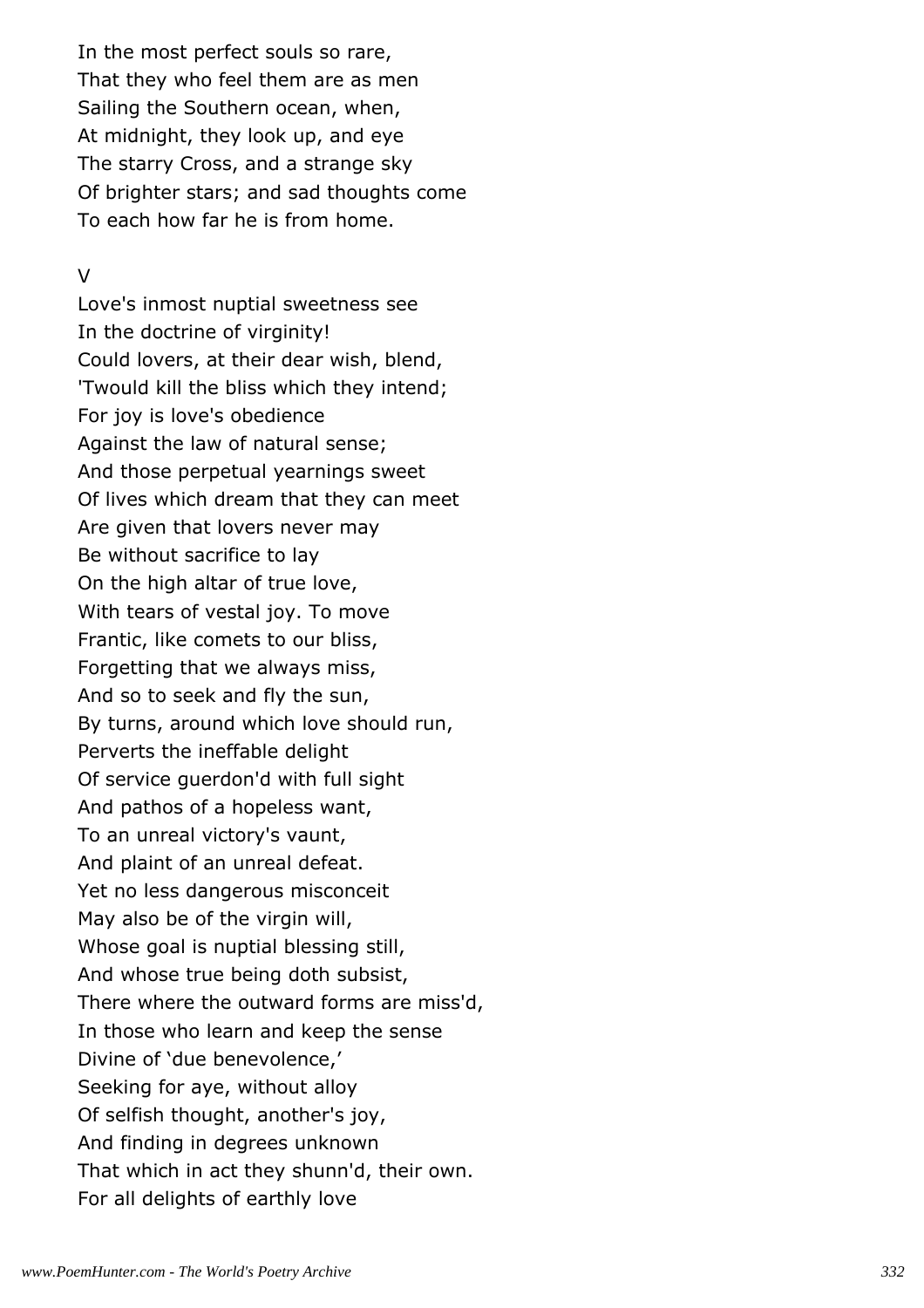In the most perfect souls so rare,
That they who feel them are as men
Sailing the Southern ocean, when,
At midnight, they look up, and eye
The starry Cross, and a strange sky
Of brighter stars; and sad thoughts come
To each how far he is from home.

V

Love's inmost nuptial sweetness see
In the doctrine of virginity!
Could lovers, at their dear wish, blend,
'Twould kill the bliss which they intend;
For joy is love's obedience
Against the law of natural sense;
And those perpetual yearnings sweet
Of lives which dream that they can meet
Are given that lovers never may
Be without sacrifice to lay
On the high altar of true love,
With tears of vestal joy. To move
Frantic, like comets to our bliss,
Forgetting that we always miss,
And so to seek and fly the sun,
By turns, around which love should run,
Perverts the ineffable delight
Of service guerdon'd with full sight
And pathos of a hopeless want,
To an unreal victory's vaunt,
And plaint of an unreal defeat.
Yet no less dangerous misconceit
May also be of the virgin will,
Whose goal is nuptial blessing still,
And whose true being doth subsist,
There where the outward forms are miss'd,
In those who learn and keep the sense
Divine of 'due benevolence,'
Seeking for aye, without alloy
Of selfish thought, another's joy,
And finding in degrees unknown
That which in act they shunn'd, their own.
For all delights of earthly love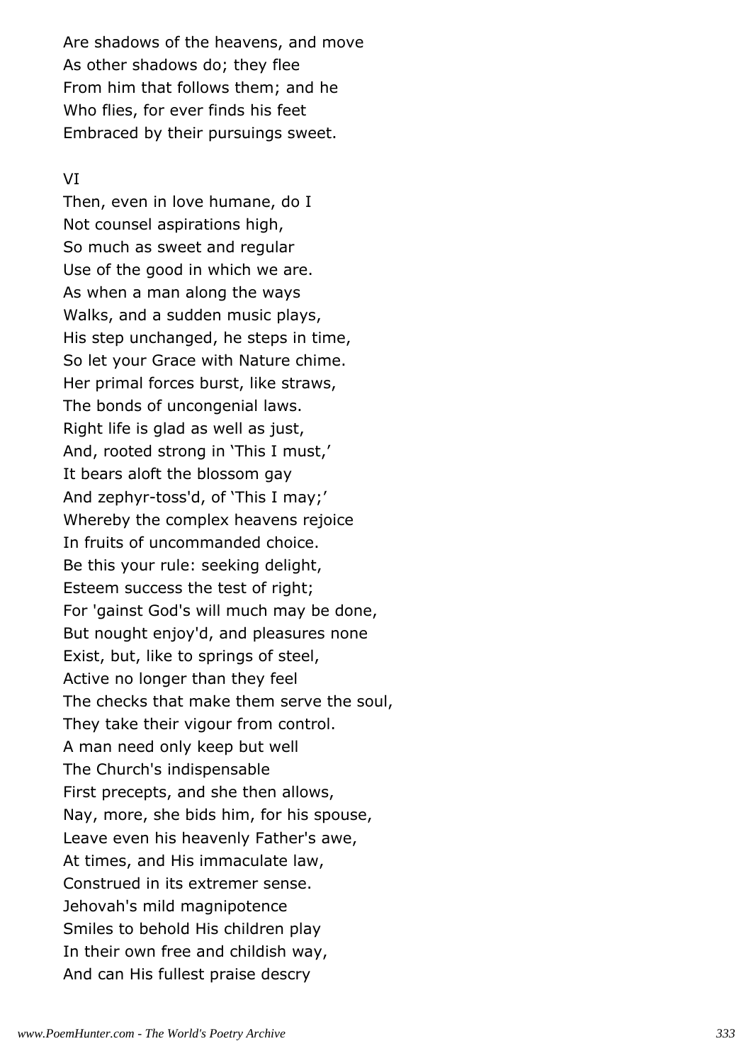Are shadows of the heavens, and move
As other shadows do; they flee
From him that follows them; and he
Who flies, for ever finds his feet
Embraced by their pursuings sweet.

VI

Then, even in love humane, do I
Not counsel aspirations high,
So much as sweet and regular
Use of the good in which we are.
As when a man along the ways
Walks, and a sudden music plays,
His step unchanged, he steps in time,
So let your Grace with Nature chime.
Her primal forces burst, like straws,
The bonds of uncongenial laws.
Right life is glad as well as just,
And, rooted strong in 'This I must,'
It bears aloft the blossom gay
And zephyr-toss'd, of 'This I may;'
Whereby the complex heavens rejoice
In fruits of uncommanded choice.
Be this your rule: seeking delight,
Esteem success the test of right;
For 'gainst God's will much may be done,
But nought enjoy'd, and pleasures none
Exist, but, like to springs of steel,
Active no longer than they feel
The checks that make them serve the soul,
They take their vigour from control.
A man need only keep but well
The Church's indispensable
First precepts, and she then allows,
Nay, more, she bids him, for his spouse,
Leave even his heavenly Father's awe,
At times, and His immaculate law,
Construed in its extremer sense.
Jehovah's mild magnipotence
Smiles to behold His children play
In their own free and childish way,
And can His fullest praise descry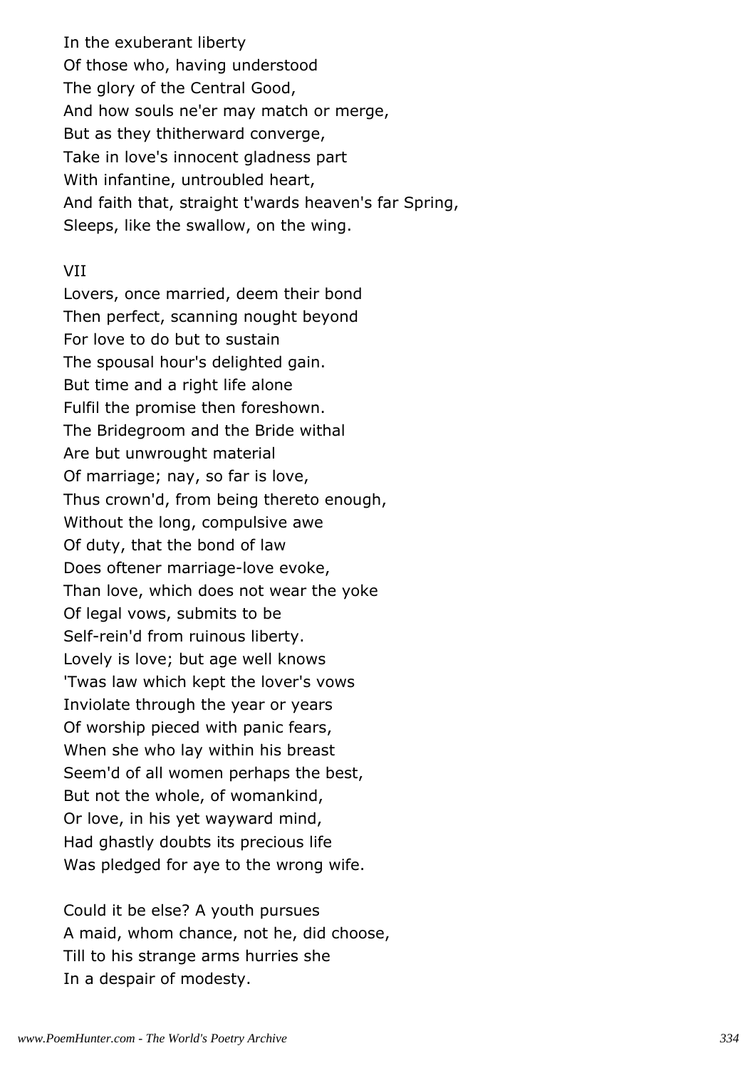In the exuberant liberty
Of those who, having understood
The glory of the Central Good,
And how souls ne'er may match or merge,
But as they thitherward converge,
Take in love's innocent gladness part
With infantine, untroubled heart,
And faith that, straight t'wards heaven's far Spring,
Sleeps, like the swallow, on the wing.

VII

Lovers, once married, deem their bond
Then perfect, scanning nought beyond
For love to do but to sustain
The spousal hour's delighted gain.
But time and a right life alone
Fulfil the promise then foreshown.
The Bridegroom and the Bride withal
Are but unwrought material
Of marriage; nay, so far is love,
Thus crown'd, from being thereto enough,
Without the long, compulsive awe
Of duty, that the bond of law
Does oftener marriage-love evoke,
Than love, which does not wear the yoke
Of legal vows, submits to be
Self-rein'd from ruinous liberty.
Lovely is love; but age well knows
'Twas law which kept the lover's vows
Inviolate through the year or years
Of worship pieced with panic fears,
When she who lay within his breast
Seem'd of all women perhaps the best,
But not the whole, of womankind,
Or love, in his yet wayward mind,
Had ghastly doubts its precious life
Was pledged for aye to the wrong wife.

Could it be else? A youth pursues
A maid, whom chance, not he, did choose,
Till to his strange arms hurries she
In a despair of modesty.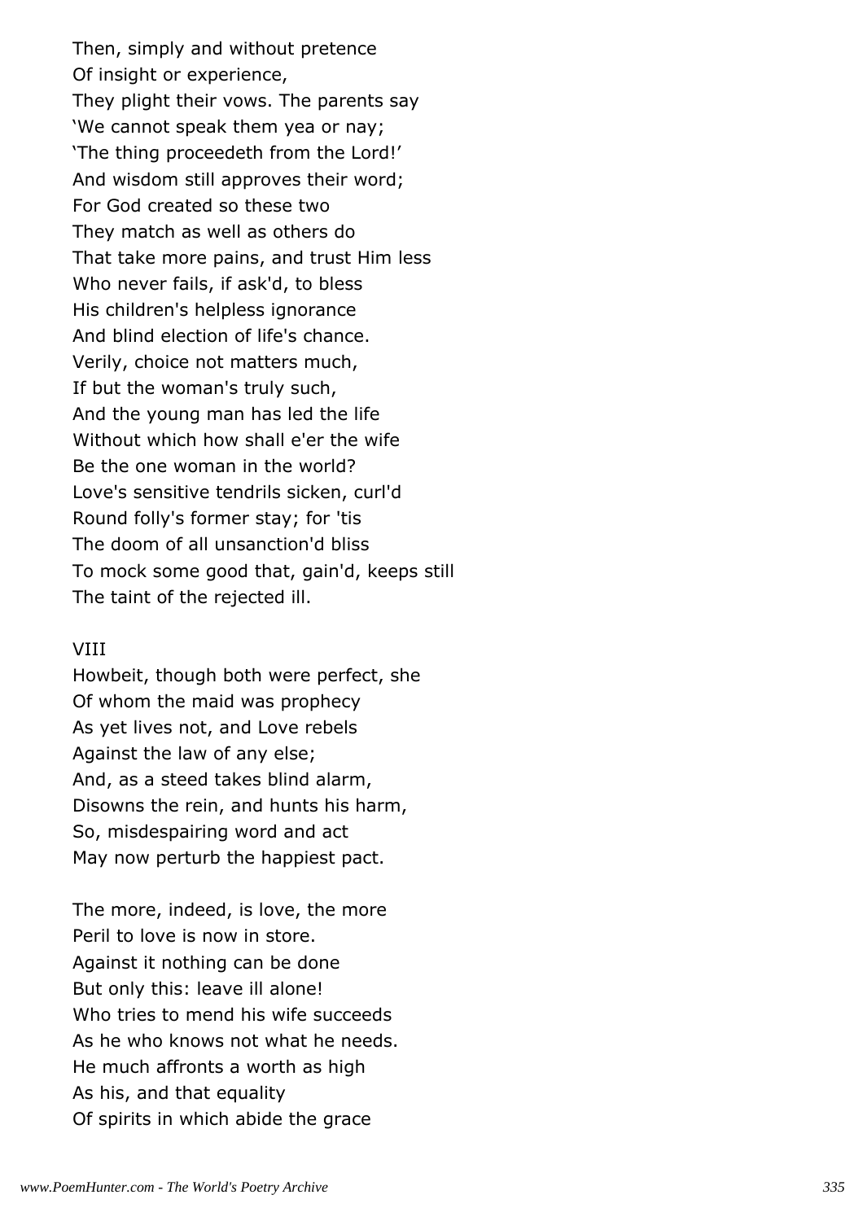Then, simply and without pretence
Of insight or experience,
They plight their vows. The parents say
'We cannot speak them yea or nay;
'The thing proceedeth from the Lord!'
And wisdom still approves their word;
For God created so these two
They match as well as others do
That take more pains, and trust Him less
Who never fails, if ask'd, to bless
His children's helpless ignorance
And blind election of life's chance.
Verily, choice not matters much,
If but the woman's truly such,
And the young man has led the life
Without which how shall e'er the wife
Be the one woman in the world?
Love's sensitive tendrils sicken, curl'd
Round folly's former stay; for 'tis
The doom of all unsanction'd bliss
To mock some good that, gain'd, keeps still
The taint of the rejected ill.

VIII

Howbeit, though both were perfect, she
Of whom the maid was prophecy
As yet lives not, and Love rebels
Against the law of any else;
And, as a steed takes blind alarm,
Disowns the rein, and hunts his harm,
So, misdespairing word and act
May now perturb the happiest pact.

The more, indeed, is love, the more
Peril to love is now in store.
Against it nothing can be done
But only this: leave ill alone!
Who tries to mend his wife succeeds
As he who knows not what he needs.
He much affronts a worth as high
As his, and that equality
Of spirits in which abide the grace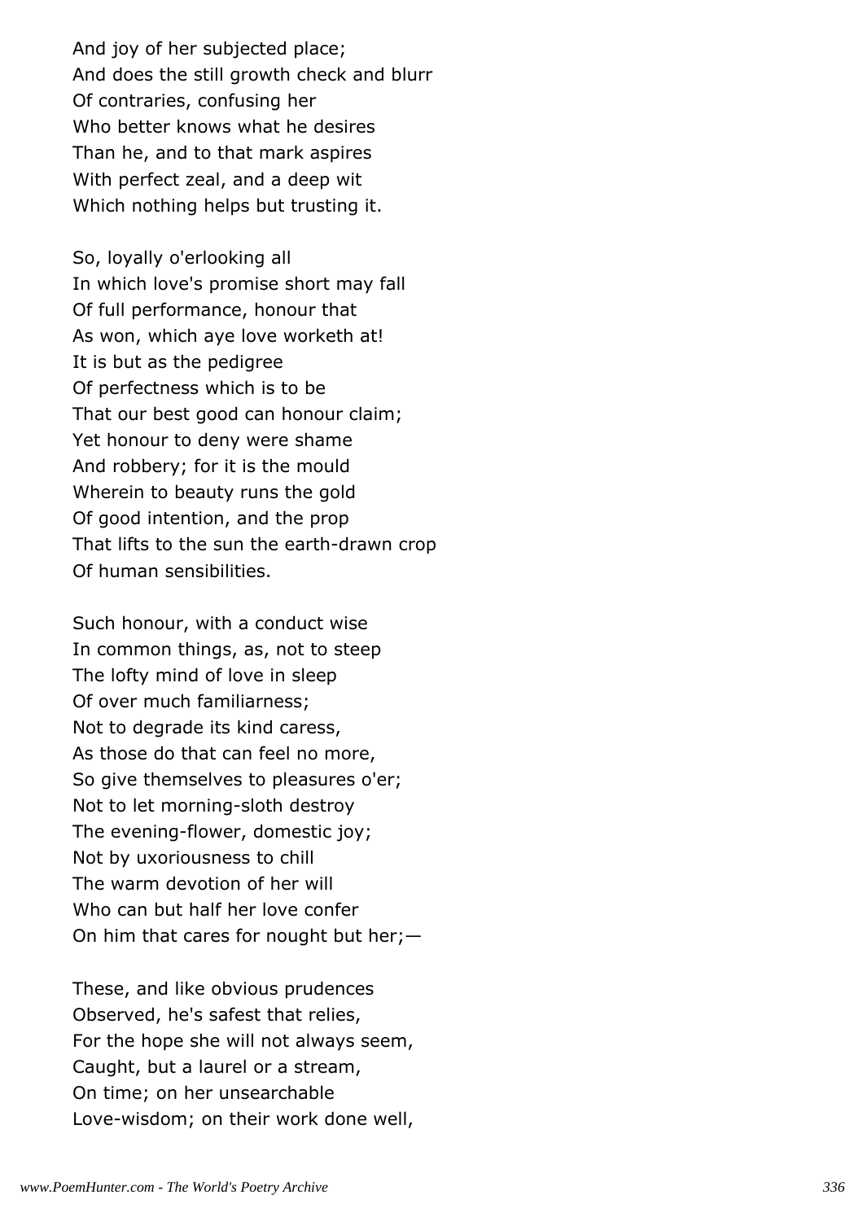And joy of her subjected place;
And does the still growth check and blurr
Of contraries, confusing her
Who better knows what he desires
Than he, and to that mark aspires
With perfect zeal, and a deep wit
Which nothing helps but trusting it.

So, loyally o'erlooking all
In which love's promise short may fall
Of full performance, honour that
As won, which aye love worketh at!
It is but as the pedigree
Of perfectness which is to be
That our best good can honour claim;
Yet honour to deny were shame
And robbery; for it is the mould
Wherein to beauty runs the gold
Of good intention, and the prop
That lifts to the sun the earth-drawn crop
Of human sensibilities.

Such honour, with a conduct wise
In common things, as, not to steep
The lofty mind of love in sleep
Of over much familiarness;
Not to degrade its kind caress,
As those do that can feel no more,
So give themselves to pleasures o'er;
Not to let morning-sloth destroy
The evening-flower, domestic joy;
Not by uxoriousness to chill
The warm devotion of her will
Who can but half her love confer
On him that cares for nought but her;—

These, and like obvious prudences
Observed, he's safest that relies,
For the hope she will not always seem,
Caught, but a laurel or a stream,
On time; on her unsearchable
Love-wisdom; on their work done well,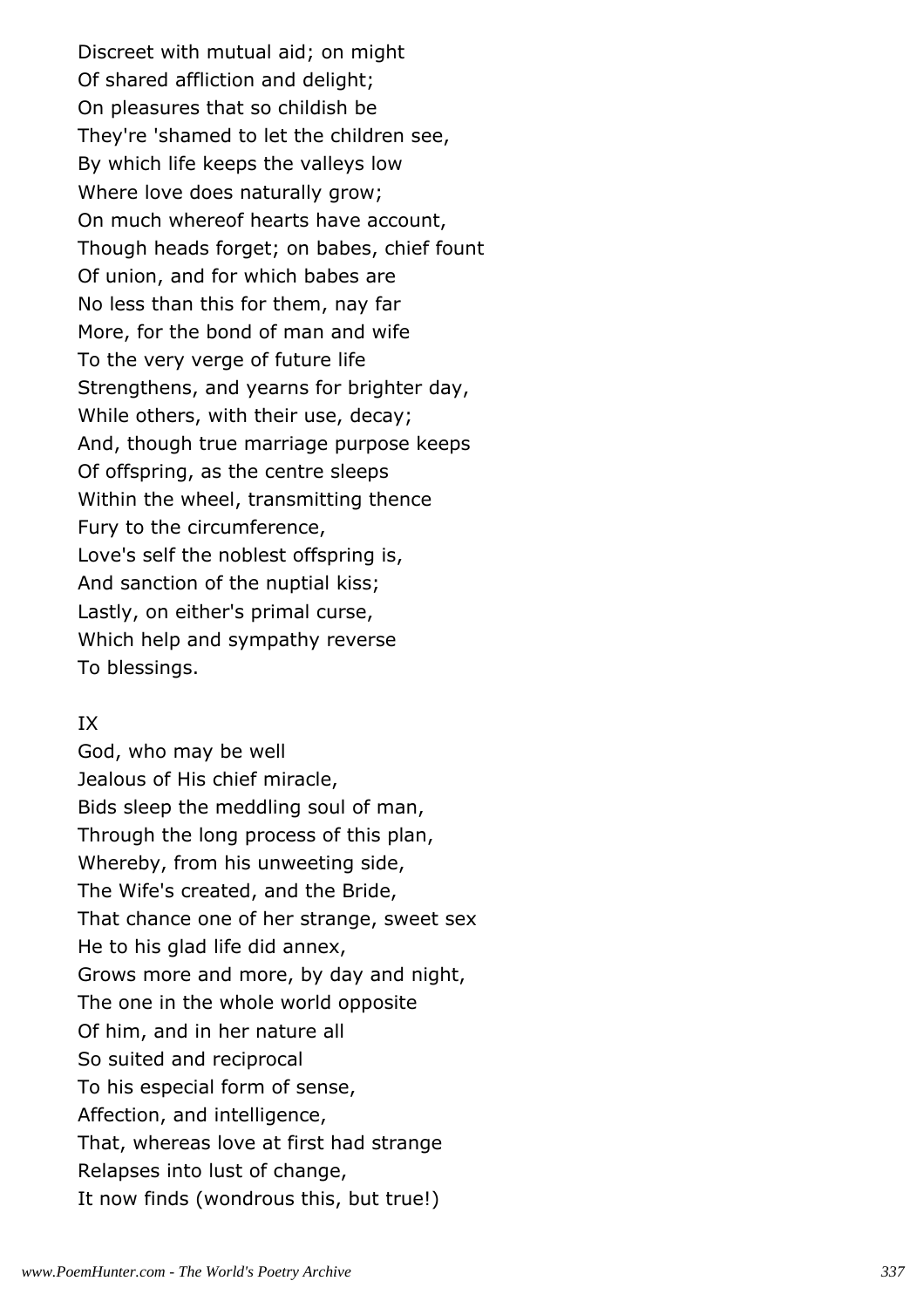Discreet with mutual aid; on might
Of shared affliction and delight;
On pleasures that so childish be
They're 'shamed to let the children see,
By which life keeps the valleys low
Where love does naturally grow;
On much whereof hearts have account,
Though heads forget; on babes, chief fount
Of union, and for which babes are
No less than this for them, nay far
More, for the bond of man and wife
To the very verge of future life
Strengthens, and yearns for brighter day,
While others, with their use, decay;
And, though true marriage purpose keeps
Of offspring, as the centre sleeps
Within the wheel, transmitting thence
Fury to the circumference,
Love's self the noblest offspring is,
And sanction of the nuptial kiss;
Lastly, on either's primal curse,
Which help and sympathy reverse
To blessings.

IX

God, who may be well
Jealous of His chief miracle,
Bids sleep the meddling soul of man,
Through the long process of this plan,
Whereby, from his unweeting side,
The Wife's created, and the Bride,
That chance one of her strange, sweet sex
He to his glad life did annex,
Grows more and more, by day and night,
The one in the whole world opposite
Of him, and in her nature all
So suited and reciprocal
To his especial form of sense,
Affection, and intelligence,
That, whereas love at first had strange
Relapses into lust of change,
It now finds (wondrous this, but true!)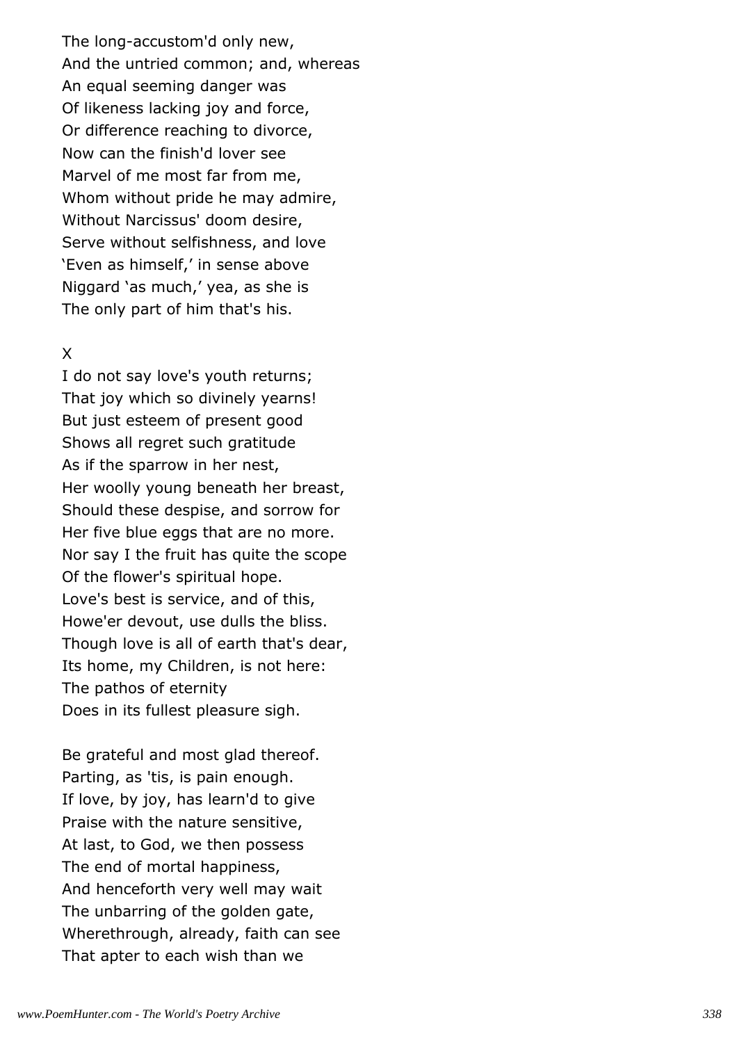The long-accustom'd only new,  
And the untried common; and, whereas  
An equal seeming danger was  
Of likeness lacking joy and force,  
Or difference reaching to divorce,  
Now can the finish'd lover see  
Marvel of me most far from me,  
Whom without pride he may admire,  
Without Narcissus' doom desire,  
Serve without selfishness, and love  
'Even as himself,' in sense above  
Niggard 'as much,' yea, as she is  
The only part of him that's his.

X

I do not say love's youth returns;  
That joy which so divinely yearns!  
But just esteem of present good  
Shows all regret such gratitude  
As if the sparrow in her nest,  
Her woolly young beneath her breast,  
Should these despise, and sorrow for  
Her five blue eggs that are no more.  
Nor say I the fruit has quite the scope  
Of the flower's spiritual hope.  
Love's best is service, and of this,  
Howe'er devout, use dulls the bliss.  
Though love is all of earth that's dear,  
Its home, my Children, is not here:  
The pathos of eternity  
Does in its fullest pleasure sigh.

Be grateful and most glad thereof.  
Parting, as 'tis, is pain enough.  
If love, by joy, has learn'd to give  
Praise with the nature sensitive,  
At last, to God, we then possess  
The end of mortal happiness,  
And henceforth very well may wait  
The unbarring of the golden gate,  
Wherethrough, already, faith can see  
That apter to each wish than we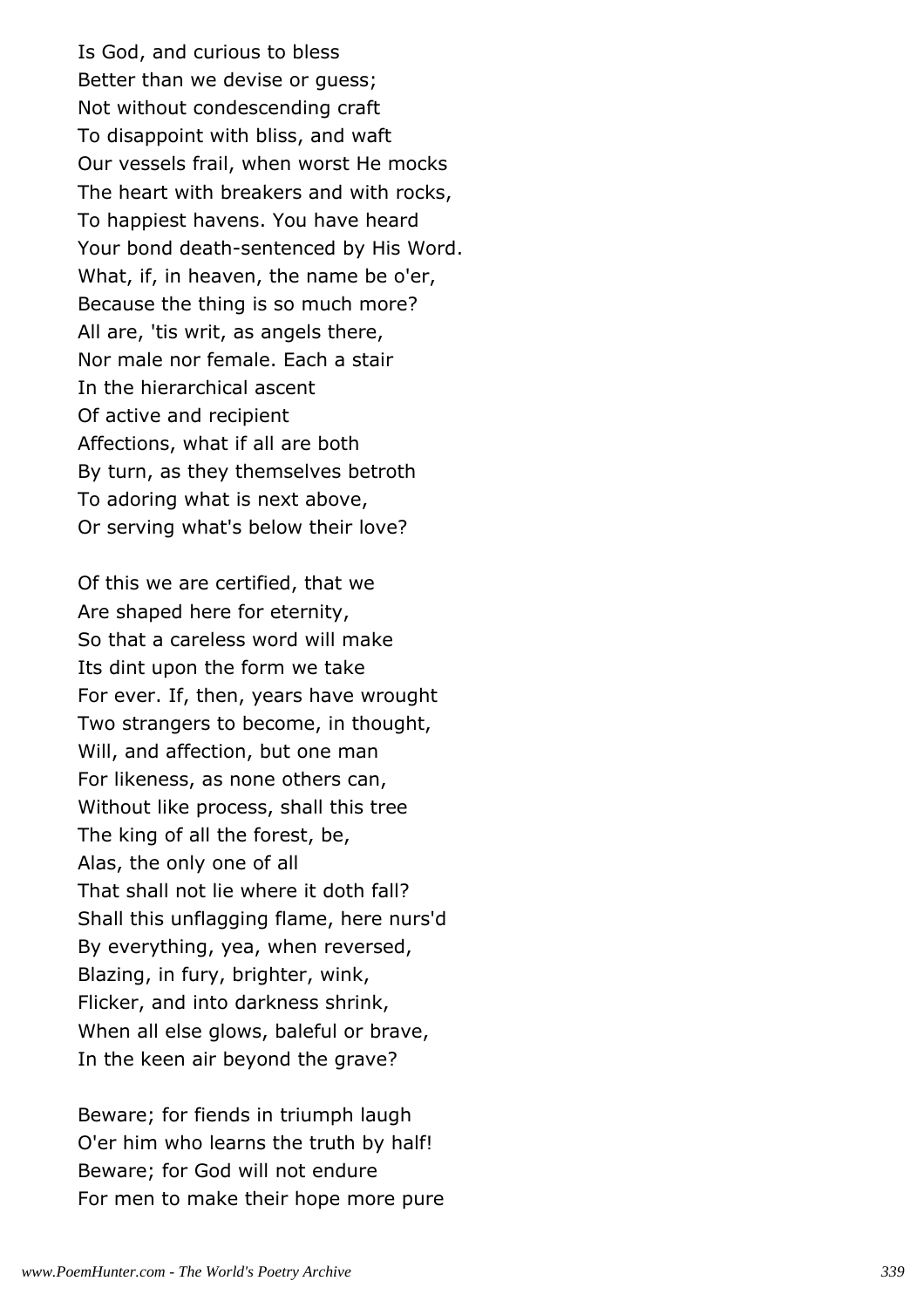Is God, and curious to bless  
Better than we devise or guess;  
Not without condescending craft  
To disappoint with bliss, and waft  
Our vessels frail, when worst He mocks  
The heart with breakers and with rocks,  
To happiest havens. You have heard  
Your bond death-sentenced by His Word.  
What, if, in heaven, the name be o'er,  
Because the thing is so much more?  
All are, 'tis writ, as angels there,  
Nor male nor female. Each a stair  
In the hierarchical ascent  
Of active and recipient  
Affections, what if all are both  
By turn, as they themselves betroth  
To adoring what is next above,  
Or serving what's below their love?

Of this we are certified, that we  
Are shaped here for eternity,  
So that a careless word will make  
Its dint upon the form we take  
For ever. If, then, years have wrought  
Two strangers to become, in thought,  
Will, and affection, but one man  
For likeness, as none others can,  
Without like process, shall this tree  
The king of all the forest, be,  
Alas, the only one of all  
That shall not lie where it doth fall?  
Shall this unflagging flame, here nurs'd  
By everything, yea, when reversed,  
Blazing, in fury, brighter, wink,  
Flicker, and into darkness shrink,  
When all else glows, baleful or brave,  
In the keen air beyond the grave?

Beware; for fiends in triumph laugh  
O'er him who learns the truth by half!  
Beware; for God will not endure  
For men to make their hope more pure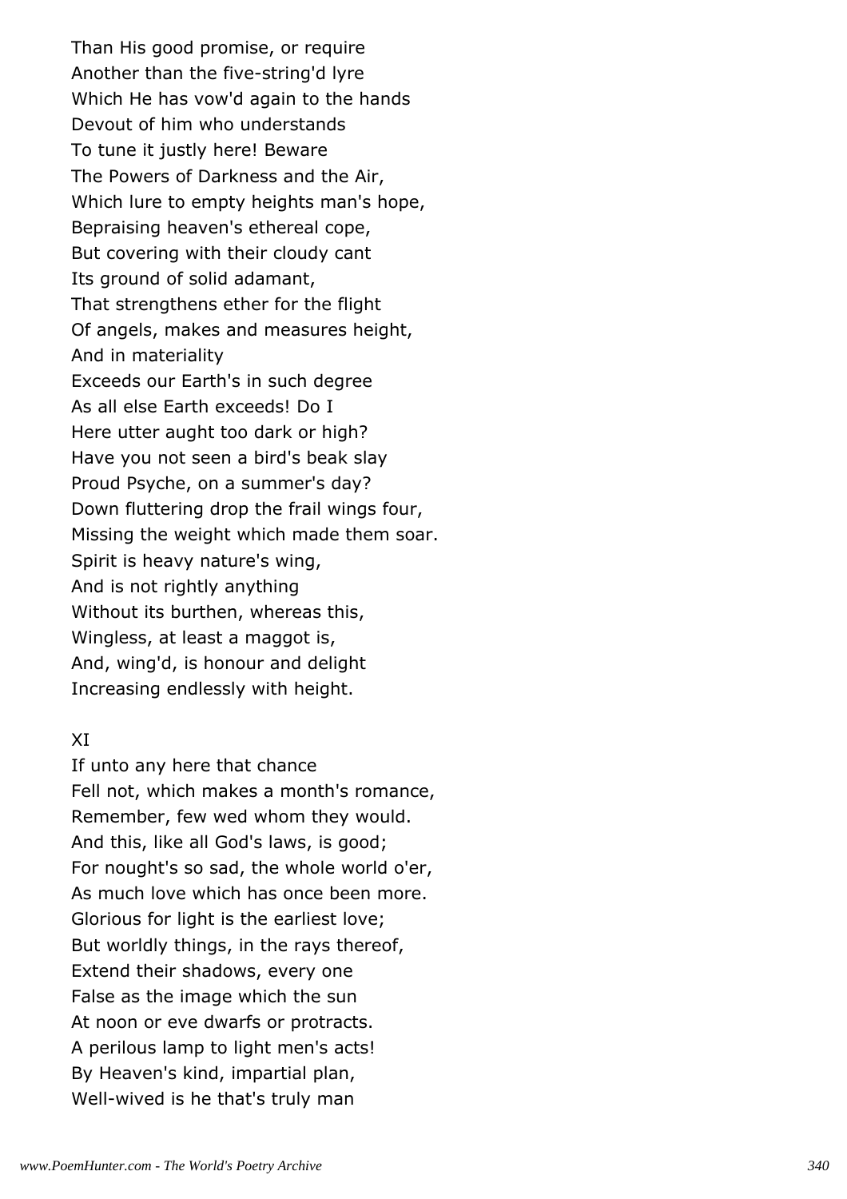Than His good promise, or require
Another than the five-string'd lyre
Which He has vow'd again to the hands
Devout of him who understands
To tune it justly here! Beware
The Powers of Darkness and the Air,
Which lure to empty heights man's hope,
Bepraising heaven's ethereal cope,
But covering with their cloudy cant
Its ground of solid adamant,
That strengthens ether for the flight
Of angels, makes and measures height,
And in materiality
Exceeds our Earth's in such degree
As all else Earth exceeds! Do I
Here utter aught too dark or high?
Have you not seen a bird's beak slay
Proud Psyche, on a summer's day?
Down fluttering drop the frail wings four,
Missing the weight which made them soar.
Spirit is heavy nature's wing,
And is not rightly anything
Without its burthen, whereas this,
Wingless, at least a maggot is,
And, wing'd, is honour and delight
Increasing endlessly with height.

XI

If unto any here that chance
Fell not, which makes a month's romance,
Remember, few wed whom they would.
And this, like all God's laws, is good;
For nought's so sad, the whole world o'er,
As much love which has once been more.
Glorious for light is the earliest love;
But worldly things, in the rays thereof,
Extend their shadows, every one
False as the image which the sun
At noon or eve dwarfs or protracts.
A perilous lamp to light men's acts!
By Heaven's kind, impartial plan,
Well-wived is he that's truly man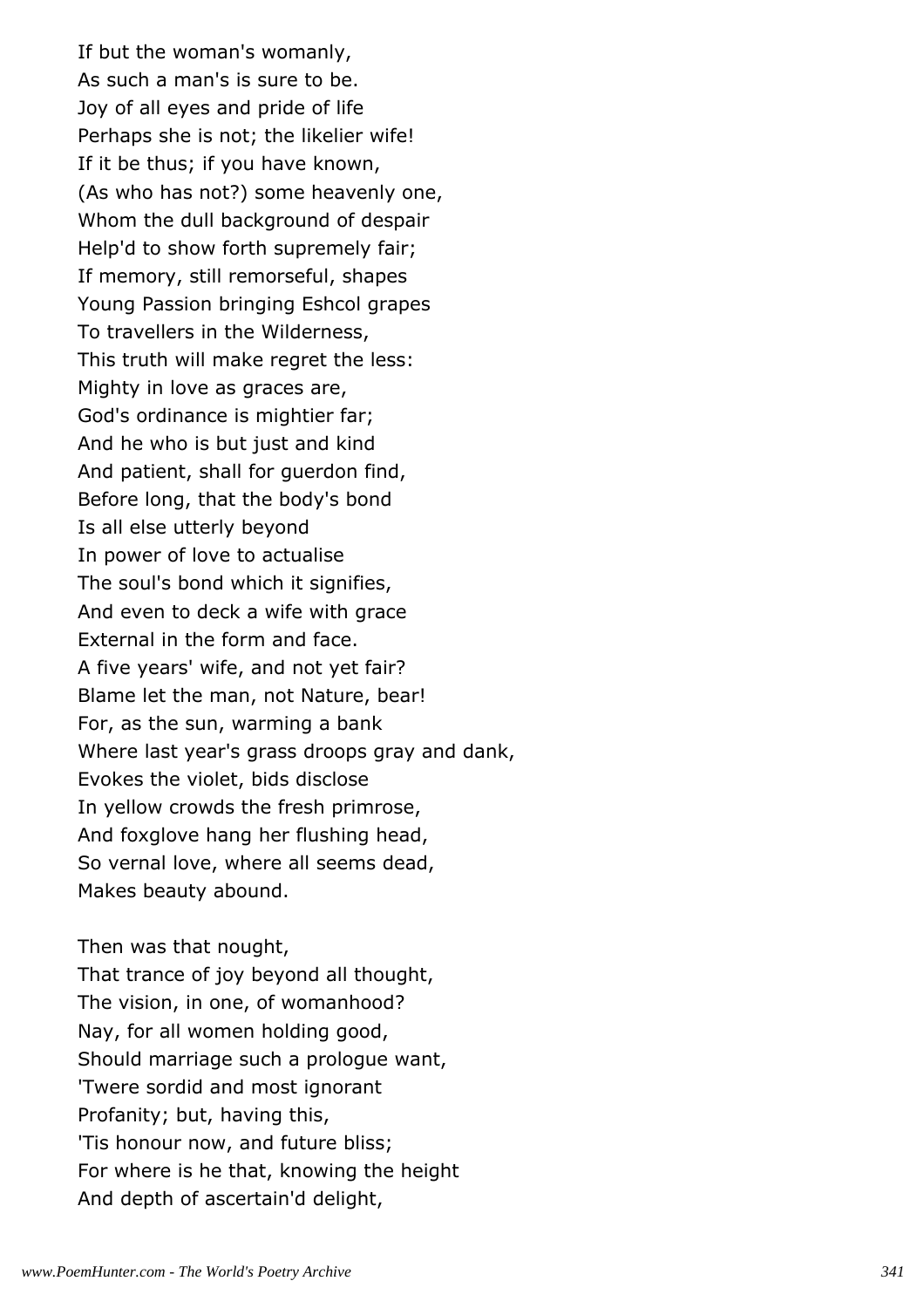If but the woman's womanly,
As such a man's is sure to be.
Joy of all eyes and pride of life
Perhaps she is not; the likelier wife!
If it be thus; if you have known,
(As who has not?) some heavenly one,
Whom the dull background of despair
Help'd to show forth supremely fair;
If memory, still remorseful, shapes
Young Passion bringing Eshcol grapes
To travellers in the Wilderness,
This truth will make regret the less:
Mighty in love as graces are,
God's ordinance is mightier far;
And he who is but just and kind
And patient, shall for guerdon find,
Before long, that the body's bond
Is all else utterly beyond
In power of love to actualise
The soul's bond which it signifies,
And even to deck a wife with grace
External in the form and face.
A five years' wife, and not yet fair?
Blame let the man, not Nature, bear!
For, as the sun, warming a bank
Where last year's grass droops gray and dank,
Evokes the violet, bids disclose
In yellow crowds the fresh primrose,
And foxglove hang her flushing head,
So vernal love, where all seems dead,
Makes beauty abound.

Then was that nought,
That trance of joy beyond all thought,
The vision, in one, of womanhood?
Nay, for all women holding good,
Should marriage such a prologue want,
'Twere sordid and most ignorant
Profanity; but, having this,
'Tis honour now, and future bliss;
For where is he that, knowing the height
And depth of ascertain'd delight,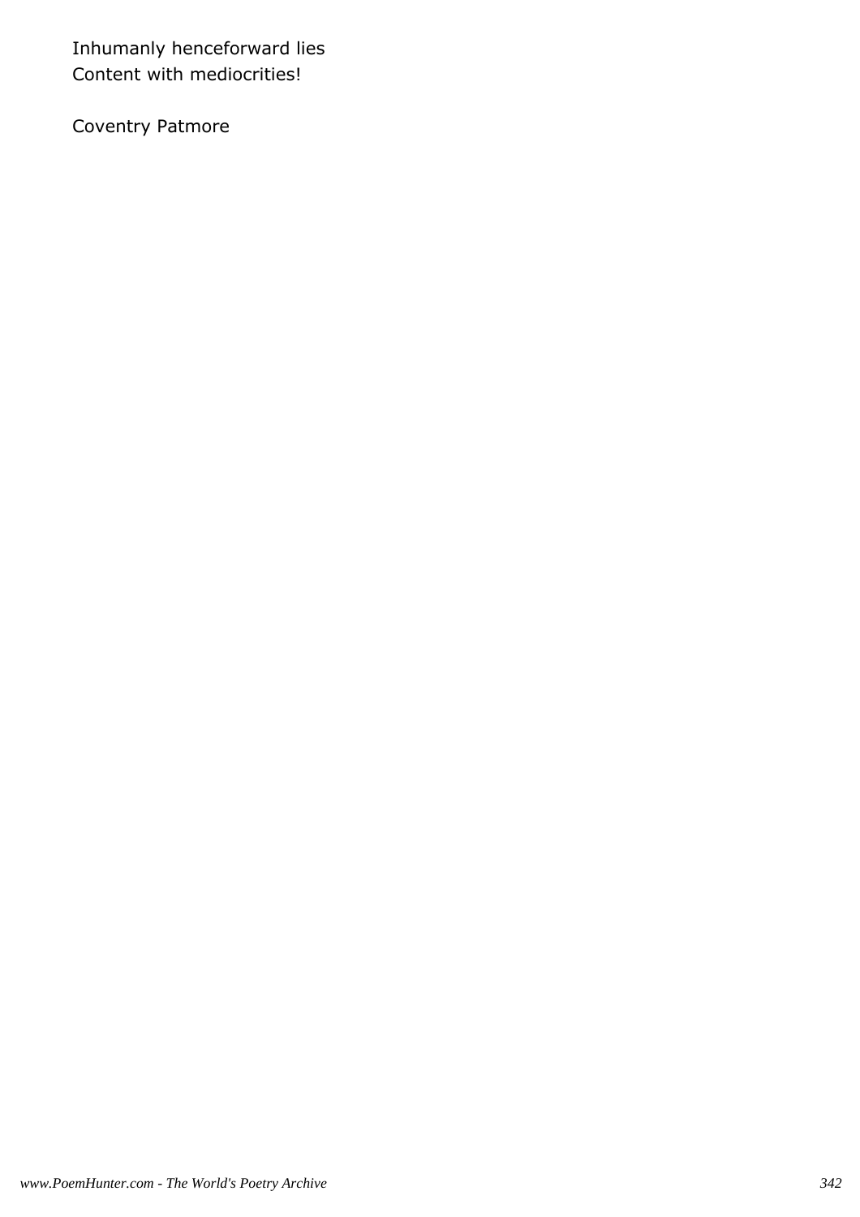Inhumanly henceforward lies
Content with mediocrities!

Coventry Patmore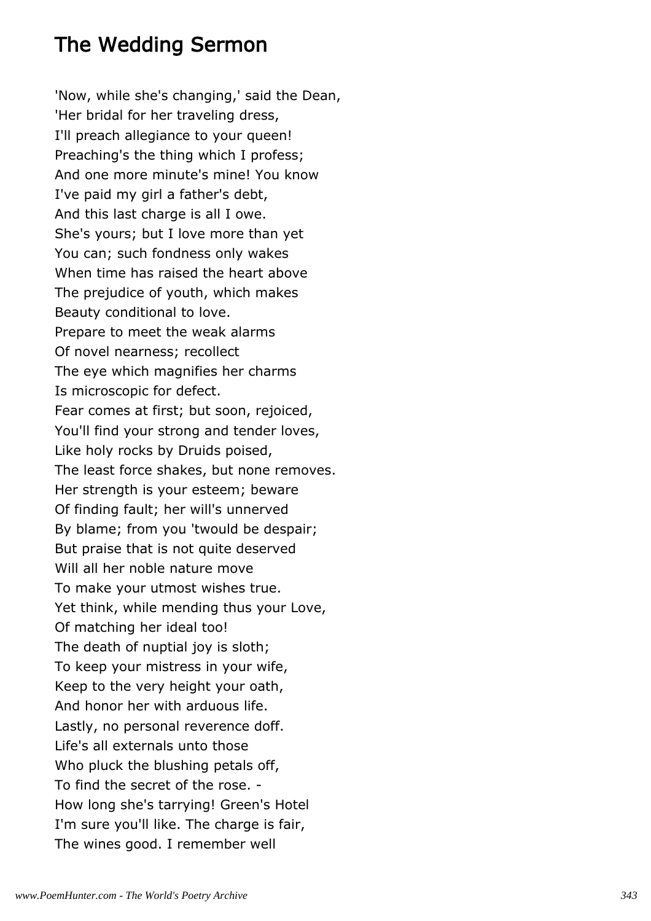# The Wedding Sermon

'Now, while she's changing,' said the Dean,
'Her bridal for her traveling dress,
I'll preach allegiance to your queen!
Preaching's the thing which I profess;
And one more minute's mine! You know
I've paid my girl a father's debt,
And this last charge is all I owe.
She's yours; but I love more than yet
You can; such fondness only wakes
When time has raised the heart above
The prejudice of youth, which makes
Beauty conditional to love.
Prepare to meet the weak alarms
Of novel nearness; recollect
The eye which magnifies her charms
Is microscopic for defect.
Fear comes at first; but soon, rejoiced,
You'll find your strong and tender loves,
Like holy rocks by Druids poised,
The least force shakes, but none removes.
Her strength is your esteem; beware
Of finding fault; her will's unnerved
By blame; from you 'twould be despair;
But praise that is not quite deserved
Will all her noble nature move
To make your utmost wishes true.
Yet think, while mending thus your Love,
Of matching her ideal too!
The death of nuptial joy is sloth;
To keep your mistress in your wife,
Keep to the very height your oath,
And honor her with arduous life.
Lastly, no personal reverence doff.
Life's all externals unto those
Who pluck the blushing petals off,
To find the secret of the rose. -
How long she's tarrying! Green's Hotel
I'm sure you'll like. The charge is fair,
The wines good. I remember well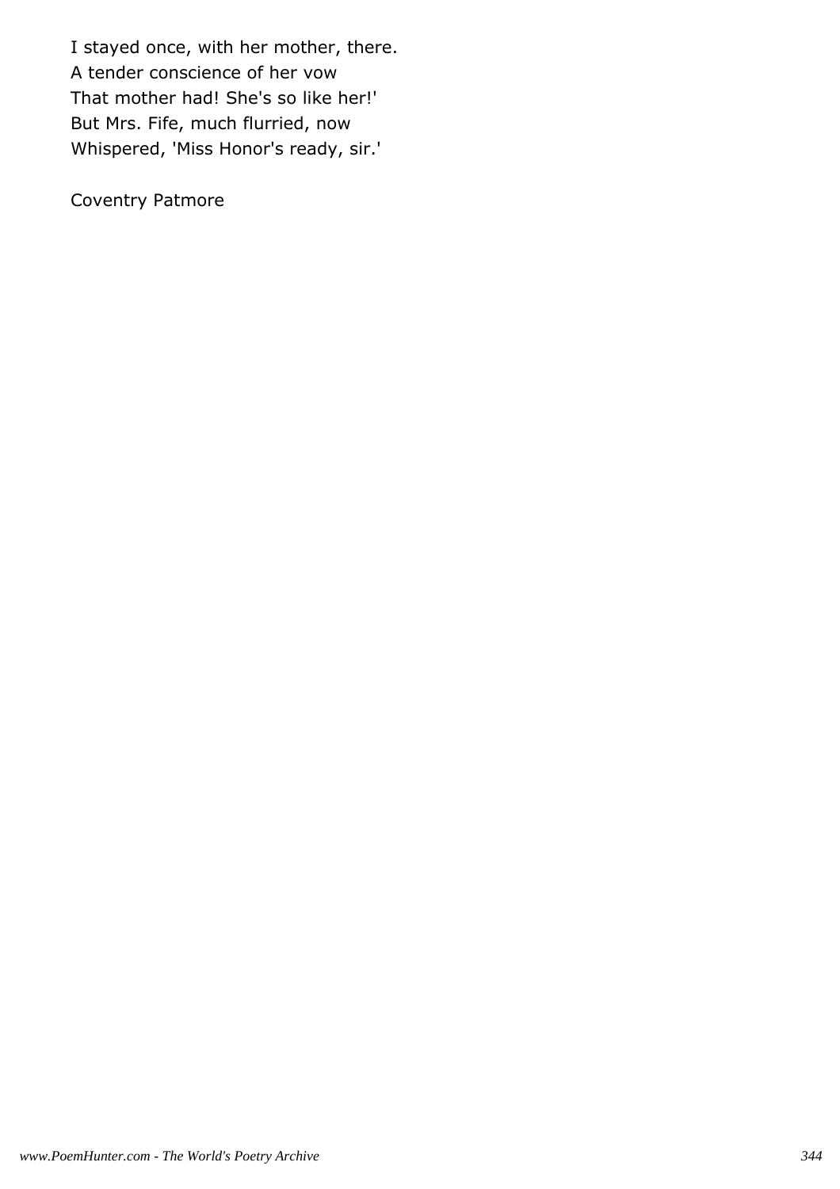I stayed once, with her mother, there.
A tender conscience of her vow
That mother had! She's so like her!'
But Mrs. Fife, much flurried, now
Whispered, 'Miss Honor's ready, sir.'

Coventry Patmore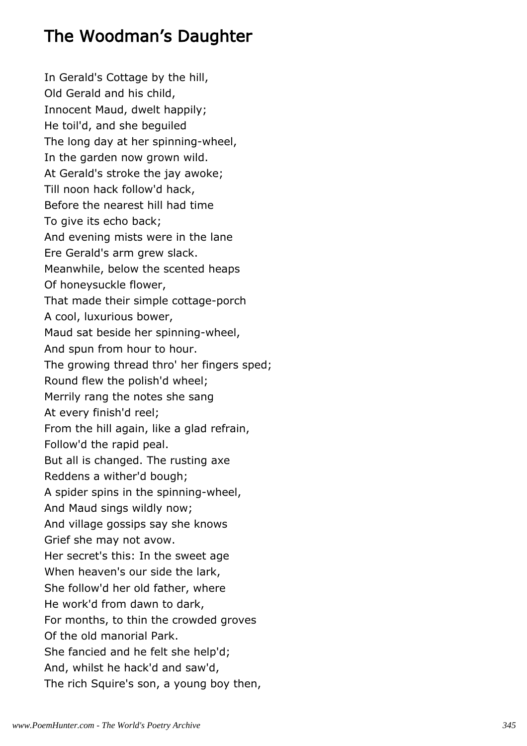# The Woodman's Daughter

In Gerald's Cottage by the hill,
Old Gerald and his child,
Innocent Maud, dwelt happily;
He toil'd, and she beguiled
The long day at her spinning-wheel,
In the garden now grown wild.
At Gerald's stroke the jay awoke;
Till noon hack follow'd hack,
Before the nearest hill had time
To give its echo back;
And evening mists were in the lane
Ere Gerald's arm grew slack.
Meanwhile, below the scented heaps
Of honeysuckle flower,
That made their simple cottage-porch
A cool, luxurious bower,
Maud sat beside her spinning-wheel,
And spun from hour to hour.
The growing thread thro' her fingers sped;
Round flew the polish'd wheel;
Merrily rang the notes she sang
At every finish'd reel;
From the hill again, like a glad refrain,
Follow'd the rapid peal.
But all is changed. The rusting axe
Reddens a wither'd bough;
A spider spins in the spinning-wheel,
And Maud sings wildly now;
And village gossips say she knows
Grief she may not avow.
Her secret's this: In the sweet age
When heaven's our side the lark,
She follow'd her old father, where
He work'd from dawn to dark,
For months, to thin the crowded groves
Of the old manorial Park.
She fancied and he felt she help'd;
And, whilst he hack'd and saw'd,
The rich Squire's son, a young boy then,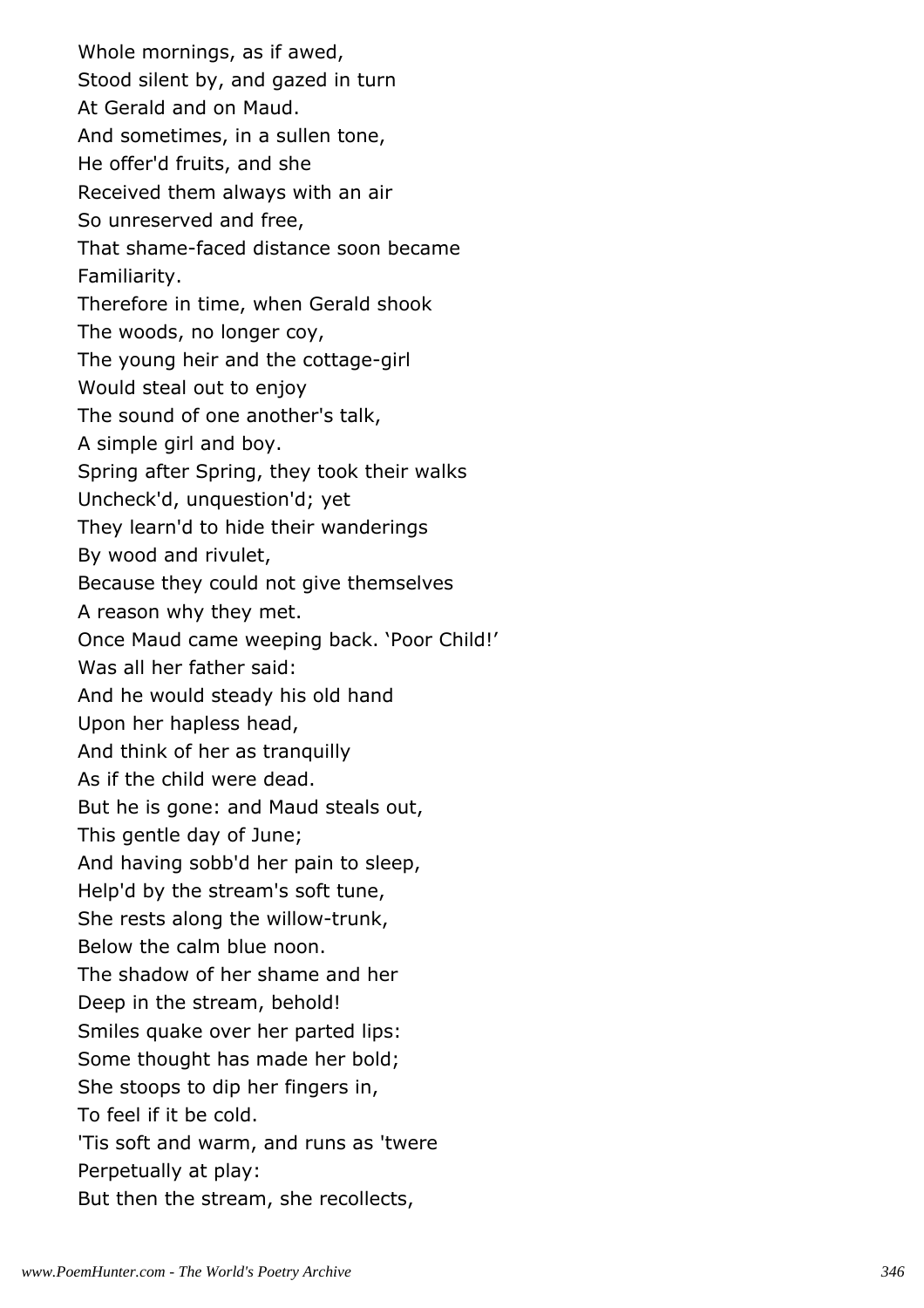Whole mornings, as if awed,
Stood silent by, and gazed in turn
At Gerald and on Maud.
And sometimes, in a sullen tone,
He offer'd fruits, and she
Received them always with an air
So unreserved and free,
That shame-faced distance soon became
Familiarity.
Therefore in time, when Gerald shook
The woods, no longer coy,
The young heir and the cottage-girl
Would steal out to enjoy
The sound of one another's talk,
A simple girl and boy.
Spring after Spring, they took their walks
Uncheck'd, unquestion'd; yet
They learn'd to hide their wanderings
By wood and rivulet,
Because they could not give themselves
A reason why they met.
Once Maud came weeping back. 'Poor Child!'
Was all her father said:
And he would steady his old hand
Upon her hapless head,
And think of her as tranquilly
As if the child were dead.
But he is gone: and Maud steals out,
This gentle day of June;
And having sobb'd her pain to sleep,
Help'd by the stream's soft tune,
She rests along the willow-trunk,
Below the calm blue noon.
The shadow of her shame and her
Deep in the stream, behold!
Smiles quake over her parted lips:
Some thought has made her bold;
She stoops to dip her fingers in,
To feel if it be cold.
'Tis soft and warm, and runs as 'twere
Perpetually at play:
But then the stream, she recollects,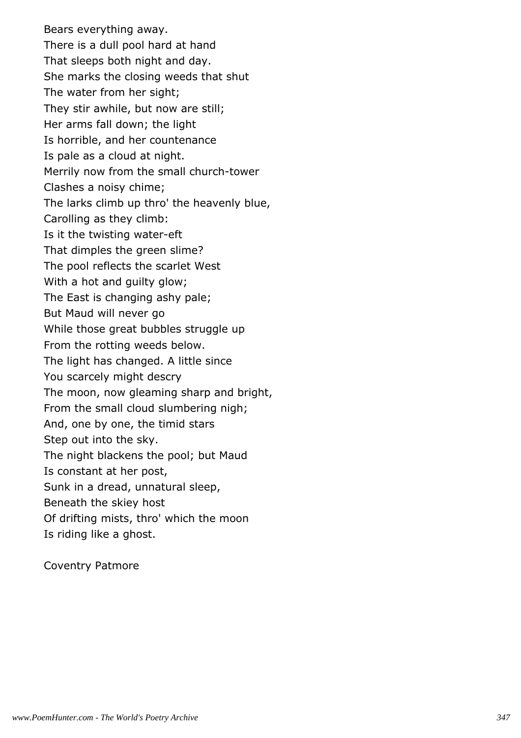Bears everything away.  
There is a dull pool hard at hand  
That sleeps both night and day.  
She marks the closing weeds that shut  
The water from her sight;  
They stir awhile, but now are still;  
Her arms fall down; the light  
Is horrible, and her countenance  
Is pale as a cloud at night.  
Merrily now from the small church-tower  
Clashes a noisy chime;  
The larks climb up thro' the heavenly blue,  
Carolling as they climb:  
Is it the twisting water-eft  
That dimples the green slime?  
The pool reflects the scarlet West  
With a hot and guilty glow;  
The East is changing ashy pale;  
But Maud will never go  
While those great bubbles struggle up  
From the rotting weeds below.  
The light has changed. A little since  
You scarcely might descry  
The moon, now gleaming sharp and bright,  
From the small cloud slumbering nigh;  
And, one by one, the timid stars  
Step out into the sky.  
The night blackens the pool; but Maud  
Is constant at her post,  
Sunk in a dread, unnatural sleep,  
Beneath the skiey host  
Of drifting mists, thro' which the moon  
Is riding like a ghost.

Coventry Patmore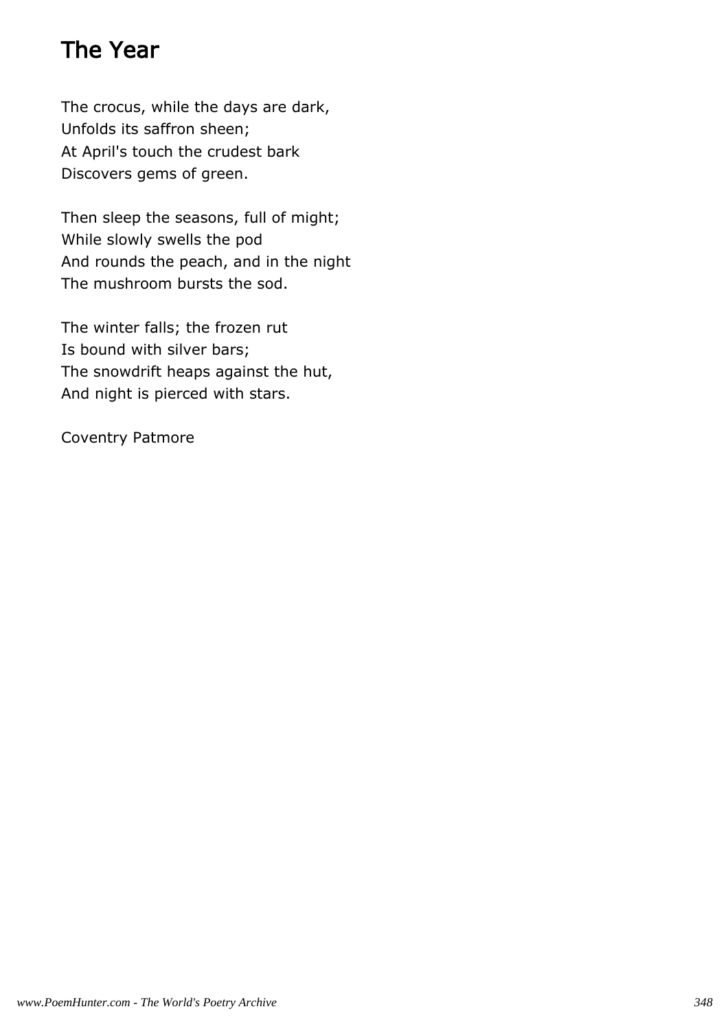# The Year

The crocus, while the days are dark,
Unfolds its saffron sheen;
At April's touch the crudest bark
Discovers gems of green.

Then sleep the seasons, full of might;
While slowly swells the pod
And rounds the peach, and in the night
The mushroom bursts the sod.

The winter falls; the frozen rut
Is bound with silver bars;
The snowdrift heaps against the hut,
And night is pierced with stars.

Coventry Patmore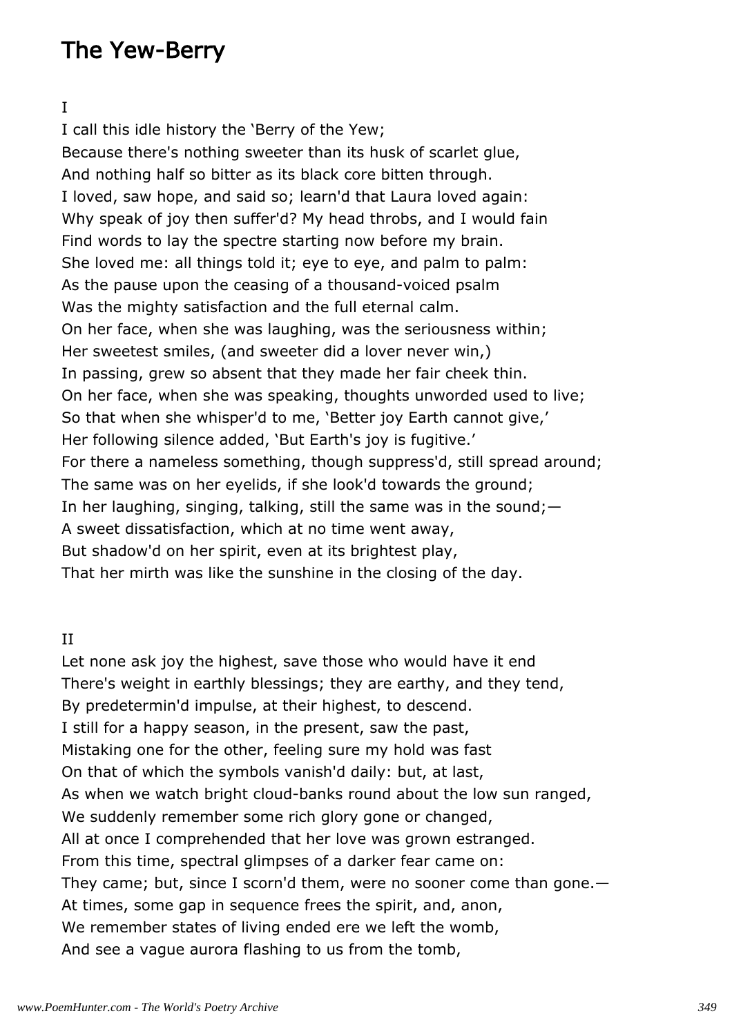# The Yew-Berry

I

I call this idle history the 'Berry of the Yew;
Because there's nothing sweeter than its husk of scarlet glue,
And nothing half so bitter as its black core bitten through.
I loved, saw hope, and said so; learn'd that Laura loved again:
Why speak of joy then suffer'd? My head throbs, and I would fain
Find words to lay the spectre starting now before my brain.
She loved me: all things told it; eye to eye, and palm to palm:
As the pause upon the ceasing of a thousand-voiced psalm
Was the mighty satisfaction and the full eternal calm.
On her face, when she was laughing, was the seriousness within;
Her sweetest smiles, (and sweeter did a lover never win,)
In passing, grew so absent that they made her fair cheek thin.
On her face, when she was speaking, thoughts unworded used to live;
So that when she whisper'd to me, 'Better joy Earth cannot give,'
Her following silence added, 'But Earth's joy is fugitive.'
For there a nameless something, though suppress'd, still spread around;
The same was on her eyelids, if she look'd towards the ground;
In her laughing, singing, talking, still the same was in the sound;—
A sweet dissatisfaction, which at no time went away,
But shadow'd on her spirit, even at its brightest play,
That her mirth was like the sunshine in the closing of the day.

II

Let none ask joy the highest, save those who would have it end
There's weight in earthly blessings; they are earthy, and they tend,
By predetermin'd impulse, at their highest, to descend.
I still for a happy season, in the present, saw the past,
Mistaking one for the other, feeling sure my hold was fast
On that of which the symbols vanish'd daily: but, at last,
As when we watch bright cloud-banks round about the low sun ranged,
We suddenly remember some rich glory gone or changed,
All at once I comprehended that her love was grown estranged.
From this time, spectral glimpses of a darker fear came on:
They came; but, since I scorn'd them, were no sooner come than gone.—
At times, some gap in sequence frees the spirit, and, anon,
We remember states of living ended ere we left the womb,
And see a vague aurora flashing to us from the tomb,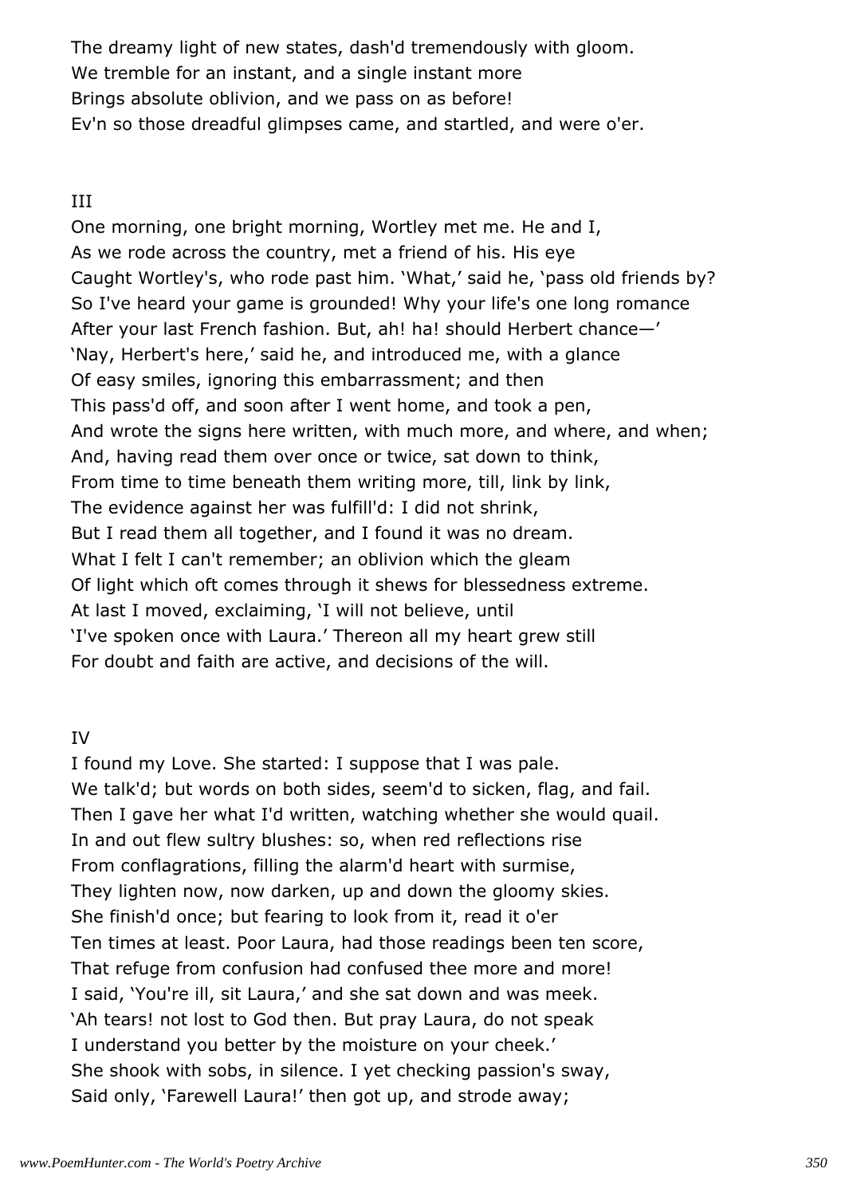The dreamy light of new states, dash'd tremendously with gloom.
We tremble for an instant, and a single instant more
Brings absolute oblivion, and we pass on as before!
Ev'n so those dreadful glimpses came, and startled, and were o'er.

III

One morning, one bright morning, Wortley met me. He and I,
As we rode across the country, met a friend of his. His eye
Caught Wortley's, who rode past him. 'What,' said he, 'pass old friends by?
So I've heard your game is grounded! Why your life's one long romance
After your last French fashion. But, ah! ha! should Herbert chance—'
'Nay, Herbert's here,' said he, and introduced me, with a glance
Of easy smiles, ignoring this embarrassment; and then
This pass'd off, and soon after I went home, and took a pen,
And wrote the signs here written, with much more, and where, and when;
And, having read them over once or twice, sat down to think,
From time to time beneath them writing more, till, link by link,
The evidence against her was fulfill'd: I did not shrink,
But I read them all together, and I found it was no dream.
What I felt I can't remember; an oblivion which the gleam
Of light which oft comes through it shews for blessedness extreme.
At last I moved, exclaiming, 'I will not believe, until
'I've spoken once with Laura.' Thereon all my heart grew still
For doubt and faith are active, and decisions of the will.

IV

I found my Love. She started: I suppose that I was pale.
We talk'd; but words on both sides, seem'd to sicken, flag, and fail.
Then I gave her what I'd written, watching whether she would quail.
In and out flew sultry blushes: so, when red reflections rise
From conflagrations, filling the alarm'd heart with surmise,
They lighten now, now darken, up and down the gloomy skies.
She finish'd once; but fearing to look from it, read it o'er
Ten times at least. Poor Laura, had those readings been ten score,
That refuge from confusion had confused thee more and more!
I said, 'You're ill, sit Laura,' and she sat down and was meek.
'Ah tears! not lost to God then. But pray Laura, do not speak
I understand you better by the moisture on your cheek.'
She shook with sobs, in silence. I yet checking passion's sway,
Said only, 'Farewell Laura!' then got up, and strode away;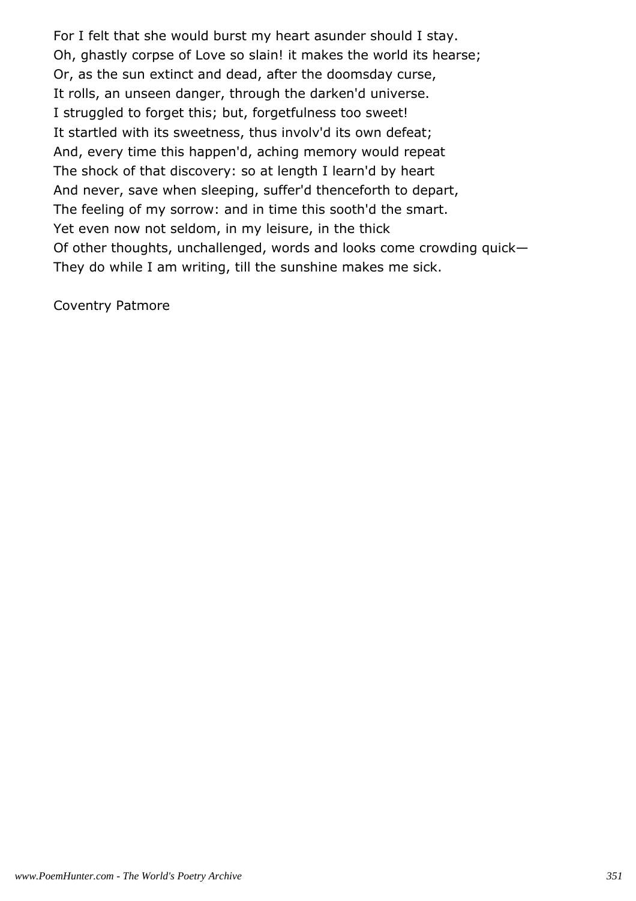For I felt that she would burst my heart asunder should I stay.
Oh, ghastly corpse of Love so slain! it makes the world its hearse;
Or, as the sun extinct and dead, after the doomsday curse,
It rolls, an unseen danger, through the darken'd universe.
I struggled to forget this; but, forgetfulness too sweet!
It startled with its sweetness, thus involv'd its own defeat;
And, every time this happen'd, aching memory would repeat
The shock of that discovery: so at length I learn'd by heart
And never, save when sleeping, suffer'd thenceforth to depart,
The feeling of my sorrow: and in time this sooth'd the smart.
Yet even now not seldom, in my leisure, in the thick
Of other thoughts, unchallenged, words and looks come crowding quick—
They do while I am writing, till the sunshine makes me sick.

Coventry Patmore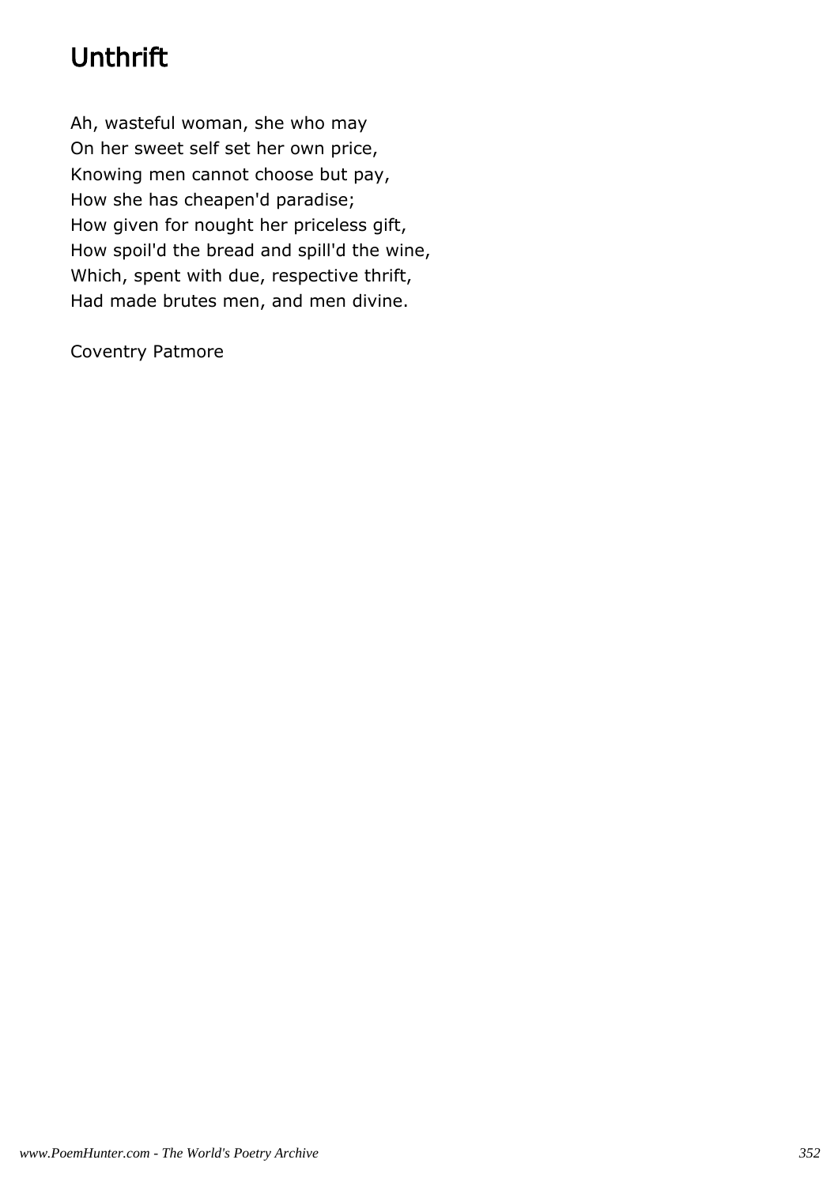# Unthrift

Ah, wasteful woman, she who may
On her sweet self set her own price,
Knowing men cannot choose but pay,
How she has cheapen'd paradise;
How given for nought her priceless gift,
How spoil'd the bread and spill'd the wine,
Which, spent with due, respective thrift,
Had made brutes men, and men divine.

Coventry Patmore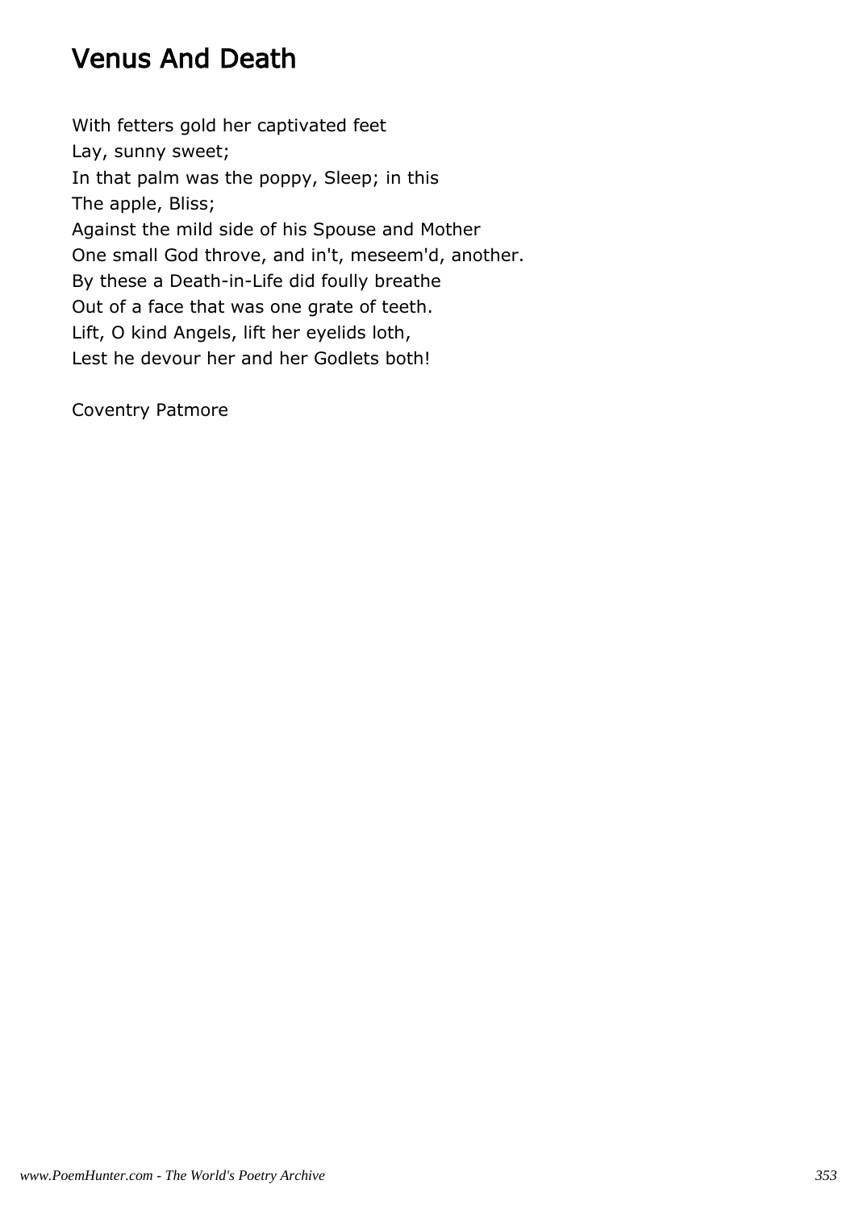# Venus And Death

With fetters gold her captivated feet
Lay, sunny sweet;
In that palm was the poppy, Sleep; in this
The apple, Bliss;
Against the mild side of his Spouse and Mother
One small God throve, and in't, meseem'd, another.
By these a Death-in-Life did foully breathe
Out of a face that was one grate of teeth.
Lift, O kind Angels, lift her eyelids loth,
Lest he devour her and her Godlets both!

Coventry Patmore